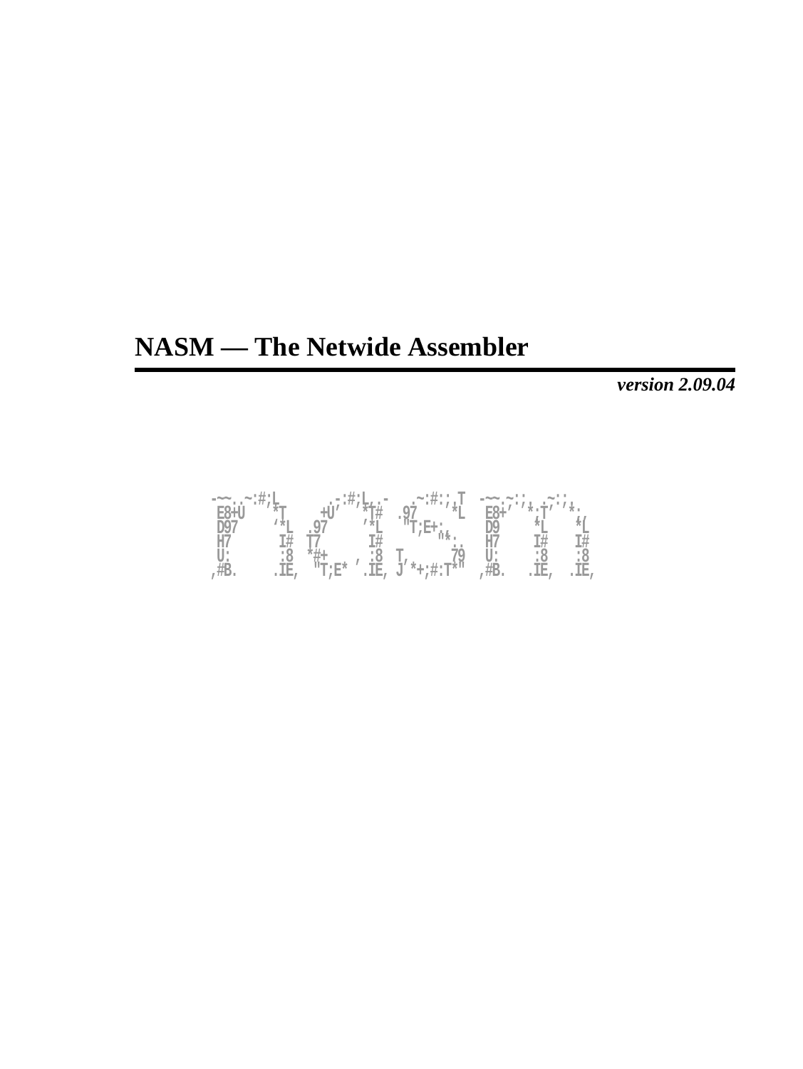# NASM — The Netwide Assembler

***version 2.09.04***

```
-~~..~:#;L       .-:#;L,.-   .~:#:;.T  -~~.~:;. ~:;.
 E8+U    *T     +U'   *T#  .97    *L   E8+'  *;T'  *.
 D97      '*L  .97     '*L  "T;E+:,    D9     *L    *L
 H7        I#  T7       I#      "*:.   H7     I#    I#
 U:        :8  *#+     :8  T.      79  U:     :8    :8
,#B.      .IE,  "T;E* '.IE, J'*+;#:T*" ,#B.  .IE,  .IE,
```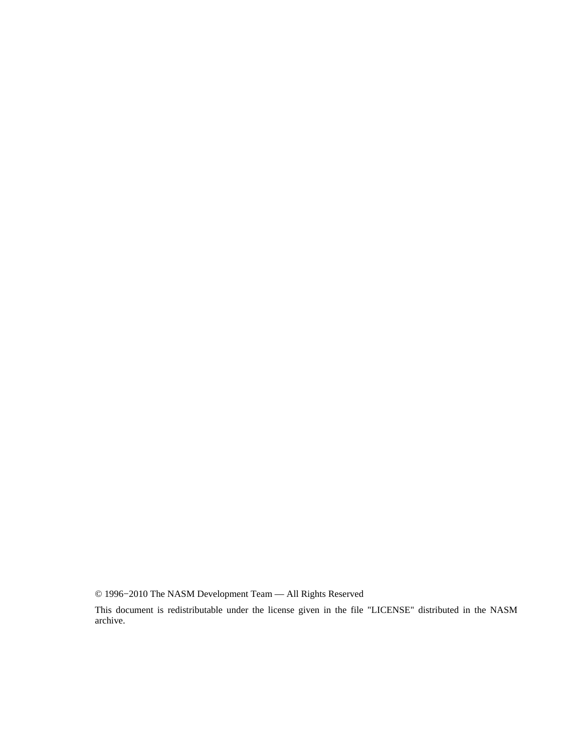© 1996−2010 The NASM Development Team — All Rights Reserved

This document is redistributable under the license given in the file "LICENSE" distributed in the NASM archive.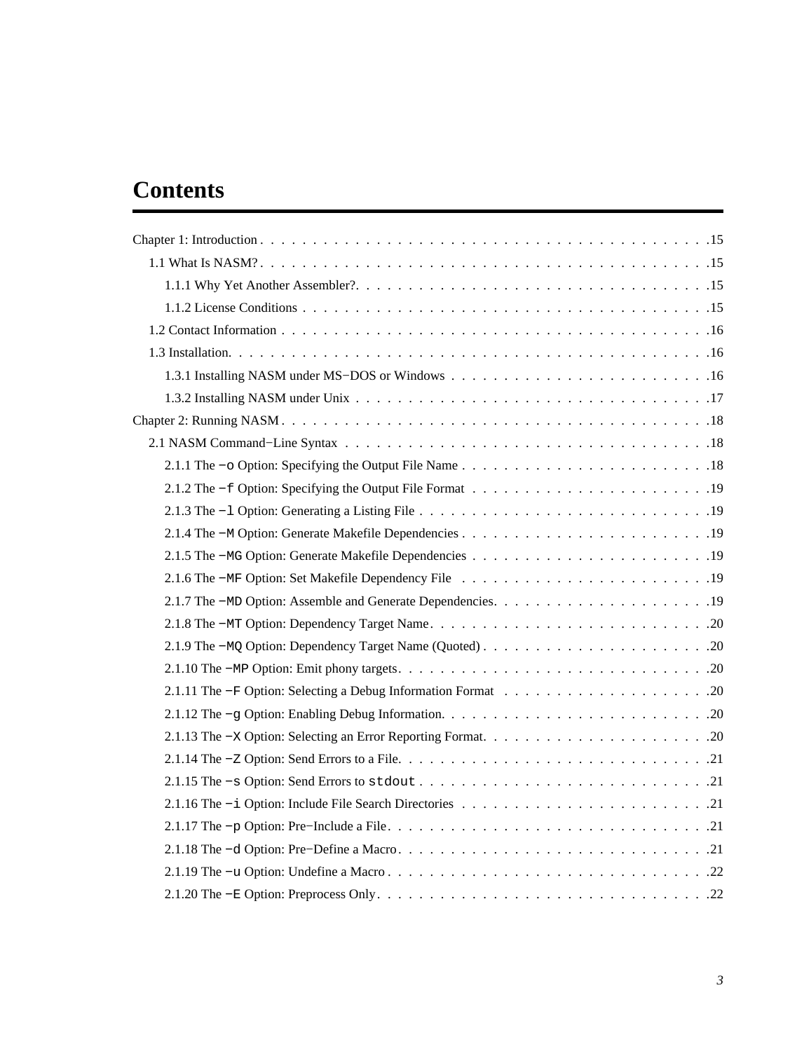# Contents

Chapter 1: Introduction . . . . . . . . . . . . . . . . . . . . . . . . . . . . . . . . . . . . . . . . . . 15

1.1 What Is NASM? . . . . . . . . . . . . . . . . . . . . . . . . . . . . . . . . . . . . . . . . . . 15

1.1.1 Why Yet Another Assembler? . . . . . . . . . . . . . . . . . . . . . . . . . . . . . . . . . 15

1.1.2 License Conditions . . . . . . . . . . . . . . . . . . . . . . . . . . . . . . . . . . . . . . 15

1.2 Contact Information . . . . . . . . . . . . . . . . . . . . . . . . . . . . . . . . . . . . . . . 16

1.3 Installation. . . . . . . . . . . . . . . . . . . . . . . . . . . . . . . . . . . . . . . . . . . . 16

1.3.1 Installing NASM under MS−DOS or Windows . . . . . . . . . . . . . . . . . . . . . . . . 16

1.3.2 Installing NASM under Unix . . . . . . . . . . . . . . . . . . . . . . . . . . . . . . . . . 17

Chapter 2: Running NASM . . . . . . . . . . . . . . . . . . . . . . . . . . . . . . . . . . . . . . . . 18

2.1 NASM Command−Line Syntax . . . . . . . . . . . . . . . . . . . . . . . . . . . . . . . . . . 18

2.1.1 The `−o` Option: Specifying the Output File Name . . . . . . . . . . . . . . . . . . . . . . . 18

2.1.2 The `−f` Option: Specifying the Output File Format . . . . . . . . . . . . . . . . . . . . . . 19

2.1.3 The `−l` Option: Generating a Listing File . . . . . . . . . . . . . . . . . . . . . . . . . . . 19

2.1.4 The `−M` Option: Generate Makefile Dependencies . . . . . . . . . . . . . . . . . . . . . . . 19

2.1.5 The `−MG` Option: Generate Makefile Dependencies . . . . . . . . . . . . . . . . . . . . . . 19

2.1.6 The `−MF` Option: Set Makefile Dependency File . . . . . . . . . . . . . . . . . . . . . . . 19

2.1.7 The `−MD` Option: Assemble and Generate Dependencies. . . . . . . . . . . . . . . . . . . . 19

2.1.8 The `−MT` Option: Dependency Target Name. . . . . . . . . . . . . . . . . . . . . . . . . . 20

2.1.9 The `−MQ` Option: Dependency Target Name (Quoted) . . . . . . . . . . . . . . . . . . . . . 20

2.1.10 The `−MP` Option: Emit phony targets. . . . . . . . . . . . . . . . . . . . . . . . . . . . 20

2.1.11 The `−F` Option: Selecting a Debug Information Format . . . . . . . . . . . . . . . . . . . 20

2.1.12 The `−g` Option: Enabling Debug Information. . . . . . . . . . . . . . . . . . . . . . . . . 20

2.1.13 The `−X` Option: Selecting an Error Reporting Format. . . . . . . . . . . . . . . . . . . . . 20

2.1.14 The `−Z` Option: Send Errors to a File. . . . . . . . . . . . . . . . . . . . . . . . . . . . 21

2.1.15 The `−s` Option: Send Errors to `stdout` . . . . . . . . . . . . . . . . . . . . . . . . . . . 21

2.1.16 The `−i` Option: Include File Search Directories . . . . . . . . . . . . . . . . . . . . . . . 21

2.1.17 The `−p` Option: Pre−Include a File. . . . . . . . . . . . . . . . . . . . . . . . . . . . . 21

2.1.18 The `−d` Option: Pre−Define a Macro. . . . . . . . . . . . . . . . . . . . . . . . . . . . . 21

2.1.19 The `−u` Option: Undefine a Macro . . . . . . . . . . . . . . . . . . . . . . . . . . . . . . 22

2.1.20 The `−E` Option: Preprocess Only. . . . . . . . . . . . . . . . . . . . . . . . . . . . . . . 22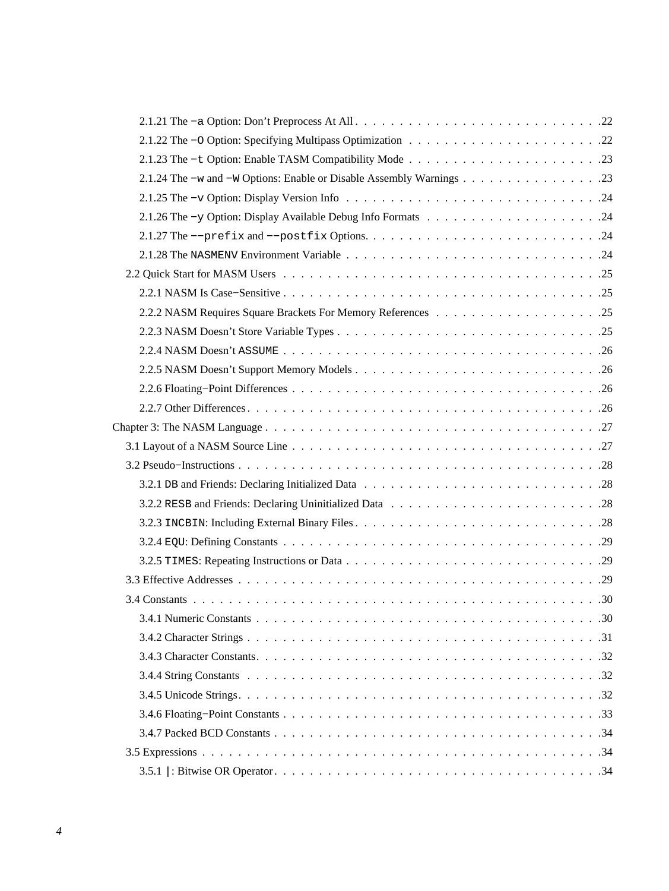2.1.21 The `−a` Option: Don't Preprocess At All . . . . . . . . . . . . . . . . . . . . . . . . . . .22

2.1.22 The `−O` Option: Specifying Multipass Optimization . . . . . . . . . . . . . . . . . . . . . .22

2.1.23 The `−t` Option: Enable TASM Compatibility Mode . . . . . . . . . . . . . . . . . . . . . .23

2.1.24 The `−w` and `−W` Options: Enable or Disable Assembly Warnings . . . . . . . . . . . . . . . .23

2.1.25 The `−v` Option: Display Version Info . . . . . . . . . . . . . . . . . . . . . . . . . . . .24

2.1.26 The `−y` Option: Display Available Debug Info Formats . . . . . . . . . . . . . . . . . . . .24

2.1.27 The `−−prefix` and `−−postfix` Options. . . . . . . . . . . . . . . . . . . . . . . . . . .24

2.1.28 The `NASMENV` Environment Variable . . . . . . . . . . . . . . . . . . . . . . . . . . . .24

2.2 Quick Start for MASM Users . . . . . . . . . . . . . . . . . . . . . . . . . . . . . . . . . .25

2.2.1 NASM Is Case−Sensitive . . . . . . . . . . . . . . . . . . . . . . . . . . . . . . . . . .25

2.2.2 NASM Requires Square Brackets For Memory References . . . . . . . . . . . . . . . . . . .25

2.2.3 NASM Doesn't Store Variable Types . . . . . . . . . . . . . . . . . . . . . . . . . . . .25

2.2.4 NASM Doesn't `ASSUME` . . . . . . . . . . . . . . . . . . . . . . . . . . . . . . . . . .26

2.2.5 NASM Doesn't Support Memory Models . . . . . . . . . . . . . . . . . . . . . . . . . . .26

2.2.6 Floating−Point Differences . . . . . . . . . . . . . . . . . . . . . . . . . . . . . . . .26

2.2.7 Other Differences . . . . . . . . . . . . . . . . . . . . . . . . . . . . . . . . . . . . .26

Chapter 3: The NASM Language . . . . . . . . . . . . . . . . . . . . . . . . . . . . . . . . . .27

3.1 Layout of a NASM Source Line . . . . . . . . . . . . . . . . . . . . . . . . . . . . . . . .27

3.2 Pseudo−Instructions . . . . . . . . . . . . . . . . . . . . . . . . . . . . . . . . . . . . .28

3.2.1 `DB` and Friends: Declaring Initialized Data . . . . . . . . . . . . . . . . . . . . . . . .28

3.2.2 `RESB` and Friends: Declaring Uninitialized Data . . . . . . . . . . . . . . . . . . . . . .28

3.2.3 `INCBIN`: Including External Binary Files . . . . . . . . . . . . . . . . . . . . . . . . .28

3.2.4 `EQU`: Defining Constants . . . . . . . . . . . . . . . . . . . . . . . . . . . . . . . . .29

3.2.5 `TIMES`: Repeating Instructions or Data . . . . . . . . . . . . . . . . . . . . . . . . . .29

3.3 Effective Addresses . . . . . . . . . . . . . . . . . . . . . . . . . . . . . . . . . . . . .29

3.4 Constants . . . . . . . . . . . . . . . . . . . . . . . . . . . . . . . . . . . . . . . . . .30

3.4.1 Numeric Constants . . . . . . . . . . . . . . . . . . . . . . . . . . . . . . . . . . . .30

3.4.2 Character Strings . . . . . . . . . . . . . . . . . . . . . . . . . . . . . . . . . . . . .31

3.4.3 Character Constants. . . . . . . . . . . . . . . . . . . . . . . . . . . . . . . . . . . .32

3.4.4 String Constants . . . . . . . . . . . . . . . . . . . . . . . . . . . . . . . . . . . . .32

3.4.5 Unicode Strings. . . . . . . . . . . . . . . . . . . . . . . . . . . . . . . . . . . . . .32

3.4.6 Floating−Point Constants . . . . . . . . . . . . . . . . . . . . . . . . . . . . . . . . .33

3.4.7 Packed BCD Constants . . . . . . . . . . . . . . . . . . . . . . . . . . . . . . . . . . .34

3.5 Expressions . . . . . . . . . . . . . . . . . . . . . . . . . . . . . . . . . . . . . . . . .34

3.5.1 `|`: Bitwise OR Operator. . . . . . . . . . . . . . . . . . . . . . . . . . . . . . . . . .34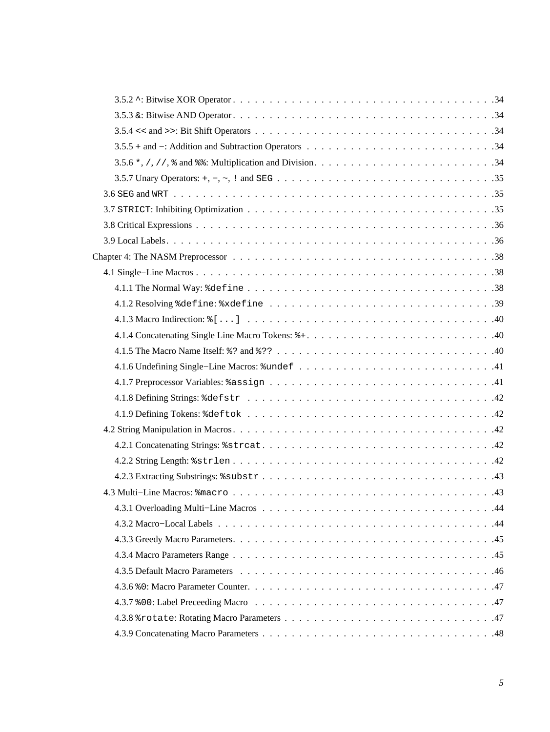3.5.2 ^: Bitwise XOR Operator . . . . . . . . . . . . . . . . . . . . . . . . . . . . . . . . . . . 34
3.5.3 &: Bitwise AND Operator . . . . . . . . . . . . . . . . . . . . . . . . . . . . . . . . . . . 34
3.5.4 << and >>: Bit Shift Operators . . . . . . . . . . . . . . . . . . . . . . . . . . . . . . . . 34
3.5.5 + and −: Addition and Subtraction Operators . . . . . . . . . . . . . . . . . . . . . . . . . 34
3.5.6 *, /, //, % and %%: Multiplication and Division . . . . . . . . . . . . . . . . . . . . . . . . 34
3.5.7 Unary Operators: +, −, ~, ! and SEG . . . . . . . . . . . . . . . . . . . . . . . . . . . . . 35
3.6 SEG and WRT . . . . . . . . . . . . . . . . . . . . . . . . . . . . . . . . . . . . . . . . . . . 35
3.7 STRICT: Inhibiting Optimization . . . . . . . . . . . . . . . . . . . . . . . . . . . . . . . . . 35
3.8 Critical Expressions . . . . . . . . . . . . . . . . . . . . . . . . . . . . . . . . . . . . . . . 36
3.9 Local Labels . . . . . . . . . . . . . . . . . . . . . . . . . . . . . . . . . . . . . . . . . . . 36
Chapter 4: The NASM Preprocessor . . . . . . . . . . . . . . . . . . . . . . . . . . . . . . . . . . 38
4.1 Single−Line Macros . . . . . . . . . . . . . . . . . . . . . . . . . . . . . . . . . . . . . . . 38
4.1.1 The Normal Way: %define . . . . . . . . . . . . . . . . . . . . . . . . . . . . . . . . . . 38
4.1.2 Resolving %define: %xdefine . . . . . . . . . . . . . . . . . . . . . . . . . . . . . . . . 39
4.1.3 Macro Indirection: %[...] . . . . . . . . . . . . . . . . . . . . . . . . . . . . . . . . . . 40
4.1.4 Concatenating Single Line Macro Tokens: %+ . . . . . . . . . . . . . . . . . . . . . . . . . 40
4.1.5 The Macro Name Itself: %? and %?? . . . . . . . . . . . . . . . . . . . . . . . . . . . . . 40
4.1.6 Undefining Single−Line Macros: %undef . . . . . . . . . . . . . . . . . . . . . . . . . . . 41
4.1.7 Preprocessor Variables: %assign . . . . . . . . . . . . . . . . . . . . . . . . . . . . . . . 41
4.1.8 Defining Strings: %defstr . . . . . . . . . . . . . . . . . . . . . . . . . . . . . . . . . . 42
4.1.9 Defining Tokens: %deftok . . . . . . . . . . . . . . . . . . . . . . . . . . . . . . . . . . 42
4.2 String Manipulation in Macros . . . . . . . . . . . . . . . . . . . . . . . . . . . . . . . . . . 42
4.2.1 Concatenating Strings: %strcat . . . . . . . . . . . . . . . . . . . . . . . . . . . . . . . . 42
4.2.2 String Length: %strlen . . . . . . . . . . . . . . . . . . . . . . . . . . . . . . . . . . . . 42
4.2.3 Extracting Substrings: %substr . . . . . . . . . . . . . . . . . . . . . . . . . . . . . . . . 43
4.3 Multi−Line Macros: %macro . . . . . . . . . . . . . . . . . . . . . . . . . . . . . . . . . . . 43
4.3.1 Overloading Multi−Line Macros . . . . . . . . . . . . . . . . . . . . . . . . . . . . . . . . 44
4.3.2 Macro−Local Labels . . . . . . . . . . . . . . . . . . . . . . . . . . . . . . . . . . . . . . 44
4.3.3 Greedy Macro Parameters . . . . . . . . . . . . . . . . . . . . . . . . . . . . . . . . . . . 45
4.3.4 Macro Parameters Range . . . . . . . . . . . . . . . . . . . . . . . . . . . . . . . . . . . 45
4.3.5 Default Macro Parameters . . . . . . . . . . . . . . . . . . . . . . . . . . . . . . . . . . . 46
4.3.6 %0: Macro Parameter Counter . . . . . . . . . . . . . . . . . . . . . . . . . . . . . . . . . 47
4.3.7 %00: Label Preceeding Macro . . . . . . . . . . . . . . . . . . . . . . . . . . . . . . . . . 47
4.3.8 %rotate: Rotating Macro Parameters . . . . . . . . . . . . . . . . . . . . . . . . . . . . . . 47
4.3.9 Concatenating Macro Parameters . . . . . . . . . . . . . . . . . . . . . . . . . . . . . . . . 48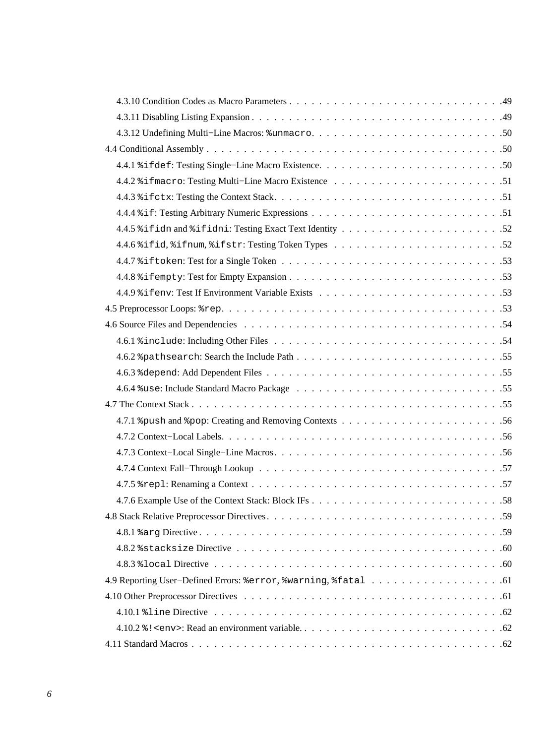4.3.10 Condition Codes as Macro Parameters . . . . . . . . . . . . . . . . . . . . . . . . . . . . .49
4.3.11 Disabling Listing Expansion . . . . . . . . . . . . . . . . . . . . . . . . . . . . . . . . . . .49
4.3.12 Undefining Multi−Line Macros: `%unmacro`. . . . . . . . . . . . . . . . . . . . . . . . . .50
4.4 Conditional Assembly . . . . . . . . . . . . . . . . . . . . . . . . . . . . . . . . . . . . . . . . .50
4.4.1 `%ifdef`: Testing Single−Line Macro Existence. . . . . . . . . . . . . . . . . . . . . . . . .50
4.4.2 `%ifmacro`: Testing Multi−Line Macro Existence . . . . . . . . . . . . . . . . . . . . . . .51
4.4.3 `%ifctx`: Testing the Context Stack. . . . . . . . . . . . . . . . . . . . . . . . . . . . . . .51
4.4.4 `%if`: Testing Arbitrary Numeric Expressions . . . . . . . . . . . . . . . . . . . . . . . . .51
4.4.5 `%ifidn` and `%ifidni`: Testing Exact Text Identity . . . . . . . . . . . . . . . . . . . . . .52
4.4.6 `%ifid`, `%ifnum`, `%ifstr`: Testing Token Types . . . . . . . . . . . . . . . . . . . . . . .52
4.4.7 `%iftoken`: Test for a Single Token . . . . . . . . . . . . . . . . . . . . . . . . . . . . . .53
4.4.8 `%ifempty`: Test for Empty Expansion . . . . . . . . . . . . . . . . . . . . . . . . . . . . .53
4.4.9 `%ifenv`: Test If Environment Variable Exists . . . . . . . . . . . . . . . . . . . . . . . .53
4.5 Preprocessor Loops: `%rep`. . . . . . . . . . . . . . . . . . . . . . . . . . . . . . . . . . . . . .53
4.6 Source Files and Dependencies . . . . . . . . . . . . . . . . . . . . . . . . . . . . . . . . . . .54
4.6.1 `%include`: Including Other Files . . . . . . . . . . . . . . . . . . . . . . . . . . . . . . . .54
4.6.2 `%pathsearch`: Search the Include Path . . . . . . . . . . . . . . . . . . . . . . . . . . . .55
4.6.3 `%depend`: Add Dependent Files . . . . . . . . . . . . . . . . . . . . . . . . . . . . . . . .55
4.6.4 `%use`: Include Standard Macro Package . . . . . . . . . . . . . . . . . . . . . . . . . . .55
4.7 The Context Stack . . . . . . . . . . . . . . . . . . . . . . . . . . . . . . . . . . . . . . . . . . .55
4.7.1 `%push` and `%pop`: Creating and Removing Contexts . . . . . . . . . . . . . . . . . . . . .56
4.7.2 Context−Local Labels. . . . . . . . . . . . . . . . . . . . . . . . . . . . . . . . . . . . . . . .56
4.7.3 Context−Local Single−Line Macros. . . . . . . . . . . . . . . . . . . . . . . . . . . . . . . .56
4.7.4 Context Fall−Through Lookup . . . . . . . . . . . . . . . . . . . . . . . . . . . . . . . . . .57
4.7.5 `%repl`: Renaming a Context . . . . . . . . . . . . . . . . . . . . . . . . . . . . . . . . . . .57
4.7.6 Example Use of the Context Stack: Block IFs . . . . . . . . . . . . . . . . . . . . . . . . . .58
4.8 Stack Relative Preprocessor Directives. . . . . . . . . . . . . . . . . . . . . . . . . . . . . . . .59
4.8.1 `%arg` Directive . . . . . . . . . . . . . . . . . . . . . . . . . . . . . . . . . . . . . . . . . .59
4.8.2 `%stacksize` Directive . . . . . . . . . . . . . . . . . . . . . . . . . . . . . . . . . . . . . .60
4.8.3 `%local` Directive . . . . . . . . . . . . . . . . . . . . . . . . . . . . . . . . . . . . . . . . .60
4.9 Reporting User−Defined Errors: `%error`, `%warning`, `%fatal` . . . . . . . . . . . . . . . . . . .61
4.10 Other Preprocessor Directives . . . . . . . . . . . . . . . . . . . . . . . . . . . . . . . . . . .61
4.10.1 `%line` Directive . . . . . . . . . . . . . . . . . . . . . . . . . . . . . . . . . . . . . . . . .62
4.10.2 `%!<env>`: Read an environment variable. . . . . . . . . . . . . . . . . . . . . . . . . . . .62
4.11 Standard Macros . . . . . . . . . . . . . . . . . . . . . . . . . . . . . . . . . . . . . . . . . . .62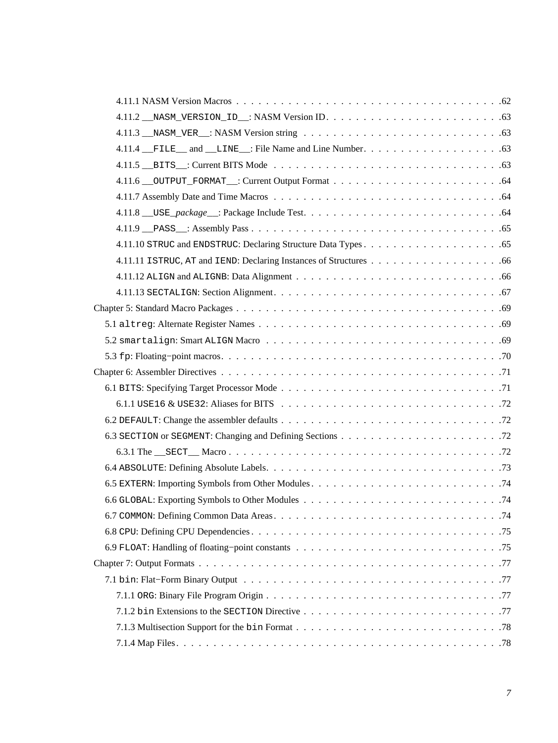4.11.1 NASM Version Macros . . . . . . . . . . . . . . . . . . . . . . . . . . . . . . . . . . . .62

4.11.2 `__NASM_VERSION_ID__`: NASM Version ID. . . . . . . . . . . . . . . . . . . . . . . .63

4.11.3 `__NASM_VER__`: NASM Version string . . . . . . . . . . . . . . . . . . . . . . . . . . .63

4.11.4 `__FILE__` and `__LINE__`: File Name and Line Number. . . . . . . . . . . . . . . . . . .63

4.11.5 `__BITS__`: Current BITS Mode . . . . . . . . . . . . . . . . . . . . . . . . . . . . . .63

4.11.6 `__OUTPUT_FORMAT__`: Current Output Format . . . . . . . . . . . . . . . . . . . . . . .64

4.11.7 Assembly Date and Time Macros . . . . . . . . . . . . . . . . . . . . . . . . . . . . . .64

4.11.8 `__USE_`*package*`__`: Package Include Test. . . . . . . . . . . . . . . . . . . . . . . . . .64

4.11.9 `__PASS__`: Assembly Pass . . . . . . . . . . . . . . . . . . . . . . . . . . . . . . . . . .65

4.11.10 `STRUC` and `ENDSTRUC`: Declaring Structure Data Types . . . . . . . . . . . . . . . . . . .65

4.11.11 `ISTRUC`, `AT` and `IEND`: Declaring Instances of Structures . . . . . . . . . . . . . . . . . .66

4.11.12 `ALIGN` and `ALIGNB`: Data Alignment . . . . . . . . . . . . . . . . . . . . . . . . . . . .66

4.11.13 `SECTALIGN`: Section Alignment. . . . . . . . . . . . . . . . . . . . . . . . . . . . . . .67

Chapter 5: Standard Macro Packages . . . . . . . . . . . . . . . . . . . . . . . . . . . . . . . . . . .69

5.1 `altreg`: Alternate Register Names . . . . . . . . . . . . . . . . . . . . . . . . . . . . . . . .69

5.2 `smartalign`: Smart `ALIGN` Macro . . . . . . . . . . . . . . . . . . . . . . . . . . . . . . .69

5.3 `fp`: Floating−point macros. . . . . . . . . . . . . . . . . . . . . . . . . . . . . . . . . . . . .70

Chapter 6: Assembler Directives . . . . . . . . . . . . . . . . . . . . . . . . . . . . . . . . . . . . .71

6.1 `BITS`: Specifying Target Processor Mode . . . . . . . . . . . . . . . . . . . . . . . . . . . . .71

6.1.1 `USE16` & `USE32`: Aliases for BITS . . . . . . . . . . . . . . . . . . . . . . . . . . . . .72

6.2 `DEFAULT`: Change the assembler defaults . . . . . . . . . . . . . . . . . . . . . . . . . . . . .72

6.3 `SECTION` or `SEGMENT`: Changing and Defining Sections . . . . . . . . . . . . . . . . . . . . . .72

6.3.1 The `__SECT__` Macro . . . . . . . . . . . . . . . . . . . . . . . . . . . . . . . . . . . . .72

6.4 `ABSOLUTE`: Defining Absolute Labels. . . . . . . . . . . . . . . . . . . . . . . . . . . . . . .73

6.5 `EXTERN`: Importing Symbols from Other Modules . . . . . . . . . . . . . . . . . . . . . . . . . .74

6.6 `GLOBAL`: Exporting Symbols to Other Modules . . . . . . . . . . . . . . . . . . . . . . . . . . .74

6.7 `COMMON`: Defining Common Data Areas. . . . . . . . . . . . . . . . . . . . . . . . . . . . . . .74

6.8 `CPU`: Defining CPU Dependencies . . . . . . . . . . . . . . . . . . . . . . . . . . . . . . . . .75

6.9 `FLOAT`: Handling of floating−point constants . . . . . . . . . . . . . . . . . . . . . . . . . . .75

Chapter 7: Output Formats . . . . . . . . . . . . . . . . . . . . . . . . . . . . . . . . . . . . . . . .77

7.1 `bin`: Flat−Form Binary Output . . . . . . . . . . . . . . . . . . . . . . . . . . . . . . . . . .77

7.1.1 `ORG`: Binary File Program Origin . . . . . . . . . . . . . . . . . . . . . . . . . . . . . . .77

7.1.2 `bin` Extensions to the `SECTION` Directive . . . . . . . . . . . . . . . . . . . . . . . . . .77

7.1.3 Multisection Support for the `bin` Format . . . . . . . . . . . . . . . . . . . . . . . . . . .78

7.1.4 Map Files. . . . . . . . . . . . . . . . . . . . . . . . . . . . . . . . . . . . . . . . . . . .78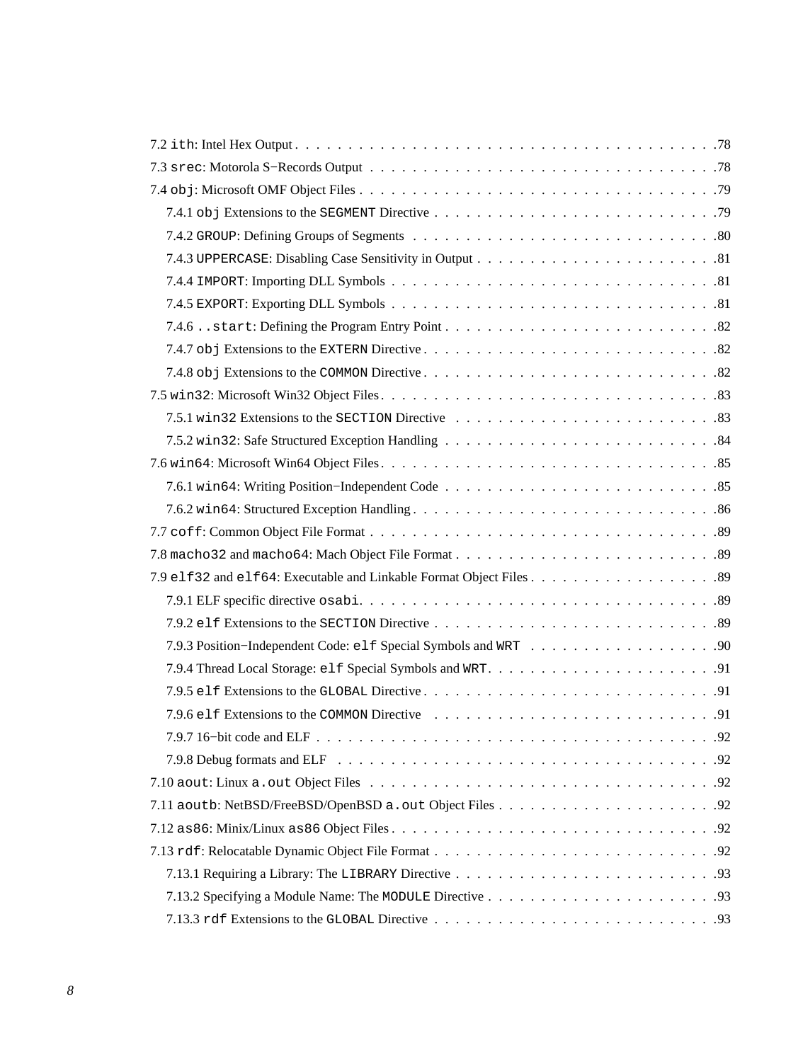7.2 `ith`: Intel Hex Output . . . . . . . . . . . . . . . . . . . . . . . . . . . . . . . . . . . . . . .78

7.3 `srec`: Motorola S−Records Output . . . . . . . . . . . . . . . . . . . . . . . . . . . . . . . . .78

7.4 `obj`: Microsoft OMF Object Files . . . . . . . . . . . . . . . . . . . . . . . . . . . . . . . . . .79

  7.4.1 `obj` Extensions to the `SEGMENT` Directive . . . . . . . . . . . . . . . . . . . . . . . . . . .79

  7.4.2 `GROUP`: Defining Groups of Segments . . . . . . . . . . . . . . . . . . . . . . . . . . . . .80

  7.4.3 `UPPERCASE`: Disabling Case Sensitivity in Output . . . . . . . . . . . . . . . . . . . . . . .81

  7.4.4 `IMPORT`: Importing DLL Symbols . . . . . . . . . . . . . . . . . . . . . . . . . . . . . . .81

  7.4.5 `EXPORT`: Exporting DLL Symbols . . . . . . . . . . . . . . . . . . . . . . . . . . . . . . .81

  7.4.6 `..start`: Defining the Program Entry Point . . . . . . . . . . . . . . . . . . . . . . . . . .82

  7.4.7 `obj` Extensions to the `EXTERN` Directive . . . . . . . . . . . . . . . . . . . . . . . . . . .82

  7.4.8 `obj` Extensions to the `COMMON` Directive . . . . . . . . . . . . . . . . . . . . . . . . . . .82

7.5 `win32`: Microsoft Win32 Object Files . . . . . . . . . . . . . . . . . . . . . . . . . . . . . . .83

  7.5.1 `win32` Extensions to the `SECTION` Directive . . . . . . . . . . . . . . . . . . . . . . . . .83

  7.5.2 `win32`: Safe Structured Exception Handling . . . . . . . . . . . . . . . . . . . . . . . . . .84

7.6 `win64`: Microsoft Win64 Object Files . . . . . . . . . . . . . . . . . . . . . . . . . . . . . . .85

  7.6.1 `win64`: Writing Position−Independent Code . . . . . . . . . . . . . . . . . . . . . . . . . .85

  7.6.2 `win64`: Structured Exception Handling . . . . . . . . . . . . . . . . . . . . . . . . . . . .86

7.7 `coff`: Common Object File Format . . . . . . . . . . . . . . . . . . . . . . . . . . . . . . . . .89

7.8 `macho32` and `macho64`: Mach Object File Format . . . . . . . . . . . . . . . . . . . . . . . . .89

7.9 `elf32` and `elf64`: Executable and Linkable Format Object Files . . . . . . . . . . . . . . . . . .89

  7.9.1 ELF specific directive `osabi`. . . . . . . . . . . . . . . . . . . . . . . . . . . . . . . . .89

  7.9.2 `elf` Extensions to the `SECTION` Directive . . . . . . . . . . . . . . . . . . . . . . . . . . .89

  7.9.3 Position−Independent Code: `elf` Special Symbols and `WRT` . . . . . . . . . . . . . . . . . .90

  7.9.4 Thread Local Storage: `elf` Special Symbols and `WRT`. . . . . . . . . . . . . . . . . . . . . .91

  7.9.5 `elf` Extensions to the `GLOBAL` Directive . . . . . . . . . . . . . . . . . . . . . . . . . . .91

  7.9.6 `elf` Extensions to the `COMMON` Directive . . . . . . . . . . . . . . . . . . . . . . . . . . .91

  7.9.7 16−bit code and ELF . . . . . . . . . . . . . . . . . . . . . . . . . . . . . . . . . . . . . .92

  7.9.8 Debug formats and ELF . . . . . . . . . . . . . . . . . . . . . . . . . . . . . . . . . . . . .92

7.10 `aout`: Linux `a.out` Object Files . . . . . . . . . . . . . . . . . . . . . . . . . . . . . . . .92

7.11 `aoutb`: NetBSD/FreeBSD/OpenBSD `a.out` Object Files . . . . . . . . . . . . . . . . . . . . . .92

7.12 `as86`: Minix/Linux `as86` Object Files . . . . . . . . . . . . . . . . . . . . . . . . . . . . . .92

7.13 `rdf`: Relocatable Dynamic Object File Format . . . . . . . . . . . . . . . . . . . . . . . . . . .92

  7.13.1 Requiring a Library: The `LIBRARY` Directive . . . . . . . . . . . . . . . . . . . . . . . . .93

  7.13.2 Specifying a Module Name: The `MODULE` Directive . . . . . . . . . . . . . . . . . . . . . . .93

  7.13.3 `rdf` Extensions to the `GLOBAL` Directive . . . . . . . . . . . . . . . . . . . . . . . . . .93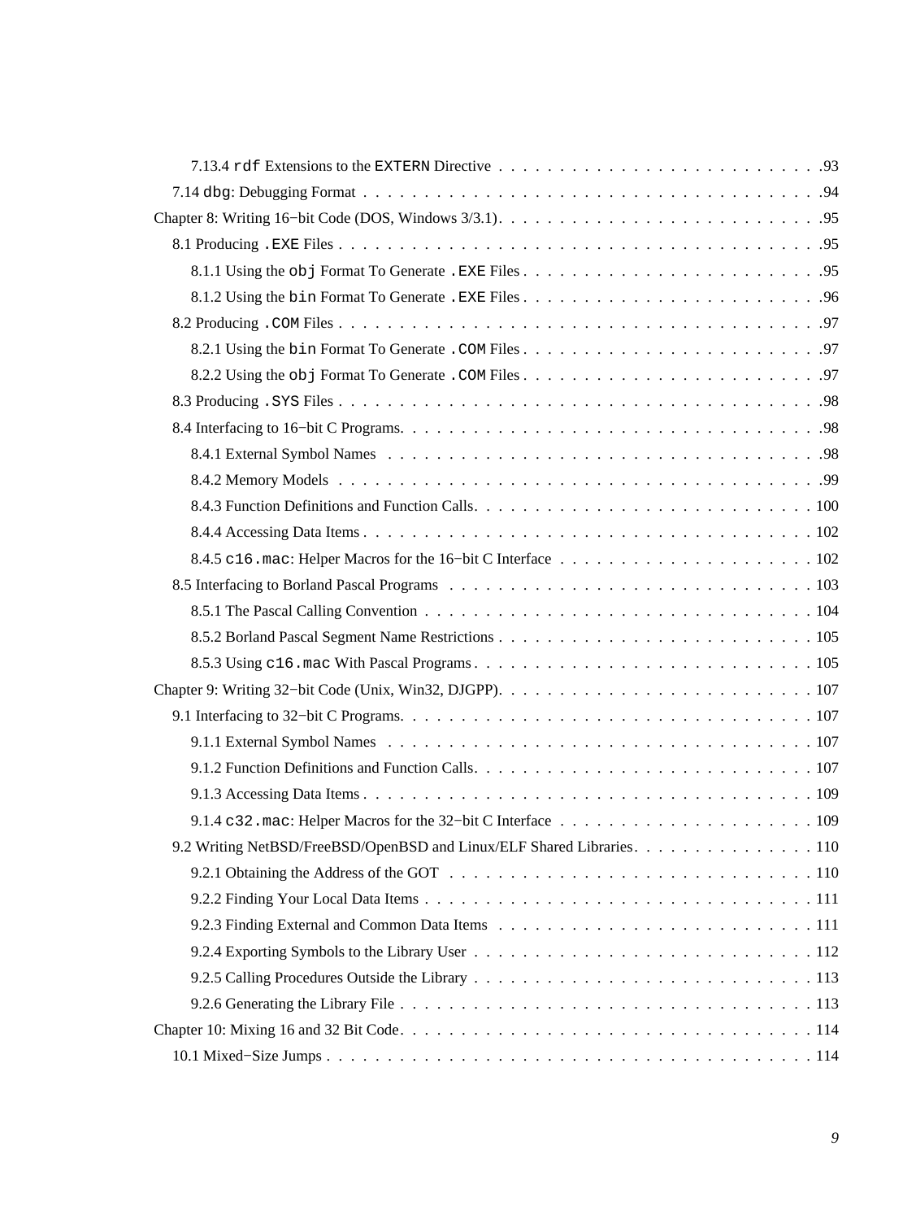7.13.4 `rdf` Extensions to the `EXTERN` Directive . . . . . . . . . . . . . . . . . . . . . . . . . . .93

7.14 `dbg`: Debugging Format . . . . . . . . . . . . . . . . . . . . . . . . . . . . . . . . . . . . . . .94

Chapter 8: Writing 16−bit Code (DOS, Windows 3/3.1). . . . . . . . . . . . . . . . . . . . . . . . . . .95

8.1 Producing `.EXE` Files . . . . . . . . . . . . . . . . . . . . . . . . . . . . . . . . . . . . . . . . .95

8.1.1 Using the `obj` Format To Generate `.EXE` Files . . . . . . . . . . . . . . . . . . . . . . . . .95

8.1.2 Using the `bin` Format To Generate `.EXE` Files . . . . . . . . . . . . . . . . . . . . . . . . .96

8.2 Producing `.COM` Files . . . . . . . . . . . . . . . . . . . . . . . . . . . . . . . . . . . . . . . . .97

8.2.1 Using the `bin` Format To Generate `.COM` Files . . . . . . . . . . . . . . . . . . . . . . . . .97

8.2.2 Using the `obj` Format To Generate `.COM` Files . . . . . . . . . . . . . . . . . . . . . . . . .97

8.3 Producing `.SYS` Files . . . . . . . . . . . . . . . . . . . . . . . . . . . . . . . . . . . . . . . . .98

8.4 Interfacing to 16−bit C Programs. . . . . . . . . . . . . . . . . . . . . . . . . . . . . . . . . . . .98

8.4.1 External Symbol Names . . . . . . . . . . . . . . . . . . . . . . . . . . . . . . . . . . . . .98

8.4.2 Memory Models . . . . . . . . . . . . . . . . . . . . . . . . . . . . . . . . . . . . . . . . .99

8.4.3 Function Definitions and Function Calls. . . . . . . . . . . . . . . . . . . . . . . . . . . . 100

8.4.4 Accessing Data Items . . . . . . . . . . . . . . . . . . . . . . . . . . . . . . . . . . . . . 102

8.4.5 `c16.mac`: Helper Macros for the 16−bit C Interface . . . . . . . . . . . . . . . . . . . . . 102

8.5 Interfacing to Borland Pascal Programs . . . . . . . . . . . . . . . . . . . . . . . . . . . . . . 103

8.5.1 The Pascal Calling Convention . . . . . . . . . . . . . . . . . . . . . . . . . . . . . . . . 104

8.5.2 Borland Pascal Segment Name Restrictions . . . . . . . . . . . . . . . . . . . . . . . . . . 105

8.5.3 Using `c16.mac` With Pascal Programs . . . . . . . . . . . . . . . . . . . . . . . . . . . . 105

Chapter 9: Writing 32−bit Code (Unix, Win32, DJGPP). . . . . . . . . . . . . . . . . . . . . . . . . . 107

9.1 Interfacing to 32−bit C Programs. . . . . . . . . . . . . . . . . . . . . . . . . . . . . . . . . . . 107

9.1.1 External Symbol Names . . . . . . . . . . . . . . . . . . . . . . . . . . . . . . . . . . . . 107

9.1.2 Function Definitions and Function Calls. . . . . . . . . . . . . . . . . . . . . . . . . . . . 107

9.1.3 Accessing Data Items . . . . . . . . . . . . . . . . . . . . . . . . . . . . . . . . . . . . . 109

9.1.4 `c32.mac`: Helper Macros for the 32−bit C Interface . . . . . . . . . . . . . . . . . . . . . 109

9.2 Writing NetBSD/FreeBSD/OpenBSD and Linux/ELF Shared Libraries. . . . . . . . . . . . . . . 110

9.2.1 Obtaining the Address of the GOT . . . . . . . . . . . . . . . . . . . . . . . . . . . . . . 110

9.2.2 Finding Your Local Data Items . . . . . . . . . . . . . . . . . . . . . . . . . . . . . . . . 111

9.2.3 Finding External and Common Data Items . . . . . . . . . . . . . . . . . . . . . . . . . . 111

9.2.4 Exporting Symbols to the Library User . . . . . . . . . . . . . . . . . . . . . . . . . . . . 112

9.2.5 Calling Procedures Outside the Library . . . . . . . . . . . . . . . . . . . . . . . . . . . . 113

9.2.6 Generating the Library File . . . . . . . . . . . . . . . . . . . . . . . . . . . . . . . . . . 113

Chapter 10: Mixing 16 and 32 Bit Code. . . . . . . . . . . . . . . . . . . . . . . . . . . . . . . . . . 114

10.1 Mixed−Size Jumps . . . . . . . . . . . . . . . . . . . . . . . . . . . . . . . . . . . . . . . . . 114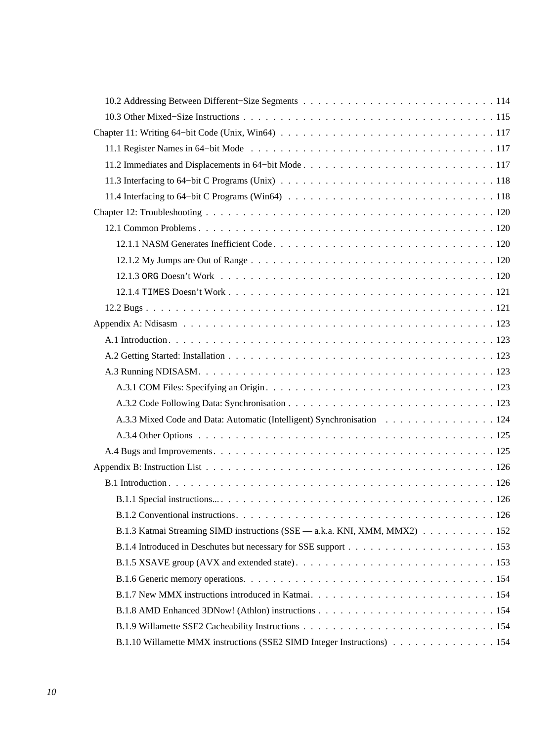10.2 Addressing Between Different−Size Segments . . . . . . . . . . . . . . . . . . . . . . . . . 114

10.3 Other Mixed−Size Instructions . . . . . . . . . . . . . . . . . . . . . . . . . . . . . . . . . . 115

Chapter 11: Writing 64−bit Code (Unix, Win64) . . . . . . . . . . . . . . . . . . . . . . . . . . . . 117

11.1 Register Names in 64−bit Mode . . . . . . . . . . . . . . . . . . . . . . . . . . . . . . . . . 117

11.2 Immediates and Displacements in 64−bit Mode . . . . . . . . . . . . . . . . . . . . . . . . . 117

11.3 Interfacing to 64−bit C Programs (Unix) . . . . . . . . . . . . . . . . . . . . . . . . . . . . 118

11.4 Interfacing to 64−bit C Programs (Win64) . . . . . . . . . . . . . . . . . . . . . . . . . . . 118

Chapter 12: Troubleshooting . . . . . . . . . . . . . . . . . . . . . . . . . . . . . . . . . . . . . . 120

12.1 Common Problems . . . . . . . . . . . . . . . . . . . . . . . . . . . . . . . . . . . . . . . . 120

12.1.1 NASM Generates Inefficient Code . . . . . . . . . . . . . . . . . . . . . . . . . . . . . 120

12.1.2 My Jumps are Out of Range . . . . . . . . . . . . . . . . . . . . . . . . . . . . . . . . 120

12.1.3 `ORG` Doesn't Work . . . . . . . . . . . . . . . . . . . . . . . . . . . . . . . . . . . . 120

12.1.4 `TIMES` Doesn't Work . . . . . . . . . . . . . . . . . . . . . . . . . . . . . . . . . . . 121

12.2 Bugs . . . . . . . . . . . . . . . . . . . . . . . . . . . . . . . . . . . . . . . . . . . . . . . 121

Appendix A: Ndisasm . . . . . . . . . . . . . . . . . . . . . . . . . . . . . . . . . . . . . . . . . 123

A.1 Introduction . . . . . . . . . . . . . . . . . . . . . . . . . . . . . . . . . . . . . . . . . . . . 123

A.2 Getting Started: Installation . . . . . . . . . . . . . . . . . . . . . . . . . . . . . . . . . . . 123

A.3 Running NDISASM . . . . . . . . . . . . . . . . . . . . . . . . . . . . . . . . . . . . . . . . 123

A.3.1 COM Files: Specifying an Origin . . . . . . . . . . . . . . . . . . . . . . . . . . . . . . . 123

A.3.2 Code Following Data: Synchronisation . . . . . . . . . . . . . . . . . . . . . . . . . . . . 123

A.3.3 Mixed Code and Data: Automatic (Intelligent) Synchronisation . . . . . . . . . . . . . . . 124

A.3.4 Other Options . . . . . . . . . . . . . . . . . . . . . . . . . . . . . . . . . . . . . . . . 125

A.4 Bugs and Improvements . . . . . . . . . . . . . . . . . . . . . . . . . . . . . . . . . . . . . . 125

Appendix B: Instruction List . . . . . . . . . . . . . . . . . . . . . . . . . . . . . . . . . . . . . 126

B.1 Introduction . . . . . . . . . . . . . . . . . . . . . . . . . . . . . . . . . . . . . . . . . . . . 126

B.1.1 Special instructions... . . . . . . . . . . . . . . . . . . . . . . . . . . . . . . . . . . . . 126

B.1.2 Conventional instructions . . . . . . . . . . . . . . . . . . . . . . . . . . . . . . . . . . . 126

B.1.3 Katmai Streaming SIMD instructions (SSE — a.k.a. KNI, XMM, MMX2) . . . . . . . . . . 152

B.1.4 Introduced in Deschutes but necessary for SSE support . . . . . . . . . . . . . . . . . . . 153

B.1.5 XSAVE group (AVX and extended state) . . . . . . . . . . . . . . . . . . . . . . . . . . 153

B.1.6 Generic memory operations . . . . . . . . . . . . . . . . . . . . . . . . . . . . . . . . . 154

B.1.7 New MMX instructions introduced in Katmai . . . . . . . . . . . . . . . . . . . . . . . . 154

B.1.8 AMD Enhanced 3DNow! (Athlon) instructions . . . . . . . . . . . . . . . . . . . . . . . 154

B.1.9 Willamette SSE2 Cacheability Instructions . . . . . . . . . . . . . . . . . . . . . . . . . 154

B.1.10 Willamette MMX instructions (SSE2 SIMD Integer Instructions) . . . . . . . . . . . . . . 154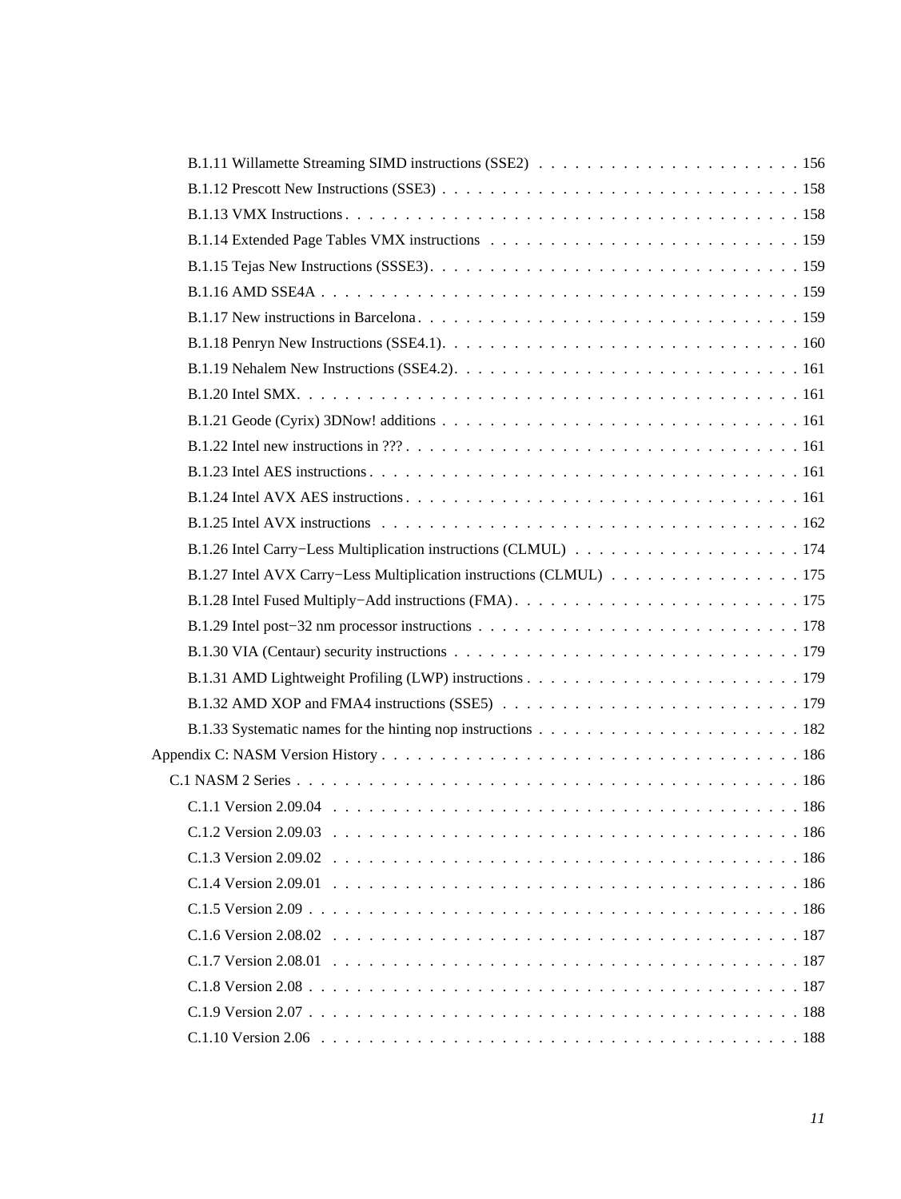B.1.11 Willamette Streaming SIMD instructions (SSE2) . . . . . . . . . . . . . . . . . . . . . . 156
B.1.12 Prescott New Instructions (SSE3) . . . . . . . . . . . . . . . . . . . . . . . . . . . . . . 158
B.1.13 VMX Instructions . . . . . . . . . . . . . . . . . . . . . . . . . . . . . . . . . . . . . . 158
B.1.14 Extended Page Tables VMX instructions . . . . . . . . . . . . . . . . . . . . . . . . . 159
B.1.15 Tejas New Instructions (SSSE3) . . . . . . . . . . . . . . . . . . . . . . . . . . . . . . 159
B.1.16 AMD SSE4A . . . . . . . . . . . . . . . . . . . . . . . . . . . . . . . . . . . . . . . . 159
B.1.17 New instructions in Barcelona . . . . . . . . . . . . . . . . . . . . . . . . . . . . . . . 159
B.1.18 Penryn New Instructions (SSE4.1) . . . . . . . . . . . . . . . . . . . . . . . . . . . . . 160
B.1.19 Nehalem New Instructions (SSE4.2) . . . . . . . . . . . . . . . . . . . . . . . . . . . . 161
B.1.20 Intel SMX . . . . . . . . . . . . . . . . . . . . . . . . . . . . . . . . . . . . . . . . . 161
B.1.21 Geode (Cyrix) 3DNow! additions . . . . . . . . . . . . . . . . . . . . . . . . . . . . . 161
B.1.22 Intel new instructions in ??? . . . . . . . . . . . . . . . . . . . . . . . . . . . . . . . . 161
B.1.23 Intel AES instructions . . . . . . . . . . . . . . . . . . . . . . . . . . . . . . . . . . . 161
B.1.24 Intel AVX AES instructions . . . . . . . . . . . . . . . . . . . . . . . . . . . . . . . . 161
B.1.25 Intel AVX instructions . . . . . . . . . . . . . . . . . . . . . . . . . . . . . . . . . . . 162
B.1.26 Intel Carry−Less Multiplication instructions (CLMUL) . . . . . . . . . . . . . . . . . . 174
B.1.27 Intel AVX Carry−Less Multiplication instructions (CLMUL) . . . . . . . . . . . . . . . 175
B.1.28 Intel Fused Multiply−Add instructions (FMA) . . . . . . . . . . . . . . . . . . . . . . . 175
B.1.29 Intel post−32 nm processor instructions . . . . . . . . . . . . . . . . . . . . . . . . . . 178
B.1.30 VIA (Centaur) security instructions . . . . . . . . . . . . . . . . . . . . . . . . . . . . 179
B.1.31 AMD Lightweight Profiling (LWP) instructions . . . . . . . . . . . . . . . . . . . . . . 179
B.1.32 AMD XOP and FMA4 instructions (SSE5) . . . . . . . . . . . . . . . . . . . . . . . . . 179
B.1.33 Systematic names for the hinting nop instructions . . . . . . . . . . . . . . . . . . . . . 182
Appendix C: NASM Version History . . . . . . . . . . . . . . . . . . . . . . . . . . . . . . . . . . 186
C.1 NASM 2 Series . . . . . . . . . . . . . . . . . . . . . . . . . . . . . . . . . . . . . . . . . . 186
C.1.1 Version 2.09.04 . . . . . . . . . . . . . . . . . . . . . . . . . . . . . . . . . . . . . . . 186
C.1.2 Version 2.09.03 . . . . . . . . . . . . . . . . . . . . . . . . . . . . . . . . . . . . . . . 186
C.1.3 Version 2.09.02 . . . . . . . . . . . . . . . . . . . . . . . . . . . . . . . . . . . . . . . 186
C.1.4 Version 2.09.01 . . . . . . . . . . . . . . . . . . . . . . . . . . . . . . . . . . . . . . . 186
C.1.5 Version 2.09 . . . . . . . . . . . . . . . . . . . . . . . . . . . . . . . . . . . . . . . . . 186
C.1.6 Version 2.08.02 . . . . . . . . . . . . . . . . . . . . . . . . . . . . . . . . . . . . . . . 187
C.1.7 Version 2.08.01 . . . . . . . . . . . . . . . . . . . . . . . . . . . . . . . . . . . . . . . 187
C.1.8 Version 2.08 . . . . . . . . . . . . . . . . . . . . . . . . . . . . . . . . . . . . . . . . . 187
C.1.9 Version 2.07 . . . . . . . . . . . . . . . . . . . . . . . . . . . . . . . . . . . . . . . . . 188
C.1.10 Version 2.06 . . . . . . . . . . . . . . . . . . . . . . . . . . . . . . . . . . . . . . . . 188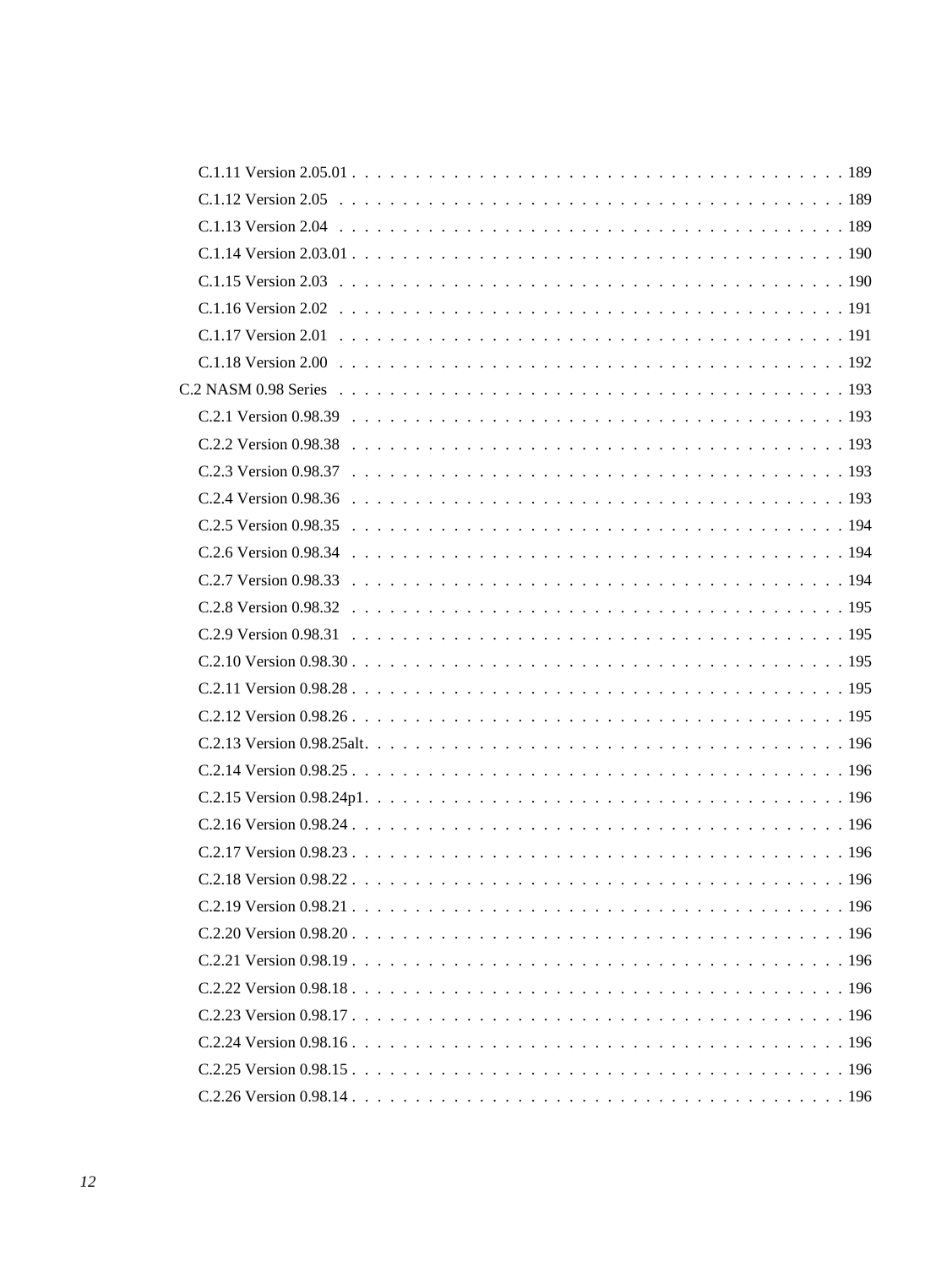C.1.11 Version 2.05.01 . . . . . . . . . . . . . . . . . . . . . . . . . . . . . . . . . . . . . . . 189

C.1.12 Version 2.05 . . . . . . . . . . . . . . . . . . . . . . . . . . . . . . . . . . . . . . . . 189

C.1.13 Version 2.04 . . . . . . . . . . . . . . . . . . . . . . . . . . . . . . . . . . . . . . . . 189

C.1.14 Version 2.03.01 . . . . . . . . . . . . . . . . . . . . . . . . . . . . . . . . . . . . . . . 190

C.1.15 Version 2.03 . . . . . . . . . . . . . . . . . . . . . . . . . . . . . . . . . . . . . . . . 190

C.1.16 Version 2.02 . . . . . . . . . . . . . . . . . . . . . . . . . . . . . . . . . . . . . . . . 191

C.1.17 Version 2.01 . . . . . . . . . . . . . . . . . . . . . . . . . . . . . . . . . . . . . . . . 191

C.1.18 Version 2.00 . . . . . . . . . . . . . . . . . . . . . . . . . . . . . . . . . . . . . . . . 192

C.2 NASM 0.98 Series . . . . . . . . . . . . . . . . . . . . . . . . . . . . . . . . . . . . . . . 193

C.2.1 Version 0.98.39 . . . . . . . . . . . . . . . . . . . . . . . . . . . . . . . . . . . . . . . 193

C.2.2 Version 0.98.38 . . . . . . . . . . . . . . . . . . . . . . . . . . . . . . . . . . . . . . . 193

C.2.3 Version 0.98.37 . . . . . . . . . . . . . . . . . . . . . . . . . . . . . . . . . . . . . . . 193

C.2.4 Version 0.98.36 . . . . . . . . . . . . . . . . . . . . . . . . . . . . . . . . . . . . . . . 193

C.2.5 Version 0.98.35 . . . . . . . . . . . . . . . . . . . . . . . . . . . . . . . . . . . . . . . 194

C.2.6 Version 0.98.34 . . . . . . . . . . . . . . . . . . . . . . . . . . . . . . . . . . . . . . . 194

C.2.7 Version 0.98.33 . . . . . . . . . . . . . . . . . . . . . . . . . . . . . . . . . . . . . . . 194

C.2.8 Version 0.98.32 . . . . . . . . . . . . . . . . . . . . . . . . . . . . . . . . . . . . . . . 195

C.2.9 Version 0.98.31 . . . . . . . . . . . . . . . . . . . . . . . . . . . . . . . . . . . . . . . 195

C.2.10 Version 0.98.30 . . . . . . . . . . . . . . . . . . . . . . . . . . . . . . . . . . . . . . . 195

C.2.11 Version 0.98.28 . . . . . . . . . . . . . . . . . . . . . . . . . . . . . . . . . . . . . . . 195

C.2.12 Version 0.98.26 . . . . . . . . . . . . . . . . . . . . . . . . . . . . . . . . . . . . . . . 195

C.2.13 Version 0.98.25alt. . . . . . . . . . . . . . . . . . . . . . . . . . . . . . . . . . . . . . 196

C.2.14 Version 0.98.25 . . . . . . . . . . . . . . . . . . . . . . . . . . . . . . . . . . . . . . . 196

C.2.15 Version 0.98.24p1. . . . . . . . . . . . . . . . . . . . . . . . . . . . . . . . . . . . . . 196

C.2.16 Version 0.98.24 . . . . . . . . . . . . . . . . . . . . . . . . . . . . . . . . . . . . . . . 196

C.2.17 Version 0.98.23 . . . . . . . . . . . . . . . . . . . . . . . . . . . . . . . . . . . . . . . 196

C.2.18 Version 0.98.22 . . . . . . . . . . . . . . . . . . . . . . . . . . . . . . . . . . . . . . . 196

C.2.19 Version 0.98.21 . . . . . . . . . . . . . . . . . . . . . . . . . . . . . . . . . . . . . . . 196

C.2.20 Version 0.98.20 . . . . . . . . . . . . . . . . . . . . . . . . . . . . . . . . . . . . . . . 196

C.2.21 Version 0.98.19 . . . . . . . . . . . . . . . . . . . . . . . . . . . . . . . . . . . . . . . 196

C.2.22 Version 0.98.18 . . . . . . . . . . . . . . . . . . . . . . . . . . . . . . . . . . . . . . . 196

C.2.23 Version 0.98.17 . . . . . . . . . . . . . . . . . . . . . . . . . . . . . . . . . . . . . . . 196

C.2.24 Version 0.98.16 . . . . . . . . . . . . . . . . . . . . . . . . . . . . . . . . . . . . . . . 196

C.2.25 Version 0.98.15 . . . . . . . . . . . . . . . . . . . . . . . . . . . . . . . . . . . . . . . 196

C.2.26 Version 0.98.14 . . . . . . . . . . . . . . . . . . . . . . . . . . . . . . . . . . . . . . . 196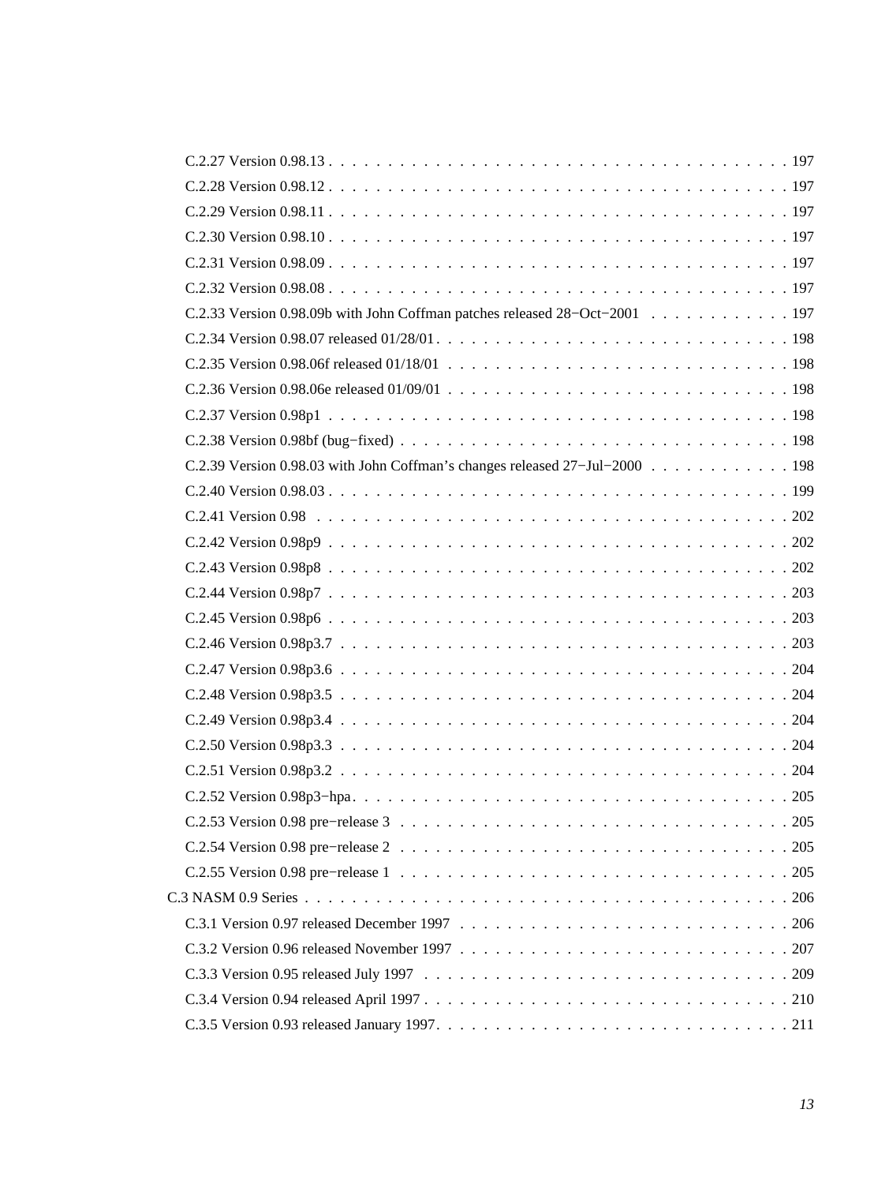C.2.27 Version 0.98.13 . . . . . . . . . . . . . . . . . . . . . . . . . . . . . . . . . . . . . . . 197

C.2.28 Version 0.98.12 . . . . . . . . . . . . . . . . . . . . . . . . . . . . . . . . . . . . . . . 197

C.2.29 Version 0.98.11 . . . . . . . . . . . . . . . . . . . . . . . . . . . . . . . . . . . . . . . 197

C.2.30 Version 0.98.10 . . . . . . . . . . . . . . . . . . . . . . . . . . . . . . . . . . . . . . . 197

C.2.31 Version 0.98.09 . . . . . . . . . . . . . . . . . . . . . . . . . . . . . . . . . . . . . . . 197

C.2.32 Version 0.98.08 . . . . . . . . . . . . . . . . . . . . . . . . . . . . . . . . . . . . . . . 197

C.2.33 Version 0.98.09b with John Coffman patches released 28−Oct−2001 . . . . . . . . . . . . 197

C.2.34 Version 0.98.07 released 01/28/01 . . . . . . . . . . . . . . . . . . . . . . . . . . . . . . 198

C.2.35 Version 0.98.06f released 01/18/01 . . . . . . . . . . . . . . . . . . . . . . . . . . . . . 198

C.2.36 Version 0.98.06e released 01/09/01 . . . . . . . . . . . . . . . . . . . . . . . . . . . . . 198

C.2.37 Version 0.98p1 . . . . . . . . . . . . . . . . . . . . . . . . . . . . . . . . . . . . . . . 198

C.2.38 Version 0.98bf (bug−fixed) . . . . . . . . . . . . . . . . . . . . . . . . . . . . . . . . . 198

C.2.39 Version 0.98.03 with John Coffman's changes released 27−Jul−2000 . . . . . . . . . . . . 198

C.2.40 Version 0.98.03 . . . . . . . . . . . . . . . . . . . . . . . . . . . . . . . . . . . . . . . 199

C.2.41 Version 0.98 . . . . . . . . . . . . . . . . . . . . . . . . . . . . . . . . . . . . . . . . 202

C.2.42 Version 0.98p9 . . . . . . . . . . . . . . . . . . . . . . . . . . . . . . . . . . . . . . . 202

C.2.43 Version 0.98p8 . . . . . . . . . . . . . . . . . . . . . . . . . . . . . . . . . . . . . . . 202

C.2.44 Version 0.98p7 . . . . . . . . . . . . . . . . . . . . . . . . . . . . . . . . . . . . . . . 203

C.2.45 Version 0.98p6 . . . . . . . . . . . . . . . . . . . . . . . . . . . . . . . . . . . . . . . 203

C.2.46 Version 0.98p3.7 . . . . . . . . . . . . . . . . . . . . . . . . . . . . . . . . . . . . . . 203

C.2.47 Version 0.98p3.6 . . . . . . . . . . . . . . . . . . . . . . . . . . . . . . . . . . . . . . 204

C.2.48 Version 0.98p3.5 . . . . . . . . . . . . . . . . . . . . . . . . . . . . . . . . . . . . . . 204

C.2.49 Version 0.98p3.4 . . . . . . . . . . . . . . . . . . . . . . . . . . . . . . . . . . . . . . 204

C.2.50 Version 0.98p3.3 . . . . . . . . . . . . . . . . . . . . . . . . . . . . . . . . . . . . . . 204

C.2.51 Version 0.98p3.2 . . . . . . . . . . . . . . . . . . . . . . . . . . . . . . . . . . . . . . 204

C.2.52 Version 0.98p3−hpa . . . . . . . . . . . . . . . . . . . . . . . . . . . . . . . . . . . . . 205

C.2.53 Version 0.98 pre−release 3 . . . . . . . . . . . . . . . . . . . . . . . . . . . . . . . . . 205

C.2.54 Version 0.98 pre−release 2 . . . . . . . . . . . . . . . . . . . . . . . . . . . . . . . . . 205

C.2.55 Version 0.98 pre−release 1 . . . . . . . . . . . . . . . . . . . . . . . . . . . . . . . . . 205

C.3 NASM 0.9 Series . . . . . . . . . . . . . . . . . . . . . . . . . . . . . . . . . . . . . . . . . 206

C.3.1 Version 0.97 released December 1997 . . . . . . . . . . . . . . . . . . . . . . . . . . . . 206

C.3.2 Version 0.96 released November 1997 . . . . . . . . . . . . . . . . . . . . . . . . . . . . 207

C.3.3 Version 0.95 released July 1997 . . . . . . . . . . . . . . . . . . . . . . . . . . . . . . . 209

C.3.4 Version 0.94 released April 1997 . . . . . . . . . . . . . . . . . . . . . . . . . . . . . . . 210

C.3.5 Version 0.93 released January 1997. . . . . . . . . . . . . . . . . . . . . . . . . . . . . . 211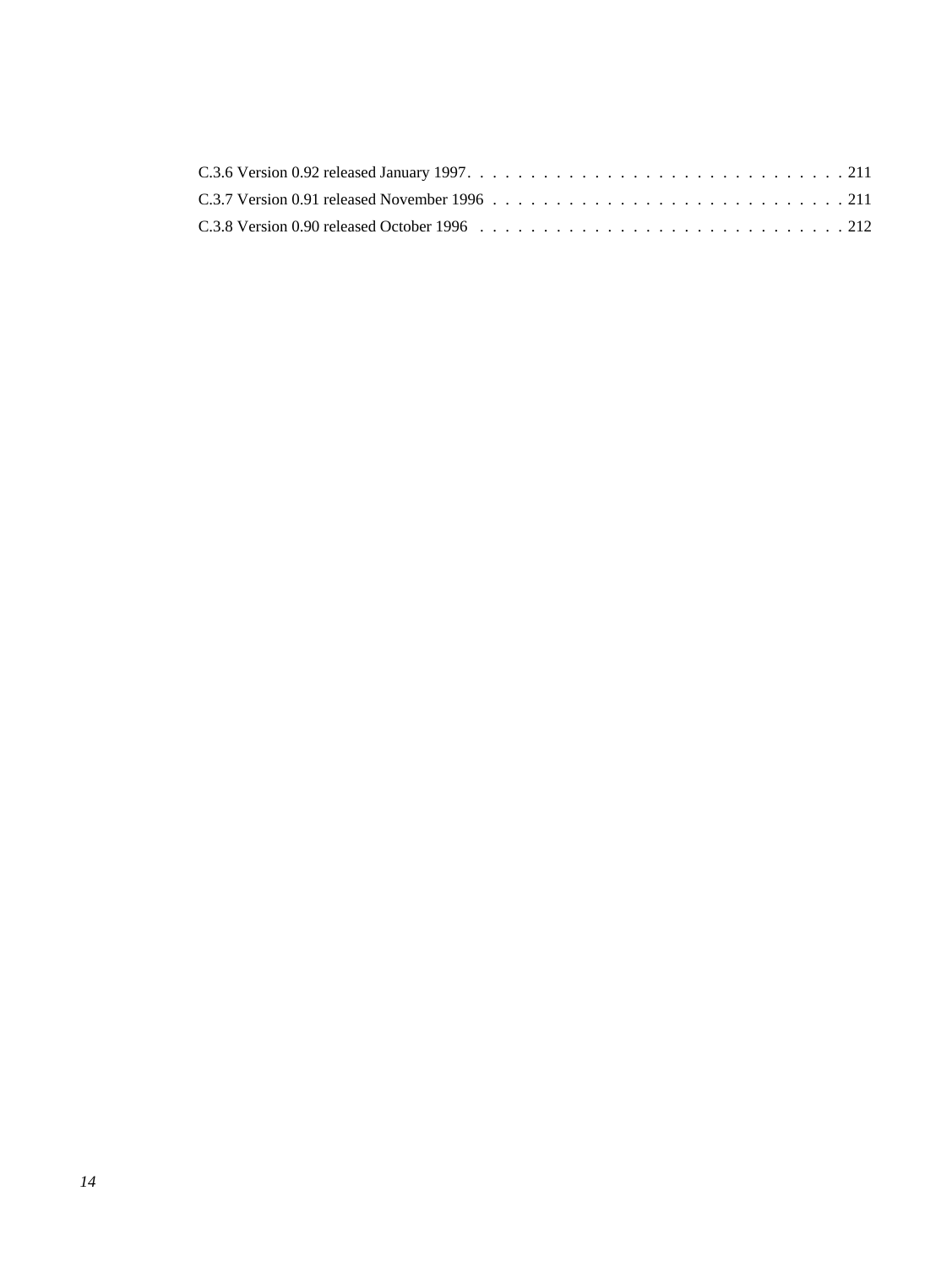C.3.6 Version 0.92 released January 1997 . . . . . . . . . . . . . . . . . . . . . . . . . . . . . . 211

C.3.7 Version 0.91 released November 1996 . . . . . . . . . . . . . . . . . . . . . . . . . . . . 211

C.3.8 Version 0.90 released October 1996 . . . . . . . . . . . . . . . . . . . . . . . . . . . . . 212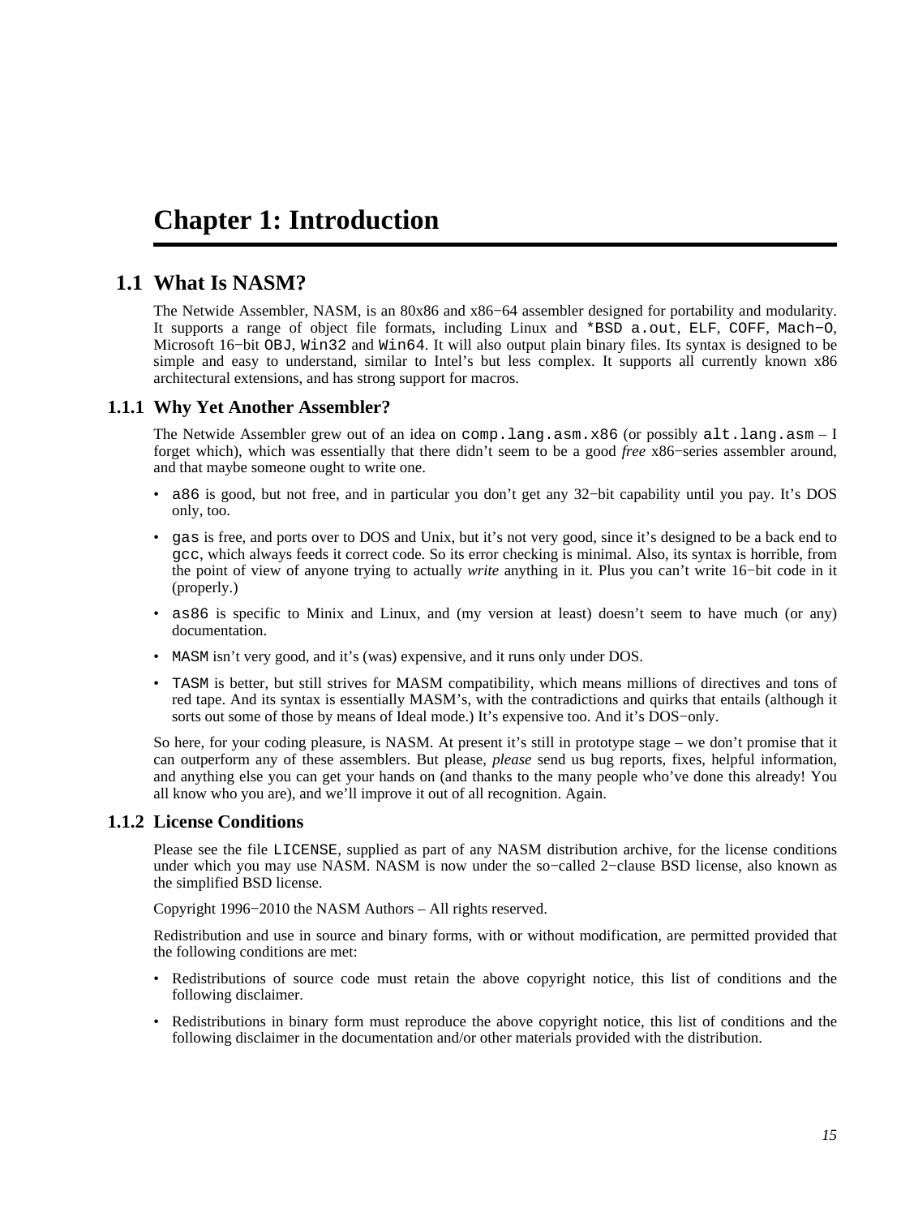# Chapter 1: Introduction

## 1.1 What Is NASM?

The Netwide Assembler, NASM, is an 80x86 and x86−64 assembler designed for portability and modularity. It supports a range of object file formats, including Linux and `*BSD a.out`, `ELF`, `COFF`, `Mach−O`, Microsoft 16−bit `OBJ`, `Win32` and `Win64`. It will also output plain binary files. Its syntax is designed to be simple and easy to understand, similar to Intel's but less complex. It supports all currently known x86 architectural extensions, and has strong support for macros.

### 1.1.1 Why Yet Another Assembler?

The Netwide Assembler grew out of an idea on `comp.lang.asm.x86` (or possibly `alt.lang.asm` – I forget which), which was essentially that there didn't seem to be a good *free* x86−series assembler around, and that maybe someone ought to write one.

- `a86` is good, but not free, and in particular you don't get any 32−bit capability until you pay. It's DOS only, too.
- `gas` is free, and ports over to DOS and Unix, but it's not very good, since it's designed to be a back end to `gcc`, which always feeds it correct code. So its error checking is minimal. Also, its syntax is horrible, from the point of view of anyone trying to actually *write* anything in it. Plus you can't write 16−bit code in it (properly.)
- `as86` is specific to Minix and Linux, and (my version at least) doesn't seem to have much (or any) documentation.
- `MASM` isn't very good, and it's (was) expensive, and it runs only under DOS.
- `TASM` is better, but still strives for MASM compatibility, which means millions of directives and tons of red tape. And its syntax is essentially MASM's, with the contradictions and quirks that entails (although it sorts out some of those by means of Ideal mode.) It's expensive too. And it's DOS−only.

So here, for your coding pleasure, is NASM. At present it's still in prototype stage – we don't promise that it can outperform any of these assemblers. But please, *please* send us bug reports, fixes, helpful information, and anything else you can get your hands on (and thanks to the many people who've done this already! You all know who you are), and we'll improve it out of all recognition. Again.

### 1.1.2 License Conditions

Please see the file `LICENSE`, supplied as part of any NASM distribution archive, for the license conditions under which you may use NASM. NASM is now under the so−called 2−clause BSD license, also known as the simplified BSD license.

Copyright 1996−2010 the NASM Authors – All rights reserved.

Redistribution and use in source and binary forms, with or without modification, are permitted provided that the following conditions are met:

- Redistributions of source code must retain the above copyright notice, this list of conditions and the following disclaimer.
- Redistributions in binary form must reproduce the above copyright notice, this list of conditions and the following disclaimer in the documentation and/or other materials provided with the distribution.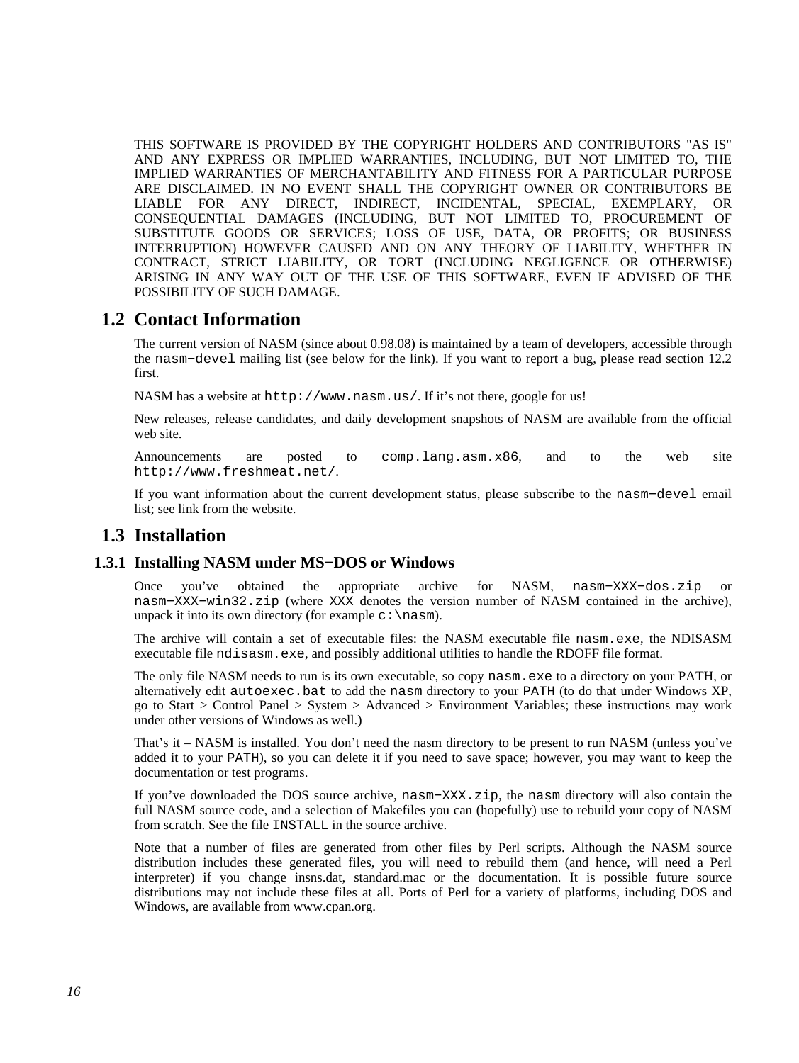THIS SOFTWARE IS PROVIDED BY THE COPYRIGHT HOLDERS AND CONTRIBUTORS "AS IS" AND ANY EXPRESS OR IMPLIED WARRANTIES, INCLUDING, BUT NOT LIMITED TO, THE IMPLIED WARRANTIES OF MERCHANTABILITY AND FITNESS FOR A PARTICULAR PURPOSE ARE DISCLAIMED. IN NO EVENT SHALL THE COPYRIGHT OWNER OR CONTRIBUTORS BE LIABLE FOR ANY DIRECT, INDIRECT, INCIDENTAL, SPECIAL, EXEMPLARY, OR CONSEQUENTIAL DAMAGES (INCLUDING, BUT NOT LIMITED TO, PROCUREMENT OF SUBSTITUTE GOODS OR SERVICES; LOSS OF USE, DATA, OR PROFITS; OR BUSINESS INTERRUPTION) HOWEVER CAUSED AND ON ANY THEORY OF LIABILITY, WHETHER IN CONTRACT, STRICT LIABILITY, OR TORT (INCLUDING NEGLIGENCE OR OTHERWISE) ARISING IN ANY WAY OUT OF THE USE OF THIS SOFTWARE, EVEN IF ADVISED OF THE POSSIBILITY OF SUCH DAMAGE.

## 1.2 Contact Information

The current version of NASM (since about 0.98.08) is maintained by a team of developers, accessible through the `nasm-devel` mailing list (see below for the link). If you want to report a bug, please read section 12.2 first.

NASM has a website at `http://www.nasm.us/`. If it's not there, google for us!

New releases, release candidates, and daily development snapshots of NASM are available from the official web site.

Announcements are posted to `comp.lang.asm.x86`, and to the web site `http://www.freshmeat.net/`.

If you want information about the current development status, please subscribe to the `nasm-devel` email list; see link from the website.

## 1.3 Installation

### 1.3.1 Installing NASM under MS-DOS or Windows

Once you've obtained the appropriate archive for NASM, `nasm-XXX-dos.zip` or `nasm-XXX-win32.zip` (where `XXX` denotes the version number of NASM contained in the archive), unpack it into its own directory (for example `c:\nasm`).

The archive will contain a set of executable files: the NASM executable file `nasm.exe`, the NDISASM executable file `ndisasm.exe`, and possibly additional utilities to handle the RDOFF file format.

The only file NASM needs to run is its own executable, so copy `nasm.exe` to a directory on your PATH, or alternatively edit `autoexec.bat` to add the `nasm` directory to your `PATH` (to do that under Windows XP, go to Start > Control Panel > System > Advanced > Environment Variables; these instructions may work under other versions of Windows as well.)

That's it – NASM is installed. You don't need the nasm directory to be present to run NASM (unless you've added it to your `PATH`), so you can delete it if you need to save space; however, you may want to keep the documentation or test programs.

If you've downloaded the DOS source archive, `nasm-XXX.zip`, the `nasm` directory will also contain the full NASM source code, and a selection of Makefiles you can (hopefully) use to rebuild your copy of NASM from scratch. See the file `INSTALL` in the source archive.

Note that a number of files are generated from other files by Perl scripts. Although the NASM source distribution includes these generated files, you will need to rebuild them (and hence, will need a Perl interpreter) if you change insns.dat, standard.mac or the documentation. It is possible future source distributions may not include these files at all. Ports of Perl for a variety of platforms, including DOS and Windows, are available from www.cpan.org.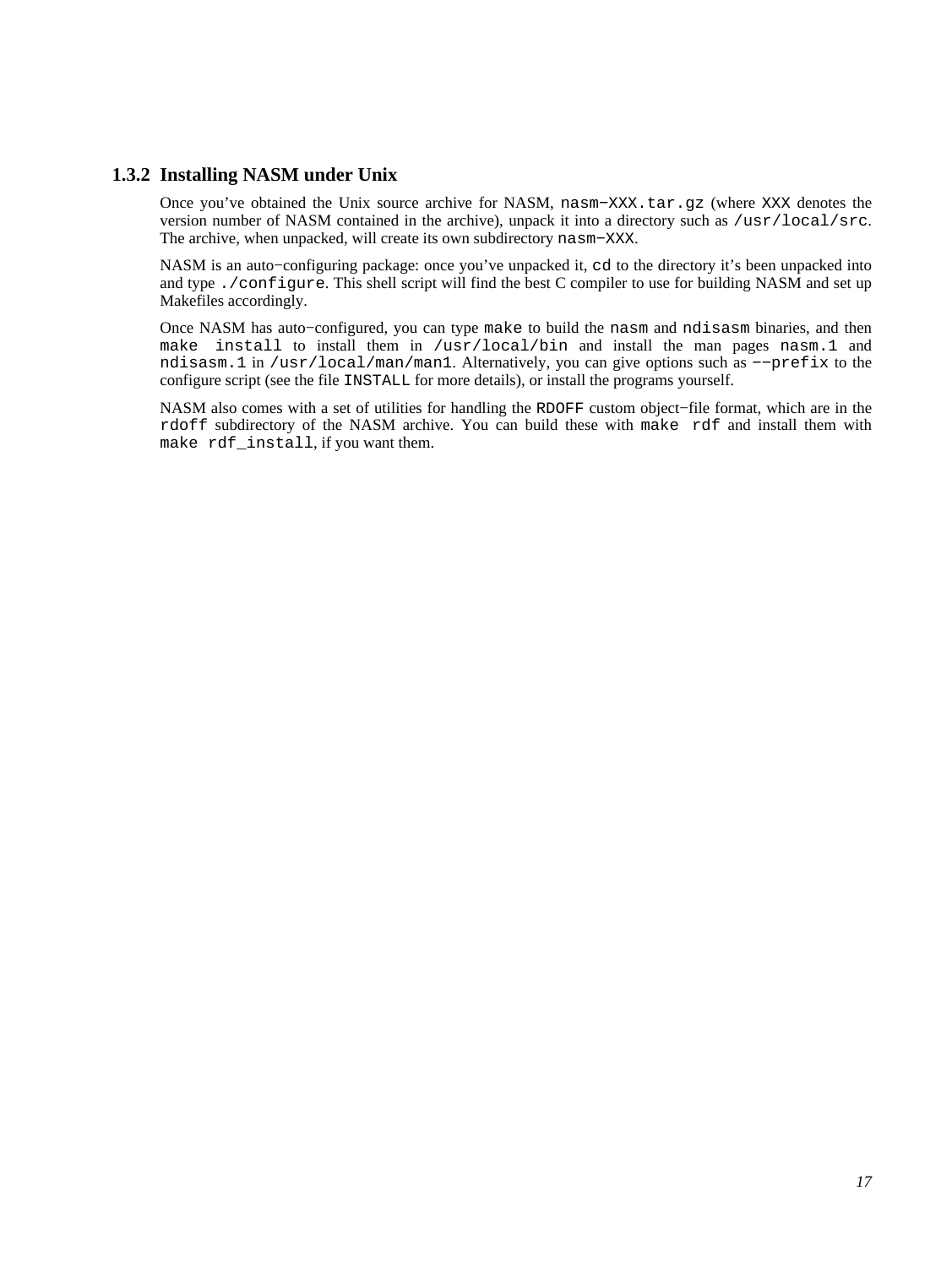### 1.3.2 Installing NASM under Unix

Once you've obtained the Unix source archive for NASM, `nasm−XXX.tar.gz` (where `XXX` denotes the version number of NASM contained in the archive), unpack it into a directory such as `/usr/local/src`. The archive, when unpacked, will create its own subdirectory `nasm−XXX`.

NASM is an auto−configuring package: once you've unpacked it, `cd` to the directory it's been unpacked into and type `./configure`. This shell script will find the best C compiler to use for building NASM and set up Makefiles accordingly.

Once NASM has auto−configured, you can type `make` to build the `nasm` and `ndisasm` binaries, and then `make install` to install them in `/usr/local/bin` and install the man pages `nasm.1` and `ndisasm.1` in `/usr/local/man/man1`. Alternatively, you can give options such as `−−prefix` to the configure script (see the file `INSTALL` for more details), or install the programs yourself.

NASM also comes with a set of utilities for handling the `RDOFF` custom object−file format, which are in the `rdoff` subdirectory of the NASM archive. You can build these with `make rdf` and install them with `make rdf_install`, if you want them.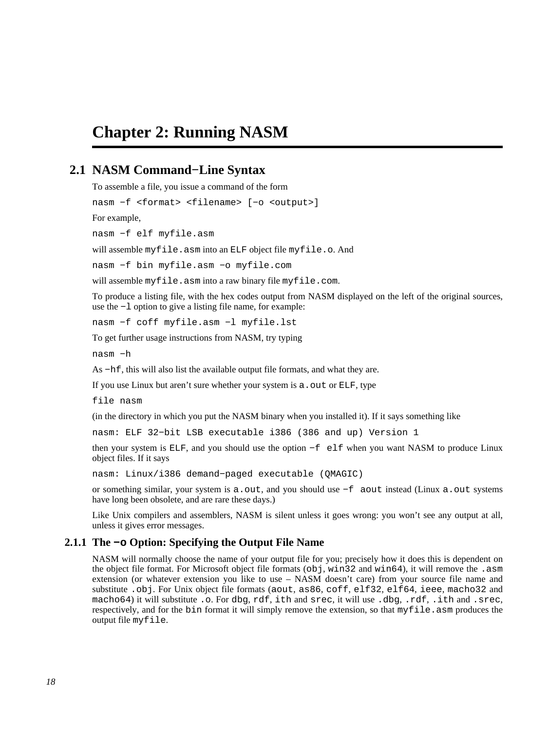# Chapter 2: Running NASM

## 2.1 NASM Command−Line Syntax

To assemble a file, you issue a command of the form

```
nasm −f <format> <filename> [−o <output>]
```

For example,

```
nasm −f elf myfile.asm
```

will assemble `myfile.asm` into an `ELF` object file `myfile.o`. And

```
nasm −f bin myfile.asm −o myfile.com
```

will assemble `myfile.asm` into a raw binary file `myfile.com`.

To produce a listing file, with the hex codes output from NASM displayed on the left of the original sources, use the `−l` option to give a listing file name, for example:

```
nasm −f coff myfile.asm −l myfile.lst
```

To get further usage instructions from NASM, try typing

```
nasm −h
```

As `−hf`, this will also list the available output file formats, and what they are.

If you use Linux but aren't sure whether your system is `a.out` or `ELF`, type

```
file nasm
```

(in the directory in which you put the NASM binary when you installed it). If it says something like

```
nasm: ELF 32−bit LSB executable i386 (386 and up) Version 1
```

then your system is `ELF`, and you should use the option `−f elf` when you want NASM to produce Linux object files. If it says

```
nasm: Linux/i386 demand−paged executable (QMAGIC)
```

or something similar, your system is `a.out`, and you should use `−f aout` instead (Linux `a.out` systems have long been obsolete, and are rare these days.)

Like Unix compilers and assemblers, NASM is silent unless it goes wrong: you won't see any output at all, unless it gives error messages.

### 2.1.1 The `−o` Option: Specifying the Output File Name

NASM will normally choose the name of your output file for you; precisely how it does this is dependent on the object file format. For Microsoft object file formats (`obj`, `win32` and `win64`), it will remove the `.asm` extension (or whatever extension you like to use – NASM doesn't care) from your source file name and substitute `.obj`. For Unix object file formats (`aout`, `as86`, `coff`, `elf32`, `elf64`, `ieee`, `macho32` and `macho64`) it will substitute `.o`. For `dbg`, `rdf`, `ith` and `srec`, it will use `.dbg`, `.rdf`, `.ith` and `.srec`, respectively, and for the `bin` format it will simply remove the extension, so that `myfile.asm` produces the output file `myfile`.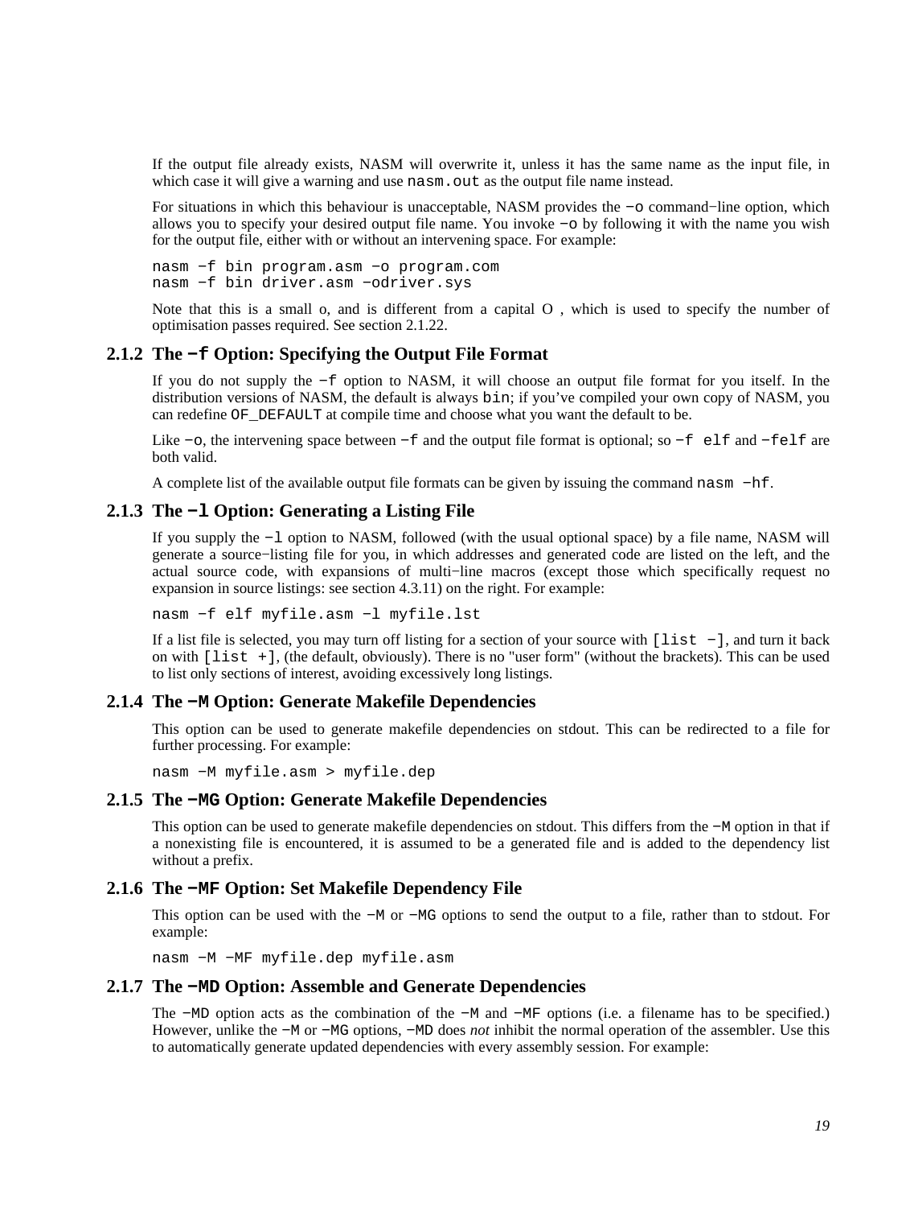If the output file already exists, NASM will overwrite it, unless it has the same name as the input file, in which case it will give a warning and use `nasm.out` as the output file name instead.

For situations in which this behaviour is unacceptable, NASM provides the `-o` command−line option, which allows you to specify your desired output file name. You invoke `-o` by following it with the name you wish for the output file, either with or without an intervening space. For example:

```
nasm -f bin program.asm -o program.com
nasm -f bin driver.asm -odriver.sys
```

Note that this is a small o, and is different from a capital O , which is used to specify the number of optimisation passes required. See section 2.1.22.

### 2.1.2 The `-f` Option: Specifying the Output File Format

If you do not supply the `-f` option to NASM, it will choose an output file format for you itself. In the distribution versions of NASM, the default is always `bin`; if you've compiled your own copy of NASM, you can redefine `OF_DEFAULT` at compile time and choose what you want the default to be.

Like `-o`, the intervening space between `-f` and the output file format is optional; so `-f elf` and `-felf` are both valid.

A complete list of the available output file formats can be given by issuing the command `nasm -hf`.

### 2.1.3 The `-l` Option: Generating a Listing File

If you supply the `-l` option to NASM, followed (with the usual optional space) by a file name, NASM will generate a source−listing file for you, in which addresses and generated code are listed on the left, and the actual source code, with expansions of multi−line macros (except those which specifically request no expansion in source listings: see section 4.3.11) on the right. For example:

```
nasm -f elf myfile.asm -l myfile.lst
```

If a list file is selected, you may turn off listing for a section of your source with `[list -]`, and turn it back on with `[list +]`, (the default, obviously). There is no "user form" (without the brackets). This can be used to list only sections of interest, avoiding excessively long listings.

### 2.1.4 The `-M` Option: Generate Makefile Dependencies

This option can be used to generate makefile dependencies on stdout. This can be redirected to a file for further processing. For example:

```
nasm -M myfile.asm > myfile.dep
```

### 2.1.5 The `-MG` Option: Generate Makefile Dependencies

This option can be used to generate makefile dependencies on stdout. This differs from the `-M` option in that if a nonexisting file is encountered, it is assumed to be a generated file and is added to the dependency list without a prefix.

### 2.1.6 The `-MF` Option: Set Makefile Dependency File

This option can be used with the `-M` or `-MG` options to send the output to a file, rather than to stdout. For example:

```
nasm -M -MF myfile.dep myfile.asm
```

### 2.1.7 The `-MD` Option: Assemble and Generate Dependencies

The `-MD` option acts as the combination of the `-M` and `-MF` options (i.e. a filename has to be specified.) However, unlike the `-M` or `-MG` options, `-MD` does *not* inhibit the normal operation of the assembler. Use this to automatically generate updated dependencies with every assembly session. For example: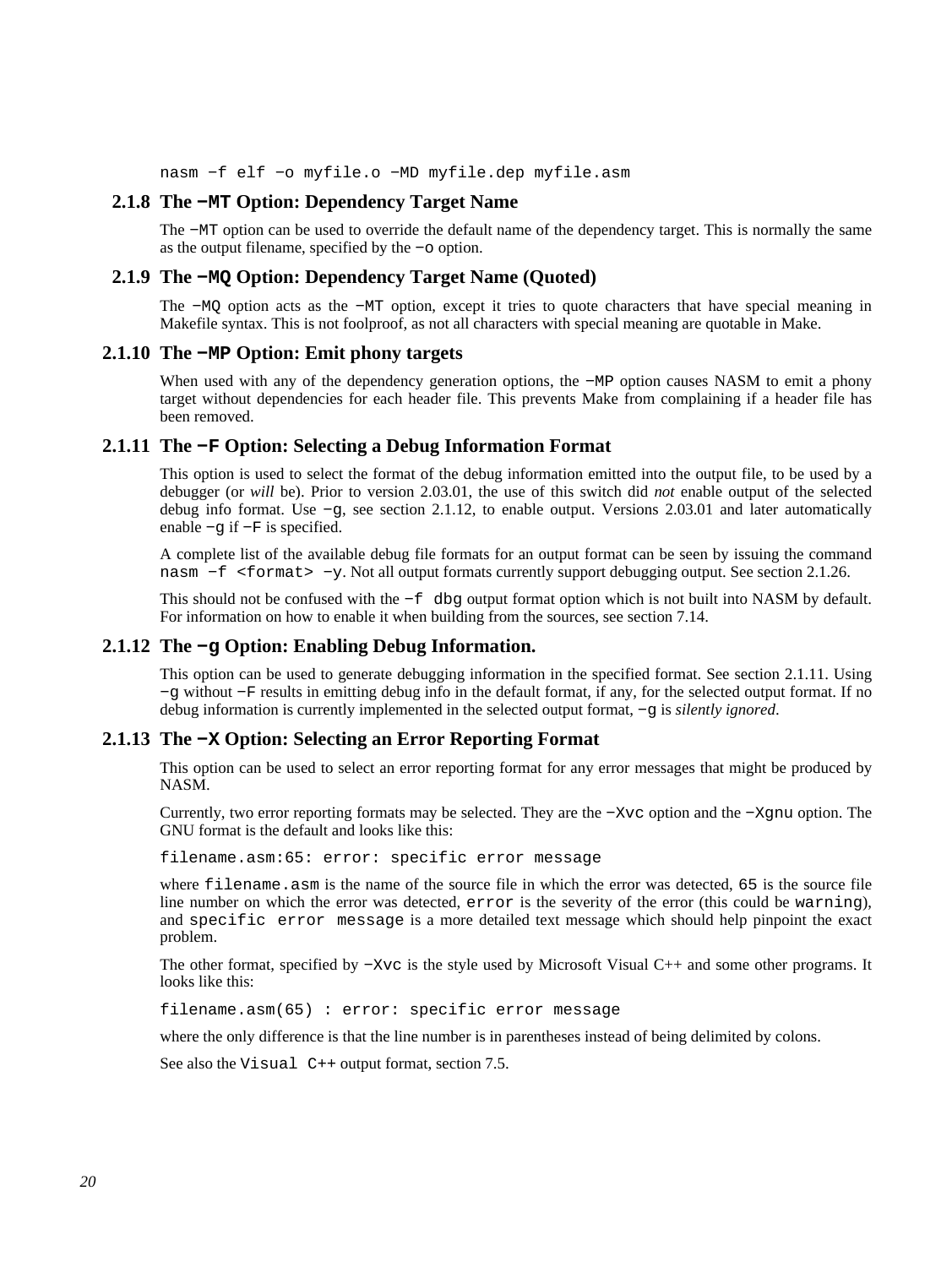```
nasm -f elf -o myfile.o -MD myfile.dep myfile.asm
```

### 2.1.8 The `-MT` Option: Dependency Target Name

The `-MT` option can be used to override the default name of the dependency target. This is normally the same as the output filename, specified by the `-o` option.

### 2.1.9 The `-MQ` Option: Dependency Target Name (Quoted)

The `-MQ` option acts as the `-MT` option, except it tries to quote characters that have special meaning in Makefile syntax. This is not foolproof, as not all characters with special meaning are quotable in Make.

### 2.1.10 The `-MP` Option: Emit phony targets

When used with any of the dependency generation options, the `-MP` option causes NASM to emit a phony target without dependencies for each header file. This prevents Make from complaining if a header file has been removed.

### 2.1.11 The `-F` Option: Selecting a Debug Information Format

This option is used to select the format of the debug information emitted into the output file, to be used by a debugger (or *will* be). Prior to version 2.03.01, the use of this switch did *not* enable output of the selected debug info format. Use `-g`, see section 2.1.12, to enable output. Versions 2.03.01 and later automatically enable `-g` if `-F` is specified.

A complete list of the available debug file formats for an output format can be seen by issuing the command `nasm -f <format> -y`. Not all output formats currently support debugging output. See section 2.1.26.

This should not be confused with the `-f dbg` output format option which is not built into NASM by default. For information on how to enable it when building from the sources, see section 7.14.

### 2.1.12 The `-g` Option: Enabling Debug Information.

This option can be used to generate debugging information in the specified format. See section 2.1.11. Using `-g` without `-F` results in emitting debug info in the default format, if any, for the selected output format. If no debug information is currently implemented in the selected output format, `-g` is *silently ignored*.

### 2.1.13 The `-X` Option: Selecting an Error Reporting Format

This option can be used to select an error reporting format for any error messages that might be produced by NASM.

Currently, two error reporting formats may be selected. They are the `-Xvc` option and the `-Xgnu` option. The GNU format is the default and looks like this:

```
filename.asm:65: error: specific error message
```

where `filename.asm` is the name of the source file in which the error was detected, `65` is the source file line number on which the error was detected, `error` is the severity of the error (this could be `warning`), and `specific error message` is a more detailed text message which should help pinpoint the exact problem.

The other format, specified by `-Xvc` is the style used by Microsoft Visual C++ and some other programs. It looks like this:

```
filename.asm(65) : error: specific error message
```

where the only difference is that the line number is in parentheses instead of being delimited by colons.

See also the `Visual C++` output format, section 7.5.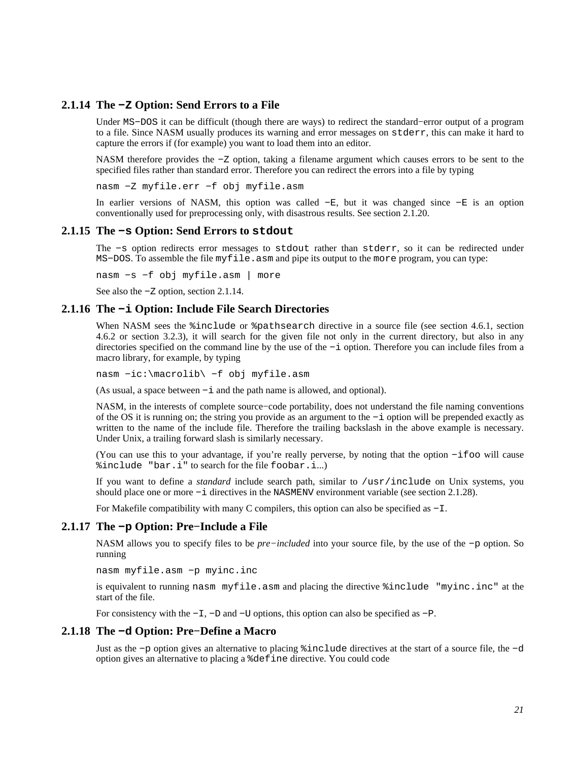### 2.1.14 The `−Z` Option: Send Errors to a File

Under `MS−DOS` it can be difficult (though there are ways) to redirect the standard−error output of a program to a file. Since NASM usually produces its warning and error messages on `stderr`, this can make it hard to capture the errors if (for example) you want to load them into an editor.

NASM therefore provides the `−Z` option, taking a filename argument which causes errors to be sent to the specified files rather than standard error. Therefore you can redirect the errors into a file by typing

```
nasm −Z myfile.err −f obj myfile.asm
```

In earlier versions of NASM, this option was called `−E`, but it was changed since `−E` is an option conventionally used for preprocessing only, with disastrous results. See section 2.1.20.

### 2.1.15 The `−s` Option: Send Errors to `stdout`

The `−s` option redirects error messages to `stdout` rather than `stderr`, so it can be redirected under `MS−DOS`. To assemble the file `myfile.asm` and pipe its output to the `more` program, you can type:

```
nasm −s −f obj myfile.asm | more
```

See also the `−Z` option, section 2.1.14.

### 2.1.16 The `−i` Option: Include File Search Directories

When NASM sees the `%include` or `%pathsearch` directive in a source file (see section 4.6.1, section 4.6.2 or section 3.2.3), it will search for the given file not only in the current directory, but also in any directories specified on the command line by the use of the `−i` option. Therefore you can include files from a macro library, for example, by typing

```
nasm −ic:\macrolib\ −f obj myfile.asm
```

(As usual, a space between `−i` and the path name is allowed, and optional).

NASM, in the interests of complete source−code portability, does not understand the file naming conventions of the OS it is running on; the string you provide as an argument to the `−i` option will be prepended exactly as written to the name of the include file. Therefore the trailing backslash in the above example is necessary. Under Unix, a trailing forward slash is similarly necessary.

(You can use this to your advantage, if you're really perverse, by noting that the option `−ifoo` will cause `%include "bar.i"` to search for the file `foobar.i`...)

If you want to define a *standard* include search path, similar to `/usr/include` on Unix systems, you should place one or more `−i` directives in the `NASMENV` environment variable (see section 2.1.28).

For Makefile compatibility with many C compilers, this option can also be specified as `−I`.

### 2.1.17 The `−p` Option: Pre−Include a File

NASM allows you to specify files to be *pre−included* into your source file, by the use of the `−p` option. So running

```
nasm myfile.asm −p myinc.inc
```

is equivalent to running `nasm myfile.asm` and placing the directive `%include "myinc.inc"` at the start of the file.

For consistency with the `−I`, `−D` and `−U` options, this option can also be specified as `−P`.

### 2.1.18 The `−d` Option: Pre−Define a Macro

Just as the `−p` option gives an alternative to placing `%include` directives at the start of a source file, the `−d` option gives an alternative to placing a `%define` directive. You could code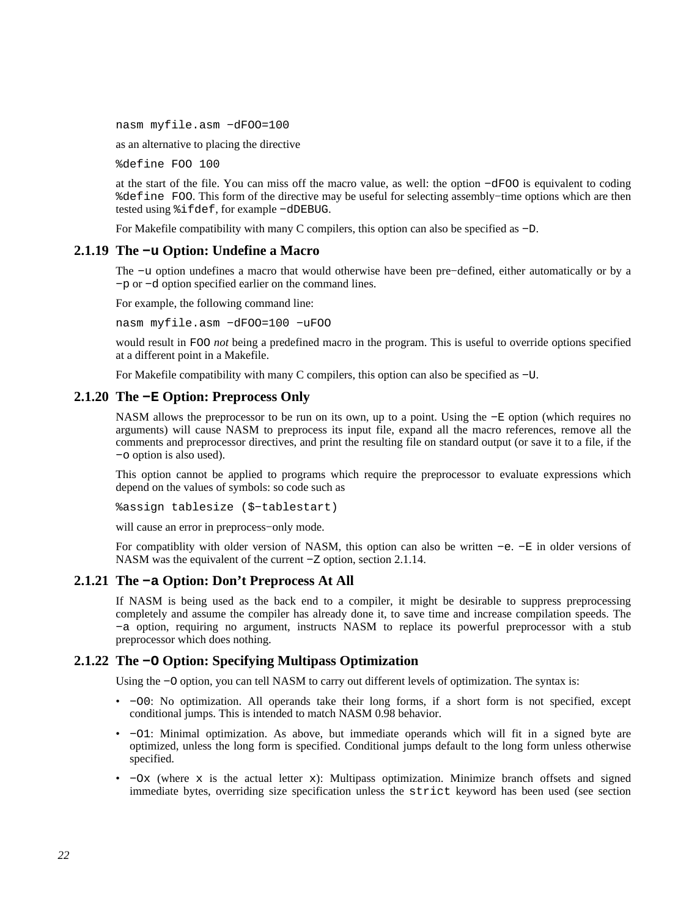```
nasm myfile.asm −dFOO=100
```

as an alternative to placing the directive

```
%define FOO 100
```

at the start of the file. You can miss off the macro value, as well: the option `−dFOO` is equivalent to coding `%define FOO`. This form of the directive may be useful for selecting assembly−time options which are then tested using `%ifdef`, for example `−dDEBUG`.

For Makefile compatibility with many C compilers, this option can also be specified as `−D`.

### 2.1.19 The `−u` Option: Undefine a Macro

The `−u` option undefines a macro that would otherwise have been pre−defined, either automatically or by a `−p` or `−d` option specified earlier on the command lines.

For example, the following command line:

```
nasm myfile.asm −dFOO=100 −uFOO
```

would result in `FOO` *not* being a predefined macro in the program. This is useful to override options specified at a different point in a Makefile.

For Makefile compatibility with many C compilers, this option can also be specified as `−U`.

### 2.1.20 The `−E` Option: Preprocess Only

NASM allows the preprocessor to be run on its own, up to a point. Using the `−E` option (which requires no arguments) will cause NASM to preprocess its input file, expand all the macro references, remove all the comments and preprocessor directives, and print the resulting file on standard output (or save it to a file, if the `−o` option is also used).

This option cannot be applied to programs which require the preprocessor to evaluate expressions which depend on the values of symbols: so code such as

```
%assign tablesize ($−tablestart)
```

will cause an error in preprocess−only mode.

For compatiblity with older version of NASM, this option can also be written `−e`. `−E` in older versions of NASM was the equivalent of the current `−Z` option, section 2.1.14.

### 2.1.21 The `−a` Option: Don't Preprocess At All

If NASM is being used as the back end to a compiler, it might be desirable to suppress preprocessing completely and assume the compiler has already done it, to save time and increase compilation speeds. The `−a` option, requiring no argument, instructs NASM to replace its powerful preprocessor with a stub preprocessor which does nothing.

### 2.1.22 The `−O` Option: Specifying Multipass Optimization

Using the `−O` option, you can tell NASM to carry out different levels of optimization. The syntax is:

- `−O0`: No optimization. All operands take their long forms, if a short form is not specified, except conditional jumps. This is intended to match NASM 0.98 behavior.
- `−O1`: Minimal optimization. As above, but immediate operands which will fit in a signed byte are optimized, unless the long form is specified. Conditional jumps default to the long form unless otherwise specified.
- `−Ox` (where `x` is the actual letter `x`): Multipass optimization. Minimize branch offsets and signed immediate bytes, overriding size specification unless the `strict` keyword has been used (see section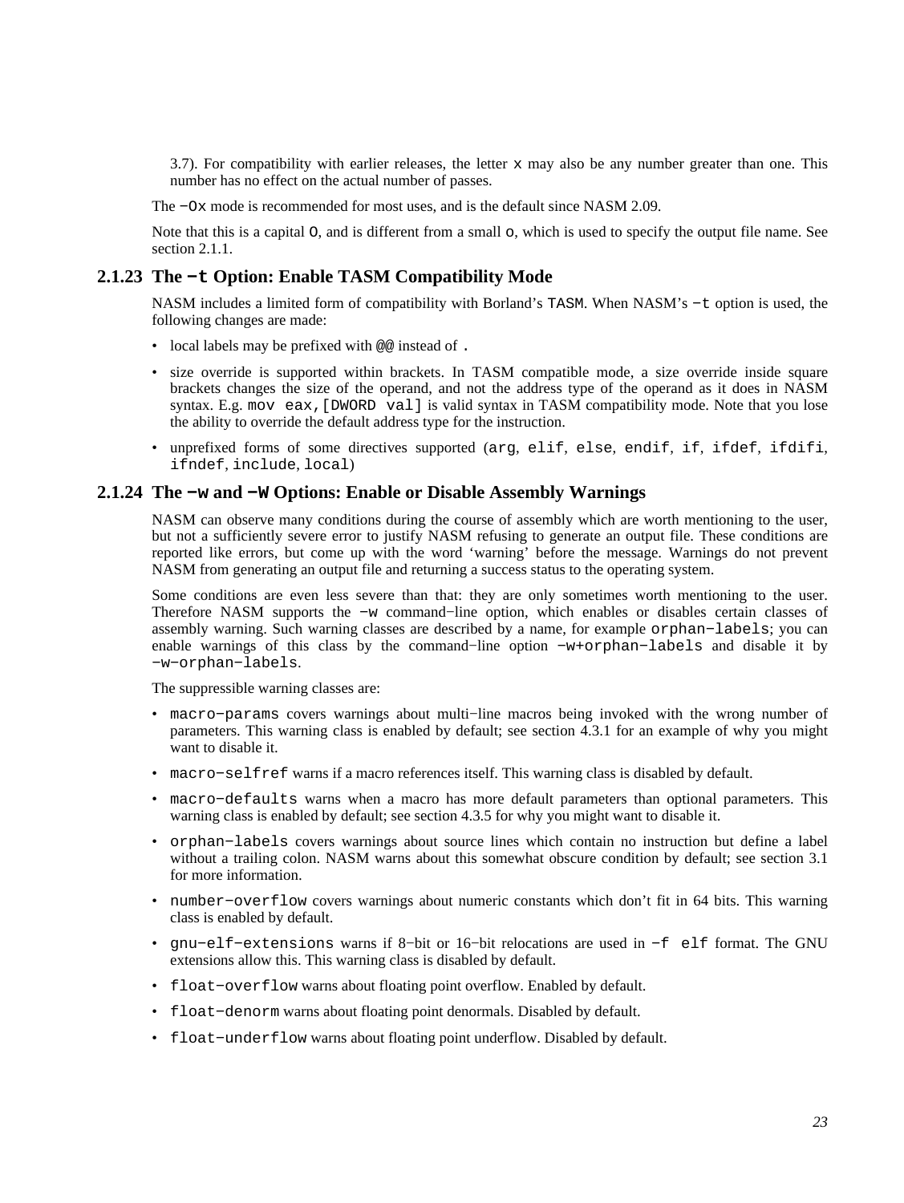3.7). For compatibility with earlier releases, the letter `x` may also be any number greater than one. This number has no effect on the actual number of passes.

The `−Ox` mode is recommended for most uses, and is the default since NASM 2.09.

Note that this is a capital `O`, and is different from a small `o`, which is used to specify the output file name. See section 2.1.1.

### 2.1.23 The `−t` Option: Enable TASM Compatibility Mode

NASM includes a limited form of compatibility with Borland's `TASM`. When NASM's `−t` option is used, the following changes are made:

- local labels may be prefixed with `@@` instead of `.`
- size override is supported within brackets. In TASM compatible mode, a size override inside square brackets changes the size of the operand, and not the address type of the operand as it does in NASM syntax. E.g. `mov eax,[DWORD val]` is valid syntax in TASM compatibility mode. Note that you lose the ability to override the default address type for the instruction.
- unprefixed forms of some directives supported (`arg`, `elif`, `else`, `endif`, `if`, `ifdef`, `ifdifi`, `ifndef`, `include`, `local`)

### 2.1.24 The `−w` and `−W` Options: Enable or Disable Assembly Warnings

NASM can observe many conditions during the course of assembly which are worth mentioning to the user, but not a sufficiently severe error to justify NASM refusing to generate an output file. These conditions are reported like errors, but come up with the word 'warning' before the message. Warnings do not prevent NASM from generating an output file and returning a success status to the operating system.

Some conditions are even less severe than that: they are only sometimes worth mentioning to the user. Therefore NASM supports the `−w` command−line option, which enables or disables certain classes of assembly warning. Such warning classes are described by a name, for example `orphan−labels`; you can enable warnings of this class by the command−line option `−w+orphan−labels` and disable it by `−w−orphan−labels`.

The suppressible warning classes are:

- `macro−params` covers warnings about multi−line macros being invoked with the wrong number of parameters. This warning class is enabled by default; see section 4.3.1 for an example of why you might want to disable it.
- `macro−selfref` warns if a macro references itself. This warning class is disabled by default.
- `macro−defaults` warns when a macro has more default parameters than optional parameters. This warning class is enabled by default; see section 4.3.5 for why you might want to disable it.
- `orphan−labels` covers warnings about source lines which contain no instruction but define a label without a trailing colon. NASM warns about this somewhat obscure condition by default; see section 3.1 for more information.
- `number−overflow` covers warnings about numeric constants which don't fit in 64 bits. This warning class is enabled by default.
- `gnu−elf−extensions` warns if 8−bit or 16−bit relocations are used in `−f elf` format. The GNU extensions allow this. This warning class is disabled by default.
- `float−overflow` warns about floating point overflow. Enabled by default.
- `float−denorm` warns about floating point denormals. Disabled by default.
- `float−underflow` warns about floating point underflow. Disabled by default.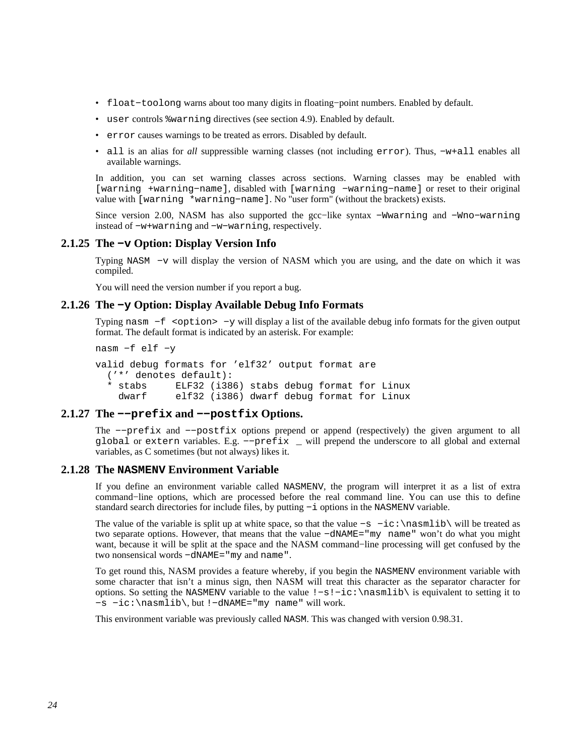- `float−toolong` warns about too many digits in floating−point numbers. Enabled by default.
- `user` controls `%warning` directives (see section 4.9). Enabled by default.
- `error` causes warnings to be treated as errors. Disabled by default.
- `all` is an alias for *all* suppressible warning classes (not including `error`). Thus, `−w+all` enables all available warnings.

In addition, you can set warning classes across sections. Warning classes may be enabled with `[warning +warning−name]`, disabled with `[warning −warning−name]` or reset to their original value with `[warning *warning−name]`. No "user form" (without the brackets) exists.

Since version 2.00, NASM has also supported the gcc−like syntax `−Wwarning` and `−Wno−warning` instead of `−w+warning` and `−w−warning`, respectively.

### 2.1.25 The `−v` Option: Display Version Info

Typing `NASM −v` will display the version of NASM which you are using, and the date on which it was compiled.

You will need the version number if you report a bug.

### 2.1.26 The `−y` Option: Display Available Debug Info Formats

Typing `nasm −f <option> −y` will display a list of the available debug info formats for the given output format. The default format is indicated by an asterisk. For example:

```
nasm −f elf −y
```

```
valid debug formats for ’elf32’ output format are
  (’*’ denotes default):
  * stabs     ELF32 (i386) stabs debug format for Linux
    dwarf     elf32 (i386) dwarf debug format for Linux
```

### 2.1.27 The `−−prefix` and `−−postfix` Options.

The `−−prefix` and `−−postfix` options prepend or append (respectively) the given argument to all `global` or `extern` variables. E.g. `−−prefix _` will prepend the underscore to all global and external variables, as C sometimes (but not always) likes it.

### 2.1.28 The `NASMENV` Environment Variable

If you define an environment variable called `NASMENV`, the program will interpret it as a list of extra command−line options, which are processed before the real command line. You can use this to define standard search directories for include files, by putting `−i` options in the `NASMENV` variable.

The value of the variable is split up at white space, so that the value `−s −ic:\nasmlib\` will be treated as two separate options. However, that means that the value `−dNAME="my name"` won’t do what you might want, because it will be split at the space and the NASM command−line processing will get confused by the two nonsensical words `−dNAME="my` and `name"`.

To get round this, NASM provides a feature whereby, if you begin the `NASMENV` environment variable with some character that isn’t a minus sign, then NASM will treat this character as the separator character for options. So setting the `NASMENV` variable to the value `!−s!−ic:\nasmlib\` is equivalent to setting it to `−s −ic:\nasmlib\`, but `!−dNAME="my name"` will work.

This environment variable was previously called `NASM`. This was changed with version 0.98.31.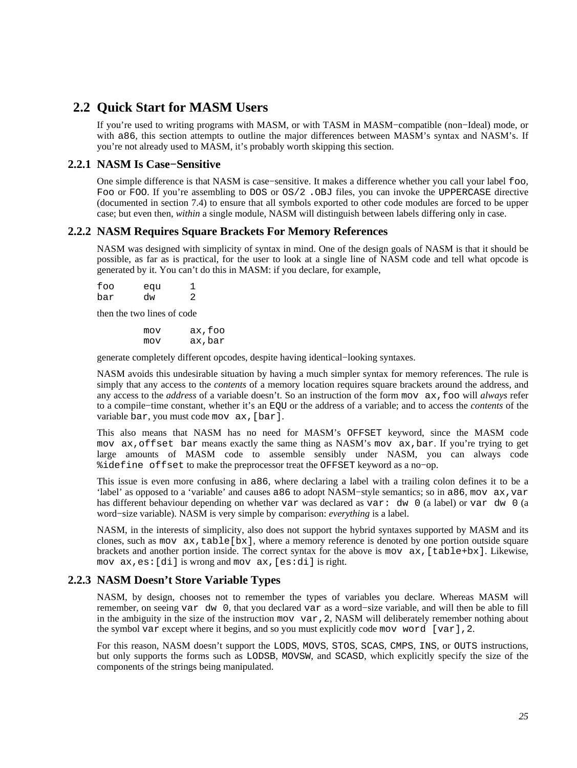## 2.2 Quick Start for MASM Users

If you're used to writing programs with MASM, or with TASM in MASM−compatible (non−Ideal) mode, or with `a86`, this section attempts to outline the major differences between MASM's syntax and NASM's. If you're not already used to MASM, it's probably worth skipping this section.

### 2.2.1 NASM Is Case−Sensitive

One simple difference is that NASM is case−sensitive. It makes a difference whether you call your label `foo`, `Foo` or `FOO`. If you're assembling to `DOS` or `OS/2 .OBJ` files, you can invoke the `UPPERCASE` directive (documented in section 7.4) to ensure that all symbols exported to other code modules are forced to be upper case; but even then, *within* a single module, NASM will distinguish between labels differing only in case.

### 2.2.2 NASM Requires Square Brackets For Memory References

NASM was designed with simplicity of syntax in mind. One of the design goals of NASM is that it should be possible, as far as is practical, for the user to look at a single line of NASM code and tell what opcode is generated by it. You can't do this in MASM: if you declare, for example,

```
foo     equ     1
bar     dw      2
```

then the two lines of code

```
        mov     ax,foo
        mov     ax,bar
```

generate completely different opcodes, despite having identical−looking syntaxes.

NASM avoids this undesirable situation by having a much simpler syntax for memory references. The rule is simply that any access to the *contents* of a memory location requires square brackets around the address, and any access to the *address* of a variable doesn't. So an instruction of the form `mov ax,foo` will *always* refer to a compile−time constant, whether it's an `EQU` or the address of a variable; and to access the *contents* of the variable `bar`, you must code `mov ax,[bar]`.

This also means that NASM has no need for MASM's `OFFSET` keyword, since the MASM code `mov ax,offset bar` means exactly the same thing as NASM's `mov ax,bar`. If you're trying to get large amounts of MASM code to assemble sensibly under NASM, you can always code `%idefine offset` to make the preprocessor treat the `OFFSET` keyword as a no−op.

This issue is even more confusing in `a86`, where declaring a label with a trailing colon defines it to be a 'label' as opposed to a 'variable' and causes `a86` to adopt NASM−style semantics; so in `a86`, `mov ax,var` has different behaviour depending on whether `var` was declared as `var: dw 0` (a label) or `var dw 0` (a word−size variable). NASM is very simple by comparison: *everything* is a label.

NASM, in the interests of simplicity, also does not support the hybrid syntaxes supported by MASM and its clones, such as `mov ax,table[bx]`, where a memory reference is denoted by one portion outside square brackets and another portion inside. The correct syntax for the above is `mov ax,[table+bx]`. Likewise, `mov ax,es:[di]` is wrong and `mov ax,[es:di]` is right.

### 2.2.3 NASM Doesn't Store Variable Types

NASM, by design, chooses not to remember the types of variables you declare. Whereas MASM will remember, on seeing `var dw 0`, that you declared `var` as a word−size variable, and will then be able to fill in the ambiguity in the size of the instruction `mov var,2`, NASM will deliberately remember nothing about the symbol `var` except where it begins, and so you must explicitly code `mov word [var],2`.

For this reason, NASM doesn't support the `LODS`, `MOVS`, `STOS`, `SCAS`, `CMPS`, `INS`, or `OUTS` instructions, but only supports the forms such as `LODSB`, `MOVSW`, and `SCASD`, which explicitly specify the size of the components of the strings being manipulated.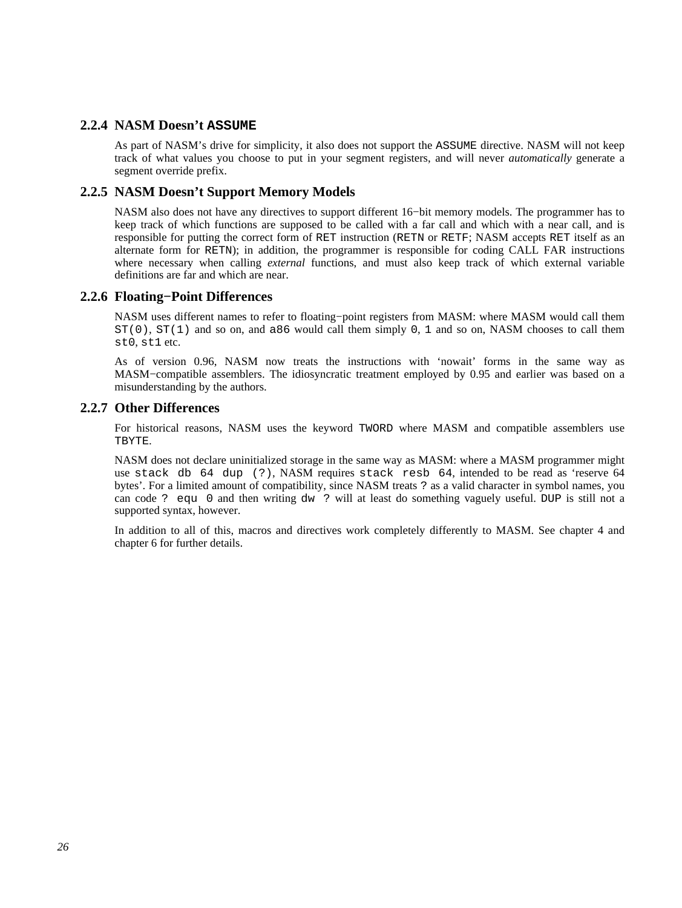### 2.2.4 NASM Doesn't `ASSUME`

As part of NASM's drive for simplicity, it also does not support the `ASSUME` directive. NASM will not keep track of what values you choose to put in your segment registers, and will never *automatically* generate a segment override prefix.

### 2.2.5 NASM Doesn't Support Memory Models

NASM also does not have any directives to support different 16−bit memory models. The programmer has to keep track of which functions are supposed to be called with a far call and which with a near call, and is responsible for putting the correct form of `RET` instruction (`RETN` or `RETF`; NASM accepts `RET` itself as an alternate form for `RETN`); in addition, the programmer is responsible for coding CALL FAR instructions where necessary when calling *external* functions, and must also keep track of which external variable definitions are far and which are near.

### 2.2.6 Floating−Point Differences

NASM uses different names to refer to floating−point registers from MASM: where MASM would call them `ST(0)`, `ST(1)` and so on, and `a86` would call them simply `0`, `1` and so on, NASM chooses to call them `st0`, `st1` etc.

As of version 0.96, NASM now treats the instructions with 'nowait' forms in the same way as MASM−compatible assemblers. The idiosyncratic treatment employed by 0.95 and earlier was based on a misunderstanding by the authors.

### 2.2.7 Other Differences

For historical reasons, NASM uses the keyword `TWORD` where MASM and compatible assemblers use `TBYTE`.

NASM does not declare uninitialized storage in the same way as MASM: where a MASM programmer might use `stack db 64 dup (?)`, NASM requires `stack resb 64`, intended to be read as 'reserve 64 bytes'. For a limited amount of compatibility, since NASM treats `?` as a valid character in symbol names, you can code `? equ 0` and then writing `dw ?` will at least do something vaguely useful. `DUP` is still not a supported syntax, however.

In addition to all of this, macros and directives work completely differently to MASM. See chapter 4 and chapter 6 for further details.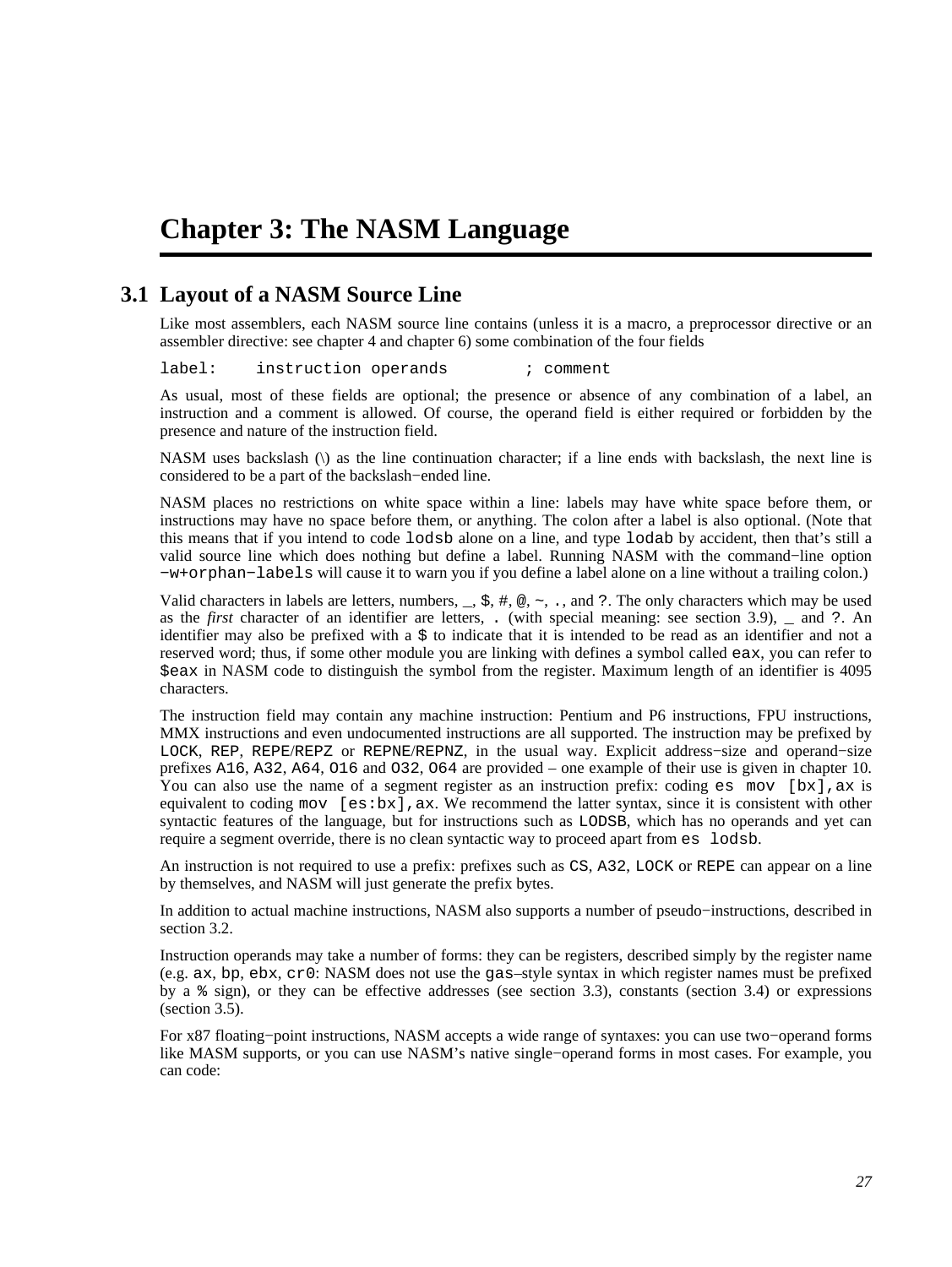# Chapter 3: The NASM Language

## 3.1 Layout of a NASM Source Line

Like most assemblers, each NASM source line contains (unless it is a macro, a preprocessor directive or an assembler directive: see chapter 4 and chapter 6) some combination of the four fields

```
label:    instruction operands        ; comment
```

As usual, most of these fields are optional; the presence or absence of any combination of a label, an instruction and a comment is allowed. Of course, the operand field is either required or forbidden by the presence and nature of the instruction field.

NASM uses backslash (\) as the line continuation character; if a line ends with backslash, the next line is considered to be a part of the backslash−ended line.

NASM places no restrictions on white space within a line: labels may have white space before them, or instructions may have no space before them, or anything. The colon after a label is also optional. (Note that this means that if you intend to code `lodsb` alone on a line, and type `lodab` by accident, then that's still a valid source line which does nothing but define a label. Running NASM with the command−line option `−w+orphan−labels` will cause it to warn you if you define a label alone on a line without a trailing colon.)

Valid characters in labels are letters, numbers, `_`, `$`, `#`, `@`, `~`, `.`, and `?`. The only characters which may be used as the *first* character of an identifier are letters, `.` (with special meaning: see section 3.9), `_` and `?`. An identifier may also be prefixed with a `$` to indicate that it is intended to be read as an identifier and not a reserved word; thus, if some other module you are linking with defines a symbol called `eax`, you can refer to `$eax` in NASM code to distinguish the symbol from the register. Maximum length of an identifier is 4095 characters.

The instruction field may contain any machine instruction: Pentium and P6 instructions, FPU instructions, MMX instructions and even undocumented instructions are all supported. The instruction may be prefixed by `LOCK`, `REP`, `REPE`/`REPZ` or `REPNE`/`REPNZ`, in the usual way. Explicit address−size and operand−size prefixes `A16`, `A32`, `A64`, `O16` and `O32`, `O64` are provided – one example of their use is given in chapter 10. You can also use the name of a segment register as an instruction prefix: coding `es mov [bx],ax` is equivalent to coding `mov [es:bx],ax`. We recommend the latter syntax, since it is consistent with other syntactic features of the language, but for instructions such as `LODSB`, which has no operands and yet can require a segment override, there is no clean syntactic way to proceed apart from `es lodsb`.

An instruction is not required to use a prefix: prefixes such as `CS`, `A32`, `LOCK` or `REPE` can appear on a line by themselves, and NASM will just generate the prefix bytes.

In addition to actual machine instructions, NASM also supports a number of pseudo−instructions, described in section 3.2.

Instruction operands may take a number of forms: they can be registers, described simply by the register name (e.g. `ax`, `bp`, `ebx`, `cr0`: NASM does not use the `gas`–style syntax in which register names must be prefixed by a `%` sign), or they can be effective addresses (see section 3.3), constants (section 3.4) or expressions (section 3.5).

For x87 floating−point instructions, NASM accepts a wide range of syntaxes: you can use two−operand forms like MASM supports, or you can use NASM's native single−operand forms in most cases. For example, you can code: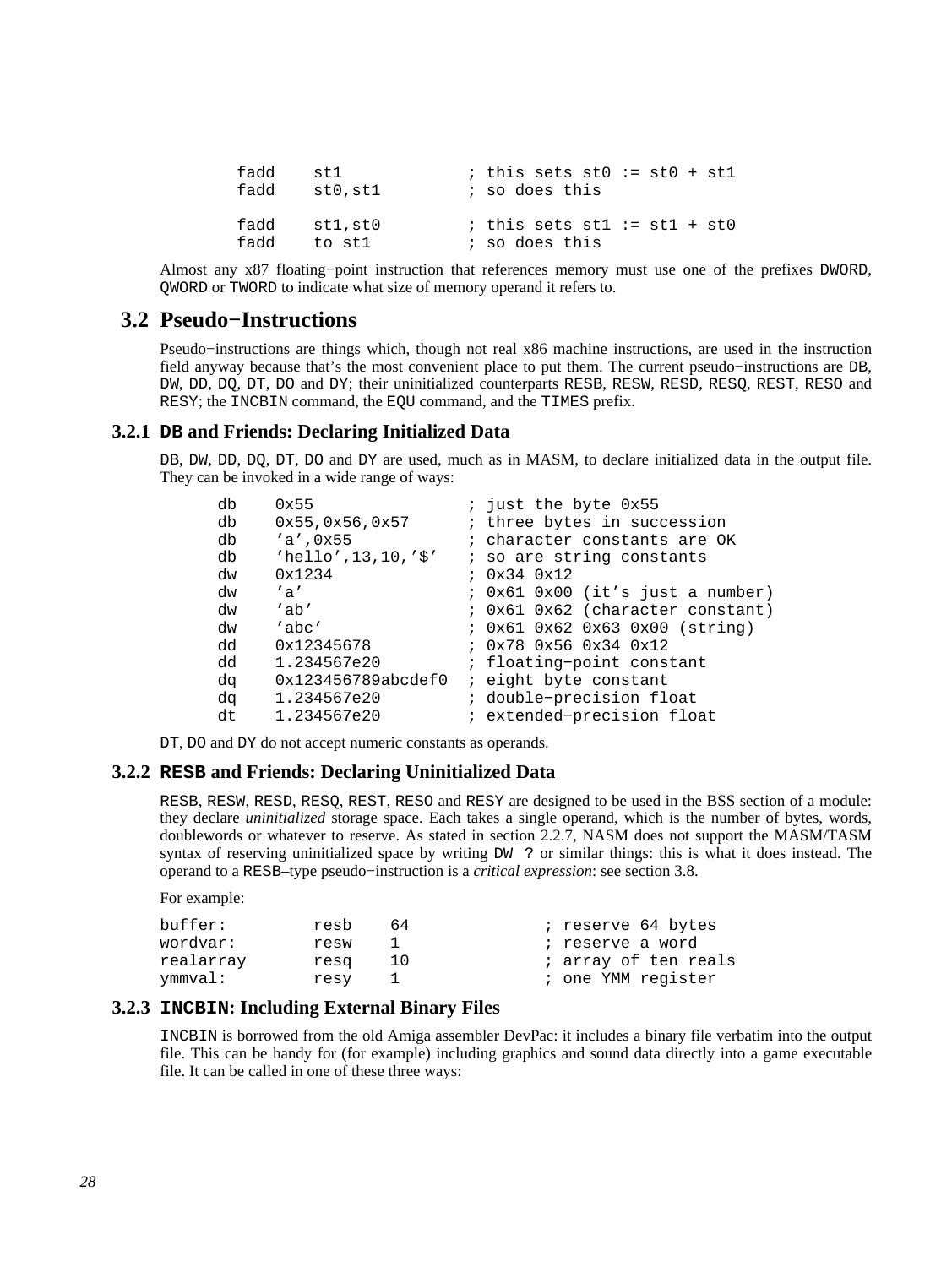```
fadd    st1             ; this sets st0 := st0 + st1
fadd    st0,st1         ; so does this

fadd    st1,st0         ; this sets st1 := st1 + st0
fadd    to st1          ; so does this
```

Almost any x87 floating−point instruction that references memory must use one of the prefixes `DWORD`, `QWORD` or `TWORD` to indicate what size of memory operand it refers to.

## 3.2 Pseudo−Instructions

Pseudo−instructions are things which, though not real x86 machine instructions, are used in the instruction field anyway because that's the most convenient place to put them. The current pseudo−instructions are `DB`, `DW`, `DD`, `DQ`, `DT`, `DO` and `DY`; their uninitialized counterparts `RESB`, `RESW`, `RESD`, `RESQ`, `REST`, `RESO` and `RESY`; the `INCBIN` command, the `EQU` command, and the `TIMES` prefix.

### 3.2.1 `DB` and Friends: Declaring Initialized Data

`DB`, `DW`, `DD`, `DQ`, `DT`, `DO` and `DY` are used, much as in MASM, to declare initialized data in the output file. They can be invoked in a wide range of ways:

```
db    0x55                ; just the byte 0x55
db    0x55,0x56,0x57      ; three bytes in succession
db    'a',0x55            ; character constants are OK
db    'hello',13,10,'$'   ; so are string constants
dw    0x1234              ; 0x34 0x12
dw    'a'                 ; 0x61 0x00 (it's just a number)
dw    'ab'                ; 0x61 0x62 (character constant)
dw    'abc'               ; 0x61 0x62 0x63 0x00 (string)
dd    0x12345678          ; 0x78 0x56 0x34 0x12
dd    1.234567e20         ; floating-point constant
dq    0x123456789abcdef0  ; eight byte constant
dq    1.234567e20         ; double-precision float
dt    1.234567e20         ; extended-precision float
```

`DT`, `DO` and `DY` do not accept numeric constants as operands.

### 3.2.2 `RESB` and Friends: Declaring Uninitialized Data

`RESB`, `RESW`, `RESD`, `RESQ`, `REST`, `RESO` and `RESY` are designed to be used in the BSS section of a module: they declare *uninitialized* storage space. Each takes a single operand, which is the number of bytes, words, doublewords or whatever to reserve. As stated in section 2.2.7, NASM does not support the MASM/TASM syntax of reserving uninitialized space by writing `DW ?` or similar things: this is what it does instead. The operand to a `RESB`–type pseudo−instruction is a *critical expression*: see section 3.8.

For example:

```
buffer:         resb    64              ; reserve 64 bytes
wordvar:        resw    1               ; reserve a word
realarray       resq    10              ; array of ten reals
ymmval:         resy    1               ; one YMM register
```

### 3.2.3 `INCBIN`: Including External Binary Files

`INCBIN` is borrowed from the old Amiga assembler DevPac: it includes a binary file verbatim into the output file. This can be handy for (for example) including graphics and sound data directly into a game executable file. It can be called in one of these three ways: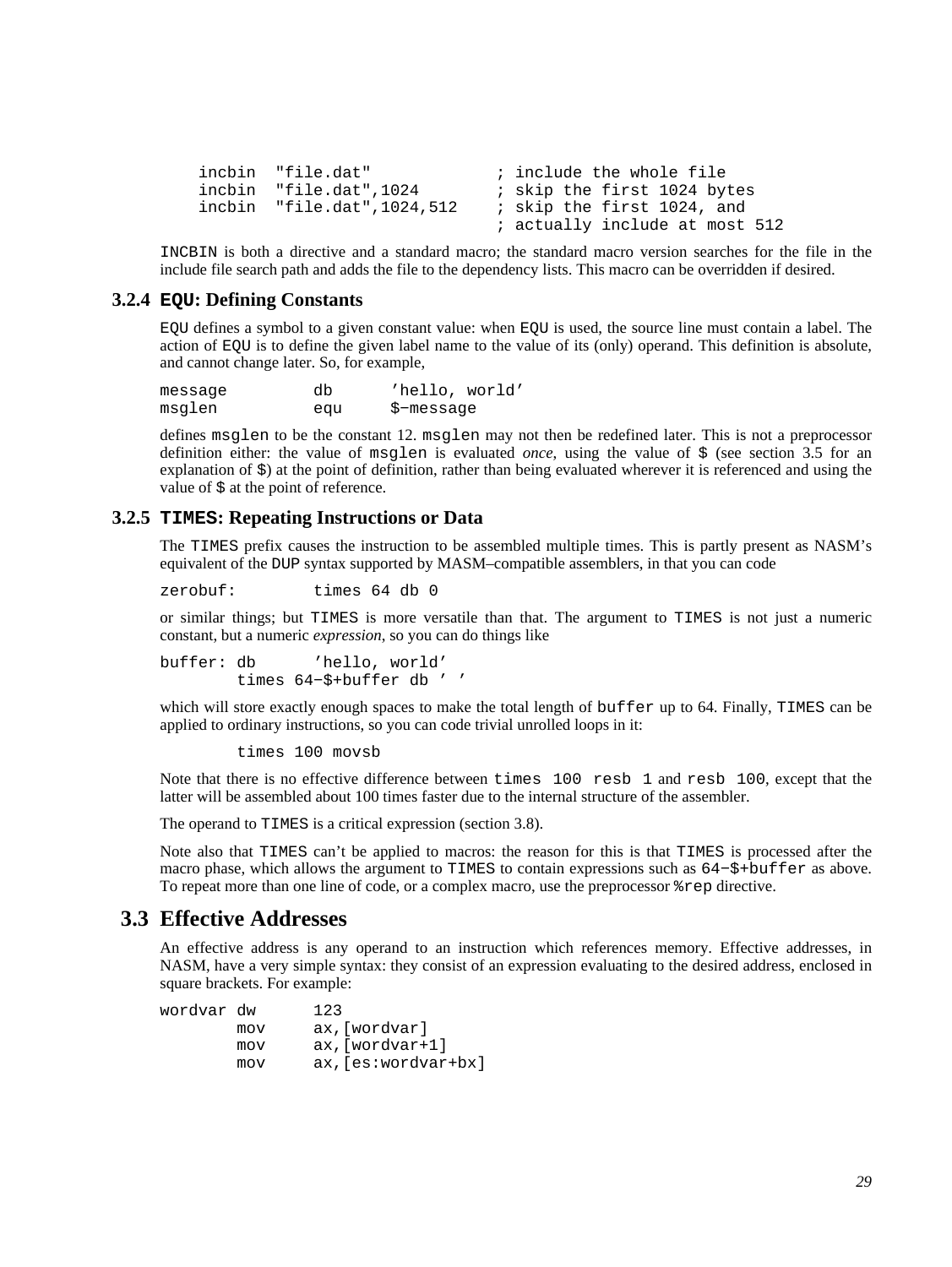```
    incbin  "file.dat"             ; include the whole file
    incbin  "file.dat",1024        ; skip the first 1024 bytes
    incbin  "file.dat",1024,512    ; skip the first 1024, and
                                   ; actually include at most 512
```

`INCBIN` is both a directive and a standard macro; the standard macro version searches for the file in the include file search path and adds the file to the dependency lists. This macro can be overridden if desired.

### 3.2.4 EQU: Defining Constants

`EQU` defines a symbol to a given constant value: when `EQU` is used, the source line must contain a label. The action of `EQU` is to define the given label name to the value of its (only) operand. This definition is absolute, and cannot change later. So, for example,

```
message         db      'hello, world'
msglen          equ     $-message
```

defines `msglen` to be the constant 12. `msglen` may not then be redefined later. This is not a preprocessor definition either: the value of `msglen` is evaluated *once*, using the value of `$` (see section 3.5 for an explanation of `$`) at the point of definition, rather than being evaluated wherever it is referenced and using the value of `$` at the point of reference.

### 3.2.5 TIMES: Repeating Instructions or Data

The `TIMES` prefix causes the instruction to be assembled multiple times. This is partly present as NASM's equivalent of the `DUP` syntax supported by MASM–compatible assemblers, in that you can code

```
zerobuf:        times 64 db 0
```

or similar things; but `TIMES` is more versatile than that. The argument to `TIMES` is not just a numeric constant, but a numeric *expression*, so you can do things like

```
buffer: db      'hello, world'
        times 64-$+buffer db ' '
```

which will store exactly enough spaces to make the total length of `buffer` up to 64. Finally, `TIMES` can be applied to ordinary instructions, so you can code trivial unrolled loops in it:

```
        times 100 movsb
```

Note that there is no effective difference between `times 100 resb 1` and `resb 100`, except that the latter will be assembled about 100 times faster due to the internal structure of the assembler.

The operand to `TIMES` is a critical expression (section 3.8).

Note also that `TIMES` can't be applied to macros: the reason for this is that `TIMES` is processed after the macro phase, which allows the argument to `TIMES` to contain expressions such as `64-$+buffer` as above. To repeat more than one line of code, or a complex macro, use the preprocessor `%rep` directive.

## 3.3 Effective Addresses

An effective address is any operand to an instruction which references memory. Effective addresses, in NASM, have a very simple syntax: they consist of an expression evaluating to the desired address, enclosed in square brackets. For example:

```
wordvar dw      123
        mov     ax,[wordvar]
        mov     ax,[wordvar+1]
        mov     ax,[es:wordvar+bx]
```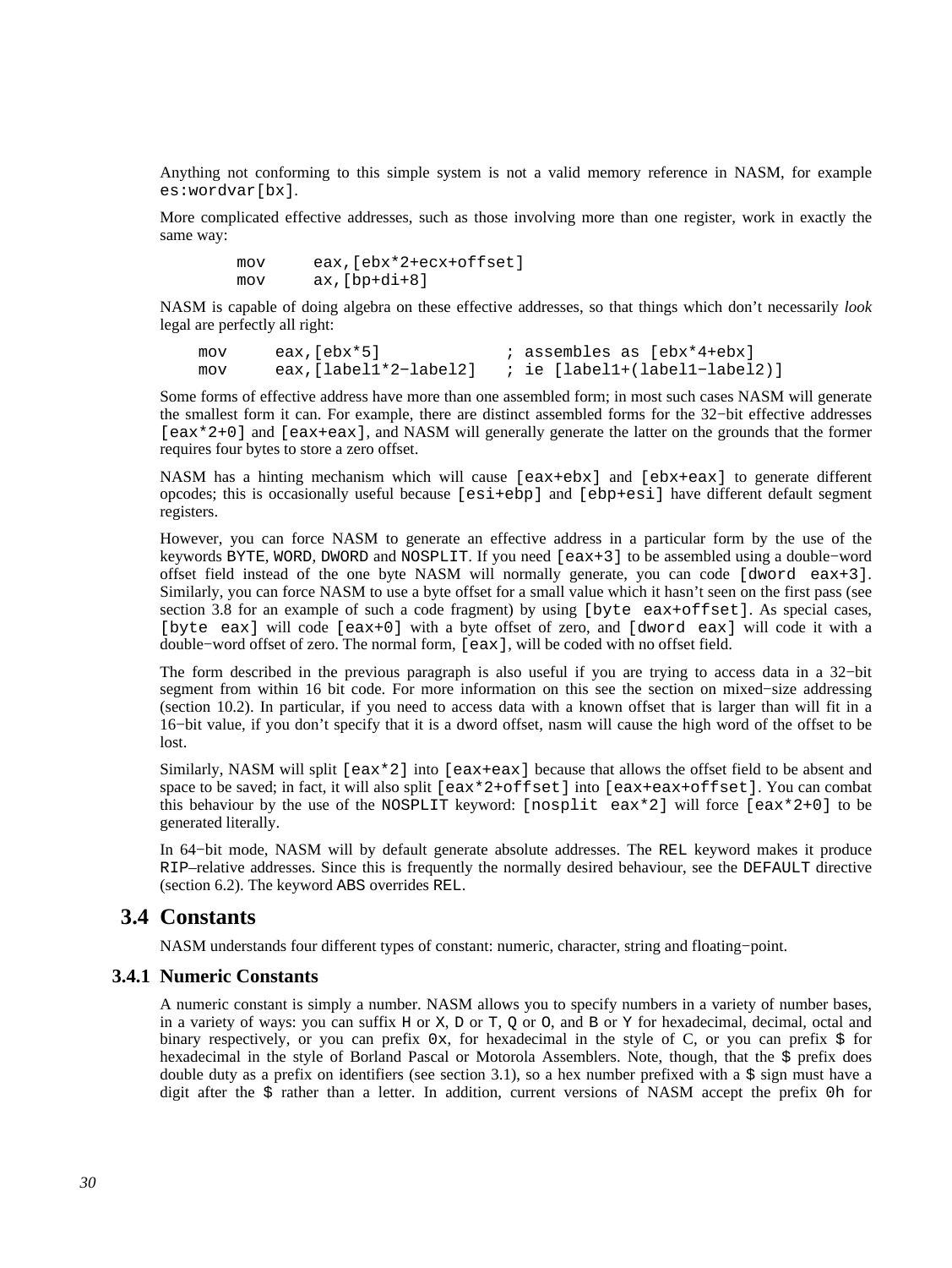Anything not conforming to this simple system is not a valid memory reference in NASM, for example `es:wordvar[bx]`.

More complicated effective addresses, such as those involving more than one register, work in exactly the same way:

```
        mov     eax,[ebx*2+ecx+offset]
        mov     ax,[bp+di+8]
```

NASM is capable of doing algebra on these effective addresses, so that things which don't necessarily *look* legal are perfectly all right:

```
    mov     eax,[ebx*5]             ; assembles as [ebx*4+ebx]
    mov     eax,[label1*2-label2]   ; ie [label1+(label1-label2)]
```

Some forms of effective address have more than one assembled form; in most such cases NASM will generate the smallest form it can. For example, there are distinct assembled forms for the 32−bit effective addresses `[eax*2+0]` and `[eax+eax]`, and NASM will generally generate the latter on the grounds that the former requires four bytes to store a zero offset.

NASM has a hinting mechanism which will cause `[eax+ebx]` and `[ebx+eax]` to generate different opcodes; this is occasionally useful because `[esi+ebp]` and `[ebp+esi]` have different default segment registers.

However, you can force NASM to generate an effective address in a particular form by the use of the keywords `BYTE`, `WORD`, `DWORD` and `NOSPLIT`. If you need `[eax+3]` to be assembled using a double−word offset field instead of the one byte NASM will normally generate, you can code `[dword eax+3]`. Similarly, you can force NASM to use a byte offset for a small value which it hasn't seen on the first pass (see section 3.8 for an example of such a code fragment) by using `[byte eax+offset]`. As special cases, `[byte eax]` will code `[eax+0]` with a byte offset of zero, and `[dword eax]` will code it with a double−word offset of zero. The normal form, `[eax]`, will be coded with no offset field.

The form described in the previous paragraph is also useful if you are trying to access data in a 32−bit segment from within 16 bit code. For more information on this see the section on mixed−size addressing (section 10.2). In particular, if you need to access data with a known offset that is larger than will fit in a 16−bit value, if you don't specify that it is a dword offset, nasm will cause the high word of the offset to be lost.

Similarly, NASM will split `[eax*2]` into `[eax+eax]` because that allows the offset field to be absent and space to be saved; in fact, it will also split `[eax*2+offset]` into `[eax+eax+offset]`. You can combat this behaviour by the use of the `NOSPLIT` keyword: `[nosplit eax*2]` will force `[eax*2+0]` to be generated literally.

In 64−bit mode, NASM will by default generate absolute addresses. The `REL` keyword makes it produce `RIP`–relative addresses. Since this is frequently the normally desired behaviour, see the `DEFAULT` directive (section 6.2). The keyword `ABS` overrides `REL`.

## 3.4 Constants

NASM understands four different types of constant: numeric, character, string and floating−point.

### 3.4.1 Numeric Constants

A numeric constant is simply a number. NASM allows you to specify numbers in a variety of number bases, in a variety of ways: you can suffix `H` or `X`, `D` or `T`, `Q` or `O`, and `B` or `Y` for hexadecimal, decimal, octal and binary respectively, or you can prefix `0x`, for hexadecimal in the style of C, or you can prefix `$` for hexadecimal in the style of Borland Pascal or Motorola Assemblers. Note, though, that the `$` prefix does double duty as a prefix on identifiers (see section 3.1), so a hex number prefixed with a `$` sign must have a digit after the `$` rather than a letter. In addition, current versions of NASM accept the prefix `0h` for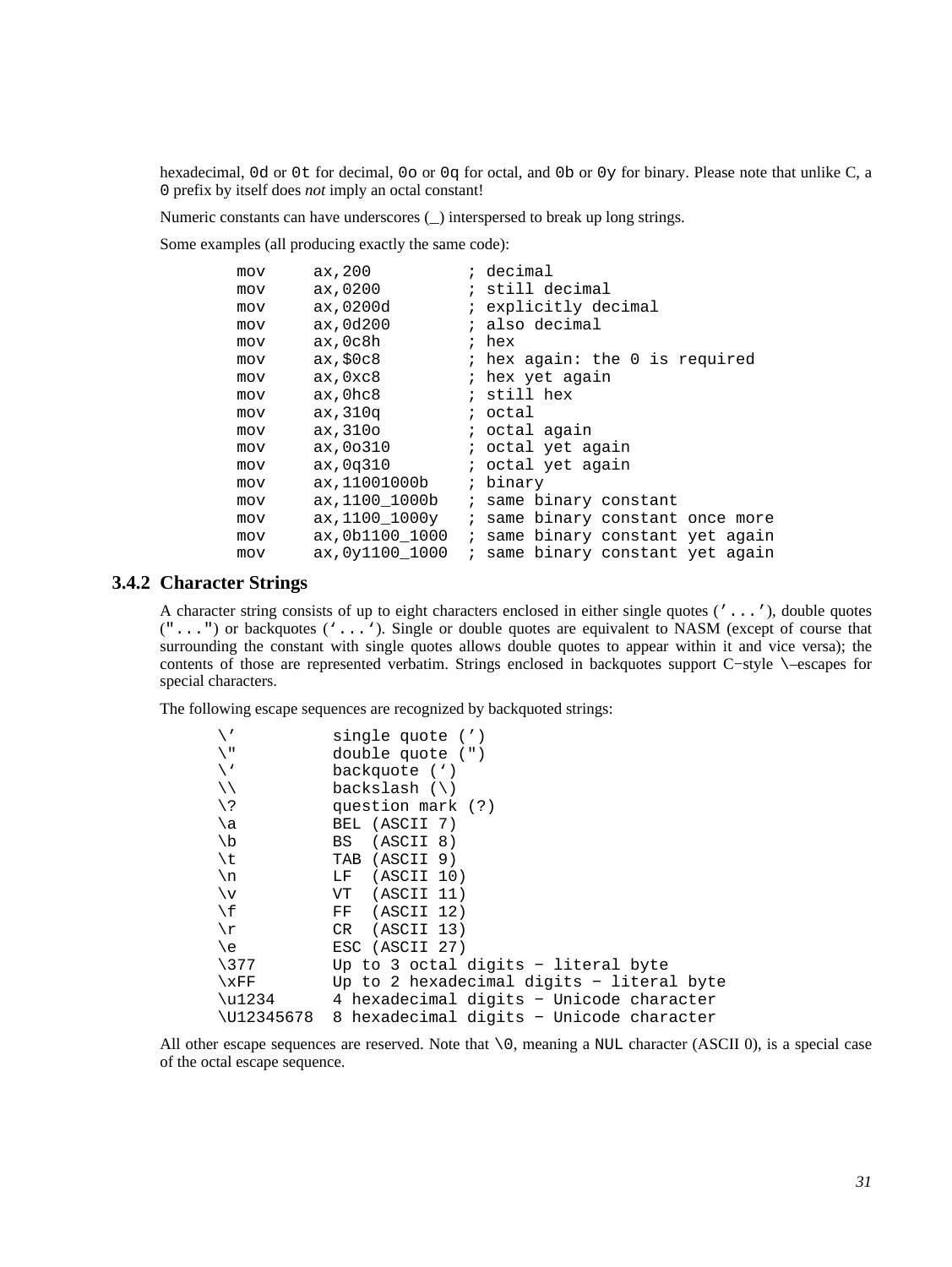hexadecimal, `0d` or `0t` for decimal, `0o` or `0q` for octal, and `0b` or `0y` for binary. Please note that unlike C, a `0` prefix by itself does *not* imply an octal constant!

Numeric constants can have underscores (_) interspersed to break up long strings.

Some examples (all producing exactly the same code):

```
        mov     ax,200          ; decimal
        mov     ax,0200         ; still decimal
        mov     ax,0200d        ; explicitly decimal
        mov     ax,0d200        ; also decimal
        mov     ax,0c8h         ; hex
        mov     ax,$0c8         ; hex again: the 0 is required
        mov     ax,0xc8         ; hex yet again
        mov     ax,0hc8         ; still hex
        mov     ax,310q         ; octal
        mov     ax,310o         ; octal again
        mov     ax,0o310        ; octal yet again
        mov     ax,0q310        ; octal yet again
        mov     ax,11001000b    ; binary
        mov     ax,1100_1000b   ; same binary constant
        mov     ax,1100_1000y   ; same binary constant once more
        mov     ax,0b1100_1000  ; same binary constant yet again
        mov     ax,0y1100_1000  ; same binary constant yet again
```

### 3.4.2 Character Strings

A character string consists of up to eight characters enclosed in either single quotes (`'...'`), double quotes (`"..."`) or backquotes (`` `...` ``). Single or double quotes are equivalent to NASM (except of course that surrounding the constant with single quotes allows double quotes to appear within it and vice versa); the contents of those are represented verbatim. Strings enclosed in backquotes support C−style `\`–escapes for special characters.

The following escape sequences are recognized by backquoted strings:

```
      \'          single quote (')
      \"          double quote (")
      \`          backquote (`)
      \\          backslash (\)
      \?          question mark (?)
      \a          BEL (ASCII 7)
      \b          BS  (ASCII 8)
      \t          TAB (ASCII 9)
      \n          LF  (ASCII 10)
      \v          VT  (ASCII 11)
      \f          FF  (ASCII 12)
      \r          CR  (ASCII 13)
      \e          ESC (ASCII 27)
      \377        Up to 3 octal digits − literal byte
      \xFF        Up to 2 hexadecimal digits − literal byte
      \u1234      4 hexadecimal digits − Unicode character
      \U12345678  8 hexadecimal digits − Unicode character
```

All other escape sequences are reserved. Note that `\0`, meaning a `NUL` character (ASCII 0), is a special case of the octal escape sequence.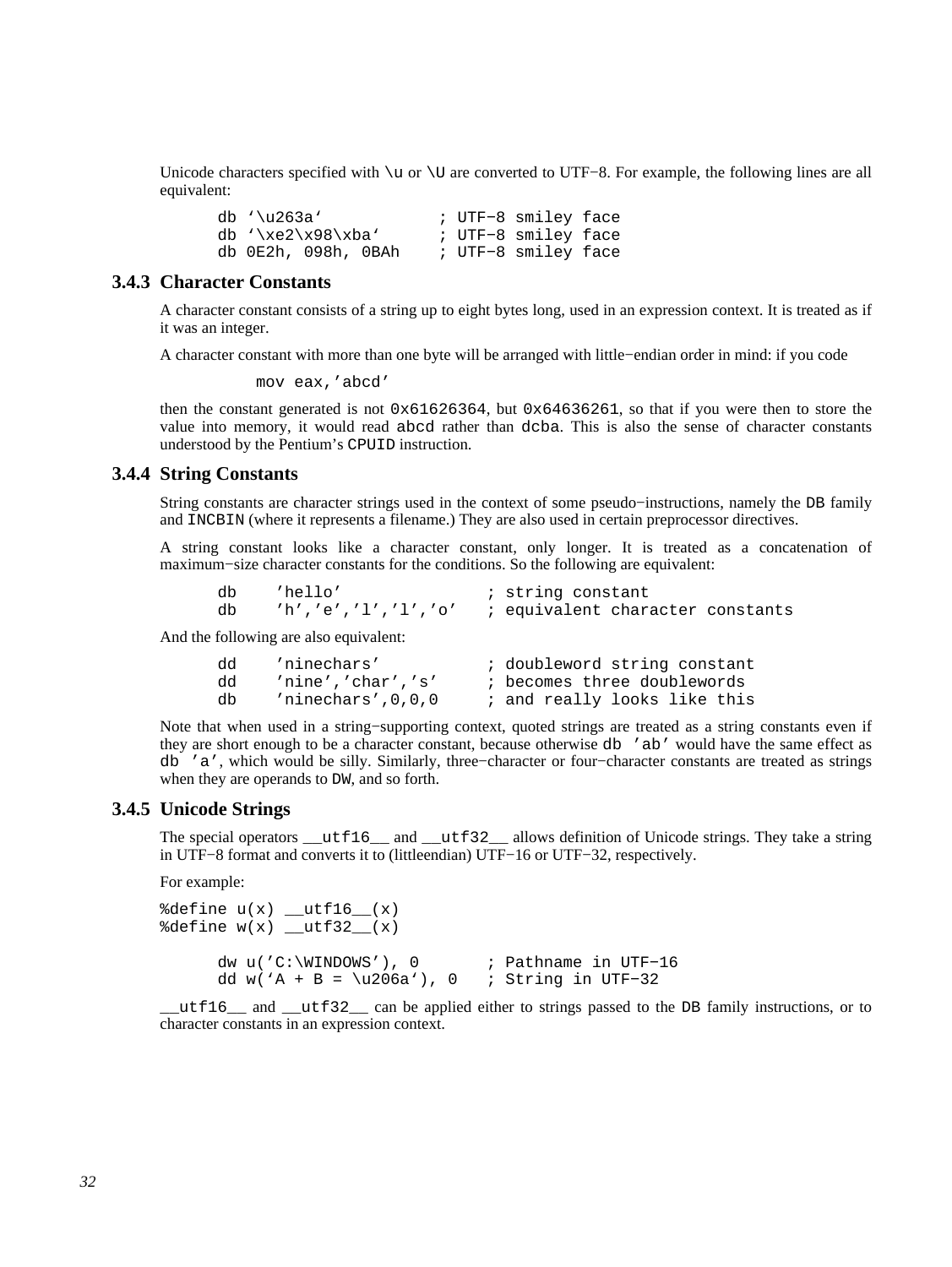Unicode characters specified with `\u` or `\U` are converted to UTF−8. For example, the following lines are all equivalent:

```
db `\u263a`            ; UTF-8 smiley face
db `\xe2\x98\xba`      ; UTF-8 smiley face
db 0E2h, 098h, 0BAh    ; UTF-8 smiley face
```

### 3.4.3 Character Constants

A character constant consists of a string up to eight bytes long, used in an expression context. It is treated as if it was an integer.

A character constant with more than one byte will be arranged with little−endian order in mind: if you code

```
          mov eax,'abcd'
```

then the constant generated is not `0x61626364`, but `0x64636261`, so that if you were then to store the value into memory, it would read `abcd` rather than `dcba`. This is also the sense of character constants understood by the Pentium's `CPUID` instruction.

### 3.4.4 String Constants

String constants are character strings used in the context of some pseudo−instructions, namely the `DB` family and `INCBIN` (where it represents a filename.) They are also used in certain preprocessor directives.

A string constant looks like a character constant, only longer. It is treated as a concatenation of maximum−size character constants for the conditions. So the following are equivalent:

```
db    'hello'               ; string constant
db    'h','e','l','l','o'   ; equivalent character constants
```

And the following are also equivalent:

```
dd    'ninechars'           ; doubleword string constant
dd    'nine','char','s'     ; becomes three doublewords
db    'ninechars',0,0,0     ; and really looks like this
```

Note that when used in a string−supporting context, quoted strings are treated as a string constants even if they are short enough to be a character constant, because otherwise `db 'ab'` would have the same effect as `db 'a'`, which would be silly. Similarly, three−character or four−character constants are treated as strings when they are operands to `DW`, and so forth.

### 3.4.5 Unicode Strings

The special operators `__utf16__` and `__utf32__` allows definition of Unicode strings. They take a string in UTF−8 format and converts it to (littleendian) UTF−16 or UTF−32, respectively.

For example:

```
%define u(x) __utf16__(x)
%define w(x) __utf32__(x)

      dw u('C:\WINDOWS'), 0       ; Pathname in UTF-16
      dd w(`A + B = \u206a`), 0   ; String in UTF-32
```

`__utf16__` and `__utf32__` can be applied either to strings passed to the `DB` family instructions, or to character constants in an expression context.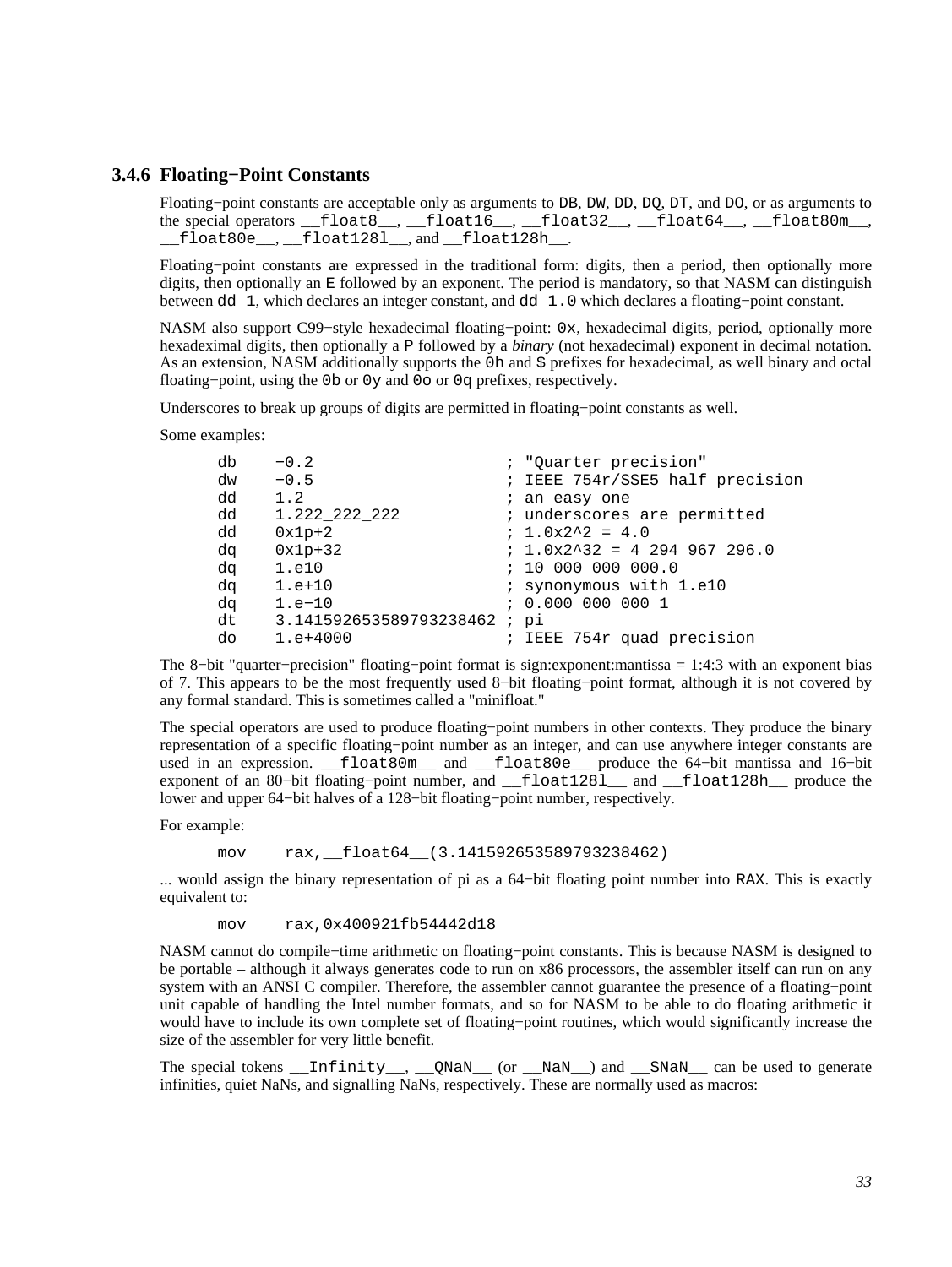### 3.4.6 Floating−Point Constants

Floating−point constants are acceptable only as arguments to `DB`, `DW`, `DD`, `DQ`, `DT`, and `DO`, or as arguments to the special operators `__float8__`, `__float16__`, `__float32__`, `__float64__`, `__float80m__`, `__float80e__`, `__float128l__`, and `__float128h__`.

Floating−point constants are expressed in the traditional form: digits, then a period, then optionally more digits, then optionally an `E` followed by an exponent. The period is mandatory, so that NASM can distinguish between `dd 1`, which declares an integer constant, and `dd 1.0` which declares a floating−point constant.

NASM also support C99−style hexadecimal floating−point: `0x`, hexadecimal digits, period, optionally more hexadeximal digits, then optionally a `P` followed by a *binary* (not hexadecimal) exponent in decimal notation. As an extension, NASM additionally supports the `0h` and `$` prefixes for hexadecimal, as well binary and octal floating−point, using the `0b` or `0y` and `0o` or `0q` prefixes, respectively.

Underscores to break up groups of digits are permitted in floating−point constants as well.

Some examples:

```
db    -0.2                   ; "Quarter precision"
dw    -0.5                   ; IEEE 754r/SSE5 half precision
dd    1.2                    ; an easy one
dd    1.222_222_222          ; underscores are permitted
dd    0x1p+2                 ; 1.0x2^2 = 4.0
dq    0x1p+32                ; 1.0x2^32 = 4 294 967 296.0
dq    1.e10                  ; 10 000 000 000.0
dq    1.e+10                 ; synonymous with 1.e10
dq    1.e-10                 ; 0.000 000 000 1
dt    3.141592653589793238462 ; pi
do    1.e+4000               ; IEEE 754r quad precision
```

The 8−bit "quarter−precision" floating−point format is sign:exponent:mantissa = 1:4:3 with an exponent bias of 7. This appears to be the most frequently used 8−bit floating−point format, although it is not covered by any formal standard. This is sometimes called a "minifloat."

The special operators are used to produce floating−point numbers in other contexts. They produce the binary representation of a specific floating−point number as an integer, and can use anywhere integer constants are used in an expression. `__float80m__` and `__float80e__` produce the 64−bit mantissa and 16−bit exponent of an 80−bit floating−point number, and `__float128l__` and `__float128h__` produce the lower and upper 64−bit halves of a 128−bit floating−point number, respectively.

For example:

```
mov     rax,__float64__(3.141592653589793238462)
```

... would assign the binary representation of pi as a 64−bit floating point number into `RAX`. This is exactly equivalent to:

```
mov     rax,0x400921fb54442d18
```

NASM cannot do compile−time arithmetic on floating−point constants. This is because NASM is designed to be portable – although it always generates code to run on x86 processors, the assembler itself can run on any system with an ANSI C compiler. Therefore, the assembler cannot guarantee the presence of a floating−point unit capable of handling the Intel number formats, and so for NASM to be able to do floating arithmetic it would have to include its own complete set of floating−point routines, which would significantly increase the size of the assembler for very little benefit.

The special tokens `__Infinity__`, `__QNaN__` (or `__NaN__`) and `__SNaN__` can be used to generate infinities, quiet NaNs, and signalling NaNs, respectively. These are normally used as macros: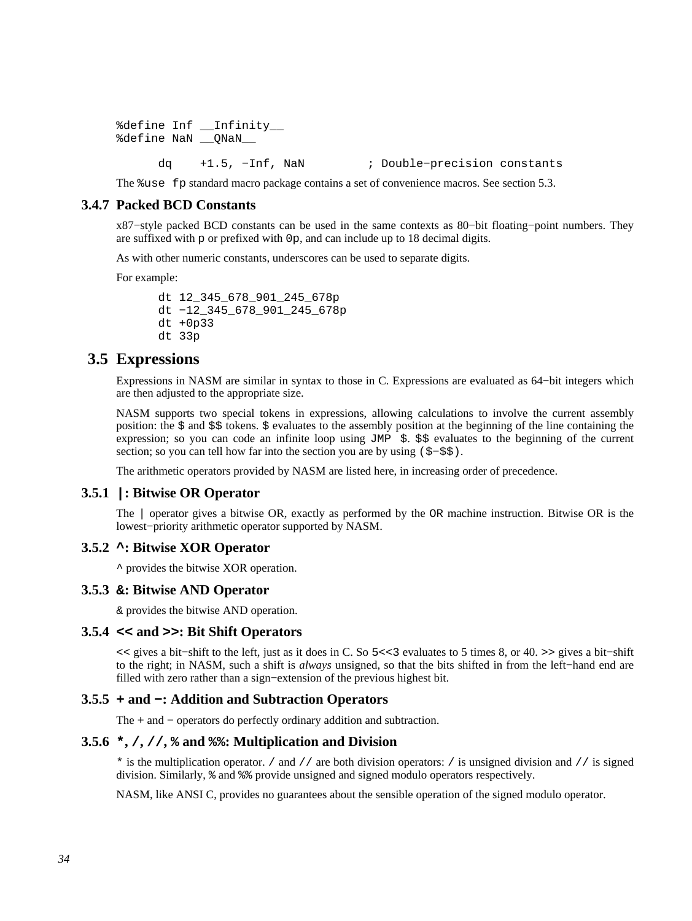```
%define Inf __Infinity__
%define NaN __QNaN__

      dq    +1.5, -Inf, NaN         ; Double-precision constants
```

The `%use fp` standard macro package contains a set of convenience macros. See section 5.3.

### 3.4.7 Packed BCD Constants

x87-style packed BCD constants can be used in the same contexts as 80-bit floating-point numbers. They are suffixed with `p` or prefixed with `0p`, and can include up to 18 decimal digits.

As with other numeric constants, underscores can be used to separate digits.

For example:

```
dt 12_345_678_901_245_678p
dt -12_345_678_901_245_678p
dt +0p33
dt 33p
```

## 3.5 Expressions

Expressions in NASM are similar in syntax to those in C. Expressions are evaluated as 64-bit integers which are then adjusted to the appropriate size.

NASM supports two special tokens in expressions, allowing calculations to involve the current assembly position: the `$` and `$$` tokens. `$` evaluates to the assembly position at the beginning of the line containing the expression; so you can code an infinite loop using `JMP $`. `$$` evaluates to the beginning of the current section; so you can tell how far into the section you are by using `($-$$)`.

The arithmetic operators provided by NASM are listed here, in increasing order of precedence.

### 3.5.1 `|`: Bitwise OR Operator

The `|` operator gives a bitwise OR, exactly as performed by the `OR` machine instruction. Bitwise OR is the lowest-priority arithmetic operator supported by NASM.

### 3.5.2 `^`: Bitwise XOR Operator

`^` provides the bitwise XOR operation.

### 3.5.3 `&`: Bitwise AND Operator

`&` provides the bitwise AND operation.

### 3.5.4 `<<` and `>>`: Bit Shift Operators

`<<` gives a bit-shift to the left, just as it does in C. So `5<<3` evaluates to 5 times 8, or 40. `>>` gives a bit-shift to the right; in NASM, such a shift is *always* unsigned, so that the bits shifted in from the left-hand end are filled with zero rather than a sign-extension of the previous highest bit.

### 3.5.5 `+` and `-`: Addition and Subtraction Operators

The `+` and `-` operators do perfectly ordinary addition and subtraction.

### 3.5.6 `*`, `/`, `//`, `%` and `%%`: Multiplication and Division

`*` is the multiplication operator. `/` and `//` are both division operators: `/` is unsigned division and `//` is signed division. Similarly, `%` and `%%` provide unsigned and signed modulo operators respectively.

NASM, like ANSI C, provides no guarantees about the sensible operation of the signed modulo operator.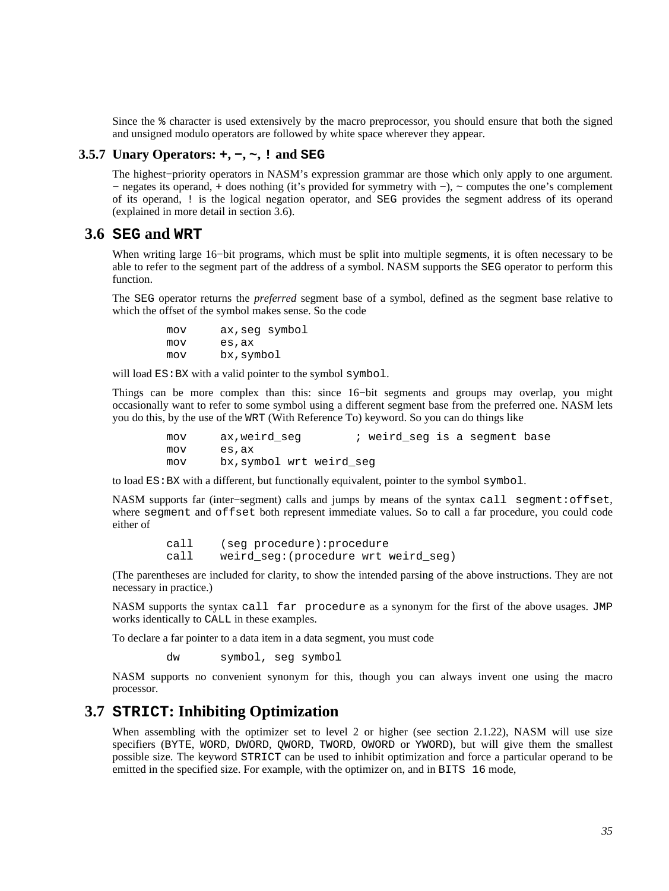Since the `%` character is used extensively by the macro preprocessor, you should ensure that both the signed and unsigned modulo operators are followed by white space wherever they appear.

### 3.5.7 Unary Operators: `+`, `−`, `~`, `!` and `SEG`

The highest−priority operators in NASM's expression grammar are those which only apply to one argument. `−` negates its operand, `+` does nothing (it's provided for symmetry with `−`), `~` computes the one's complement of its operand, `!` is the logical negation operator, and `SEG` provides the segment address of its operand (explained in more detail in section 3.6).

## 3.6 `SEG` and `WRT`

When writing large 16−bit programs, which must be split into multiple segments, it is often necessary to be able to refer to the segment part of the address of a symbol. NASM supports the `SEG` operator to perform this function.

The `SEG` operator returns the *preferred* segment base of a symbol, defined as the segment base relative to which the offset of the symbol makes sense. So the code

```
        mov     ax,seg symbol
        mov     es,ax
        mov     bx,symbol
```

will load `ES:BX` with a valid pointer to the symbol `symbol`.

Things can be more complex than this: since 16−bit segments and groups may overlap, you might occasionally want to refer to some symbol using a different segment base from the preferred one. NASM lets you do this, by the use of the `WRT` (With Reference To) keyword. So you can do things like

```
        mov     ax,weird_seg        ; weird_seg is a segment base
        mov     es,ax
        mov     bx,symbol wrt weird_seg
```

to load `ES:BX` with a different, but functionally equivalent, pointer to the symbol `symbol`.

NASM supports far (inter−segment) calls and jumps by means of the syntax `call segment:offset`, where `segment` and `offset` both represent immediate values. So to call a far procedure, you could code either of

```
        call    (seg procedure):procedure
        call    weird_seg:(procedure wrt weird_seg)
```

(The parentheses are included for clarity, to show the intended parsing of the above instructions. They are not necessary in practice.)

NASM supports the syntax `call far procedure` as a synonym for the first of the above usages. `JMP` works identically to `CALL` in these examples.

To declare a far pointer to a data item in a data segment, you must code

```
        dw      symbol, seg symbol
```

NASM supports no convenient synonym for this, though you can always invent one using the macro processor.

## 3.7 `STRICT`: Inhibiting Optimization

When assembling with the optimizer set to level 2 or higher (see section 2.1.22), NASM will use size specifiers (`BYTE`, `WORD`, `DWORD`, `QWORD`, `TWORD`, `OWORD` or `YWORD`), but will give them the smallest possible size. The keyword `STRICT` can be used to inhibit optimization and force a particular operand to be emitted in the specified size. For example, with the optimizer on, and in `BITS 16` mode,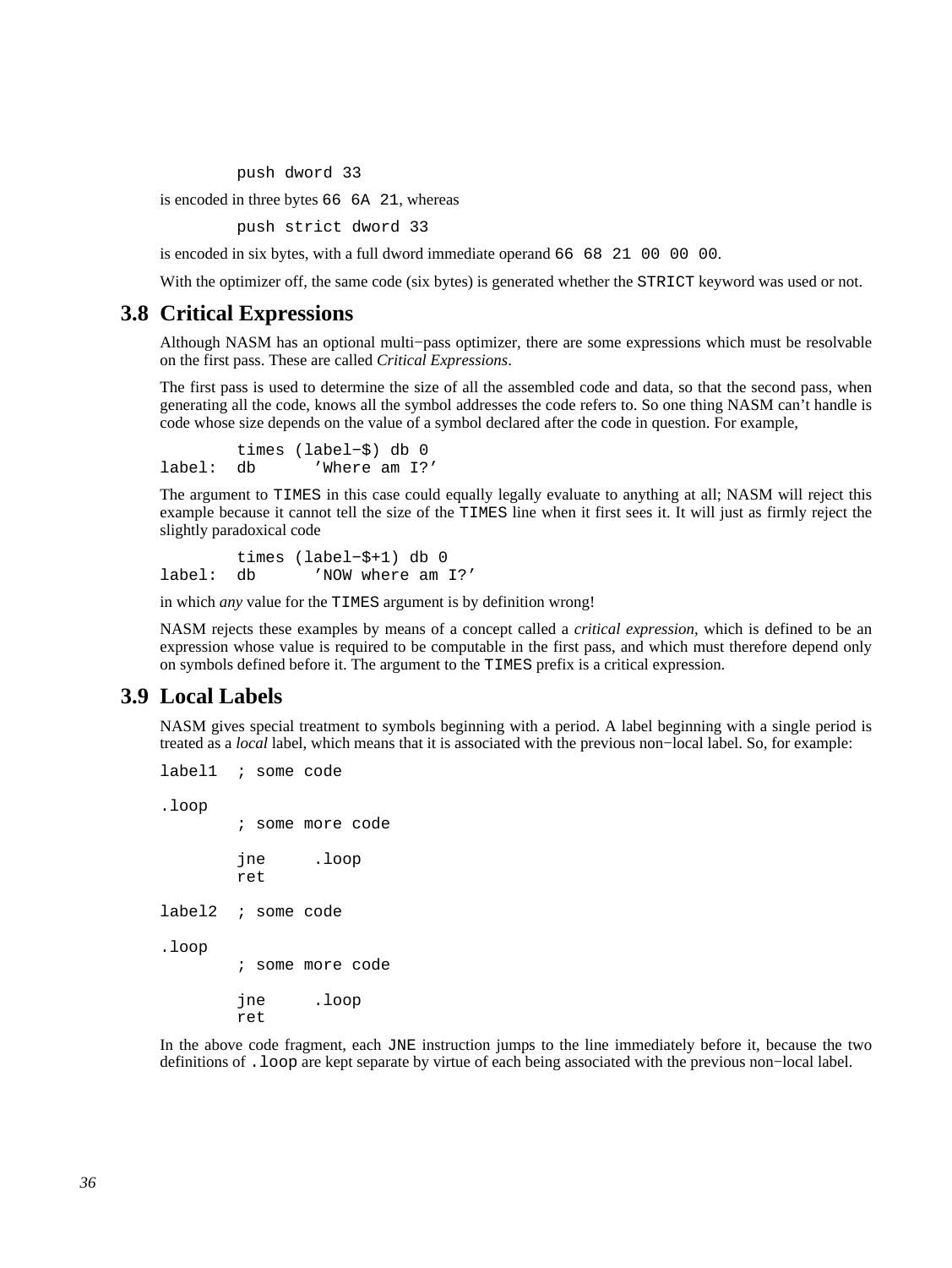```
        push dword 33
```

is encoded in three bytes `66 6A 21`, whereas

```
        push strict dword 33
```

is encoded in six bytes, with a full dword immediate operand `66 68 21 00 00 00`.

With the optimizer off, the same code (six bytes) is generated whether the `STRICT` keyword was used or not.

## 3.8 Critical Expressions

Although NASM has an optional multi−pass optimizer, there are some expressions which must be resolvable on the first pass. These are called *Critical Expressions*.

The first pass is used to determine the size of all the assembled code and data, so that the second pass, when generating all the code, knows all the symbol addresses the code refers to. So one thing NASM can't handle is code whose size depends on the value of a symbol declared after the code in question. For example,

```
        times (label−$) db 0
label:  db      'Where am I?'
```

The argument to `TIMES` in this case could equally legally evaluate to anything at all; NASM will reject this example because it cannot tell the size of the `TIMES` line when it first sees it. It will just as firmly reject the slightly paradoxical code

```
        times (label−$+1) db 0
label:  db      'NOW where am I?'
```

in which *any* value for the `TIMES` argument is by definition wrong!

NASM rejects these examples by means of a concept called a *critical expression*, which is defined to be an expression whose value is required to be computable in the first pass, and which must therefore depend only on symbols defined before it. The argument to the `TIMES` prefix is a critical expression.

## 3.9 Local Labels

NASM gives special treatment to symbols beginning with a period. A label beginning with a single period is treated as a *local* label, which means that it is associated with the previous non−local label. So, for example:

```
label1  ; some code

.loop
        ; some more code

        jne     .loop
        ret

label2  ; some code

.loop
        ; some more code

        jne     .loop
        ret
```

In the above code fragment, each `JNE` instruction jumps to the line immediately before it, because the two definitions of `.loop` are kept separate by virtue of each being associated with the previous non−local label.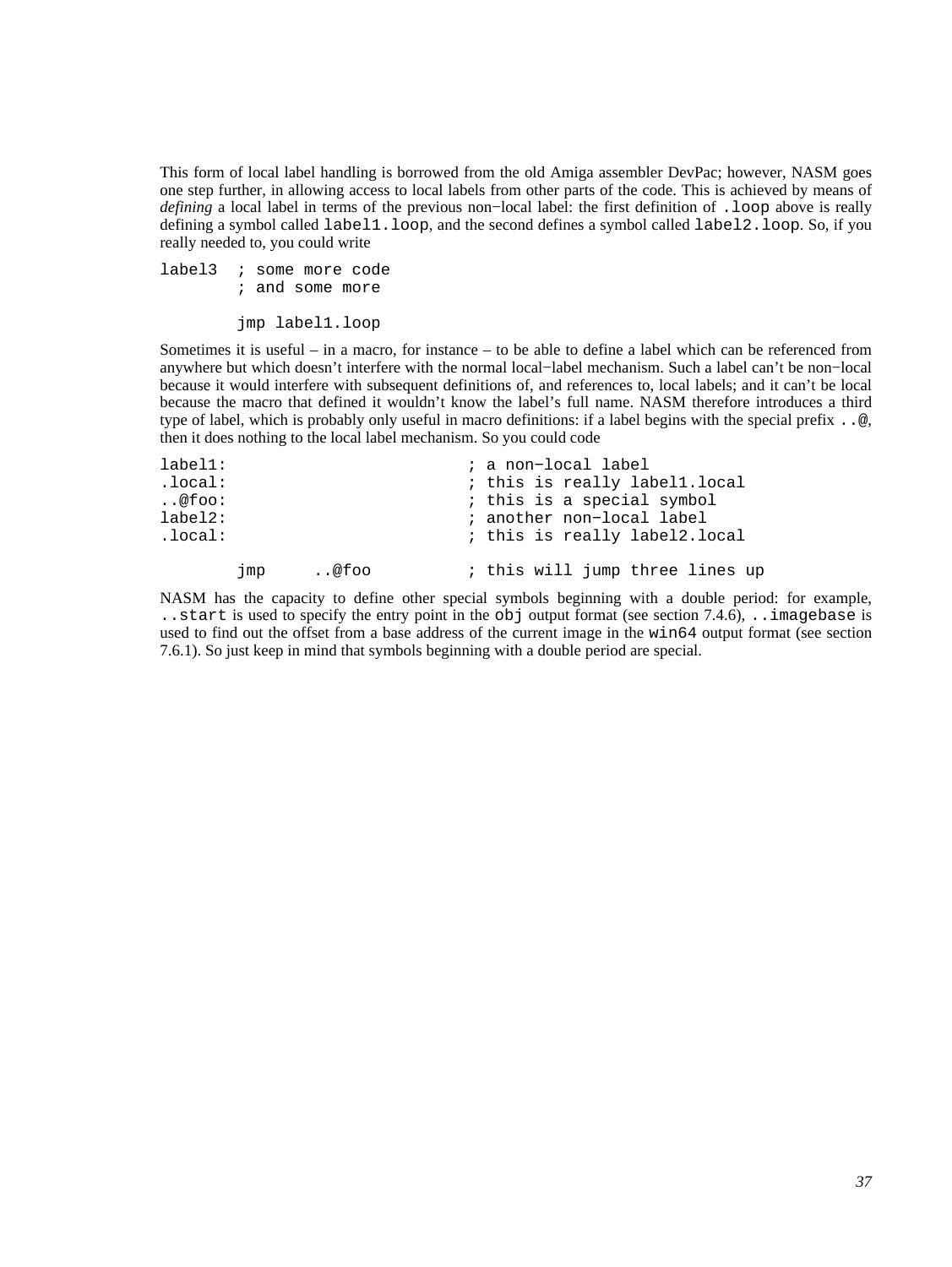This form of local label handling is borrowed from the old Amiga assembler DevPac; however, NASM goes one step further, in allowing access to local labels from other parts of the code. This is achieved by means of *defining* a local label in terms of the previous non−local label: the first definition of `.loop` above is really defining a symbol called `label1.loop`, and the second defines a symbol called `label2.loop`. So, if you really needed to, you could write

```
label3  ; some more code
        ; and some more

        jmp label1.loop
```

Sometimes it is useful – in a macro, for instance – to be able to define a label which can be referenced from anywhere but which doesn't interfere with the normal local−label mechanism. Such a label can't be non−local because it would interfere with subsequent definitions of, and references to, local labels; and it can't be local because the macro that defined it wouldn't know the label's full name. NASM therefore introduces a third type of label, which is probably only useful in macro definitions: if a label begins with the special prefix `..@`, then it does nothing to the local label mechanism. So you could code

```
label1:                         ; a non−local label
.local:                         ; this is really label1.local
..@foo:                         ; this is a special symbol
label2:                         ; another non−local label
.local:                         ; this is really label2.local

        jmp     ..@foo          ; this will jump three lines up
```

NASM has the capacity to define other special symbols beginning with a double period: for example, `..start` is used to specify the entry point in the `obj` output format (see section 7.4.6), `..imagebase` is used to find out the offset from a base address of the current image in the `win64` output format (see section 7.6.1). So just keep in mind that symbols beginning with a double period are special.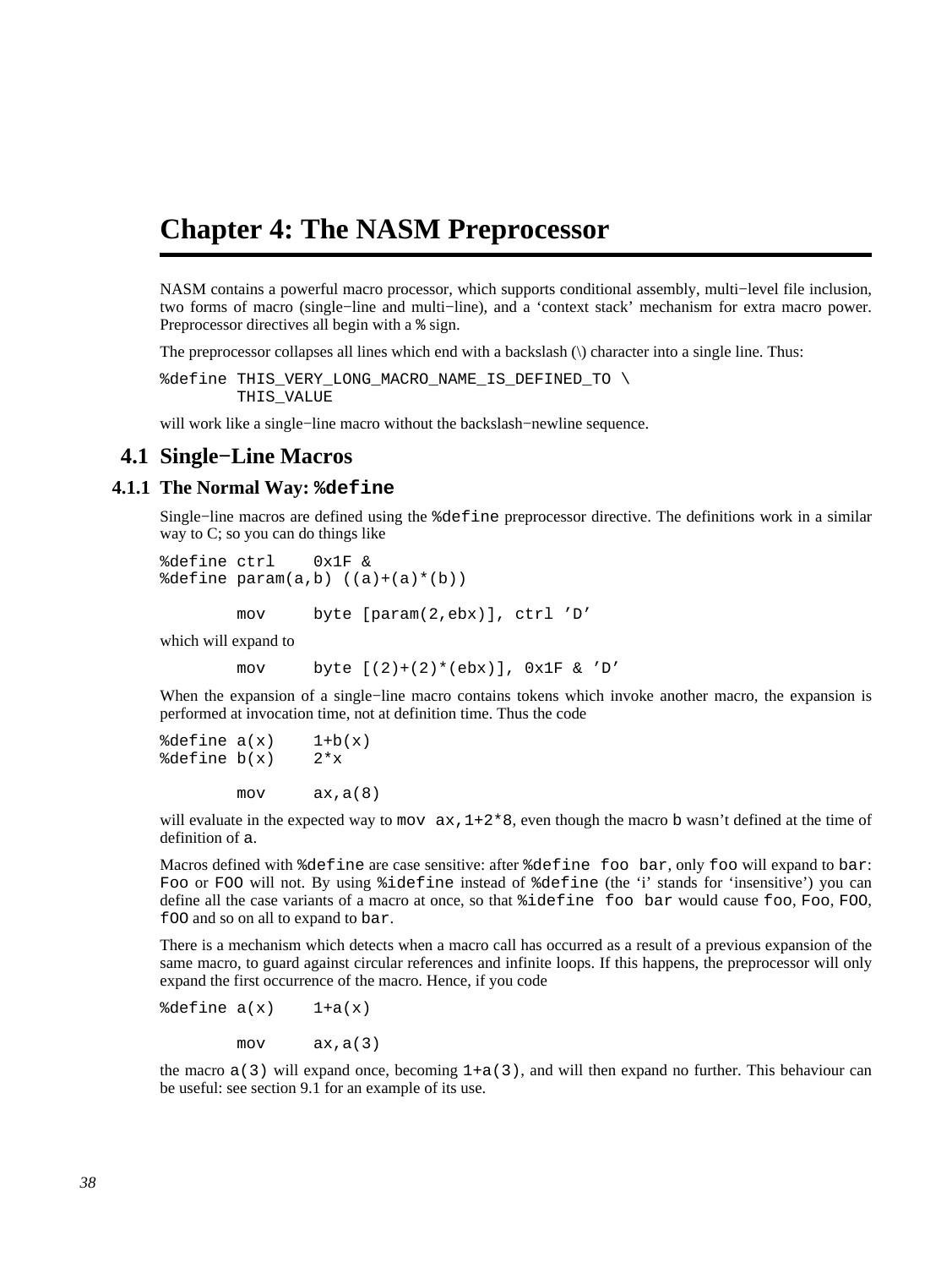# Chapter 4: The NASM Preprocessor

NASM contains a powerful macro processor, which supports conditional assembly, multi−level file inclusion, two forms of macro (single−line and multi−line), and a 'context stack' mechanism for extra macro power. Preprocessor directives all begin with a `%` sign.

The preprocessor collapses all lines which end with a backslash (\) character into a single line. Thus:

```
%define THIS_VERY_LONG_MACRO_NAME_IS_DEFINED_TO \
        THIS_VALUE
```

will work like a single−line macro without the backslash−newline sequence.

## 4.1 Single−Line Macros

### 4.1.1 The Normal Way: `%define`

Single−line macros are defined using the `%define` preprocessor directive. The definitions work in a similar way to C; so you can do things like

```
%define ctrl    0x1F &
%define param(a,b) ((a)+(a)*(b))

        mov     byte [param(2,ebx)], ctrl 'D'
```

which will expand to

```
        mov     byte [(2)+(2)*(ebx)], 0x1F & 'D'
```

When the expansion of a single−line macro contains tokens which invoke another macro, the expansion is performed at invocation time, not at definition time. Thus the code

```
%define a(x)    1+b(x)
%define b(x)    2*x

        mov     ax,a(8)
```

will evaluate in the expected way to `mov ax,1+2*8`, even though the macro `b` wasn't defined at the time of definition of `a`.

Macros defined with `%define` are case sensitive: after `%define foo bar`, only `foo` will expand to `bar`: `Foo` or `FOO` will not. By using `%idefine` instead of `%define` (the 'i' stands for 'insensitive') you can define all the case variants of a macro at once, so that `%idefine foo bar` would cause `foo`, `Foo`, `FOO`, `fOO` and so on all to expand to `bar`.

There is a mechanism which detects when a macro call has occurred as a result of a previous expansion of the same macro, to guard against circular references and infinite loops. If this happens, the preprocessor will only expand the first occurrence of the macro. Hence, if you code

```
%define a(x)    1+a(x)

        mov     ax,a(3)
```

the macro `a(3)` will expand once, becoming `1+a(3)`, and will then expand no further. This behaviour can be useful: see section 9.1 for an example of its use.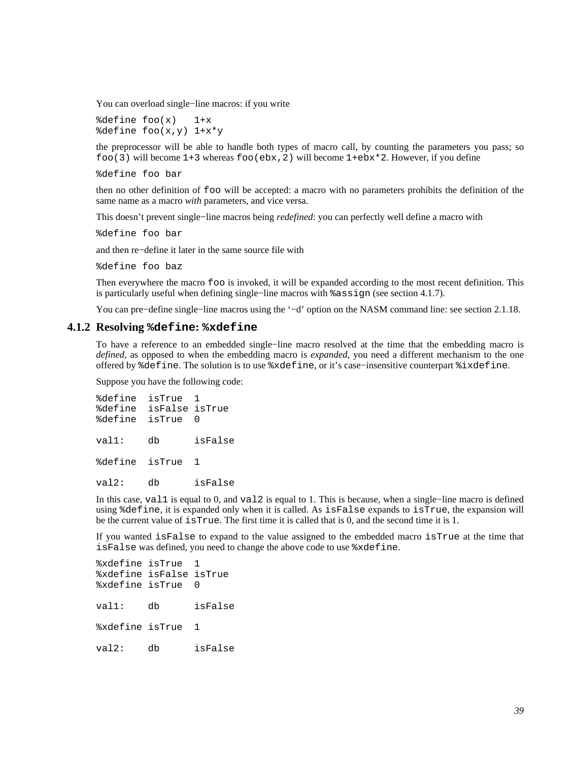You can overload single−line macros: if you write

```
%define foo(x)   1+x
%define foo(x,y) 1+x*y
```

the preprocessor will be able to handle both types of macro call, by counting the parameters you pass; so `foo(3)` will become `1+3` whereas `foo(ebx,2)` will become `1+ebx*2`. However, if you define

```
%define foo bar
```

then no other definition of `foo` will be accepted: a macro with no parameters prohibits the definition of the same name as a macro *with* parameters, and vice versa.

This doesn't prevent single−line macros being *redefined*: you can perfectly well define a macro with

```
%define foo bar
```

and then re−define it later in the same source file with

```
%define foo baz
```

Then everywhere the macro `foo` is invoked, it will be expanded according to the most recent definition. This is particularly useful when defining single−line macros with `%assign` (see section 4.1.7).

You can pre−define single−line macros using the '−d' option on the NASM command line: see section 2.1.18.

### 4.1.2 Resolving `%define`: `%xdefine`

To have a reference to an embedded single−line macro resolved at the time that the embedding macro is *defined*, as opposed to when the embedding macro is *expanded*, you need a different mechanism to the one offered by `%define`. The solution is to use `%xdefine`, or it's case−insensitive counterpart `%ixdefine`.

Suppose you have the following code:

```
%define  isTrue  1
%define  isFalse isTrue
%define  isTrue  0

val1:    db      isFalse

%define  isTrue  1

val2:    db      isFalse
```

In this case, `val1` is equal to 0, and `val2` is equal to 1. This is because, when a single−line macro is defined using `%define`, it is expanded only when it is called. As `isFalse` expands to `isTrue`, the expansion will be the current value of `isTrue`. The first time it is called that is 0, and the second time it is 1.

If you wanted `isFalse` to expand to the value assigned to the embedded macro `isTrue` at the time that `isFalse` was defined, you need to change the above code to use `%xdefine`.

```
%xdefine isTrue  1
%xdefine isFalse isTrue
%xdefine isTrue  0

val1:    db      isFalse

%xdefine isTrue  1

val2:    db      isFalse
```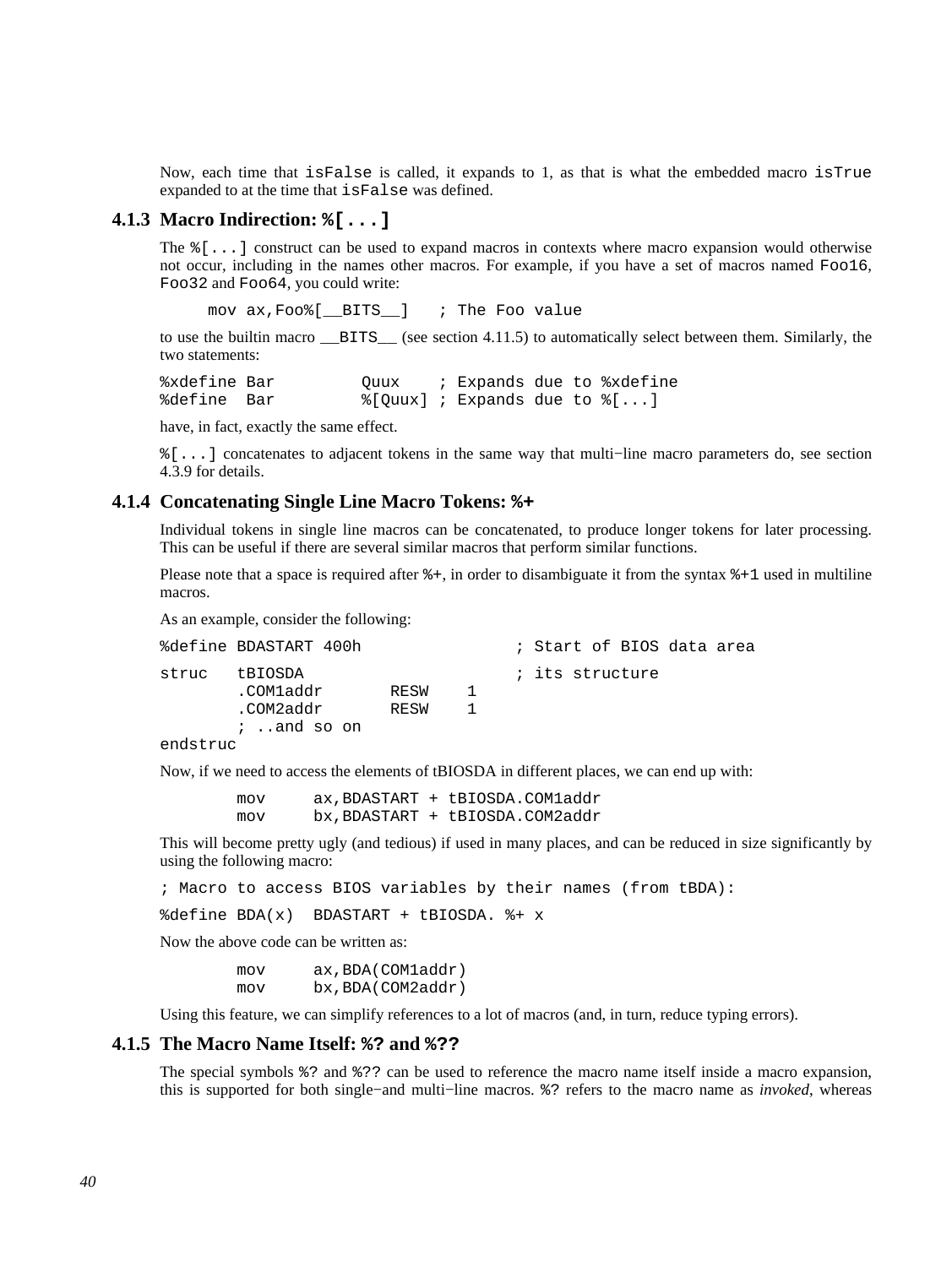Now, each time that `isFalse` is called, it expands to 1, as that is what the embedded macro `isTrue` expanded to at the time that `isFalse` was defined.

### 4.1.3 Macro Indirection: `%[...]`

The `%[...]` construct can be used to expand macros in contexts where macro expansion would otherwise not occur, including in the names other macros. For example, if you have a set of macros named `Foo16`, `Foo32` and `Foo64`, you could write:

```
     mov ax,Foo%[__BITS__]   ; The Foo value
```

to use the builtin macro `__BITS__` (see section 4.11.5) to automatically select between them. Similarly, the two statements:

```
%xdefine Bar         Quux    ; Expands due to %xdefine
%define  Bar         %[Quux] ; Expands due to %[...]
```

have, in fact, exactly the same effect.

`%[...]` concatenates to adjacent tokens in the same way that multi−line macro parameters do, see section 4.3.9 for details.

### 4.1.4 Concatenating Single Line Macro Tokens: `%+`

Individual tokens in single line macros can be concatenated, to produce longer tokens for later processing. This can be useful if there are several similar macros that perform similar functions.

Please note that a space is required after `%+`, in order to disambiguate it from the syntax `%+1` used in multiline macros.

As an example, consider the following:

```
%define BDASTART 400h                ; Start of BIOS data area

struc   tBIOSDA                      ; its structure
        .COM1addr       RESW    1
        .COM2addr       RESW    1
        ; ..and so on
endstruc
```

Now, if we need to access the elements of tBIOSDA in different places, we can end up with:

```
        mov     ax,BDASTART + tBIOSDA.COM1addr
        mov     bx,BDASTART + tBIOSDA.COM2addr
```

This will become pretty ugly (and tedious) if used in many places, and can be reduced in size significantly by using the following macro:

```
; Macro to access BIOS variables by their names (from tBDA):

%define BDA(x)  BDASTART + tBIOSDA. %+ x
```

Now the above code can be written as:

```
        mov     ax,BDA(COM1addr)
        mov     bx,BDA(COM2addr)
```

Using this feature, we can simplify references to a lot of macros (and, in turn, reduce typing errors).

### 4.1.5 The Macro Name Itself: `%?` and `%??`

The special symbols `%?` and `%??` can be used to reference the macro name itself inside a macro expansion, this is supported for both single−and multi−line macros. `%?` refers to the macro name as *invoked*, whereas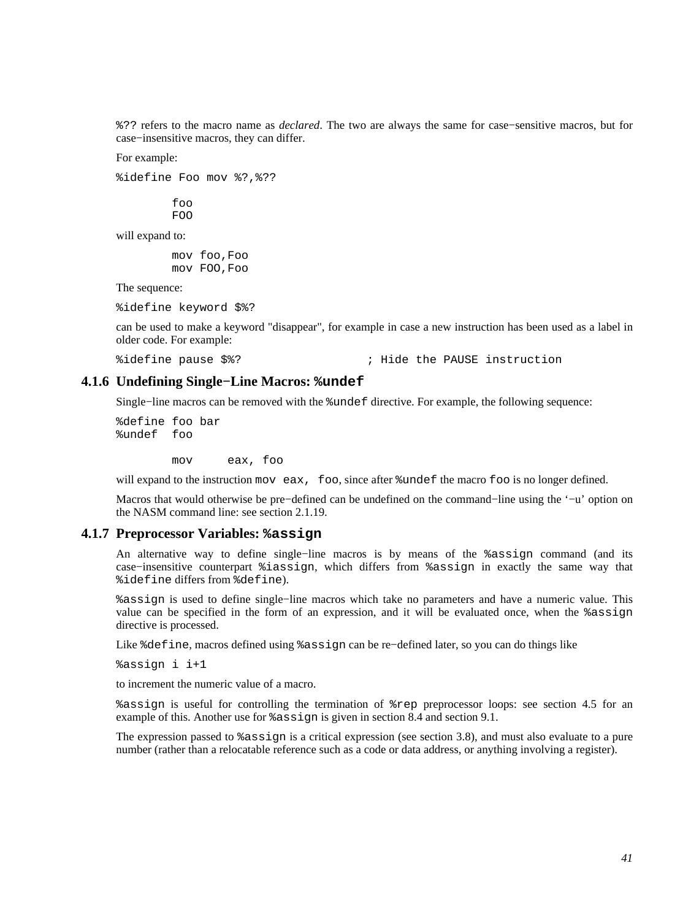`%??` refers to the macro name as *declared*. The two are always the same for case−sensitive macros, but for case−insensitive macros, they can differ.

For example:

```
%idefine Foo mov %?,%??

        foo
        FOO
```

will expand to:

```
        mov foo,Foo
        mov FOO,Foo
```

The sequence:

```
%idefine keyword $%?
```

can be used to make a keyword "disappear", for example in case a new instruction has been used as a label in older code. For example:

```
%idefine pause $%?                  ; Hide the PAUSE instruction
```

### 4.1.6 Undefining Single−Line Macros: `%undef`

Single−line macros can be removed with the `%undef` directive. For example, the following sequence:

```
%define foo bar
%undef  foo

        mov     eax, foo
```

will expand to the instruction `mov eax, foo`, since after `%undef` the macro `foo` is no longer defined.

Macros that would otherwise be pre−defined can be undefined on the command−line using the '−u' option on the NASM command line: see section 2.1.19.

### 4.1.7 Preprocessor Variables: `%assign`

An alternative way to define single−line macros is by means of the `%assign` command (and its case−insensitive counterpart `%iassign`, which differs from `%assign` in exactly the same way that `%idefine` differs from `%define`).

`%assign` is used to define single−line macros which take no parameters and have a numeric value. This value can be specified in the form of an expression, and it will be evaluated once, when the `%assign` directive is processed.

Like `%define`, macros defined using `%assign` can be re−defined later, so you can do things like

```
%assign i i+1
```

to increment the numeric value of a macro.

`%assign` is useful for controlling the termination of `%rep` preprocessor loops: see section 4.5 for an example of this. Another use for `%assign` is given in section 8.4 and section 9.1.

The expression passed to `%assign` is a critical expression (see section 3.8), and must also evaluate to a pure number (rather than a relocatable reference such as a code or data address, or anything involving a register).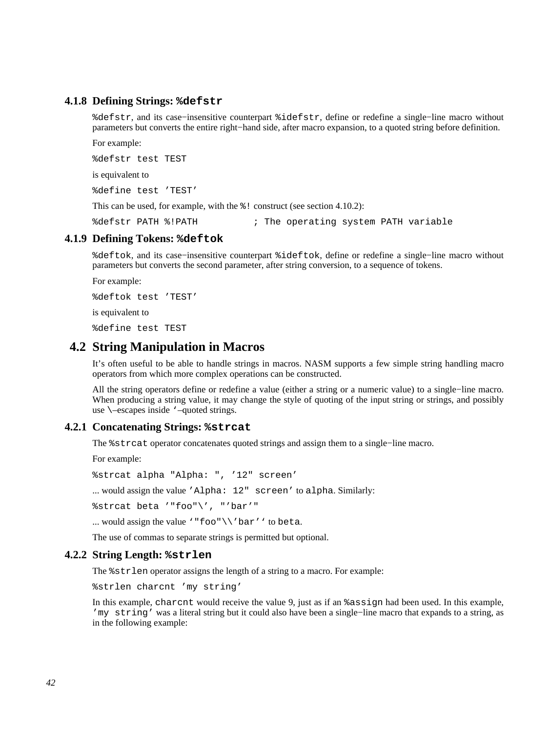### 4.1.8 Defining Strings: `%defstr`

`%defstr`, and its case−insensitive counterpart `%idefstr`, define or redefine a single−line macro without parameters but converts the entire right−hand side, after macro expansion, to a quoted string before definition.

For example:

```
%defstr test TEST
```

is equivalent to

```
%define test 'TEST'
```

This can be used, for example, with the `%!` construct (see section 4.10.2):

```
%defstr PATH %!PATH          ; The operating system PATH variable
```

### 4.1.9 Defining Tokens: `%deftok`

`%deftok`, and its case−insensitive counterpart `%ideftok`, define or redefine a single−line macro without parameters but converts the second parameter, after string conversion, to a sequence of tokens.

For example:

```
%deftok test 'TEST'
```

is equivalent to

```
%define test TEST
```

## 4.2 String Manipulation in Macros

It's often useful to be able to handle strings in macros. NASM supports a few simple string handling macro operators from which more complex operations can be constructed.

All the string operators define or redefine a value (either a string or a numeric value) to a single−line macro. When producing a string value, it may change the style of quoting of the input string or strings, and possibly use `\`–escapes inside `` ` ``–quoted strings.

### 4.2.1 Concatenating Strings: `%strcat`

The `%strcat` operator concatenates quoted strings and assign them to a single−line macro.

For example:

```
%strcat alpha "Alpha: ", '12" screen'
```

... would assign the value `'Alpha: 12" screen'` to `alpha`. Similarly:

```
%strcat beta '"foo"\', "'bar'"
```

... would assign the value `` `"foo"\\'bar'` `` to `beta`.

The use of commas to separate strings is permitted but optional.

### 4.2.2 String Length: `%strlen`

The `%strlen` operator assigns the length of a string to a macro. For example:

```
%strlen charcnt 'my string'
```

In this example, `charcnt` would receive the value 9, just as if an `%assign` had been used. In this example, `'my string'` was a literal string but it could also have been a single−line macro that expands to a string, as in the following example: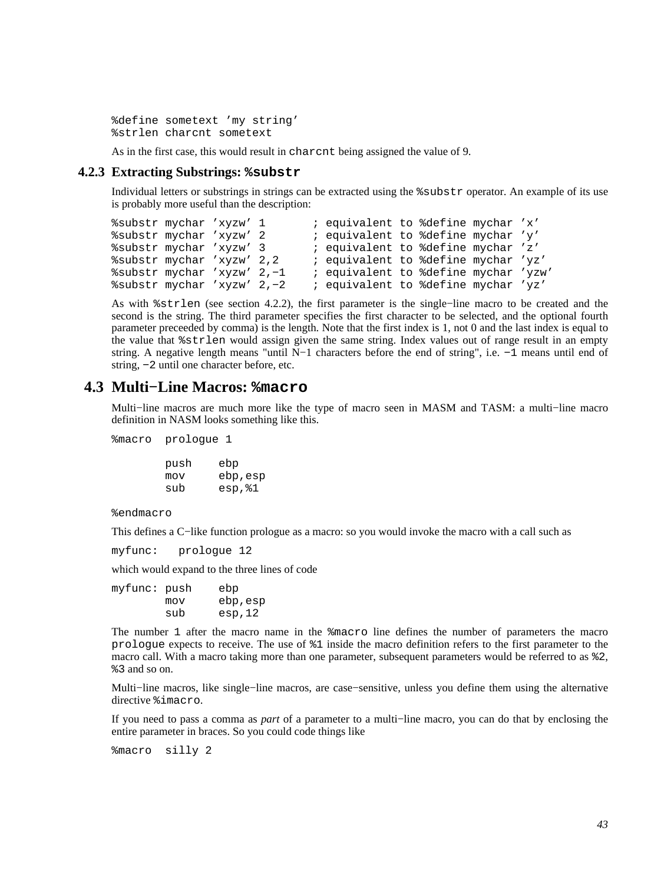```
%define sometext 'my string'
%strlen charcnt sometext
```

As in the first case, this would result in `charcnt` being assigned the value of 9.

### 4.2.3 Extracting Substrings: `%substr`

Individual letters or substrings in strings can be extracted using the `%substr` operator. An example of its use is probably more useful than the description:

```
%substr mychar 'xyzw' 1       ; equivalent to %define mychar 'x'
%substr mychar 'xyzw' 2       ; equivalent to %define mychar 'y'
%substr mychar 'xyzw' 3       ; equivalent to %define mychar 'z'
%substr mychar 'xyzw' 2,2     ; equivalent to %define mychar 'yz'
%substr mychar 'xyzw' 2,-1    ; equivalent to %define mychar 'yzw'
%substr mychar 'xyzw' 2,-2    ; equivalent to %define mychar 'yz'
```

As with `%strlen` (see section 4.2.2), the first parameter is the single−line macro to be created and the second is the string. The third parameter specifies the first character to be selected, and the optional fourth parameter preceeded by comma) is the length. Note that the first index is 1, not 0 and the last index is equal to the value that `%strlen` would assign given the same string. Index values out of range result in an empty string. A negative length means "until N−1 characters before the end of string", i.e. `-1` means until end of string, `-2` until one character before, etc.

## 4.3 Multi−Line Macros: `%macro`

Multi−line macros are much more like the type of macro seen in MASM and TASM: a multi−line macro definition in NASM looks something like this.

```
%macro  prologue 1

        push    ebp
        mov     ebp,esp
        sub     esp,%1

%endmacro
```

This defines a C−like function prologue as a macro: so you would invoke the macro with a call such as

```
myfunc:   prologue 12
```

which would expand to the three lines of code

```
myfunc: push    ebp
        mov     ebp,esp
        sub     esp,12
```

The number `1` after the macro name in the `%macro` line defines the number of parameters the macro `prologue` expects to receive. The use of `%1` inside the macro definition refers to the first parameter to the macro call. With a macro taking more than one parameter, subsequent parameters would be referred to as `%2`, `%3` and so on.

Multi−line macros, like single−line macros, are case−sensitive, unless you define them using the alternative directive `%imacro`.

If you need to pass a comma as *part* of a parameter to a multi−line macro, you can do that by enclosing the entire parameter in braces. So you could code things like

```
%macro  silly 2
```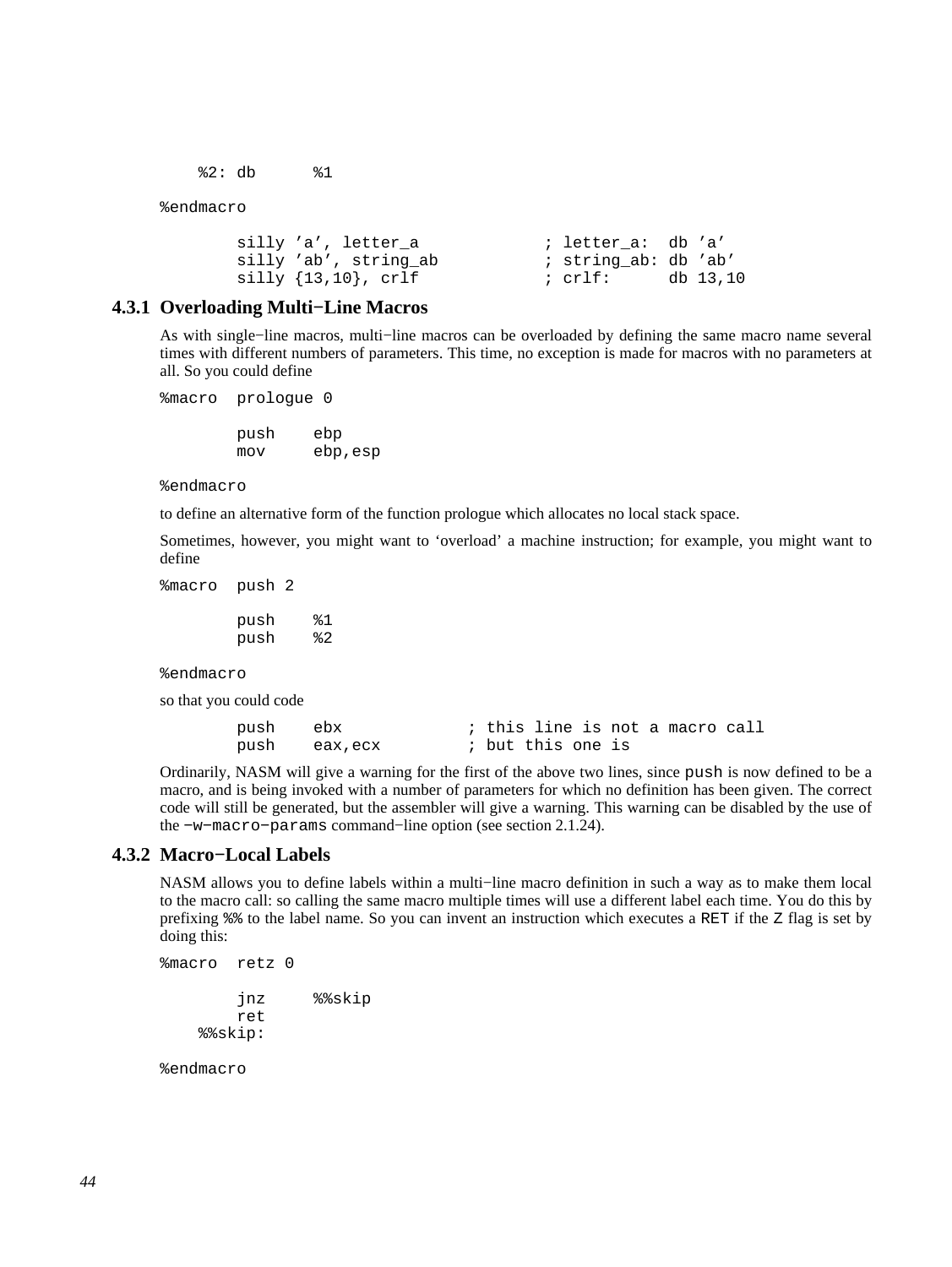```
    %2: db      %1

%endmacro

        silly 'a', letter_a             ; letter_a:  db 'a'
        silly 'ab', string_ab           ; string_ab: db 'ab'
        silly {13,10}, crlf             ; crlf:      db 13,10
```

### 4.3.1 Overloading Multi−Line Macros

As with single−line macros, multi−line macros can be overloaded by defining the same macro name several times with different numbers of parameters. This time, no exception is made for macros with no parameters at all. So you could define

```
%macro  prologue 0

        push    ebp
        mov     ebp,esp

%endmacro
```

to define an alternative form of the function prologue which allocates no local stack space.

Sometimes, however, you might want to 'overload' a machine instruction; for example, you might want to define

```
%macro  push 2

        push    %1
        push    %2

%endmacro
```

so that you could code

```
        push    ebx             ; this line is not a macro call
        push    eax,ecx         ; but this one is
```

Ordinarily, NASM will give a warning for the first of the above two lines, since `push` is now defined to be a macro, and is being invoked with a number of parameters for which no definition has been given. The correct code will still be generated, but the assembler will give a warning. This warning can be disabled by the use of the `−w−macro−params` command−line option (see section 2.1.24).

### 4.3.2 Macro−Local Labels

NASM allows you to define labels within a multi−line macro definition in such a way as to make them local to the macro call: so calling the same macro multiple times will use a different label each time. You do this by prefixing `%%` to the label name. So you can invent an instruction which executes a `RET` if the `Z` flag is set by doing this:

```
%macro  retz 0

        jnz     %%skip
        ret
    %%skip:

%endmacro
```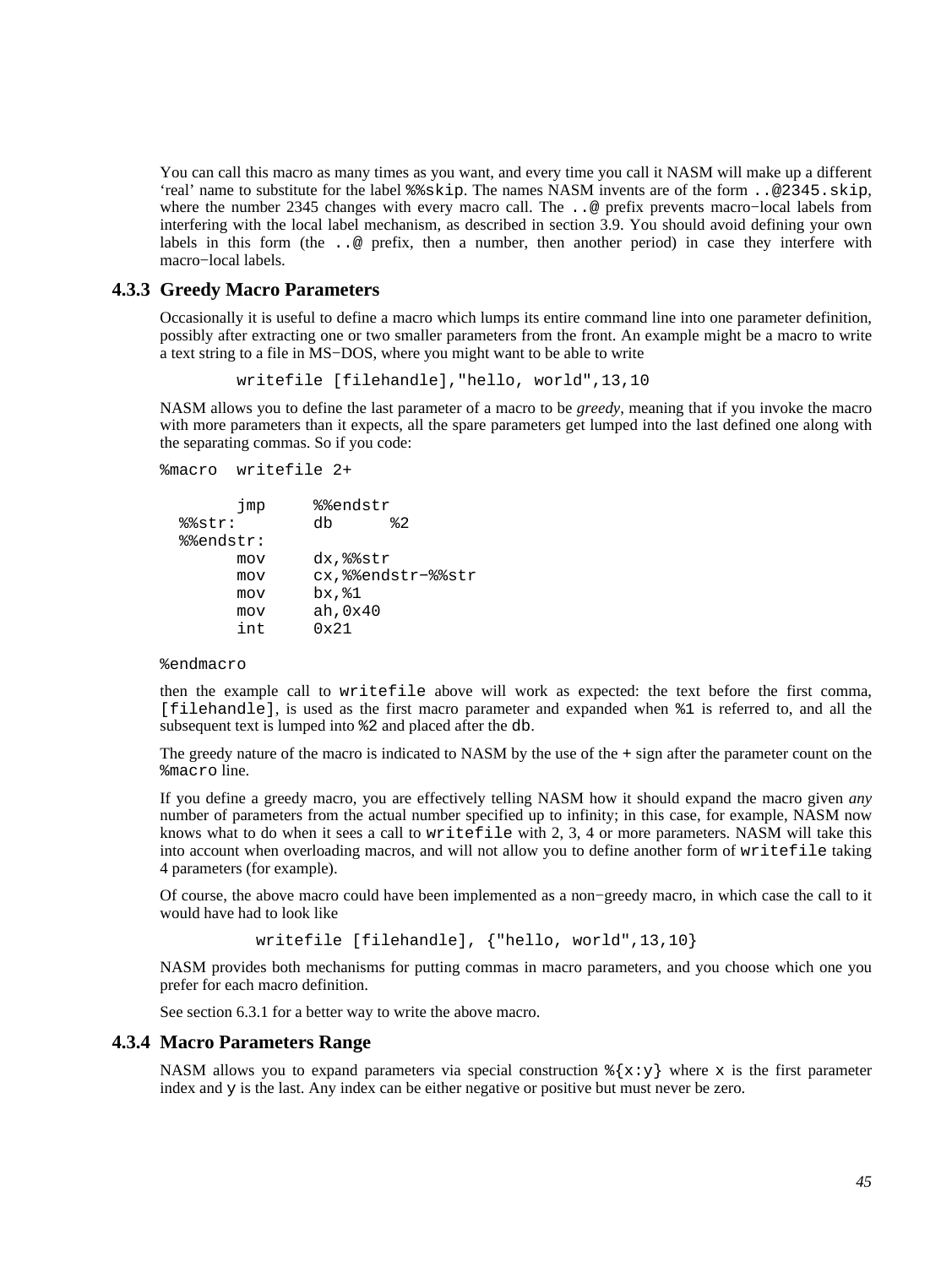You can call this macro as many times as you want, and every time you call it NASM will make up a different 'real' name to substitute for the label `%%skip`. The names NASM invents are of the form `..@2345.skip`, where the number 2345 changes with every macro call. The `..@` prefix prevents macro−local labels from interfering with the local label mechanism, as described in section 3.9. You should avoid defining your own labels in this form (the `..@` prefix, then a number, then another period) in case they interfere with macro−local labels.

### 4.3.3 Greedy Macro Parameters

Occasionally it is useful to define a macro which lumps its entire command line into one parameter definition, possibly after extracting one or two smaller parameters from the front. An example might be a macro to write a text string to a file in MS−DOS, where you might want to be able to write

```
        writefile [filehandle],"hello, world",13,10
```

NASM allows you to define the last parameter of a macro to be *greedy*, meaning that if you invoke the macro with more parameters than it expects, all the spare parameters get lumped into the last defined one along with the separating commas. So if you code:

```
%macro  writefile 2+

        jmp     %%endstr
  %%str:        db      %2
  %%endstr:
        mov     dx,%%str
        mov     cx,%%endstr-%%str
        mov     bx,%1
        mov     ah,0x40
        int     0x21

%endmacro
```

then the example call to `writefile` above will work as expected: the text before the first comma, `[filehandle]`, is used as the first macro parameter and expanded when `%1` is referred to, and all the subsequent text is lumped into `%2` and placed after the `db`.

The greedy nature of the macro is indicated to NASM by the use of the `+` sign after the parameter count on the `%macro` line.

If you define a greedy macro, you are effectively telling NASM how it should expand the macro given *any* number of parameters from the actual number specified up to infinity; in this case, for example, NASM now knows what to do when it sees a call to `writefile` with 2, 3, 4 or more parameters. NASM will take this into account when overloading macros, and will not allow you to define another form of `writefile` taking 4 parameters (for example).

Of course, the above macro could have been implemented as a non−greedy macro, in which case the call to it would have had to look like

```
          writefile [filehandle], {"hello, world",13,10}
```

NASM provides both mechanisms for putting commas in macro parameters, and you choose which one you prefer for each macro definition.

See section 6.3.1 for a better way to write the above macro.

### 4.3.4 Macro Parameters Range

NASM allows you to expand parameters via special construction `%{x:y}` where `x` is the first parameter index and `y` is the last. Any index can be either negative or positive but must never be zero.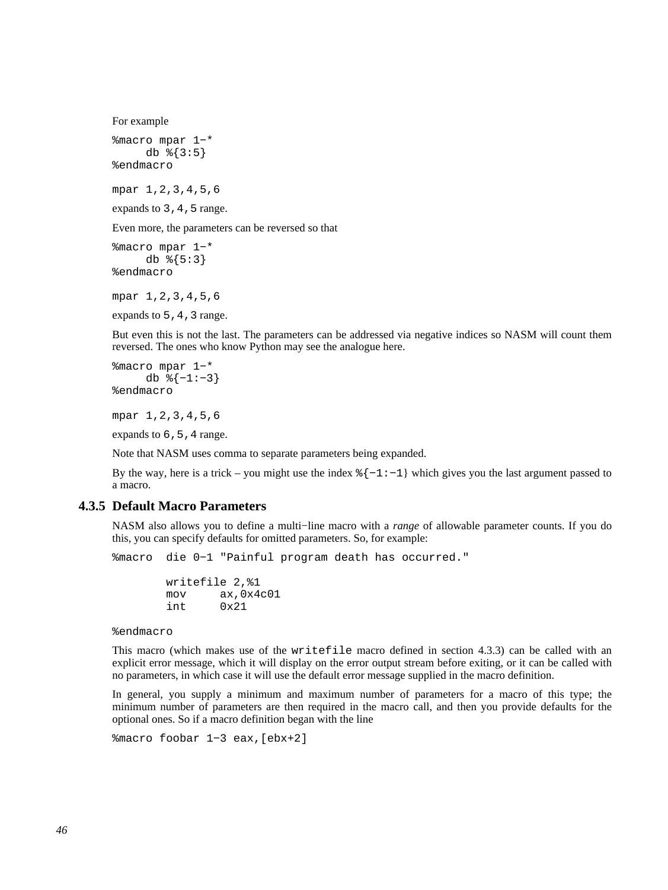For example

```
%macro mpar 1-*
     db %{3:5}
%endmacro

mpar 1,2,3,4,5,6
```

expands to `3,4,5` range.

Even more, the parameters can be reversed so that

```
%macro mpar 1-*
     db %{5:3}
%endmacro

mpar 1,2,3,4,5,6
```

expands to `5,4,3` range.

But even this is not the last. The parameters can be addressed via negative indices so NASM will count them reversed. The ones who know Python may see the analogue here.

```
%macro mpar 1-*
     db %{-1:-3}
%endmacro

mpar 1,2,3,4,5,6
```

expands to `6,5,4` range.

Note that NASM uses comma to separate parameters being expanded.

By the way, here is a trick – you might use the index `%{-1:-1}` which gives you the last argument passed to a macro.

### 4.3.5 Default Macro Parameters

NASM also allows you to define a multi−line macro with a *range* of allowable parameter counts. If you do this, you can specify defaults for omitted parameters. So, for example:

```
%macro  die 0-1 "Painful program death has occurred."

        writefile 2,%1
        mov     ax,0x4c01
        int     0x21

%endmacro
```

This macro (which makes use of the `writefile` macro defined in section 4.3.3) can be called with an explicit error message, which it will display on the error output stream before exiting, or it can be called with no parameters, in which case it will use the default error message supplied in the macro definition.

In general, you supply a minimum and maximum number of parameters for a macro of this type; the minimum number of parameters are then required in the macro call, and then you provide defaults for the optional ones. So if a macro definition began with the line

```
%macro foobar 1-3 eax,[ebx+2]
```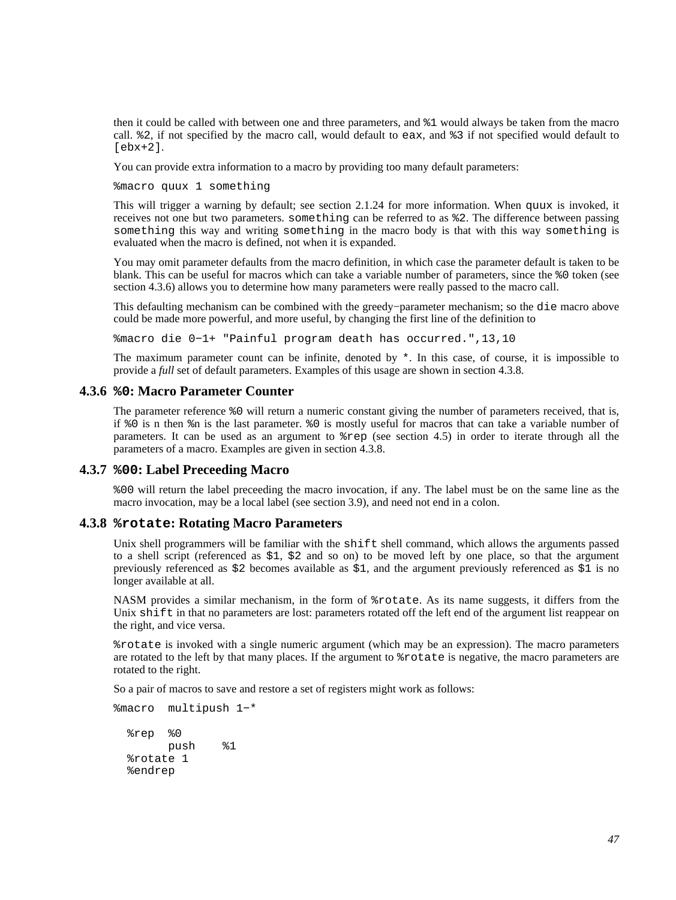then it could be called with between one and three parameters, and `%1` would always be taken from the macro call. `%2`, if not specified by the macro call, would default to `eax`, and `%3` if not specified would default to `[ebx+2]`.

You can provide extra information to a macro by providing too many default parameters:

```
%macro quux 1 something
```

This will trigger a warning by default; see section 2.1.24 for more information. When `quux` is invoked, it receives not one but two parameters. `something` can be referred to as `%2`. The difference between passing `something` this way and writing `something` in the macro body is that with this way `something` is evaluated when the macro is defined, not when it is expanded.

You may omit parameter defaults from the macro definition, in which case the parameter default is taken to be blank. This can be useful for macros which can take a variable number of parameters, since the `%0` token (see section 4.3.6) allows you to determine how many parameters were really passed to the macro call.

This defaulting mechanism can be combined with the greedy−parameter mechanism; so the `die` macro above could be made more powerful, and more useful, by changing the first line of the definition to

```
%macro die 0−1+ "Painful program death has occurred.",13,10
```

The maximum parameter count can be infinite, denoted by `*`. In this case, of course, it is impossible to provide a *full* set of default parameters. Examples of this usage are shown in section 4.3.8.

### 4.3.6 `%0`: Macro Parameter Counter

The parameter reference `%0` will return a numeric constant giving the number of parameters received, that is, if `%0` is n then `%n` is the last parameter. `%0` is mostly useful for macros that can take a variable number of parameters. It can be used as an argument to `%rep` (see section 4.5) in order to iterate through all the parameters of a macro. Examples are given in section 4.3.8.

### 4.3.7 `%00`: Label Preceeding Macro

`%00` will return the label preceeding the macro invocation, if any. The label must be on the same line as the macro invocation, may be a local label (see section 3.9), and need not end in a colon.

### 4.3.8 `%rotate`: Rotating Macro Parameters

Unix shell programmers will be familiar with the `shift` shell command, which allows the arguments passed to a shell script (referenced as `$1`, `$2` and so on) to be moved left by one place, so that the argument previously referenced as `$2` becomes available as `$1`, and the argument previously referenced as `$1` is no longer available at all.

NASM provides a similar mechanism, in the form of `%rotate`. As its name suggests, it differs from the Unix `shift` in that no parameters are lost: parameters rotated off the left end of the argument list reappear on the right, and vice versa.

`%rotate` is invoked with a single numeric argument (which may be an expression). The macro parameters are rotated to the left by that many places. If the argument to `%rotate` is negative, the macro parameters are rotated to the right.

So a pair of macros to save and restore a set of registers might work as follows:

```
%macro  multipush 1−*

  %rep  %0
        push    %1
  %rotate 1
  %endrep
```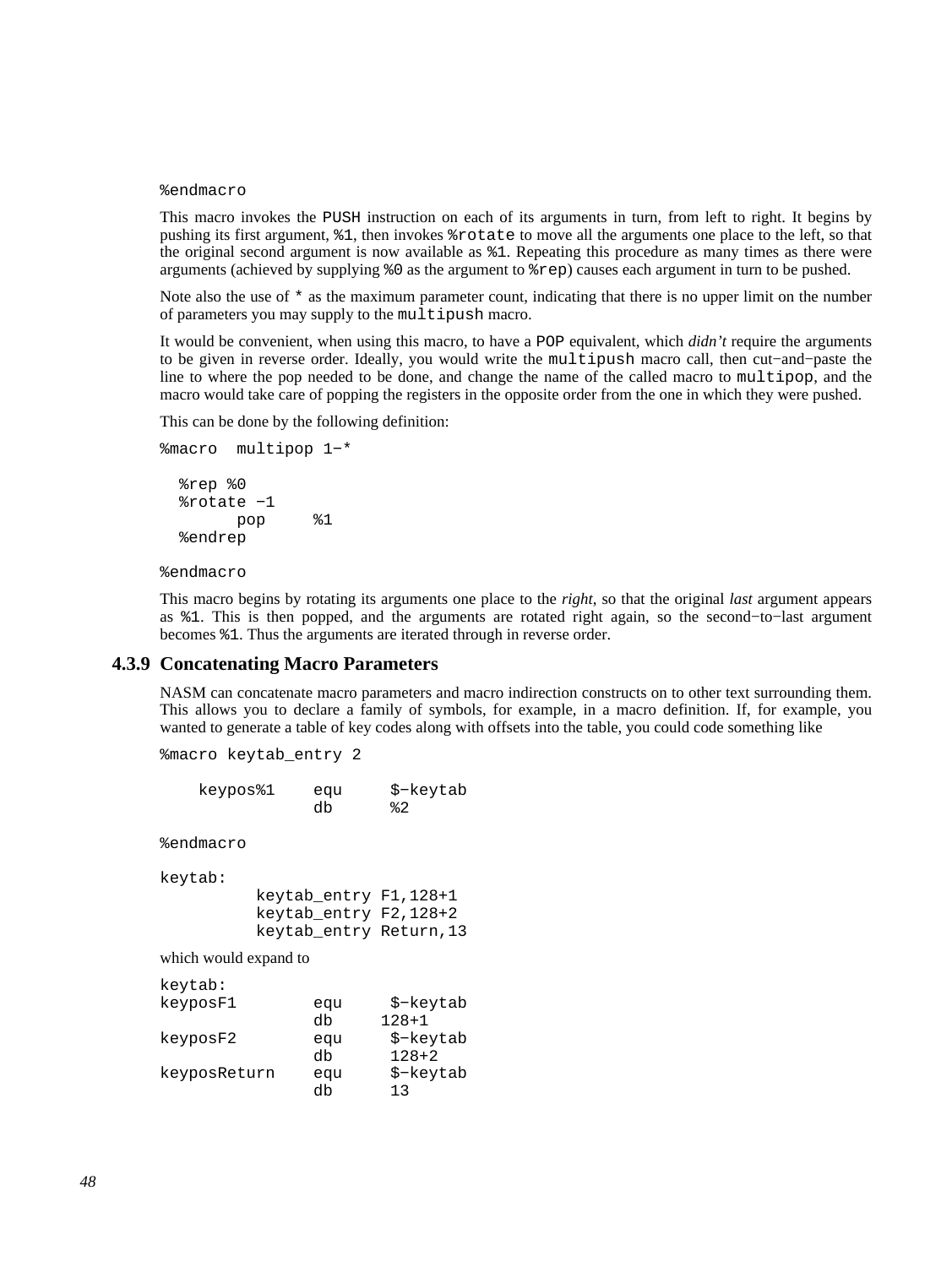```
%endmacro
```

This macro invokes the `PUSH` instruction on each of its arguments in turn, from left to right. It begins by pushing its first argument, `%1`, then invokes `%rotate` to move all the arguments one place to the left, so that the original second argument is now available as `%1`. Repeating this procedure as many times as there were arguments (achieved by supplying `%0` as the argument to `%rep`) causes each argument in turn to be pushed.

Note also the use of `*` as the maximum parameter count, indicating that there is no upper limit on the number of parameters you may supply to the `multipush` macro.

It would be convenient, when using this macro, to have a `POP` equivalent, which *didn't* require the arguments to be given in reverse order. Ideally, you would write the `multipush` macro call, then cut−and−paste the line to where the pop needed to be done, and change the name of the called macro to `multipop`, and the macro would take care of popping the registers in the opposite order from the one in which they were pushed.

This can be done by the following definition:

```
%macro  multipop 1-*

  %rep %0
  %rotate -1
        pop     %1
  %endrep

%endmacro
```

This macro begins by rotating its arguments one place to the *right*, so that the original *last* argument appears as `%1`. This is then popped, and the arguments are rotated right again, so the second−to−last argument becomes `%1`. Thus the arguments are iterated through in reverse order.

### 4.3.9 Concatenating Macro Parameters

NASM can concatenate macro parameters and macro indirection constructs on to other text surrounding them. This allows you to declare a family of symbols, for example, in a macro definition. If, for example, you wanted to generate a table of key codes along with offsets into the table, you could code something like

```
%macro keytab_entry 2

    keypos%1    equ     $-keytab
                db      %2

%endmacro

keytab:
          keytab_entry F1,128+1
          keytab_entry F2,128+2
          keytab_entry Return,13
```

which would expand to

```
keytab:
keyposF1        equ     $-keytab
                db     128+1
keyposF2        equ     $-keytab
                db      128+2
keyposReturn    equ     $-keytab
                db      13
```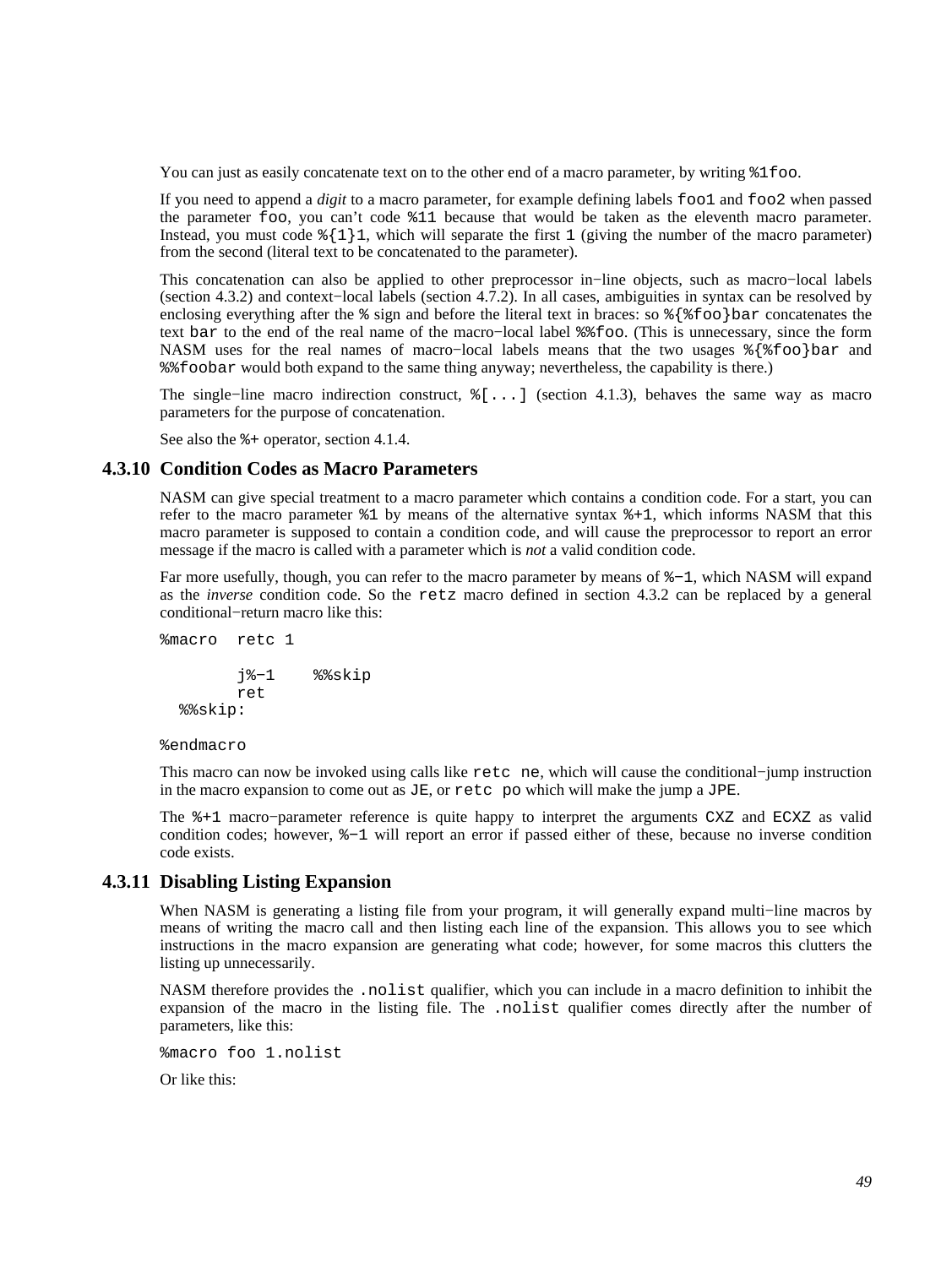You can just as easily concatenate text on to the other end of a macro parameter, by writing `%1foo`.

If you need to append a *digit* to a macro parameter, for example defining labels `foo1` and `foo2` when passed the parameter `foo`, you can't code `%11` because that would be taken as the eleventh macro parameter. Instead, you must code `%{1}1`, which will separate the first `1` (giving the number of the macro parameter) from the second (literal text to be concatenated to the parameter).

This concatenation can also be applied to other preprocessor in−line objects, such as macro−local labels (section 4.3.2) and context−local labels (section 4.7.2). In all cases, ambiguities in syntax can be resolved by enclosing everything after the `%` sign and before the literal text in braces: so `%{%foo}bar` concatenates the text `bar` to the end of the real name of the macro−local label `%%foo`. (This is unnecessary, since the form NASM uses for the real names of macro−local labels means that the two usages `%{%foo}bar` and `%%foobar` would both expand to the same thing anyway; nevertheless, the capability is there.)

The single−line macro indirection construct, `%[...]` (section 4.1.3), behaves the same way as macro parameters for the purpose of concatenation.

See also the `%+` operator, section 4.1.4.

### 4.3.10 Condition Codes as Macro Parameters

NASM can give special treatment to a macro parameter which contains a condition code. For a start, you can refer to the macro parameter `%1` by means of the alternative syntax `%+1`, which informs NASM that this macro parameter is supposed to contain a condition code, and will cause the preprocessor to report an error message if the macro is called with a parameter which is *not* a valid condition code.

Far more usefully, though, you can refer to the macro parameter by means of `%−1`, which NASM will expand as the *inverse* condition code. So the `retz` macro defined in section 4.3.2 can be replaced by a general conditional−return macro like this:

```
%macro  retc 1

        j%−1    %%skip
        ret
  %%skip:

%endmacro
```

This macro can now be invoked using calls like `retc ne`, which will cause the conditional−jump instruction in the macro expansion to come out as `JE`, or `retc po` which will make the jump a `JPE`.

The `%+1` macro−parameter reference is quite happy to interpret the arguments `CXZ` and `ECXZ` as valid condition codes; however, `%−1` will report an error if passed either of these, because no inverse condition code exists.

### 4.3.11 Disabling Listing Expansion

When NASM is generating a listing file from your program, it will generally expand multi−line macros by means of writing the macro call and then listing each line of the expansion. This allows you to see which instructions in the macro expansion are generating what code; however, for some macros this clutters the listing up unnecessarily.

NASM therefore provides the `.nolist` qualifier, which you can include in a macro definition to inhibit the expansion of the macro in the listing file. The `.nolist` qualifier comes directly after the number of parameters, like this:

```
%macro foo 1.nolist
```

Or like this: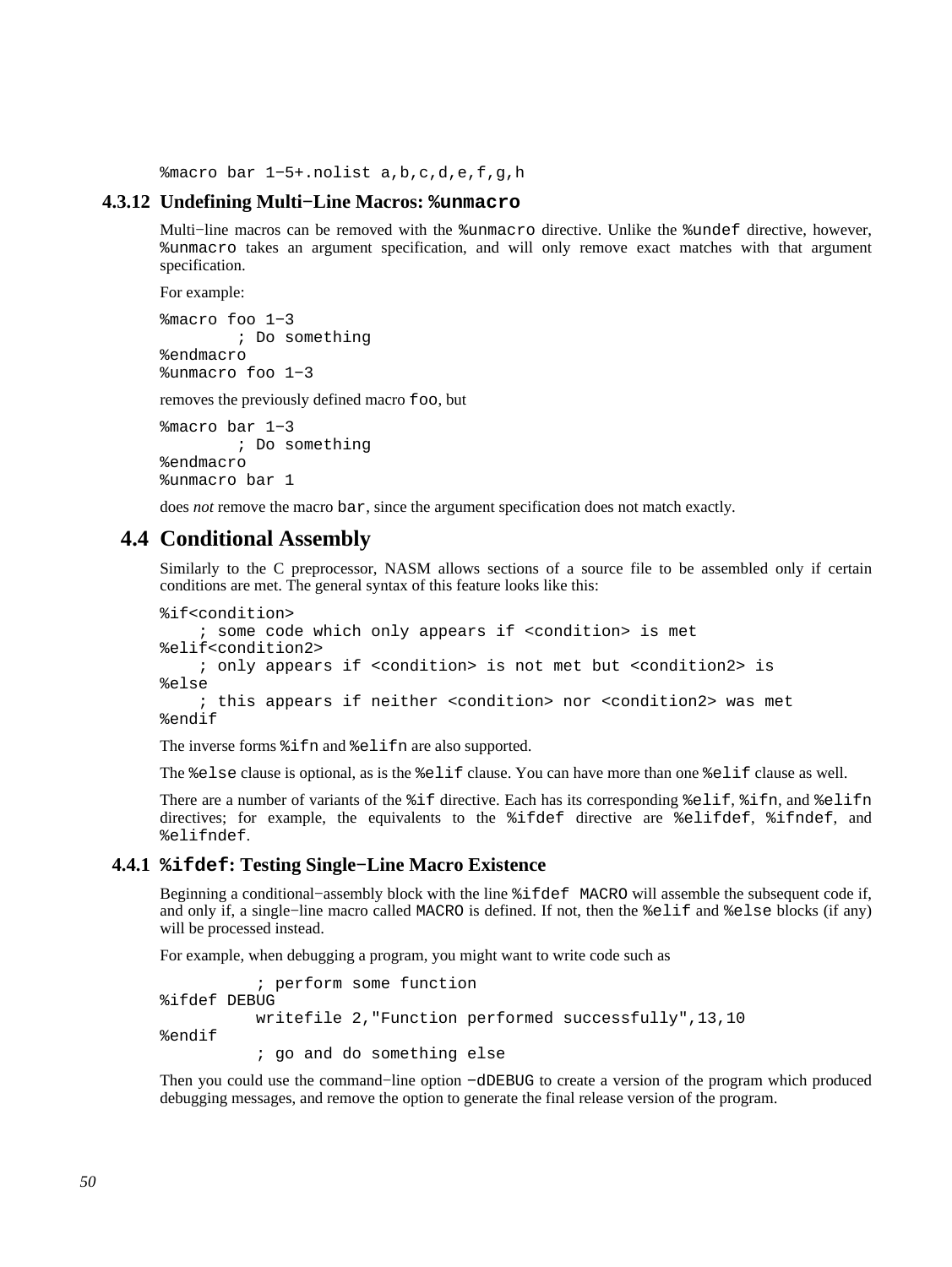```
%macro bar 1-5+.nolist a,b,c,d,e,f,g,h
```

### 4.3.12 Undefining Multi−Line Macros: `%unmacro`

Multi−line macros can be removed with the `%unmacro` directive. Unlike the `%undef` directive, however, `%unmacro` takes an argument specification, and will only remove exact matches with that argument specification.

For example:

```
%macro foo 1-3
        ; Do something
%endmacro
%unmacro foo 1-3
```

removes the previously defined macro `foo`, but

```
%macro bar 1-3
        ; Do something
%endmacro
%unmacro bar 1
```

does *not* remove the macro `bar`, since the argument specification does not match exactly.

## 4.4 Conditional Assembly

Similarly to the C preprocessor, NASM allows sections of a source file to be assembled only if certain conditions are met. The general syntax of this feature looks like this:

```
%if<condition>
    ; some code which only appears if <condition> is met
%elif<condition2>
    ; only appears if <condition> is not met but <condition2> is
%else
    ; this appears if neither <condition> nor <condition2> was met
%endif
```

The inverse forms `%ifn` and `%elifn` are also supported.

The `%else` clause is optional, as is the `%elif` clause. You can have more than one `%elif` clause as well.

There are a number of variants of the `%if` directive. Each has its corresponding `%elif`, `%ifn`, and `%elifn` directives; for example, the equivalents to the `%ifdef` directive are `%elifdef`, `%ifndef`, and `%elifndef`.

### 4.4.1 `%ifdef`: Testing Single−Line Macro Existence

Beginning a conditional−assembly block with the line `%ifdef MACRO` will assemble the subsequent code if, and only if, a single−line macro called `MACRO` is defined. If not, then the `%elif` and `%else` blocks (if any) will be processed instead.

For example, when debugging a program, you might want to write code such as

```
          ; perform some function
%ifdef DEBUG
          writefile 2,"Function performed successfully",13,10
%endif
          ; go and do something else
```

Then you could use the command−line option `-dDEBUG` to create a version of the program which produced debugging messages, and remove the option to generate the final release version of the program.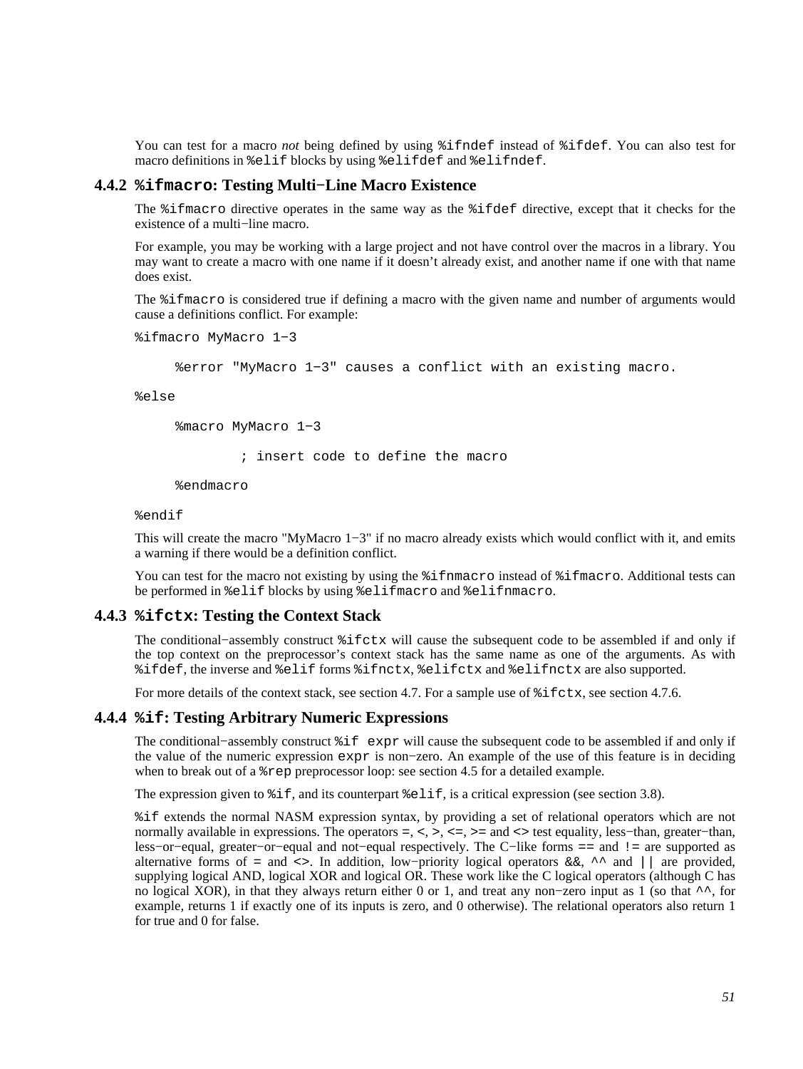You can test for a macro *not* being defined by using `%ifndef` instead of `%ifdef`. You can also test for macro definitions in `%elif` blocks by using `%elifdef` and `%elifndef`.

### 4.4.2 `%ifmacro`: Testing Multi−Line Macro Existence

The `%ifmacro` directive operates in the same way as the `%ifdef` directive, except that it checks for the existence of a multi−line macro.

For example, you may be working with a large project and not have control over the macros in a library. You may want to create a macro with one name if it doesn't already exist, and another name if one with that name does exist.

The `%ifmacro` is considered true if defining a macro with the given name and number of arguments would cause a definitions conflict. For example:

```
%ifmacro MyMacro 1−3

     %error "MyMacro 1−3" causes a conflict with an existing macro.

%else

     %macro MyMacro 1−3

             ; insert code to define the macro

     %endmacro

%endif
```

This will create the macro "MyMacro 1−3" if no macro already exists which would conflict with it, and emits a warning if there would be a definition conflict.

You can test for the macro not existing by using the `%ifnmacro` instead of `%ifmacro`. Additional tests can be performed in `%elif` blocks by using `%elifmacro` and `%elifnmacro`.

### 4.4.3 `%ifctx`: Testing the Context Stack

The conditional−assembly construct `%ifctx` will cause the subsequent code to be assembled if and only if the top context on the preprocessor's context stack has the same name as one of the arguments. As with `%ifdef`, the inverse and `%elif` forms `%ifnctx`, `%elifctx` and `%elifnctx` are also supported.

For more details of the context stack, see section 4.7. For a sample use of `%ifctx`, see section 4.7.6.

### 4.4.4 `%if`: Testing Arbitrary Numeric Expressions

The conditional−assembly construct `%if expr` will cause the subsequent code to be assembled if and only if the value of the numeric expression `expr` is non−zero. An example of the use of this feature is in deciding when to break out of a `%rep` preprocessor loop: see section 4.5 for a detailed example.

The expression given to `%if`, and its counterpart `%elif`, is a critical expression (see section 3.8).

`%if` extends the normal NASM expression syntax, by providing a set of relational operators which are not normally available in expressions. The operators `=`, `<`, `>`, `<=`, `>=` and `<>` test equality, less−than, greater−than, less−or−equal, greater−or−equal and not−equal respectively. The C−like forms `==` and `!=` are supported as alternative forms of `=` and `<>`. In addition, low−priority logical operators `&&`, `^^` and `||` are provided, supplying logical AND, logical XOR and logical OR. These work like the C logical operators (although C has no logical XOR), in that they always return either 0 or 1, and treat any non−zero input as 1 (so that `^^`, for example, returns 1 if exactly one of its inputs is zero, and 0 otherwise). The relational operators also return 1 for true and 0 for false.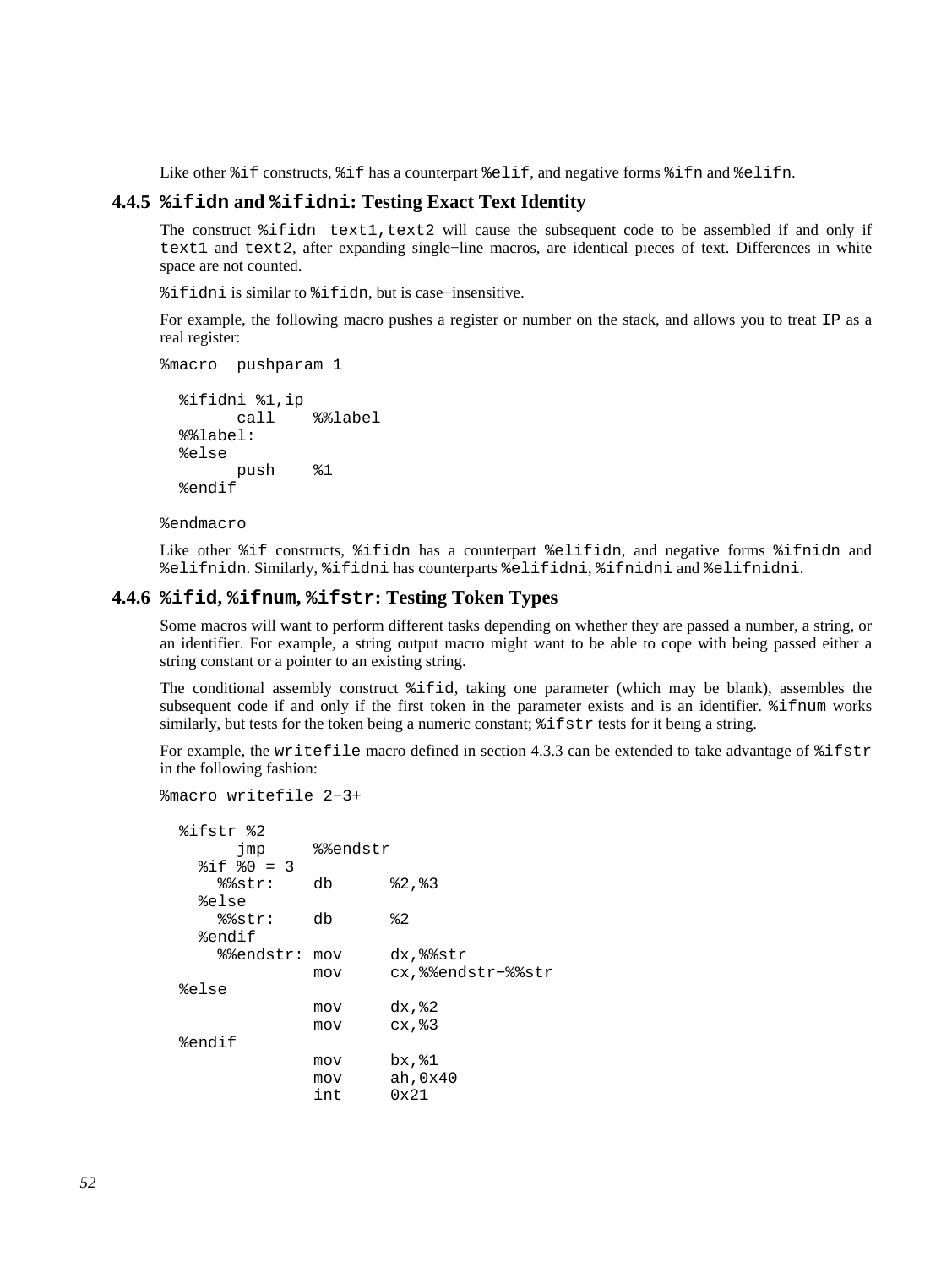Like other `%if` constructs, `%if` has a counterpart `%elif`, and negative forms `%ifn` and `%elifn`.

### 4.4.5 `%ifidn` and `%ifidni`: Testing Exact Text Identity

The construct `%ifidn text1,text2` will cause the subsequent code to be assembled if and only if `text1` and `text2`, after expanding single−line macros, are identical pieces of text. Differences in white space are not counted.

`%ifidni` is similar to `%ifidn`, but is case−insensitive.

For example, the following macro pushes a register or number on the stack, and allows you to treat `IP` as a real register:

```
%macro  pushparam 1

  %ifidni %1,ip
        call    %%label
  %%label:
  %else
        push    %1
  %endif

%endmacro
```

Like other `%if` constructs, `%ifidn` has a counterpart `%elifidn`, and negative forms `%ifnidn` and `%elifnidn`. Similarly, `%ifidni` has counterparts `%elifidni`, `%ifnidni` and `%elifnidni`.

### 4.4.6 `%ifid`, `%ifnum`, `%ifstr`: Testing Token Types

Some macros will want to perform different tasks depending on whether they are passed a number, a string, or an identifier. For example, a string output macro might want to be able to cope with being passed either a string constant or a pointer to an existing string.

The conditional assembly construct `%ifid`, taking one parameter (which may be blank), assembles the subsequent code if and only if the first token in the parameter exists and is an identifier. `%ifnum` works similarly, but tests for the token being a numeric constant; `%ifstr` tests for it being a string.

For example, the `writefile` macro defined in section 4.3.3 can be extended to take advantage of `%ifstr` in the following fashion:

```
%macro writefile 2-3+

  %ifstr %2
        jmp     %%endstr
    %if %0 = 3
      %%str:    db      %2,%3
    %else
      %%str:    db      %2
    %endif
      %%endstr: mov     dx,%%str
                mov     cx,%%endstr-%%str
  %else
                mov     dx,%2
                mov     cx,%3
  %endif
                mov     bx,%1
                mov     ah,0x40
                int     0x21
```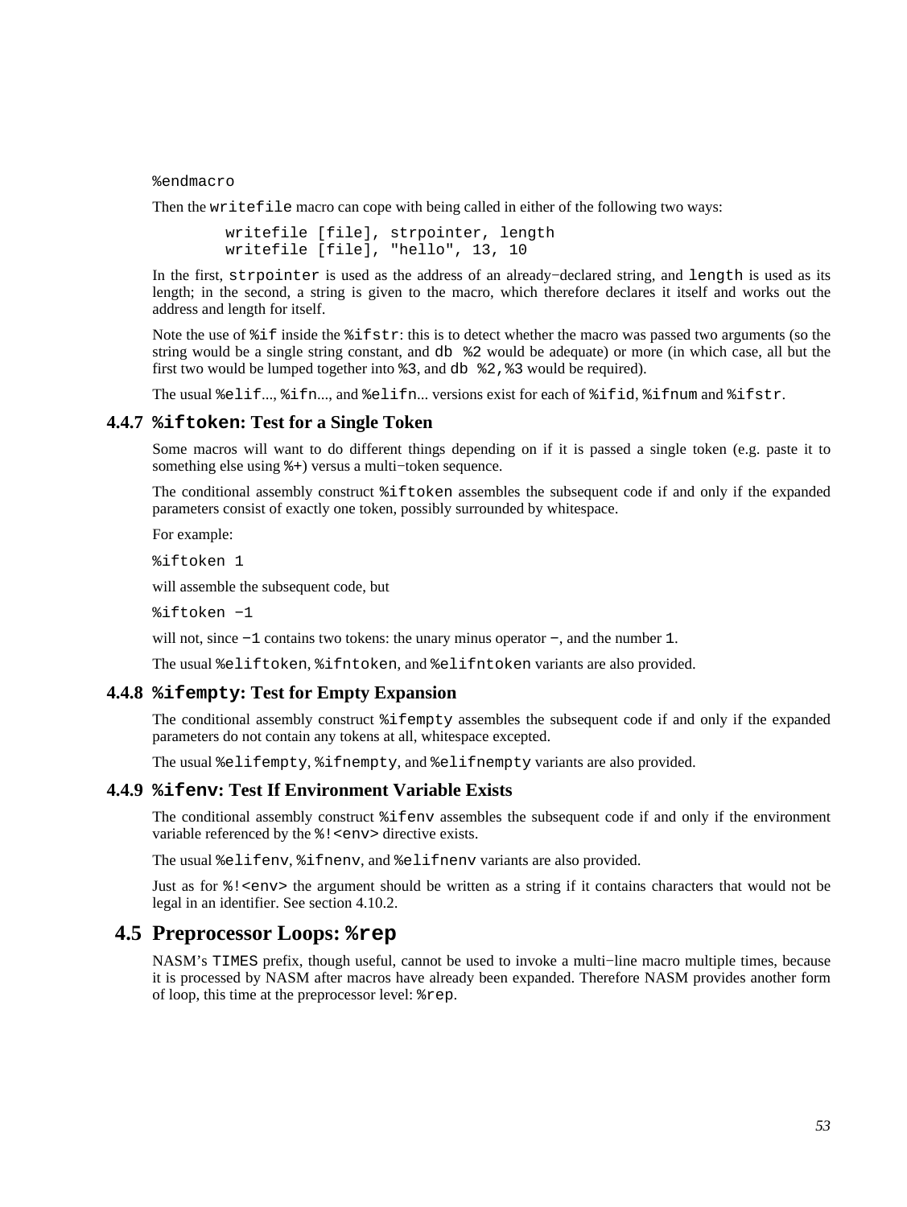```
%endmacro
```

Then the `writefile` macro can cope with being called in either of the following two ways:

```
        writefile [file], strpointer, length
        writefile [file], "hello", 13, 10
```

In the first, `strpointer` is used as the address of an already−declared string, and `length` is used as its length; in the second, a string is given to the macro, which therefore declares it itself and works out the address and length for itself.

Note the use of `%if` inside the `%ifstr`: this is to detect whether the macro was passed two arguments (so the string would be a single string constant, and `db %2` would be adequate) or more (in which case, all but the first two would be lumped together into `%3`, and `db %2,%3` would be required).

The usual `%elif`..., `%ifn`..., and `%elifn`... versions exist for each of `%ifid`, `%ifnum` and `%ifstr`.

### 4.4.7 `%iftoken`: Test for a Single Token

Some macros will want to do different things depending on if it is passed a single token (e.g. paste it to something else using `%+`) versus a multi−token sequence.

The conditional assembly construct `%iftoken` assembles the subsequent code if and only if the expanded parameters consist of exactly one token, possibly surrounded by whitespace.

For example:

```
%iftoken 1
```

will assemble the subsequent code, but

```
%iftoken −1
```

will not, since `−1` contains two tokens: the unary minus operator `−`, and the number `1`.

The usual `%eliftoken`, `%ifntoken`, and `%elifntoken` variants are also provided.

### 4.4.8 `%ifempty`: Test for Empty Expansion

The conditional assembly construct `%ifempty` assembles the subsequent code if and only if the expanded parameters do not contain any tokens at all, whitespace excepted.

The usual `%elifempty`, `%ifnempty`, and `%elifnempty` variants are also provided.

### 4.4.9 `%ifenv`: Test If Environment Variable Exists

The conditional assembly construct `%ifenv` assembles the subsequent code if and only if the environment variable referenced by the `%!<env>` directive exists.

The usual `%elifenv`, `%ifnenv`, and `%elifnenv` variants are also provided.

Just as for `%!<env>` the argument should be written as a string if it contains characters that would not be legal in an identifier. See section 4.10.2.

## 4.5 Preprocessor Loops: `%rep`

NASM's `TIMES` prefix, though useful, cannot be used to invoke a multi−line macro multiple times, because it is processed by NASM after macros have already been expanded. Therefore NASM provides another form of loop, this time at the preprocessor level: `%rep`.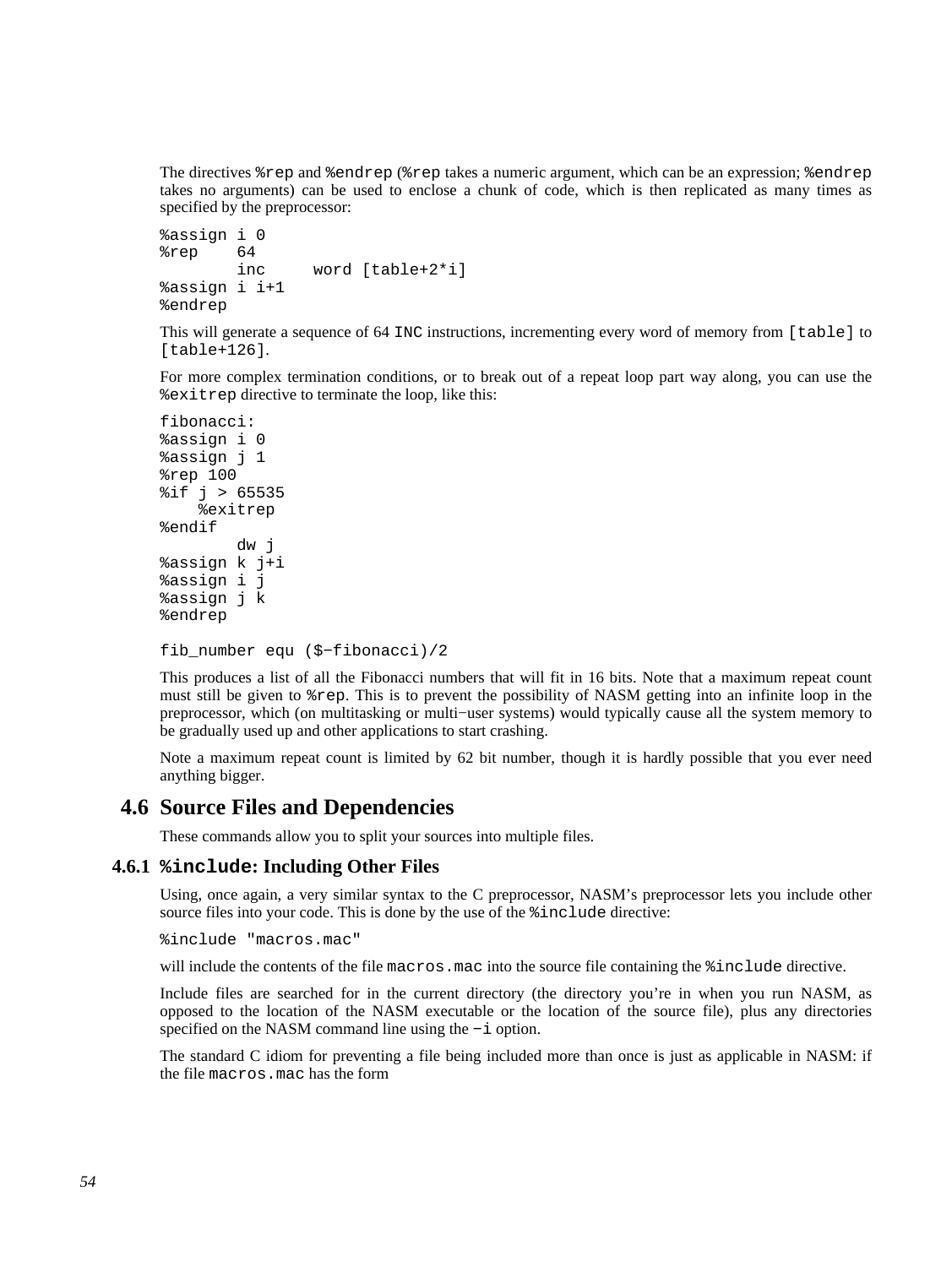The directives `%rep` and `%endrep` (`%rep` takes a numeric argument, which can be an expression; `%endrep` takes no arguments) can be used to enclose a chunk of code, which is then replicated as many times as specified by the preprocessor:

```
%assign i 0
%rep    64
        inc     word [table+2*i]
%assign i i+1
%endrep
```

This will generate a sequence of 64 `INC` instructions, incrementing every word of memory from `[table]` to `[table+126]`.

For more complex termination conditions, or to break out of a repeat loop part way along, you can use the `%exitrep` directive to terminate the loop, like this:

```
fibonacci:
%assign i 0
%assign j 1
%rep 100
%if j > 65535
    %exitrep
%endif
        dw j
%assign k j+i
%assign i j
%assign j k
%endrep

fib_number equ ($-fibonacci)/2
```

This produces a list of all the Fibonacci numbers that will fit in 16 bits. Note that a maximum repeat count must still be given to `%rep`. This is to prevent the possibility of NASM getting into an infinite loop in the preprocessor, which (on multitasking or multi−user systems) would typically cause all the system memory to be gradually used up and other applications to start crashing.

Note a maximum repeat count is limited by 62 bit number, though it is hardly possible that you ever need anything bigger.

## 4.6 Source Files and Dependencies

These commands allow you to split your sources into multiple files.

### 4.6.1 `%include`: Including Other Files

Using, once again, a very similar syntax to the C preprocessor, NASM's preprocessor lets you include other source files into your code. This is done by the use of the `%include` directive:

```
%include "macros.mac"
```

will include the contents of the file `macros.mac` into the source file containing the `%include` directive.

Include files are searched for in the current directory (the directory you're in when you run NASM, as opposed to the location of the NASM executable or the location of the source file), plus any directories specified on the NASM command line using the `−i` option.

The standard C idiom for preventing a file being included more than once is just as applicable in NASM: if the file `macros.mac` has the form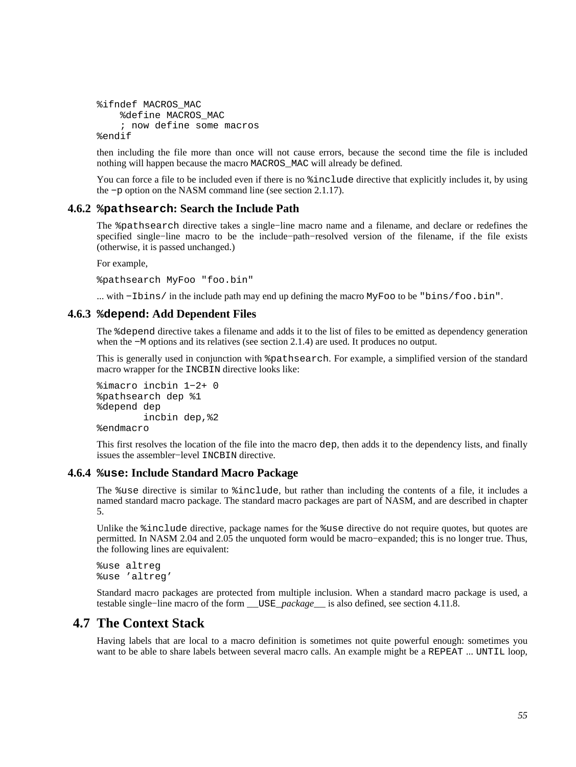```
%ifndef MACROS_MAC
    %define MACROS_MAC
    ; now define some macros
%endif
```

then including the file more than once will not cause errors, because the second time the file is included nothing will happen because the macro `MACROS_MAC` will already be defined.

You can force a file to be included even if there is no `%include` directive that explicitly includes it, by using the `−p` option on the NASM command line (see section 2.1.17).

### 4.6.2 `%pathsearch`: Search the Include Path

The `%pathsearch` directive takes a single−line macro name and a filename, and declare or redefines the specified single−line macro to be the include−path−resolved version of the filename, if the file exists (otherwise, it is passed unchanged.)

For example,

```
%pathsearch MyFoo "foo.bin"
```

... with `−Ibins/` in the include path may end up defining the macro `MyFoo` to be `"bins/foo.bin"`.

### 4.6.3 `%depend`: Add Dependent Files

The `%depend` directive takes a filename and adds it to the list of files to be emitted as dependency generation when the `−M` options and its relatives (see section 2.1.4) are used. It produces no output.

This is generally used in conjunction with `%pathsearch`. For example, a simplified version of the standard macro wrapper for the `INCBIN` directive looks like:

```
%imacro incbin 1−2+ 0
%pathsearch dep %1
%depend dep
        incbin dep,%2
%endmacro
```

This first resolves the location of the file into the macro `dep`, then adds it to the dependency lists, and finally issues the assembler−level `INCBIN` directive.

### 4.6.4 `%use`: Include Standard Macro Package

The `%use` directive is similar to `%include`, but rather than including the contents of a file, it includes a named standard macro package. The standard macro packages are part of NASM, and are described in chapter 5.

Unlike the `%include` directive, package names for the `%use` directive do not require quotes, but quotes are permitted. In NASM 2.04 and 2.05 the unquoted form would be macro−expanded; this is no longer true. Thus, the following lines are equivalent:

```
%use altreg
%use 'altreg'
```

Standard macro packages are protected from multiple inclusion. When a standard macro package is used, a testable single−line macro of the form `__USE_`*package*`__` is also defined, see section 4.11.8.

## 4.7 The Context Stack

Having labels that are local to a macro definition is sometimes not quite powerful enough: sometimes you want to be able to share labels between several macro calls. An example might be a `REPEAT` ... `UNTIL` loop,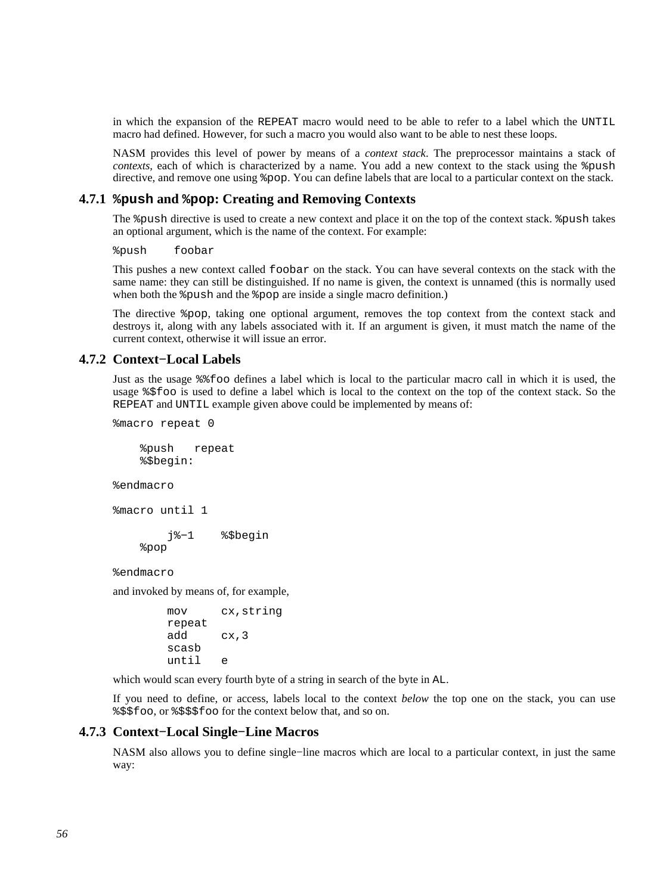in which the expansion of the `REPEAT` macro would need to be able to refer to a label which the `UNTIL` macro had defined. However, for such a macro you would also want to be able to nest these loops.

NASM provides this level of power by means of a *context stack*. The preprocessor maintains a stack of *contexts*, each of which is characterized by a name. You add a new context to the stack using the `%push` directive, and remove one using `%pop`. You can define labels that are local to a particular context on the stack.

### 4.7.1 `%push` and `%pop`: Creating and Removing Contexts

The `%push` directive is used to create a new context and place it on the top of the context stack. `%push` takes an optional argument, which is the name of the context. For example:

```
%push    foobar
```

This pushes a new context called `foobar` on the stack. You can have several contexts on the stack with the same name: they can still be distinguished. If no name is given, the context is unnamed (this is normally used when both the `%push` and the `%pop` are inside a single macro definition.)

The directive `%pop`, taking one optional argument, removes the top context from the context stack and destroys it, along with any labels associated with it. If an argument is given, it must match the name of the current context, otherwise it will issue an error.

### 4.7.2 Context−Local Labels

Just as the usage `%%foo` defines a label which is local to the particular macro call in which it is used, the usage `%$foo` is used to define a label which is local to the context on the top of the context stack. So the `REPEAT` and `UNTIL` example given above could be implemented by means of:

```
%macro repeat 0

    %push   repeat
    %$begin:

%endmacro

%macro until 1

        j%-1    %$begin
    %pop

%endmacro
```

and invoked by means of, for example,

```
        mov     cx,string
        repeat
        add     cx,3
        scasb
        until   e
```

which would scan every fourth byte of a string in search of the byte in `AL`.

If you need to define, or access, labels local to the context *below* the top one on the stack, you can use `%$$foo`, or `%$$$foo` for the context below that, and so on.

### 4.7.3 Context−Local Single−Line Macros

NASM also allows you to define single−line macros which are local to a particular context, in just the same way: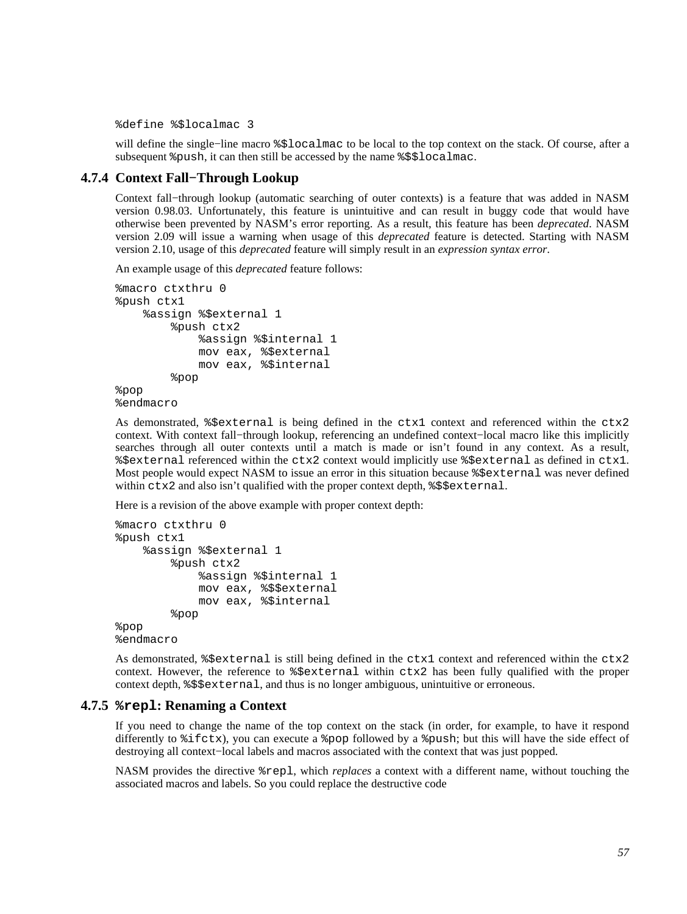```
%define %$localmac 3
```

will define the single−line macro `%$localmac` to be local to the top context on the stack. Of course, after a subsequent `%push`, it can then still be accessed by the name `%$$localmac`.

### 4.7.4 Context Fall−Through Lookup

Context fall−through lookup (automatic searching of outer contexts) is a feature that was added in NASM version 0.98.03. Unfortunately, this feature is unintuitive and can result in buggy code that would have otherwise been prevented by NASM's error reporting. As a result, this feature has been *deprecated*. NASM version 2.09 will issue a warning when usage of this *deprecated* feature is detected. Starting with NASM version 2.10, usage of this *deprecated* feature will simply result in an *expression syntax error*.

An example usage of this *deprecated* feature follows:

```
%macro ctxthru 0
%push ctx1
    %assign %$external 1
        %push ctx2
            %assign %$internal 1
            mov eax, %$external
            mov eax, %$internal
        %pop
%pop
%endmacro
```

As demonstrated, `%$external` is being defined in the `ctx1` context and referenced within the `ctx2` context. With context fall−through lookup, referencing an undefined context−local macro like this implicitly searches through all outer contexts until a match is made or isn't found in any context. As a result, `%$external` referenced within the `ctx2` context would implicitly use `%$external` as defined in `ctx1`. Most people would expect NASM to issue an error in this situation because `%$external` was never defined within `ctx2` and also isn't qualified with the proper context depth, `%$$external`.

Here is a revision of the above example with proper context depth:

```
%macro ctxthru 0
%push ctx1
    %assign %$external 1
        %push ctx2
            %assign %$internal 1
            mov eax, %$$external
            mov eax, %$internal
        %pop
%pop
%endmacro
```

As demonstrated, `%$external` is still being defined in the `ctx1` context and referenced within the `ctx2` context. However, the reference to `%$external` within `ctx2` has been fully qualified with the proper context depth, `%$$external`, and thus is no longer ambiguous, unintuitive or erroneous.

### 4.7.5 `%repl`: Renaming a Context

If you need to change the name of the top context on the stack (in order, for example, to have it respond differently to `%ifctx`), you can execute a `%pop` followed by a `%push`; but this will have the side effect of destroying all context−local labels and macros associated with the context that was just popped.

NASM provides the directive `%repl`, which *replaces* a context with a different name, without touching the associated macros and labels. So you could replace the destructive code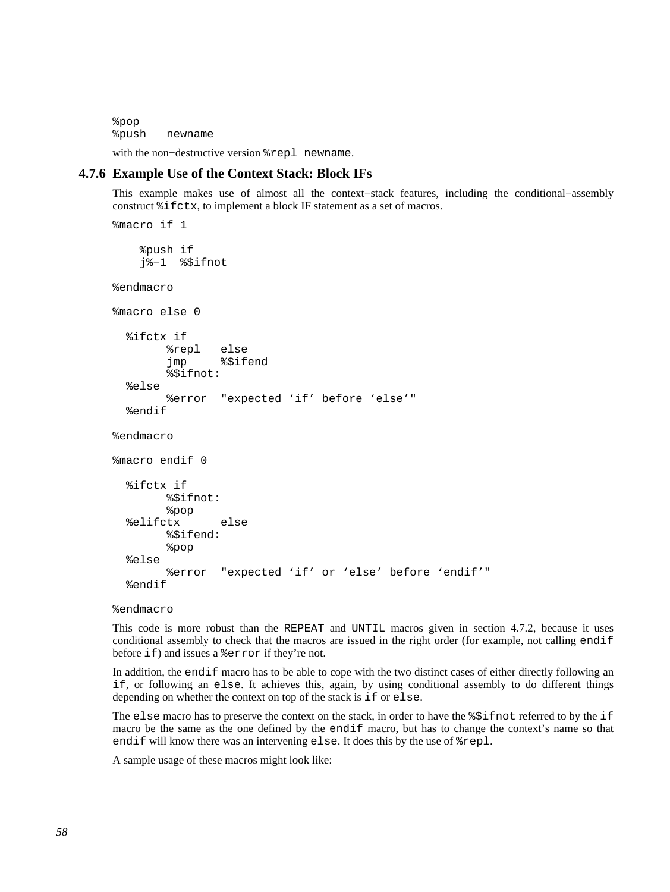```
%pop
%push   newname
```

with the non−destructive version `%repl newname`.

### 4.7.6 Example Use of the Context Stack: Block IFs

This example makes use of almost all the context−stack features, including the conditional−assembly construct `%ifctx`, to implement a block IF statement as a set of macros.

```
%macro if 1

    %push if
    j%-1  %$ifnot

%endmacro

%macro else 0

  %ifctx if
        %repl   else
        jmp     %$ifend
        %$ifnot:
  %else
        %error  "expected ‘if’ before ‘else’"
  %endif

%endmacro

%macro endif 0

  %ifctx if
        %$ifnot:
        %pop
  %elifctx      else
        %$ifend:
        %pop
  %else
        %error  "expected ‘if’ or ‘else’ before ‘endif’"
  %endif

%endmacro
```

This code is more robust than the `REPEAT` and `UNTIL` macros given in section 4.7.2, because it uses conditional assembly to check that the macros are issued in the right order (for example, not calling `endif` before `if`) and issues a `%error` if they're not.

In addition, the `endif` macro has to be able to cope with the two distinct cases of either directly following an `if`, or following an `else`. It achieves this, again, by using conditional assembly to do different things depending on whether the context on top of the stack is `if` or `else`.

The `else` macro has to preserve the context on the stack, in order to have the `%$ifnot` referred to by the `if` macro be the same as the one defined by the `endif` macro, but has to change the context's name so that `endif` will know there was an intervening `else`. It does this by the use of `%repl`.

A sample usage of these macros might look like: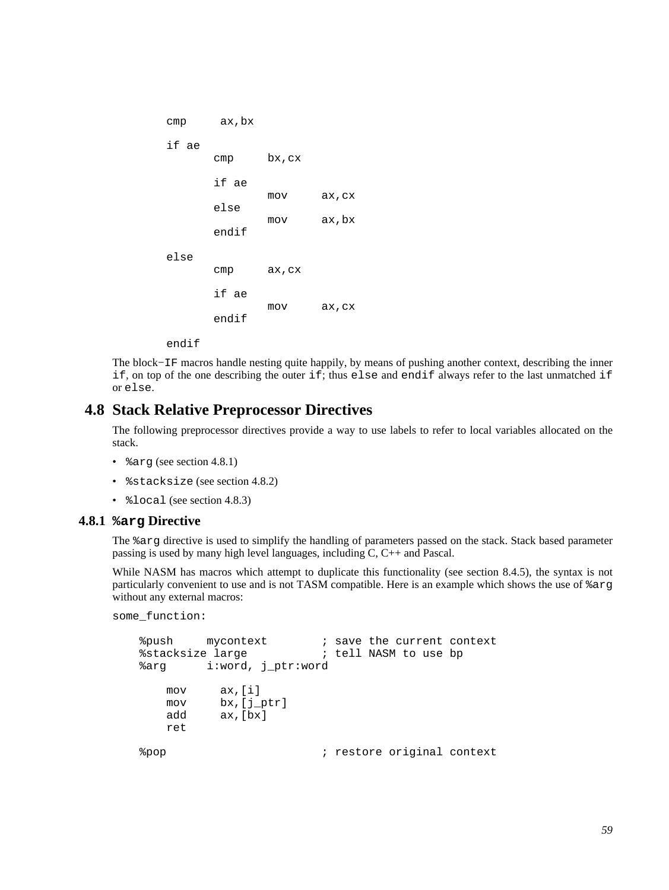```
        cmp     ax,bx

        if ae
                cmp     bx,cx

                if ae
                        mov     ax,cx
                else
                        mov     ax,bx
                endif

        else
                cmp     ax,cx

                if ae
                        mov     ax,cx
                endif

        endif
```

The block−IF macros handle nesting quite happily, by means of pushing another context, describing the inner `if`, on top of the one describing the outer `if`; thus `else` and `endif` always refer to the last unmatched `if` or `else`.

## 4.8 Stack Relative Preprocessor Directives

The following preprocessor directives provide a way to use labels to refer to local variables allocated on the stack.

- `%arg` (see section 4.8.1)
- `%stacksize` (see section 4.8.2)
- `%local` (see section 4.8.3)

### 4.8.1 `%arg` Directive

The `%arg` directive is used to simplify the handling of parameters passed on the stack. Stack based parameter passing is used by many high level languages, including C, C++ and Pascal.

While NASM has macros which attempt to duplicate this functionality (see section 8.4.5), the syntax is not particularly convenient to use and is not TASM compatible. Here is an example which shows the use of `%arg` without any external macros:

```
some_function:

    %push     mycontext        ; save the current context
    %stacksize large           ; tell NASM to use bp
    %arg      i:word, j_ptr:word

        mov     ax,[i]
        mov     bx,[j_ptr]
        add     ax,[bx]
        ret

    %pop                       ; restore original context
```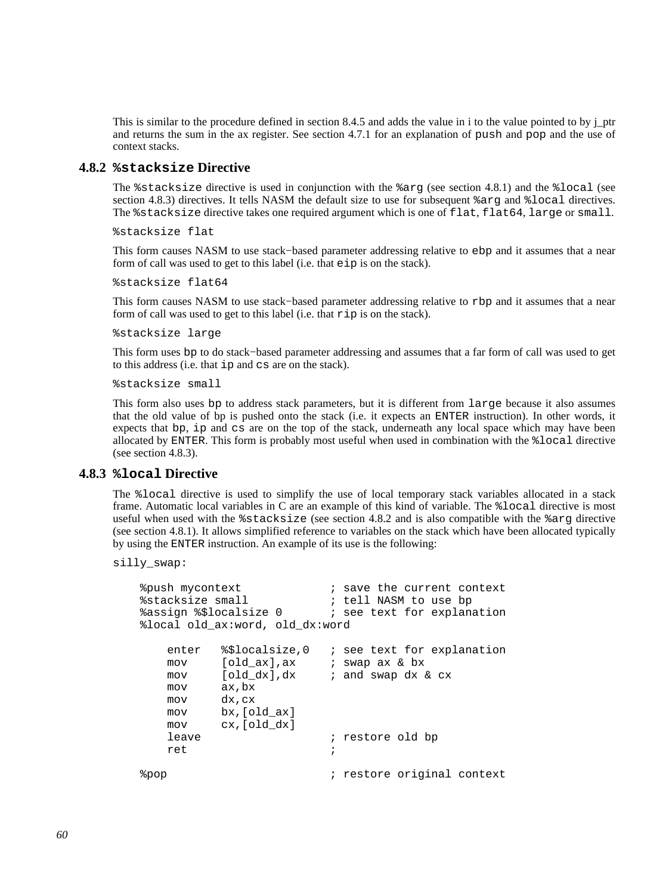This is similar to the procedure defined in section 8.4.5 and adds the value in i to the value pointed to by j_ptr and returns the sum in the ax register. See section 4.7.1 for an explanation of `push` and `pop` and the use of context stacks.

### 4.8.2 `%stacksize` Directive

The `%stacksize` directive is used in conjunction with the `%arg` (see section 4.8.1) and the `%local` (see section 4.8.3) directives. It tells NASM the default size to use for subsequent `%arg` and `%local` directives. The `%stacksize` directive takes one required argument which is one of `flat`, `flat64`, `large` or `small`.

```
%stacksize flat
```

This form causes NASM to use stack−based parameter addressing relative to `ebp` and it assumes that a near form of call was used to get to this label (i.e. that `eip` is on the stack).

```
%stacksize flat64
```

This form causes NASM to use stack−based parameter addressing relative to `rbp` and it assumes that a near form of call was used to get to this label (i.e. that `rip` is on the stack).

```
%stacksize large
```

This form uses `bp` to do stack−based parameter addressing and assumes that a far form of call was used to get to this address (i.e. that `ip` and `cs` are on the stack).

```
%stacksize small
```

This form also uses `bp` to address stack parameters, but it is different from `large` because it also assumes that the old value of bp is pushed onto the stack (i.e. it expects an `ENTER` instruction). In other words, it expects that `bp`, `ip` and `cs` are on the top of the stack, underneath any local space which may have been allocated by `ENTER`. This form is probably most useful when used in combination with the `%local` directive (see section 4.8.3).

### 4.8.3 `%local` Directive

The `%local` directive is used to simplify the use of local temporary stack variables allocated in a stack frame. Automatic local variables in C are an example of this kind of variable. The `%local` directive is most useful when used with the `%stacksize` (see section 4.8.2 and is also compatible with the `%arg` directive (see section 4.8.1). It allows simplified reference to variables on the stack which have been allocated typically by using the `ENTER` instruction. An example of its use is the following:

```
silly_swap:

    %push mycontext             ; save the current context
    %stacksize small            ; tell NASM to use bp
    %assign %$localsize 0       ; see text for explanation
    %local old_ax:word, old_dx:word

        enter   %$localsize,0   ; see text for explanation
        mov     [old_ax],ax     ; swap ax & bx
        mov     [old_dx],dx     ; and swap dx & cx
        mov     ax,bx
        mov     dx,cx
        mov     bx,[old_ax]
        mov     cx,[old_dx]
        leave                   ; restore old bp
        ret                     ;

    %pop                        ; restore original context
```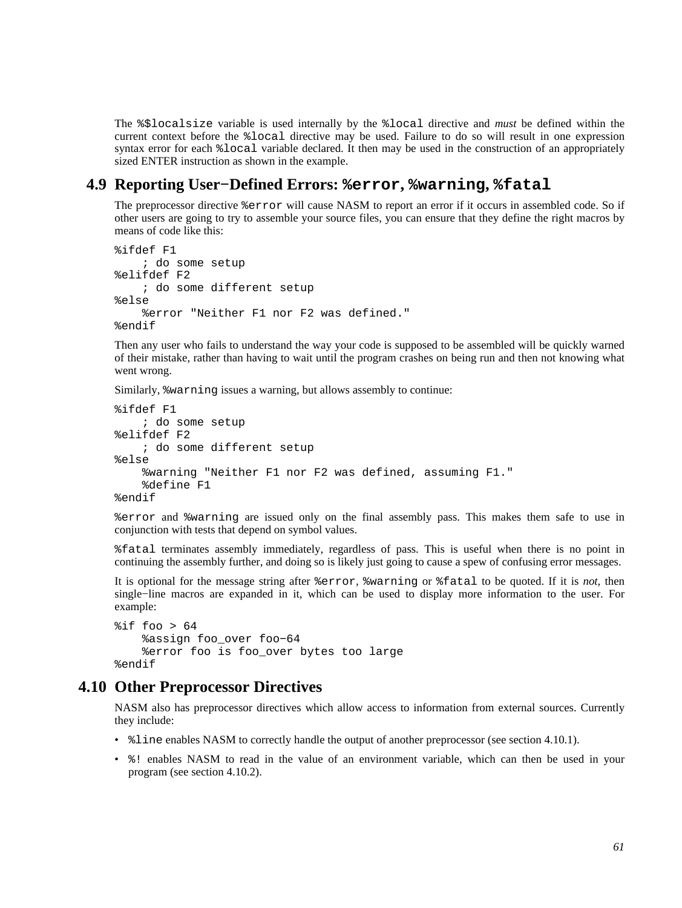The `%$localsize` variable is used internally by the `%local` directive and *must* be defined within the current context before the `%local` directive may be used. Failure to do so will result in one expression syntax error for each `%local` variable declared. It then may be used in the construction of an appropriately sized ENTER instruction as shown in the example.

## 4.9 Reporting User−Defined Errors: `%error`, `%warning`, `%fatal`

The preprocessor directive `%error` will cause NASM to report an error if it occurs in assembled code. So if other users are going to try to assemble your source files, you can ensure that they define the right macros by means of code like this:

```
%ifdef F1
    ; do some setup
%elifdef F2
    ; do some different setup
%else
    %error "Neither F1 nor F2 was defined."
%endif
```

Then any user who fails to understand the way your code is supposed to be assembled will be quickly warned of their mistake, rather than having to wait until the program crashes on being run and then not knowing what went wrong.

Similarly, `%warning` issues a warning, but allows assembly to continue:

```
%ifdef F1
    ; do some setup
%elifdef F2
    ; do some different setup
%else
    %warning "Neither F1 nor F2 was defined, assuming F1."
    %define F1
%endif
```

`%error` and `%warning` are issued only on the final assembly pass. This makes them safe to use in conjunction with tests that depend on symbol values.

`%fatal` terminates assembly immediately, regardless of pass. This is useful when there is no point in continuing the assembly further, and doing so is likely just going to cause a spew of confusing error messages.

It is optional for the message string after `%error`, `%warning` or `%fatal` to be quoted. If it is *not*, then single−line macros are expanded in it, which can be used to display more information to the user. For example:

```
%if foo > 64
    %assign foo_over foo−64
    %error foo is foo_over bytes too large
%endif
```

## 4.10 Other Preprocessor Directives

NASM also has preprocessor directives which allow access to information from external sources. Currently they include:

- `%line` enables NASM to correctly handle the output of another preprocessor (see section 4.10.1).
- `%!` enables NASM to read in the value of an environment variable, which can then be used in your program (see section 4.10.2).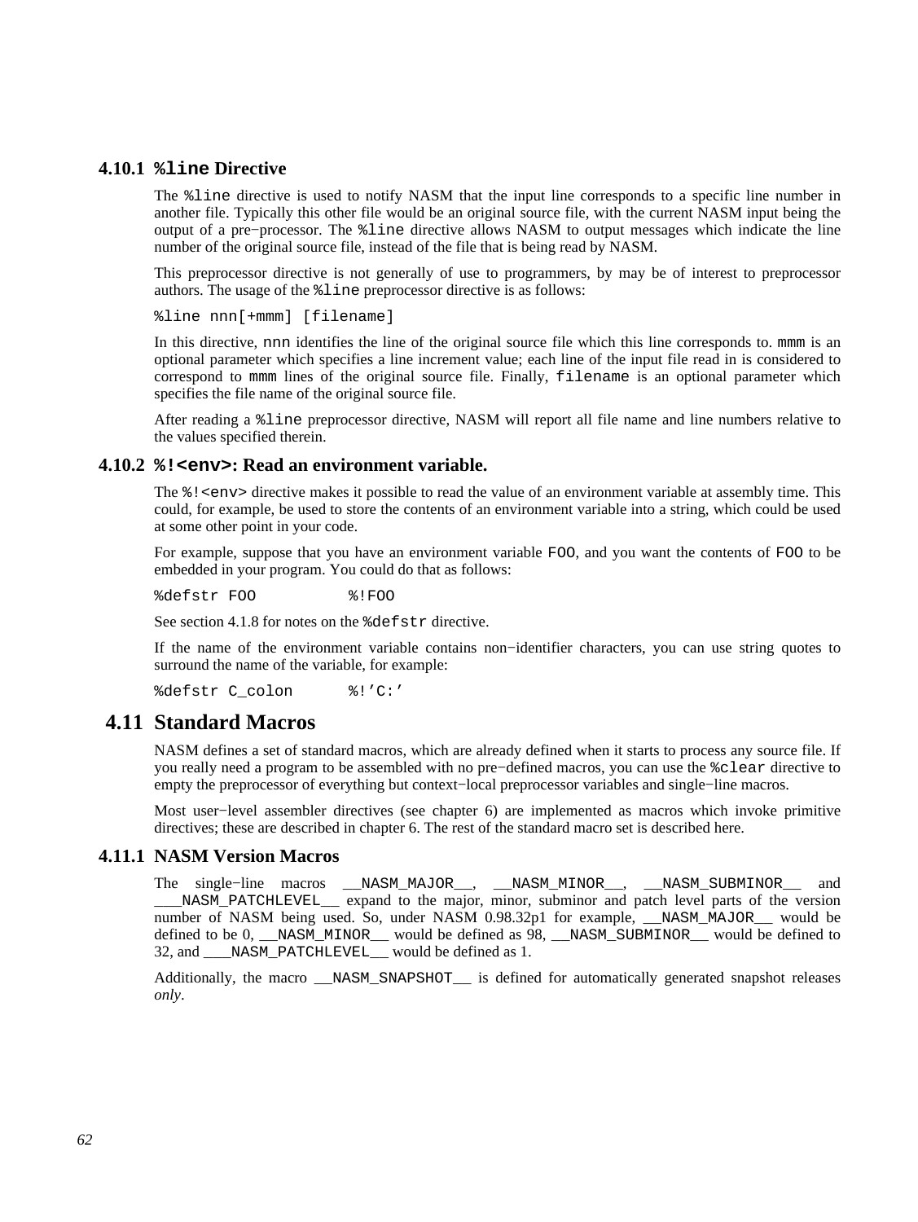### 4.10.1 `%line` Directive

The `%line` directive is used to notify NASM that the input line corresponds to a specific line number in another file. Typically this other file would be an original source file, with the current NASM input being the output of a pre−processor. The `%line` directive allows NASM to output messages which indicate the line number of the original source file, instead of the file that is being read by NASM.

This preprocessor directive is not generally of use to programmers, by may be of interest to preprocessor authors. The usage of the `%line` preprocessor directive is as follows:

```
%line nnn[+mmm] [filename]
```

In this directive, `nnn` identifies the line of the original source file which this line corresponds to. `mmm` is an optional parameter which specifies a line increment value; each line of the input file read in is considered to correspond to `mmm` lines of the original source file. Finally, `filename` is an optional parameter which specifies the file name of the original source file.

After reading a `%line` preprocessor directive, NASM will report all file name and line numbers relative to the values specified therein.

### 4.10.2 `%!<env>`: Read an environment variable.

The `%!<env>` directive makes it possible to read the value of an environment variable at assembly time. This could, for example, be used to store the contents of an environment variable into a string, which could be used at some other point in your code.

For example, suppose that you have an environment variable `FOO`, and you want the contents of `FOO` to be embedded in your program. You could do that as follows:

```
%defstr FOO          %!FOO
```

See section 4.1.8 for notes on the `%defstr` directive.

If the name of the environment variable contains non−identifier characters, you can use string quotes to surround the name of the variable, for example:

```
%defstr C_colon      %!'C:'
```

## 4.11 Standard Macros

NASM defines a set of standard macros, which are already defined when it starts to process any source file. If you really need a program to be assembled with no pre−defined macros, you can use the `%clear` directive to empty the preprocessor of everything but context−local preprocessor variables and single−line macros.

Most user−level assembler directives (see chapter 6) are implemented as macros which invoke primitive directives; these are described in chapter 6. The rest of the standard macro set is described here.

### 4.11.1 NASM Version Macros

The single−line macros `__NASM_MAJOR__`, `__NASM_MINOR__`, `__NASM_SUBMINOR__` and `___NASM_PATCHLEVEL__` expand to the major, minor, subminor and patch level parts of the version number of NASM being used. So, under NASM 0.98.32p1 for example, `__NASM_MAJOR__` would be defined to be 0, `__NASM_MINOR__` would be defined as 98, `__NASM_SUBMINOR__` would be defined to 32, and `___NASM_PATCHLEVEL__` would be defined as 1.

Additionally, the macro `__NASM_SNAPSHOT__` is defined for automatically generated snapshot releases *only*.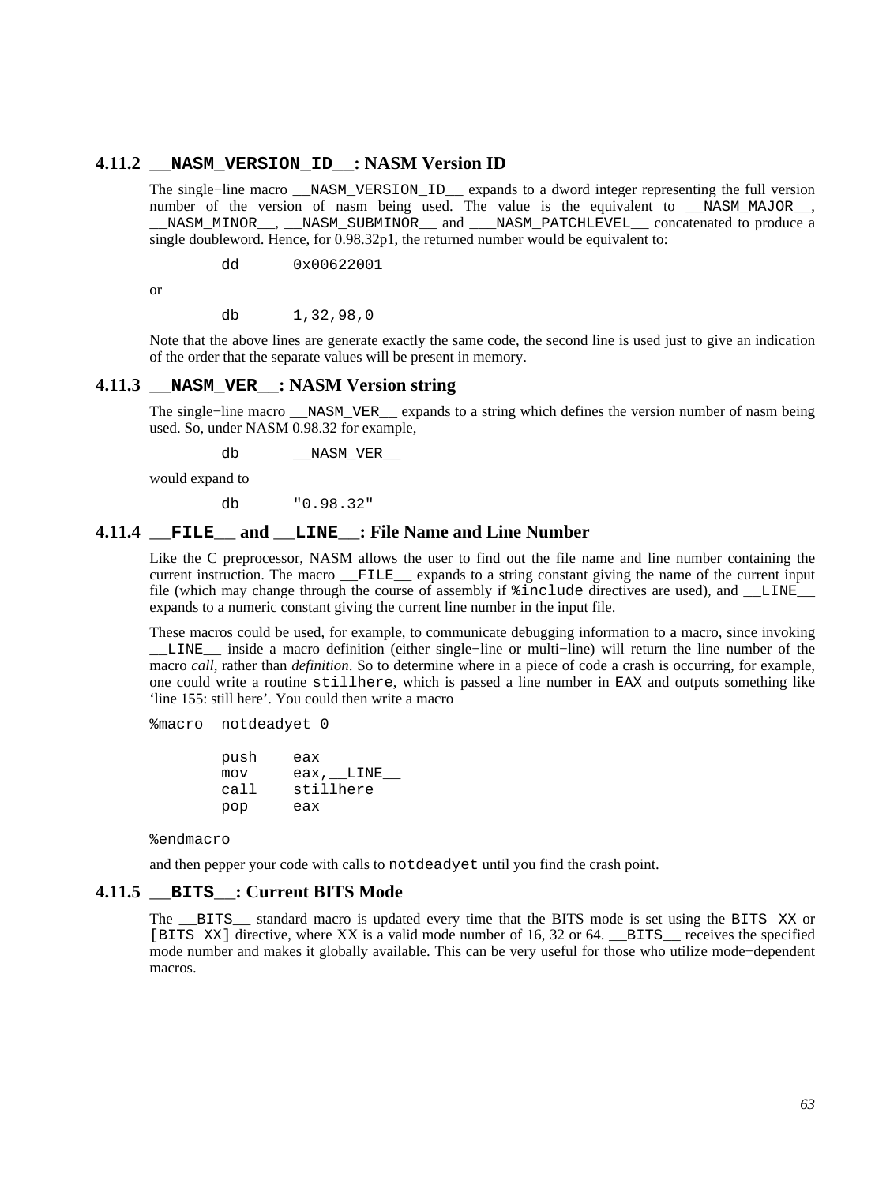### 4.11.2 `__NASM_VERSION_ID__`: NASM Version ID

The single−line macro `__NASM_VERSION_ID__` expands to a dword integer representing the full version number of the version of nasm being used. The value is the equivalent to `__NASM_MAJOR__`, `__NASM_MINOR__`, `__NASM_SUBMINOR__` and `___NASM_PATCHLEVEL__` concatenated to produce a single doubleword. Hence, for 0.98.32p1, the returned number would be equivalent to:

```
        dd      0x00622001
```

or

```
        db      1,32,98,0
```

Note that the above lines are generate exactly the same code, the second line is used just to give an indication of the order that the separate values will be present in memory.

### 4.11.3 `__NASM_VER__`: NASM Version string

The single−line macro `__NASM_VER__` expands to a string which defines the version number of nasm being used. So, under NASM 0.98.32 for example,

```
        db      __NASM_VER__
```

would expand to

```
        db      "0.98.32"
```

### 4.11.4 `__FILE__` and `__LINE__`: File Name and Line Number

Like the C preprocessor, NASM allows the user to find out the file name and line number containing the current instruction. The macro `__FILE__` expands to a string constant giving the name of the current input file (which may change through the course of assembly if `%include` directives are used), and `__LINE__` expands to a numeric constant giving the current line number in the input file.

These macros could be used, for example, to communicate debugging information to a macro, since invoking `__LINE__` inside a macro definition (either single−line or multi−line) will return the line number of the macro *call*, rather than *definition*. So to determine where in a piece of code a crash is occurring, for example, one could write a routine `stillhere`, which is passed a line number in `EAX` and outputs something like ‘line 155: still here’. You could then write a macro

```
%macro  notdeadyet 0

        push    eax
        mov     eax,__LINE__
        call    stillhere
        pop     eax

%endmacro
```

and then pepper your code with calls to `notdeadyet` until you find the crash point.

### 4.11.5 `__BITS__`: Current BITS Mode

The `__BITS__` standard macro is updated every time that the BITS mode is set using the `BITS XX` or `[BITS XX]` directive, where XX is a valid mode number of 16, 32 or 64. `__BITS__` receives the specified mode number and makes it globally available. This can be very useful for those who utilize mode−dependent macros.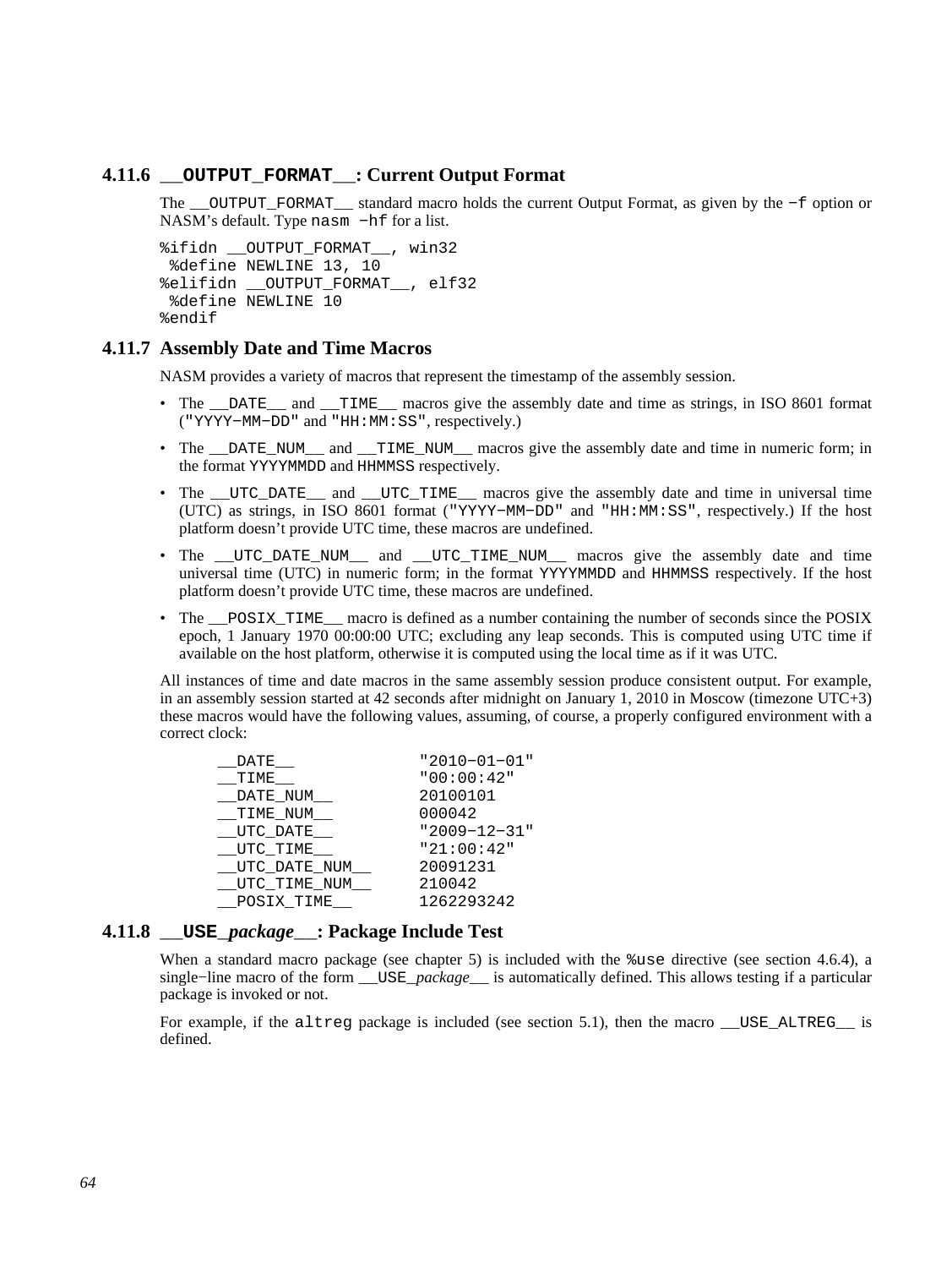### 4.11.6 `__OUTPUT_FORMAT__`: Current Output Format

The `__OUTPUT_FORMAT__` standard macro holds the current Output Format, as given by the `-f` option or NASM's default. Type `nasm -hf` for a list.

```
%ifidn __OUTPUT_FORMAT__, win32
 %define NEWLINE 13, 10
%elifidn __OUTPUT_FORMAT__, elf32
 %define NEWLINE 10
%endif
```

### 4.11.7 Assembly Date and Time Macros

NASM provides a variety of macros that represent the timestamp of the assembly session.

- The `__DATE__` and `__TIME__` macros give the assembly date and time as strings, in ISO 8601 format (`"YYYY-MM-DD"` and `"HH:MM:SS"`, respectively.)
- The `__DATE_NUM__` and `__TIME_NUM__` macros give the assembly date and time in numeric form; in the format `YYYYMMDD` and `HHMMSS` respectively.
- The `__UTC_DATE__` and `__UTC_TIME__` macros give the assembly date and time in universal time (UTC) as strings, in ISO 8601 format (`"YYYY-MM-DD"` and `"HH:MM:SS"`, respectively.) If the host platform doesn't provide UTC time, these macros are undefined.
- The `__UTC_DATE_NUM__` and `__UTC_TIME_NUM__` macros give the assembly date and time universal time (UTC) in numeric form; in the format `YYYYMMDD` and `HHMMSS` respectively. If the host platform doesn't provide UTC time, these macros are undefined.
- The `__POSIX_TIME__` macro is defined as a number containing the number of seconds since the POSIX epoch, 1 January 1970 00:00:00 UTC; excluding any leap seconds. This is computed using UTC time if available on the host platform, otherwise it is computed using the local time as if it was UTC.

All instances of time and date macros in the same assembly session produce consistent output. For example, in an assembly session started at 42 seconds after midnight on January 1, 2010 in Moscow (timezone UTC+3) these macros would have the following values, assuming, of course, a properly configured environment with a correct clock:

```
__DATE__             "2010-01-01"
__TIME__             "00:00:42"
__DATE_NUM__         20100101
__TIME_NUM__         000042
__UTC_DATE__         "2009-12-31"
__UTC_TIME__         "21:00:42"
__UTC_DATE_NUM__     20091231
__UTC_TIME_NUM__     210042
__POSIX_TIME__       1262293242
```

### 4.11.8 `__USE_`*package*`__`: Package Include Test

When a standard macro package (see chapter 5) is included with the `%use` directive (see section 4.6.4), a single-line macro of the form `__USE_`*package*`__` is automatically defined. This allows testing if a particular package is invoked or not.

For example, if the `altreg` package is included (see section 5.1), then the macro `__USE_ALTREG__` is defined.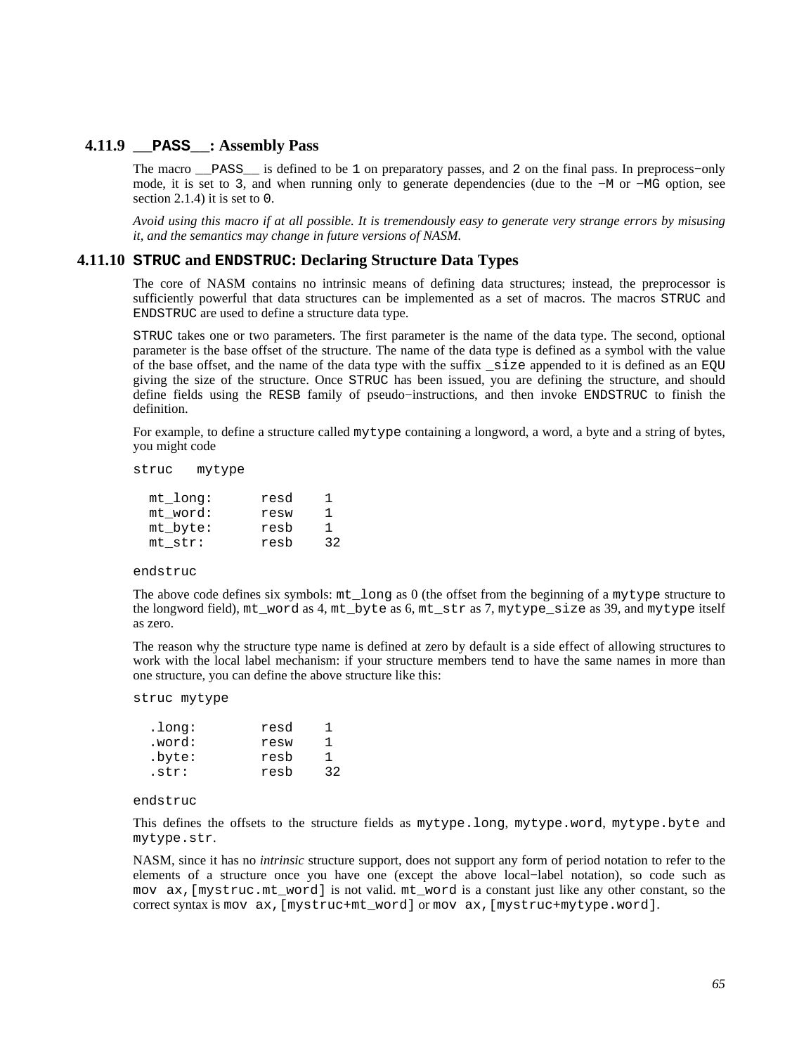### 4.11.9 `__PASS__`: Assembly Pass

The macro `__PASS__` is defined to be `1` on preparatory passes, and `2` on the final pass. In preprocess−only mode, it is set to `3`, and when running only to generate dependencies (due to the `−M` or `−MG` option, see section 2.1.4) it is set to `0`.

*Avoid using this macro if at all possible. It is tremendously easy to generate very strange errors by misusing it, and the semantics may change in future versions of NASM.*

### 4.11.10 `STRUC` and `ENDSTRUC`: Declaring Structure Data Types

The core of NASM contains no intrinsic means of defining data structures; instead, the preprocessor is sufficiently powerful that data structures can be implemented as a set of macros. The macros `STRUC` and `ENDSTRUC` are used to define a structure data type.

`STRUC` takes one or two parameters. The first parameter is the name of the data type. The second, optional parameter is the base offset of the structure. The name of the data type is defined as a symbol with the value of the base offset, and the name of the data type with the suffix `_size` appended to it is defined as an `EQU` giving the size of the structure. Once `STRUC` has been issued, you are defining the structure, and should define fields using the `RESB` family of pseudo−instructions, and then invoke `ENDSTRUC` to finish the definition.

For example, to define a structure called `mytype` containing a longword, a word, a byte and a string of bytes, you might code

```
struc   mytype

  mt_long:      resd    1
  mt_word:      resw    1
  mt_byte:      resb    1
  mt_str:       resb    32

endstruc
```

The above code defines six symbols: `mt_long` as 0 (the offset from the beginning of a `mytype` structure to the longword field), `mt_word` as 4, `mt_byte` as 6, `mt_str` as 7, `mytype_size` as 39, and `mytype` itself as zero.

The reason why the structure type name is defined at zero by default is a side effect of allowing structures to work with the local label mechanism: if your structure members tend to have the same names in more than one structure, you can define the above structure like this:

```
struc mytype

  .long:        resd    1
  .word:        resw    1
  .byte:        resb    1
  .str:         resb    32

endstruc
```

This defines the offsets to the structure fields as `mytype.long`, `mytype.word`, `mytype.byte` and `mytype.str`.

NASM, since it has no *intrinsic* structure support, does not support any form of period notation to refer to the elements of a structure once you have one (except the above local−label notation), so code such as `mov ax,[mystruc.mt_word]` is not valid. `mt_word` is a constant just like any other constant, so the correct syntax is `mov ax,[mystruc+mt_word]` or `mov ax,[mystruc+mytype.word]`.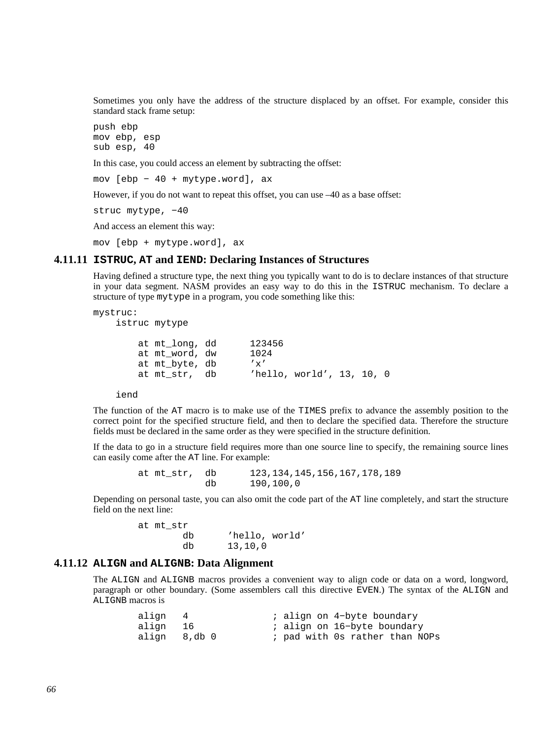Sometimes you only have the address of the structure displaced by an offset. For example, consider this standard stack frame setup:

```
push ebp
mov ebp, esp
sub esp, 40
```

In this case, you could access an element by subtracting the offset:

```
mov [ebp - 40 + mytype.word], ax
```

However, if you do not want to repeat this offset, you can use –40 as a base offset:

```
struc mytype, -40
```

And access an element this way:

```
mov [ebp + mytype.word], ax
```

### 4.11.11 `ISTRUC`, `AT` and `IEND`: Declaring Instances of Structures

Having defined a structure type, the next thing you typically want to do is to declare instances of that structure in your data segment. NASM provides an easy way to do this in the `ISTRUC` mechanism. To declare a structure of type `mytype` in a program, you code something like this:

```
mystruc:
    istruc mytype

        at mt_long, dd      123456
        at mt_word, dw      1024
        at mt_byte, db      'x'
        at mt_str,  db      'hello, world', 13, 10, 0

    iend
```

The function of the `AT` macro is to make use of the `TIMES` prefix to advance the assembly position to the correct point for the specified structure field, and then to declare the specified data. Therefore the structure fields must be declared in the same order as they were specified in the structure definition.

If the data to go in a structure field requires more than one source line to specify, the remaining source lines can easily come after the `AT` line. For example:

```
        at mt_str,  db      123,134,145,156,167,178,189
                    db      190,100,0
```

Depending on personal taste, you can also omit the code part of the `AT` line completely, and start the structure field on the next line:

```
        at mt_str
                db      'hello, world'
                db      13,10,0
```

### 4.11.12 `ALIGN` and `ALIGNB`: Data Alignment

The `ALIGN` and `ALIGNB` macros provides a convenient way to align code or data on a word, longword, paragraph or other boundary. (Some assemblers call this directive `EVEN`.) The syntax of the `ALIGN` and `ALIGNB` macros is

```
        align   4               ; align on 4-byte boundary
        align   16              ; align on 16-byte boundary
        align   8,db 0          ; pad with 0s rather than NOPs
```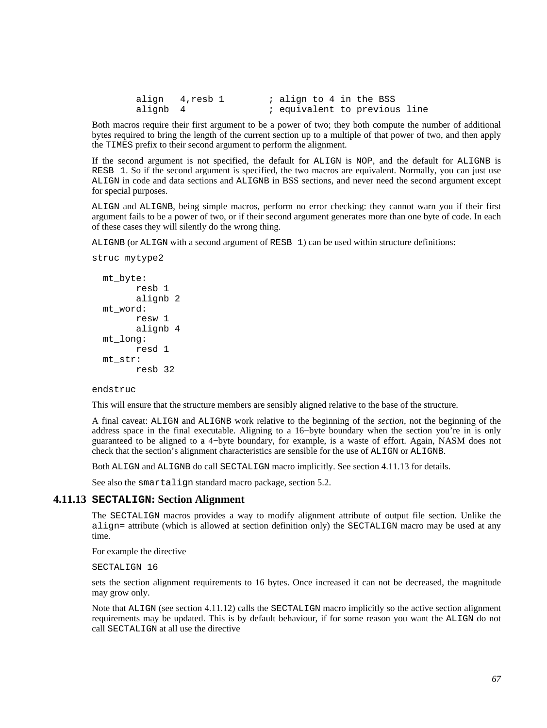```
        align   4,resb 1        ; align to 4 in the BSS
        alignb  4               ; equivalent to previous line
```

Both macros require their first argument to be a power of two; they both compute the number of additional bytes required to bring the length of the current section up to a multiple of that power of two, and then apply the `TIMES` prefix to their second argument to perform the alignment.

If the second argument is not specified, the default for `ALIGN` is `NOP`, and the default for `ALIGNB` is `RESB 1`. So if the second argument is specified, the two macros are equivalent. Normally, you can just use `ALIGN` in code and data sections and `ALIGNB` in BSS sections, and never need the second argument except for special purposes.

`ALIGN` and `ALIGNB`, being simple macros, perform no error checking: they cannot warn you if their first argument fails to be a power of two, or if their second argument generates more than one byte of code. In each of these cases they will silently do the wrong thing.

`ALIGNB` (or `ALIGN` with a second argument of `RESB 1`) can be used within structure definitions:

```
struc mytype2

  mt_byte:
        resb 1
        alignb 2
  mt_word:
        resw 1
        alignb 4
  mt_long:
        resd 1
  mt_str:
        resb 32

endstruc
```

This will ensure that the structure members are sensibly aligned relative to the base of the structure.

A final caveat: `ALIGN` and `ALIGNB` work relative to the beginning of the *section*, not the beginning of the address space in the final executable. Aligning to a 16−byte boundary when the section you're in is only guaranteed to be aligned to a 4−byte boundary, for example, is a waste of effort. Again, NASM does not check that the section's alignment characteristics are sensible for the use of `ALIGN` or `ALIGNB`.

Both `ALIGN` and `ALIGNB` do call `SECTALIGN` macro implicitly. See section 4.11.13 for details.

See also the `smartalign` standard macro package, section 5.2.

### 4.11.13 `SECTALIGN`: Section Alignment

The `SECTALIGN` macros provides a way to modify alignment attribute of output file section. Unlike the `align=` attribute (which is allowed at section definition only) the `SECTALIGN` macro may be used at any time.

For example the directive

```
SECTALIGN 16
```

sets the section alignment requirements to 16 bytes. Once increased it can not be decreased, the magnitude may grow only.

Note that `ALIGN` (see section 4.11.12) calls the `SECTALIGN` macro implicitly so the active section alignment requirements may be updated. This is by default behaviour, if for some reason you want the `ALIGN` do not call `SECTALIGN` at all use the directive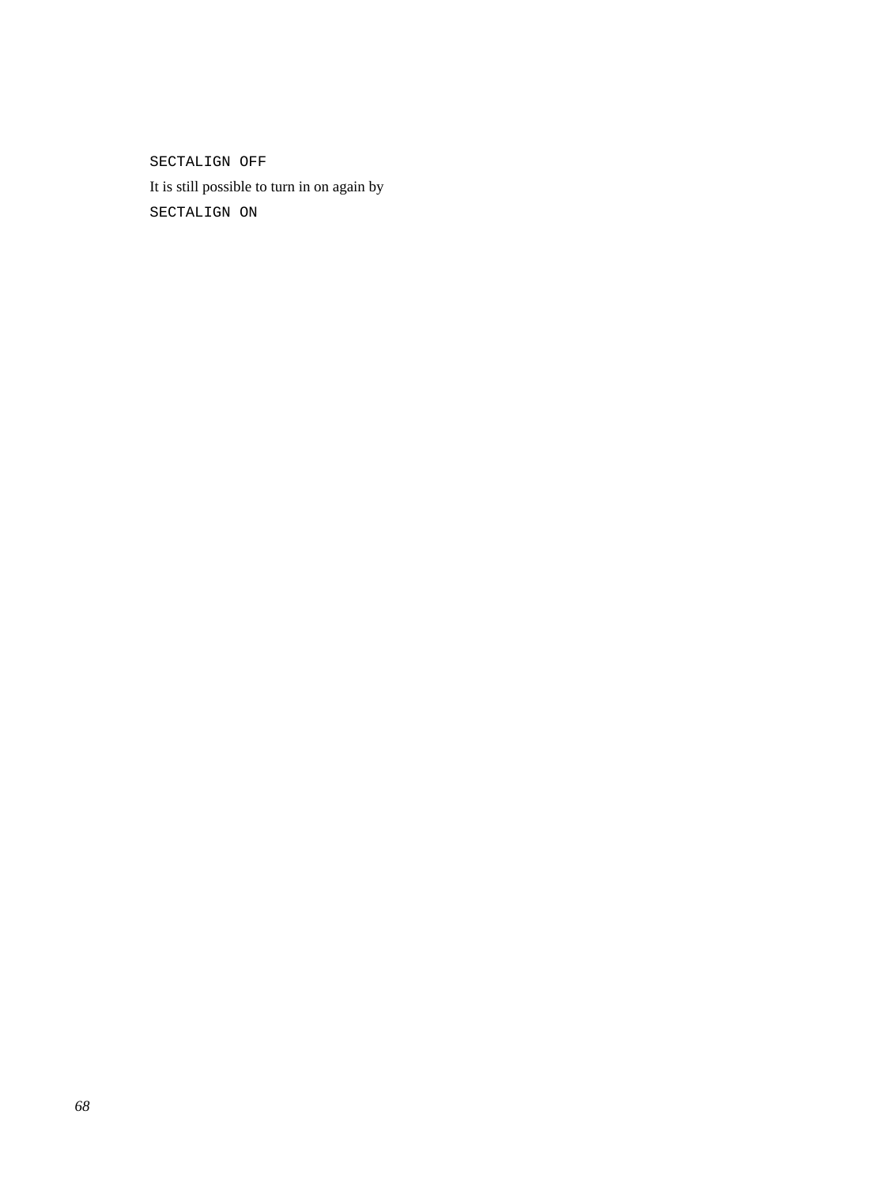```
SECTALIGN OFF
```

It is still possible to turn in on again by

```
SECTALIGN ON
```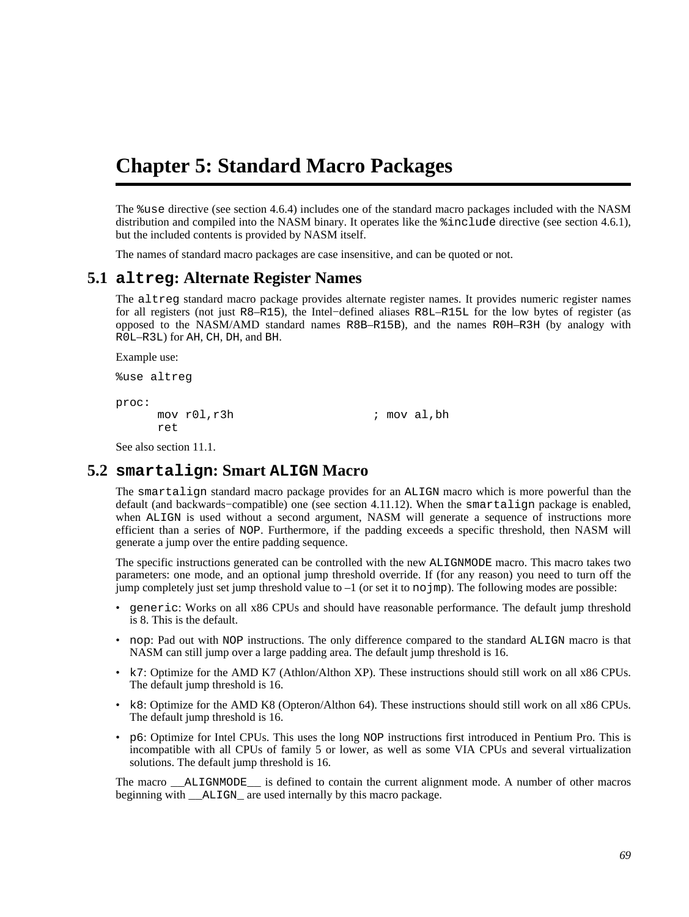# Chapter 5: Standard Macro Packages

The `%use` directive (see section 4.6.4) includes one of the standard macro packages included with the NASM distribution and compiled into the NASM binary. It operates like the `%include` directive (see section 4.6.1), but the included contents is provided by NASM itself.

The names of standard macro packages are case insensitive, and can be quoted or not.

## 5.1 `altreg`: Alternate Register Names

The `altreg` standard macro package provides alternate register names. It provides numeric register names for all registers (not just `R8`–`R15`), the Intel−defined aliases `R8L`–`R15L` for the low bytes of register (as opposed to the NASM/AMD standard names `R8B`–`R15B`), and the names `R0H`–`R3H` (by analogy with `R0L`–`R3L`) for `AH`, `CH`, `DH`, and `BH`.

Example use:

```
%use altreg

proc:
      mov r0l,r3h                    ; mov al,bh
      ret
```

See also section 11.1.

## 5.2 `smartalign`: Smart `ALIGN` Macro

The `smartalign` standard macro package provides for an `ALIGN` macro which is more powerful than the default (and backwards−compatible) one (see section 4.11.12). When the `smartalign` package is enabled, when `ALIGN` is used without a second argument, NASM will generate a sequence of instructions more efficient than a series of `NOP`. Furthermore, if the padding exceeds a specific threshold, then NASM will generate a jump over the entire padding sequence.

The specific instructions generated can be controlled with the new `ALIGNMODE` macro. This macro takes two parameters: one mode, and an optional jump threshold override. If (for any reason) you need to turn off the jump completely just set jump threshold value to –1 (or set it to `nojmp`). The following modes are possible:

- `generic`: Works on all x86 CPUs and should have reasonable performance. The default jump threshold is 8. This is the default.
- `nop`: Pad out with `NOP` instructions. The only difference compared to the standard `ALIGN` macro is that NASM can still jump over a large padding area. The default jump threshold is 16.
- `k7`: Optimize for the AMD K7 (Athlon/Althon XP). These instructions should still work on all x86 CPUs. The default jump threshold is 16.
- `k8`: Optimize for the AMD K8 (Opteron/Althon 64). These instructions should still work on all x86 CPUs. The default jump threshold is 16.
- `p6`: Optimize for Intel CPUs. This uses the long `NOP` instructions first introduced in Pentium Pro. This is incompatible with all CPUs of family 5 or lower, as well as some VIA CPUs and several virtualization solutions. The default jump threshold is 16.

The macro `__ALIGNMODE__` is defined to contain the current alignment mode. A number of other macros beginning with `__ALIGN_` are used internally by this macro package.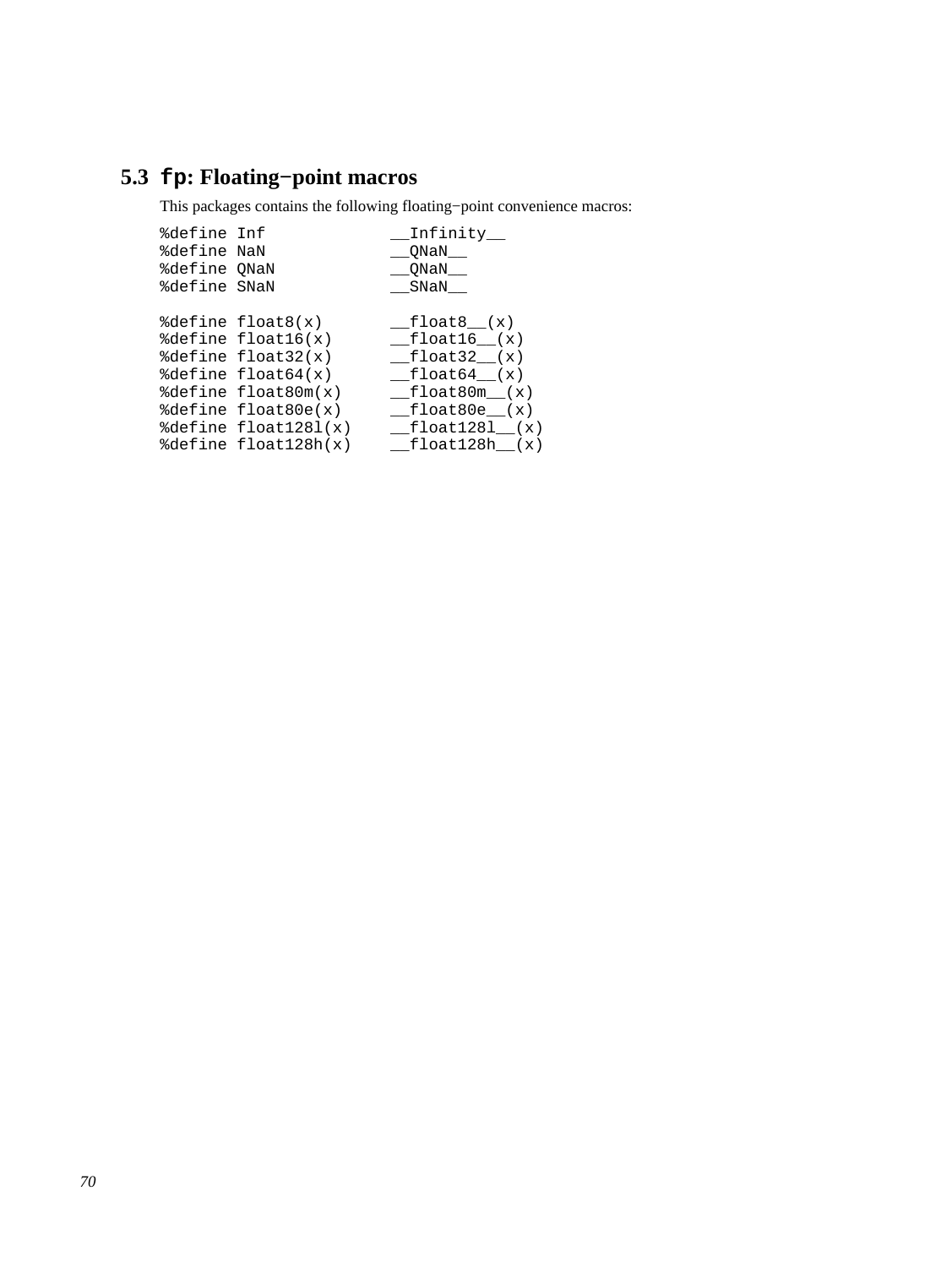## 5.3 `fp`: Floating−point macros

This packages contains the following floating−point convenience macros:

```
%define Inf             __Infinity__
%define NaN             __QNaN__
%define QNaN            __QNaN__
%define SNaN            __SNaN__

%define float8(x)       __float8__(x)
%define float16(x)      __float16__(x)
%define float32(x)      __float32__(x)
%define float64(x)      __float64__(x)
%define float80m(x)     __float80m__(x)
%define float80e(x)     __float80e__(x)
%define float128l(x)    __float128l__(x)
%define float128h(x)    __float128h__(x)
```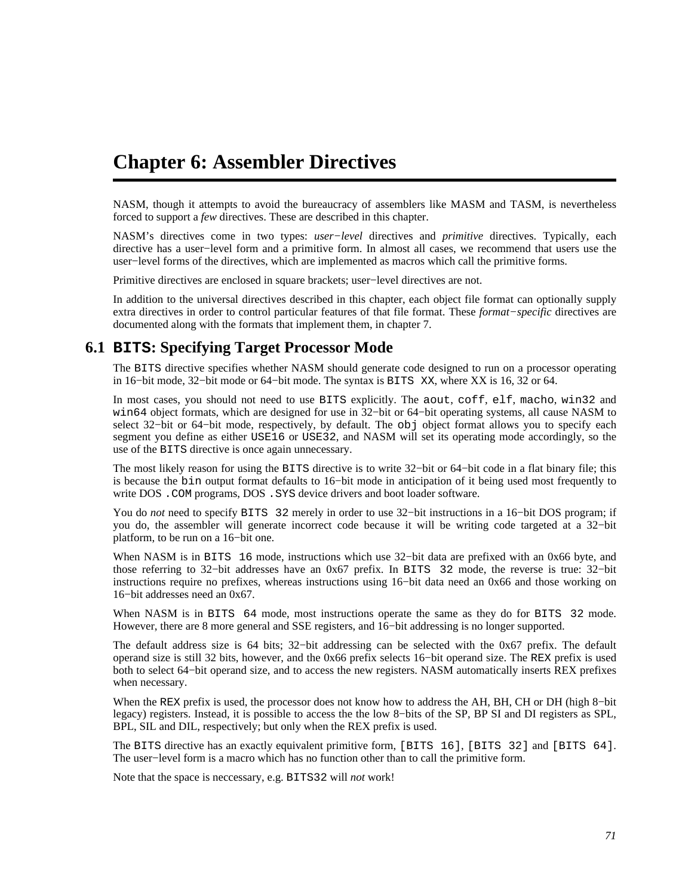# Chapter 6: Assembler Directives

NASM, though it attempts to avoid the bureaucracy of assemblers like MASM and TASM, is nevertheless forced to support a *few* directives. These are described in this chapter.

NASM's directives come in two types: *user−level* directives and *primitive* directives. Typically, each directive has a user−level form and a primitive form. In almost all cases, we recommend that users use the user−level forms of the directives, which are implemented as macros which call the primitive forms.

Primitive directives are enclosed in square brackets; user−level directives are not.

In addition to the universal directives described in this chapter, each object file format can optionally supply extra directives in order to control particular features of that file format. These *format−specific* directives are documented along with the formats that implement them, in chapter 7.

## 6.1 `BITS`: Specifying Target Processor Mode

The `BITS` directive specifies whether NASM should generate code designed to run on a processor operating in 16−bit mode, 32−bit mode or 64−bit mode. The syntax is `BITS XX`, where XX is 16, 32 or 64.

In most cases, you should not need to use `BITS` explicitly. The `aout`, `coff`, `elf`, `macho`, `win32` and `win64` object formats, which are designed for use in 32−bit or 64−bit operating systems, all cause NASM to select 32−bit or 64−bit mode, respectively, by default. The `obj` object format allows you to specify each segment you define as either `USE16` or `USE32`, and NASM will set its operating mode accordingly, so the use of the `BITS` directive is once again unnecessary.

The most likely reason for using the `BITS` directive is to write 32−bit or 64−bit code in a flat binary file; this is because the `bin` output format defaults to 16−bit mode in anticipation of it being used most frequently to write DOS `.COM` programs, DOS `.SYS` device drivers and boot loader software.

You do *not* need to specify `BITS 32` merely in order to use 32−bit instructions in a 16−bit DOS program; if you do, the assembler will generate incorrect code because it will be writing code targeted at a 32−bit platform, to be run on a 16−bit one.

When NASM is in `BITS 16` mode, instructions which use 32−bit data are prefixed with an 0x66 byte, and those referring to 32−bit addresses have an 0x67 prefix. In `BITS 32` mode, the reverse is true: 32−bit instructions require no prefixes, whereas instructions using 16−bit data need an 0x66 and those working on 16−bit addresses need an 0x67.

When NASM is in `BITS 64` mode, most instructions operate the same as they do for `BITS 32` mode. However, there are 8 more general and SSE registers, and 16−bit addressing is no longer supported.

The default address size is 64 bits; 32−bit addressing can be selected with the 0x67 prefix. The default operand size is still 32 bits, however, and the 0x66 prefix selects 16−bit operand size. The `REX` prefix is used both to select 64−bit operand size, and to access the new registers. NASM automatically inserts REX prefixes when necessary.

When the `REX` prefix is used, the processor does not know how to address the AH, BH, CH or DH (high 8−bit legacy) registers. Instead, it is possible to access the the low 8−bits of the SP, BP SI and DI registers as SPL, BPL, SIL and DIL, respectively; but only when the REX prefix is used.

The `BITS` directive has an exactly equivalent primitive form, `[BITS 16]`, `[BITS 32]` and `[BITS 64]`. The user−level form is a macro which has no function other than to call the primitive form.

Note that the space is neccessary, e.g. `BITS32` will *not* work!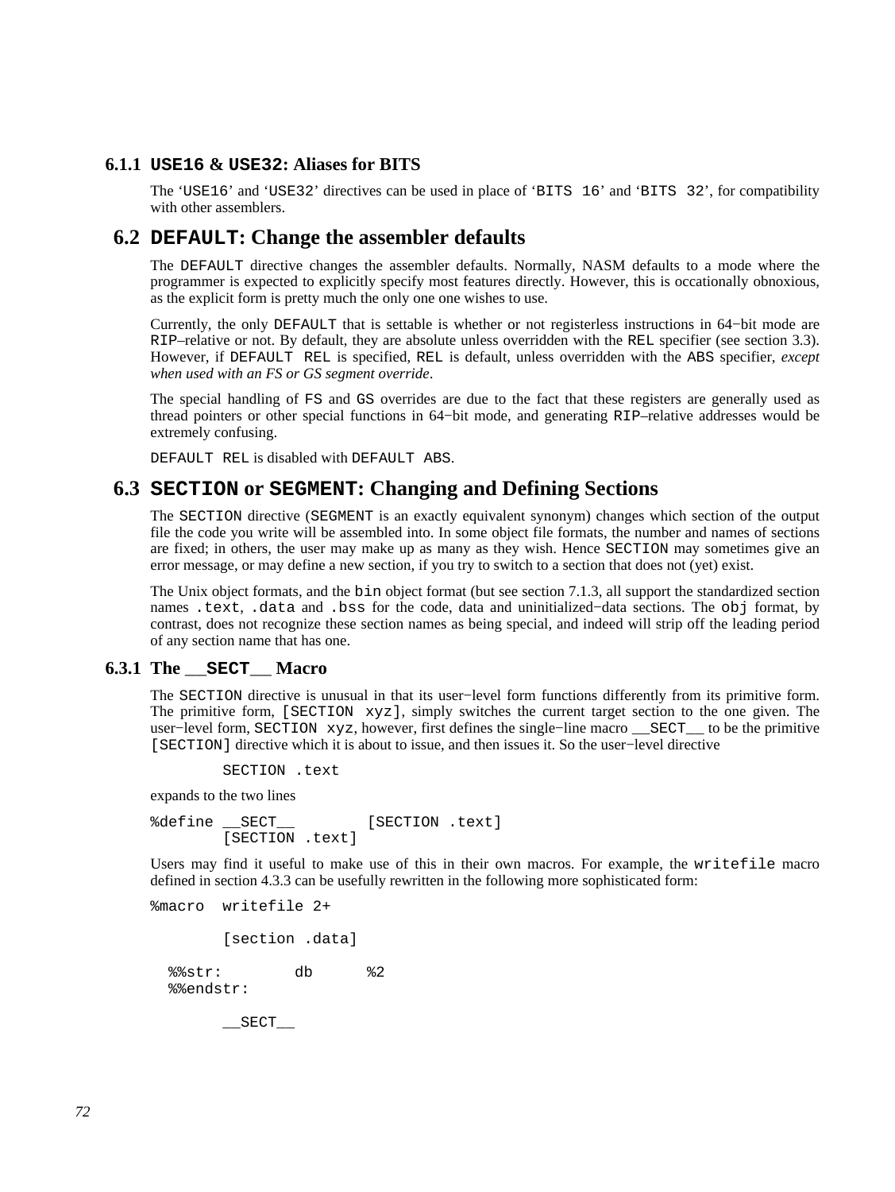### 6.1.1 `USE16` & `USE32`: Aliases for BITS

The '`USE16`' and '`USE32`' directives can be used in place of '`BITS 16`' and '`BITS 32`', for compatibility with other assemblers.

## 6.2 `DEFAULT`: Change the assembler defaults

The `DEFAULT` directive changes the assembler defaults. Normally, NASM defaults to a mode where the programmer is expected to explicitly specify most features directly. However, this is occationally obnoxious, as the explicit form is pretty much the only one one wishes to use.

Currently, the only `DEFAULT` that is settable is whether or not registerless instructions in 64−bit mode are `RIP`–relative or not. By default, they are absolute unless overridden with the `REL` specifier (see section 3.3). However, if `DEFAULT REL` is specified, `REL` is default, unless overridden with the `ABS` specifier, *except when used with an FS or GS segment override*.

The special handling of `FS` and `GS` overrides are due to the fact that these registers are generally used as thread pointers or other special functions in 64−bit mode, and generating `RIP`–relative addresses would be extremely confusing.

`DEFAULT REL` is disabled with `DEFAULT ABS`.

## 6.3 `SECTION` or `SEGMENT`: Changing and Defining Sections

The `SECTION` directive (`SEGMENT` is an exactly equivalent synonym) changes which section of the output file the code you write will be assembled into. In some object file formats, the number and names of sections are fixed; in others, the user may make up as many as they wish. Hence `SECTION` may sometimes give an error message, or may define a new section, if you try to switch to a section that does not (yet) exist.

The Unix object formats, and the `bin` object format (but see section 7.1.3, all support the standardized section names `.text`, `.data` and `.bss` for the code, data and uninitialized−data sections. The `obj` format, by contrast, does not recognize these section names as being special, and indeed will strip off the leading period of any section name that has one.

### 6.3.1 The `__SECT__` Macro

The `SECTION` directive is unusual in that its user−level form functions differently from its primitive form. The primitive form, `[SECTION xyz]`, simply switches the current target section to the one given. The user−level form, `SECTION xyz`, however, first defines the single−line macro `__SECT__` to be the primitive `[SECTION]` directive which it is about to issue, and then issues it. So the user−level directive

```
        SECTION .text
```

expands to the two lines

```
%define __SECT__        [SECTION .text]
        [SECTION .text]
```

Users may find it useful to make use of this in their own macros. For example, the `writefile` macro defined in section 4.3.3 can be usefully rewritten in the following more sophisticated form:

```
%macro  writefile 2+

        [section .data]

  %%str:        db      %2
  %%endstr:

        __SECT__
```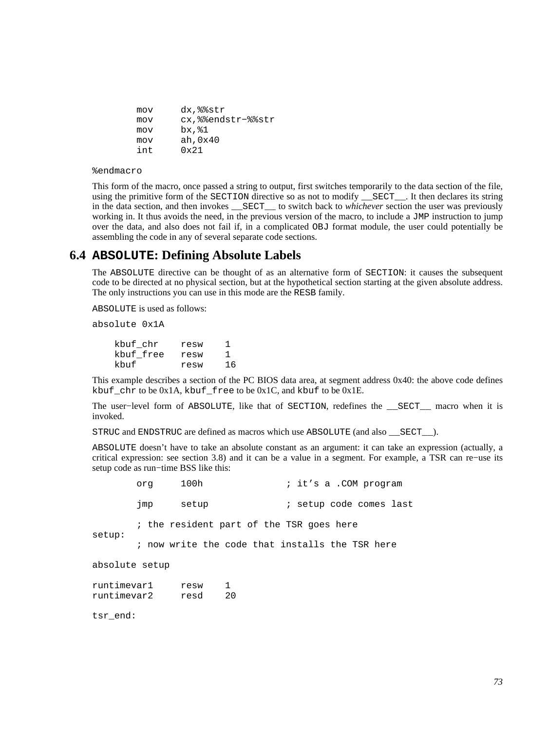```
        mov     dx,%%str
        mov     cx,%%endstr-%%str
        mov     bx,%1
        mov     ah,0x40
        int     0x21

%endmacro
```

This form of the macro, once passed a string to output, first switches temporarily to the data section of the file, using the primitive form of the SECTION directive so as not to modify __SECT__. It then declares its string in the data section, and then invokes __SECT__ to switch back to *whichever* section the user was previously working in. It thus avoids the need, in the previous version of the macro, to include a JMP instruction to jump over the data, and also does not fail if, in a complicated OBJ format module, the user could potentially be assembling the code in any of several separate code sections.

## 6.4 ABSOLUTE: Defining Absolute Labels

The ABSOLUTE directive can be thought of as an alternative form of SECTION: it causes the subsequent code to be directed at no physical section, but at the hypothetical section starting at the given absolute address. The only instructions you can use in this mode are the RESB family.

ABSOLUTE is used as follows:

```
absolute 0x1A

    kbuf_chr    resw    1
    kbuf_free   resw    1
    kbuf        resw    16
```

This example describes a section of the PC BIOS data area, at segment address 0x40: the above code defines kbuf_chr to be 0x1A, kbuf_free to be 0x1C, and kbuf to be 0x1E.

The user−level form of ABSOLUTE, like that of SECTION, redefines the __SECT__ macro when it is invoked.

STRUC and ENDSTRUC are defined as macros which use ABSOLUTE (and also __SECT__).

ABSOLUTE doesn't have to take an absolute constant as an argument: it can take an expression (actually, a critical expression: see section 3.8) and it can be a value in a segment. For example, a TSR can re−use its setup code as run−time BSS like this:

```
        org     100h               ; it's a .COM program

        jmp     setup              ; setup code comes last

        ; the resident part of the TSR goes here
setup:
        ; now write the code that installs the TSR here

absolute setup

runtimevar1     resw    1
runtimevar2     resd    20

tsr_end:
```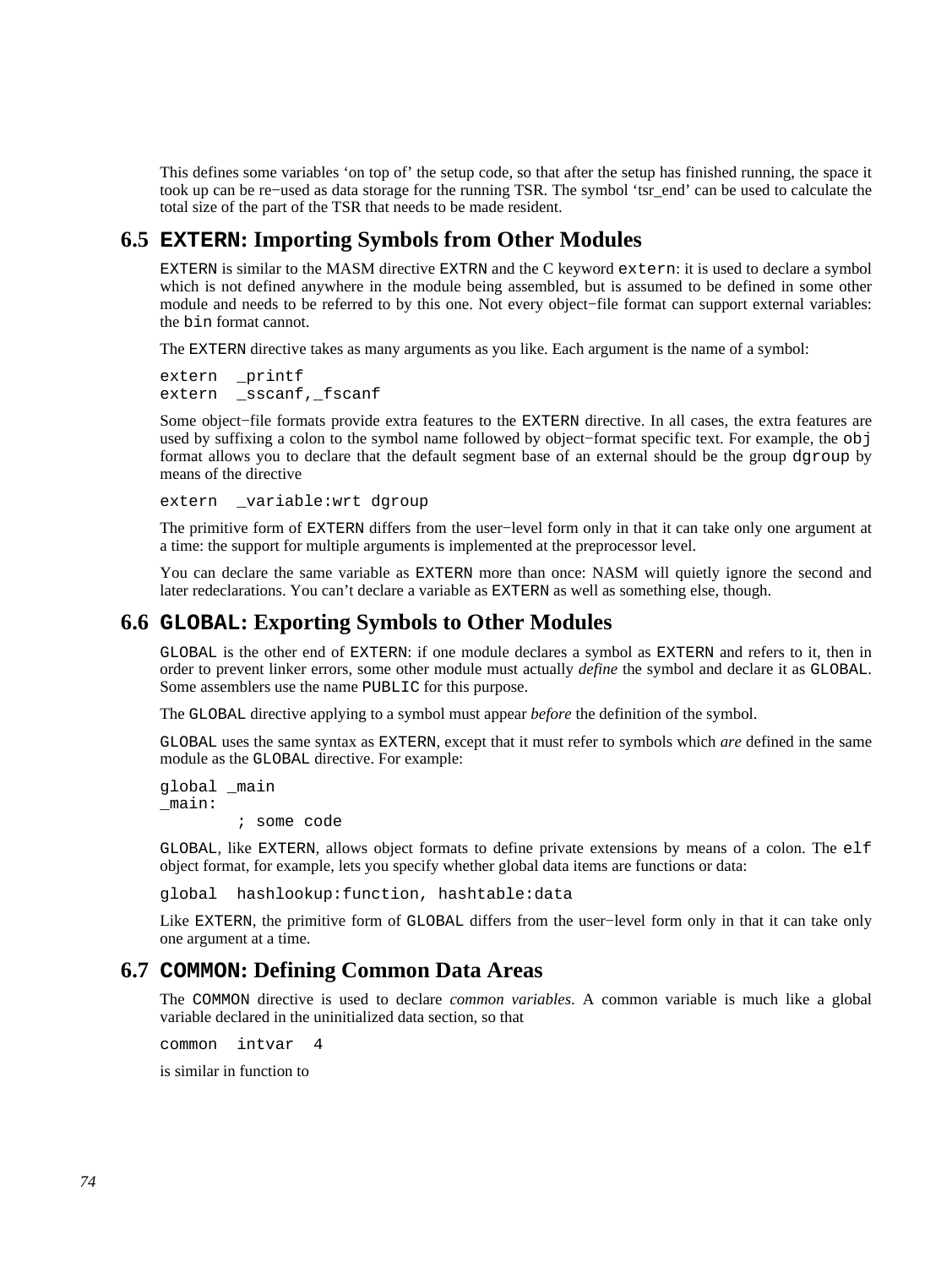This defines some variables 'on top of' the setup code, so that after the setup has finished running, the space it took up can be re−used as data storage for the running TSR. The symbol 'tsr_end' can be used to calculate the total size of the part of the TSR that needs to be made resident.

## 6.5 `EXTERN`: Importing Symbols from Other Modules

`EXTERN` is similar to the MASM directive `EXTRN` and the C keyword `extern`: it is used to declare a symbol which is not defined anywhere in the module being assembled, but is assumed to be defined in some other module and needs to be referred to by this one. Not every object−file format can support external variables: the `bin` format cannot.

The `EXTERN` directive takes as many arguments as you like. Each argument is the name of a symbol:

```
extern  _printf
extern  _sscanf,_fscanf
```

Some object−file formats provide extra features to the `EXTERN` directive. In all cases, the extra features are used by suffixing a colon to the symbol name followed by object−format specific text. For example, the `obj` format allows you to declare that the default segment base of an external should be the group `dgroup` by means of the directive

```
extern  _variable:wrt dgroup
```

The primitive form of `EXTERN` differs from the user−level form only in that it can take only one argument at a time: the support for multiple arguments is implemented at the preprocessor level.

You can declare the same variable as `EXTERN` more than once: NASM will quietly ignore the second and later redeclarations. You can't declare a variable as `EXTERN` as well as something else, though.

## 6.6 `GLOBAL`: Exporting Symbols to Other Modules

`GLOBAL` is the other end of `EXTERN`: if one module declares a symbol as `EXTERN` and refers to it, then in order to prevent linker errors, some other module must actually *define* the symbol and declare it as `GLOBAL`. Some assemblers use the name `PUBLIC` for this purpose.

The `GLOBAL` directive applying to a symbol must appear *before* the definition of the symbol.

`GLOBAL` uses the same syntax as `EXTERN`, except that it must refer to symbols which *are* defined in the same module as the `GLOBAL` directive. For example:

```
global _main
_main:
        ; some code
```

`GLOBAL`, like `EXTERN`, allows object formats to define private extensions by means of a colon. The `elf` object format, for example, lets you specify whether global data items are functions or data:

```
global  hashlookup:function, hashtable:data
```

Like `EXTERN`, the primitive form of `GLOBAL` differs from the user−level form only in that it can take only one argument at a time.

## 6.7 `COMMON`: Defining Common Data Areas

The `COMMON` directive is used to declare *common variables*. A common variable is much like a global variable declared in the uninitialized data section, so that

```
common  intvar  4
```

is similar in function to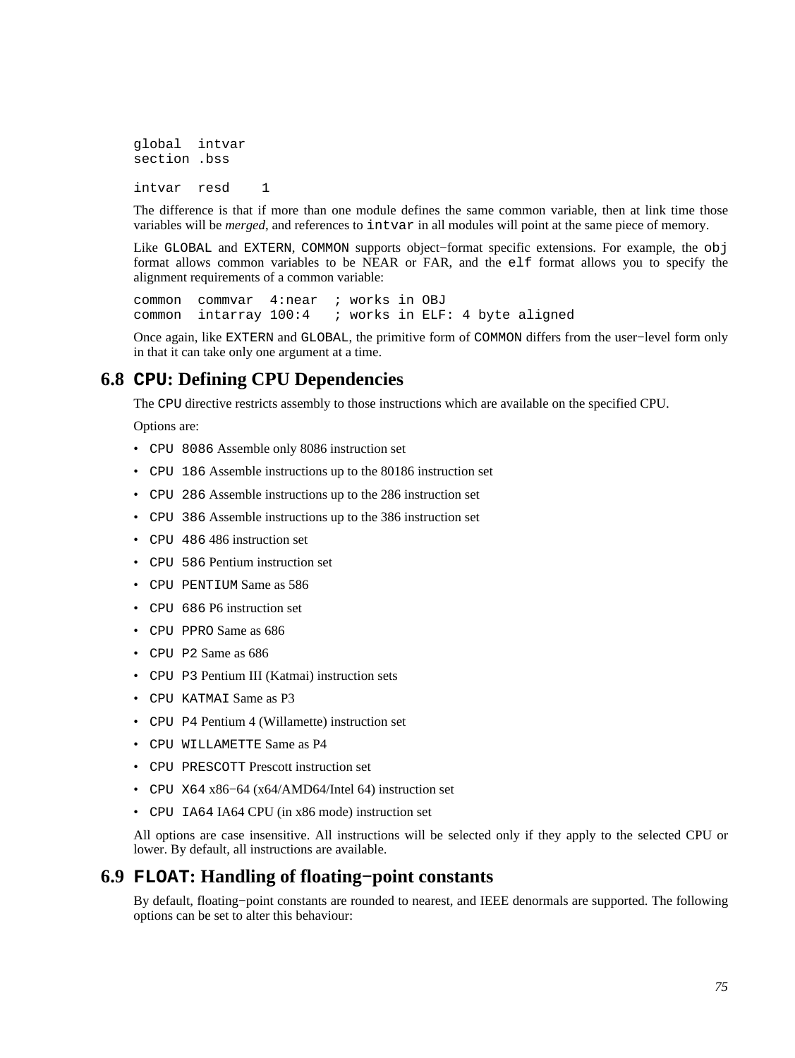```
global  intvar
section .bss

intvar  resd    1
```

The difference is that if more than one module defines the same common variable, then at link time those variables will be *merged*, and references to `intvar` in all modules will point at the same piece of memory.

Like `GLOBAL` and `EXTERN`, `COMMON` supports object−format specific extensions. For example, the `obj` format allows common variables to be NEAR or FAR, and the `elf` format allows you to specify the alignment requirements of a common variable:

```
common  commvar  4:near  ; works in OBJ
common  intarray 100:4   ; works in ELF: 4 byte aligned
```

Once again, like `EXTERN` and `GLOBAL`, the primitive form of `COMMON` differs from the user−level form only in that it can take only one argument at a time.

## 6.8 `CPU`: Defining CPU Dependencies

The `CPU` directive restricts assembly to those instructions which are available on the specified CPU.

Options are:

- `CPU 8086` Assemble only 8086 instruction set
- `CPU 186` Assemble instructions up to the 80186 instruction set
- `CPU 286` Assemble instructions up to the 286 instruction set
- `CPU 386` Assemble instructions up to the 386 instruction set
- `CPU 486` 486 instruction set
- `CPU 586` Pentium instruction set
- `CPU PENTIUM` Same as 586
- `CPU 686` P6 instruction set
- `CPU PPRO` Same as 686
- `CPU P2` Same as 686
- `CPU P3` Pentium III (Katmai) instruction sets
- `CPU KATMAI` Same as P3
- `CPU P4` Pentium 4 (Willamette) instruction set
- `CPU WILLAMETTE` Same as P4
- `CPU PRESCOTT` Prescott instruction set
- `CPU X64` x86−64 (x64/AMD64/Intel 64) instruction set
- `CPU IA64` IA64 CPU (in x86 mode) instruction set

All options are case insensitive. All instructions will be selected only if they apply to the selected CPU or lower. By default, all instructions are available.

## 6.9 `FLOAT`: Handling of floating−point constants

By default, floating−point constants are rounded to nearest, and IEEE denormals are supported. The following options can be set to alter this behaviour: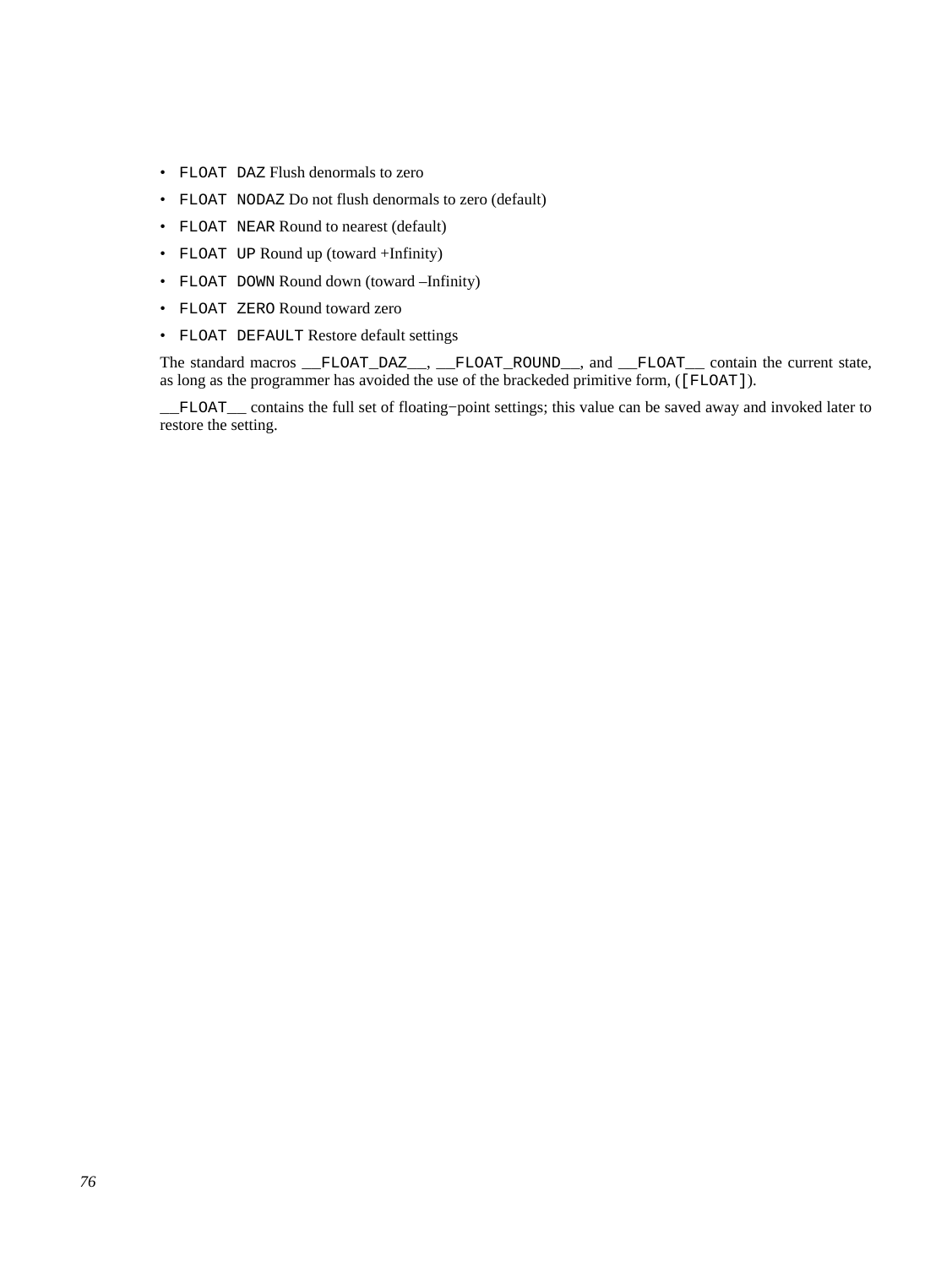- `FLOAT DAZ` Flush denormals to zero
- `FLOAT NODAZ` Do not flush denormals to zero (default)
- `FLOAT NEAR` Round to nearest (default)
- `FLOAT UP` Round up (toward +Infinity)
- `FLOAT DOWN` Round down (toward –Infinity)
- `FLOAT ZERO` Round toward zero
- `FLOAT DEFAULT` Restore default settings

The standard macros `__FLOAT_DAZ__`, `__FLOAT_ROUND__`, and `__FLOAT__` contain the current state, as long as the programmer has avoided the use of the brackeded primitive form, (`[FLOAT]`).

`__FLOAT__` contains the full set of floating−point settings; this value can be saved away and invoked later to restore the setting.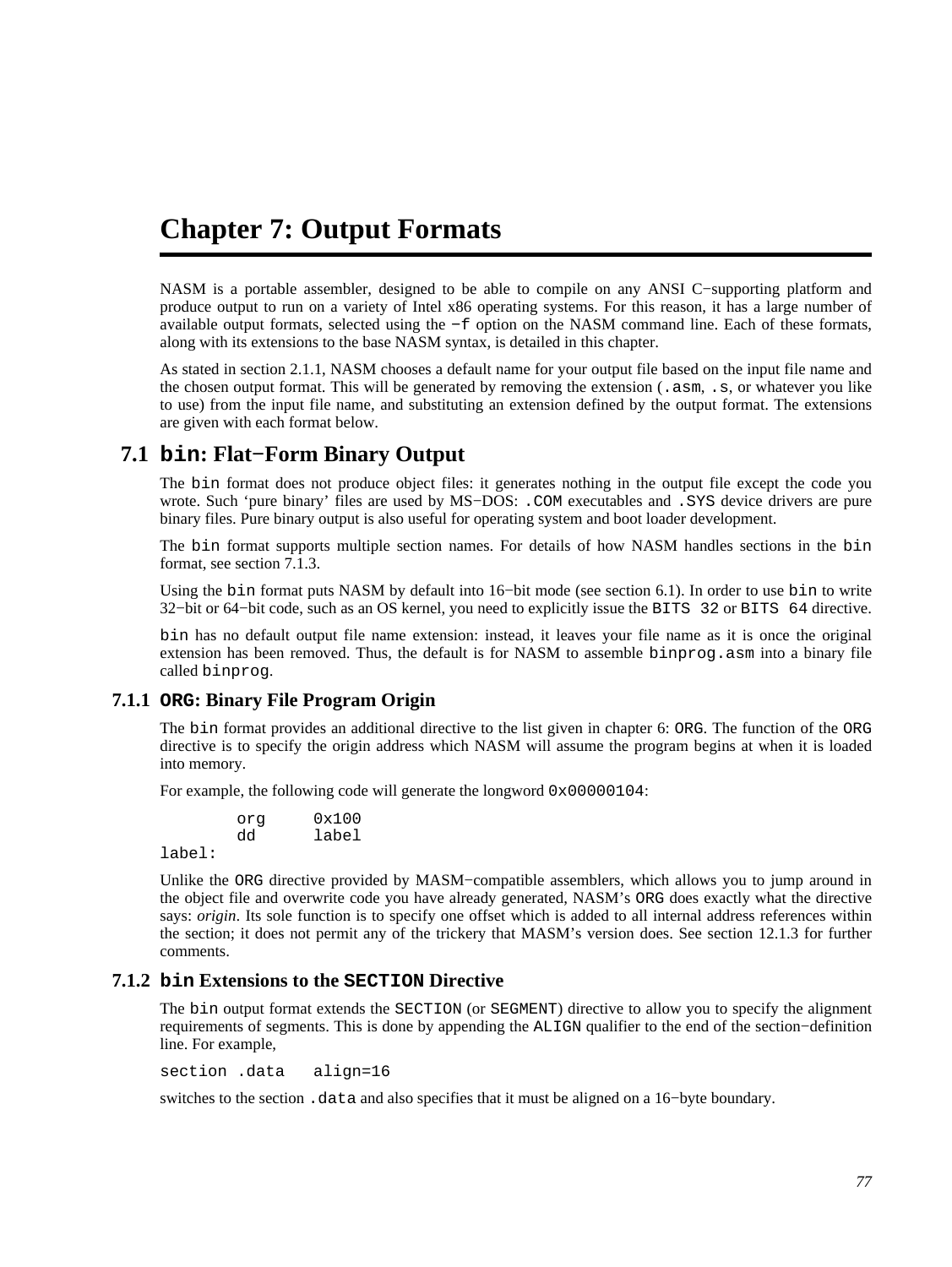# Chapter 7: Output Formats

NASM is a portable assembler, designed to be able to compile on any ANSI C−supporting platform and produce output to run on a variety of Intel x86 operating systems. For this reason, it has a large number of available output formats, selected using the `−f` option on the NASM command line. Each of these formats, along with its extensions to the base NASM syntax, is detailed in this chapter.

As stated in section 2.1.1, NASM chooses a default name for your output file based on the input file name and the chosen output format. This will be generated by removing the extension (`.asm`, `.s`, or whatever you like to use) from the input file name, and substituting an extension defined by the output format. The extensions are given with each format below.

## 7.1 `bin`: Flat−Form Binary Output

The `bin` format does not produce object files: it generates nothing in the output file except the code you wrote. Such 'pure binary' files are used by MS−DOS: `.COM` executables and `.SYS` device drivers are pure binary files. Pure binary output is also useful for operating system and boot loader development.

The `bin` format supports multiple section names. For details of how NASM handles sections in the `bin` format, see section 7.1.3.

Using the `bin` format puts NASM by default into 16−bit mode (see section 6.1). In order to use `bin` to write 32−bit or 64−bit code, such as an OS kernel, you need to explicitly issue the `BITS 32` or `BITS 64` directive.

`bin` has no default output file name extension: instead, it leaves your file name as it is once the original extension has been removed. Thus, the default is for NASM to assemble `binprog.asm` into a binary file called `binprog`.

### 7.1.1 `ORG`: Binary File Program Origin

The `bin` format provides an additional directive to the list given in chapter 6: `ORG`. The function of the `ORG` directive is to specify the origin address which NASM will assume the program begins at when it is loaded into memory.

For example, the following code will generate the longword `0x00000104`:

```
        org     0x100 
        dd      label 
label:
```

Unlike the `ORG` directive provided by MASM−compatible assemblers, which allows you to jump around in the object file and overwrite code you have already generated, NASM's `ORG` does exactly what the directive says: *origin*. Its sole function is to specify one offset which is added to all internal address references within the section; it does not permit any of the trickery that MASM's version does. See section 12.1.3 for further comments.

### 7.1.2 `bin` Extensions to the `SECTION` Directive

The `bin` output format extends the `SECTION` (or `SEGMENT`) directive to allow you to specify the alignment requirements of segments. This is done by appending the `ALIGN` qualifier to the end of the section−definition line. For example,

```
section .data   align=16
```

switches to the section `.data` and also specifies that it must be aligned on a 16−byte boundary.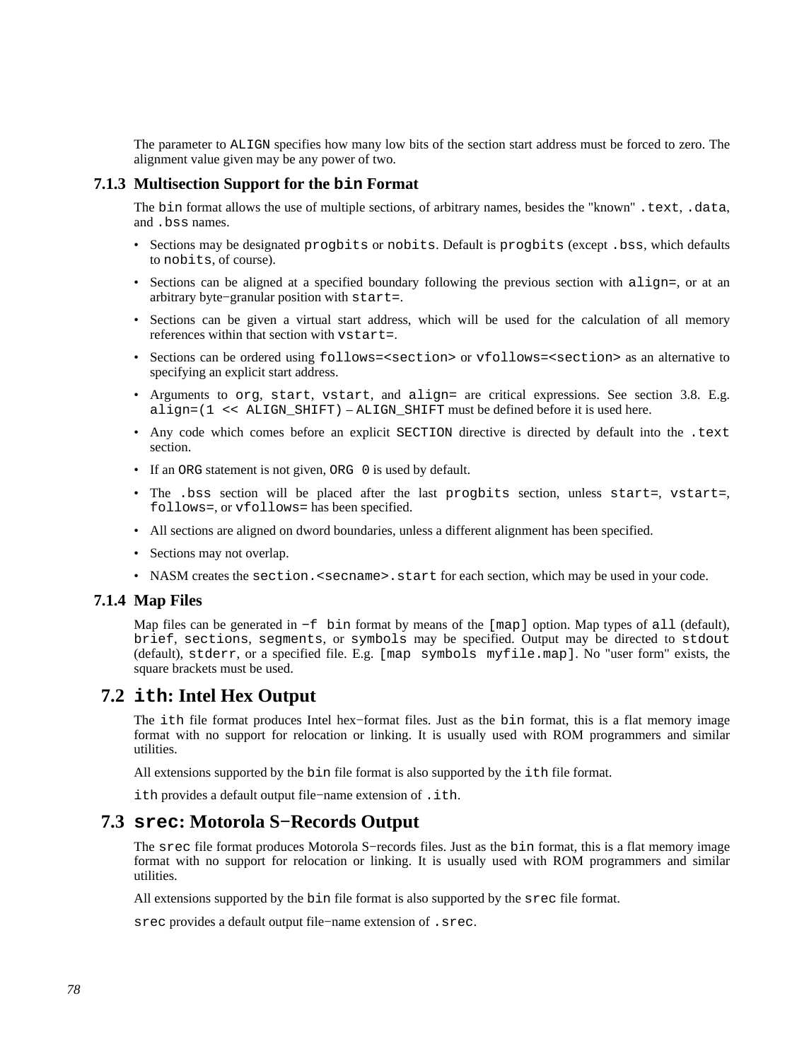The parameter to `ALIGN` specifies how many low bits of the section start address must be forced to zero. The alignment value given may be any power of two.

### 7.1.3 Multisection Support for the `bin` Format

The `bin` format allows the use of multiple sections, of arbitrary names, besides the "known" `.text`, `.data`, and `.bss` names.

- Sections may be designated `progbits` or `nobits`. Default is `progbits` (except `.bss`, which defaults to `nobits`, of course).
- Sections can be aligned at a specified boundary following the previous section with `align=`, or at an arbitrary byte−granular position with `start=`.
- Sections can be given a virtual start address, which will be used for the calculation of all memory references within that section with `vstart=`.
- Sections can be ordered using `follows=<section>` or `vfollows=<section>` as an alternative to specifying an explicit start address.
- Arguments to `org`, `start`, `vstart`, and `align=` are critical expressions. See section 3.8. E.g. `align=(1 << ALIGN_SHIFT)` – `ALIGN_SHIFT` must be defined before it is used here.
- Any code which comes before an explicit `SECTION` directive is directed by default into the `.text` section.
- If an `ORG` statement is not given, `ORG 0` is used by default.
- The `.bss` section will be placed after the last `progbits` section, unless `start=`, `vstart=`, `follows=`, or `vfollows=` has been specified.
- All sections are aligned on dword boundaries, unless a different alignment has been specified.
- Sections may not overlap.
- NASM creates the `section.<secname>.start` for each section, which may be used in your code.

### 7.1.4 Map Files

Map files can be generated in `−f bin` format by means of the `[map]` option. Map types of `all` (default), `brief`, `sections`, `segments`, or `symbols` may be specified. Output may be directed to `stdout` (default), `stderr`, or a specified file. E.g. `[map symbols myfile.map]`. No "user form" exists, the square brackets must be used.

## 7.2 `ith`: Intel Hex Output

The `ith` file format produces Intel hex−format files. Just as the `bin` format, this is a flat memory image format with no support for relocation or linking. It is usually used with ROM programmers and similar utilities.

All extensions supported by the `bin` file format is also supported by the `ith` file format.

`ith` provides a default output file−name extension of `.ith`.

## 7.3 `srec`: Motorola S−Records Output

The `srec` file format produces Motorola S−records files. Just as the `bin` format, this is a flat memory image format with no support for relocation or linking. It is usually used with ROM programmers and similar utilities.

All extensions supported by the `bin` file format is also supported by the `srec` file format.

`srec` provides a default output file−name extension of `.srec`.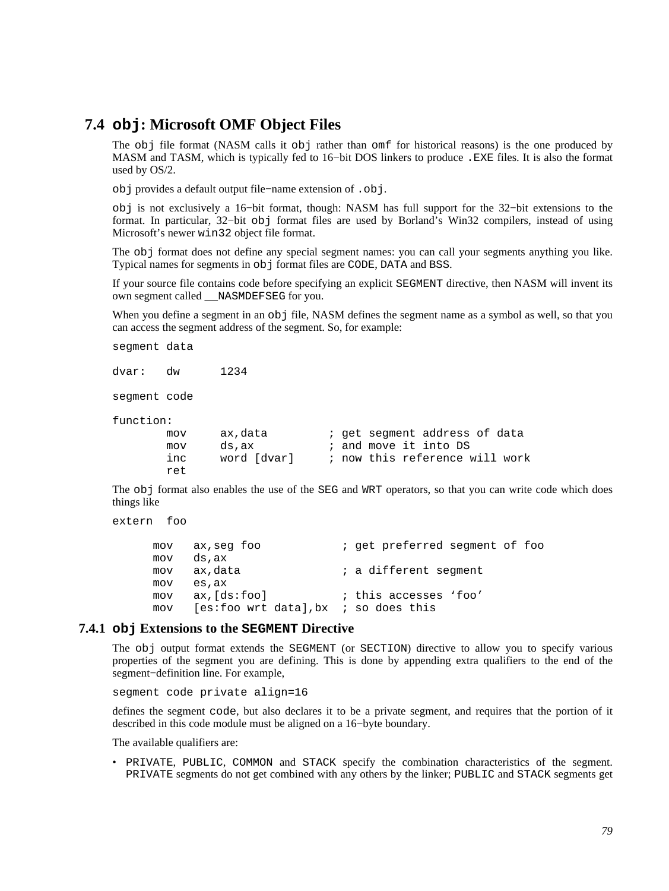## 7.4 `obj`: Microsoft OMF Object Files

The `obj` file format (NASM calls it `obj` rather than `omf` for historical reasons) is the one produced by MASM and TASM, which is typically fed to 16−bit DOS linkers to produce `.EXE` files. It is also the format used by OS/2.

`obj` provides a default output file−name extension of `.obj`.

`obj` is not exclusively a 16−bit format, though: NASM has full support for the 32−bit extensions to the format. In particular, 32−bit `obj` format files are used by Borland's Win32 compilers, instead of using Microsoft's newer `win32` object file format.

The `obj` format does not define any special segment names: you can call your segments anything you like. Typical names for segments in `obj` format files are `CODE`, `DATA` and `BSS`.

If your source file contains code before specifying an explicit `SEGMENT` directive, then NASM will invent its own segment called `__NASMDEFSEG` for you.

When you define a segment in an `obj` file, NASM defines the segment name as a symbol as well, so that you can access the segment address of the segment. So, for example:

```
segment data

dvar:   dw      1234

segment code

function:
        mov     ax,data         ; get segment address of data
        mov     ds,ax           ; and move it into DS
        inc     word [dvar]     ; now this reference will work
        ret
```

The `obj` format also enables the use of the `SEG` and `WRT` operators, so that you can write code which does things like

```
extern  foo

      mov   ax,seg foo            ; get preferred segment of foo
      mov   ds,ax
      mov   ax,data               ; a different segment
      mov   es,ax
      mov   ax,[ds:foo]           ; this accesses 'foo'
      mov   [es:foo wrt data],bx  ; so does this
```

### 7.4.1 `obj` Extensions to the `SEGMENT` Directive

The `obj` output format extends the `SEGMENT` (or `SECTION`) directive to allow you to specify various properties of the segment you are defining. This is done by appending extra qualifiers to the end of the segment−definition line. For example,

```
segment code private align=16
```

defines the segment `code`, but also declares it to be a private segment, and requires that the portion of it described in this code module must be aligned on a 16−byte boundary.

The available qualifiers are:

- `PRIVATE`, `PUBLIC`, `COMMON` and `STACK` specify the combination characteristics of the segment. `PRIVATE` segments do not get combined with any others by the linker; `PUBLIC` and `STACK` segments get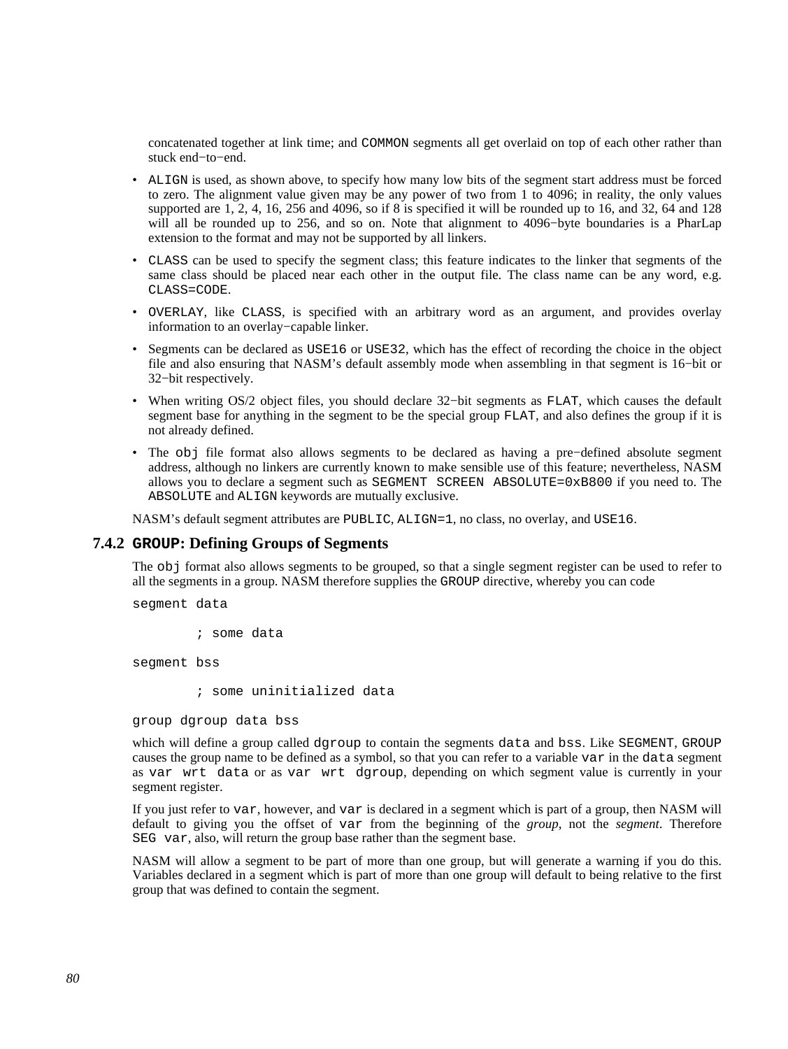concatenated together at link time; and `COMMON` segments all get overlaid on top of each other rather than stuck end−to−end.

- `ALIGN` is used, as shown above, to specify how many low bits of the segment start address must be forced to zero. The alignment value given may be any power of two from 1 to 4096; in reality, the only values supported are 1, 2, 4, 16, 256 and 4096, so if 8 is specified it will be rounded up to 16, and 32, 64 and 128 will all be rounded up to 256, and so on. Note that alignment to 4096−byte boundaries is a PharLap extension to the format and may not be supported by all linkers.
- `CLASS` can be used to specify the segment class; this feature indicates to the linker that segments of the same class should be placed near each other in the output file. The class name can be any word, e.g. `CLASS=CODE`.
- `OVERLAY`, like `CLASS`, is specified with an arbitrary word as an argument, and provides overlay information to an overlay−capable linker.
- Segments can be declared as `USE16` or `USE32`, which has the effect of recording the choice in the object file and also ensuring that NASM's default assembly mode when assembling in that segment is 16−bit or 32−bit respectively.
- When writing OS/2 object files, you should declare 32−bit segments as `FLAT`, which causes the default segment base for anything in the segment to be the special group `FLAT`, and also defines the group if it is not already defined.
- The `obj` file format also allows segments to be declared as having a pre−defined absolute segment address, although no linkers are currently known to make sensible use of this feature; nevertheless, NASM allows you to declare a segment such as `SEGMENT SCREEN ABSOLUTE=0xB800` if you need to. The `ABSOLUTE` and `ALIGN` keywords are mutually exclusive.

NASM's default segment attributes are `PUBLIC`, `ALIGN=1`, no class, no overlay, and `USE16`.

### 7.4.2 `GROUP`: Defining Groups of Segments

The `obj` format also allows segments to be grouped, so that a single segment register can be used to refer to all the segments in a group. NASM therefore supplies the `GROUP` directive, whereby you can code

```
segment data

        ; some data

segment bss

        ; some uninitialized data

group dgroup data bss
```

which will define a group called `dgroup` to contain the segments `data` and `bss`. Like `SEGMENT`, `GROUP` causes the group name to be defined as a symbol, so that you can refer to a variable `var` in the `data` segment as `var wrt data` or as `var wrt dgroup`, depending on which segment value is currently in your segment register.

If you just refer to `var`, however, and `var` is declared in a segment which is part of a group, then NASM will default to giving you the offset of `var` from the beginning of the *group*, not the *segment*. Therefore `SEG var`, also, will return the group base rather than the segment base.

NASM will allow a segment to be part of more than one group, but will generate a warning if you do this. Variables declared in a segment which is part of more than one group will default to being relative to the first group that was defined to contain the segment.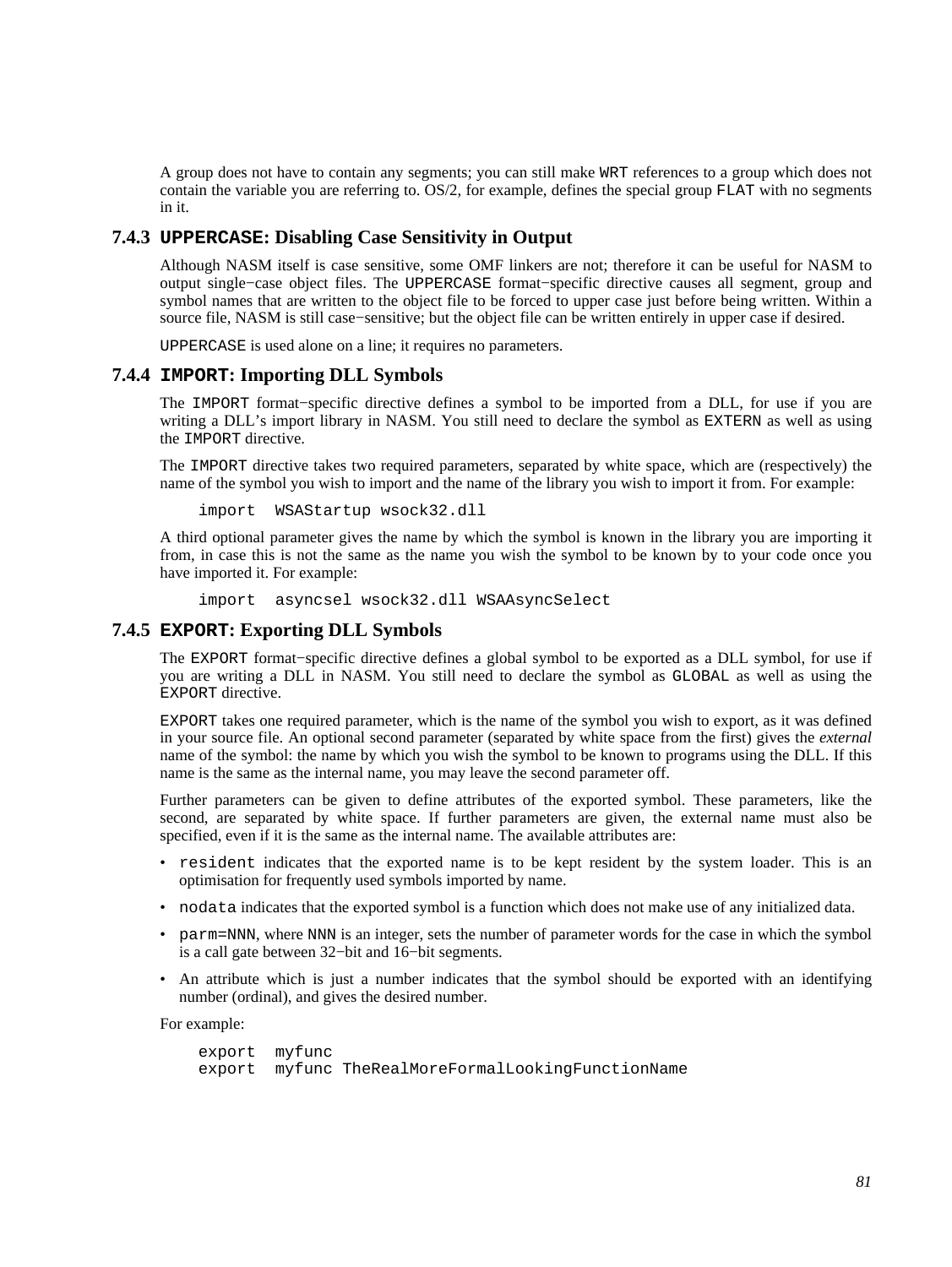A group does not have to contain any segments; you can still make `WRT` references to a group which does not contain the variable you are referring to. OS/2, for example, defines the special group `FLAT` with no segments in it.

### 7.4.3 `UPPERCASE`: Disabling Case Sensitivity in Output

Although NASM itself is case sensitive, some OMF linkers are not; therefore it can be useful for NASM to output single−case object files. The `UPPERCASE` format−specific directive causes all segment, group and symbol names that are written to the object file to be forced to upper case just before being written. Within a source file, NASM is still case−sensitive; but the object file can be written entirely in upper case if desired.

`UPPERCASE` is used alone on a line; it requires no parameters.

### 7.4.4 `IMPORT`: Importing DLL Symbols

The `IMPORT` format−specific directive defines a symbol to be imported from a DLL, for use if you are writing a DLL's import library in NASM. You still need to declare the symbol as `EXTERN` as well as using the `IMPORT` directive.

The `IMPORT` directive takes two required parameters, separated by white space, which are (respectively) the name of the symbol you wish to import and the name of the library you wish to import it from. For example:

```
import  WSAStartup wsock32.dll
```

A third optional parameter gives the name by which the symbol is known in the library you are importing it from, in case this is not the same as the name you wish the symbol to be known by to your code once you have imported it. For example:

```
import  asyncsel wsock32.dll WSAAsyncSelect
```

### 7.4.5 `EXPORT`: Exporting DLL Symbols

The `EXPORT` format−specific directive defines a global symbol to be exported as a DLL symbol, for use if you are writing a DLL in NASM. You still need to declare the symbol as `GLOBAL` as well as using the `EXPORT` directive.

`EXPORT` takes one required parameter, which is the name of the symbol you wish to export, as it was defined in your source file. An optional second parameter (separated by white space from the first) gives the *external* name of the symbol: the name by which you wish the symbol to be known to programs using the DLL. If this name is the same as the internal name, you may leave the second parameter off.

Further parameters can be given to define attributes of the exported symbol. These parameters, like the second, are separated by white space. If further parameters are given, the external name must also be specified, even if it is the same as the internal name. The available attributes are:

- `resident` indicates that the exported name is to be kept resident by the system loader. This is an optimisation for frequently used symbols imported by name.
- `nodata` indicates that the exported symbol is a function which does not make use of any initialized data.
- `parm=NNN`, where `NNN` is an integer, sets the number of parameter words for the case in which the symbol is a call gate between 32−bit and 16−bit segments.
- An attribute which is just a number indicates that the symbol should be exported with an identifying number (ordinal), and gives the desired number.

For example:

```
export  myfunc
export  myfunc TheRealMoreFormalLookingFunctionName
```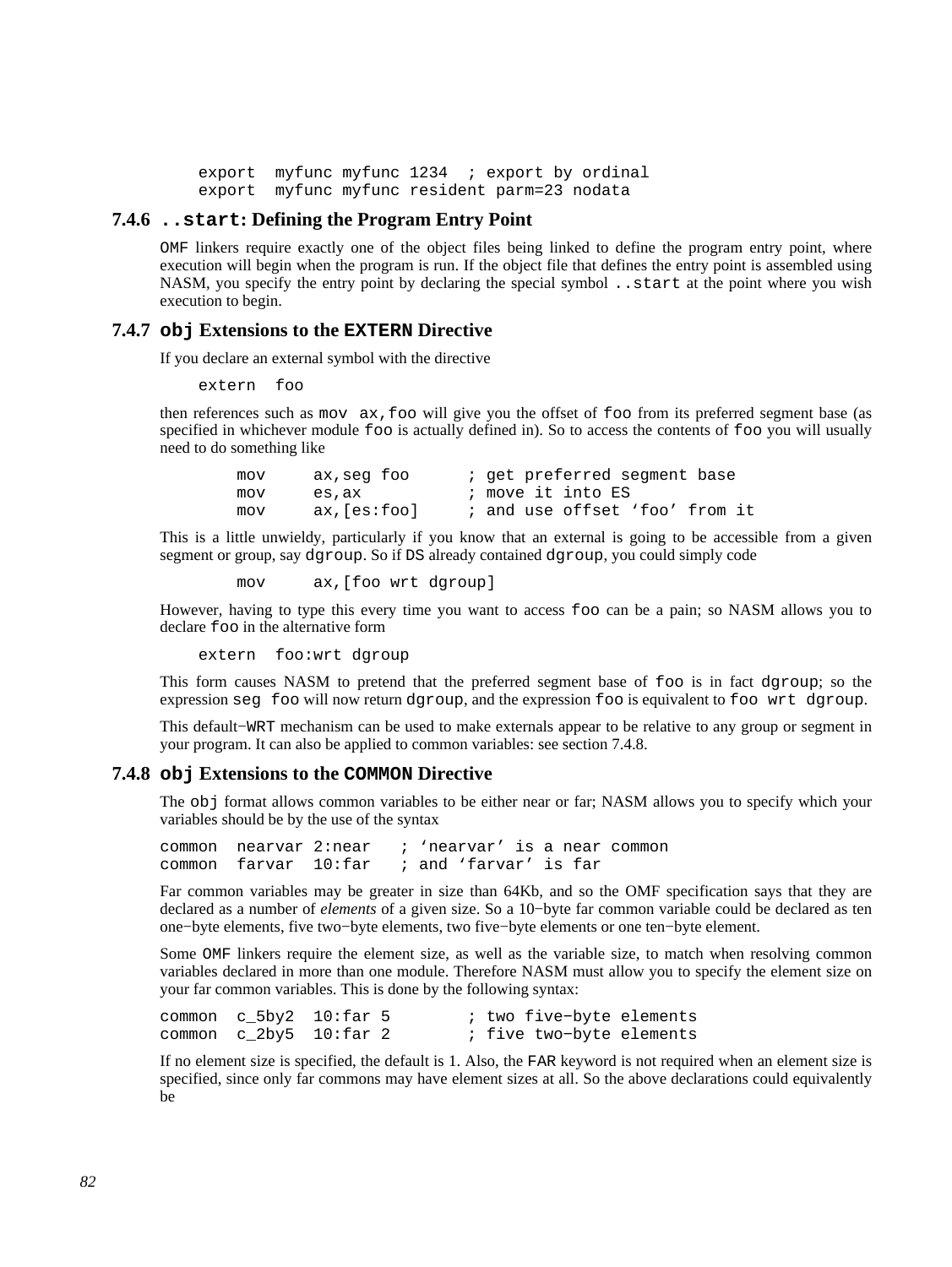```
export  myfunc myfunc 1234  ; export by ordinal
export  myfunc myfunc resident parm=23 nodata
```

### 7.4.6 `..start`: Defining the Program Entry Point

`OMF` linkers require exactly one of the object files being linked to define the program entry point, where execution will begin when the program is run. If the object file that defines the entry point is assembled using NASM, you specify the entry point by declaring the special symbol `..start` at the point where you wish execution to begin.

### 7.4.7 `obj` Extensions to the `EXTERN` Directive

If you declare an external symbol with the directive

```
extern  foo
```

then references such as `mov ax,foo` will give you the offset of `foo` from its preferred segment base (as specified in whichever module `foo` is actually defined in). So to access the contents of `foo` you will usually need to do something like

```
        mov     ax,seg foo      ; get preferred segment base
        mov     es,ax           ; move it into ES
        mov     ax,[es:foo]     ; and use offset 'foo' from it
```

This is a little unwieldy, particularly if you know that an external is going to be accessible from a given segment or group, say `dgroup`. So if `DS` already contained `dgroup`, you could simply code

```
        mov     ax,[foo wrt dgroup]
```

However, having to type this every time you want to access `foo` can be a pain; so NASM allows you to declare `foo` in the alternative form

```
extern  foo:wrt dgroup
```

This form causes NASM to pretend that the preferred segment base of `foo` is in fact `dgroup`; so the expression `seg foo` will now return `dgroup`, and the expression `foo` is equivalent to `foo wrt dgroup`.

This default−`WRT` mechanism can be used to make externals appear to be relative to any group or segment in your program. It can also be applied to common variables: see section 7.4.8.

### 7.4.8 `obj` Extensions to the `COMMON` Directive

The `obj` format allows common variables to be either near or far; NASM allows you to specify which your variables should be by the use of the syntax

```
common  nearvar 2:near   ; 'nearvar' is a near common
common  farvar  10:far   ; and 'farvar' is far
```

Far common variables may be greater in size than 64Kb, and so the OMF specification says that they are declared as a number of *elements* of a given size. So a 10−byte far common variable could be declared as ten one−byte elements, five two−byte elements, two five−byte elements or one ten−byte element.

Some `OMF` linkers require the element size, as well as the variable size, to match when resolving common variables declared in more than one module. Therefore NASM must allow you to specify the element size on your far common variables. This is done by the following syntax:

```
common  c_5by2  10:far 5        ; two five−byte elements
common  c_2by5  10:far 2        ; five two−byte elements
```

If no element size is specified, the default is 1. Also, the `FAR` keyword is not required when an element size is specified, since only far commons may have element sizes at all. So the above declarations could equivalently be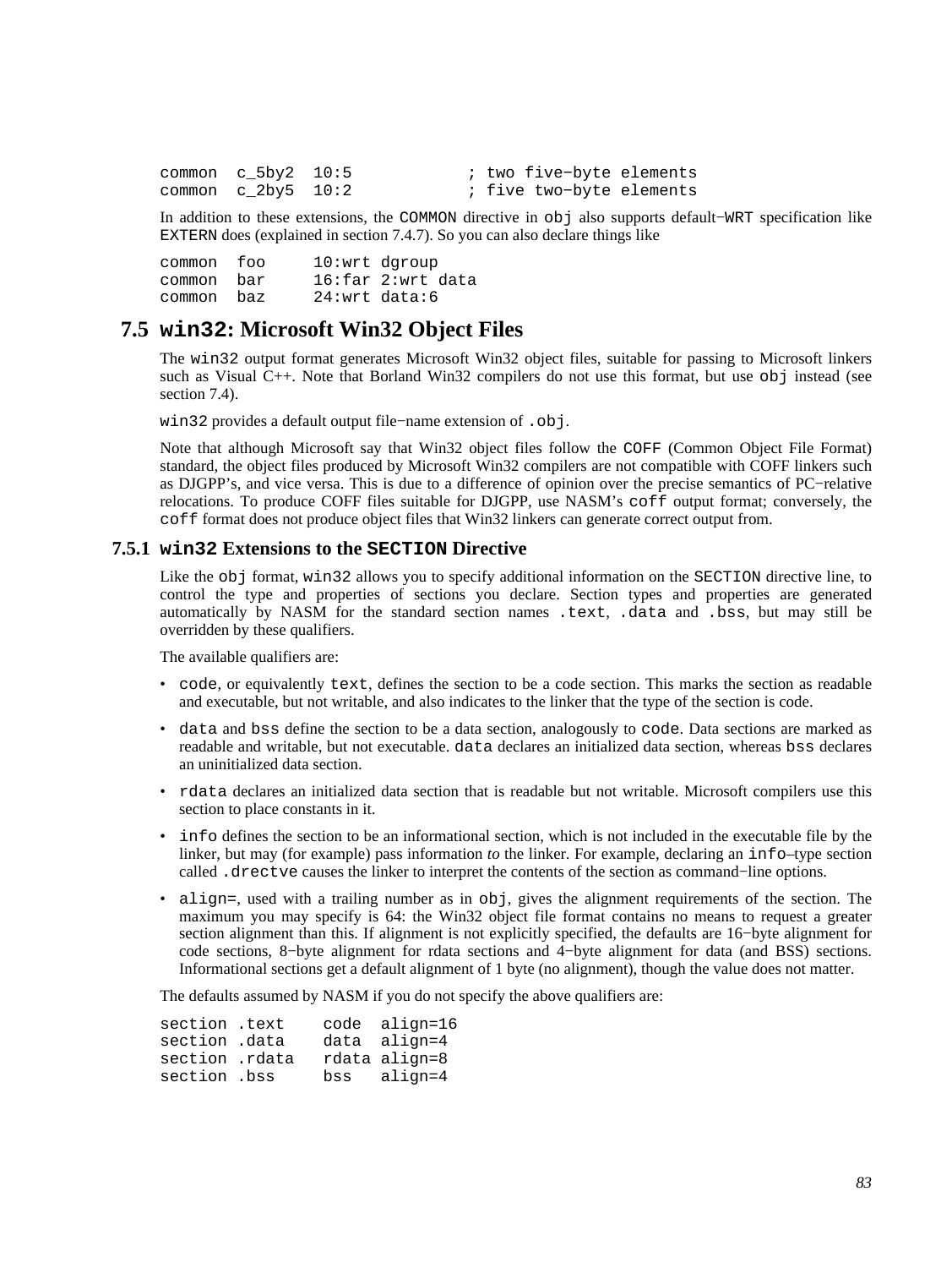```
common  c_5by2  10:5            ; two five−byte elements
common  c_2by5  10:2            ; five two−byte elements
```

In addition to these extensions, the `COMMON` directive in `obj` also supports default−`WRT` specification like `EXTERN` does (explained in section 7.4.7). So you can also declare things like

```
common  foo     10:wrt dgroup
common  bar     16:far 2:wrt data
common  baz     24:wrt data:6
```

## 7.5 `win32`: Microsoft Win32 Object Files

The `win32` output format generates Microsoft Win32 object files, suitable for passing to Microsoft linkers such as Visual C++. Note that Borland Win32 compilers do not use this format, but use `obj` instead (see section 7.4).

`win32` provides a default output file−name extension of `.obj`.

Note that although Microsoft say that Win32 object files follow the `COFF` (Common Object File Format) standard, the object files produced by Microsoft Win32 compilers are not compatible with COFF linkers such as DJGPP's, and vice versa. This is due to a difference of opinion over the precise semantics of PC−relative relocations. To produce COFF files suitable for DJGPP, use NASM's `coff` output format; conversely, the `coff` format does not produce object files that Win32 linkers can generate correct output from.

### 7.5.1 `win32` Extensions to the `SECTION` Directive

Like the `obj` format, `win32` allows you to specify additional information on the `SECTION` directive line, to control the type and properties of sections you declare. Section types and properties are generated automatically by NASM for the standard section names `.text`, `.data` and `.bss`, but may still be overridden by these qualifiers.

The available qualifiers are:

- `code`, or equivalently `text`, defines the section to be a code section. This marks the section as readable and executable, but not writable, and also indicates to the linker that the type of the section is code.
- `data` and `bss` define the section to be a data section, analogously to `code`. Data sections are marked as readable and writable, but not executable. `data` declares an initialized data section, whereas `bss` declares an uninitialized data section.
- `rdata` declares an initialized data section that is readable but not writable. Microsoft compilers use this section to place constants in it.
- `info` defines the section to be an informational section, which is not included in the executable file by the linker, but may (for example) pass information *to* the linker. For example, declaring an `info`–type section called `.drectve` causes the linker to interpret the contents of the section as command−line options.
- `align=`, used with a trailing number as in `obj`, gives the alignment requirements of the section. The maximum you may specify is 64: the Win32 object file format contains no means to request a greater section alignment than this. If alignment is not explicitly specified, the defaults are 16−byte alignment for code sections, 8−byte alignment for rdata sections and 4−byte alignment for data (and BSS) sections. Informational sections get a default alignment of 1 byte (no alignment), though the value does not matter.

The defaults assumed by NASM if you do not specify the above qualifiers are:

```
section .text    code  align=16
section .data    data  align=4
section .rdata   rdata align=8
section .bss     bss   align=4
```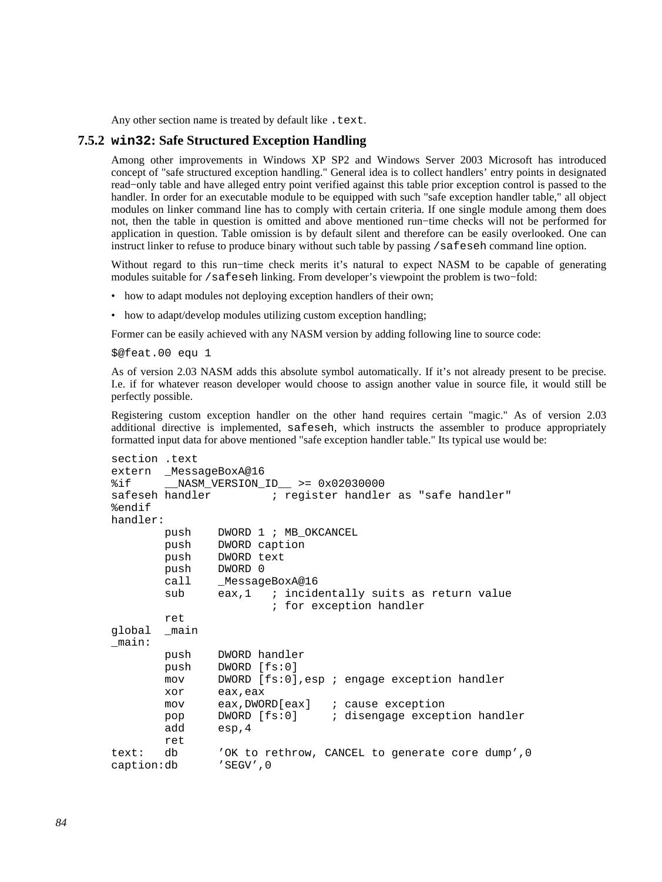Any other section name is treated by default like `.text`.

### 7.5.2 `win32`: Safe Structured Exception Handling

Among other improvements in Windows XP SP2 and Windows Server 2003 Microsoft has introduced concept of "safe structured exception handling." General idea is to collect handlers' entry points in designated read−only table and have alleged entry point verified against this table prior exception control is passed to the handler. In order for an executable module to be equipped with such "safe exception handler table," all object modules on linker command line has to comply with certain criteria. If one single module among them does not, then the table in question is omitted and above mentioned run−time checks will not be performed for application in question. Table omission is by default silent and therefore can be easily overlooked. One can instruct linker to refuse to produce binary without such table by passing `/safeseh` command line option.

Without regard to this run−time check merits it's natural to expect NASM to be capable of generating modules suitable for `/safeseh` linking. From developer's viewpoint the problem is two−fold:

- how to adapt modules not deploying exception handlers of their own;
- how to adapt/develop modules utilizing custom exception handling;

Former can be easily achieved with any NASM version by adding following line to source code:

```
$@feat.00 equ 1
```

As of version 2.03 NASM adds this absolute symbol automatically. If it's not already present to be precise. I.e. if for whatever reason developer would choose to assign another value in source file, it would still be perfectly possible.

Registering custom exception handler on the other hand requires certain "magic." As of version 2.03 additional directive is implemented, `safeseh`, which instructs the assembler to produce appropriately formatted input data for above mentioned "safe exception handler table." Its typical use would be:

```
section .text
extern  _MessageBoxA@16
%if     __NASM_VERSION_ID__ >= 0x02030000
safeseh handler         ; register handler as "safe handler"
%endif
handler:
        push    DWORD 1 ; MB_OKCANCEL
        push    DWORD caption
        push    DWORD text
        push    DWORD 0
        call    _MessageBoxA@16
        sub     eax,1   ; incidentally suits as return value
                        ; for exception handler
        ret
global  _main
_main:
        push    DWORD handler
        push    DWORD [fs:0]
        mov     DWORD [fs:0],esp ; engage exception handler
        xor     eax,eax
        mov     eax,DWORD[eax]   ; cause exception
        pop     DWORD [fs:0]     ; disengage exception handler
        add     esp,4
        ret
text:   db      'OK to rethrow, CANCEL to generate core dump',0
caption:db      'SEGV',0
```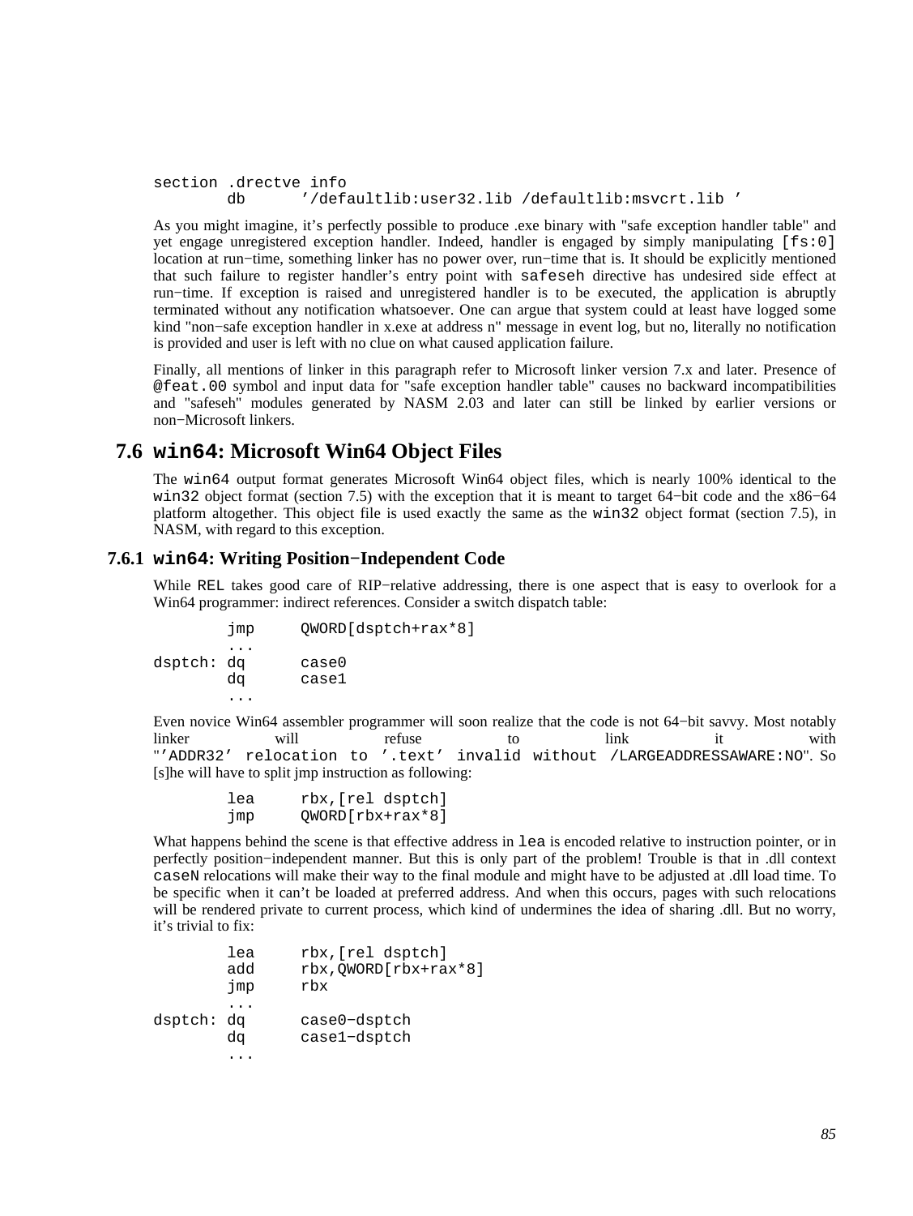```
section .drectve info
        db      '/defaultlib:user32.lib /defaultlib:msvcrt.lib '
```

As you might imagine, it's perfectly possible to produce .exe binary with "safe exception handler table" and yet engage unregistered exception handler. Indeed, handler is engaged by simply manipulating `[fs:0]` location at run−time, something linker has no power over, run−time that is. It should be explicitly mentioned that such failure to register handler's entry point with `safeseh` directive has undesired side effect at run−time. If exception is raised and unregistered handler is to be executed, the application is abruptly terminated without any notification whatsoever. One can argue that system could at least have logged some kind "non−safe exception handler in x.exe at address n" message in event log, but no, literally no notification is provided and user is left with no clue on what caused application failure.

Finally, all mentions of linker in this paragraph refer to Microsoft linker version 7.x and later. Presence of `@feat.00` symbol and input data for "safe exception handler table" causes no backward incompatibilities and "safeseh" modules generated by NASM 2.03 and later can still be linked by earlier versions or non−Microsoft linkers.

## 7.6 `win64`: Microsoft Win64 Object Files

The `win64` output format generates Microsoft Win64 object files, which is nearly 100% identical to the `win32` object format (section 7.5) with the exception that it is meant to target 64−bit code and the x86−64 platform altogether. This object file is used exactly the same as the `win32` object format (section 7.5), in NASM, with regard to this exception.

### 7.6.1 `win64`: Writing Position−Independent Code

While `REL` takes good care of RIP−relative addressing, there is one aspect that is easy to overlook for a Win64 programmer: indirect references. Consider a switch dispatch table:

```
        jmp     QWORD[dsptch+rax*8]
        ...
dsptch: dq      case0
        dq      case1
        ...
```

Even novice Win64 assembler programmer will soon realize that the code is not 64−bit savvy. Most notably linker will refuse to link it with "`'ADDR32' relocation to '.text' invalid without /LARGEADDRESSAWARE:NO`". So [s]he will have to split jmp instruction as following:

```
        lea     rbx,[rel dsptch]
        jmp     QWORD[rbx+rax*8]
```

What happens behind the scene is that effective address in `lea` is encoded relative to instruction pointer, or in perfectly position−independent manner. But this is only part of the problem! Trouble is that in .dll context `caseN` relocations will make their way to the final module and might have to be adjusted at .dll load time. To be specific when it can't be loaded at preferred address. And when this occurs, pages with such relocations will be rendered private to current process, which kind of undermines the idea of sharing .dll. But no worry, it's trivial to fix:

```
        lea     rbx,[rel dsptch]
        add     rbx,QWORD[rbx+rax*8]
        jmp     rbx
        ...
dsptch: dq      case0−dsptch
        dq      case1−dsptch
        ...
```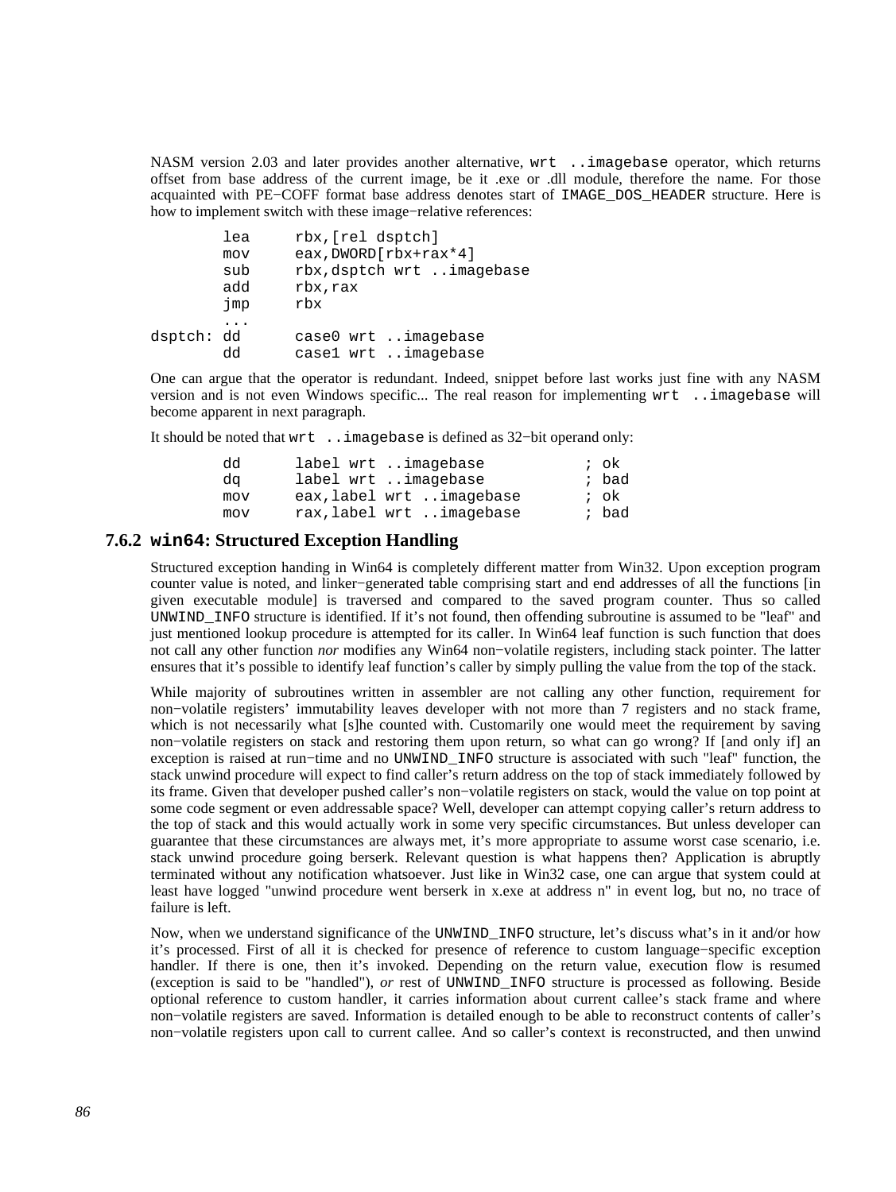NASM version 2.03 and later provides another alternative, `wrt ..imagebase` operator, which returns offset from base address of the current image, be it .exe or .dll module, therefore the name. For those acquainted with PE−COFF format base address denotes start of `IMAGE_DOS_HEADER` structure. Here is how to implement switch with these image−relative references:

```
        lea     rbx,[rel dsptch]
        mov     eax,DWORD[rbx+rax*4]
        sub     rbx,dsptch wrt ..imagebase
        add     rbx,rax
        jmp     rbx
        ...
dsptch: dd      case0 wrt ..imagebase
        dd      case1 wrt ..imagebase
```

One can argue that the operator is redundant. Indeed, snippet before last works just fine with any NASM version and is not even Windows specific... The real reason for implementing `wrt ..imagebase` will become apparent in next paragraph.

It should be noted that `wrt ..imagebase` is defined as 32−bit operand only:

```
        dd      label wrt ..imagebase           ; ok
        dq      label wrt ..imagebase           ; bad
        mov     eax,label wrt ..imagebase       ; ok
        mov     rax,label wrt ..imagebase       ; bad
```

### 7.6.2 `win64`: Structured Exception Handling

Structured exception handing in Win64 is completely different matter from Win32. Upon exception program counter value is noted, and linker−generated table comprising start and end addresses of all the functions [in given executable module] is traversed and compared to the saved program counter. Thus so called `UNWIND_INFO` structure is identified. If it's not found, then offending subroutine is assumed to be "leaf" and just mentioned lookup procedure is attempted for its caller. In Win64 leaf function is such function that does not call any other function *nor* modifies any Win64 non−volatile registers, including stack pointer. The latter ensures that it's possible to identify leaf function's caller by simply pulling the value from the top of the stack.

While majority of subroutines written in assembler are not calling any other function, requirement for non−volatile registers' immutability leaves developer with not more than 7 registers and no stack frame, which is not necessarily what [s]he counted with. Customarily one would meet the requirement by saving non−volatile registers on stack and restoring them upon return, so what can go wrong? If [and only if] an exception is raised at run−time and no `UNWIND_INFO` structure is associated with such "leaf" function, the stack unwind procedure will expect to find caller's return address on the top of stack immediately followed by its frame. Given that developer pushed caller's non−volatile registers on stack, would the value on top point at some code segment or even addressable space? Well, developer can attempt copying caller's return address to the top of stack and this would actually work in some very specific circumstances. But unless developer can guarantee that these circumstances are always met, it's more appropriate to assume worst case scenario, i.e. stack unwind procedure going berserk. Relevant question is what happens then? Application is abruptly terminated without any notification whatsoever. Just like in Win32 case, one can argue that system could at least have logged "unwind procedure went berserk in x.exe at address n" in event log, but no, no trace of failure is left.

Now, when we understand significance of the `UNWIND_INFO` structure, let's discuss what's in it and/or how it's processed. First of all it is checked for presence of reference to custom language−specific exception handler. If there is one, then it's invoked. Depending on the return value, execution flow is resumed (exception is said to be "handled"), *or* rest of `UNWIND_INFO` structure is processed as following. Beside optional reference to custom handler, it carries information about current callee's stack frame and where non−volatile registers are saved. Information is detailed enough to be able to reconstruct contents of caller's non−volatile registers upon call to current callee. And so caller's context is reconstructed, and then unwind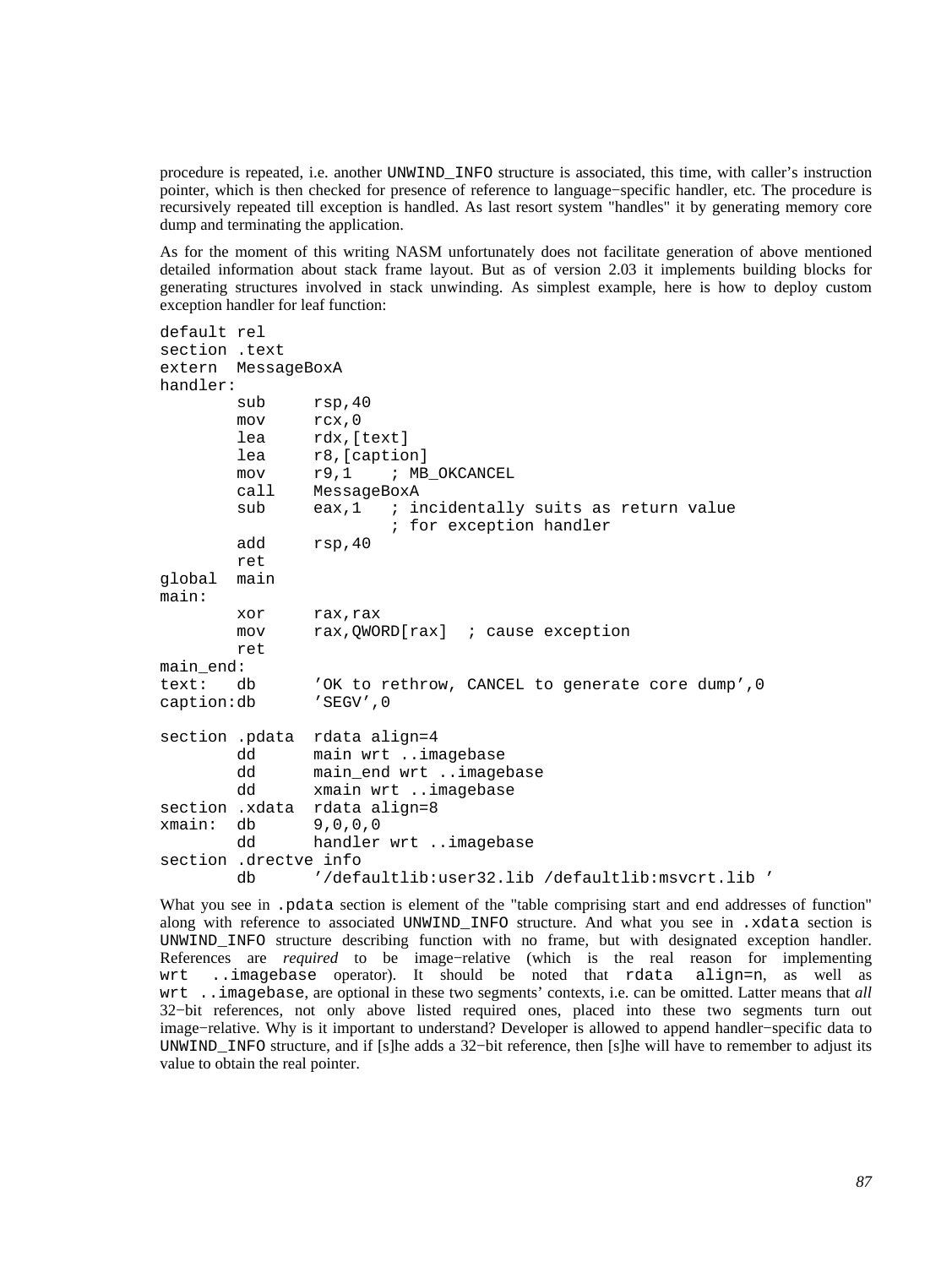procedure is repeated, i.e. another UNWIND_INFO structure is associated, this time, with caller's instruction pointer, which is then checked for presence of reference to language−specific handler, etc. The procedure is recursively repeated till exception is handled. As last resort system "handles" it by generating memory core dump and terminating the application.

As for the moment of this writing NASM unfortunately does not facilitate generation of above mentioned detailed information about stack frame layout. But as of version 2.03 it implements building blocks for generating structures involved in stack unwinding. As simplest example, here is how to deploy custom exception handler for leaf function:

```
default rel
section .text
extern  MessageBoxA
handler:
        sub     rsp,40
        mov     rcx,0
        lea     rdx,[text]
        lea     r8,[caption]
        mov     r9,1    ; MB_OKCANCEL
        call    MessageBoxA
        sub     eax,1   ; incidentally suits as return value
                        ; for exception handler
        add     rsp,40
        ret
global  main
main:
        xor     rax,rax
        mov     rax,QWORD[rax]  ; cause exception
        ret
main_end:
text:   db      'OK to rethrow, CANCEL to generate core dump',0
caption:db      'SEGV',0

section .pdata  rdata align=4
        dd      main wrt ..imagebase
        dd      main_end wrt ..imagebase
        dd      xmain wrt ..imagebase
section .xdata  rdata align=8
xmain:  db      9,0,0,0
        dd      handler wrt ..imagebase
section .drectve info
        db      '/defaultlib:user32.lib /defaultlib:msvcrt.lib '
```

What you see in `.pdata` section is element of the "table comprising start and end addresses of function" along with reference to associated UNWIND_INFO structure. And what you see in `.xdata` section is UNWIND_INFO structure describing function with no frame, but with designated exception handler. References are *required* to be image−relative (which is the real reason for implementing `wrt ..imagebase` operator). It should be noted that `rdata align=n`, as well as `wrt ..imagebase`, are optional in these two segments' contexts, i.e. can be omitted. Latter means that *all* 32−bit references, not only above listed required ones, placed into these two segments turn out image−relative. Why is it important to understand? Developer is allowed to append handler−specific data to UNWIND_INFO structure, and if [s]he adds a 32−bit reference, then [s]he will have to remember to adjust its value to obtain the real pointer.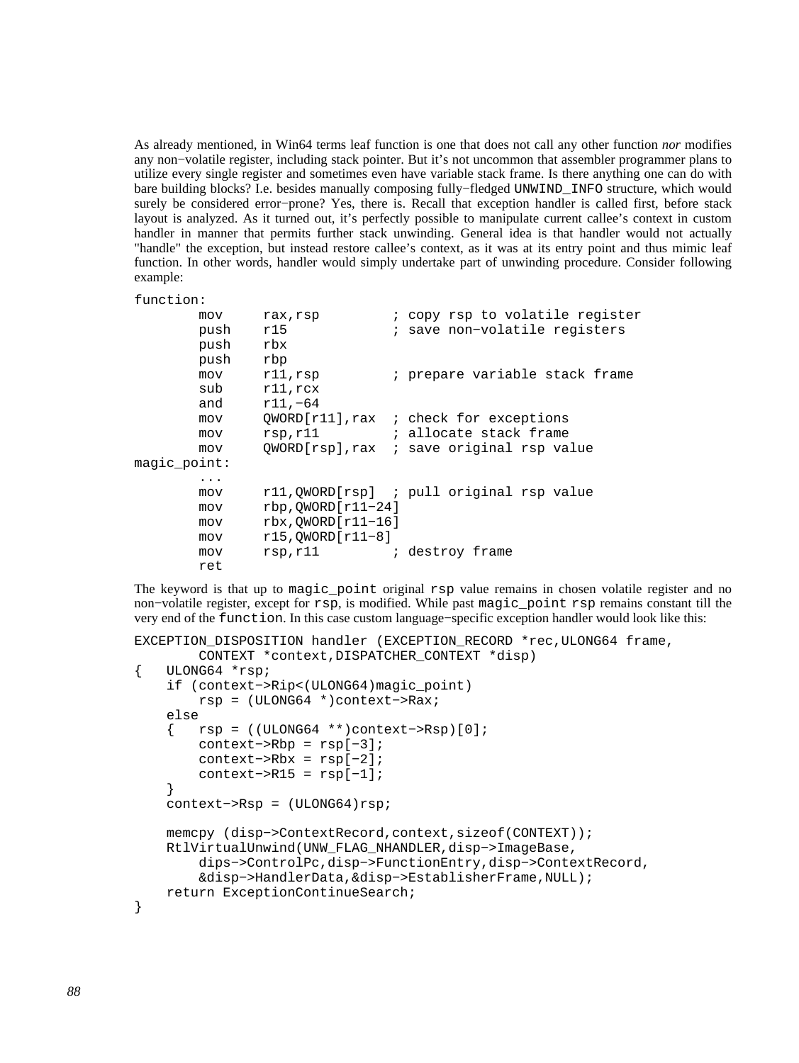As already mentioned, in Win64 terms leaf function is one that does not call any other function *nor* modifies any non−volatile register, including stack pointer. But it's not uncommon that assembler programmer plans to utilize every single register and sometimes even have variable stack frame. Is there anything one can do with bare building blocks? I.e. besides manually composing fully−fledged `UNWIND_INFO` structure, which would surely be considered error−prone? Yes, there is. Recall that exception handler is called first, before stack layout is analyzed. As it turned out, it's perfectly possible to manipulate current callee's context in custom handler in manner that permits further stack unwinding. General idea is that handler would not actually "handle" the exception, but instead restore callee's context, as it was at its entry point and thus mimic leaf function. In other words, handler would simply undertake part of unwinding procedure. Consider following example:

```
function:
        mov     rax,rsp         ; copy rsp to volatile register
        push    r15             ; save non−volatile registers
        push    rbx
        push    rbp
        mov     r11,rsp         ; prepare variable stack frame
        sub     r11,rcx
        and     r11,−64
        mov     QWORD[r11],rax  ; check for exceptions
        mov     rsp,r11         ; allocate stack frame
        mov     QWORD[rsp],rax  ; save original rsp value
magic_point:
        ...
        mov     r11,QWORD[rsp]  ; pull original rsp value
        mov     rbp,QWORD[r11−24]
        mov     rbx,QWORD[r11−16]
        mov     r15,QWORD[r11−8]
        mov     rsp,r11         ; destroy frame
        ret
```

The keyword is that up to `magic_point` original `rsp` value remains in chosen volatile register and no non−volatile register, except for `rsp`, is modified. While past `magic_point` `rsp` remains constant till the very end of the `function`. In this case custom language−specific exception handler would look like this:

```
EXCEPTION_DISPOSITION handler (EXCEPTION_RECORD *rec,ULONG64 frame,
        CONTEXT *context,DISPATCHER_CONTEXT *disp)
{   ULONG64 *rsp;
    if (context−>Rip<(ULONG64)magic_point)
        rsp = (ULONG64 *)context−>Rax;
    else
    {   rsp = ((ULONG64 **)context−>Rsp)[0];
        context−>Rbp = rsp[−3];
        context−>Rbx = rsp[−2];
        context−>R15 = rsp[−1];
    }
    context−>Rsp = (ULONG64)rsp;

    memcpy (disp−>ContextRecord,context,sizeof(CONTEXT));
    RtlVirtualUnwind(UNW_FLAG_NHANDLER,disp−>ImageBase,
        dips−>ControlPc,disp−>FunctionEntry,disp−>ContextRecord,
        &disp−>HandlerData,&disp−>EstablisherFrame,NULL);
    return ExceptionContinueSearch;
}
```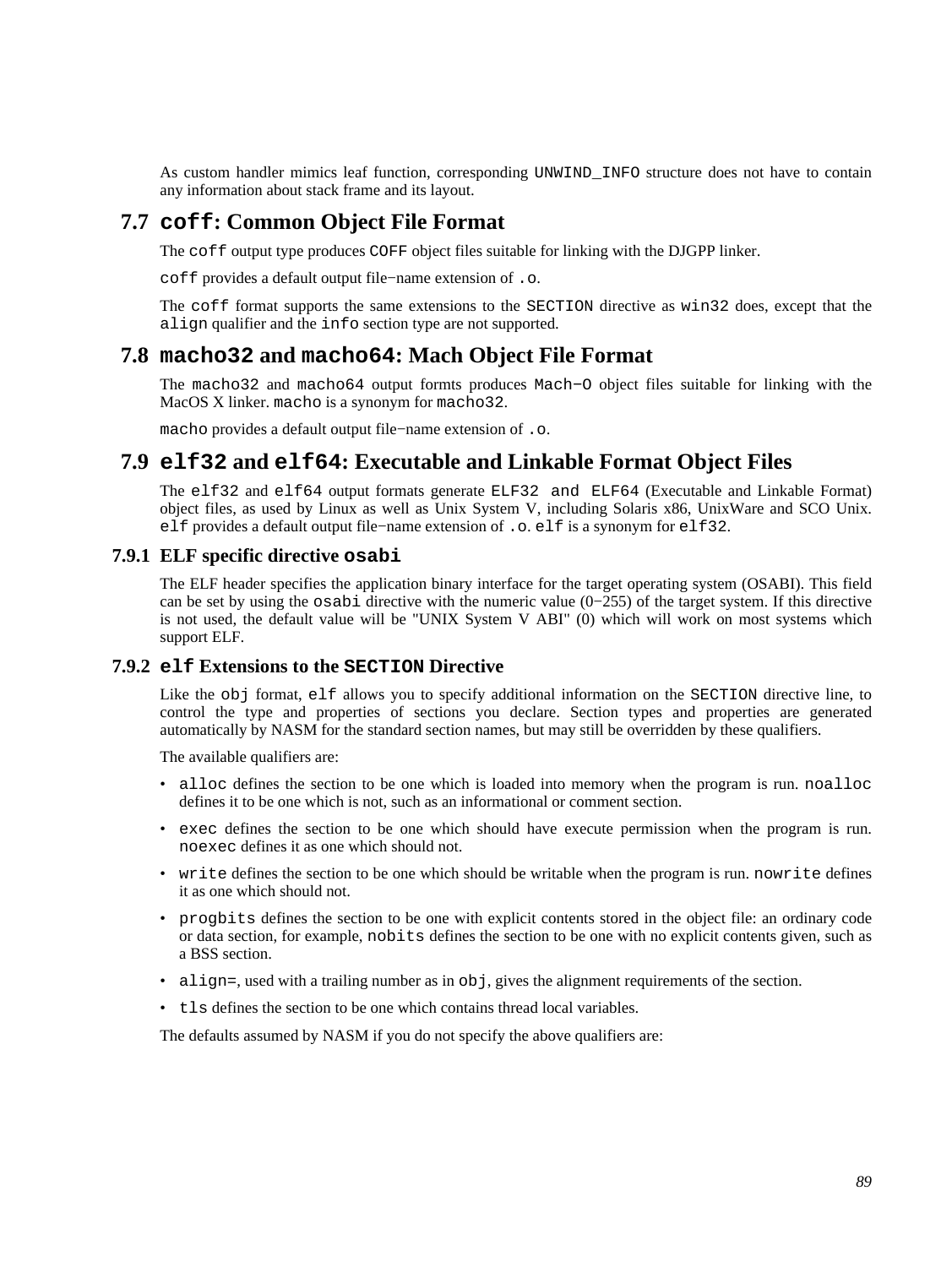As custom handler mimics leaf function, corresponding `UNWIND_INFO` structure does not have to contain any information about stack frame and its layout.

## 7.7 `coff`: Common Object File Format

The `coff` output type produces `COFF` object files suitable for linking with the DJGPP linker.

`coff` provides a default output file−name extension of `.o`.

The `coff` format supports the same extensions to the `SECTION` directive as `win32` does, except that the `align` qualifier and the `info` section type are not supported.

## 7.8 `macho32` and `macho64`: Mach Object File Format

The `macho32` and `macho64` output formts produces `Mach−O` object files suitable for linking with the MacOS X linker. `macho` is a synonym for `macho32`.

`macho` provides a default output file−name extension of `.o`.

## 7.9 `elf32` and `elf64`: Executable and Linkable Format Object Files

The `elf32` and `elf64` output formats generate `ELF32 and ELF64` (Executable and Linkable Format) object files, as used by Linux as well as Unix System V, including Solaris x86, UnixWare and SCO Unix. `elf` provides a default output file−name extension of `.o`. `elf` is a synonym for `elf32`.

### 7.9.1 ELF specific directive `osabi`

The ELF header specifies the application binary interface for the target operating system (OSABI). This field can be set by using the `osabi` directive with the numeric value (0−255) of the target system. If this directive is not used, the default value will be "UNIX System V ABI" (0) which will work on most systems which support ELF.

### 7.9.2 `elf` Extensions to the `SECTION` Directive

Like the `obj` format, `elf` allows you to specify additional information on the `SECTION` directive line, to control the type and properties of sections you declare. Section types and properties are generated automatically by NASM for the standard section names, but may still be overridden by these qualifiers.

The available qualifiers are:

- `alloc` defines the section to be one which is loaded into memory when the program is run. `noalloc` defines it to be one which is not, such as an informational or comment section.
- `exec` defines the section to be one which should have execute permission when the program is run. `noexec` defines it as one which should not.
- `write` defines the section to be one which should be writable when the program is run. `nowrite` defines it as one which should not.
- `progbits` defines the section to be one with explicit contents stored in the object file: an ordinary code or data section, for example, `nobits` defines the section to be one with no explicit contents given, such as a BSS section.
- `align=`, used with a trailing number as in `obj`, gives the alignment requirements of the section.
- `tls` defines the section to be one which contains thread local variables.

The defaults assumed by NASM if you do not specify the above qualifiers are: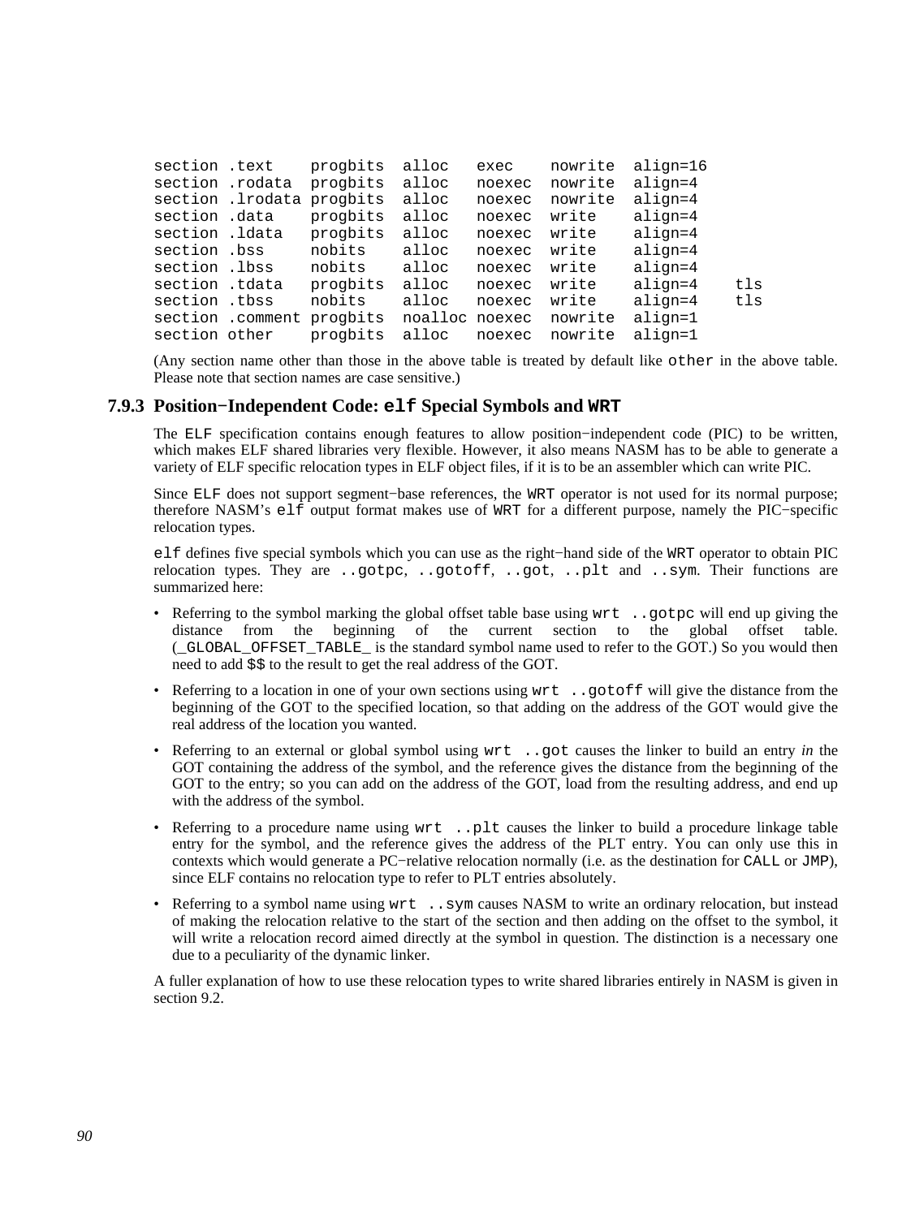```
section .text    progbits  alloc   exec    nowrite  align=16
section .rodata  progbits  alloc   noexec  nowrite  align=4
section .lrodata progbits  alloc   noexec  nowrite  align=4
section .data    progbits  alloc   noexec  write    align=4
section .ldata   progbits  alloc   noexec  write    align=4
section .bss     nobits    alloc   noexec  write    align=4
section .lbss    nobits    alloc   noexec  write    align=4
section .tdata   progbits  alloc   noexec  write    align=4    tls
section .tbss    nobits    alloc   noexec  write    align=4    tls
section .comment progbits  noalloc noexec  nowrite  align=1
section other    progbits  alloc   noexec  nowrite  align=1
```

(Any section name other than those in the above table is treated by default like `other` in the above table. Please note that section names are case sensitive.)

### 7.9.3 Position−Independent Code: `elf` Special Symbols and `WRT`

The `ELF` specification contains enough features to allow position−independent code (PIC) to be written, which makes ELF shared libraries very flexible. However, it also means NASM has to be able to generate a variety of ELF specific relocation types in ELF object files, if it is to be an assembler which can write PIC.

Since `ELF` does not support segment−base references, the `WRT` operator is not used for its normal purpose; therefore NASM's `elf` output format makes use of `WRT` for a different purpose, namely the PIC−specific relocation types.

`elf` defines five special symbols which you can use as the right−hand side of the `WRT` operator to obtain PIC relocation types. They are `..gotpc`, `..gotoff`, `..got`, `..plt` and `..sym`. Their functions are summarized here:

- Referring to the symbol marking the global offset table base using `wrt ..gotpc` will end up giving the distance from the beginning of the current section to the global offset table. (`_GLOBAL_OFFSET_TABLE_` is the standard symbol name used to refer to the GOT.) So you would then need to add `$$` to the result to get the real address of the GOT.
- Referring to a location in one of your own sections using `wrt ..gotoff` will give the distance from the beginning of the GOT to the specified location, so that adding on the address of the GOT would give the real address of the location you wanted.
- Referring to an external or global symbol using `wrt ..got` causes the linker to build an entry *in* the GOT containing the address of the symbol, and the reference gives the distance from the beginning of the GOT to the entry; so you can add on the address of the GOT, load from the resulting address, and end up with the address of the symbol.
- Referring to a procedure name using `wrt ..plt` causes the linker to build a procedure linkage table entry for the symbol, and the reference gives the address of the PLT entry. You can only use this in contexts which would generate a PC−relative relocation normally (i.e. as the destination for `CALL` or `JMP`), since ELF contains no relocation type to refer to PLT entries absolutely.
- Referring to a symbol name using `wrt ..sym` causes NASM to write an ordinary relocation, but instead of making the relocation relative to the start of the section and then adding on the offset to the symbol, it will write a relocation record aimed directly at the symbol in question. The distinction is a necessary one due to a peculiarity of the dynamic linker.

A fuller explanation of how to use these relocation types to write shared libraries entirely in NASM is given in section 9.2.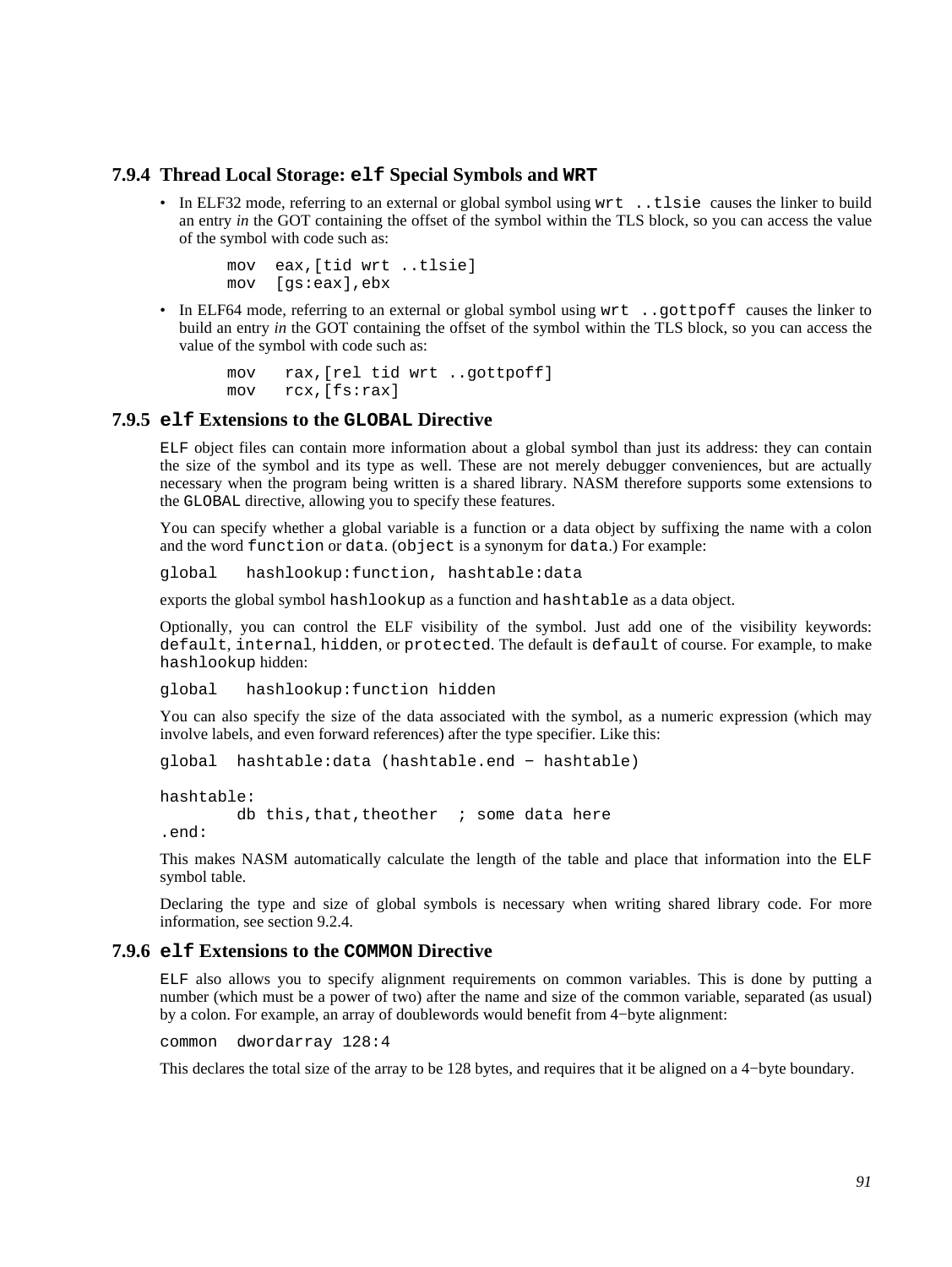### 7.9.4 Thread Local Storage: `elf` Special Symbols and `WRT`

- In ELF32 mode, referring to an external or global symbol using `wrt ..tlsie` causes the linker to build an entry *in* the GOT containing the offset of the symbol within the TLS block, so you can access the value of the symbol with code such as:

```
mov  eax,[tid wrt ..tlsie]
mov  [gs:eax],ebx
```

- In ELF64 mode, referring to an external or global symbol using `wrt ..gottpoff` causes the linker to build an entry *in* the GOT containing the offset of the symbol within the TLS block, so you can access the value of the symbol with code such as:

```
mov   rax,[rel tid wrt ..gottpoff]
mov   rcx,[fs:rax]
```

### 7.9.5 `elf` Extensions to the `GLOBAL` Directive

`ELF` object files can contain more information about a global symbol than just its address: they can contain the size of the symbol and its type as well. These are not merely debugger conveniences, but are actually necessary when the program being written is a shared library. NASM therefore supports some extensions to the `GLOBAL` directive, allowing you to specify these features.

You can specify whether a global variable is a function or a data object by suffixing the name with a colon and the word `function` or `data`. (`object` is a synonym for `data`.) For example:

```
global   hashlookup:function, hashtable:data
```

exports the global symbol `hashlookup` as a function and `hashtable` as a data object.

Optionally, you can control the ELF visibility of the symbol. Just add one of the visibility keywords: `default`, `internal`, `hidden`, or `protected`. The default is `default` of course. For example, to make `hashlookup` hidden:

```
global   hashlookup:function hidden
```

You can also specify the size of the data associated with the symbol, as a numeric expression (which may involve labels, and even forward references) after the type specifier. Like this:

```
global  hashtable:data (hashtable.end - hashtable)

hashtable:
        db this,that,theother  ; some data here
.end:
```

This makes NASM automatically calculate the length of the table and place that information into the `ELF` symbol table.

Declaring the type and size of global symbols is necessary when writing shared library code. For more information, see section 9.2.4.

### 7.9.6 `elf` Extensions to the `COMMON` Directive

`ELF` also allows you to specify alignment requirements on common variables. This is done by putting a number (which must be a power of two) after the name and size of the common variable, separated (as usual) by a colon. For example, an array of doublewords would benefit from 4−byte alignment:

```
common  dwordarray 128:4
```

This declares the total size of the array to be 128 bytes, and requires that it be aligned on a 4−byte boundary.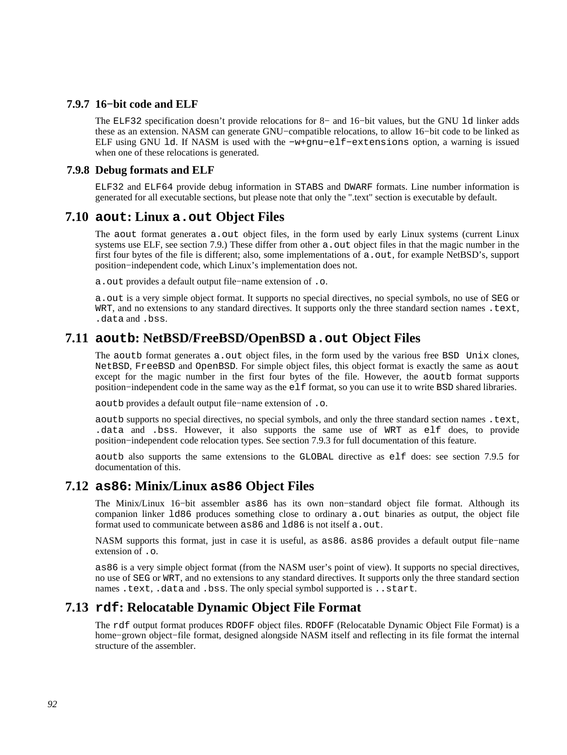### 7.9.7 16−bit code and ELF

The `ELF32` specification doesn't provide relocations for 8− and 16−bit values, but the GNU `ld` linker adds these as an extension. NASM can generate GNU−compatible relocations, to allow 16−bit code to be linked as ELF using GNU `ld`. If NASM is used with the `−w+gnu−elf−extensions` option, a warning is issued when one of these relocations is generated.

### 7.9.8 Debug formats and ELF

`ELF32` and `ELF64` provide debug information in `STABS` and `DWARF` formats. Line number information is generated for all executable sections, but please note that only the ".text" section is executable by default.

## 7.10 `aout`: Linux `a.out` Object Files

The `aout` format generates `a.out` object files, in the form used by early Linux systems (current Linux systems use ELF, see section 7.9.) These differ from other `a.out` object files in that the magic number in the first four bytes of the file is different; also, some implementations of `a.out`, for example NetBSD's, support position−independent code, which Linux's implementation does not.

`a.out` provides a default output file−name extension of `.o`.

`a.out` is a very simple object format. It supports no special directives, no special symbols, no use of `SEG` or `WRT`, and no extensions to any standard directives. It supports only the three standard section names `.text`, `.data` and `.bss`.

## 7.11 `aoutb`: NetBSD/FreeBSD/OpenBSD `a.out` Object Files

The `aoutb` format generates `a.out` object files, in the form used by the various free `BSD Unix` clones, `NetBSD`, `FreeBSD` and `OpenBSD`. For simple object files, this object format is exactly the same as `aout` except for the magic number in the first four bytes of the file. However, the `aoutb` format supports position−independent code in the same way as the `elf` format, so you can use it to write `BSD` shared libraries.

`aoutb` provides a default output file−name extension of `.o`.

`aoutb` supports no special directives, no special symbols, and only the three standard section names `.text`, `.data` and `.bss`. However, it also supports the same use of `WRT` as `elf` does, to provide position−independent code relocation types. See section 7.9.3 for full documentation of this feature.

`aoutb` also supports the same extensions to the `GLOBAL` directive as `elf` does: see section 7.9.5 for documentation of this.

## 7.12 `as86`: Minix/Linux `as86` Object Files

The Minix/Linux 16−bit assembler `as86` has its own non−standard object file format. Although its companion linker `ld86` produces something close to ordinary `a.out` binaries as output, the object file format used to communicate between `as86` and `ld86` is not itself `a.out`.

NASM supports this format, just in case it is useful, as `as86`. `as86` provides a default output file−name extension of `.o`.

`as86` is a very simple object format (from the NASM user's point of view). It supports no special directives, no use of `SEG` or `WRT`, and no extensions to any standard directives. It supports only the three standard section names `.text`, `.data` and `.bss`. The only special symbol supported is `..start`.

## 7.13 `rdf`: Relocatable Dynamic Object File Format

The `rdf` output format produces `RDOFF` object files. `RDOFF` (Relocatable Dynamic Object File Format) is a home−grown object−file format, designed alongside NASM itself and reflecting in its file format the internal structure of the assembler.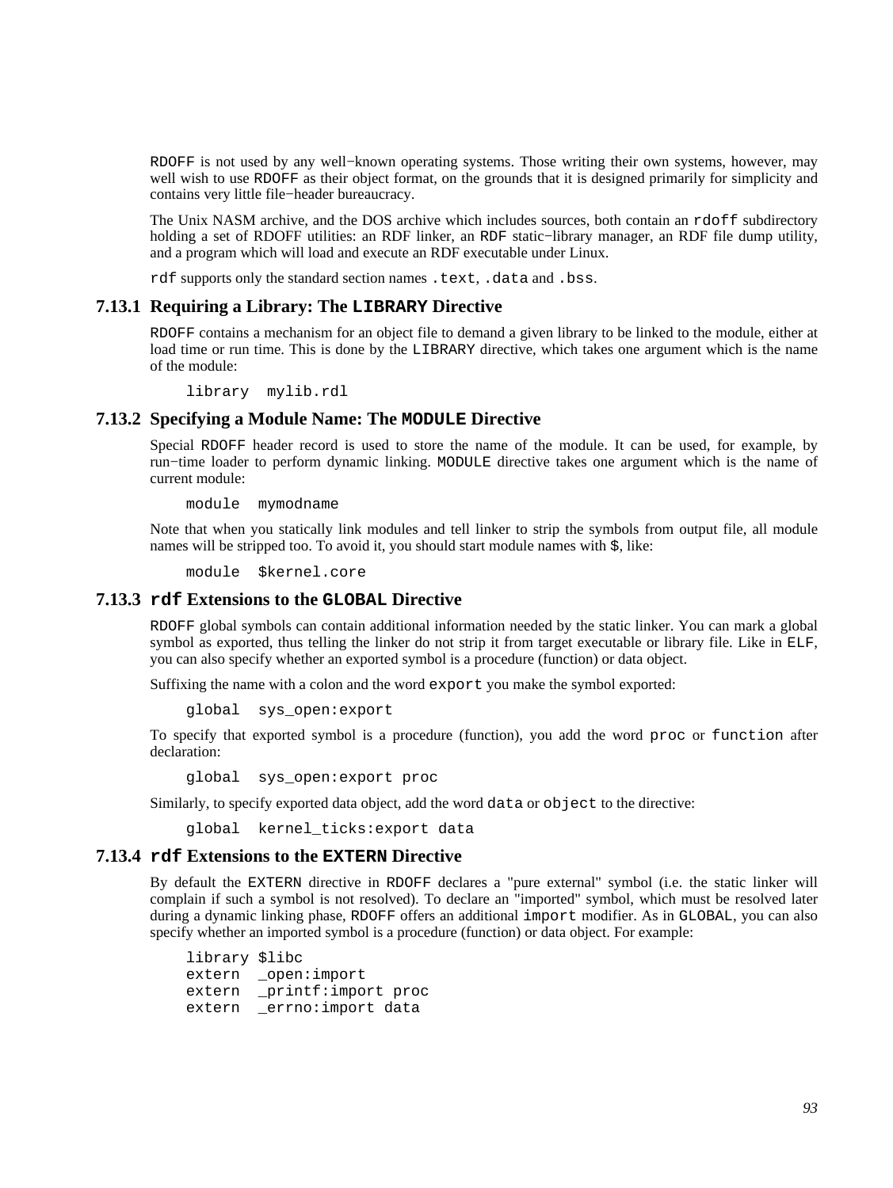`RDOFF` is not used by any well−known operating systems. Those writing their own systems, however, may well wish to use `RDOFF` as their object format, on the grounds that it is designed primarily for simplicity and contains very little file−header bureaucracy.

The Unix NASM archive, and the DOS archive which includes sources, both contain an `rdoff` subdirectory holding a set of RDOFF utilities: an RDF linker, an `RDF` static−library manager, an RDF file dump utility, and a program which will load and execute an RDF executable under Linux.

`rdf` supports only the standard section names `.text`, `.data` and `.bss`.

### 7.13.1 Requiring a Library: The `LIBRARY` Directive

`RDOFF` contains a mechanism for an object file to demand a given library to be linked to the module, either at load time or run time. This is done by the `LIBRARY` directive, which takes one argument which is the name of the module:

```
library  mylib.rdl
```

### 7.13.2 Specifying a Module Name: The `MODULE` Directive

Special `RDOFF` header record is used to store the name of the module. It can be used, for example, by run−time loader to perform dynamic linking. `MODULE` directive takes one argument which is the name of current module:

```
module  mymodname
```

Note that when you statically link modules and tell linker to strip the symbols from output file, all module names will be stripped too. To avoid it, you should start module names with `$`, like:

```
module  $kernel.core
```

### 7.13.3 `rdf` Extensions to the `GLOBAL` Directive

`RDOFF` global symbols can contain additional information needed by the static linker. You can mark a global symbol as exported, thus telling the linker do not strip it from target executable or library file. Like in `ELF`, you can also specify whether an exported symbol is a procedure (function) or data object.

Suffixing the name with a colon and the word `export` you make the symbol exported:

```
global  sys_open:export
```

To specify that exported symbol is a procedure (function), you add the word `proc` or `function` after declaration:

```
global  sys_open:export proc
```

Similarly, to specify exported data object, add the word `data` or `object` to the directive:

```
global  kernel_ticks:export data
```

### 7.13.4 `rdf` Extensions to the `EXTERN` Directive

By default the `EXTERN` directive in `RDOFF` declares a "pure external" symbol (i.e. the static linker will complain if such a symbol is not resolved). To declare an "imported" symbol, which must be resolved later during a dynamic linking phase, `RDOFF` offers an additional `import` modifier. As in `GLOBAL`, you can also specify whether an imported symbol is a procedure (function) or data object. For example:

```
library $libc
extern  _open:import
extern  _printf:import proc
extern  _errno:import data
```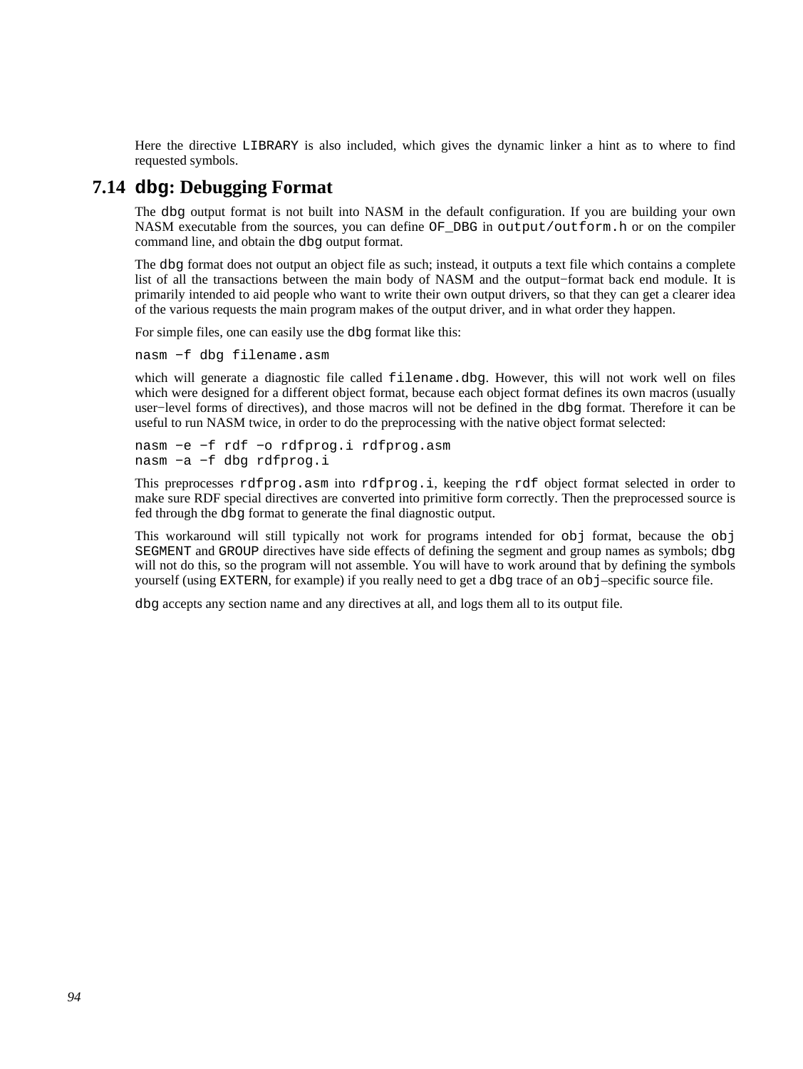Here the directive `LIBRARY` is also included, which gives the dynamic linker a hint as to where to find requested symbols.

## 7.14 `dbg`: Debugging Format

The `dbg` output format is not built into NASM in the default configuration. If you are building your own NASM executable from the sources, you can define `OF_DBG` in `output/outform.h` or on the compiler command line, and obtain the `dbg` output format.

The `dbg` format does not output an object file as such; instead, it outputs a text file which contains a complete list of all the transactions between the main body of NASM and the output−format back end module. It is primarily intended to aid people who want to write their own output drivers, so that they can get a clearer idea of the various requests the main program makes of the output driver, and in what order they happen.

For simple files, one can easily use the `dbg` format like this:

```
nasm −f dbg filename.asm
```

which will generate a diagnostic file called `filename.dbg`. However, this will not work well on files which were designed for a different object format, because each object format defines its own macros (usually user−level forms of directives), and those macros will not be defined in the `dbg` format. Therefore it can be useful to run NASM twice, in order to do the preprocessing with the native object format selected:

```
nasm −e −f rdf −o rdfprog.i rdfprog.asm
nasm −a −f dbg rdfprog.i
```

This preprocesses `rdfprog.asm` into `rdfprog.i`, keeping the `rdf` object format selected in order to make sure RDF special directives are converted into primitive form correctly. Then the preprocessed source is fed through the `dbg` format to generate the final diagnostic output.

This workaround will still typically not work for programs intended for `obj` format, because the `obj` `SEGMENT` and `GROUP` directives have side effects of defining the segment and group names as symbols; `dbg` will not do this, so the program will not assemble. You will have to work around that by defining the symbols yourself (using `EXTERN`, for example) if you really need to get a `dbg` trace of an `obj`–specific source file.

`dbg` accepts any section name and any directives at all, and logs them all to its output file.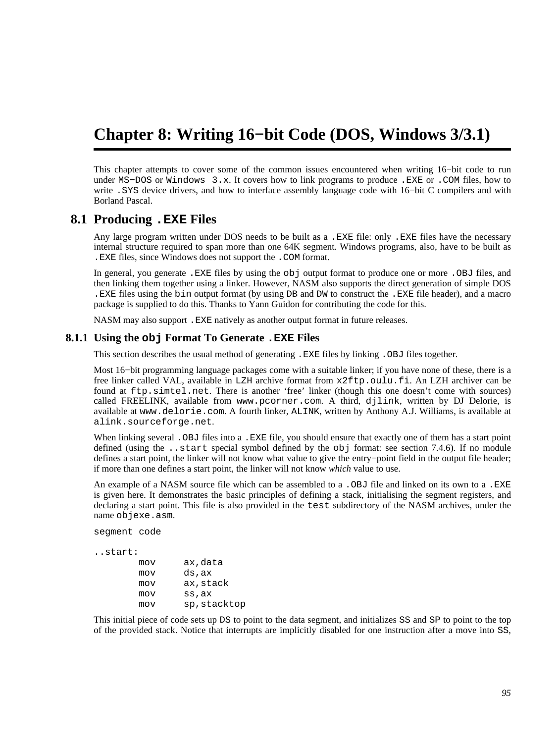# Chapter 8: Writing 16−bit Code (DOS, Windows 3/3.1)

This chapter attempts to cover some of the common issues encountered when writing 16−bit code to run under `MS−DOS` or `Windows 3.x`. It covers how to link programs to produce `.EXE` or `.COM` files, how to write `.SYS` device drivers, and how to interface assembly language code with 16−bit C compilers and with Borland Pascal.

## 8.1 Producing `.EXE` Files

Any large program written under DOS needs to be built as a `.EXE` file: only `.EXE` files have the necessary internal structure required to span more than one 64K segment. Windows programs, also, have to be built as `.EXE` files, since Windows does not support the `.COM` format.

In general, you generate `.EXE` files by using the `obj` output format to produce one or more `.OBJ` files, and then linking them together using a linker. However, NASM also supports the direct generation of simple DOS `.EXE` files using the `bin` output format (by using `DB` and `DW` to construct the `.EXE` file header), and a macro package is supplied to do this. Thanks to Yann Guidon for contributing the code for this.

NASM may also support `.EXE` natively as another output format in future releases.

### 8.1.1 Using the `obj` Format To Generate `.EXE` Files

This section describes the usual method of generating `.EXE` files by linking `.OBJ` files together.

Most 16−bit programming language packages come with a suitable linker; if you have none of these, there is a free linker called VAL, available in `LZH` archive format from `x2ftp.oulu.fi`. An LZH archiver can be found at `ftp.simtel.net`. There is another 'free' linker (though this one doesn't come with sources) called FREELINK, available from `www.pcorner.com`. A third, `djlink`, written by DJ Delorie, is available at `www.delorie.com`. A fourth linker, `ALINK`, written by Anthony A.J. Williams, is available at `alink.sourceforge.net`.

When linking several `.OBJ` files into a `.EXE` file, you should ensure that exactly one of them has a start point defined (using the `..start` special symbol defined by the `obj` format: see section 7.4.6). If no module defines a start point, the linker will not know what value to give the entry−point field in the output file header; if more than one defines a start point, the linker will not know *which* value to use.

An example of a NASM source file which can be assembled to a `.OBJ` file and linked on its own to a `.EXE` is given here. It demonstrates the basic principles of defining a stack, initialising the segment registers, and declaring a start point. This file is also provided in the `test` subdirectory of the NASM archives, under the name `objexe.asm`.

```
segment code

..start:
        mov     ax,data
        mov     ds,ax
        mov     ax,stack
        mov     ss,ax
        mov     sp,stacktop
```

This initial piece of code sets up `DS` to point to the data segment, and initializes `SS` and `SP` to point to the top of the provided stack. Notice that interrupts are implicitly disabled for one instruction after a move into `SS`,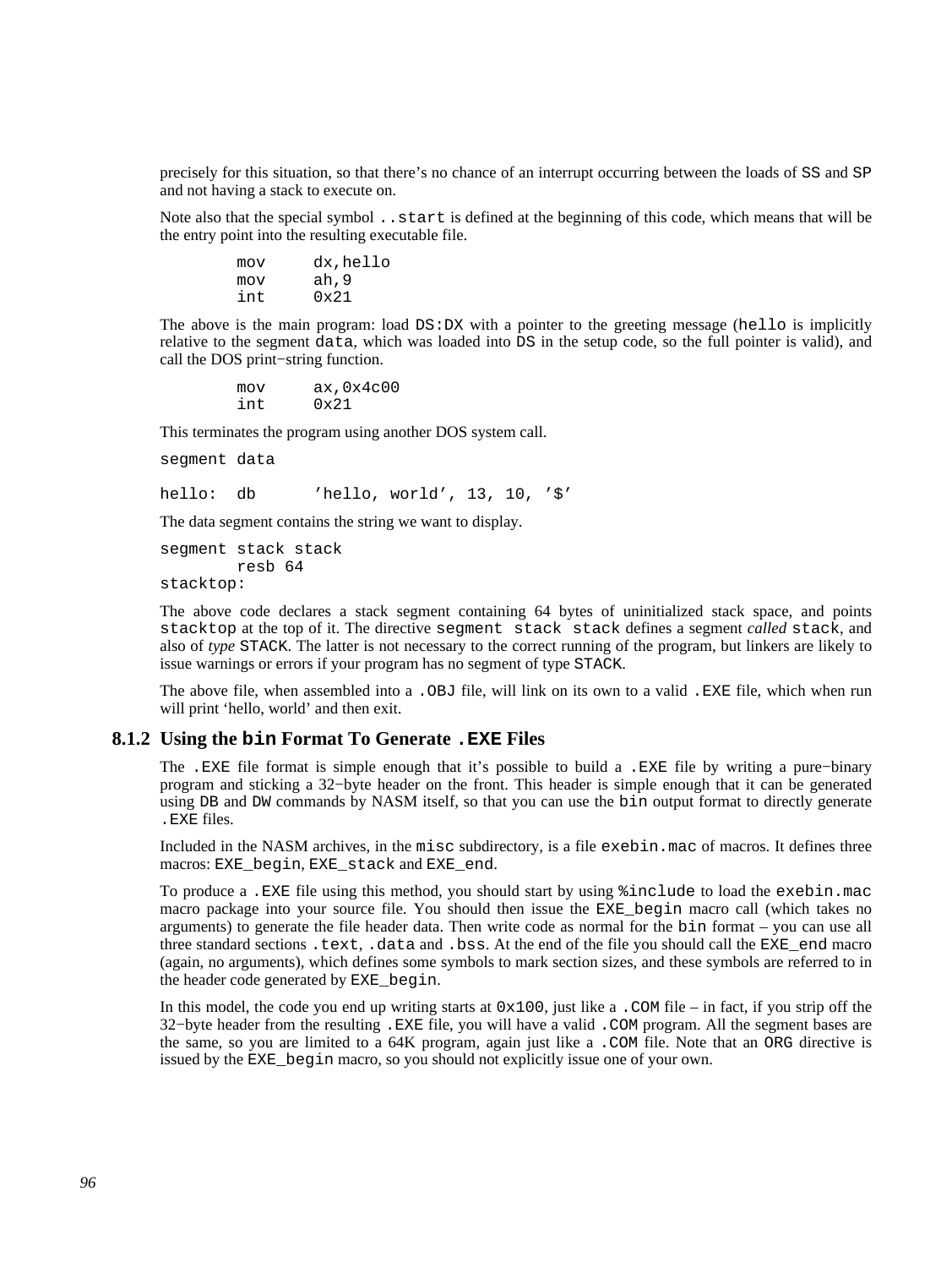precisely for this situation, so that there's no chance of an interrupt occurring between the loads of `SS` and `SP` and not having a stack to execute on.

Note also that the special symbol `..start` is defined at the beginning of this code, which means that will be the entry point into the resulting executable file.

```
        mov     dx,hello
        mov     ah,9
        int     0x21
```

The above is the main program: load `DS:DX` with a pointer to the greeting message (`hello` is implicitly relative to the segment `data`, which was loaded into `DS` in the setup code, so the full pointer is valid), and call the DOS print−string function.

```
        mov     ax,0x4c00
        int     0x21
```

This terminates the program using another DOS system call.

```
segment data

hello:  db      'hello, world', 13, 10, '$'
```

The data segment contains the string we want to display.

```
segment stack stack
        resb 64
stacktop:
```

The above code declares a stack segment containing 64 bytes of uninitialized stack space, and points `stacktop` at the top of it. The directive `segment stack stack` defines a segment *called* `stack`, and also of *type* `STACK`. The latter is not necessary to the correct running of the program, but linkers are likely to issue warnings or errors if your program has no segment of type `STACK`.

The above file, when assembled into a `.OBJ` file, will link on its own to a valid `.EXE` file, which when run will print 'hello, world' and then exit.

### 8.1.2 Using the `bin` Format To Generate `.EXE` Files

The `.EXE` file format is simple enough that it's possible to build a `.EXE` file by writing a pure−binary program and sticking a 32−byte header on the front. This header is simple enough that it can be generated using `DB` and `DW` commands by NASM itself, so that you can use the `bin` output format to directly generate `.EXE` files.

Included in the NASM archives, in the `misc` subdirectory, is a file `exebin.mac` of macros. It defines three macros: `EXE_begin`, `EXE_stack` and `EXE_end`.

To produce a `.EXE` file using this method, you should start by using `%include` to load the `exebin.mac` macro package into your source file. You should then issue the `EXE_begin` macro call (which takes no arguments) to generate the file header data. Then write code as normal for the `bin` format – you can use all three standard sections `.text`, `.data` and `.bss`. At the end of the file you should call the `EXE_end` macro (again, no arguments), which defines some symbols to mark section sizes, and these symbols are referred to in the header code generated by `EXE_begin`.

In this model, the code you end up writing starts at `0x100`, just like a `.COM` file – in fact, if you strip off the 32−byte header from the resulting `.EXE` file, you will have a valid `.COM` program. All the segment bases are the same, so you are limited to a 64K program, again just like a `.COM` file. Note that an `ORG` directive is issued by the `EXE_begin` macro, so you should not explicitly issue one of your own.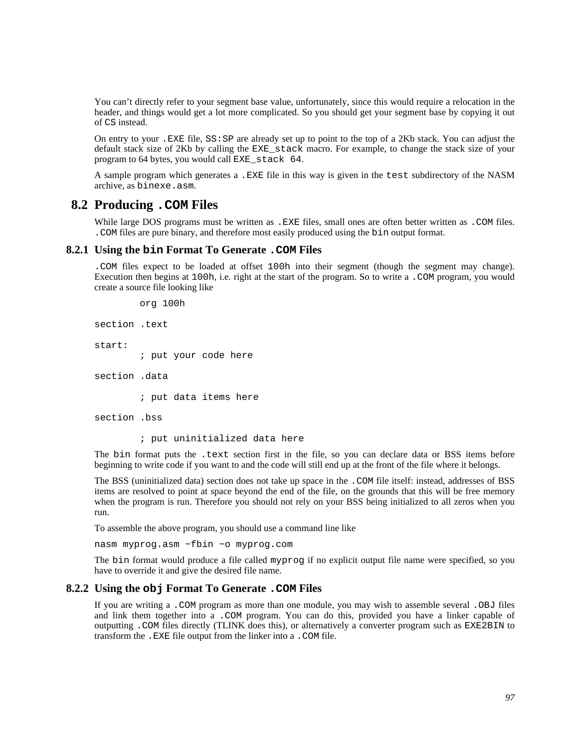You can't directly refer to your segment base value, unfortunately, since this would require a relocation in the header, and things would get a lot more complicated. So you should get your segment base by copying it out of `CS` instead.

On entry to your `.EXE` file, `SS:SP` are already set up to point to the top of a 2Kb stack. You can adjust the default stack size of 2Kb by calling the `EXE_stack` macro. For example, to change the stack size of your program to 64 bytes, you would call `EXE_stack 64`.

A sample program which generates a `.EXE` file in this way is given in the `test` subdirectory of the NASM archive, as `binexe.asm`.

## 8.2 Producing `.COM` Files

While large DOS programs must be written as `.EXE` files, small ones are often better written as `.COM` files. `.COM` files are pure binary, and therefore most easily produced using the `bin` output format.

### 8.2.1 Using the `bin` Format To Generate `.COM` Files

`.COM` files expect to be loaded at offset `100h` into their segment (though the segment may change). Execution then begins at `100h`, i.e. right at the start of the program. So to write a `.COM` program, you would create a source file looking like

```
        org 100h

section .text

start:
        ; put your code here

section .data

        ; put data items here

section .bss

        ; put uninitialized data here
```

The `bin` format puts the `.text` section first in the file, so you can declare data or BSS items before beginning to write code if you want to and the code will still end up at the front of the file where it belongs.

The BSS (uninitialized data) section does not take up space in the `.COM` file itself: instead, addresses of BSS items are resolved to point at space beyond the end of the file, on the grounds that this will be free memory when the program is run. Therefore you should not rely on your BSS being initialized to all zeros when you run.

To assemble the above program, you should use a command line like

```
nasm myprog.asm −fbin −o myprog.com
```

The `bin` format would produce a file called `myprog` if no explicit output file name were specified, so you have to override it and give the desired file name.

### 8.2.2 Using the `obj` Format To Generate `.COM` Files

If you are writing a `.COM` program as more than one module, you may wish to assemble several `.OBJ` files and link them together into a `.COM` program. You can do this, provided you have a linker capable of outputting `.COM` files directly (TLINK does this), or alternatively a converter program such as `EXE2BIN` to transform the `.EXE` file output from the linker into a `.COM` file.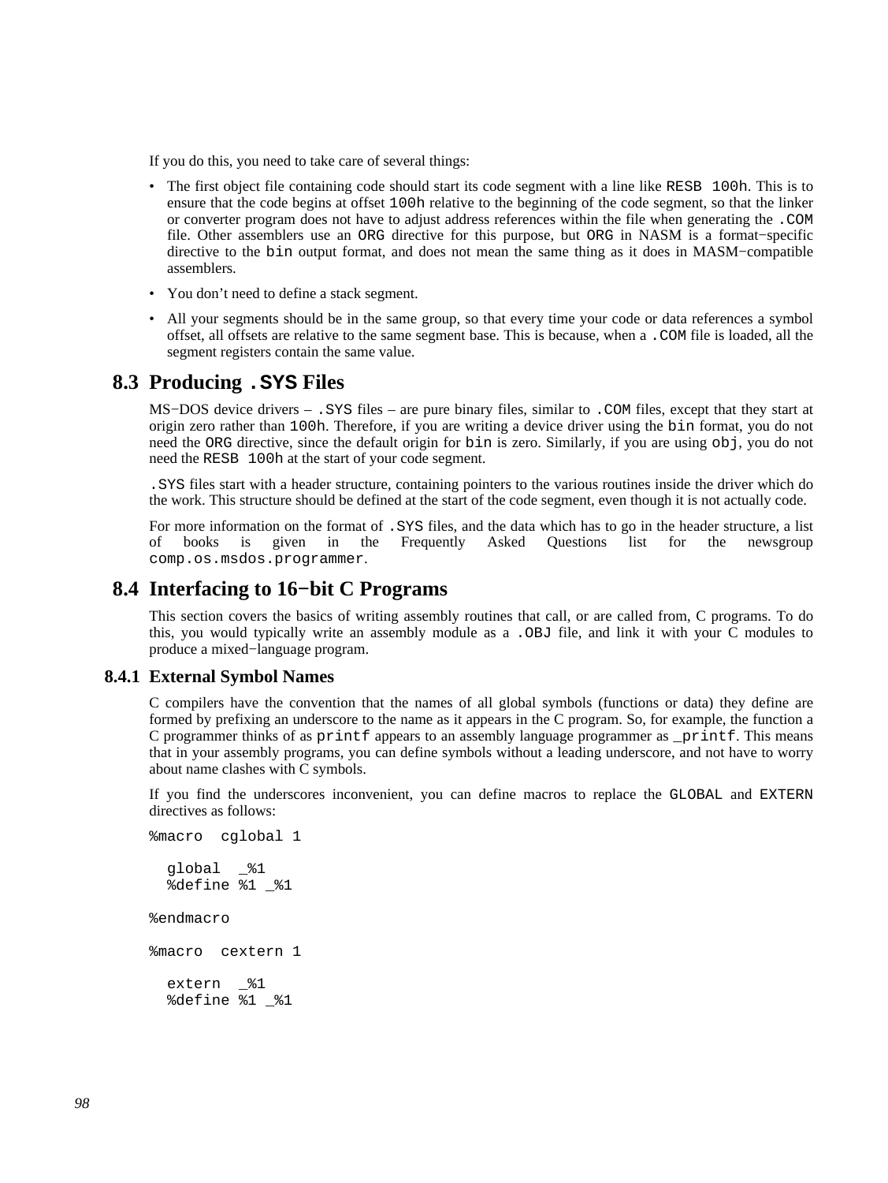If you do this, you need to take care of several things:

- The first object file containing code should start its code segment with a line like `RESB 100h`. This is to ensure that the code begins at offset `100h` relative to the beginning of the code segment, so that the linker or converter program does not have to adjust address references within the file when generating the `.COM` file. Other assemblers use an `ORG` directive for this purpose, but `ORG` in NASM is a format−specific directive to the `bin` output format, and does not mean the same thing as it does in MASM−compatible assemblers.
- You don't need to define a stack segment.
- All your segments should be in the same group, so that every time your code or data references a symbol offset, all offsets are relative to the same segment base. This is because, when a `.COM` file is loaded, all the segment registers contain the same value.

## 8.3 Producing .SYS Files

MS−DOS device drivers – `.SYS` files – are pure binary files, similar to `.COM` files, except that they start at origin zero rather than `100h`. Therefore, if you are writing a device driver using the `bin` format, you do not need the `ORG` directive, since the default origin for `bin` is zero. Similarly, if you are using `obj`, you do not need the `RESB 100h` at the start of your code segment.

`.SYS` files start with a header structure, containing pointers to the various routines inside the driver which do the work. This structure should be defined at the start of the code segment, even though it is not actually code.

For more information on the format of `.SYS` files, and the data which has to go in the header structure, a list of books is given in the Frequently Asked Questions list for the newsgroup `comp.os.msdos.programmer`.

## 8.4 Interfacing to 16−bit C Programs

This section covers the basics of writing assembly routines that call, or are called from, C programs. To do this, you would typically write an assembly module as a `.OBJ` file, and link it with your C modules to produce a mixed−language program.

### 8.4.1 External Symbol Names

C compilers have the convention that the names of all global symbols (functions or data) they define are formed by prefixing an underscore to the name as it appears in the C program. So, for example, the function a C programmer thinks of as `printf` appears to an assembly language programmer as `_printf`. This means that in your assembly programs, you can define symbols without a leading underscore, and not have to worry about name clashes with C symbols.

If you find the underscores inconvenient, you can define macros to replace the `GLOBAL` and `EXTERN` directives as follows:

```
%macro  cglobal 1

  global  _%1
  %define %1 _%1

%endmacro

%macro  cextern 1

  extern  _%1
  %define %1 _%1
```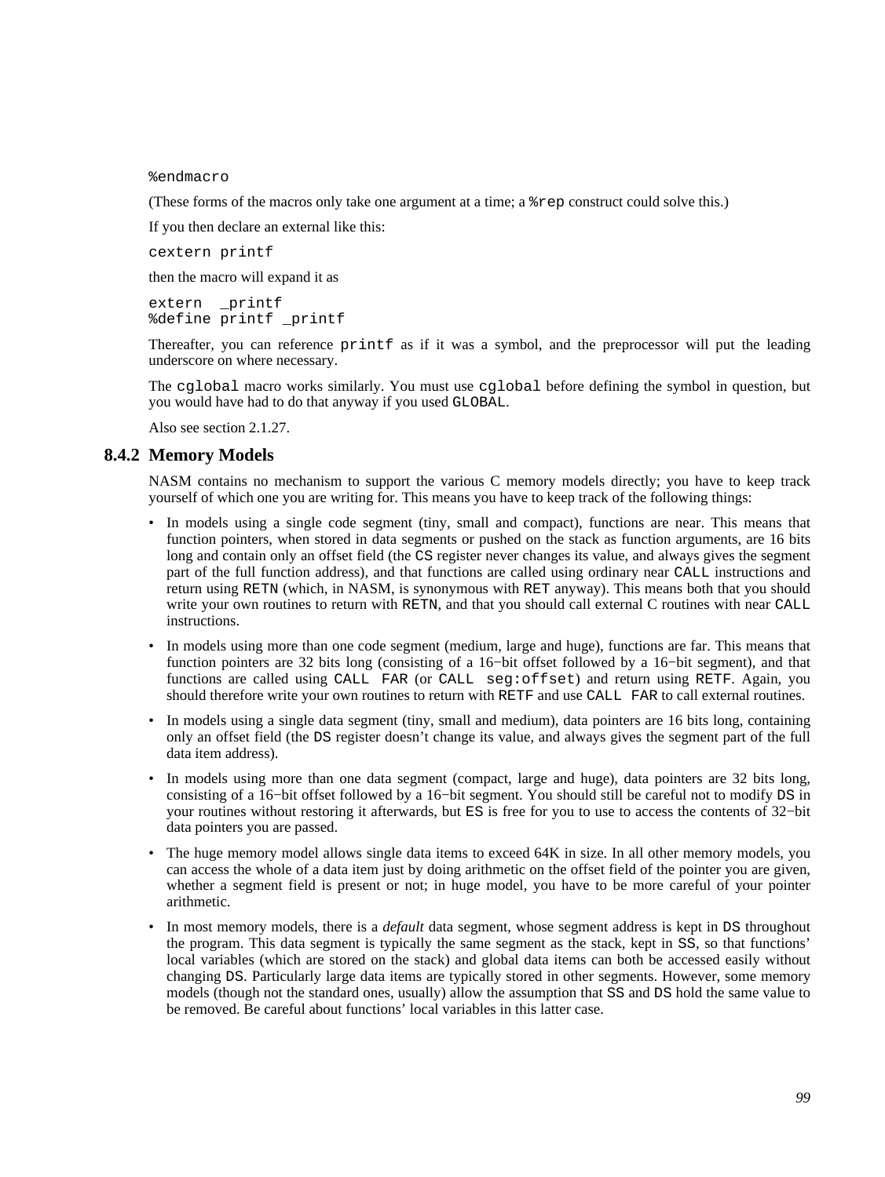```
%endmacro
```

(These forms of the macros only take one argument at a time; a `%rep` construct could solve this.)

If you then declare an external like this:

```
cextern printf
```

then the macro will expand it as

```
extern  _printf
%define printf _printf
```

Thereafter, you can reference `printf` as if it was a symbol, and the preprocessor will put the leading underscore on where necessary.

The `cglobal` macro works similarly. You must use `cglobal` before defining the symbol in question, but you would have had to do that anyway if you used `GLOBAL`.

Also see section 2.1.27.

### 8.4.2 Memory Models

NASM contains no mechanism to support the various C memory models directly; you have to keep track yourself of which one you are writing for. This means you have to keep track of the following things:

- In models using a single code segment (tiny, small and compact), functions are near. This means that function pointers, when stored in data segments or pushed on the stack as function arguments, are 16 bits long and contain only an offset field (the `CS` register never changes its value, and always gives the segment part of the full function address), and that functions are called using ordinary near `CALL` instructions and return using `RETN` (which, in NASM, is synonymous with `RET` anyway). This means both that you should write your own routines to return with `RETN`, and that you should call external C routines with near `CALL` instructions.
- In models using more than one code segment (medium, large and huge), functions are far. This means that function pointers are 32 bits long (consisting of a 16−bit offset followed by a 16−bit segment), and that functions are called using `CALL FAR` (or `CALL seg:offset`) and return using `RETF`. Again, you should therefore write your own routines to return with `RETF` and use `CALL FAR` to call external routines.
- In models using a single data segment (tiny, small and medium), data pointers are 16 bits long, containing only an offset field (the `DS` register doesn't change its value, and always gives the segment part of the full data item address).
- In models using more than one data segment (compact, large and huge), data pointers are 32 bits long, consisting of a 16−bit offset followed by a 16−bit segment. You should still be careful not to modify `DS` in your routines without restoring it afterwards, but `ES` is free for you to use to access the contents of 32−bit data pointers you are passed.
- The huge memory model allows single data items to exceed 64K in size. In all other memory models, you can access the whole of a data item just by doing arithmetic on the offset field of the pointer you are given, whether a segment field is present or not; in huge model, you have to be more careful of your pointer arithmetic.
- In most memory models, there is a *default* data segment, whose segment address is kept in `DS` throughout the program. This data segment is typically the same segment as the stack, kept in `SS`, so that functions' local variables (which are stored on the stack) and global data items can both be accessed easily without changing `DS`. Particularly large data items are typically stored in other segments. However, some memory models (though not the standard ones, usually) allow the assumption that `SS` and `DS` hold the same value to be removed. Be careful about functions' local variables in this latter case.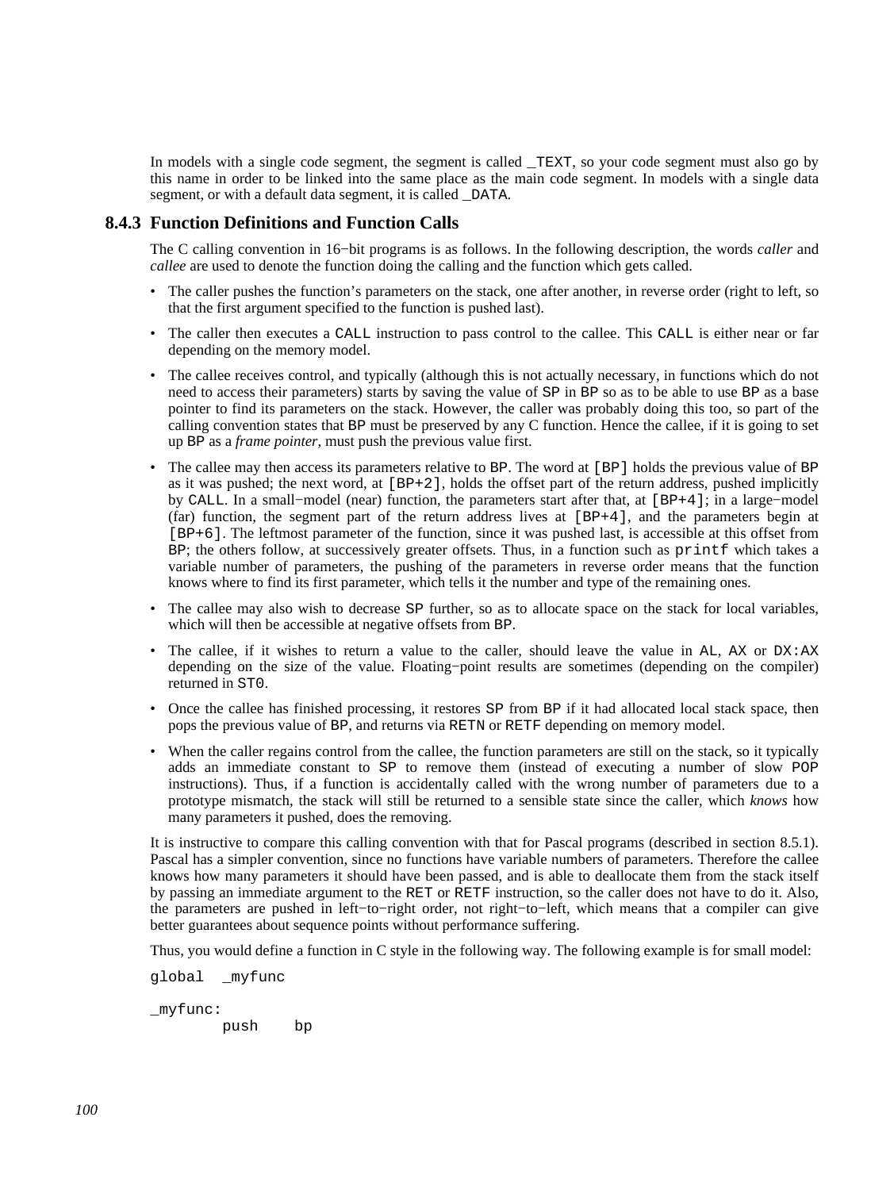In models with a single code segment, the segment is called `_TEXT`, so your code segment must also go by this name in order to be linked into the same place as the main code segment. In models with a single data segment, or with a default data segment, it is called `_DATA`.

### 8.4.3 Function Definitions and Function Calls

The C calling convention in 16−bit programs is as follows. In the following description, the words *caller* and *callee* are used to denote the function doing the calling and the function which gets called.

- The caller pushes the function's parameters on the stack, one after another, in reverse order (right to left, so that the first argument specified to the function is pushed last).
- The caller then executes a `CALL` instruction to pass control to the callee. This `CALL` is either near or far depending on the memory model.
- The callee receives control, and typically (although this is not actually necessary, in functions which do not need to access their parameters) starts by saving the value of `SP` in `BP` so as to be able to use `BP` as a base pointer to find its parameters on the stack. However, the caller was probably doing this too, so part of the calling convention states that `BP` must be preserved by any C function. Hence the callee, if it is going to set up `BP` as a *frame pointer*, must push the previous value first.
- The callee may then access its parameters relative to `BP`. The word at `[BP]` holds the previous value of `BP` as it was pushed; the next word, at `[BP+2]`, holds the offset part of the return address, pushed implicitly by `CALL`. In a small−model (near) function, the parameters start after that, at `[BP+4]`; in a large−model (far) function, the segment part of the return address lives at `[BP+4]`, and the parameters begin at `[BP+6]`. The leftmost parameter of the function, since it was pushed last, is accessible at this offset from `BP`; the others follow, at successively greater offsets. Thus, in a function such as `printf` which takes a variable number of parameters, the pushing of the parameters in reverse order means that the function knows where to find its first parameter, which tells it the number and type of the remaining ones.
- The callee may also wish to decrease `SP` further, so as to allocate space on the stack for local variables, which will then be accessible at negative offsets from `BP`.
- The callee, if it wishes to return a value to the caller, should leave the value in `AL`, `AX` or `DX:AX` depending on the size of the value. Floating−point results are sometimes (depending on the compiler) returned in `ST0`.
- Once the callee has finished processing, it restores `SP` from `BP` if it had allocated local stack space, then pops the previous value of `BP`, and returns via `RETN` or `RETF` depending on memory model.
- When the caller regains control from the callee, the function parameters are still on the stack, so it typically adds an immediate constant to `SP` to remove them (instead of executing a number of slow `POP` instructions). Thus, if a function is accidentally called with the wrong number of parameters due to a prototype mismatch, the stack will still be returned to a sensible state since the caller, which *knows* how many parameters it pushed, does the removing.

It is instructive to compare this calling convention with that for Pascal programs (described in section 8.5.1). Pascal has a simpler convention, since no functions have variable numbers of parameters. Therefore the callee knows how many parameters it should have been passed, and is able to deallocate them from the stack itself by passing an immediate argument to the `RET` or `RETF` instruction, so the caller does not have to do it. Also, the parameters are pushed in left−to−right order, not right−to−left, which means that a compiler can give better guarantees about sequence points without performance suffering.

Thus, you would define a function in C style in the following way. The following example is for small model:

```
global  _myfunc

_myfunc:
        push    bp
```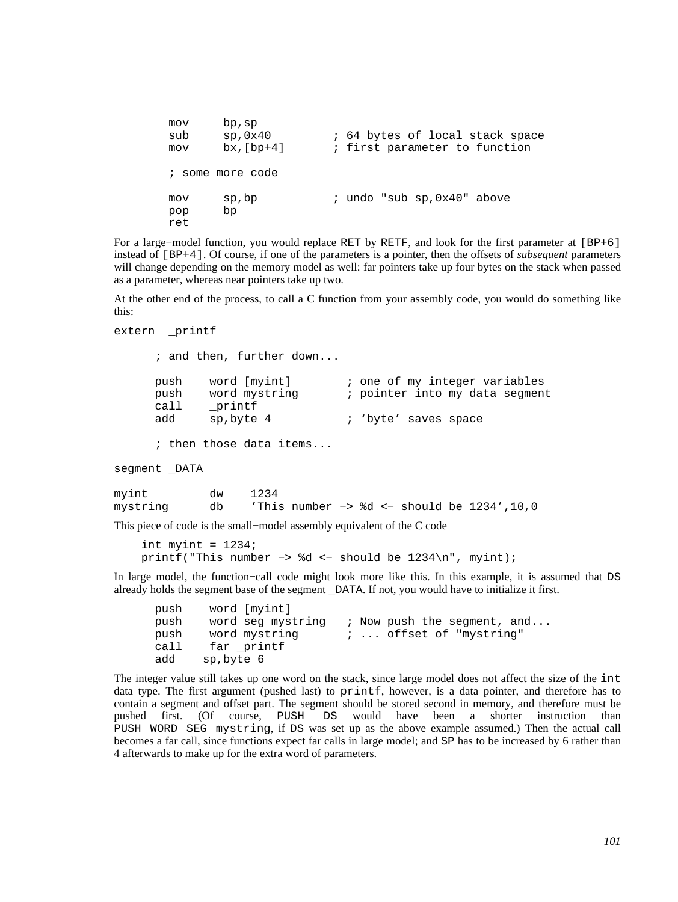```
        mov     bp,sp
        sub     sp,0x40         ; 64 bytes of local stack space
        mov     bx,[bp+4]       ; first parameter to function

        ; some more code

        mov     sp,bp           ; undo "sub sp,0x40" above
        pop     bp
        ret
```

For a large−model function, you would replace `RET` by `RETF`, and look for the first parameter at `[BP+6]` instead of `[BP+4]`. Of course, if one of the parameters is a pointer, then the offsets of *subsequent* parameters will change depending on the memory model as well: far pointers take up four bytes on the stack when passed as a parameter, whereas near pointers take up two.

At the other end of the process, to call a C function from your assembly code, you would do something like this:

```
extern  _printf

      ; and then, further down...

      push    word [myint]        ; one of my integer variables
      push    word mystring       ; pointer into my data segment
      call    _printf
      add     sp,byte 4           ; ‘byte’ saves space

      ; then those data items...

segment _DATA

myint         dw    1234
mystring      db    ’This number −> %d <− should be 1234’,10,0
```

This piece of code is the small−model assembly equivalent of the C code

```
    int myint = 1234;
    printf("This number −> %d <− should be 1234\n", myint);
```

In large model, the function−call code might look more like this. In this example, it is assumed that `DS` already holds the segment base of the segment `_DATA`. If not, you would have to initialize it first.

```
      push    word [myint]
      push    word seg mystring   ; Now push the segment, and...
      push    word mystring       ; ... offset of "mystring"
      call    far _printf
      add    sp,byte 6
```

The integer value still takes up one word on the stack, since large model does not affect the size of the `int` data type. The first argument (pushed last) to `printf`, however, is a data pointer, and therefore has to contain a segment and offset part. The segment should be stored second in memory, and therefore must be pushed first. (Of course, `PUSH DS` would have been a shorter instruction than `PUSH WORD SEG mystring`, if `DS` was set up as the above example assumed.) Then the actual call becomes a far call, since functions expect far calls in large model; and `SP` has to be increased by 6 rather than 4 afterwards to make up for the extra word of parameters.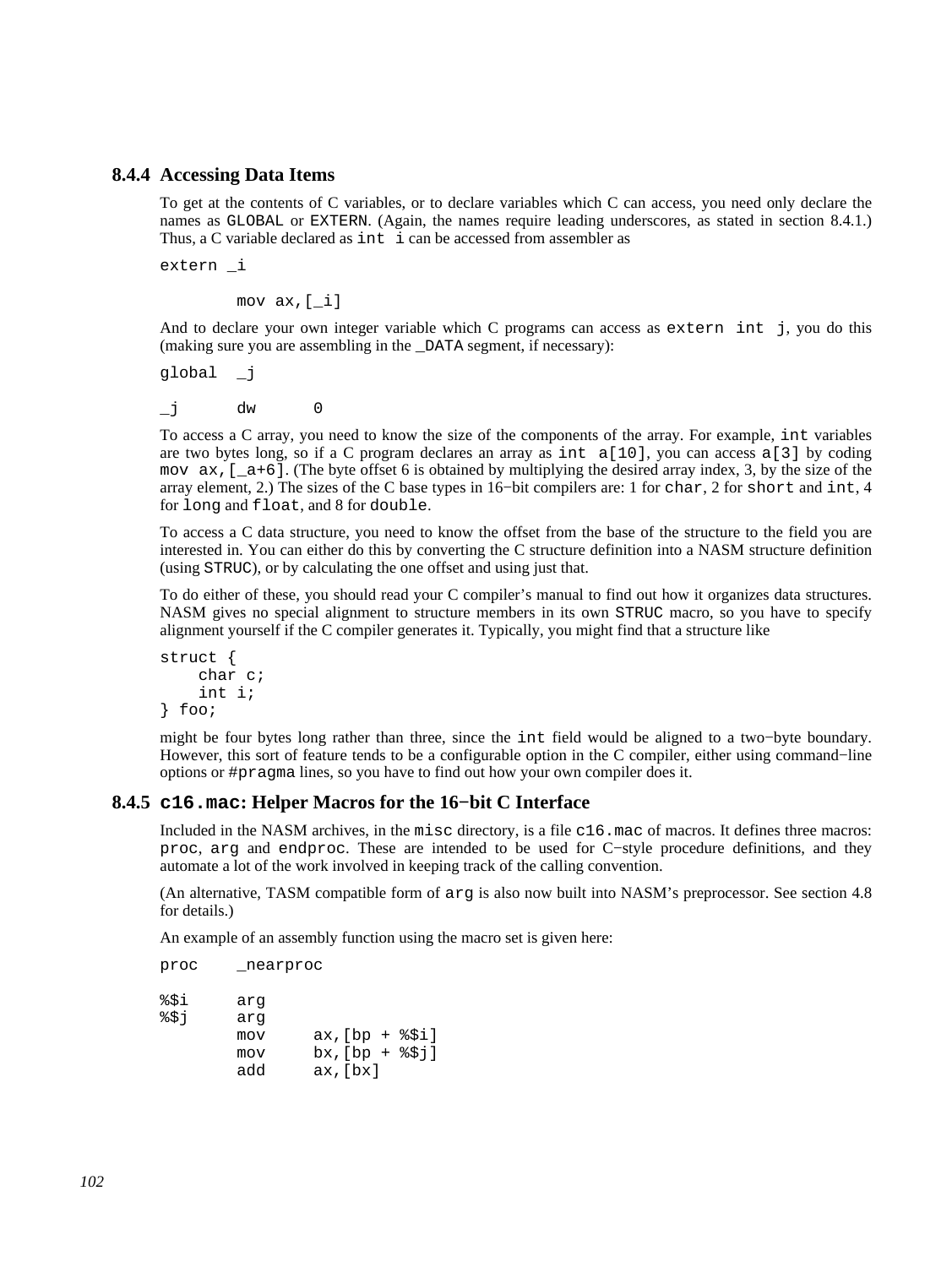### 8.4.4 Accessing Data Items

To get at the contents of C variables, or to declare variables which C can access, you need only declare the names as `GLOBAL` or `EXTERN`. (Again, the names require leading underscores, as stated in section 8.4.1.) Thus, a C variable declared as `int i` can be accessed from assembler as

```
extern _i

        mov ax,[_i]
```

And to declare your own integer variable which C programs can access as `extern int j`, you do this (making sure you are assembling in the `_DATA` segment, if necessary):

```
global  _j

_j      dw      0
```

To access a C array, you need to know the size of the components of the array. For example, `int` variables are two bytes long, so if a C program declares an array as `int a[10]`, you can access `a[3]` by coding `mov ax,[_a+6]`. (The byte offset 6 is obtained by multiplying the desired array index, 3, by the size of the array element, 2.) The sizes of the C base types in 16−bit compilers are: 1 for `char`, 2 for `short` and `int`, 4 for `long` and `float`, and 8 for `double`.

To access a C data structure, you need to know the offset from the base of the structure to the field you are interested in. You can either do this by converting the C structure definition into a NASM structure definition (using `STRUC`), or by calculating the one offset and using just that.

To do either of these, you should read your C compiler's manual to find out how it organizes data structures. NASM gives no special alignment to structure members in its own `STRUC` macro, so you have to specify alignment yourself if the C compiler generates it. Typically, you might find that a structure like

```
struct {
    char c;
    int i;
} foo;
```

might be four bytes long rather than three, since the `int` field would be aligned to a two−byte boundary. However, this sort of feature tends to be a configurable option in the C compiler, either using command−line options or `#pragma` lines, so you have to find out how your own compiler does it.

### 8.4.5 `c16.mac`: Helper Macros for the 16−bit C Interface

Included in the NASM archives, in the `misc` directory, is a file `c16.mac` of macros. It defines three macros: `proc`, `arg` and `endproc`. These are intended to be used for C−style procedure definitions, and they automate a lot of the work involved in keeping track of the calling convention.

(An alternative, TASM compatible form of `arg` is also now built into NASM's preprocessor. See section 4.8 for details.)

An example of an assembly function using the macro set is given here:

```
proc    _nearproc

%$i     arg
%$j     arg
        mov     ax,[bp + %$i]
        mov     bx,[bp + %$j]
        add     ax,[bx]
```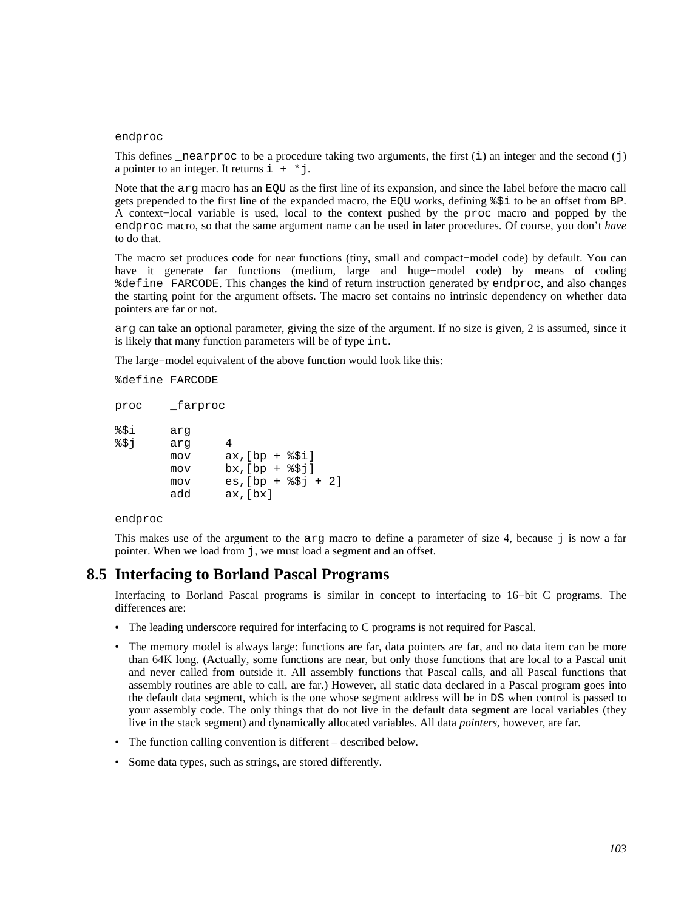```
endproc
```

This defines `_nearproc` to be a procedure taking two arguments, the first (`i`) an integer and the second (`j`) a pointer to an integer. It returns `i + *j`.

Note that the `arg` macro has an `EQU` as the first line of its expansion, and since the label before the macro call gets prepended to the first line of the expanded macro, the `EQU` works, defining `%$i` to be an offset from `BP`. A context−local variable is used, local to the context pushed by the `proc` macro and popped by the `endproc` macro, so that the same argument name can be used in later procedures. Of course, you don't *have* to do that.

The macro set produces code for near functions (tiny, small and compact−model code) by default. You can have it generate far functions (medium, large and huge−model code) by means of coding `%define FARCODE`. This changes the kind of return instruction generated by `endproc`, and also changes the starting point for the argument offsets. The macro set contains no intrinsic dependency on whether data pointers are far or not.

`arg` can take an optional parameter, giving the size of the argument. If no size is given, 2 is assumed, since it is likely that many function parameters will be of type `int`.

The large−model equivalent of the above function would look like this:

```
%define FARCODE

proc    _farproc

%$i     arg
%$j     arg     4
        mov     ax,[bp + %$i]
        mov     bx,[bp + %$j]
        mov     es,[bp + %$j + 2]
        add     ax,[bx]

endproc
```

This makes use of the argument to the `arg` macro to define a parameter of size 4, because `j` is now a far pointer. When we load from `j`, we must load a segment and an offset.

## 8.5 Interfacing to Borland Pascal Programs

Interfacing to Borland Pascal programs is similar in concept to interfacing to 16−bit C programs. The differences are:

- The leading underscore required for interfacing to C programs is not required for Pascal.
- The memory model is always large: functions are far, data pointers are far, and no data item can be more than 64K long. (Actually, some functions are near, but only those functions that are local to a Pascal unit and never called from outside it. All assembly functions that Pascal calls, and all Pascal functions that assembly routines are able to call, are far.) However, all static data declared in a Pascal program goes into the default data segment, which is the one whose segment address will be in `DS` when control is passed to your assembly code. The only things that do not live in the default data segment are local variables (they live in the stack segment) and dynamically allocated variables. All data *pointers*, however, are far.
- The function calling convention is different – described below.
- Some data types, such as strings, are stored differently.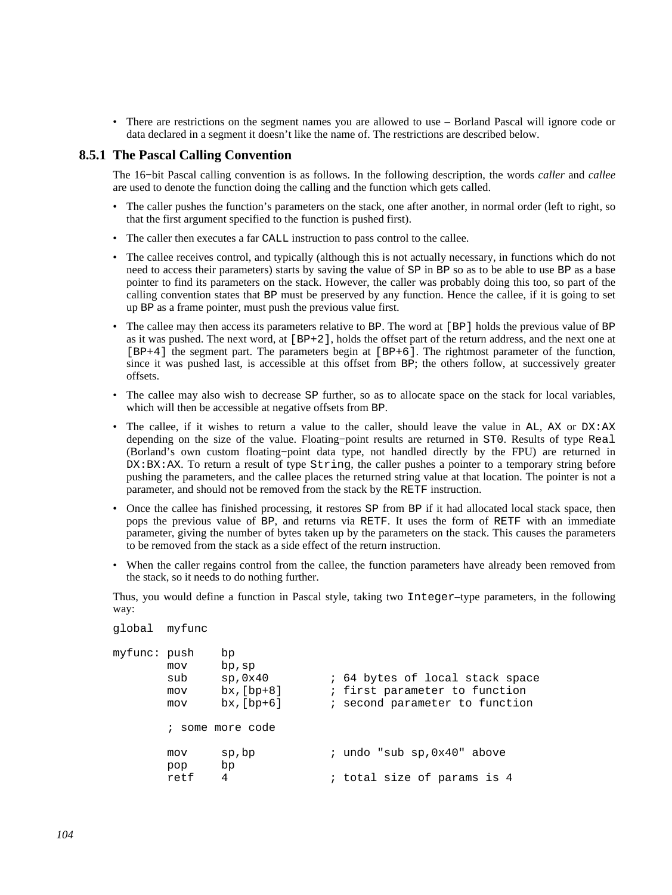- There are restrictions on the segment names you are allowed to use – Borland Pascal will ignore code or data declared in a segment it doesn't like the name of. The restrictions are described below.

### 8.5.1 The Pascal Calling Convention

The 16−bit Pascal calling convention is as follows. In the following description, the words *caller* and *callee* are used to denote the function doing the calling and the function which gets called.

- The caller pushes the function's parameters on the stack, one after another, in normal order (left to right, so that the first argument specified to the function is pushed first).
- The caller then executes a far `CALL` instruction to pass control to the callee.
- The callee receives control, and typically (although this is not actually necessary, in functions which do not need to access their parameters) starts by saving the value of `SP` in `BP` so as to be able to use `BP` as a base pointer to find its parameters on the stack. However, the caller was probably doing this too, so part of the calling convention states that `BP` must be preserved by any function. Hence the callee, if it is going to set up `BP` as a frame pointer, must push the previous value first.
- The callee may then access its parameters relative to `BP`. The word at `[BP]` holds the previous value of `BP` as it was pushed. The next word, at `[BP+2]`, holds the offset part of the return address, and the next one at `[BP+4]` the segment part. The parameters begin at `[BP+6]`. The rightmost parameter of the function, since it was pushed last, is accessible at this offset from `BP`; the others follow, at successively greater offsets.
- The callee may also wish to decrease `SP` further, so as to allocate space on the stack for local variables, which will then be accessible at negative offsets from `BP`.
- The callee, if it wishes to return a value to the caller, should leave the value in `AL`, `AX` or `DX:AX` depending on the size of the value. Floating−point results are returned in `ST0`. Results of type `Real` (Borland's own custom floating−point data type, not handled directly by the FPU) are returned in `DX:BX:AX`. To return a result of type `String`, the caller pushes a pointer to a temporary string before pushing the parameters, and the callee places the returned string value at that location. The pointer is not a parameter, and should not be removed from the stack by the `RETF` instruction.
- Once the callee has finished processing, it restores `SP` from `BP` if it had allocated local stack space, then pops the previous value of `BP`, and returns via `RETF`. It uses the form of `RETF` with an immediate parameter, giving the number of bytes taken up by the parameters on the stack. This causes the parameters to be removed from the stack as a side effect of the return instruction.
- When the caller regains control from the callee, the function parameters have already been removed from the stack, so it needs to do nothing further.

Thus, you would define a function in Pascal style, taking two `Integer`–type parameters, in the following way:

```
global  myfunc

myfunc: push    bp
        mov     bp,sp
        sub     sp,0x40         ; 64 bytes of local stack space
        mov     bx,[bp+8]       ; first parameter to function
        mov     bx,[bp+6]       ; second parameter to function

        ; some more code

        mov     sp,bp           ; undo "sub sp,0x40" above
        pop     bp
        retf    4               ; total size of params is 4
```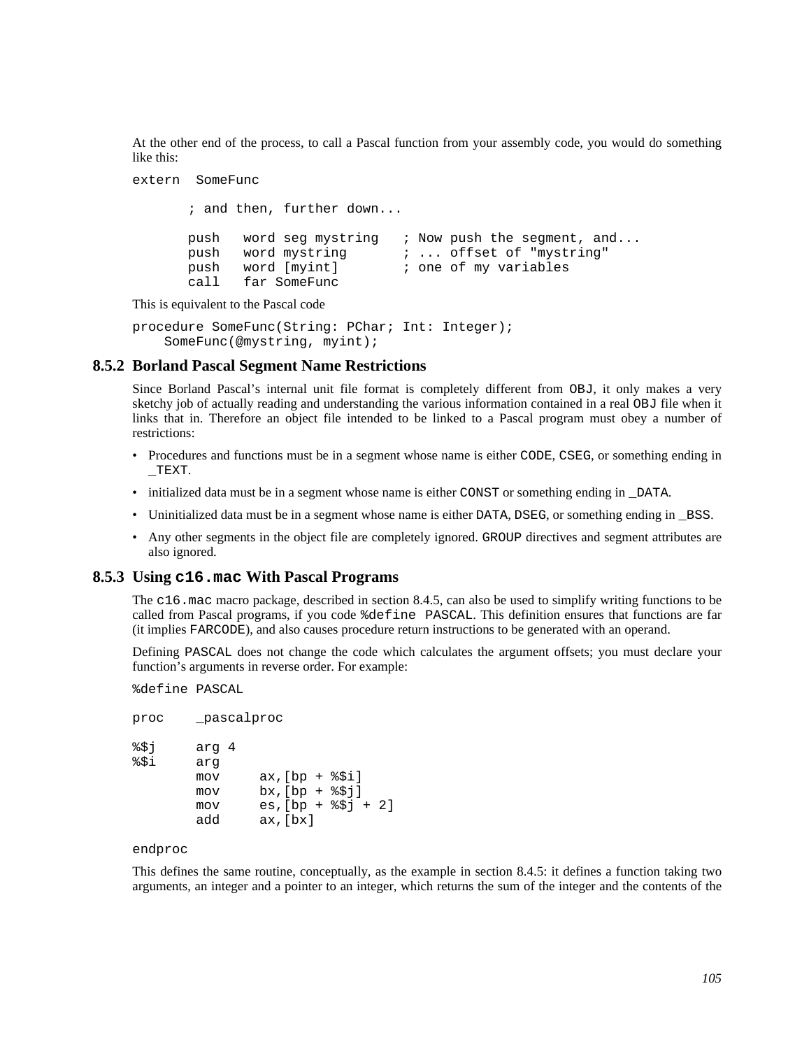At the other end of the process, to call a Pascal function from your assembly code, you would do something like this:

```
extern  SomeFunc

       ; and then, further down...

       push   word seg mystring   ; Now push the segment, and...
       push   word mystring       ; ... offset of "mystring"
       push   word [myint]        ; one of my variables
       call   far SomeFunc
```

This is equivalent to the Pascal code

```
procedure SomeFunc(String: PChar; Int: Integer);
    SomeFunc(@mystring, myint);
```

### 8.5.2 Borland Pascal Segment Name Restrictions

Since Borland Pascal's internal unit file format is completely different from `OBJ`, it only makes a very sketchy job of actually reading and understanding the various information contained in a real `OBJ` file when it links that in. Therefore an object file intended to be linked to a Pascal program must obey a number of restrictions:

- Procedures and functions must be in a segment whose name is either `CODE`, `CSEG`, or something ending in `_TEXT`.
- initialized data must be in a segment whose name is either `CONST` or something ending in `_DATA`.
- Uninitialized data must be in a segment whose name is either `DATA`, `DSEG`, or something ending in `_BSS`.
- Any other segments in the object file are completely ignored. `GROUP` directives and segment attributes are also ignored.

### 8.5.3 Using `c16.mac` With Pascal Programs

The `c16.mac` macro package, described in section 8.4.5, can also be used to simplify writing functions to be called from Pascal programs, if you code `%define PASCAL`. This definition ensures that functions are far (it implies `FARCODE`), and also causes procedure return instructions to be generated with an operand.

Defining `PASCAL` does not change the code which calculates the argument offsets; you must declare your function's arguments in reverse order. For example:

```
%define PASCAL

proc    _pascalproc

%$j     arg 4
%$i     arg
        mov     ax,[bp + %$i]
        mov     bx,[bp + %$j]
        mov     es,[bp + %$j + 2]
        add     ax,[bx]

endproc
```

This defines the same routine, conceptually, as the example in section 8.4.5: it defines a function taking two arguments, an integer and a pointer to an integer, which returns the sum of the integer and the contents of the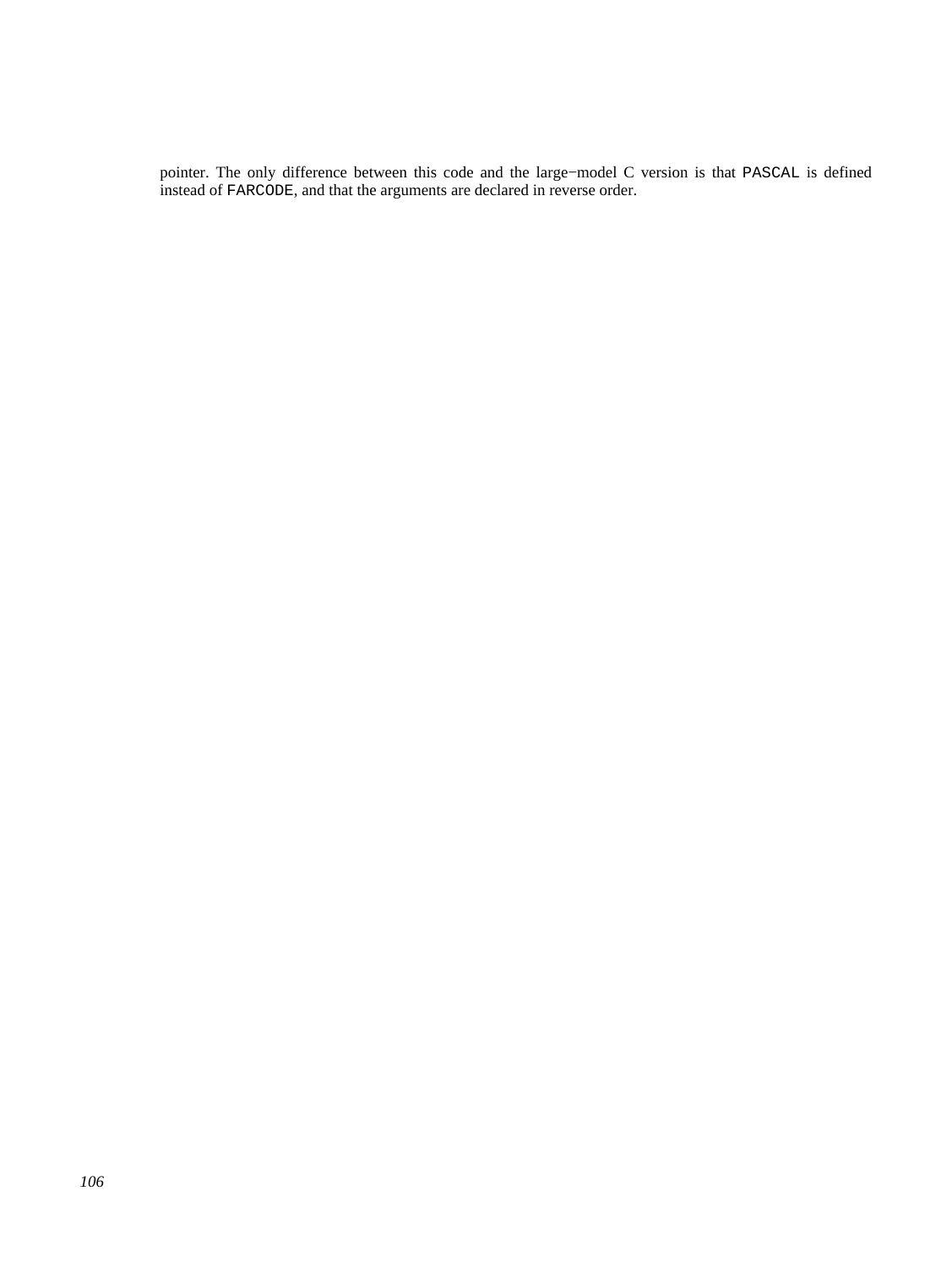pointer. The only difference between this code and the large−model C version is that `PASCAL` is defined instead of `FARCODE`, and that the arguments are declared in reverse order.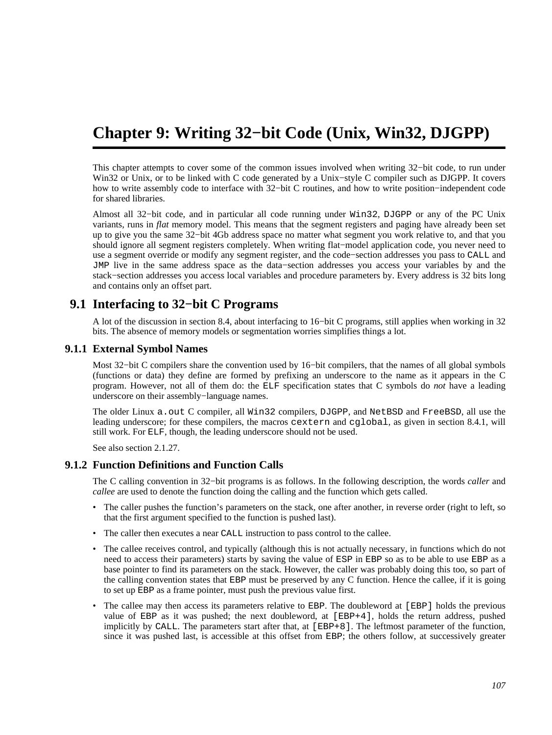# Chapter 9: Writing 32−bit Code (Unix, Win32, DJGPP)

This chapter attempts to cover some of the common issues involved when writing 32−bit code, to run under Win32 or Unix, or to be linked with C code generated by a Unix−style C compiler such as DJGPP. It covers how to write assembly code to interface with 32−bit C routines, and how to write position−independent code for shared libraries.

Almost all 32−bit code, and in particular all code running under `Win32`, `DJGPP` or any of the PC Unix variants, runs in *flat* memory model. This means that the segment registers and paging have already been set up to give you the same 32−bit 4Gb address space no matter what segment you work relative to, and that you should ignore all segment registers completely. When writing flat−model application code, you never need to use a segment override or modify any segment register, and the code−section addresses you pass to `CALL` and `JMP` live in the same address space as the data−section addresses you access your variables by and the stack−section addresses you access local variables and procedure parameters by. Every address is 32 bits long and contains only an offset part.

## 9.1 Interfacing to 32−bit C Programs

A lot of the discussion in section 8.4, about interfacing to 16−bit C programs, still applies when working in 32 bits. The absence of memory models or segmentation worries simplifies things a lot.

### 9.1.1 External Symbol Names

Most 32−bit C compilers share the convention used by 16−bit compilers, that the names of all global symbols (functions or data) they define are formed by prefixing an underscore to the name as it appears in the C program. However, not all of them do: the `ELF` specification states that C symbols do *not* have a leading underscore on their assembly−language names.

The older Linux `a.out` C compiler, all `Win32` compilers, `DJGPP`, and `NetBSD` and `FreeBSD`, all use the leading underscore; for these compilers, the macros `cextern` and `cglobal`, as given in section 8.4.1, will still work. For `ELF`, though, the leading underscore should not be used.

See also section 2.1.27.

### 9.1.2 Function Definitions and Function Calls

The C calling convention in 32−bit programs is as follows. In the following description, the words *caller* and *callee* are used to denote the function doing the calling and the function which gets called.

- The caller pushes the function's parameters on the stack, one after another, in reverse order (right to left, so that the first argument specified to the function is pushed last).
- The caller then executes a near `CALL` instruction to pass control to the callee.
- The callee receives control, and typically (although this is not actually necessary, in functions which do not need to access their parameters) starts by saving the value of `ESP` in `EBP` so as to be able to use `EBP` as a base pointer to find its parameters on the stack. However, the caller was probably doing this too, so part of the calling convention states that `EBP` must be preserved by any C function. Hence the callee, if it is going to set up `EBP` as a frame pointer, must push the previous value first.
- The callee may then access its parameters relative to `EBP`. The doubleword at `[EBP]` holds the previous value of `EBP` as it was pushed; the next doubleword, at `[EBP+4]`, holds the return address, pushed implicitly by `CALL`. The parameters start after that, at `[EBP+8]`. The leftmost parameter of the function, since it was pushed last, is accessible at this offset from `EBP`; the others follow, at successively greater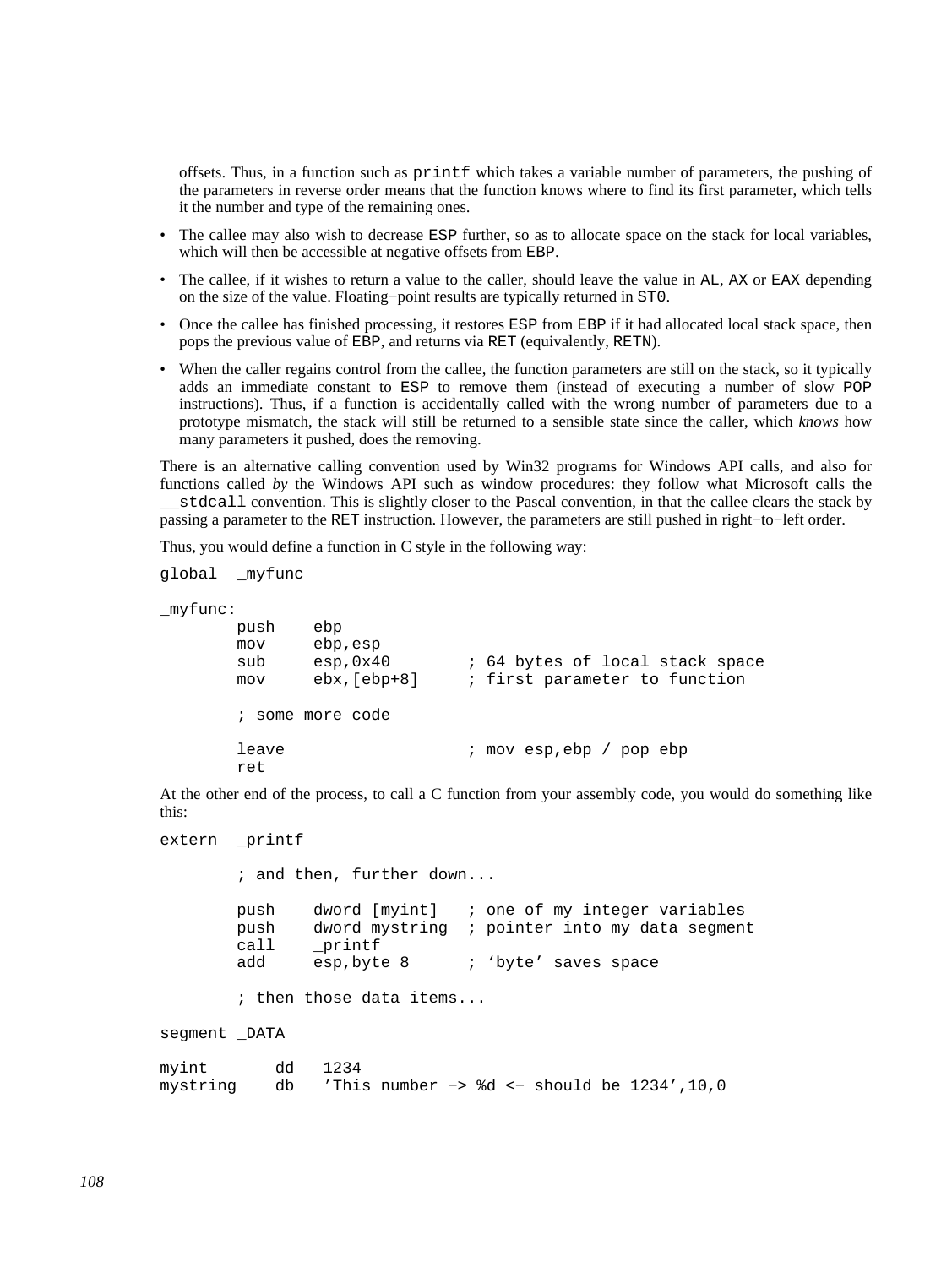offsets. Thus, in a function such as `printf` which takes a variable number of parameters, the pushing of the parameters in reverse order means that the function knows where to find its first parameter, which tells it the number and type of the remaining ones.

- The callee may also wish to decrease `ESP` further, so as to allocate space on the stack for local variables, which will then be accessible at negative offsets from `EBP`.
- The callee, if it wishes to return a value to the caller, should leave the value in `AL`, `AX` or `EAX` depending on the size of the value. Floating−point results are typically returned in `ST0`.
- Once the callee has finished processing, it restores `ESP` from `EBP` if it had allocated local stack space, then pops the previous value of `EBP`, and returns via `RET` (equivalently, `RETN`).
- When the caller regains control from the callee, the function parameters are still on the stack, so it typically adds an immediate constant to `ESP` to remove them (instead of executing a number of slow `POP` instructions). Thus, if a function is accidentally called with the wrong number of parameters due to a prototype mismatch, the stack will still be returned to a sensible state since the caller, which *knows* how many parameters it pushed, does the removing.

There is an alternative calling convention used by Win32 programs for Windows API calls, and also for functions called *by* the Windows API such as window procedures: they follow what Microsoft calls the `__stdcall` convention. This is slightly closer to the Pascal convention, in that the callee clears the stack by passing a parameter to the `RET` instruction. However, the parameters are still pushed in right−to−left order.

Thus, you would define a function in C style in the following way:

```
global  _myfunc

_myfunc:
        push    ebp
        mov     ebp,esp
        sub     esp,0x40        ; 64 bytes of local stack space
        mov     ebx,[ebp+8]     ; first parameter to function

        ; some more code

        leave                   ; mov esp,ebp / pop ebp
        ret
```

At the other end of the process, to call a C function from your assembly code, you would do something like this:

```
extern  _printf

        ; and then, further down...

        push    dword [myint]   ; one of my integer variables
        push    dword mystring  ; pointer into my data segment
        call    _printf
        add     esp,byte 8      ; 'byte' saves space

        ; then those data items...

segment _DATA

myint       dd   1234
mystring    db   'This number −> %d <− should be 1234',10,0
```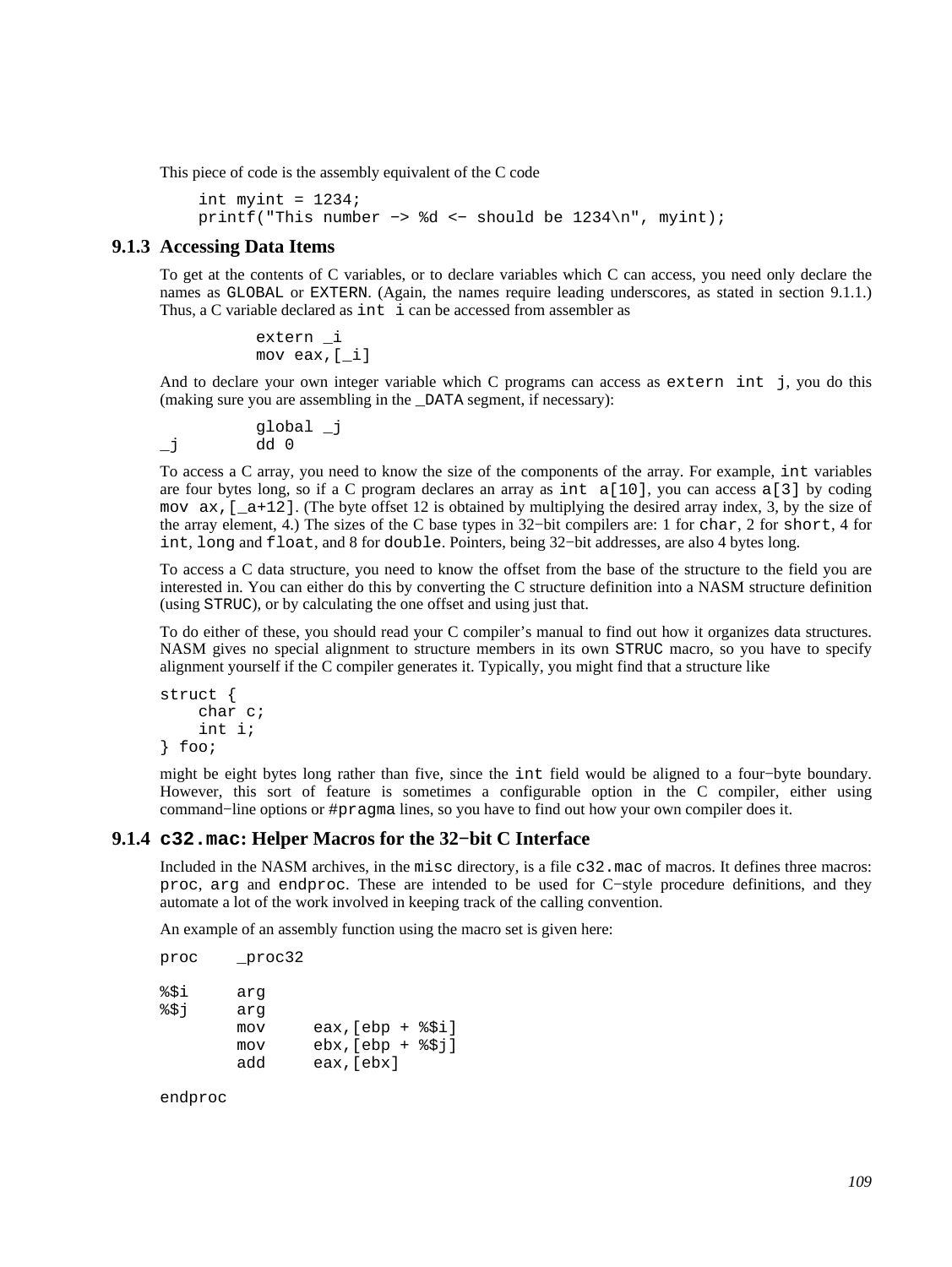This piece of code is the assembly equivalent of the C code

```
int myint = 1234;
printf("This number −> %d <− should be 1234\n", myint);
```

### 9.1.3 Accessing Data Items

To get at the contents of C variables, or to declare variables which C can access, you need only declare the names as `GLOBAL` or `EXTERN`. (Again, the names require leading underscores, as stated in section 9.1.1.) Thus, a C variable declared as `int i` can be accessed from assembler as

```
          extern _i
          mov eax,[_i]
```

And to declare your own integer variable which C programs can access as `extern int j`, you do this (making sure you are assembling in the `_DATA` segment, if necessary):

```
          global _j
_j        dd 0
```

To access a C array, you need to know the size of the components of the array. For example, `int` variables are four bytes long, so if a C program declares an array as `int a[10]`, you can access `a[3]` by coding `mov ax,[_a+12]`. (The byte offset 12 is obtained by multiplying the desired array index, 3, by the size of the array element, 4.) The sizes of the C base types in 32−bit compilers are: 1 for `char`, 2 for `short`, 4 for `int`, `long` and `float`, and 8 for `double`. Pointers, being 32−bit addresses, are also 4 bytes long.

To access a C data structure, you need to know the offset from the base of the structure to the field you are interested in. You can either do this by converting the C structure definition into a NASM structure definition (using `STRUC`), or by calculating the one offset and using just that.

To do either of these, you should read your C compiler's manual to find out how it organizes data structures. NASM gives no special alignment to structure members in its own `STRUC` macro, so you have to specify alignment yourself if the C compiler generates it. Typically, you might find that a structure like

```
struct {
    char c;
    int i;
} foo;
```

might be eight bytes long rather than five, since the `int` field would be aligned to a four−byte boundary. However, this sort of feature is sometimes a configurable option in the C compiler, either using command−line options or `#pragma` lines, so you have to find out how your own compiler does it.

### 9.1.4 `c32.mac`: Helper Macros for the 32−bit C Interface

Included in the NASM archives, in the `misc` directory, is a file `c32.mac` of macros. It defines three macros: `proc`, `arg` and `endproc`. These are intended to be used for C−style procedure definitions, and they automate a lot of the work involved in keeping track of the calling convention.

An example of an assembly function using the macro set is given here:

```
proc    _proc32

%$i     arg
%$j     arg
        mov     eax,[ebp + %$i]
        mov     ebx,[ebp + %$j]
        add     eax,[ebx]

endproc
```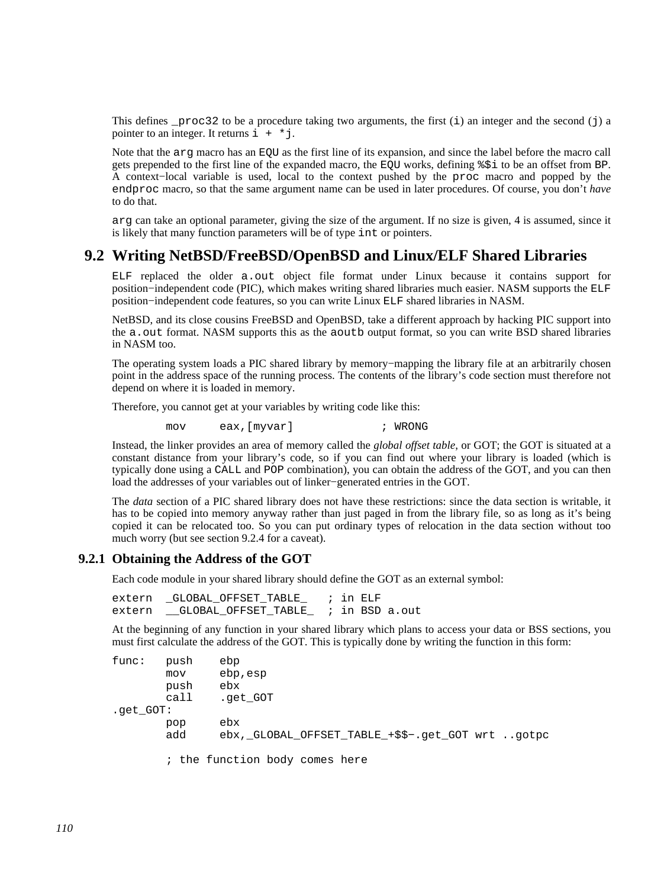This defines `_proc32` to be a procedure taking two arguments, the first (`i`) an integer and the second (`j`) a pointer to an integer. It returns `i + *j`.

Note that the `arg` macro has an `EQU` as the first line of its expansion, and since the label before the macro call gets prepended to the first line of the expanded macro, the `EQU` works, defining `%$i` to be an offset from `BP`. A context−local variable is used, local to the context pushed by the `proc` macro and popped by the `endproc` macro, so that the same argument name can be used in later procedures. Of course, you don't *have* to do that.

`arg` can take an optional parameter, giving the size of the argument. If no size is given, 4 is assumed, since it is likely that many function parameters will be of type `int` or pointers.

## 9.2 Writing NetBSD/FreeBSD/OpenBSD and Linux/ELF Shared Libraries

`ELF` replaced the older `a.out` object file format under Linux because it contains support for position−independent code (PIC), which makes writing shared libraries much easier. NASM supports the `ELF` position−independent code features, so you can write Linux `ELF` shared libraries in NASM.

NetBSD, and its close cousins FreeBSD and OpenBSD, take a different approach by hacking PIC support into the `a.out` format. NASM supports this as the `aoutb` output format, so you can write BSD shared libraries in NASM too.

The operating system loads a PIC shared library by memory−mapping the library file at an arbitrarily chosen point in the address space of the running process. The contents of the library's code section must therefore not depend on where it is loaded in memory.

Therefore, you cannot get at your variables by writing code like this:

```
        mov     eax,[myvar]             ; WRONG
```

Instead, the linker provides an area of memory called the *global offset table*, or GOT; the GOT is situated at a constant distance from your library's code, so if you can find out where your library is loaded (which is typically done using a `CALL` and `POP` combination), you can obtain the address of the GOT, and you can then load the addresses of your variables out of linker−generated entries in the GOT.

The *data* section of a PIC shared library does not have these restrictions: since the data section is writable, it has to be copied into memory anyway rather than just paged in from the library file, so as long as it's being copied it can be relocated too. So you can put ordinary types of relocation in the data section without too much worry (but see section 9.2.4 for a caveat).

### 9.2.1 Obtaining the Address of the GOT

Each code module in your shared library should define the GOT as an external symbol:

```
extern  _GLOBAL_OFFSET_TABLE_   ; in ELF
extern  __GLOBAL_OFFSET_TABLE_  ; in BSD a.out
```

At the beginning of any function in your shared library which plans to access your data or BSS sections, you must first calculate the address of the GOT. This is typically done by writing the function in this form:

```
func:   push    ebp
        mov     ebp,esp
        push    ebx
        call    .get_GOT
.get_GOT:
        pop     ebx
        add     ebx,_GLOBAL_OFFSET_TABLE_+$$-.get_GOT wrt ..gotpc

        ; the function body comes here
```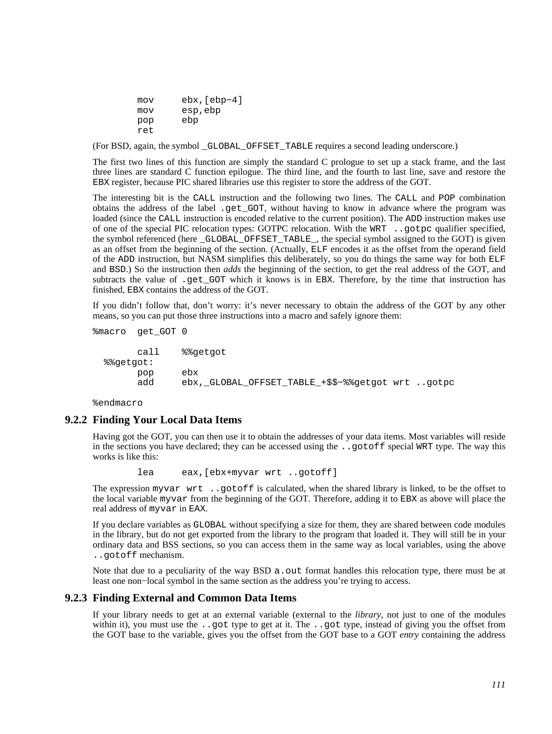```
        mov     ebx,[ebp-4]
        mov     esp,ebp
        pop     ebp
        ret
```

(For BSD, again, the symbol `_GLOBAL_OFFSET_TABLE` requires a second leading underscore.)

The first two lines of this function are simply the standard C prologue to set up a stack frame, and the last three lines are standard C function epilogue. The third line, and the fourth to last line, save and restore the `EBX` register, because PIC shared libraries use this register to store the address of the GOT.

The interesting bit is the `CALL` instruction and the following two lines. The `CALL` and `POP` combination obtains the address of the label `.get_GOT`, without having to know in advance where the program was loaded (since the `CALL` instruction is encoded relative to the current position). The `ADD` instruction makes use of one of the special PIC relocation types: GOTPC relocation. With the `WRT ..gotpc` qualifier specified, the symbol referenced (here `_GLOBAL_OFFSET_TABLE_`, the special symbol assigned to the GOT) is given as an offset from the beginning of the section. (Actually, `ELF` encodes it as the offset from the operand field of the `ADD` instruction, but NASM simplifies this deliberately, so you do things the same way for both `ELF` and `BSD`.) So the instruction then *adds* the beginning of the section, to get the real address of the GOT, and subtracts the value of `.get_GOT` which it knows is in `EBX`. Therefore, by the time that instruction has finished, `EBX` contains the address of the GOT.

If you didn't follow that, don't worry: it's never necessary to obtain the address of the GOT by any other means, so you can put those three instructions into a macro and safely ignore them:

```
%macro  get_GOT 0

        call    %%getgot
  %%getgot:
        pop     ebx
        add     ebx,_GLOBAL_OFFSET_TABLE_+$$-%%getgot wrt ..gotpc

%endmacro
```

### 9.2.2 Finding Your Local Data Items

Having got the GOT, you can then use it to obtain the addresses of your data items. Most variables will reside in the sections you have declared; they can be accessed using the `..gotoff` special `WRT` type. The way this works is like this:

```
        lea     eax,[ebx+myvar wrt ..gotoff]
```

The expression `myvar wrt ..gotoff` is calculated, when the shared library is linked, to be the offset to the local variable `myvar` from the beginning of the GOT. Therefore, adding it to `EBX` as above will place the real address of `myvar` in `EAX`.

If you declare variables as `GLOBAL` without specifying a size for them, they are shared between code modules in the library, but do not get exported from the library to the program that loaded it. They will still be in your ordinary data and BSS sections, so you can access them in the same way as local variables, using the above `..gotoff` mechanism.

Note that due to a peculiarity of the way BSD `a.out` format handles this relocation type, there must be at least one non−local symbol in the same section as the address you're trying to access.

### 9.2.3 Finding External and Common Data Items

If your library needs to get at an external variable (external to the *library*, not just to one of the modules within it), you must use the `..got` type to get at it. The `..got` type, instead of giving you the offset from the GOT base to the variable, gives you the offset from the GOT base to a GOT *entry* containing the address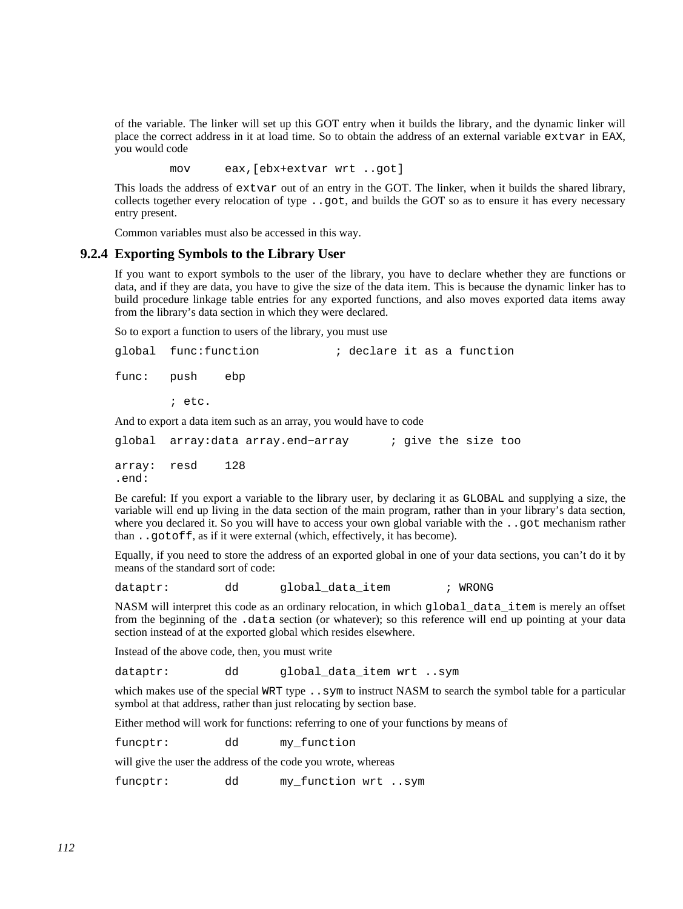of the variable. The linker will set up this GOT entry when it builds the library, and the dynamic linker will place the correct address in it at load time. So to obtain the address of an external variable `extvar` in `EAX`, you would code

```
        mov     eax,[ebx+extvar wrt ..got]
```

This loads the address of `extvar` out of an entry in the GOT. The linker, when it builds the shared library, collects together every relocation of type `..got`, and builds the GOT so as to ensure it has every necessary entry present.

Common variables must also be accessed in this way.

### 9.2.4 Exporting Symbols to the Library User

If you want to export symbols to the user of the library, you have to declare whether they are functions or data, and if they are data, you have to give the size of the data item. This is because the dynamic linker has to build procedure linkage table entries for any exported functions, and also moves exported data items away from the library's data section in which they were declared.

So to export a function to users of the library, you must use

```
global  func:function           ; declare it as a function

func:   push    ebp

        ; etc.
```

And to export a data item such as an array, you would have to code

```
global  array:data array.end-array      ; give the size too

array:  resd    128
.end:
```

Be careful: If you export a variable to the library user, by declaring it as `GLOBAL` and supplying a size, the variable will end up living in the data section of the main program, rather than in your library's data section, where you declared it. So you will have to access your own global variable with the `..got` mechanism rather than `..gotoff`, as if it were external (which, effectively, it has become).

Equally, if you need to store the address of an exported global in one of your data sections, you can't do it by means of the standard sort of code:

```
dataptr:        dd      global_data_item        ; WRONG
```

NASM will interpret this code as an ordinary relocation, in which `global_data_item` is merely an offset from the beginning of the `.data` section (or whatever); so this reference will end up pointing at your data section instead of at the exported global which resides elsewhere.

Instead of the above code, then, you must write

```
dataptr:        dd      global_data_item wrt ..sym
```

which makes use of the special `WRT` type `..sym` to instruct NASM to search the symbol table for a particular symbol at that address, rather than just relocating by section base.

Either method will work for functions: referring to one of your functions by means of

```
funcptr:        dd      my_function
```

will give the user the address of the code you wrote, whereas

```
funcptr:        dd      my_function wrt ..sym
```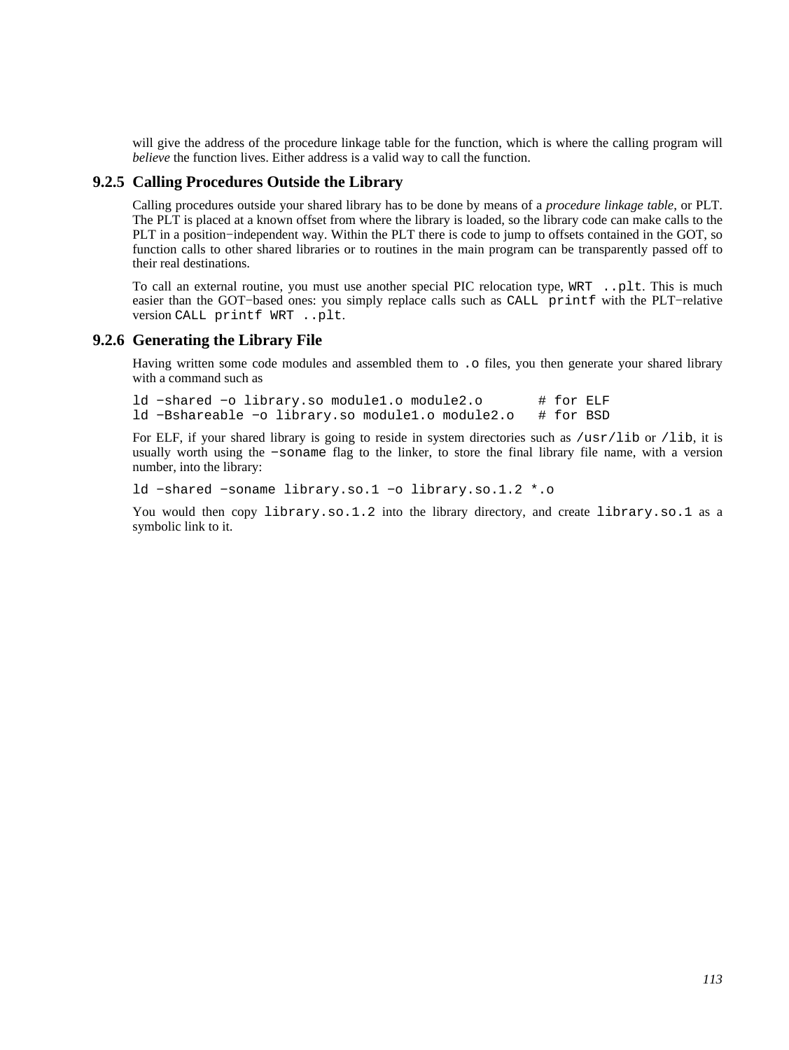will give the address of the procedure linkage table for the function, which is where the calling program will *believe* the function lives. Either address is a valid way to call the function.

### 9.2.5 Calling Procedures Outside the Library

Calling procedures outside your shared library has to be done by means of a *procedure linkage table*, or PLT. The PLT is placed at a known offset from where the library is loaded, so the library code can make calls to the PLT in a position−independent way. Within the PLT there is code to jump to offsets contained in the GOT, so function calls to other shared libraries or to routines in the main program can be transparently passed off to their real destinations.

To call an external routine, you must use another special PIC relocation type, `WRT ..plt`. This is much easier than the GOT−based ones: you simply replace calls such as `CALL printf` with the PLT−relative version `CALL printf WRT ..plt`.

### 9.2.6 Generating the Library File

Having written some code modules and assembled them to `.o` files, you then generate your shared library with a command such as

```
ld −shared −o library.so module1.o module2.o       # for ELF
ld −Bshareable −o library.so module1.o module2.o   # for BSD
```

For ELF, if your shared library is going to reside in system directories such as `/usr/lib` or `/lib`, it is usually worth using the `−soname` flag to the linker, to store the final library file name, with a version number, into the library:

```
ld −shared −soname library.so.1 −o library.so.1.2 *.o
```

You would then copy `library.so.1.2` into the library directory, and create `library.so.1` as a symbolic link to it.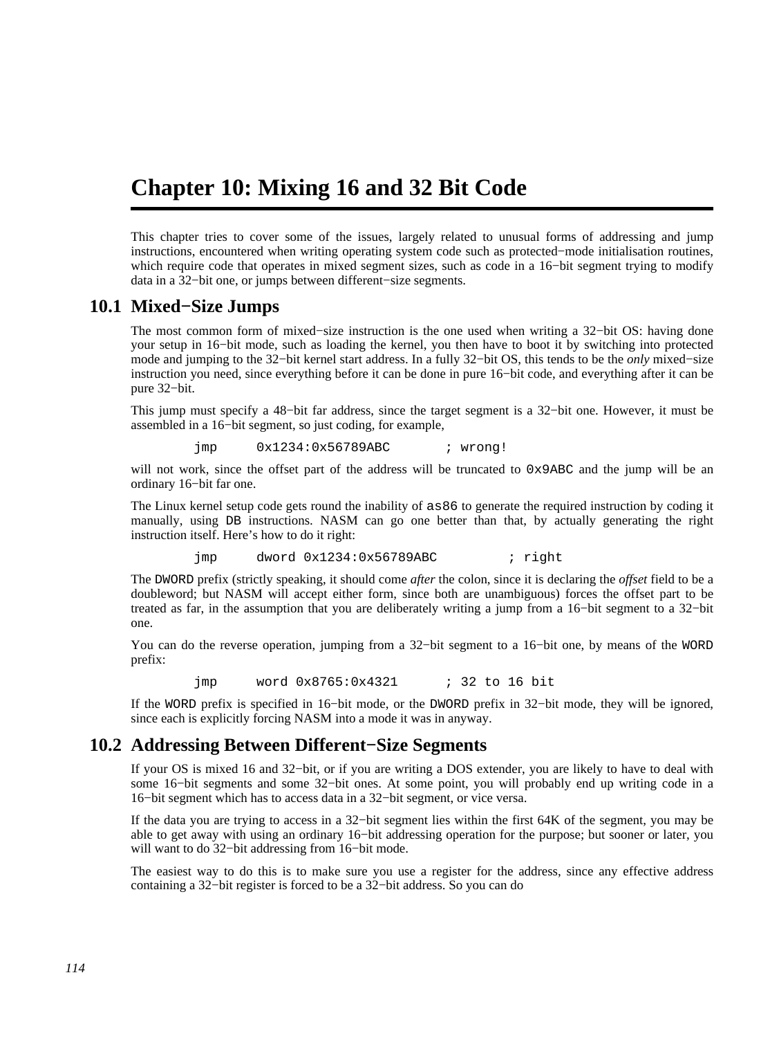# Chapter 10: Mixing 16 and 32 Bit Code

This chapter tries to cover some of the issues, largely related to unusual forms of addressing and jump instructions, encountered when writing operating system code such as protected−mode initialisation routines, which require code that operates in mixed segment sizes, such as code in a 16−bit segment trying to modify data in a 32−bit one, or jumps between different−size segments.

## 10.1 Mixed−Size Jumps

The most common form of mixed−size instruction is the one used when writing a 32−bit OS: having done your setup in 16−bit mode, such as loading the kernel, you then have to boot it by switching into protected mode and jumping to the 32−bit kernel start address. In a fully 32−bit OS, this tends to be the *only* mixed−size instruction you need, since everything before it can be done in pure 16−bit code, and everything after it can be pure 32−bit.

This jump must specify a 48−bit far address, since the target segment is a 32−bit one. However, it must be assembled in a 16−bit segment, so just coding, for example,

```
        jmp     0x1234:0x56789ABC       ; wrong!
```

will not work, since the offset part of the address will be truncated to `0x9ABC` and the jump will be an ordinary 16−bit far one.

The Linux kernel setup code gets round the inability of `as86` to generate the required instruction by coding it manually, using `DB` instructions. NASM can go one better than that, by actually generating the right instruction itself. Here's how to do it right:

```
        jmp     dword 0x1234:0x56789ABC         ; right
```

The `DWORD` prefix (strictly speaking, it should come *after* the colon, since it is declaring the *offset* field to be a doubleword; but NASM will accept either form, since both are unambiguous) forces the offset part to be treated as far, in the assumption that you are deliberately writing a jump from a 16−bit segment to a 32−bit one.

You can do the reverse operation, jumping from a 32−bit segment to a 16−bit one, by means of the `WORD` prefix:

```
        jmp     word 0x8765:0x4321      ; 32 to 16 bit
```

If the `WORD` prefix is specified in 16−bit mode, or the `DWORD` prefix in 32−bit mode, they will be ignored, since each is explicitly forcing NASM into a mode it was in anyway.

## 10.2 Addressing Between Different−Size Segments

If your OS is mixed 16 and 32−bit, or if you are writing a DOS extender, you are likely to have to deal with some 16−bit segments and some 32−bit ones. At some point, you will probably end up writing code in a 16−bit segment which has to access data in a 32−bit segment, or vice versa.

If the data you are trying to access in a 32−bit segment lies within the first 64K of the segment, you may be able to get away with using an ordinary 16−bit addressing operation for the purpose; but sooner or later, you will want to do 32−bit addressing from 16−bit mode.

The easiest way to do this is to make sure you use a register for the address, since any effective address containing a 32−bit register is forced to be a 32−bit address. So you can do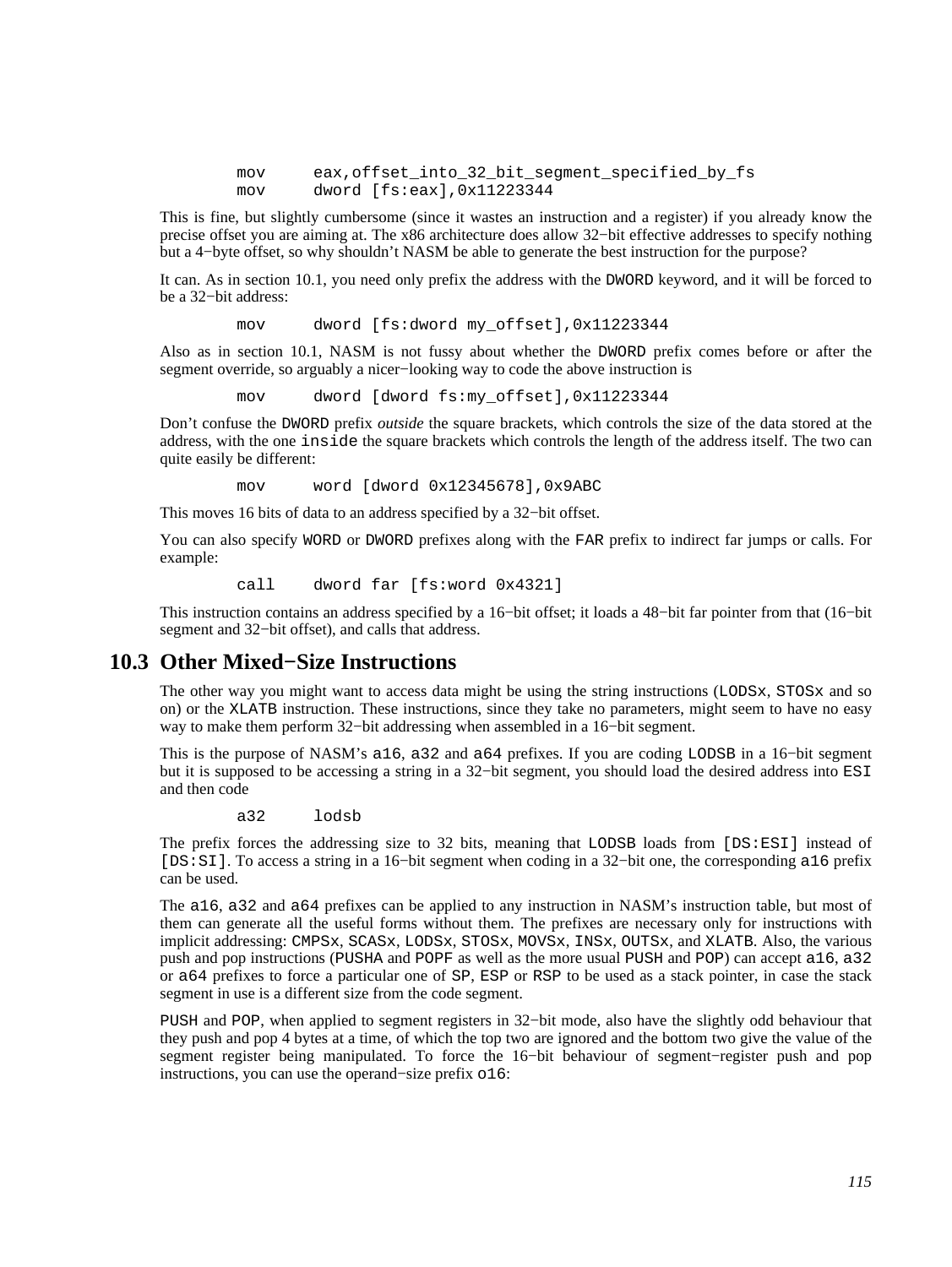```
        mov     eax,offset_into_32_bit_segment_specified_by_fs 
        mov     dword [fs:eax],0x11223344
```

This is fine, but slightly cumbersome (since it wastes an instruction and a register) if you already know the precise offset you are aiming at. The x86 architecture does allow 32−bit effective addresses to specify nothing but a 4−byte offset, so why shouldn't NASM be able to generate the best instruction for the purpose?

It can. As in section 10.1, you need only prefix the address with the `DWORD` keyword, and it will be forced to be a 32−bit address:

```
        mov     dword [fs:dword my_offset],0x11223344
```

Also as in section 10.1, NASM is not fussy about whether the `DWORD` prefix comes before or after the segment override, so arguably a nicer−looking way to code the above instruction is

```
        mov     dword [dword fs:my_offset],0x11223344
```

Don't confuse the `DWORD` prefix *outside* the square brackets, which controls the size of the data stored at the address, with the one `inside` the square brackets which controls the length of the address itself. The two can quite easily be different:

```
        mov     word [dword 0x12345678],0x9ABC
```

This moves 16 bits of data to an address specified by a 32−bit offset.

You can also specify `WORD` or `DWORD` prefixes along with the `FAR` prefix to indirect far jumps or calls. For example:

```
        call    dword far [fs:word 0x4321]
```

This instruction contains an address specified by a 16−bit offset; it loads a 48−bit far pointer from that (16−bit segment and 32−bit offset), and calls that address.

## 10.3 Other Mixed−Size Instructions

The other way you might want to access data might be using the string instructions (`LODSx`, `STOSx` and so on) or the `XLATB` instruction. These instructions, since they take no parameters, might seem to have no easy way to make them perform 32−bit addressing when assembled in a 16−bit segment.

This is the purpose of NASM's `a16`, `a32` and `a64` prefixes. If you are coding `LODSB` in a 16−bit segment but it is supposed to be accessing a string in a 32−bit segment, you should load the desired address into `ESI` and then code

```
        a32     lodsb
```

The prefix forces the addressing size to 32 bits, meaning that `LODSB` loads from `[DS:ESI]` instead of `[DS:SI]`. To access a string in a 16−bit segment when coding in a 32−bit one, the corresponding `a16` prefix can be used.

The `a16`, `a32` and `a64` prefixes can be applied to any instruction in NASM's instruction table, but most of them can generate all the useful forms without them. The prefixes are necessary only for instructions with implicit addressing: `CMPSx`, `SCASx`, `LODSx`, `STOSx`, `MOVSx`, `INSx`, `OUTSx`, and `XLATB`. Also, the various push and pop instructions (`PUSHA` and `POPF` as well as the more usual `PUSH` and `POP`) can accept `a16`, `a32` or `a64` prefixes to force a particular one of `SP`, `ESP` or `RSP` to be used as a stack pointer, in case the stack segment in use is a different size from the code segment.

`PUSH` and `POP`, when applied to segment registers in 32−bit mode, also have the slightly odd behaviour that they push and pop 4 bytes at a time, of which the top two are ignored and the bottom two give the value of the segment register being manipulated. To force the 16−bit behaviour of segment−register push and pop instructions, you can use the operand−size prefix `o16`: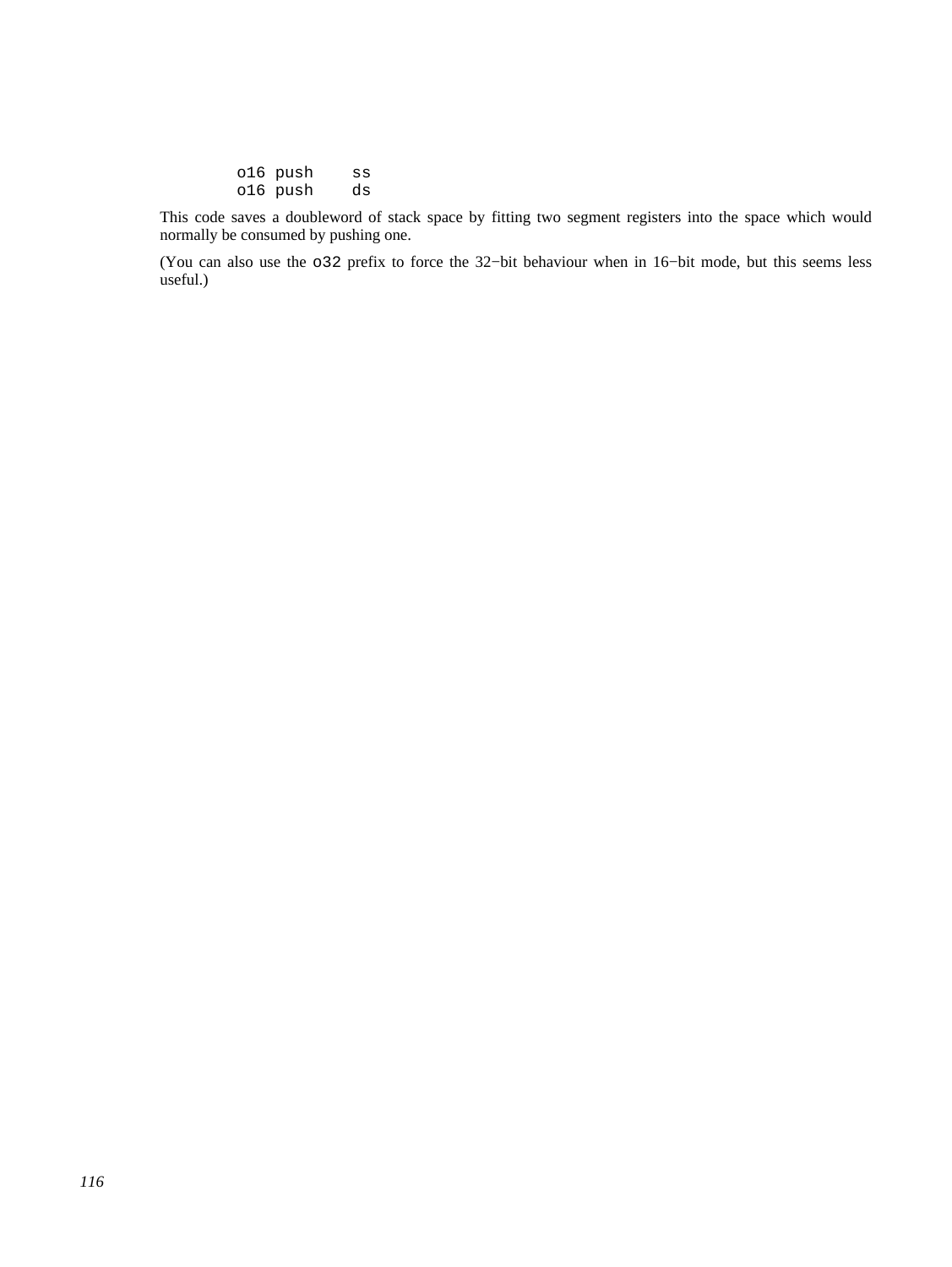```
        o16 push    ss
        o16 push    ds
```

This code saves a doubleword of stack space by fitting two segment registers into the space which would normally be consumed by pushing one.

(You can also use the `o32` prefix to force the 32−bit behaviour when in 16−bit mode, but this seems less useful.)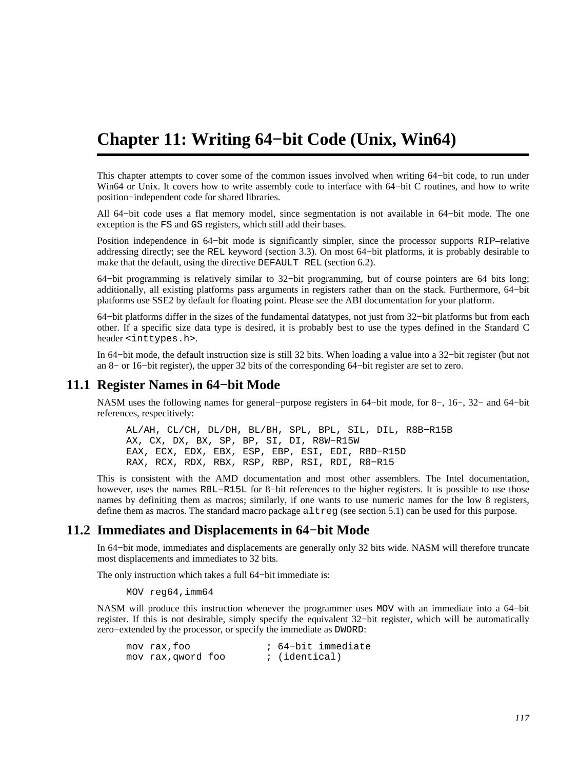# Chapter 11: Writing 64−bit Code (Unix, Win64)

This chapter attempts to cover some of the common issues involved when writing 64−bit code, to run under Win64 or Unix. It covers how to write assembly code to interface with 64−bit C routines, and how to write position−independent code for shared libraries.

All 64−bit code uses a flat memory model, since segmentation is not available in 64−bit mode. The one exception is the `FS` and `GS` registers, which still add their bases.

Position independence in 64−bit mode is significantly simpler, since the processor supports `RIP`–relative addressing directly; see the `REL` keyword (section 3.3). On most 64−bit platforms, it is probably desirable to make that the default, using the directive `DEFAULT REL` (section 6.2).

64−bit programming is relatively similar to 32−bit programming, but of course pointers are 64 bits long; additionally, all existing platforms pass arguments in registers rather than on the stack. Furthermore, 64−bit platforms use SSE2 by default for floating point. Please see the ABI documentation for your platform.

64−bit platforms differ in the sizes of the fundamental datatypes, not just from 32−bit platforms but from each other. If a specific size data type is desired, it is probably best to use the types defined in the Standard C header `<inttypes.h>`.

In 64−bit mode, the default instruction size is still 32 bits. When loading a value into a 32−bit register (but not an 8− or 16−bit register), the upper 32 bits of the corresponding 64−bit register are set to zero.

## 11.1 Register Names in 64−bit Mode

NASM uses the following names for general−purpose registers in 64−bit mode, for 8−, 16−, 32− and 64−bit references, respecitively:

```
AL/AH, CL/CH, DL/DH, BL/BH, SPL, BPL, SIL, DIL, R8B−R15B
AX, CX, DX, BX, SP, BP, SI, DI, R8W−R15W
EAX, ECX, EDX, EBX, ESP, EBP, ESI, EDI, R8D−R15D
RAX, RCX, RDX, RBX, RSP, RBP, RSI, RDI, R8−R15
```

This is consistent with the AMD documentation and most other assemblers. The Intel documentation, however, uses the names `R8L−R15L` for 8−bit references to the higher registers. It is possible to use those names by definiting them as macros; similarly, if one wants to use numeric names for the low 8 registers, define them as macros. The standard macro package `altreg` (see section 5.1) can be used for this purpose.

## 11.2 Immediates and Displacements in 64−bit Mode

In 64−bit mode, immediates and displacements are generally only 32 bits wide. NASM will therefore truncate most displacements and immediates to 32 bits.

The only instruction which takes a full 64−bit immediate is:

```
MOV reg64,imm64
```

NASM will produce this instruction whenever the programmer uses `MOV` with an immediate into a 64−bit register. If this is not desirable, simply specify the equivalent 32−bit register, which will be automatically zero−extended by the processor, or specify the immediate as `DWORD`:

```
mov rax,foo             ; 64−bit immediate
mov rax,qword foo       ; (identical)
```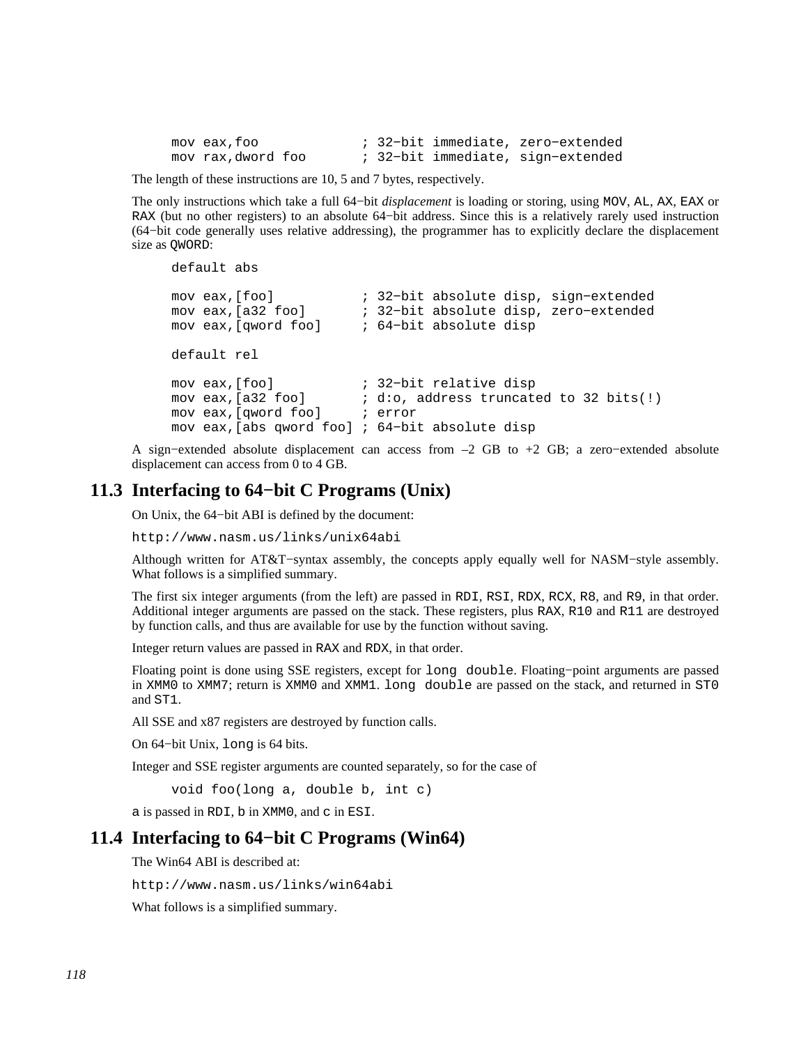```
mov eax,foo             ; 32−bit immediate, zero−extended
mov rax,dword foo       ; 32−bit immediate, sign−extended
```

The length of these instructions are 10, 5 and 7 bytes, respectively.

The only instructions which take a full 64−bit *displacement* is loading or storing, using `MOV`, `AL`, `AX`, `EAX` or `RAX` (but no other registers) to an absolute 64−bit address. Since this is a relatively rarely used instruction (64−bit code generally uses relative addressing), the programmer has to explicitly declare the displacement size as `QWORD`:

```
default abs

mov eax,[foo]           ; 32−bit absolute disp, sign−extended
mov eax,[a32 foo]       ; 32−bit absolute disp, zero−extended
mov eax,[qword foo]     ; 64−bit absolute disp

default rel

mov eax,[foo]           ; 32−bit relative disp
mov eax,[a32 foo]       ; d:o, address truncated to 32 bits(!)
mov eax,[qword foo]     ; error
mov eax,[abs qword foo] ; 64−bit absolute disp
```

A sign−extended absolute displacement can access from –2 GB to +2 GB; a zero−extended absolute displacement can access from 0 to 4 GB.

## 11.3 Interfacing to 64−bit C Programs (Unix)

On Unix, the 64−bit ABI is defined by the document:

`http://www.nasm.us/links/unix64abi`

Although written for AT&T−syntax assembly, the concepts apply equally well for NASM−style assembly. What follows is a simplified summary.

The first six integer arguments (from the left) are passed in `RDI`, `RSI`, `RDX`, `RCX`, `R8`, and `R9`, in that order. Additional integer arguments are passed on the stack. These registers, plus `RAX`, `R10` and `R11` are destroyed by function calls, and thus are available for use by the function without saving.

Integer return values are passed in `RAX` and `RDX`, in that order.

Floating point is done using SSE registers, except for `long double`. Floating−point arguments are passed in `XMM0` to `XMM7`; return is `XMM0` and `XMM1`. `long double` are passed on the stack, and returned in `ST0` and `ST1`.

All SSE and x87 registers are destroyed by function calls.

On 64−bit Unix, `long` is 64 bits.

Integer and SSE register arguments are counted separately, so for the case of

```
void foo(long a, double b, int c)
```

`a` is passed in `RDI`, `b` in `XMM0`, and `c` in `ESI`.

## 11.4 Interfacing to 64−bit C Programs (Win64)

The Win64 ABI is described at:

`http://www.nasm.us/links/win64abi`

What follows is a simplified summary.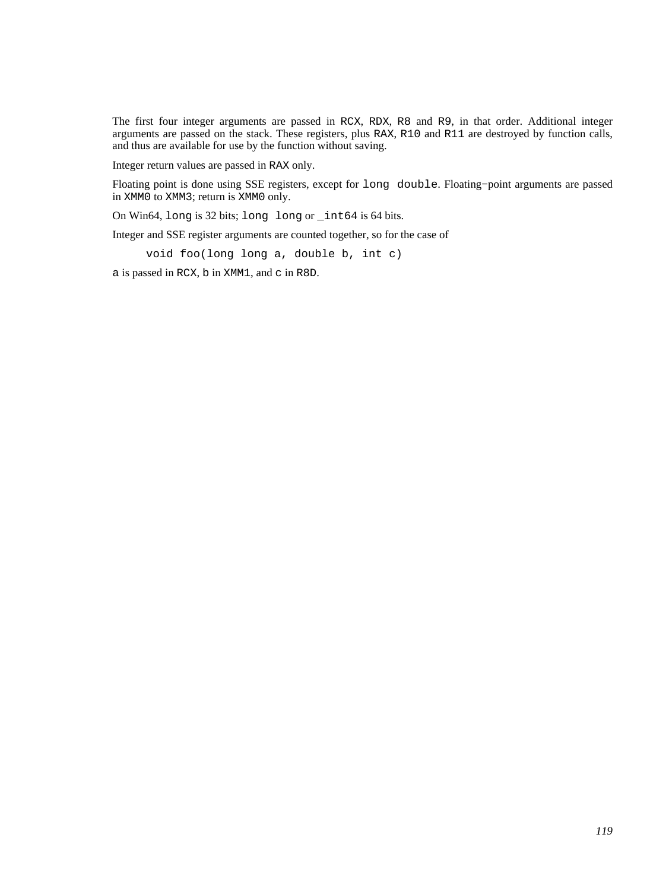The first four integer arguments are passed in `RCX`, `RDX`, `R8` and `R9`, in that order. Additional integer arguments are passed on the stack. These registers, plus `RAX`, `R10` and `R11` are destroyed by function calls, and thus are available for use by the function without saving.

Integer return values are passed in `RAX` only.

Floating point is done using SSE registers, except for `long double`. Floating−point arguments are passed in `XMM0` to `XMM3`; return is `XMM0` only.

On Win64, `long` is 32 bits; `long long` or `_int64` is 64 bits.

Integer and SSE register arguments are counted together, so for the case of

```
void foo(long long a, double b, int c)
```

`a` is passed in `RCX`, `b` in `XMM1`, and `c` in `R8D`.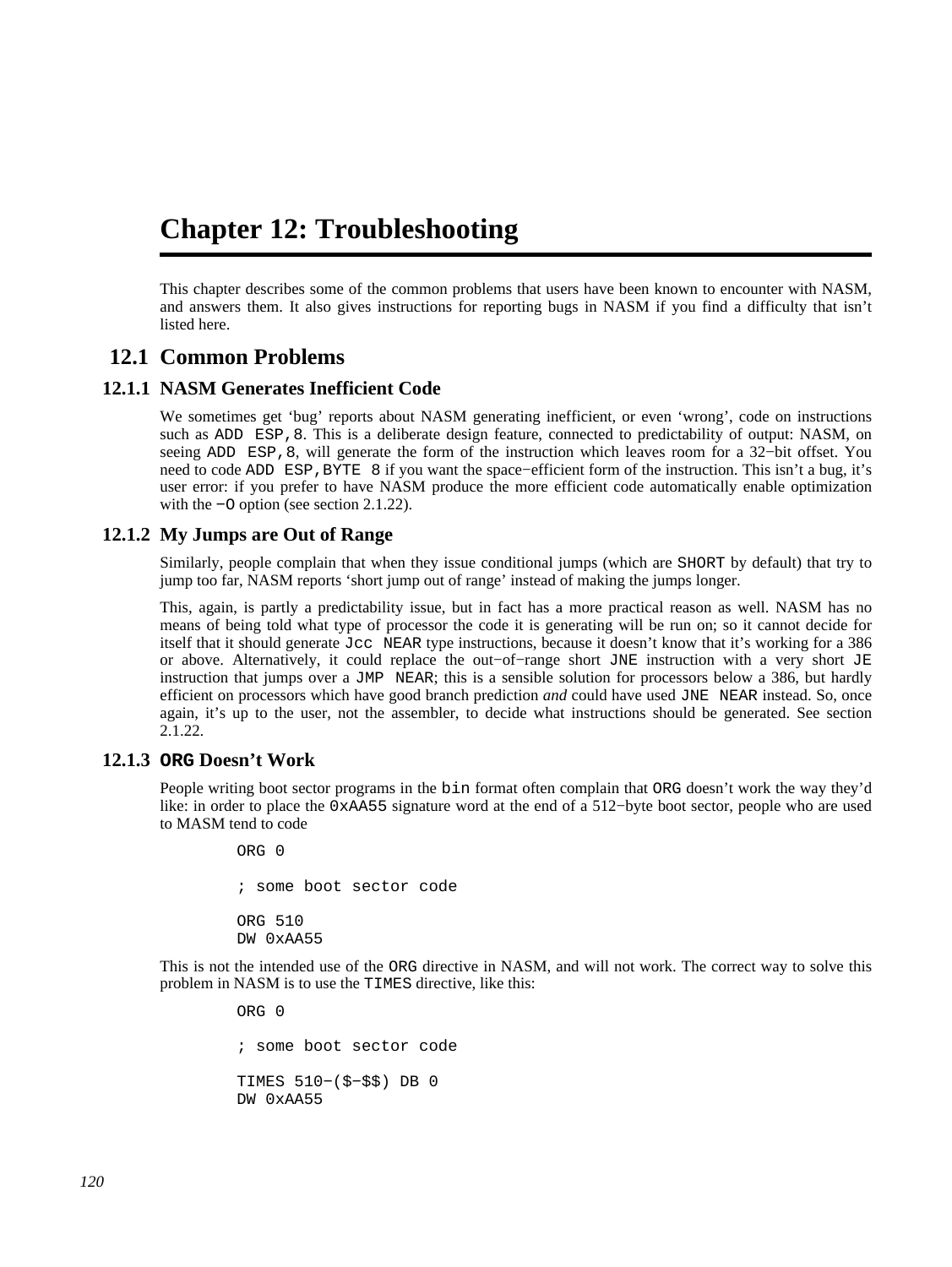# Chapter 12: Troubleshooting

This chapter describes some of the common problems that users have been known to encounter with NASM, and answers them. It also gives instructions for reporting bugs in NASM if you find a difficulty that isn't listed here.

## 12.1 Common Problems

### 12.1.1 NASM Generates Inefficient Code

We sometimes get 'bug' reports about NASM generating inefficient, or even 'wrong', code on instructions such as `ADD ESP,8`. This is a deliberate design feature, connected to predictability of output: NASM, on seeing `ADD ESP,8`, will generate the form of the instruction which leaves room for a 32−bit offset. You need to code `ADD ESP,BYTE 8` if you want the space−efficient form of the instruction. This isn't a bug, it's user error: if you prefer to have NASM produce the more efficient code automatically enable optimization with the `−O` option (see section 2.1.22).

### 12.1.2 My Jumps are Out of Range

Similarly, people complain that when they issue conditional jumps (which are `SHORT` by default) that try to jump too far, NASM reports 'short jump out of range' instead of making the jumps longer.

This, again, is partly a predictability issue, but in fact has a more practical reason as well. NASM has no means of being told what type of processor the code it is generating will be run on; so it cannot decide for itself that it should generate `Jcc NEAR` type instructions, because it doesn't know that it's working for a 386 or above. Alternatively, it could replace the out−of−range short `JNE` instruction with a very short `JE` instruction that jumps over a `JMP NEAR`; this is a sensible solution for processors below a 386, but hardly efficient on processors which have good branch prediction *and* could have used `JNE NEAR` instead. So, once again, it's up to the user, not the assembler, to decide what instructions should be generated. See section 2.1.22.

### 12.1.3 `ORG` Doesn't Work

People writing boot sector programs in the `bin` format often complain that `ORG` doesn't work the way they'd like: in order to place the `0xAA55` signature word at the end of a 512−byte boot sector, people who are used to MASM tend to code

```
ORG 0

; some boot sector code

ORG 510
DW 0xAA55
```

This is not the intended use of the `ORG` directive in NASM, and will not work. The correct way to solve this problem in NASM is to use the `TIMES` directive, like this:

```
ORG 0

; some boot sector code

TIMES 510−($−$$) DB 0
DW 0xAA55
```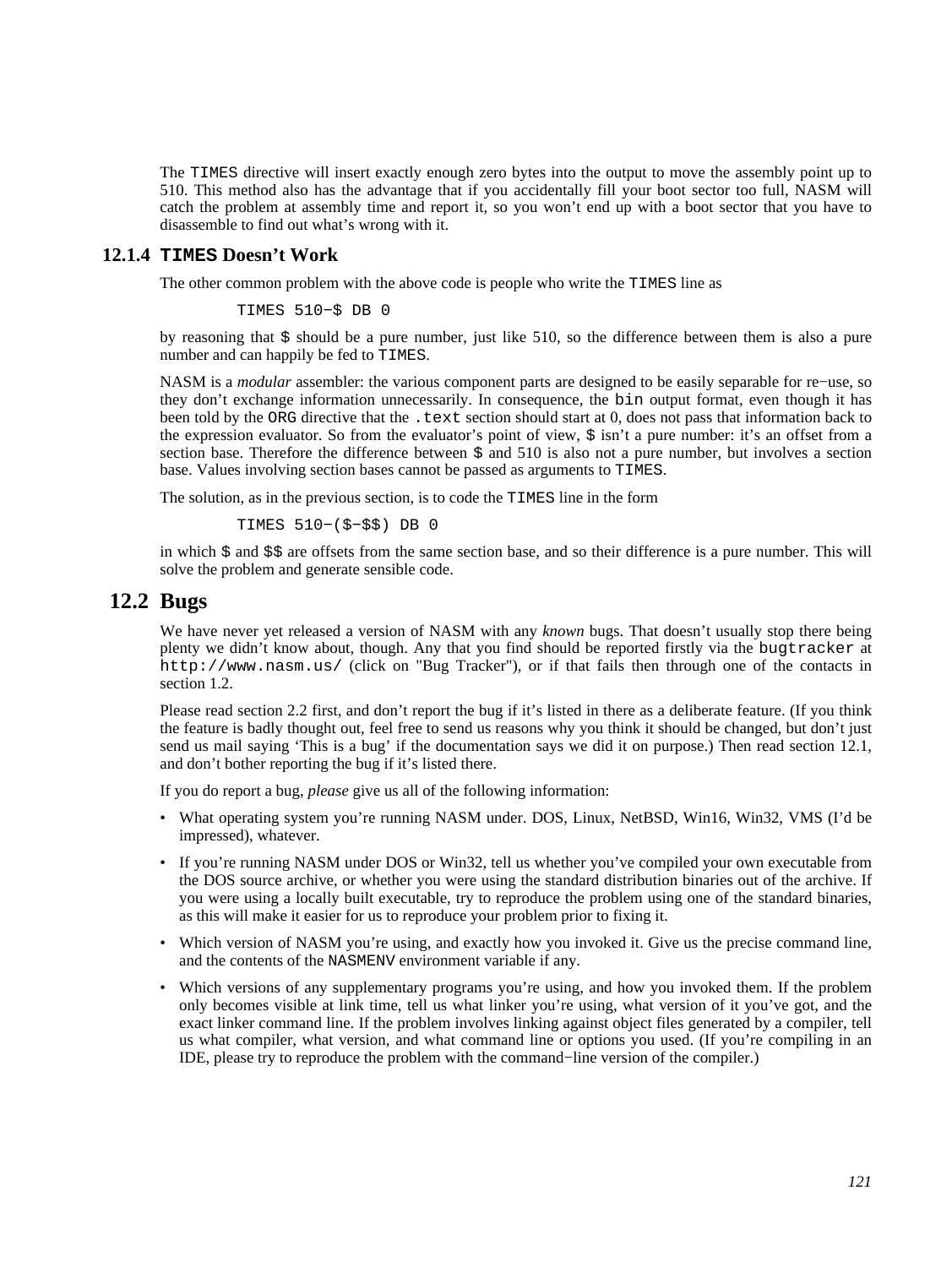The `TIMES` directive will insert exactly enough zero bytes into the output to move the assembly point up to 510. This method also has the advantage that if you accidentally fill your boot sector too full, NASM will catch the problem at assembly time and report it, so you won't end up with a boot sector that you have to disassemble to find out what's wrong with it.

### 12.1.4 `TIMES` Doesn't Work

The other common problem with the above code is people who write the `TIMES` line as

```
TIMES 510−$ DB 0
```

by reasoning that `$` should be a pure number, just like 510, so the difference between them is also a pure number and can happily be fed to `TIMES`.

NASM is a *modular* assembler: the various component parts are designed to be easily separable for re−use, so they don't exchange information unnecessarily. In consequence, the `bin` output format, even though it has been told by the `ORG` directive that the `.text` section should start at 0, does not pass that information back to the expression evaluator. So from the evaluator's point of view, `$` isn't a pure number: it's an offset from a section base. Therefore the difference between `$` and 510 is also not a pure number, but involves a section base. Values involving section bases cannot be passed as arguments to `TIMES`.

The solution, as in the previous section, is to code the `TIMES` line in the form

```
TIMES 510−($−$$) DB 0
```

in which `$` and `$$` are offsets from the same section base, and so their difference is a pure number. This will solve the problem and generate sensible code.

## 12.2 Bugs

We have never yet released a version of NASM with any *known* bugs. That doesn't usually stop there being plenty we didn't know about, though. Any that you find should be reported firstly via the `bugtracker` at `http://www.nasm.us/` (click on "Bug Tracker"), or if that fails then through one of the contacts in section 1.2.

Please read section 2.2 first, and don't report the bug if it's listed in there as a deliberate feature. (If you think the feature is badly thought out, feel free to send us reasons why you think it should be changed, but don't just send us mail saying 'This is a bug' if the documentation says we did it on purpose.) Then read section 12.1, and don't bother reporting the bug if it's listed there.

If you do report a bug, *please* give us all of the following information:

- What operating system you're running NASM under. DOS, Linux, NetBSD, Win16, Win32, VMS (I'd be impressed), whatever.
- If you're running NASM under DOS or Win32, tell us whether you've compiled your own executable from the DOS source archive, or whether you were using the standard distribution binaries out of the archive. If you were using a locally built executable, try to reproduce the problem using one of the standard binaries, as this will make it easier for us to reproduce your problem prior to fixing it.
- Which version of NASM you're using, and exactly how you invoked it. Give us the precise command line, and the contents of the `NASMENV` environment variable if any.
- Which versions of any supplementary programs you're using, and how you invoked them. If the problem only becomes visible at link time, tell us what linker you're using, what version of it you've got, and the exact linker command line. If the problem involves linking against object files generated by a compiler, tell us what compiler, what version, and what command line or options you used. (If you're compiling in an IDE, please try to reproduce the problem with the command−line version of the compiler.)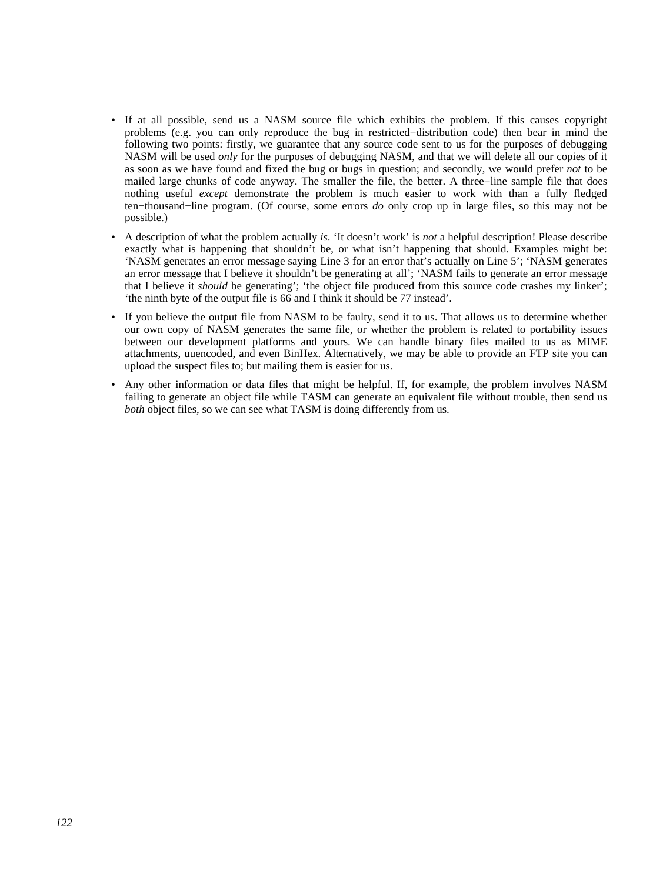- If at all possible, send us a NASM source file which exhibits the problem. If this causes copyright problems (e.g. you can only reproduce the bug in restricted−distribution code) then bear in mind the following two points: firstly, we guarantee that any source code sent to us for the purposes of debugging NASM will be used *only* for the purposes of debugging NASM, and that we will delete all our copies of it as soon as we have found and fixed the bug or bugs in question; and secondly, we would prefer *not* to be mailed large chunks of code anyway. The smaller the file, the better. A three−line sample file that does nothing useful *except* demonstrate the problem is much easier to work with than a fully fledged ten−thousand−line program. (Of course, some errors *do* only crop up in large files, so this may not be possible.)
- A description of what the problem actually *is*. 'It doesn't work' is *not* a helpful description! Please describe exactly what is happening that shouldn't be, or what isn't happening that should. Examples might be: 'NASM generates an error message saying Line 3 for an error that's actually on Line 5'; 'NASM generates an error message that I believe it shouldn't be generating at all'; 'NASM fails to generate an error message that I believe it *should* be generating'; 'the object file produced from this source code crashes my linker'; 'the ninth byte of the output file is 66 and I think it should be 77 instead'.
- If you believe the output file from NASM to be faulty, send it to us. That allows us to determine whether our own copy of NASM generates the same file, or whether the problem is related to portability issues between our development platforms and yours. We can handle binary files mailed to us as MIME attachments, uuencoded, and even BinHex. Alternatively, we may be able to provide an FTP site you can upload the suspect files to; but mailing them is easier for us.
- Any other information or data files that might be helpful. If, for example, the problem involves NASM failing to generate an object file while TASM can generate an equivalent file without trouble, then send us *both* object files, so we can see what TASM is doing differently from us.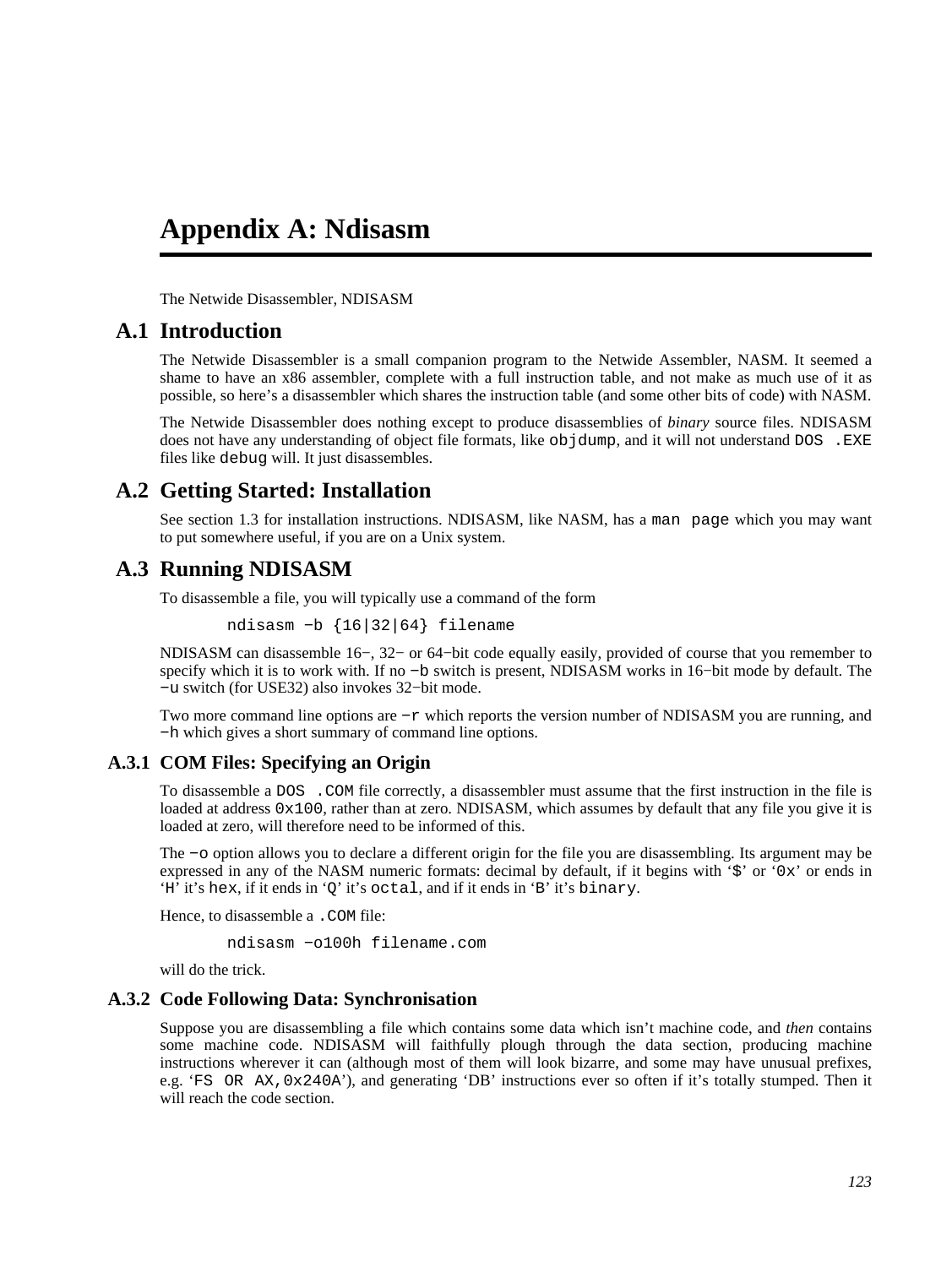# Appendix A: Ndisasm

The Netwide Disassembler, NDISASM

## A.1 Introduction

The Netwide Disassembler is a small companion program to the Netwide Assembler, NASM. It seemed a shame to have an x86 assembler, complete with a full instruction table, and not make as much use of it as possible, so here's a disassembler which shares the instruction table (and some other bits of code) with NASM.

The Netwide Disassembler does nothing except to produce disassemblies of *binary* source files. NDISASM does not have any understanding of object file formats, like `objdump`, and it will not understand `DOS .EXE` files like `debug` will. It just disassembles.

## A.2 Getting Started: Installation

See section 1.3 for installation instructions. NDISASM, like NASM, has a `man page` which you may want to put somewhere useful, if you are on a Unix system.

## A.3 Running NDISASM

To disassemble a file, you will typically use a command of the form

```
ndisasm −b {16|32|64} filename
```

NDISASM can disassemble 16−, 32− or 64−bit code equally easily, provided of course that you remember to specify which it is to work with. If no `−b` switch is present, NDISASM works in 16−bit mode by default. The `−u` switch (for USE32) also invokes 32−bit mode.

Two more command line options are `−r` which reports the version number of NDISASM you are running, and `−h` which gives a short summary of command line options.

### A.3.1 COM Files: Specifying an Origin

To disassemble a `DOS .COM` file correctly, a disassembler must assume that the first instruction in the file is loaded at address `0x100`, rather than at zero. NDISASM, which assumes by default that any file you give it is loaded at zero, will therefore need to be informed of this.

The `−o` option allows you to declare a different origin for the file you are disassembling. Its argument may be expressed in any of the NASM numeric formats: decimal by default, if it begins with '`$`' or '`0x`' or ends in '`H`' it's `hex`, if it ends in '`Q`' it's `octal`, and if it ends in '`B`' it's `binary`.

Hence, to disassemble a `.COM` file:

```
ndisasm −o100h filename.com
```

will do the trick.

### A.3.2 Code Following Data: Synchronisation

Suppose you are disassembling a file which contains some data which isn't machine code, and *then* contains some machine code. NDISASM will faithfully plough through the data section, producing machine instructions wherever it can (although most of them will look bizarre, and some may have unusual prefixes, e.g. '`FS OR AX,0x240A`'), and generating 'DB' instructions ever so often if it's totally stumped. Then it will reach the code section.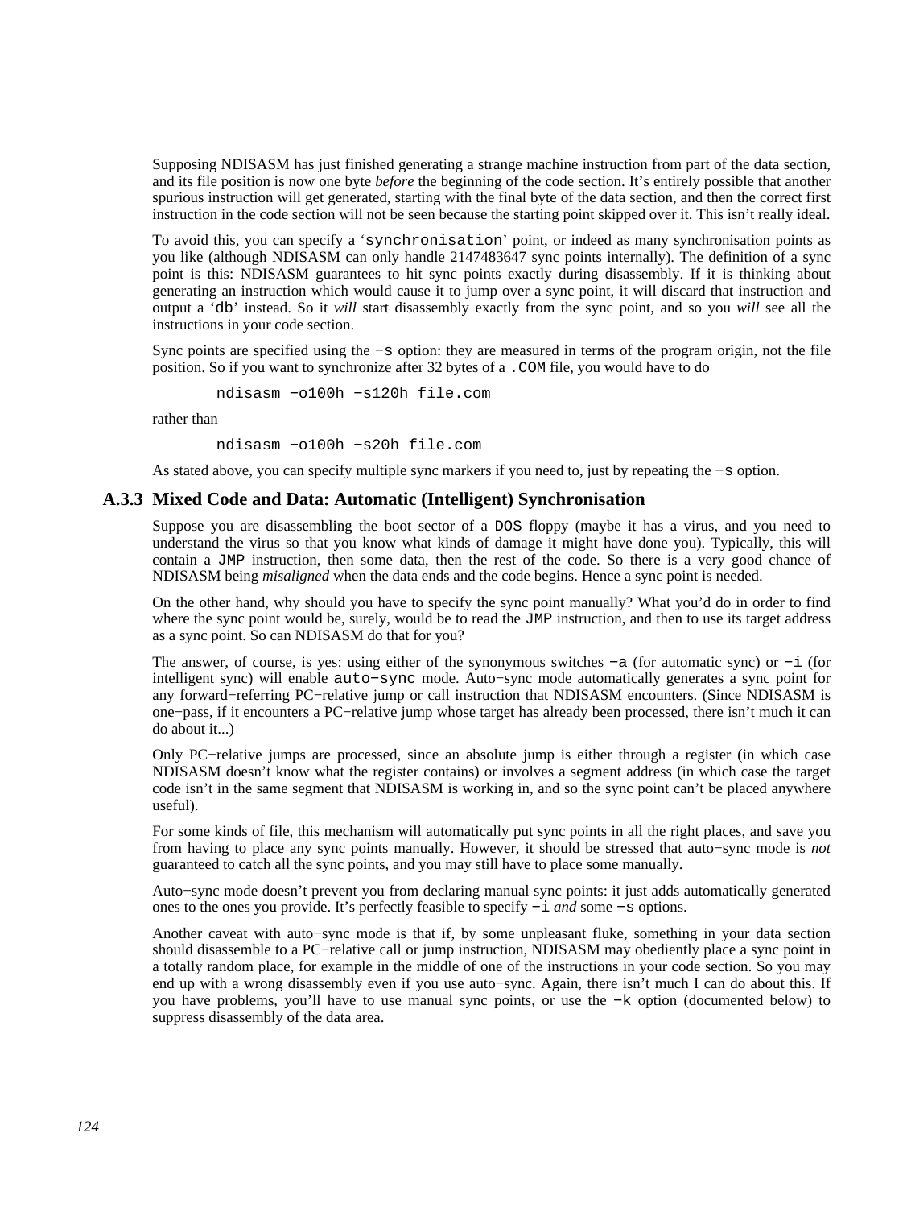Supposing NDISASM has just finished generating a strange machine instruction from part of the data section, and its file position is now one byte *before* the beginning of the code section. It's entirely possible that another spurious instruction will get generated, starting with the final byte of the data section, and then the correct first instruction in the code section will not be seen because the starting point skipped over it. This isn't really ideal.

To avoid this, you can specify a '`synchronisation`' point, or indeed as many synchronisation points as you like (although NDISASM can only handle 2147483647 sync points internally). The definition of a sync point is this: NDISASM guarantees to hit sync points exactly during disassembly. If it is thinking about generating an instruction which would cause it to jump over a sync point, it will discard that instruction and output a '`db`' instead. So it *will* start disassembly exactly from the sync point, and so you *will* see all the instructions in your code section.

Sync points are specified using the `-s` option: they are measured in terms of the program origin, not the file position. So if you want to synchronize after 32 bytes of a `.COM` file, you would have to do

```
ndisasm -o100h -s120h file.com
```

rather than

```
ndisasm -o100h -s20h file.com
```

As stated above, you can specify multiple sync markers if you need to, just by repeating the `-s` option.

### A.3.3 Mixed Code and Data: Automatic (Intelligent) Synchronisation

Suppose you are disassembling the boot sector of a `DOS` floppy (maybe it has a virus, and you need to understand the virus so that you know what kinds of damage it might have done you). Typically, this will contain a `JMP` instruction, then some data, then the rest of the code. So there is a very good chance of NDISASM being *misaligned* when the data ends and the code begins. Hence a sync point is needed.

On the other hand, why should you have to specify the sync point manually? What you'd do in order to find where the sync point would be, surely, would be to read the `JMP` instruction, and then to use its target address as a sync point. So can NDISASM do that for you?

The answer, of course, is yes: using either of the synonymous switches `-a` (for automatic sync) or `-i` (for intelligent sync) will enable `auto-sync` mode. Auto-sync mode automatically generates a sync point for any forward-referring PC-relative jump or call instruction that NDISASM encounters. (Since NDISASM is one-pass, if it encounters a PC-relative jump whose target has already been processed, there isn't much it can do about it...)

Only PC-relative jumps are processed, since an absolute jump is either through a register (in which case NDISASM doesn't know what the register contains) or involves a segment address (in which case the target code isn't in the same segment that NDISASM is working in, and so the sync point can't be placed anywhere useful).

For some kinds of file, this mechanism will automatically put sync points in all the right places, and save you from having to place any sync points manually. However, it should be stressed that auto-sync mode is *not* guaranteed to catch all the sync points, and you may still have to place some manually.

Auto-sync mode doesn't prevent you from declaring manual sync points: it just adds automatically generated ones to the ones you provide. It's perfectly feasible to specify `-i` *and* some `-s` options.

Another caveat with auto-sync mode is that if, by some unpleasant fluke, something in your data section should disassemble to a PC-relative call or jump instruction, NDISASM may obediently place a sync point in a totally random place, for example in the middle of one of the instructions in your code section. So you may end up with a wrong disassembly even if you use auto-sync. Again, there isn't much I can do about this. If you have problems, you'll have to use manual sync points, or use the `-k` option (documented below) to suppress disassembly of the data area.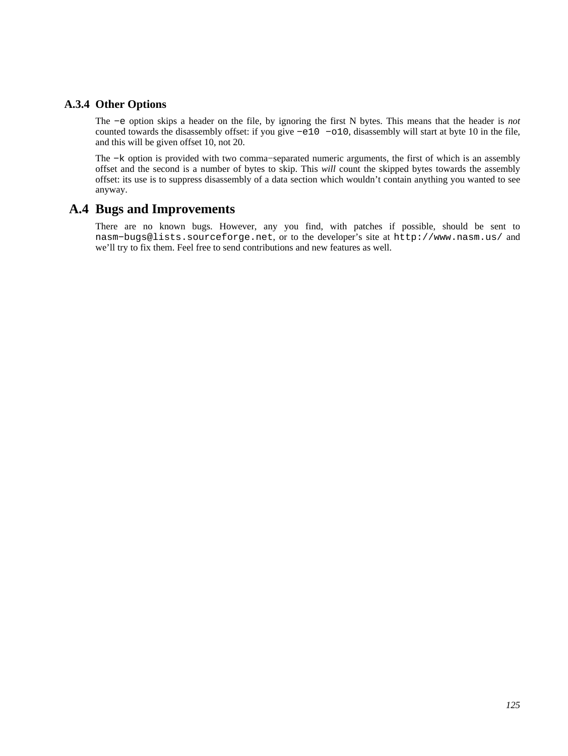### A.3.4 Other Options

The `-e` option skips a header on the file, by ignoring the first N bytes. This means that the header is *not* counted towards the disassembly offset: if you give `-e10 -o10`, disassembly will start at byte 10 in the file, and this will be given offset 10, not 20.

The `-k` option is provided with two comma-separated numeric arguments, the first of which is an assembly offset and the second is a number of bytes to skip. This *will* count the skipped bytes towards the assembly offset: its use is to suppress disassembly of a data section which wouldn't contain anything you wanted to see anyway.

## A.4 Bugs and Improvements

There are no known bugs. However, any you find, with patches if possible, should be sent to `nasm-bugs@lists.sourceforge.net`, or to the developer's site at `http://www.nasm.us/` and we'll try to fix them. Feel free to send contributions and new features as well.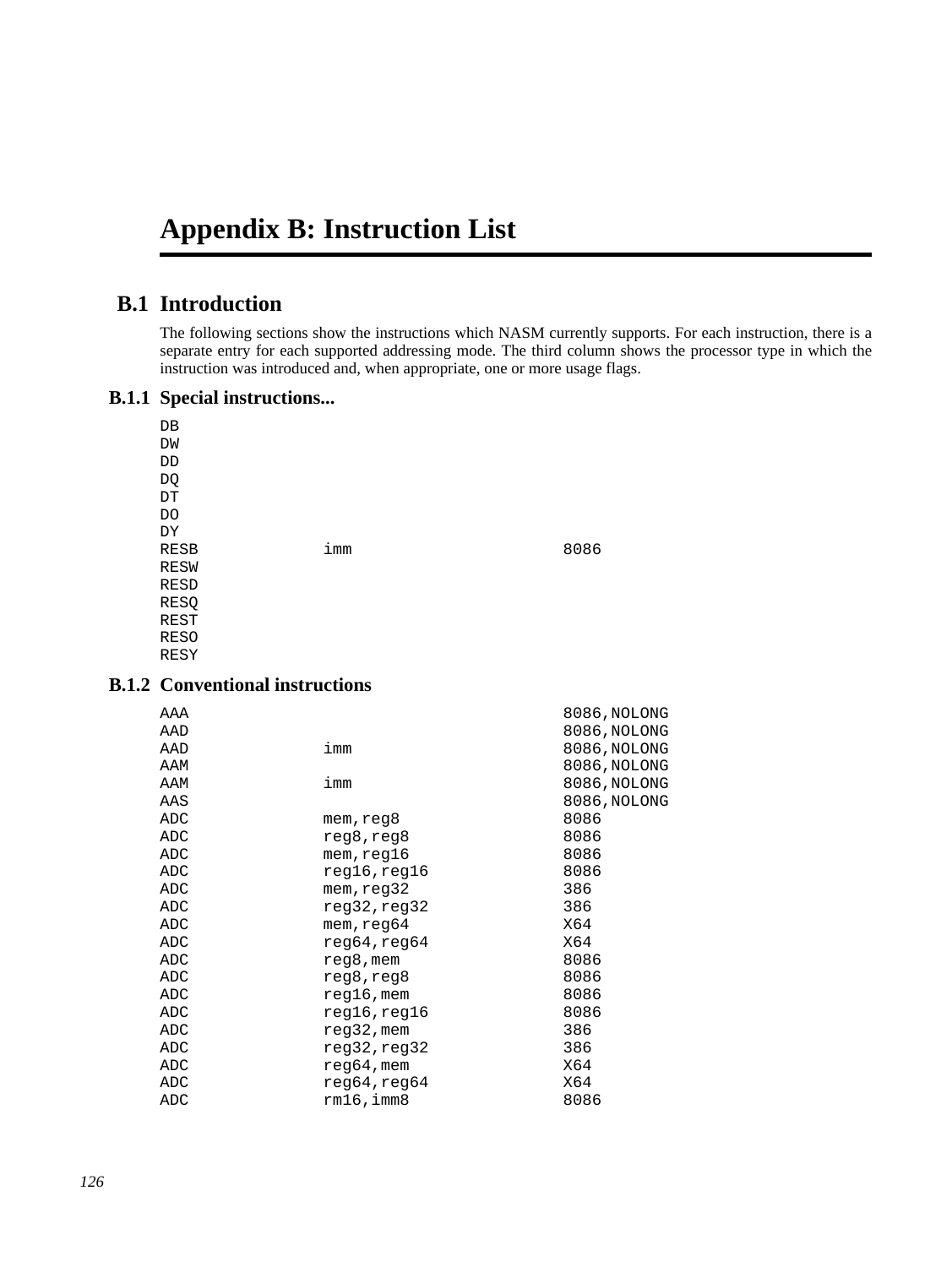# Appendix B: Instruction List

## B.1 Introduction

The following sections show the instructions which NASM currently supports. For each instruction, there is a separate entry for each supported addressing mode. The third column shows the processor type in which the instruction was introduced and, when appropriate, one or more usage flags.

### B.1.1 Special instructions...

```
DB
DW
DD
DQ
DT
DO
DY
RESB             imm                      8086
RESW
RESD
RESQ
REST
RESO
RESY
```

### B.1.2 Conventional instructions

```
AAA                                       8086,NOLONG
AAD                                       8086,NOLONG
AAD              imm                      8086,NOLONG
AAM                                       8086,NOLONG
AAM              imm                      8086,NOLONG
AAS                                       8086,NOLONG
ADC              mem,reg8                 8086
ADC              reg8,reg8                8086
ADC              mem,reg16                8086
ADC              reg16,reg16              8086
ADC              mem,reg32                386
ADC              reg32,reg32              386
ADC              mem,reg64                X64
ADC              reg64,reg64              X64
ADC              reg8,mem                 8086
ADC              reg8,reg8                8086
ADC              reg16,mem                8086
ADC              reg16,reg16              8086
ADC              reg32,mem                386
ADC              reg32,reg32              386
ADC              reg64,mem                X64
ADC              reg64,reg64              X64
ADC              rm16,imm8                8086
```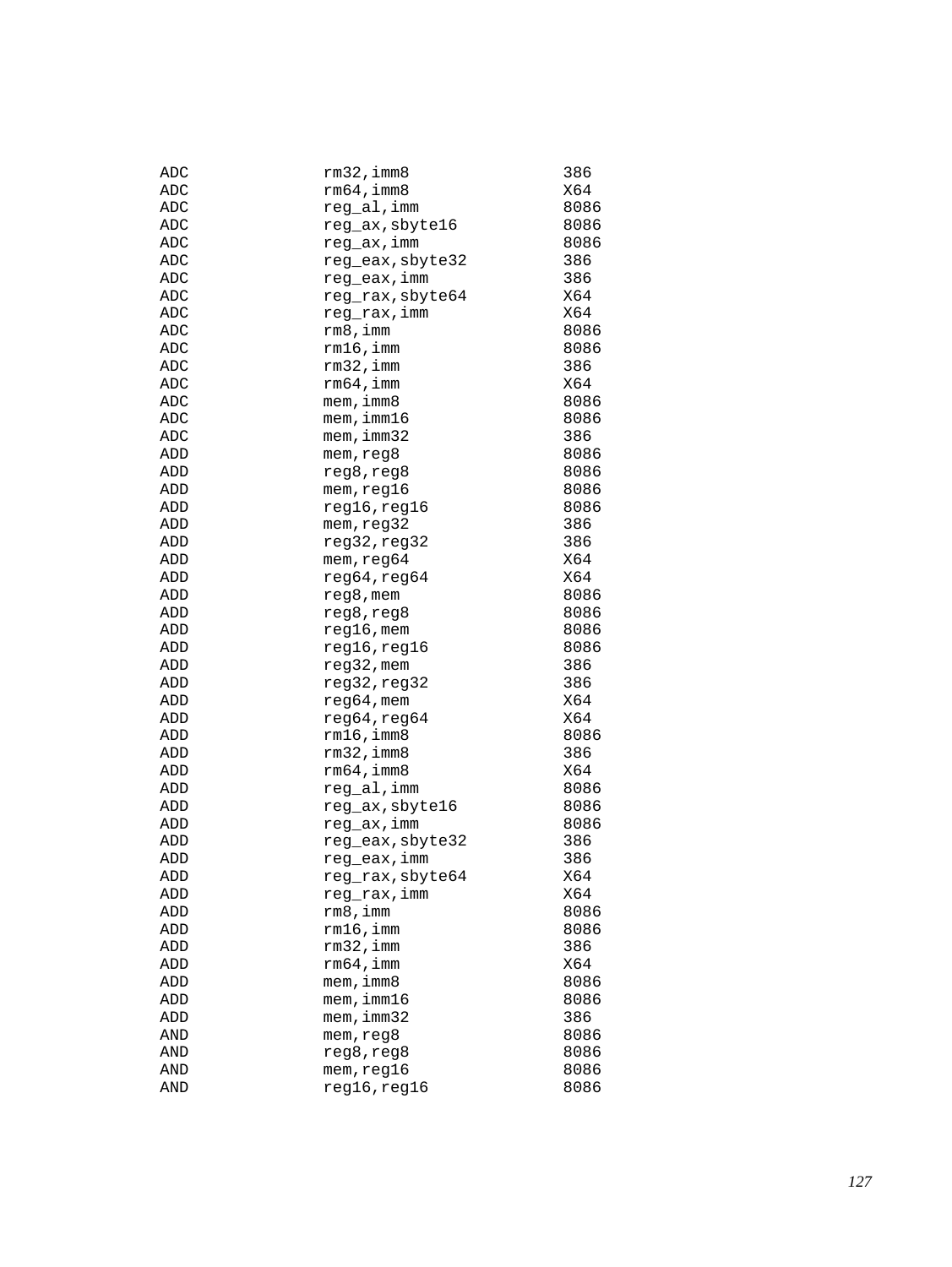```
ADC             rm32,imm8           386
ADC             rm64,imm8           X64
ADC             reg_al,imm          8086
ADC             reg_ax,sbyte16      8086
ADC             reg_ax,imm          8086
ADC             reg_eax,sbyte32     386
ADC             reg_eax,imm         386
ADC             reg_rax,sbyte64     X64
ADC             reg_rax,imm         X64
ADC             rm8,imm             8086
ADC             rm16,imm            8086
ADC             rm32,imm            386
ADC             rm64,imm            X64
ADC             mem,imm8            8086
ADC             mem,imm16           8086
ADC             mem,imm32           386
ADD             mem,reg8            8086
ADD             reg8,reg8           8086
ADD             mem,reg16           8086
ADD             reg16,reg16         8086
ADD             mem,reg32           386
ADD             reg32,reg32         386
ADD             mem,reg64           X64
ADD             reg64,reg64         X64
ADD             reg8,mem            8086
ADD             reg8,reg8           8086
ADD             reg16,mem           8086
ADD             reg16,reg16         8086
ADD             reg32,mem           386
ADD             reg32,reg32         386
ADD             reg64,mem           X64
ADD             reg64,reg64         X64
ADD             rm16,imm8           8086
ADD             rm32,imm8           386
ADD             rm64,imm8           X64
ADD             reg_al,imm          8086
ADD             reg_ax,sbyte16      8086
ADD             reg_ax,imm          8086
ADD             reg_eax,sbyte32     386
ADD             reg_eax,imm         386
ADD             reg_rax,sbyte64     X64
ADD             reg_rax,imm         X64
ADD             rm8,imm             8086
ADD             rm16,imm            8086
ADD             rm32,imm            386
ADD             rm64,imm            X64
ADD             mem,imm8            8086
ADD             mem,imm16           8086
ADD             mem,imm32           386
AND             mem,reg8            8086
AND             reg8,reg8           8086
AND             mem,reg16           8086
AND             reg16,reg16         8086
```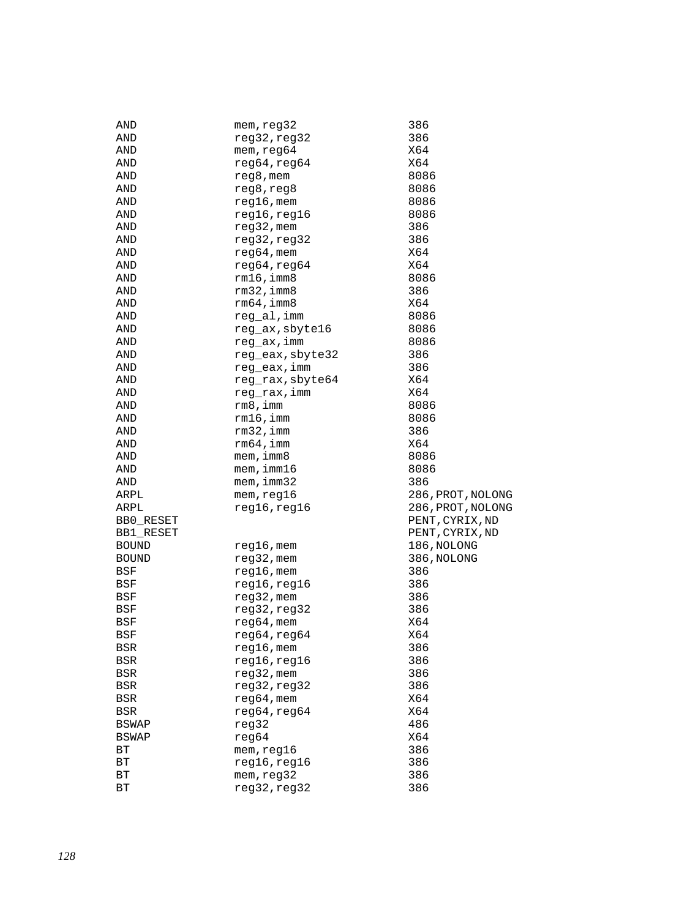```
AND             mem,reg32               386
AND             reg32,reg32             386
AND             mem,reg64               X64
AND             reg64,reg64             X64
AND             reg8,mem                8086
AND             reg8,reg8               8086
AND             reg16,mem               8086
AND             reg16,reg16             8086
AND             reg32,mem               386
AND             reg32,reg32             386
AND             reg64,mem               X64
AND             reg64,reg64             X64
AND             rm16,imm8               8086
AND             rm32,imm8               386
AND             rm64,imm8               X64
AND             reg_al,imm              8086
AND             reg_ax,sbyte16          8086
AND             reg_ax,imm              8086
AND             reg_eax,sbyte32         386
AND             reg_eax,imm             386
AND             reg_rax,sbyte64         X64
AND             reg_rax,imm             X64
AND             rm8,imm                 8086
AND             rm16,imm                8086
AND             rm32,imm                386
AND             rm64,imm                X64
AND             mem,imm8                8086
AND             mem,imm16               8086
AND             mem,imm32               386
ARPL            mem,reg16               286,PROT,NOLONG
ARPL            reg16,reg16             286,PROT,NOLONG
BB0_RESET                               PENT,CYRIX,ND
BB1_RESET                               PENT,CYRIX,ND
BOUND           reg16,mem               186,NOLONG
BOUND           reg32,mem               386,NOLONG
BSF             reg16,mem               386
BSF             reg16,reg16             386
BSF             reg32,mem               386
BSF             reg32,reg32             386
BSF             reg64,mem               X64
BSF             reg64,reg64             X64
BSR             reg16,mem               386
BSR             reg16,reg16             386
BSR             reg32,mem               386
BSR             reg32,reg32             386
BSR             reg64,mem               X64
BSR             reg64,reg64             X64
BSWAP           reg32                   486
BSWAP           reg64                   X64
BT              mem,reg16               386
BT              reg16,reg16             386
BT              mem,reg32               386
BT              reg32,reg32             386
```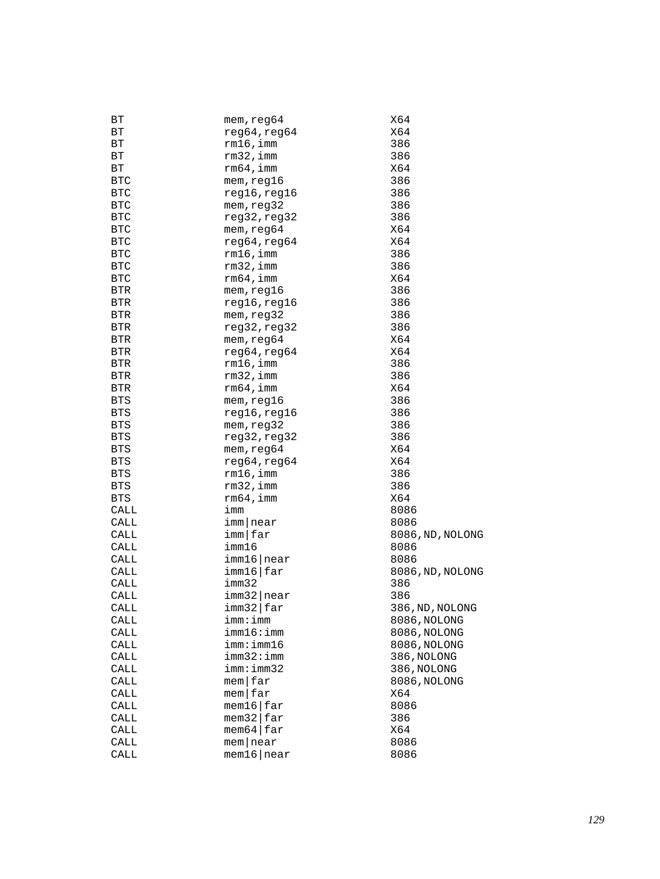```
BT              mem,reg64               X64
BT              reg64,reg64             X64
BT              rm16,imm                386
BT              rm32,imm                386
BT              rm64,imm                X64
BTC             mem,reg16               386
BTC             reg16,reg16             386
BTC             mem,reg32               386
BTC             reg32,reg32             386
BTC             mem,reg64               X64
BTC             reg64,reg64             X64
BTC             rm16,imm                386
BTC             rm32,imm                386
BTC             rm64,imm                X64
BTR             mem,reg16               386
BTR             reg16,reg16             386
BTR             mem,reg32               386
BTR             reg32,reg32             386
BTR             mem,reg64               X64
BTR             reg64,reg64             X64
BTR             rm16,imm                386
BTR             rm32,imm                386
BTR             rm64,imm                X64
BTS             mem,reg16               386
BTS             reg16,reg16             386
BTS             mem,reg32               386
BTS             reg32,reg32             386
BTS             mem,reg64               X64
BTS             reg64,reg64             X64
BTS             rm16,imm                386
BTS             rm32,imm                386
BTS             rm64,imm                X64
CALL            imm                     8086
CALL            imm|near                8086
CALL            imm|far                 8086,ND,NOLONG
CALL            imm16                   8086
CALL            imm16|near              8086
CALL            imm16|far               8086,ND,NOLONG
CALL            imm32                   386
CALL            imm32|near              386
CALL            imm32|far               386,ND,NOLONG
CALL            imm:imm                 8086,NOLONG
CALL            imm16:imm               8086,NOLONG
CALL            imm:imm16               8086,NOLONG
CALL            imm32:imm               386,NOLONG
CALL            imm:imm32               386,NOLONG
CALL            mem|far                 8086,NOLONG
CALL            mem|far                 X64
CALL            mem16|far               8086
CALL            mem32|far               386
CALL            mem64|far               X64
CALL            mem|near                8086
CALL            mem16|near              8086
```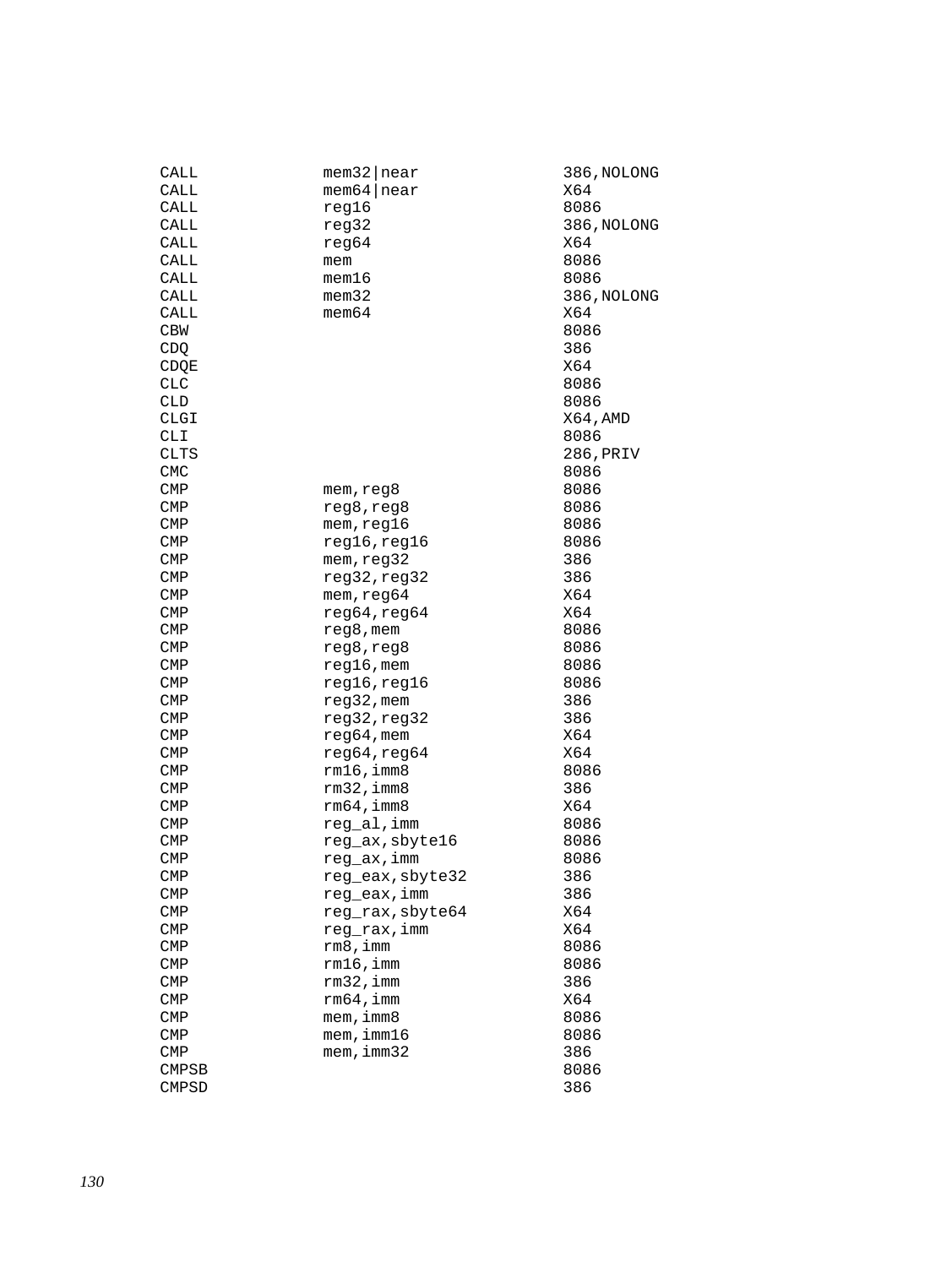```
CALL        mem32|near          386,NOLONG
CALL        mem64|near          X64
CALL        reg16               8086
CALL        reg32               386,NOLONG
CALL        reg64               X64
CALL        mem                 8086
CALL        mem16               8086
CALL        mem32               386,NOLONG
CALL        mem64               X64
CBW                             8086
CDQ                             386
CDQE                            X64
CLC                             8086
CLD                             8086
CLGI                            X64,AMD
CLI                             8086
CLTS                            286,PRIV
CMC                             8086
CMP         mem,reg8            8086
CMP         reg8,reg8           8086
CMP         mem,reg16           8086
CMP         reg16,reg16         8086
CMP         mem,reg32           386
CMP         reg32,reg32         386
CMP         mem,reg64           X64
CMP         reg64,reg64         X64
CMP         reg8,mem            8086
CMP         reg8,reg8           8086
CMP         reg16,mem           8086
CMP         reg16,reg16         8086
CMP         reg32,mem           386
CMP         reg32,reg32         386
CMP         reg64,mem           X64
CMP         reg64,reg64         X64
CMP         rm16,imm8           8086
CMP         rm32,imm8           386
CMP         rm64,imm8           X64
CMP         reg_al,imm          8086
CMP         reg_ax,sbyte16      8086
CMP         reg_ax,imm          8086
CMP         reg_eax,sbyte32     386
CMP         reg_eax,imm         386
CMP         reg_rax,sbyte64     X64
CMP         reg_rax,imm         X64
CMP         rm8,imm             8086
CMP         rm16,imm            8086
CMP         rm32,imm            386
CMP         rm64,imm            X64
CMP         mem,imm8            8086
CMP         mem,imm16           8086
CMP         mem,imm32           386
CMPSB                           8086
CMPSD                           386
```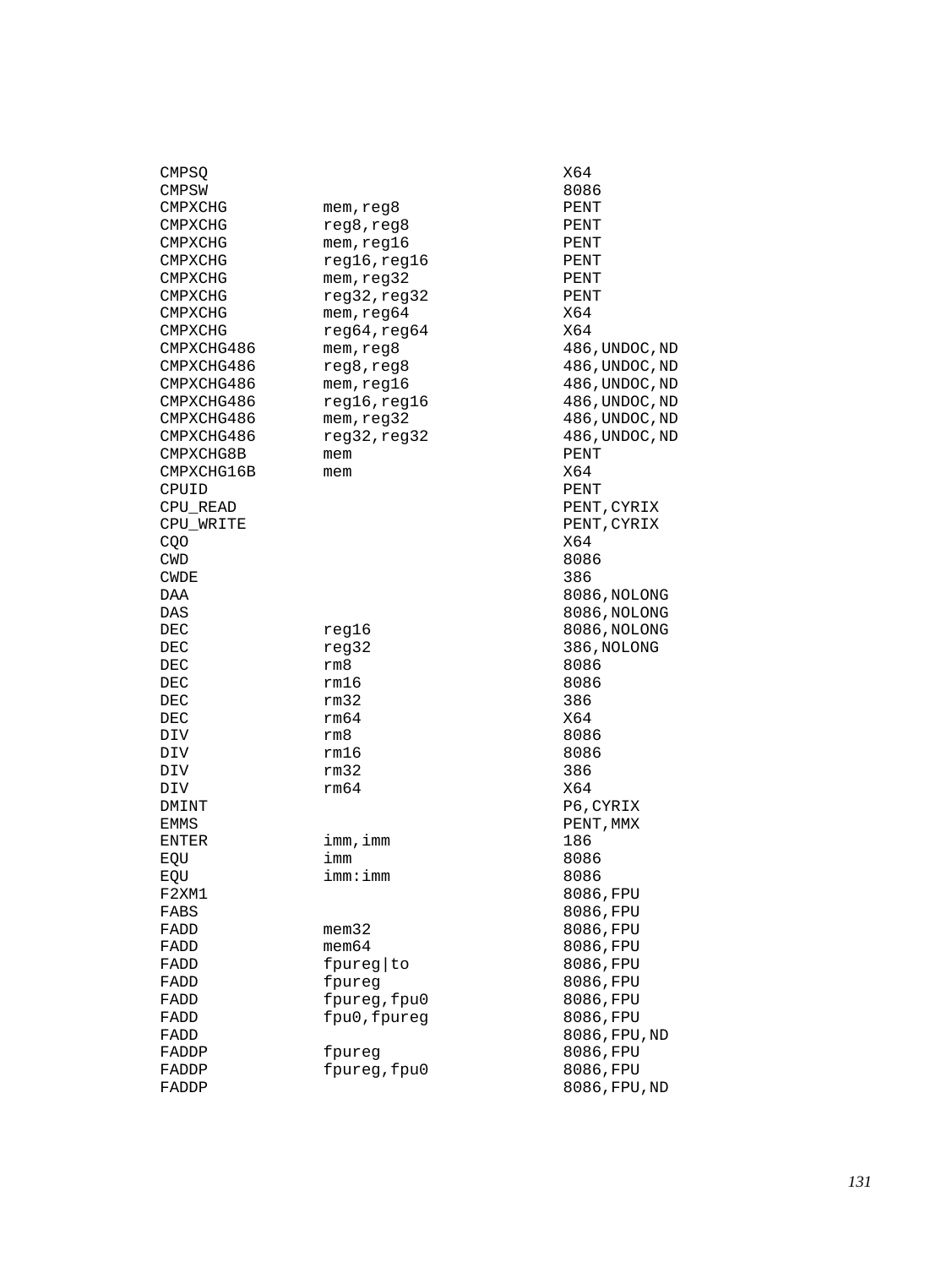```
CMPSQ                                       X64
CMPSW                                       8086
CMPXCHG           mem,reg8                  PENT
CMPXCHG           reg8,reg8                 PENT
CMPXCHG           mem,reg16                 PENT
CMPXCHG           reg16,reg16               PENT
CMPXCHG           mem,reg32                 PENT
CMPXCHG           reg32,reg32               PENT
CMPXCHG           mem,reg64                 X64
CMPXCHG           reg64,reg64               X64
CMPXCHG486        mem,reg8                  486,UNDOC,ND
CMPXCHG486        reg8,reg8                 486,UNDOC,ND
CMPXCHG486        mem,reg16                 486,UNDOC,ND
CMPXCHG486        reg16,reg16               486,UNDOC,ND
CMPXCHG486        mem,reg32                 486,UNDOC,ND
CMPXCHG486        reg32,reg32               486,UNDOC,ND
CMPXCHG8B         mem                       PENT
CMPXCHG16B        mem                       X64
CPUID                                       PENT
CPU_READ                                    PENT,CYRIX
CPU_WRITE                                   PENT,CYRIX
CQO                                         X64
CWD                                         8086
CWDE                                        386
DAA                                         8086,NOLONG
DAS                                         8086,NOLONG
DEC               reg16                     8086,NOLONG
DEC               reg32                     386,NOLONG
DEC               rm8                       8086
DEC               rm16                      8086
DEC               rm32                      386
DEC               rm64                      X64
DIV               rm8                       8086
DIV               rm16                      8086
DIV               rm32                      386
DIV               rm64                      X64
DMINT                                       P6,CYRIX
EMMS                                        PENT,MMX
ENTER             imm,imm                   186
EQU               imm                       8086
EQU               imm:imm                   8086
F2XM1                                       8086,FPU
FABS                                        8086,FPU
FADD              mem32                     8086,FPU
FADD              mem64                     8086,FPU
FADD              fpureg|to                 8086,FPU
FADD              fpureg                    8086,FPU
FADD              fpureg,fpu0               8086,FPU
FADD              fpu0,fpureg               8086,FPU
FADD                                        8086,FPU,ND
FADDP             fpureg                    8086,FPU
FADDP             fpureg,fpu0               8086,FPU
FADDP                                       8086,FPU,ND
```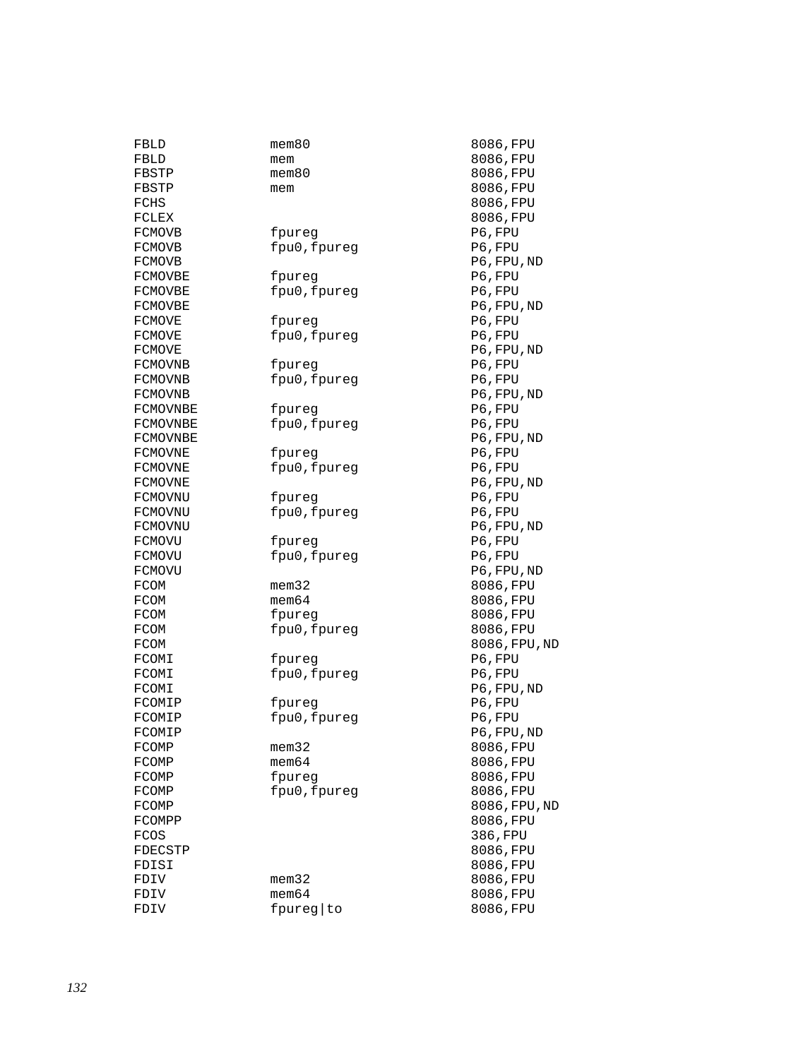```
FBLD            mem80                       8086,FPU
FBLD            mem                         8086,FPU
FBSTP           mem80                       8086,FPU
FBSTP           mem                         8086,FPU
FCHS                                        8086,FPU
FCLEX                                       8086,FPU
FCMOVB          fpureg                      P6,FPU
FCMOVB          fpu0,fpureg                 P6,FPU
FCMOVB                                      P6,FPU,ND
FCMOVBE         fpureg                      P6,FPU
FCMOVBE         fpu0,fpureg                 P6,FPU
FCMOVBE                                     P6,FPU,ND
FCMOVE          fpureg                      P6,FPU
FCMOVE          fpu0,fpureg                 P6,FPU
FCMOVE                                      P6,FPU,ND
FCMOVNB         fpureg                      P6,FPU
FCMOVNB         fpu0,fpureg                 P6,FPU
FCMOVNB                                     P6,FPU,ND
FCMOVNBE        fpureg                      P6,FPU
FCMOVNBE        fpu0,fpureg                 P6,FPU
FCMOVNBE                                    P6,FPU,ND
FCMOVNE         fpureg                      P6,FPU
FCMOVNE         fpu0,fpureg                 P6,FPU
FCMOVNE                                     P6,FPU,ND
FCMOVNU         fpureg                      P6,FPU
FCMOVNU         fpu0,fpureg                 P6,FPU
FCMOVNU                                     P6,FPU,ND
FCMOVU          fpureg                      P6,FPU
FCMOVU          fpu0,fpureg                 P6,FPU
FCMOVU                                      P6,FPU,ND
FCOM            mem32                       8086,FPU
FCOM            mem64                       8086,FPU
FCOM            fpureg                      8086,FPU
FCOM            fpu0,fpureg                 8086,FPU
FCOM                                        8086,FPU,ND
FCOMI           fpureg                      P6,FPU
FCOMI           fpu0,fpureg                 P6,FPU
FCOMI                                       P6,FPU,ND
FCOMIP          fpureg                      P6,FPU
FCOMIP          fpu0,fpureg                 P6,FPU
FCOMIP                                      P6,FPU,ND
FCOMP           mem32                       8086,FPU
FCOMP           mem64                       8086,FPU
FCOMP           fpureg                      8086,FPU
FCOMP           fpu0,fpureg                 8086,FPU
FCOMP                                       8086,FPU,ND
FCOMPP                                      8086,FPU
FCOS                                        386,FPU
FDECSTP                                     8086,FPU
FDISI                                       8086,FPU
FDIV            mem32                       8086,FPU
FDIV            mem64                       8086,FPU
FDIV            fpureg|to                   8086,FPU
```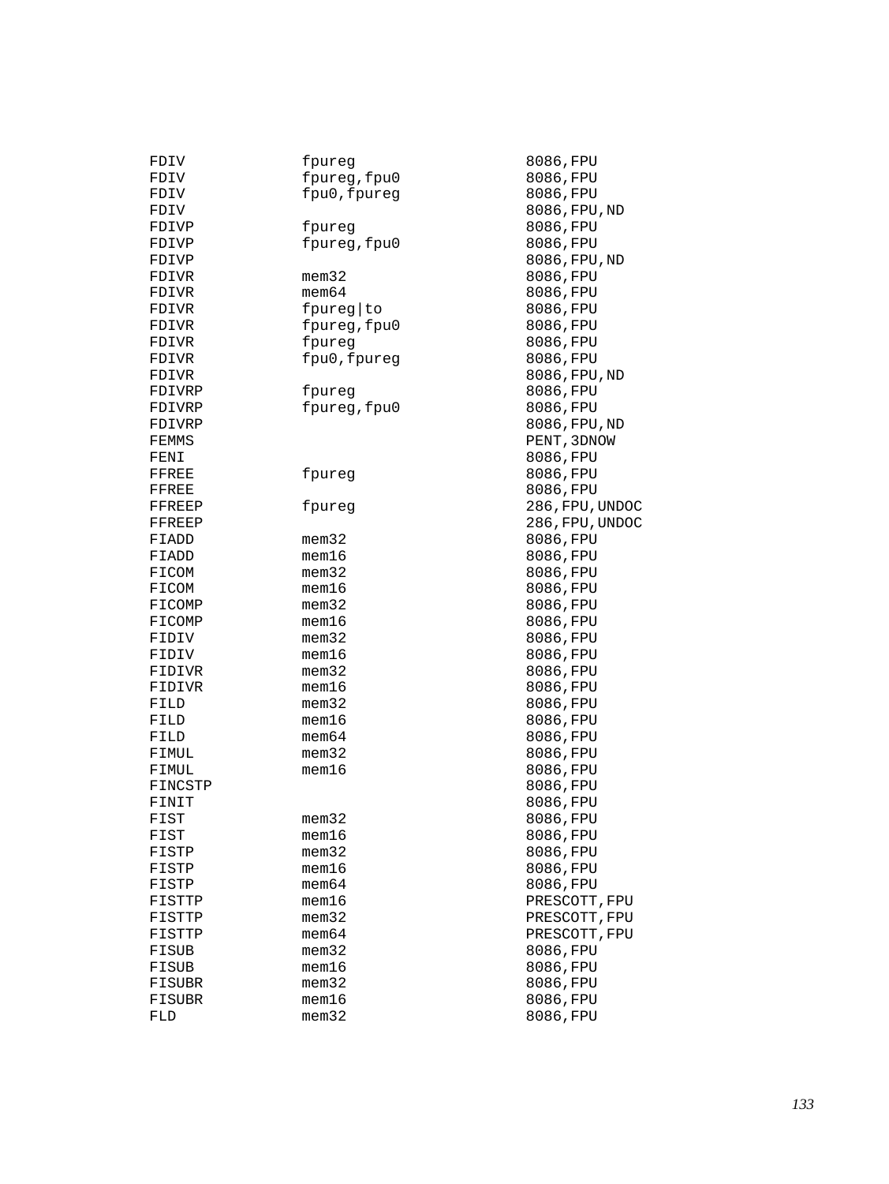```
FDIV            fpureg                   8086,FPU
FDIV            fpureg,fpu0              8086,FPU
FDIV            fpu0,fpureg              8086,FPU
FDIV                                     8086,FPU,ND
FDIVP           fpureg                   8086,FPU
FDIVP           fpureg,fpu0              8086,FPU
FDIVP                                    8086,FPU,ND
FDIVR           mem32                    8086,FPU
FDIVR           mem64                    8086,FPU
FDIVR           fpureg|to                8086,FPU
FDIVR           fpureg,fpu0              8086,FPU
FDIVR           fpureg                   8086,FPU
FDIVR           fpu0,fpureg              8086,FPU
FDIVR                                    8086,FPU,ND
FDIVRP          fpureg                   8086,FPU
FDIVRP          fpureg,fpu0              8086,FPU
FDIVRP                                   8086,FPU,ND
FEMMS                                    PENT,3DNOW
FENI                                     8086,FPU
FFREE           fpureg                   8086,FPU
FFREE                                    8086,FPU
FFREEP          fpureg                   286,FPU,UNDOC
FFREEP                                   286,FPU,UNDOC
FIADD           mem32                    8086,FPU
FIADD           mem16                    8086,FPU
FICOM           mem32                    8086,FPU
FICOM           mem16                    8086,FPU
FICOMP          mem32                    8086,FPU
FICOMP          mem16                    8086,FPU
FIDIV           mem32                    8086,FPU
FIDIV           mem16                    8086,FPU
FIDIVR          mem32                    8086,FPU
FIDIVR          mem16                    8086,FPU
FILD            mem32                    8086,FPU
FILD            mem16                    8086,FPU
FILD            mem64                    8086,FPU
FIMUL           mem32                    8086,FPU
FIMUL           mem16                    8086,FPU
FINCSTP                                  8086,FPU
FINIT                                    8086,FPU
FIST            mem32                    8086,FPU
FIST            mem16                    8086,FPU
FISTP           mem32                    8086,FPU
FISTP           mem16                    8086,FPU
FISTP           mem64                    8086,FPU
FISTTP          mem16                    PRESCOTT,FPU
FISTTP          mem32                    PRESCOTT,FPU
FISTTP          mem64                    PRESCOTT,FPU
FISUB           mem32                    8086,FPU
FISUB           mem16                    8086,FPU
FISUBR          mem32                    8086,FPU
FISUBR          mem16                    8086,FPU
FLD             mem32                    8086,FPU
```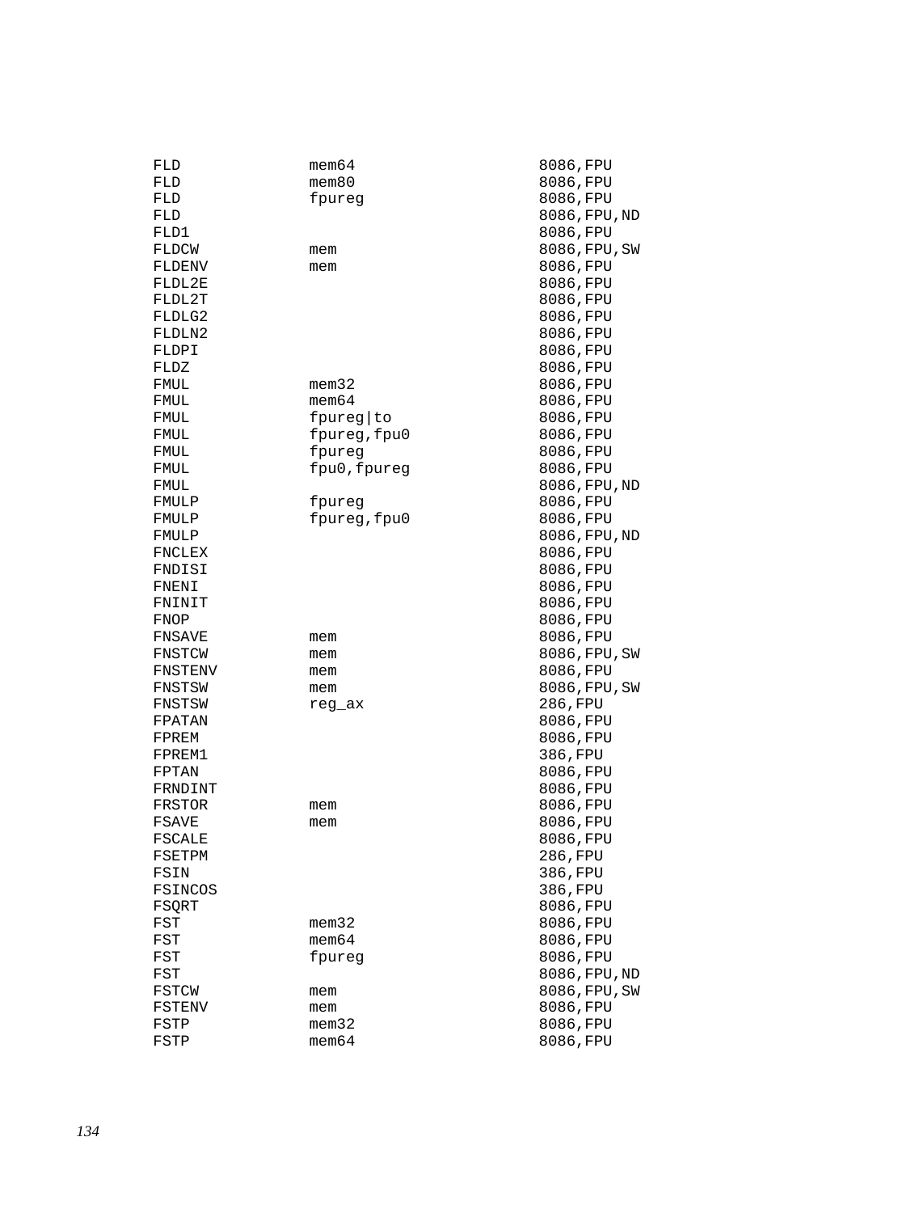```
FLD             mem64                   8086,FPU
FLD             mem80                   8086,FPU
FLD             fpureg                  8086,FPU
FLD                                     8086,FPU,ND
FLD1                                    8086,FPU
FLDCW           mem                     8086,FPU,SW
FLDENV          mem                     8086,FPU
FLDL2E                                  8086,FPU
FLDL2T                                  8086,FPU
FLDLG2                                  8086,FPU
FLDLN2                                  8086,FPU
FLDPI                                   8086,FPU
FLDZ                                    8086,FPU
FMUL            mem32                   8086,FPU
FMUL            mem64                   8086,FPU
FMUL            fpureg|to               8086,FPU
FMUL            fpureg,fpu0             8086,FPU
FMUL            fpureg                  8086,FPU
FMUL            fpu0,fpureg             8086,FPU
FMUL                                    8086,FPU,ND
FMULP           fpureg                  8086,FPU
FMULP           fpureg,fpu0             8086,FPU
FMULP                                   8086,FPU,ND
FNCLEX                                  8086,FPU
FNDISI                                  8086,FPU
FNENI                                   8086,FPU
FNINIT                                  8086,FPU
FNOP                                    8086,FPU
FNSAVE          mem                     8086,FPU
FNSTCW          mem                     8086,FPU,SW
FNSTENV         mem                     8086,FPU
FNSTSW          mem                     8086,FPU,SW
FNSTSW          reg_ax                  286,FPU
FPATAN                                  8086,FPU
FPREM                                   8086,FPU
FPREM1                                  386,FPU
FPTAN                                   8086,FPU
FRNDINT                                 8086,FPU
FRSTOR          mem                     8086,FPU
FSAVE           mem                     8086,FPU
FSCALE                                  8086,FPU
FSETPM                                  286,FPU
FSIN                                    386,FPU
FSINCOS                                 386,FPU
FSQRT                                   8086,FPU
FST             mem32                   8086,FPU
FST             mem64                   8086,FPU
FST             fpureg                  8086,FPU
FST                                     8086,FPU,ND
FSTCW           mem                     8086,FPU,SW
FSTENV          mem                     8086,FPU
FSTP            mem32                   8086,FPU
FSTP            mem64                   8086,FPU
```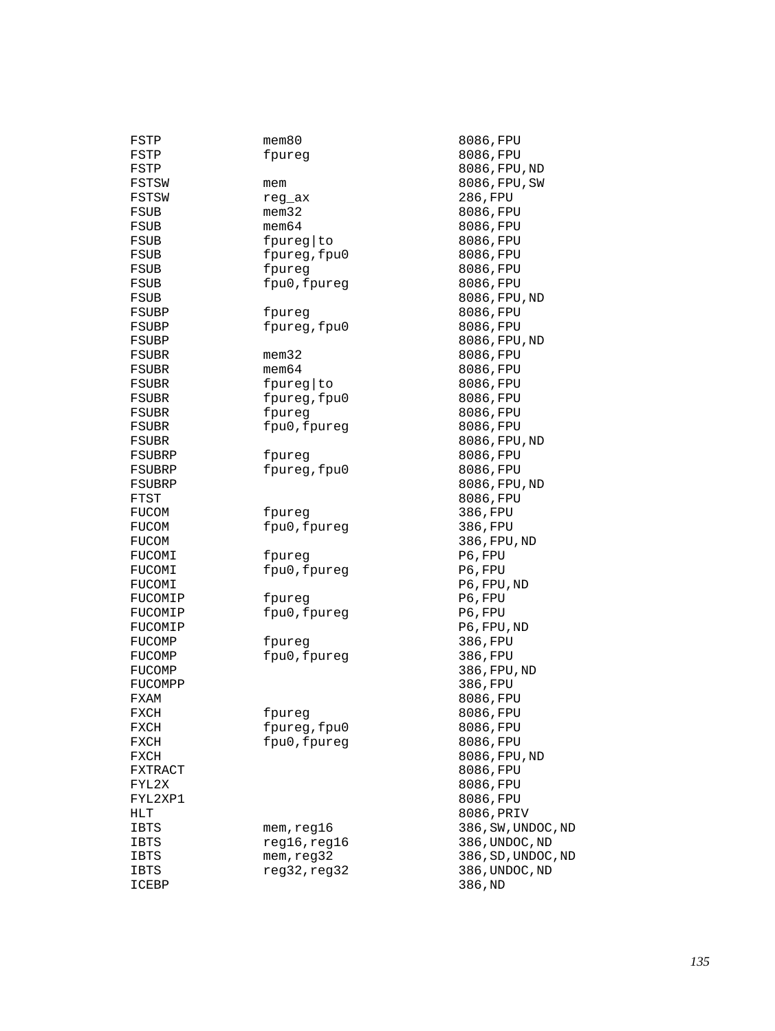```
FSTP            mem80               8086,FPU
FSTP            fpureg              8086,FPU
FSTP                                8086,FPU,ND
FSTSW           mem                 8086,FPU,SW
FSTSW           reg_ax              286,FPU
FSUB            mem32               8086,FPU
FSUB            mem64               8086,FPU
FSUB            fpureg|to           8086,FPU
FSUB            fpureg,fpu0         8086,FPU
FSUB            fpureg              8086,FPU
FSUB            fpu0,fpureg         8086,FPU
FSUB                                8086,FPU,ND
FSUBP           fpureg              8086,FPU
FSUBP           fpureg,fpu0         8086,FPU
FSUBP                               8086,FPU,ND
FSUBR           mem32               8086,FPU
FSUBR           mem64               8086,FPU
FSUBR           fpureg|to           8086,FPU
FSUBR           fpureg,fpu0         8086,FPU
FSUBR           fpureg              8086,FPU
FSUBR           fpu0,fpureg         8086,FPU
FSUBR                               8086,FPU,ND
FSUBRP          fpureg              8086,FPU
FSUBRP          fpureg,fpu0         8086,FPU
FSUBRP                              8086,FPU,ND
FTST                                8086,FPU
FUCOM           fpureg              386,FPU
FUCOM           fpu0,fpureg         386,FPU
FUCOM                               386,FPU,ND
FUCOMI          fpureg              P6,FPU
FUCOMI          fpu0,fpureg         P6,FPU
FUCOMI                              P6,FPU,ND
FUCOMIP         fpureg              P6,FPU
FUCOMIP         fpu0,fpureg         P6,FPU
FUCOMIP                             P6,FPU,ND
FUCOMP          fpureg              386,FPU
FUCOMP          fpu0,fpureg         386,FPU
FUCOMP                              386,FPU,ND
FUCOMPP                             386,FPU
FXAM                                8086,FPU
FXCH            fpureg              8086,FPU
FXCH            fpureg,fpu0         8086,FPU
FXCH            fpu0,fpureg         8086,FPU
FXCH                                8086,FPU,ND
FXTRACT                             8086,FPU
FYL2X                               8086,FPU
FYL2XP1                             8086,FPU
HLT                                 8086,PRIV
IBTS            mem,reg16           386,SW,UNDOC,ND
IBTS            reg16,reg16         386,UNDOC,ND
IBTS            mem,reg32           386,SD,UNDOC,ND
IBTS            reg32,reg32         386,UNDOC,ND
ICEBP                               386,ND
```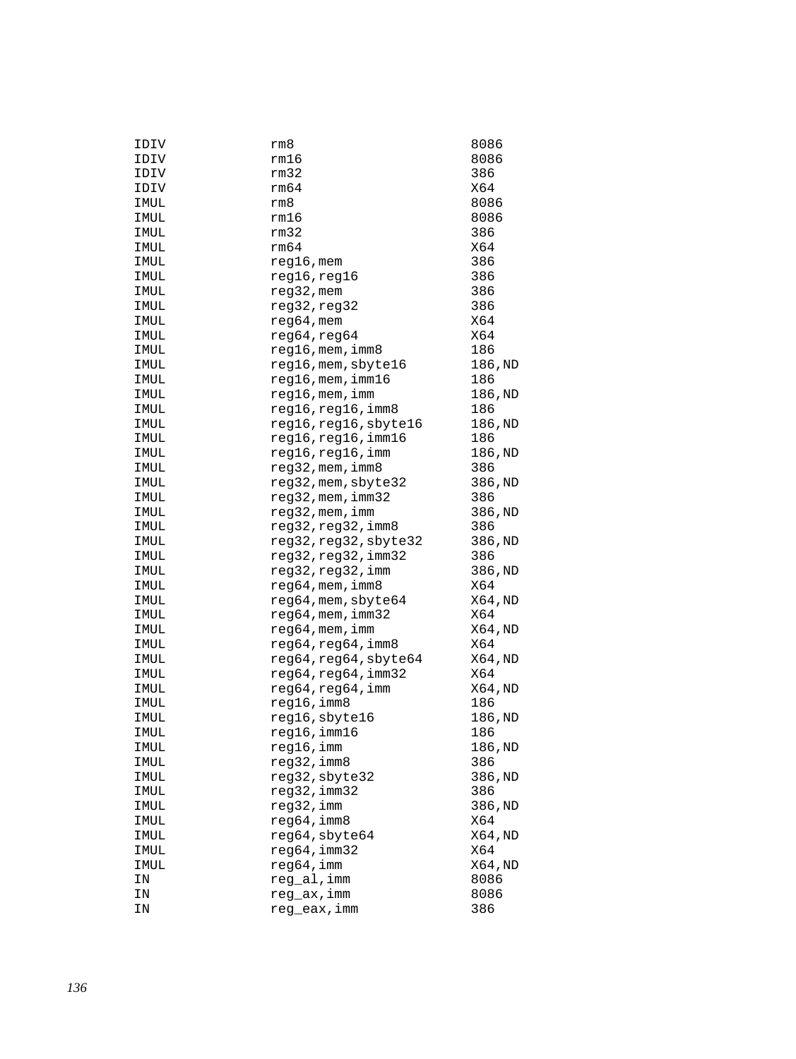```
IDIV            rm8                     8086
IDIV            rm16                    8086
IDIV            rm32                    386
IDIV            rm64                    X64
IMUL            rm8                     8086
IMUL            rm16                    8086
IMUL            rm32                    386
IMUL            rm64                    X64
IMUL            reg16,mem               386
IMUL            reg16,reg16             386
IMUL            reg32,mem               386
IMUL            reg32,reg32             386
IMUL            reg64,mem               X64
IMUL            reg64,reg64             X64
IMUL            reg16,mem,imm8          186
IMUL            reg16,mem,sbyte16       186,ND
IMUL            reg16,mem,imm16         186
IMUL            reg16,mem,imm           186,ND
IMUL            reg16,reg16,imm8        186
IMUL            reg16,reg16,sbyte16     186,ND
IMUL            reg16,reg16,imm16       186
IMUL            reg16,reg16,imm         186,ND
IMUL            reg32,mem,imm8          386
IMUL            reg32,mem,sbyte32       386,ND
IMUL            reg32,mem,imm32         386
IMUL            reg32,mem,imm           386,ND
IMUL            reg32,reg32,imm8        386
IMUL            reg32,reg32,sbyte32     386,ND
IMUL            reg32,reg32,imm32       386
IMUL            reg32,reg32,imm         386,ND
IMUL            reg64,mem,imm8          X64
IMUL            reg64,mem,sbyte64       X64,ND
IMUL            reg64,mem,imm32         X64
IMUL            reg64,mem,imm           X64,ND
IMUL            reg64,reg64,imm8        X64
IMUL            reg64,reg64,sbyte64     X64,ND
IMUL            reg64,reg64,imm32       X64
IMUL            reg64,reg64,imm         X64,ND
IMUL            reg16,imm8              186
IMUL            reg16,sbyte16           186,ND
IMUL            reg16,imm16             186
IMUL            reg16,imm               186,ND
IMUL            reg32,imm8              386
IMUL            reg32,sbyte32           386,ND
IMUL            reg32,imm32             386
IMUL            reg32,imm               386,ND
IMUL            reg64,imm8              X64
IMUL            reg64,sbyte64           X64,ND
IMUL            reg64,imm32             X64
IMUL            reg64,imm               X64,ND
IN              reg_al,imm              8086
IN              reg_ax,imm              8086
IN              reg_eax,imm             386
```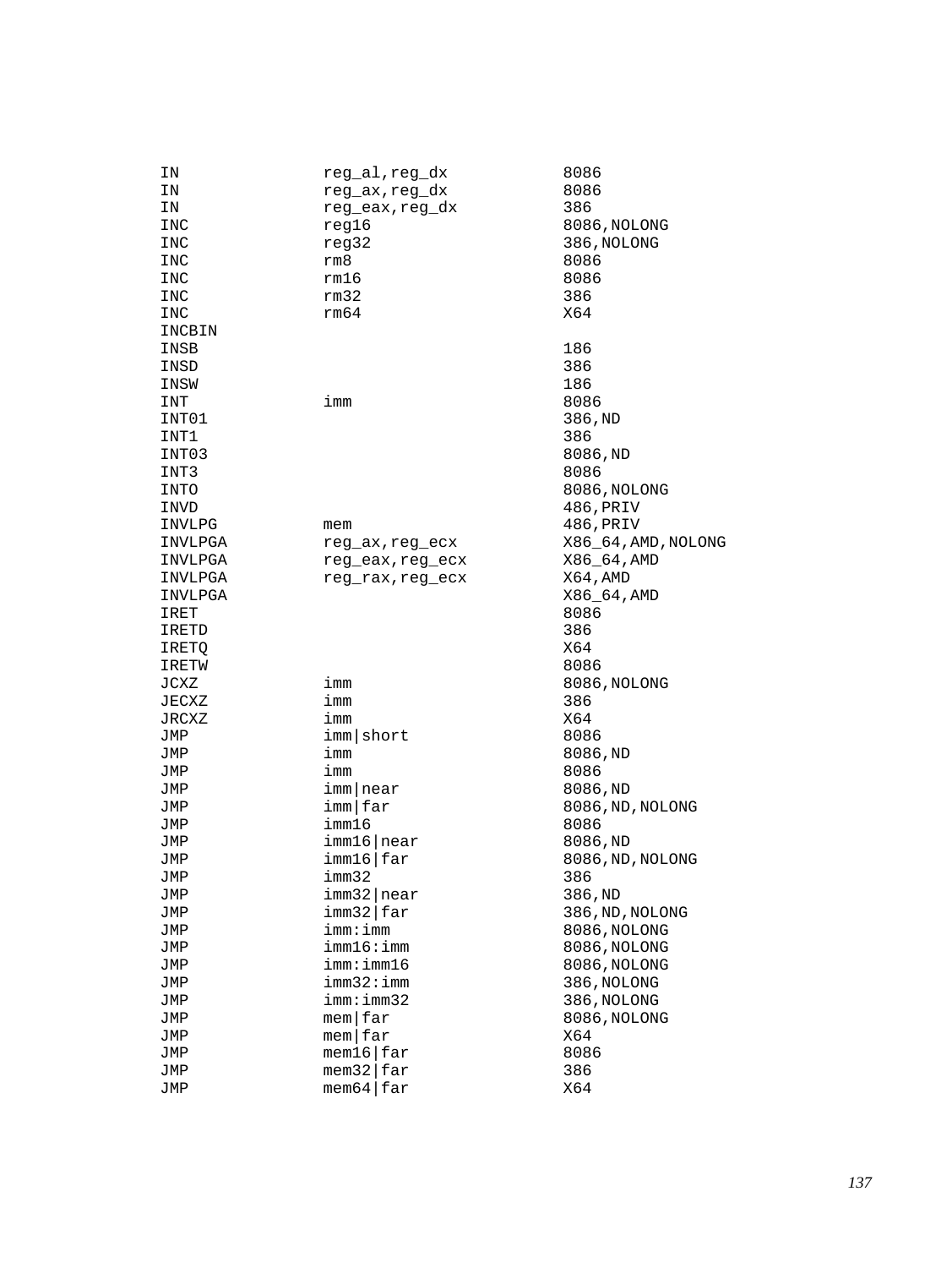```
IN          reg_al,reg_dx       8086
IN          reg_ax,reg_dx       8086
IN          reg_eax,reg_dx      386
INC         reg16               8086,NOLONG
INC         reg32               386,NOLONG
INC         rm8                 8086
INC         rm16                8086
INC         rm32                386
INC         rm64                X64
INCBIN
INSB                            186
INSD                            386
INSW                            186
INT         imm                 8086
INT01                           386,ND
INT1                            386
INT03                           8086,ND
INT3                            8086
INTO                            8086,NOLONG
INVD                            486,PRIV
INVLPG      mem                 486,PRIV
INVLPGA     reg_ax,reg_ecx      X86_64,AMD,NOLONG
INVLPGA     reg_eax,reg_ecx     X86_64,AMD
INVLPGA     reg_rax,reg_ecx     X64,AMD
INVLPGA                         X86_64,AMD
IRET                            8086
IRETD                           386
IRETQ                           X64
IRETW                           8086
JCXZ        imm                 8086,NOLONG
JECXZ       imm                 386
JRCXZ       imm                 X64
JMP         imm|short           8086
JMP         imm                 8086,ND
JMP         imm                 8086
JMP         imm|near            8086,ND
JMP         imm|far             8086,ND,NOLONG
JMP         imm16               8086
JMP         imm16|near          8086,ND
JMP         imm16|far           8086,ND,NOLONG
JMP         imm32               386
JMP         imm32|near          386,ND
JMP         imm32|far           386,ND,NOLONG
JMP         imm:imm             8086,NOLONG
JMP         imm16:imm           8086,NOLONG
JMP         imm:imm16           8086,NOLONG
JMP         imm32:imm           386,NOLONG
JMP         imm:imm32           386,NOLONG
JMP         mem|far             8086,NOLONG
JMP         mem|far             X64
JMP         mem16|far           8086
JMP         mem32|far           386
JMP         mem64|far           X64
```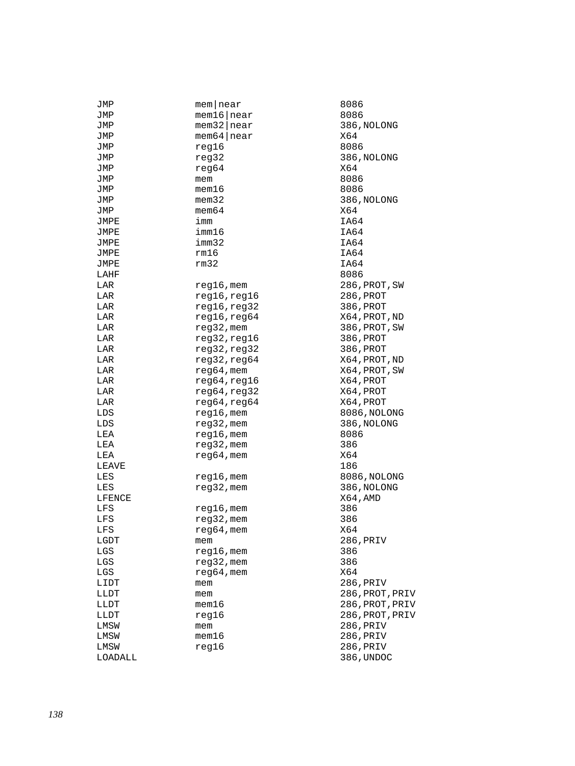```
JMP          mem|near          8086
JMP          mem16|near        8086
JMP          mem32|near        386,NOLONG
JMP          mem64|near        X64
JMP          reg16             8086
JMP          reg32             386,NOLONG
JMP          reg64             X64
JMP          mem               8086
JMP          mem16             8086
JMP          mem32             386,NOLONG
JMP          mem64             X64
JMPE         imm               IA64
JMPE         imm16             IA64
JMPE         imm32             IA64
JMPE         rm16              IA64
JMPE         rm32              IA64
LAHF                           8086
LAR          reg16,mem         286,PROT,SW
LAR          reg16,reg16       286,PROT
LAR          reg16,reg32       386,PROT
LAR          reg16,reg64       X64,PROT,ND
LAR          reg32,mem         386,PROT,SW
LAR          reg32,reg16       386,PROT
LAR          reg32,reg32       386,PROT
LAR          reg32,reg64       X64,PROT,ND
LAR          reg64,mem         X64,PROT,SW
LAR          reg64,reg16       X64,PROT
LAR          reg64,reg32       X64,PROT
LAR          reg64,reg64       X64,PROT
LDS          reg16,mem         8086,NOLONG
LDS          reg32,mem         386,NOLONG
LEA          reg16,mem         8086
LEA          reg32,mem         386
LEA          reg64,mem         X64
LEAVE                          186
LES          reg16,mem         8086,NOLONG
LES          reg32,mem         386,NOLONG
LFENCE                         X64,AMD
LFS          reg16,mem         386
LFS          reg32,mem         386
LFS          reg64,mem         X64
LGDT         mem               286,PRIV
LGS          reg16,mem         386
LGS          reg32,mem         386
LGS          reg64,mem         X64
LIDT         mem               286,PRIV
LLDT         mem               286,PROT,PRIV
LLDT         mem16             286,PROT,PRIV
LLDT         reg16             286,PROT,PRIV
LMSW         mem               286,PRIV
LMSW         mem16             286,PRIV
LMSW         reg16             286,PRIV
LOADALL                        386,UNDOC
```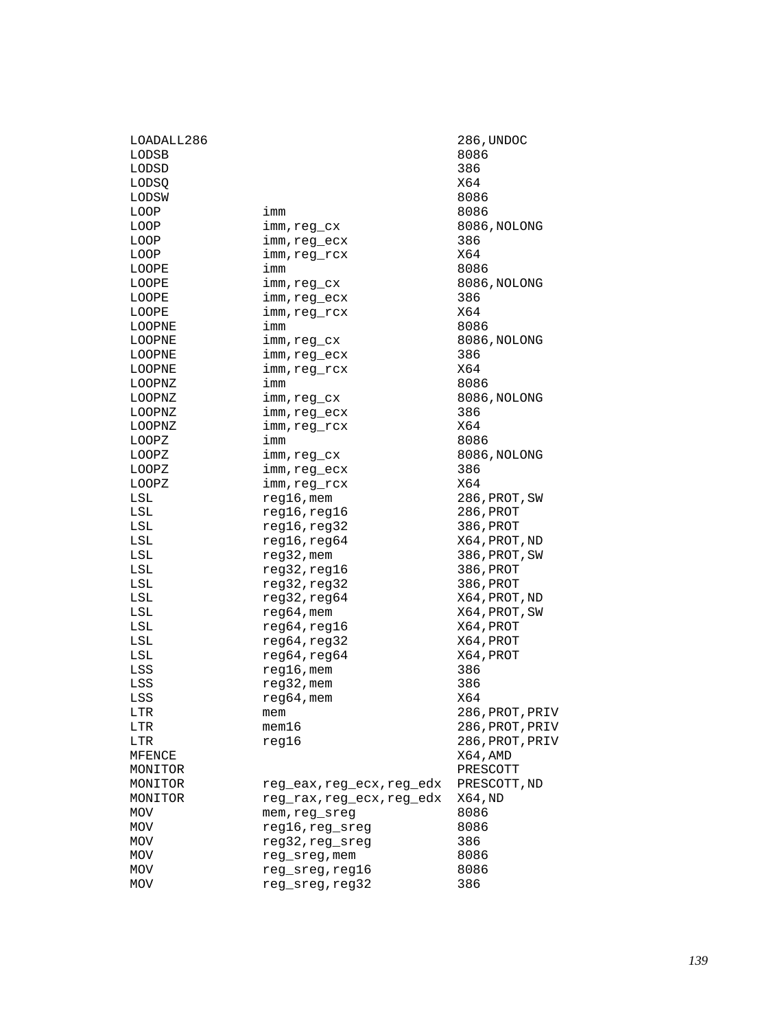```
LOADALL286                                 286,UNDOC
LODSB                                      8086
LODSD                                      386
LODSQ                                      X64
LODSW                                      8086
LOOP         imm                           8086
LOOP         imm,reg_cx                    8086,NOLONG
LOOP         imm,reg_ecx                   386
LOOP         imm,reg_rcx                   X64
LOOPE        imm                           8086
LOOPE        imm,reg_cx                    8086,NOLONG
LOOPE        imm,reg_ecx                   386
LOOPE        imm,reg_rcx                   X64
LOOPNE       imm                           8086
LOOPNE       imm,reg_cx                    8086,NOLONG
LOOPNE       imm,reg_ecx                   386
LOOPNE       imm,reg_rcx                   X64
LOOPNZ       imm                           8086
LOOPNZ       imm,reg_cx                    8086,NOLONG
LOOPNZ       imm,reg_ecx                   386
LOOPNZ       imm,reg_rcx                   X64
LOOPZ        imm                           8086
LOOPZ        imm,reg_cx                    8086,NOLONG
LOOPZ        imm,reg_ecx                   386
LOOPZ        imm,reg_rcx                   X64
LSL          reg16,mem                     286,PROT,SW
LSL          reg16,reg16                   286,PROT
LSL          reg16,reg32                   386,PROT
LSL          reg16,reg64                   X64,PROT,ND
LSL          reg32,mem                     386,PROT,SW
LSL          reg32,reg16                   386,PROT
LSL          reg32,reg32                   386,PROT
LSL          reg32,reg64                   X64,PROT,ND
LSL          reg64,mem                     X64,PROT,SW
LSL          reg64,reg16                   X64,PROT
LSL          reg64,reg32                   X64,PROT
LSL          reg64,reg64                   X64,PROT
LSS          reg16,mem                     386
LSS          reg32,mem                     386
LSS          reg64,mem                     X64
LTR          mem                           286,PROT,PRIV
LTR          mem16                         286,PROT,PRIV
LTR          reg16                         286,PROT,PRIV
MFENCE                                     X64,AMD
MONITOR                                    PRESCOTT
MONITOR      reg_eax,reg_ecx,reg_edx       PRESCOTT,ND
MONITOR      reg_rax,reg_ecx,reg_edx       X64,ND
MOV          mem,reg_sreg                  8086
MOV          reg16,reg_sreg                8086
MOV          reg32,reg_sreg                386
MOV          reg_sreg,mem                  8086
MOV          reg_sreg,reg16                8086
MOV          reg_sreg,reg32                386
```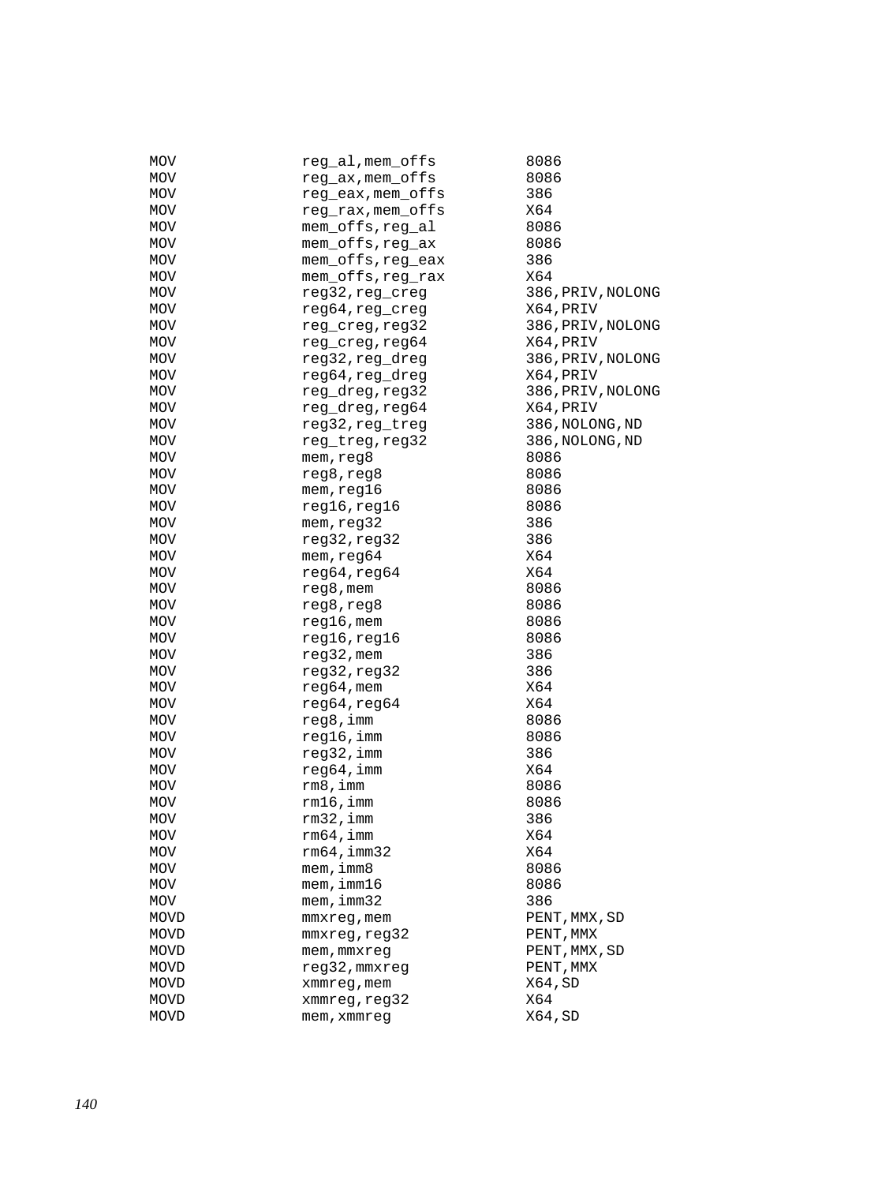```
MOV             reg_al,mem_offs         8086
MOV             reg_ax,mem_offs         8086
MOV             reg_eax,mem_offs        386
MOV             reg_rax,mem_offs        X64
MOV             mem_offs,reg_al         8086
MOV             mem_offs,reg_ax         8086
MOV             mem_offs,reg_eax        386
MOV             mem_offs,reg_rax        X64
MOV             reg32,reg_creg          386,PRIV,NOLONG
MOV             reg64,reg_creg          X64,PRIV
MOV             reg_creg,reg32          386,PRIV,NOLONG
MOV             reg_creg,reg64          X64,PRIV
MOV             reg32,reg_dreg          386,PRIV,NOLONG
MOV             reg64,reg_dreg          X64,PRIV
MOV             reg_dreg,reg32          386,PRIV,NOLONG
MOV             reg_dreg,reg64          X64,PRIV
MOV             reg32,reg_treg          386,NOLONG,ND
MOV             reg_treg,reg32          386,NOLONG,ND
MOV             mem,reg8                8086
MOV             reg8,reg8               8086
MOV             mem,reg16               8086
MOV             reg16,reg16             8086
MOV             mem,reg32               386
MOV             reg32,reg32             386
MOV             mem,reg64               X64
MOV             reg64,reg64             X64
MOV             reg8,mem                8086
MOV             reg8,reg8               8086
MOV             reg16,mem               8086
MOV             reg16,reg16             8086
MOV             reg32,mem               386
MOV             reg32,reg32             386
MOV             reg64,mem               X64
MOV             reg64,reg64             X64
MOV             reg8,imm                8086
MOV             reg16,imm               8086
MOV             reg32,imm               386
MOV             reg64,imm               X64
MOV             rm8,imm                 8086
MOV             rm16,imm                8086
MOV             rm32,imm                386
MOV             rm64,imm                X64
MOV             rm64,imm32              X64
MOV             mem,imm8                8086
MOV             mem,imm16               8086
MOV             mem,imm32               386
MOVD            mmxreg,mem              PENT,MMX,SD
MOVD            mmxreg,reg32            PENT,MMX
MOVD            mem,mmxreg              PENT,MMX,SD
MOVD            reg32,mmxreg            PENT,MMX
MOVD            xmmreg,mem              X64,SD
MOVD            xmmreg,reg32            X64
MOVD            mem,xmmreg              X64,SD
```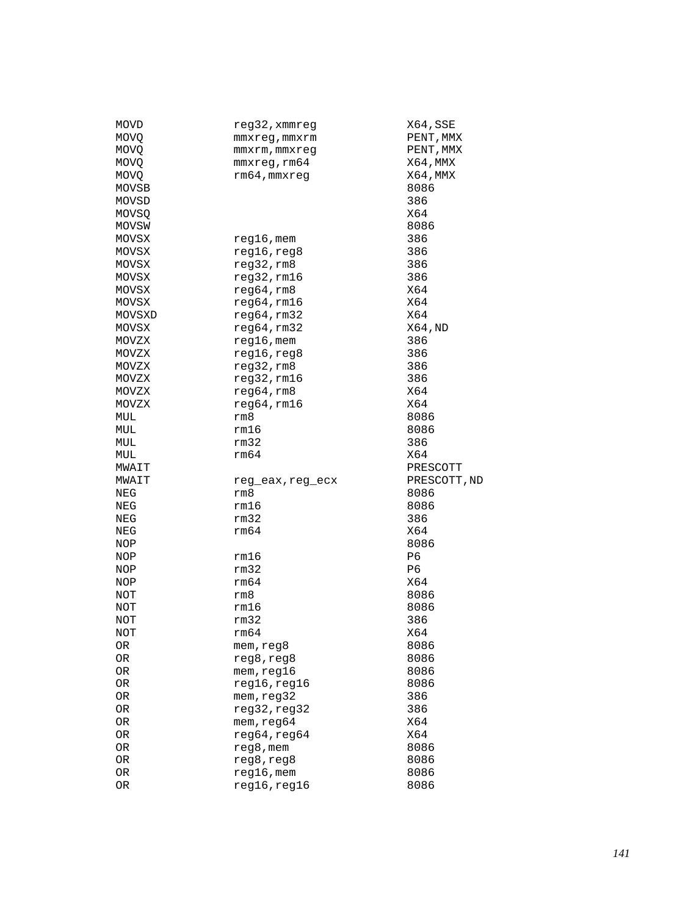```
MOVD            reg32,xmmreg            X64,SSE
MOVQ            mmxreg,mmxrm            PENT,MMX
MOVQ            mmxrm,mmxreg            PENT,MMX
MOVQ            mmxreg,rm64             X64,MMX
MOVQ            rm64,mmxreg             X64,MMX
MOVSB                                   8086
MOVSD                                   386
MOVSQ                                   X64
MOVSW                                   8086
MOVSX           reg16,mem               386
MOVSX           reg16,reg8              386
MOVSX           reg32,rm8               386
MOVSX           reg32,rm16              386
MOVSX           reg64,rm8               X64
MOVSX           reg64,rm16              X64
MOVSXD          reg64,rm32              X64
MOVSX           reg64,rm32              X64,ND
MOVZX           reg16,mem               386
MOVZX           reg16,reg8              386
MOVZX           reg32,rm8               386
MOVZX           reg32,rm16              386
MOVZX           reg64,rm8               X64
MOVZX           reg64,rm16              X64
MUL             rm8                     8086
MUL             rm16                    8086
MUL             rm32                    386
MUL             rm64                    X64
MWAIT                                   PRESCOTT
MWAIT           reg_eax,reg_ecx         PRESCOTT,ND
NEG             rm8                     8086
NEG             rm16                    8086
NEG             rm32                    386
NEG             rm64                    X64
NOP                                     8086
NOP             rm16                    P6
NOP             rm32                    P6
NOP             rm64                    X64
NOT             rm8                     8086
NOT             rm16                    8086
NOT             rm32                    386
NOT             rm64                    X64
OR              mem,reg8                8086
OR              reg8,reg8               8086
OR              mem,reg16               8086
OR              reg16,reg16             8086
OR              mem,reg32               386
OR              reg32,reg32             386
OR              mem,reg64               X64
OR              reg64,reg64             X64
OR              reg8,mem                8086
OR              reg8,reg8               8086
OR              reg16,mem               8086
OR              reg16,reg16             8086
```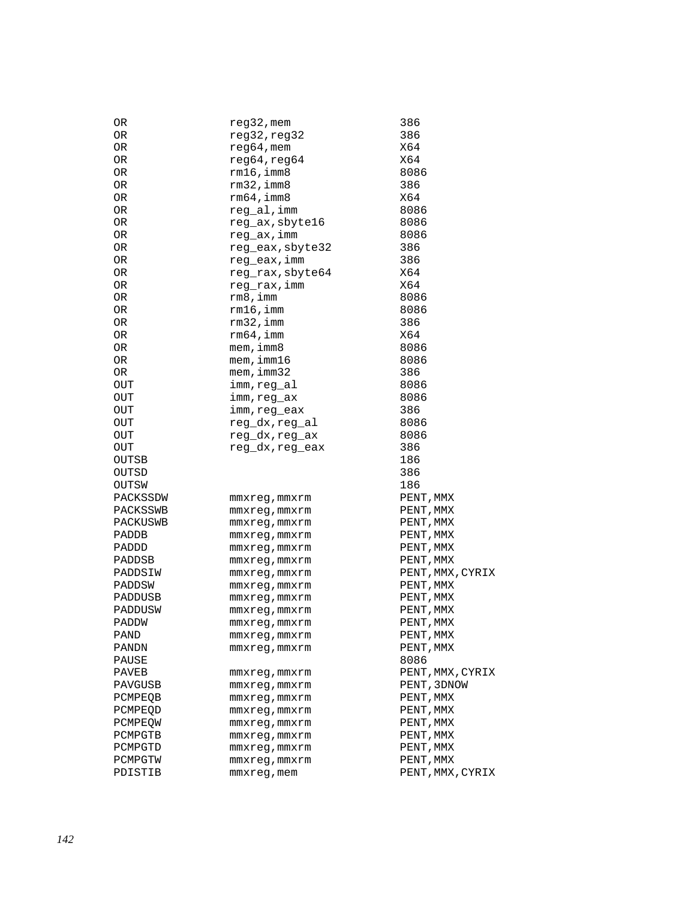| | | |
|---|---|---|
| OR | reg32,mem | 386 |
| OR | reg32,reg32 | 386 |
| OR | reg64,mem | X64 |
| OR | reg64,reg64 | X64 |
| OR | rm16,imm8 | 8086 |
| OR | rm32,imm8 | 386 |
| OR | rm64,imm8 | X64 |
| OR | reg_al,imm | 8086 |
| OR | reg_ax,sbyte16 | 8086 |
| OR | reg_ax,imm | 8086 |
| OR | reg_eax,sbyte32 | 386 |
| OR | reg_eax,imm | 386 |
| OR | reg_rax,sbyte64 | X64 |
| OR | reg_rax,imm | X64 |
| OR | rm8,imm | 8086 |
| OR | rm16,imm | 8086 |
| OR | rm32,imm | 386 |
| OR | rm64,imm | X64 |
| OR | mem,imm8 | 8086 |
| OR | mem,imm16 | 8086 |
| OR | mem,imm32 | 386 |
| OUT | imm,reg_al | 8086 |
| OUT | imm,reg_ax | 8086 |
| OUT | imm,reg_eax | 386 |
| OUT | reg_dx,reg_al | 8086 |
| OUT | reg_dx,reg_ax | 8086 |
| OUT | reg_dx,reg_eax | 386 |
| OUTSB | | 186 |
| OUTSD | | 386 |
| OUTSW | | 186 |
| PACKSSDW | mmxreg,mmxrm | PENT,MMX |
| PACKSSWB | mmxreg,mmxrm | PENT,MMX |
| PACKUSWB | mmxreg,mmxrm | PENT,MMX |
| PADDB | mmxreg,mmxrm | PENT,MMX |
| PADDD | mmxreg,mmxrm | PENT,MMX |
| PADDSB | mmxreg,mmxrm | PENT,MMX |
| PADDSIW | mmxreg,mmxrm | PENT,MMX,CYRIX |
| PADDSW | mmxreg,mmxrm | PENT,MMX |
| PADDUSB | mmxreg,mmxrm | PENT,MMX |
| PADDUSW | mmxreg,mmxrm | PENT,MMX |
| PADDW | mmxreg,mmxrm | PENT,MMX |
| PAND | mmxreg,mmxrm | PENT,MMX |
| PANDN | mmxreg,mmxrm | PENT,MMX |
| PAUSE | | 8086 |
| PAVEB | mmxreg,mmxrm | PENT,MMX,CYRIX |
| PAVGUSB | mmxreg,mmxrm | PENT,3DNOW |
| PCMPEQB | mmxreg,mmxrm | PENT,MMX |
| PCMPEQD | mmxreg,mmxrm | PENT,MMX |
| PCMPEQW | mmxreg,mmxrm | PENT,MMX |
| PCMPGTB | mmxreg,mmxrm | PENT,MMX |
| PCMPGTD | mmxreg,mmxrm | PENT,MMX |
| PCMPGTW | mmxreg,mmxrm | PENT,MMX |
| PDISTIB | mmxreg,mem | PENT,MMX,CYRIX |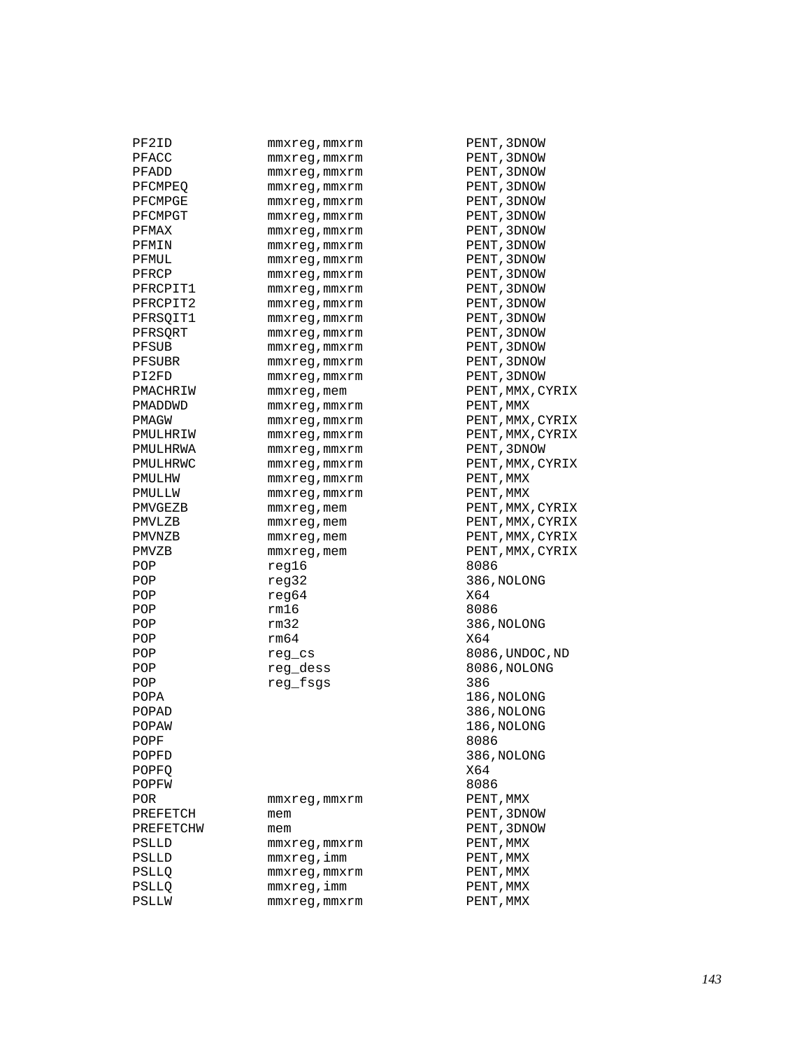```
PF2ID           mmxreg,mmxrm          PENT,3DNOW
PFACC           mmxreg,mmxrm          PENT,3DNOW
PFADD           mmxreg,mmxrm          PENT,3DNOW
PFCMPEQ         mmxreg,mmxrm          PENT,3DNOW
PFCMPGE         mmxreg,mmxrm          PENT,3DNOW
PFCMPGT         mmxreg,mmxrm          PENT,3DNOW
PFMAX           mmxreg,mmxrm          PENT,3DNOW
PFMIN           mmxreg,mmxrm          PENT,3DNOW
PFMUL           mmxreg,mmxrm          PENT,3DNOW
PFRCP           mmxreg,mmxrm          PENT,3DNOW
PFRCPIT1        mmxreg,mmxrm          PENT,3DNOW
PFRCPIT2        mmxreg,mmxrm          PENT,3DNOW
PFRSQIT1        mmxreg,mmxrm          PENT,3DNOW
PFRSQRT         mmxreg,mmxrm          PENT,3DNOW
PFSUB           mmxreg,mmxrm          PENT,3DNOW
PFSUBR          mmxreg,mmxrm          PENT,3DNOW
PI2FD           mmxreg,mmxrm          PENT,3DNOW
PMACHRIW        mmxreg,mem            PENT,MMX,CYRIX
PMADDWD         mmxreg,mmxrm          PENT,MMX
PMAGW           mmxreg,mmxrm          PENT,MMX,CYRIX
PMULHRIW        mmxreg,mmxrm          PENT,MMX,CYRIX
PMULHRWA        mmxreg,mmxrm          PENT,3DNOW
PMULHRWC        mmxreg,mmxrm          PENT,MMX,CYRIX
PMULHW          mmxreg,mmxrm          PENT,MMX
PMULLW          mmxreg,mmxrm          PENT,MMX
PMVGEZB         mmxreg,mem            PENT,MMX,CYRIX
PMVLZB          mmxreg,mem            PENT,MMX,CYRIX
PMVNZB          mmxreg,mem            PENT,MMX,CYRIX
PMVZB           mmxreg,mem            PENT,MMX,CYRIX
POP             reg16                 8086
POP             reg32                 386,NOLONG
POP             reg64                 X64
POP             rm16                  8086
POP             rm32                  386,NOLONG
POP             rm64                  X64
POP             reg_cs                8086,UNDOC,ND
POP             reg_dess              8086,NOLONG
POP             reg_fsgs              386
POPA                                  186,NOLONG
POPAD                                 386,NOLONG
POPAW                                 186,NOLONG
POPF                                  8086
POPFD                                 386,NOLONG
POPFQ                                 X64
POPFW                                 8086
POR             mmxreg,mmxrm          PENT,MMX
PREFETCH        mem                   PENT,3DNOW
PREFETCHW       mem                   PENT,3DNOW
PSLLD           mmxreg,mmxrm          PENT,MMX
PSLLD           mmxreg,imm            PENT,MMX
PSLLQ           mmxreg,mmxrm          PENT,MMX
PSLLQ           mmxreg,imm            PENT,MMX
PSLLW           mmxreg,mmxrm          PENT,MMX
```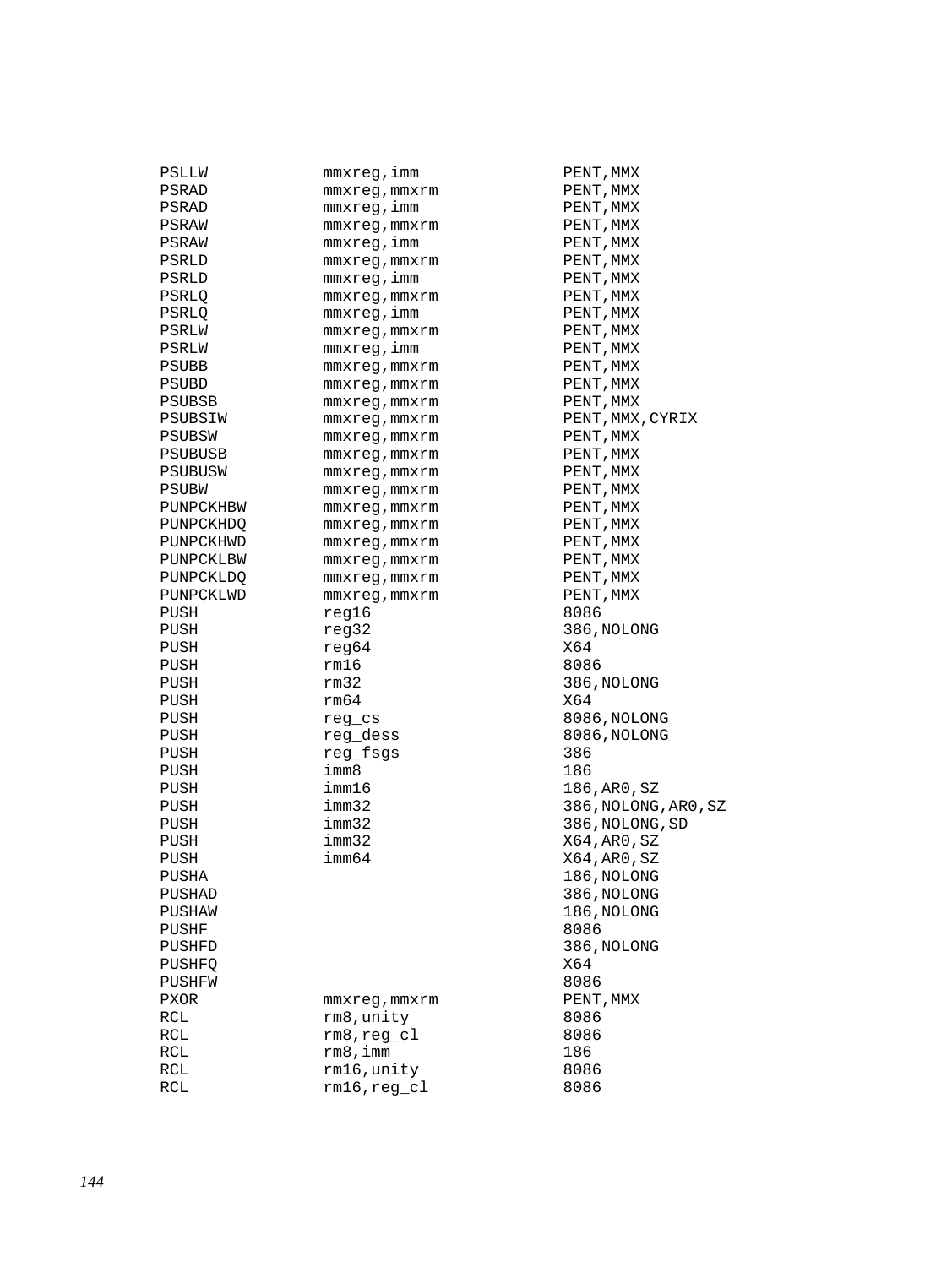```
PSLLW           mmxreg,imm          PENT,MMX
PSRAD           mmxreg,mmxrm        PENT,MMX
PSRAD           mmxreg,imm          PENT,MMX
PSRAW           mmxreg,mmxrm        PENT,MMX
PSRAW           mmxreg,imm          PENT,MMX
PSRLD           mmxreg,mmxrm        PENT,MMX
PSRLD           mmxreg,imm          PENT,MMX
PSRLQ           mmxreg,mmxrm        PENT,MMX
PSRLQ           mmxreg,imm          PENT,MMX
PSRLW           mmxreg,mmxrm        PENT,MMX
PSRLW           mmxreg,imm          PENT,MMX
PSUBB           mmxreg,mmxrm        PENT,MMX
PSUBD           mmxreg,mmxrm        PENT,MMX
PSUBSB          mmxreg,mmxrm        PENT,MMX
PSUBSIW         mmxreg,mmxrm        PENT,MMX,CYRIX
PSUBSW          mmxreg,mmxrm        PENT,MMX
PSUBUSB         mmxreg,mmxrm        PENT,MMX
PSUBUSW         mmxreg,mmxrm        PENT,MMX
PSUBW           mmxreg,mmxrm        PENT,MMX
PUNPCKHBW       mmxreg,mmxrm        PENT,MMX
PUNPCKHDQ       mmxreg,mmxrm        PENT,MMX
PUNPCKHWD       mmxreg,mmxrm        PENT,MMX
PUNPCKLBW       mmxreg,mmxrm        PENT,MMX
PUNPCKLDQ       mmxreg,mmxrm        PENT,MMX
PUNPCKLWD       mmxreg,mmxrm        PENT,MMX
PUSH            reg16               8086
PUSH            reg32               386,NOLONG
PUSH            reg64               X64
PUSH            rm16                8086
PUSH            rm32                386,NOLONG
PUSH            rm64                X64
PUSH            reg_cs              8086,NOLONG
PUSH            reg_dess            8086,NOLONG
PUSH            reg_fsgs            386
PUSH            imm8                186
PUSH            imm16               186,AR0,SZ
PUSH            imm32               386,NOLONG,AR0,SZ
PUSH            imm32               386,NOLONG,SD
PUSH            imm32               X64,AR0,SZ
PUSH            imm64               X64,AR0,SZ
PUSHA                               186,NOLONG
PUSHAD                              386,NOLONG
PUSHAW                              186,NOLONG
PUSHF                               8086
PUSHFD                              386,NOLONG
PUSHFQ                              X64
PUSHFW                              8086
PXOR            mmxreg,mmxrm        PENT,MMX
RCL             rm8,unity           8086
RCL             rm8,reg_cl          8086
RCL             rm8,imm             186
RCL             rm16,unity          8086
RCL             rm16,reg_cl         8086
```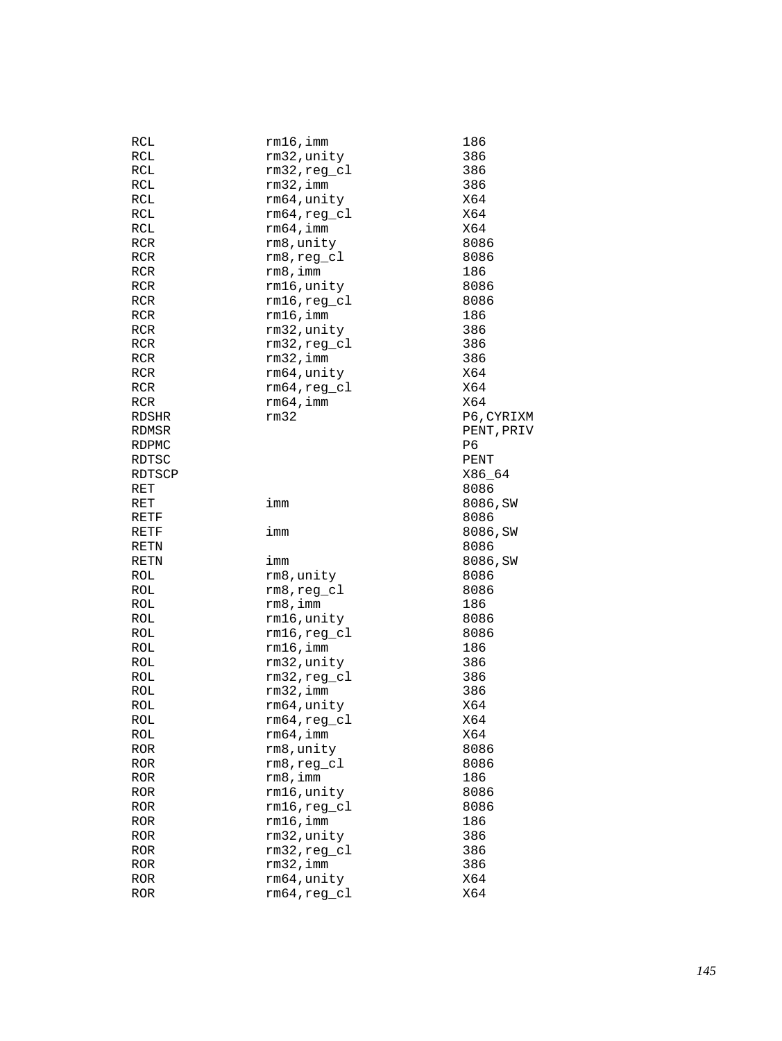```
RCL             rm16,imm                  186
RCL             rm32,unity                386
RCL             rm32,reg_cl               386
RCL             rm32,imm                  386
RCL             rm64,unity                X64
RCL             rm64,reg_cl               X64
RCL             rm64,imm                  X64
RCR             rm8,unity                 8086
RCR             rm8,reg_cl                8086
RCR             rm8,imm                   186
RCR             rm16,unity                8086
RCR             rm16,reg_cl               8086
RCR             rm16,imm                  186
RCR             rm32,unity                386
RCR             rm32,reg_cl               386
RCR             rm32,imm                  386
RCR             rm64,unity                X64
RCR             rm64,reg_cl               X64
RCR             rm64,imm                  X64
RDSHR           rm32                      P6,CYRIXM
RDMSR                                     PENT,PRIV
RDPMC                                     P6
RDTSC                                     PENT
RDTSCP                                    X86_64
RET                                       8086
RET             imm                       8086,SW
RETF                                      8086
RETF            imm                       8086,SW
RETN                                      8086
RETN            imm                       8086,SW
ROL             rm8,unity                 8086
ROL             rm8,reg_cl                8086
ROL             rm8,imm                   186
ROL             rm16,unity                8086
ROL             rm16,reg_cl               8086
ROL             rm16,imm                  186
ROL             rm32,unity                386
ROL             rm32,reg_cl               386
ROL             rm32,imm                  386
ROL             rm64,unity                X64
ROL             rm64,reg_cl               X64
ROL             rm64,imm                  X64
ROR             rm8,unity                 8086
ROR             rm8,reg_cl                8086
ROR             rm8,imm                   186
ROR             rm16,unity                8086
ROR             rm16,reg_cl               8086
ROR             rm16,imm                  186
ROR             rm32,unity                386
ROR             rm32,reg_cl               386
ROR             rm32,imm                  386
ROR             rm64,unity                X64
ROR             rm64,reg_cl               X64
```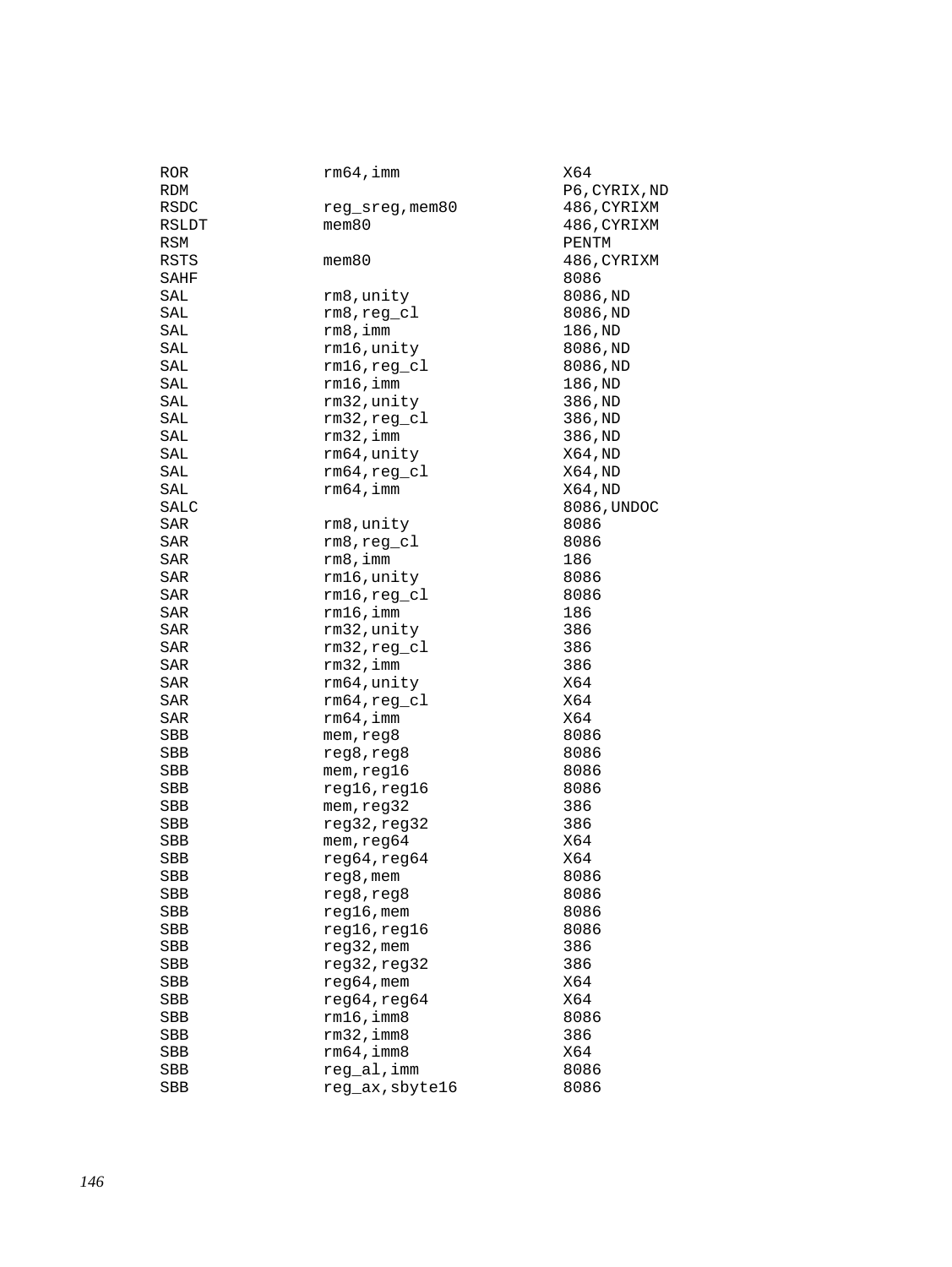```
ROR             rm64,imm            X64
RDM                                 P6,CYRIX,ND
RSDC            reg_sreg,mem80      486,CYRIXM
RSLDT           mem80               486,CYRIXM
RSM                                 PENTM
RSTS            mem80               486,CYRIXM
SAHF                                8086
SAL             rm8,unity           8086,ND
SAL             rm8,reg_cl          8086,ND
SAL             rm8,imm             186,ND
SAL             rm16,unity          8086,ND
SAL             rm16,reg_cl         8086,ND
SAL             rm16,imm            186,ND
SAL             rm32,unity          386,ND
SAL             rm32,reg_cl         386,ND
SAL             rm32,imm            386,ND
SAL             rm64,unity          X64,ND
SAL             rm64,reg_cl         X64,ND
SAL             rm64,imm            X64,ND
SALC                                8086,UNDOC
SAR             rm8,unity           8086
SAR             rm8,reg_cl          8086
SAR             rm8,imm             186
SAR             rm16,unity          8086
SAR             rm16,reg_cl         8086
SAR             rm16,imm            186
SAR             rm32,unity          386
SAR             rm32,reg_cl         386
SAR             rm32,imm            386
SAR             rm64,unity          X64
SAR             rm64,reg_cl         X64
SAR             rm64,imm            X64
SBB             mem,reg8            8086
SBB             reg8,reg8           8086
SBB             mem,reg16           8086
SBB             reg16,reg16         8086
SBB             mem,reg32           386
SBB             reg32,reg32         386
SBB             mem,reg64           X64
SBB             reg64,reg64         X64
SBB             reg8,mem            8086
SBB             reg8,reg8           8086
SBB             reg16,mem           8086
SBB             reg16,reg16         8086
SBB             reg32,mem           386
SBB             reg32,reg32         386
SBB             reg64,mem           X64
SBB             reg64,reg64         X64
SBB             rm16,imm8           8086
SBB             rm32,imm8           386
SBB             rm64,imm8           X64
SBB             reg_al,imm          8086
SBB             reg_ax,sbyte16      8086
```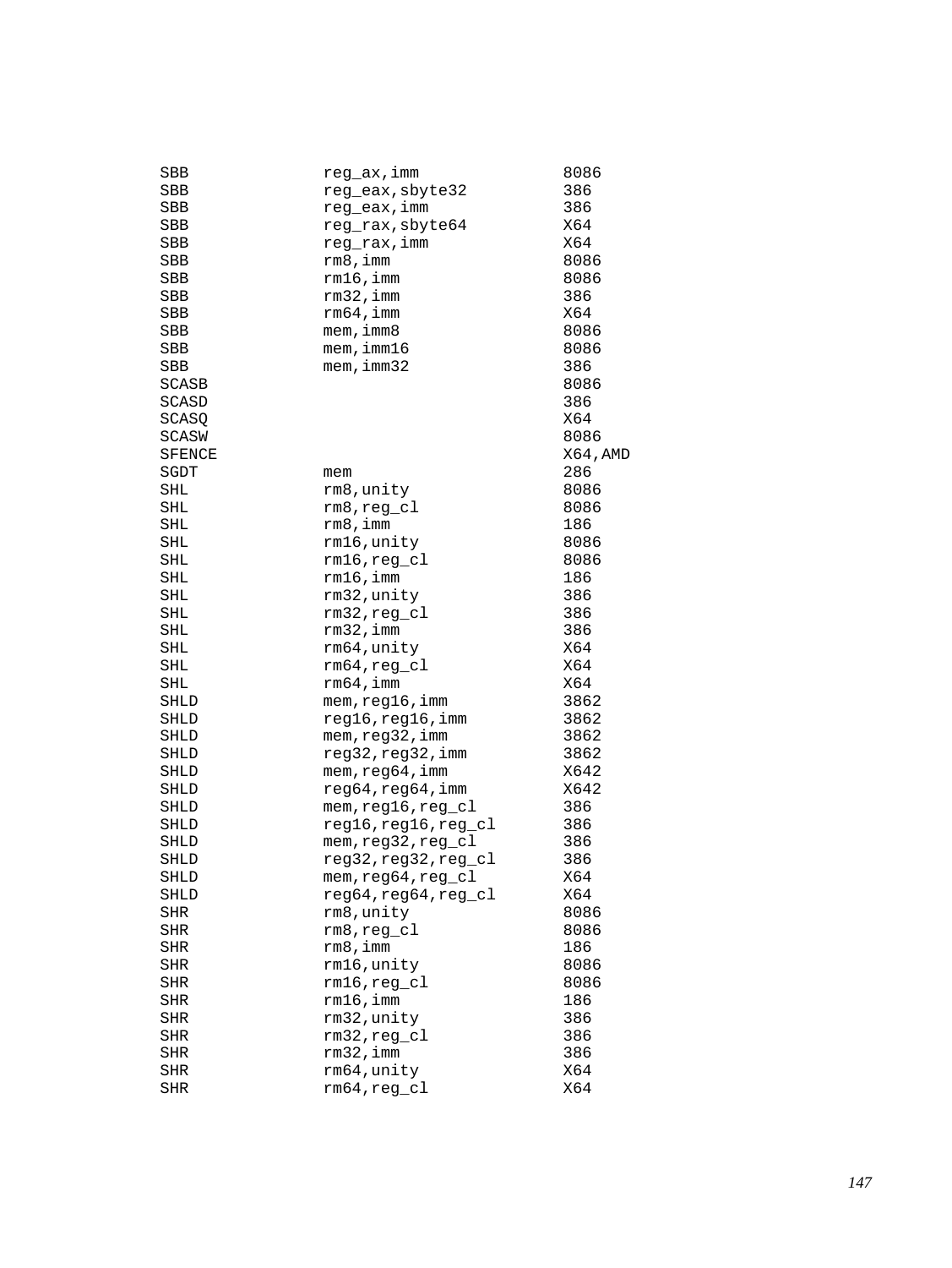```
SBB         reg_ax,imm            8086
SBB         reg_eax,sbyte32       386
SBB         reg_eax,imm           386
SBB         reg_rax,sbyte64       X64
SBB         reg_rax,imm           X64
SBB         rm8,imm               8086
SBB         rm16,imm              8086
SBB         rm32,imm              386
SBB         rm64,imm              X64
SBB         mem,imm8              8086
SBB         mem,imm16             8086
SBB         mem,imm32             386
SCASB                             8086
SCASD                             386
SCASQ                             X64
SCASW                             8086
SFENCE                            X64,AMD
SGDT        mem                   286
SHL         rm8,unity             8086
SHL         rm8,reg_cl            8086
SHL         rm8,imm               186
SHL         rm16,unity            8086
SHL         rm16,reg_cl           8086
SHL         rm16,imm              186
SHL         rm32,unity            386
SHL         rm32,reg_cl           386
SHL         rm32,imm              386
SHL         rm64,unity            X64
SHL         rm64,reg_cl           X64
SHL         rm64,imm              X64
SHLD        mem,reg16,imm         3862
SHLD        reg16,reg16,imm       3862
SHLD        mem,reg32,imm         3862
SHLD        reg32,reg32,imm       3862
SHLD        mem,reg64,imm         X642
SHLD        reg64,reg64,imm       X642
SHLD        mem,reg16,reg_cl      386
SHLD        reg16,reg16,reg_cl    386
SHLD        mem,reg32,reg_cl      386
SHLD        reg32,reg32,reg_cl    386
SHLD        mem,reg64,reg_cl      X64
SHLD        reg64,reg64,reg_cl    X64
SHR         rm8,unity             8086
SHR         rm8,reg_cl            8086
SHR         rm8,imm               186
SHR         rm16,unity            8086
SHR         rm16,reg_cl           8086
SHR         rm16,imm              186
SHR         rm32,unity            386
SHR         rm32,reg_cl           386
SHR         rm32,imm              386
SHR         rm64,unity            X64
SHR         rm64,reg_cl           X64
```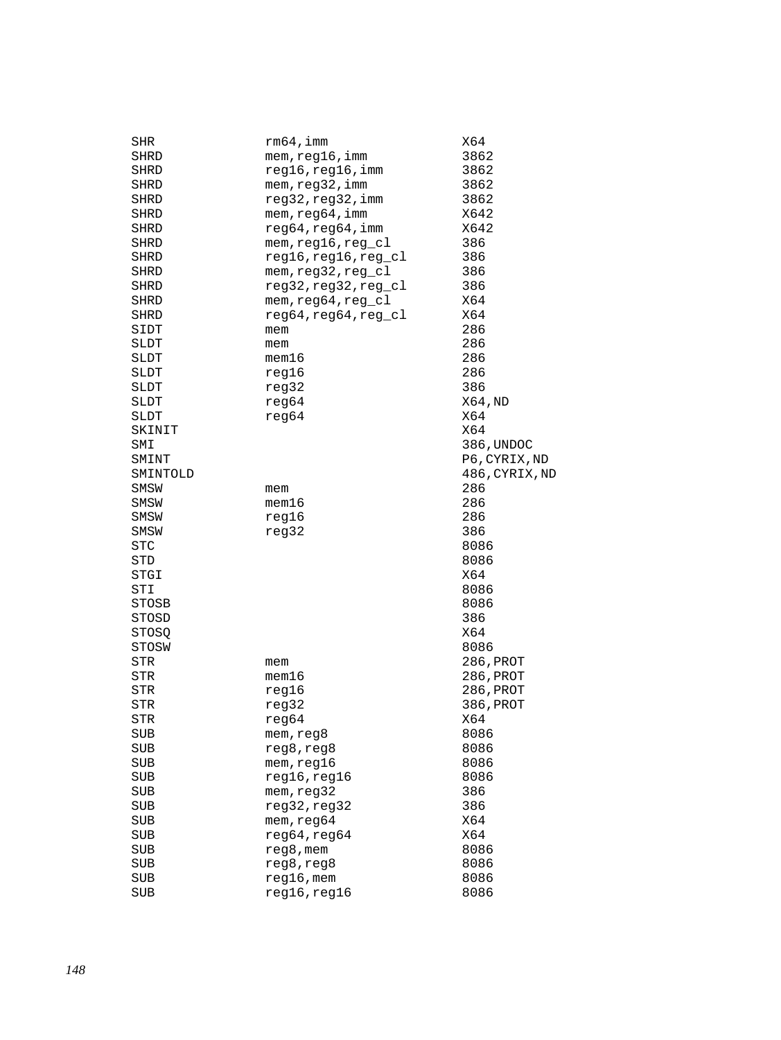```
SHR             rm64,imm                X64
SHRD            mem,reg16,imm           3862
SHRD            reg16,reg16,imm         3862
SHRD            mem,reg32,imm           3862
SHRD            reg32,reg32,imm         3862
SHRD            mem,reg64,imm           X642
SHRD            reg64,reg64,imm         X642
SHRD            mem,reg16,reg_cl        386
SHRD            reg16,reg16,reg_cl      386
SHRD            mem,reg32,reg_cl        386
SHRD            reg32,reg32,reg_cl      386
SHRD            mem,reg64,reg_cl        X64
SHRD            reg64,reg64,reg_cl      X64
SIDT            mem                     286
SLDT            mem                     286
SLDT            mem16                   286
SLDT            reg16                   286
SLDT            reg32                   386
SLDT            reg64                   X64,ND
SLDT            reg64                   X64
SKINIT                                  X64
SMI                                     386,UNDOC
SMINT                                   P6,CYRIX,ND
SMINTOLD                                486,CYRIX,ND
SMSW            mem                     286
SMSW            mem16                   286
SMSW            reg16                   286
SMSW            reg32                   386
STC                                     8086
STD                                     8086
STGI                                    X64
STI                                     8086
STOSB                                   8086
STOSD                                   386
STOSQ                                   X64
STOSW                                   8086
STR             mem                     286,PROT
STR             mem16                   286,PROT
STR             reg16                   286,PROT
STR             reg32                   386,PROT
STR             reg64                   X64
SUB             mem,reg8                8086
SUB             reg8,reg8               8086
SUB             mem,reg16               8086
SUB             reg16,reg16             8086
SUB             mem,reg32               386
SUB             reg32,reg32             386
SUB             mem,reg64               X64
SUB             reg64,reg64             X64
SUB             reg8,mem                8086
SUB             reg8,reg8               8086
SUB             reg16,mem               8086
SUB             reg16,reg16             8086
```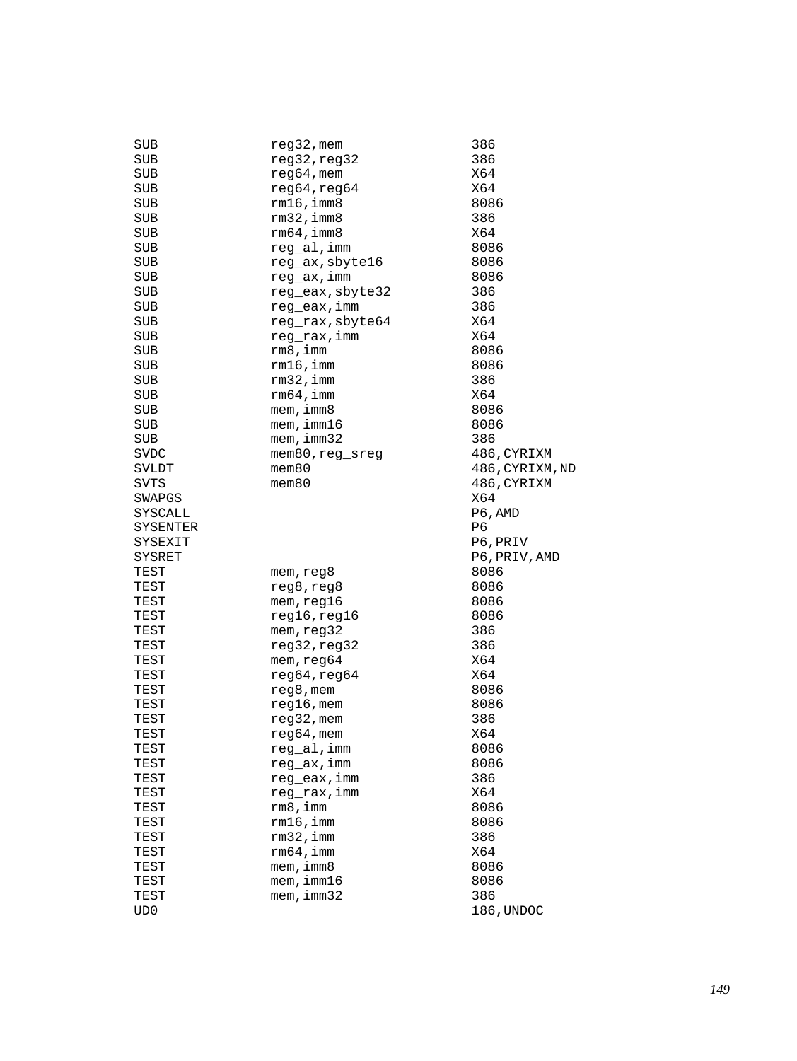```
SUB             reg32,mem            386
SUB             reg32,reg32          386
SUB             reg64,mem            X64
SUB             reg64,reg64          X64
SUB             rm16,imm8            8086
SUB             rm32,imm8            386
SUB             rm64,imm8            X64
SUB             reg_al,imm           8086
SUB             reg_ax,sbyte16       8086
SUB             reg_ax,imm           8086
SUB             reg_eax,sbyte32      386
SUB             reg_eax,imm          386
SUB             reg_rax,sbyte64      X64
SUB             reg_rax,imm          X64
SUB             rm8,imm              8086
SUB             rm16,imm             8086
SUB             rm32,imm             386
SUB             rm64,imm             X64
SUB             mem,imm8             8086
SUB             mem,imm16            8086
SUB             mem,imm32            386
SVDC            mem80,reg_sreg       486,CYRIXM
SVLDT           mem80                486,CYRIXM,ND
SVTS            mem80                486,CYRIXM
SWAPGS                               X64
SYSCALL                              P6,AMD
SYSENTER                             P6
SYSEXIT                              P6,PRIV
SYSRET                               P6,PRIV,AMD
TEST            mem,reg8             8086
TEST            reg8,reg8            8086
TEST            mem,reg16            8086
TEST            reg16,reg16          8086
TEST            mem,reg32            386
TEST            reg32,reg32          386
TEST            mem,reg64            X64
TEST            reg64,reg64          X64
TEST            reg8,mem             8086
TEST            reg16,mem            8086
TEST            reg32,mem            386
TEST            reg64,mem            X64
TEST            reg_al,imm           8086
TEST            reg_ax,imm           8086
TEST            reg_eax,imm          386
TEST            reg_rax,imm          X64
TEST            rm8,imm              8086
TEST            rm16,imm             8086
TEST            rm32,imm             386
TEST            rm64,imm             X64
TEST            mem,imm8             8086
TEST            mem,imm16            8086
TEST            mem,imm32            386
UD0                                  186,UNDOC
```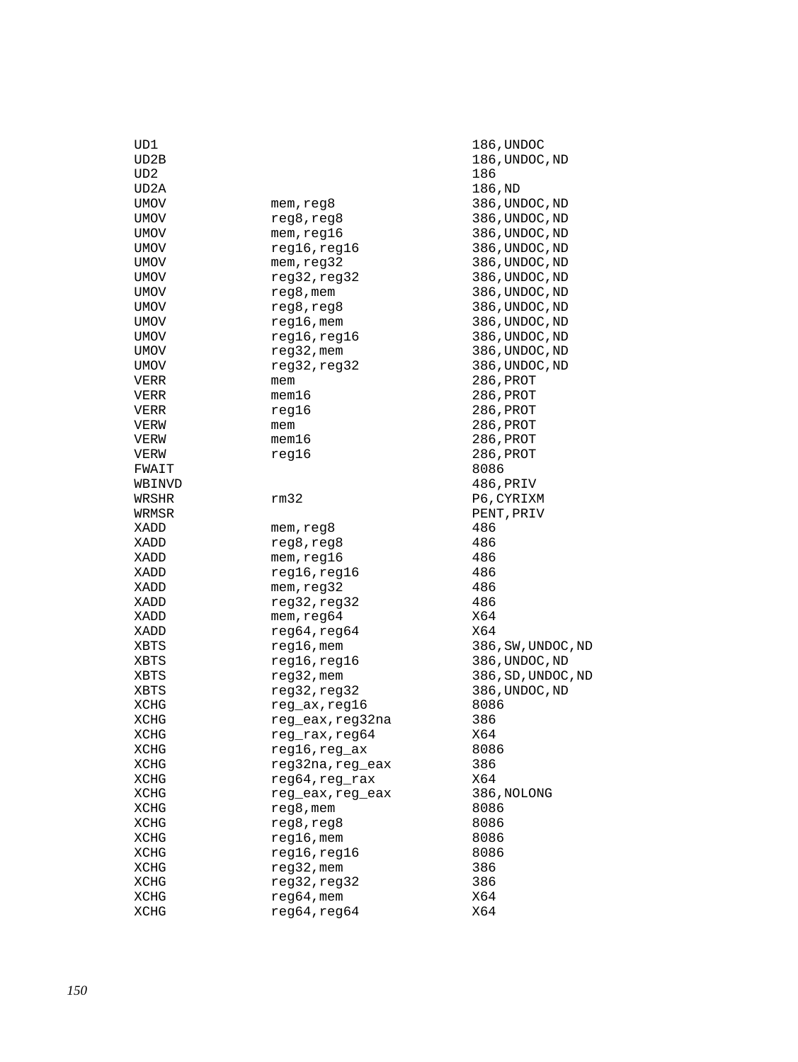```
UD1                                     186,UNDOC
UD2B                                    186,UNDOC,ND
UD2                                     186
UD2A                                    186,ND
UMOV            mem,reg8                386,UNDOC,ND
UMOV            reg8,reg8               386,UNDOC,ND
UMOV            mem,reg16               386,UNDOC,ND
UMOV            reg16,reg16             386,UNDOC,ND
UMOV            mem,reg32               386,UNDOC,ND
UMOV            reg32,reg32             386,UNDOC,ND
UMOV            reg8,mem                386,UNDOC,ND
UMOV            reg8,reg8               386,UNDOC,ND
UMOV            reg16,mem               386,UNDOC,ND
UMOV            reg16,reg16             386,UNDOC,ND
UMOV            reg32,mem               386,UNDOC,ND
UMOV            reg32,reg32             386,UNDOC,ND
VERR            mem                     286,PROT
VERR            mem16                   286,PROT
VERR            reg16                   286,PROT
VERW            mem                     286,PROT
VERW            mem16                   286,PROT
VERW            reg16                   286,PROT
FWAIT                                   8086
WBINVD                                  486,PRIV
WRSHR           rm32                    P6,CYRIXM
WRMSR                                   PENT,PRIV
XADD            mem,reg8                486
XADD            reg8,reg8               486
XADD            mem,reg16               486
XADD            reg16,reg16             486
XADD            mem,reg32               486
XADD            reg32,reg32             486
XADD            mem,reg64               X64
XADD            reg64,reg64             X64
XBTS            reg16,mem               386,SW,UNDOC,ND
XBTS            reg16,reg16             386,UNDOC,ND
XBTS            reg32,mem               386,SD,UNDOC,ND
XBTS            reg32,reg32             386,UNDOC,ND
XCHG            reg_ax,reg16            8086
XCHG            reg_eax,reg32na         386
XCHG            reg_rax,reg64           X64
XCHG            reg16,reg_ax            8086
XCHG            reg32na,reg_eax         386
XCHG            reg64,reg_rax           X64
XCHG            reg_eax,reg_eax         386,NOLONG
XCHG            reg8,mem                8086
XCHG            reg8,reg8               8086
XCHG            reg16,mem               8086
XCHG            reg16,reg16             8086
XCHG            reg32,mem               386
XCHG            reg32,reg32             386
XCHG            reg64,mem               X64
XCHG            reg64,reg64             X64
```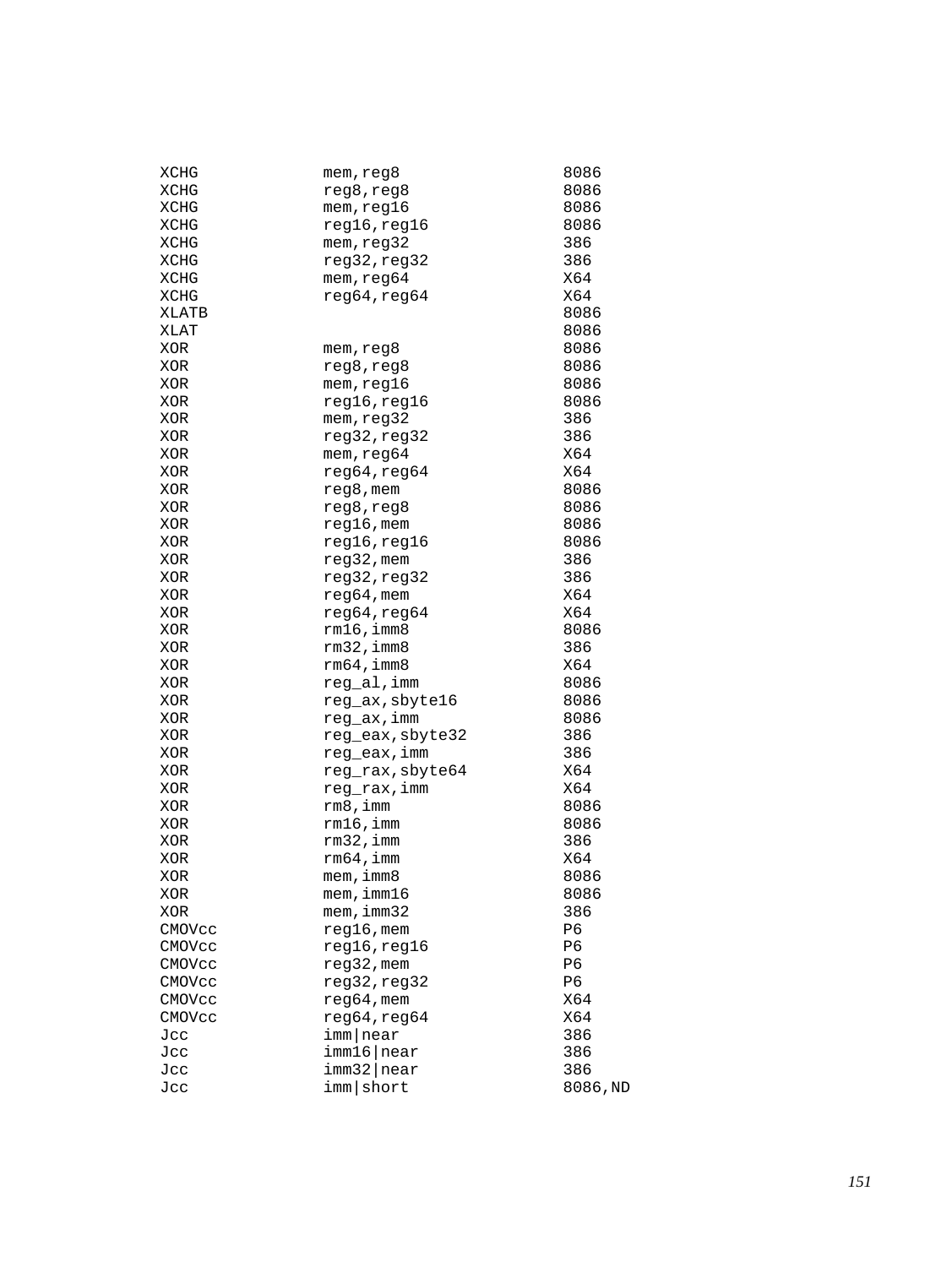```
XCHG            mem,reg8            8086
XCHG            reg8,reg8           8086
XCHG            mem,reg16           8086
XCHG            reg16,reg16         8086
XCHG            mem,reg32           386
XCHG            reg32,reg32         386
XCHG            mem,reg64           X64
XCHG            reg64,reg64         X64
XLATB                               8086
XLAT                                8086
XOR             mem,reg8            8086
XOR             reg8,reg8           8086
XOR             mem,reg16           8086
XOR             reg16,reg16         8086
XOR             mem,reg32           386
XOR             reg32,reg32         386
XOR             mem,reg64           X64
XOR             reg64,reg64         X64
XOR             reg8,mem            8086
XOR             reg8,reg8           8086
XOR             reg16,mem           8086
XOR             reg16,reg16         8086
XOR             reg32,mem           386
XOR             reg32,reg32         386
XOR             reg64,mem           X64
XOR             reg64,reg64         X64
XOR             rm16,imm8           8086
XOR             rm32,imm8           386
XOR             rm64,imm8           X64
XOR             reg_al,imm          8086
XOR             reg_ax,sbyte16      8086
XOR             reg_ax,imm          8086
XOR             reg_eax,sbyte32     386
XOR             reg_eax,imm         386
XOR             reg_rax,sbyte64     X64
XOR             reg_rax,imm         X64
XOR             rm8,imm             8086
XOR             rm16,imm            8086
XOR             rm32,imm            386
XOR             rm64,imm            X64
XOR             mem,imm8            8086
XOR             mem,imm16           8086
XOR             mem,imm32           386
CMOVcc          reg16,mem           P6
CMOVcc          reg16,reg16         P6
CMOVcc          reg32,mem           P6
CMOVcc          reg32,reg32         P6
CMOVcc          reg64,mem           X64
CMOVcc          reg64,reg64         X64
Jcc             imm|near            386
Jcc             imm16|near          386
Jcc             imm32|near          386
Jcc             imm|short           8086,ND
```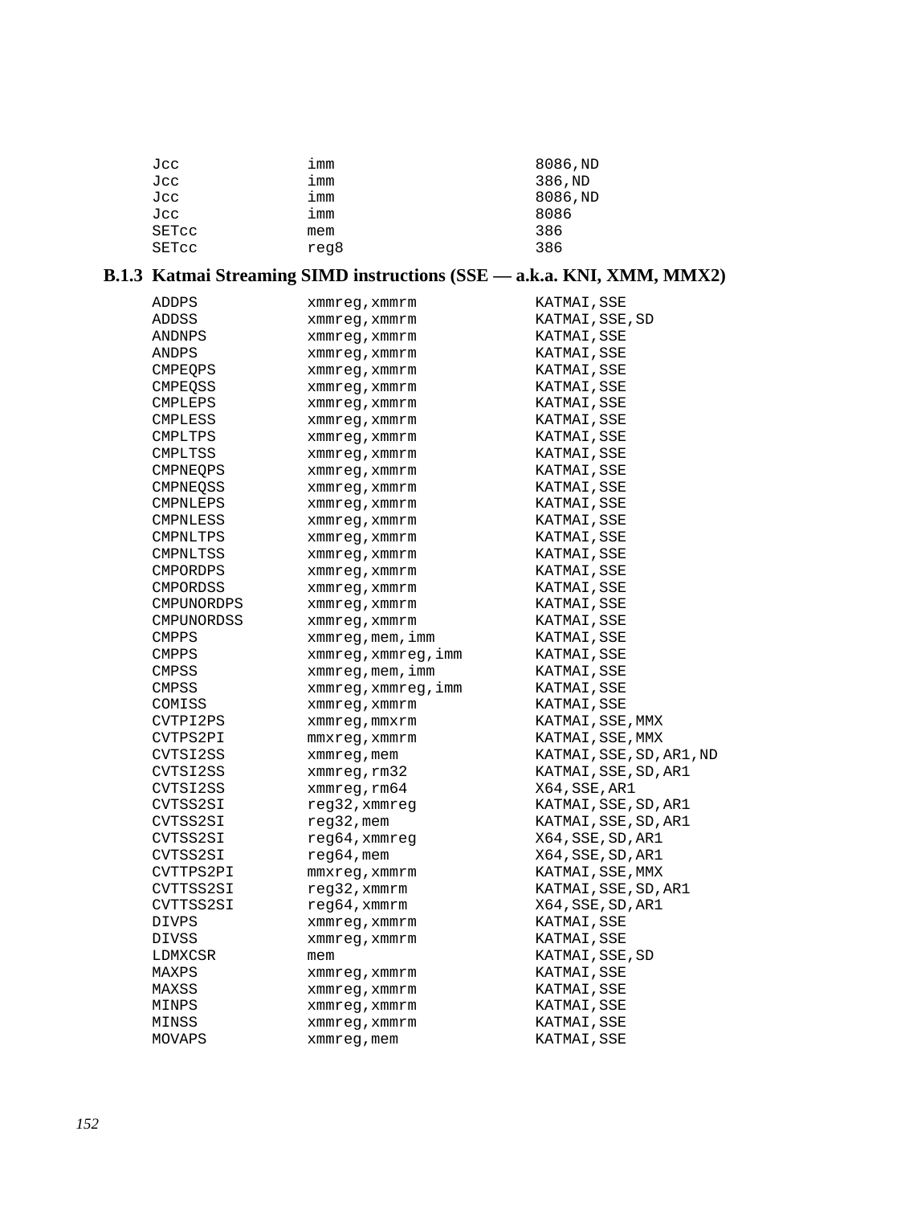```
Jcc            imm                  8086,ND
Jcc            imm                  386,ND
Jcc            imm                  8086,ND
Jcc            imm                  8086
SETcc          mem                  386
SETcc          reg8                 386
```

### B.1.3 Katmai Streaming SIMD instructions (SSE — a.k.a. KNI, XMM, MMX2)

```
ADDPS          xmmreg,xmmrm         KATMAI,SSE
ADDSS          xmmreg,xmmrm         KATMAI,SSE,SD
ANDNPS         xmmreg,xmmrm         KATMAI,SSE
ANDPS          xmmreg,xmmrm         KATMAI,SSE
CMPEQPS        xmmreg,xmmrm         KATMAI,SSE
CMPEQSS        xmmreg,xmmrm         KATMAI,SSE
CMPLEPS        xmmreg,xmmrm         KATMAI,SSE
CMPLESS        xmmreg,xmmrm         KATMAI,SSE
CMPLTPS        xmmreg,xmmrm         KATMAI,SSE
CMPLTSS        xmmreg,xmmrm         KATMAI,SSE
CMPNEQPS       xmmreg,xmmrm         KATMAI,SSE
CMPNEQSS       xmmreg,xmmrm         KATMAI,SSE
CMPNLEPS       xmmreg,xmmrm         KATMAI,SSE
CMPNLESS       xmmreg,xmmrm         KATMAI,SSE
CMPNLTPS       xmmreg,xmmrm         KATMAI,SSE
CMPNLTSS       xmmreg,xmmrm         KATMAI,SSE
CMPORDPS       xmmreg,xmmrm         KATMAI,SSE
CMPORDSS       xmmreg,xmmrm         KATMAI,SSE
CMPUNORDPS     xmmreg,xmmrm         KATMAI,SSE
CMPUNORDSS     xmmreg,xmmrm         KATMAI,SSE
CMPPS          xmmreg,mem,imm       KATMAI,SSE
CMPPS          xmmreg,xmmreg,imm    KATMAI,SSE
CMPSS          xmmreg,mem,imm       KATMAI,SSE
CMPSS          xmmreg,xmmreg,imm    KATMAI,SSE
COMISS         xmmreg,xmmrm         KATMAI,SSE
CVTPI2PS       xmmreg,mmxrm         KATMAI,SSE,MMX
CVTPS2PI       mmxreg,xmmrm         KATMAI,SSE,MMX
CVTSI2SS       xmmreg,mem           KATMAI,SSE,SD,AR1,ND
CVTSI2SS       xmmreg,rm32          KATMAI,SSE,SD,AR1
CVTSI2SS       xmmreg,rm64          X64,SSE,AR1
CVTSS2SI       reg32,xmmreg         KATMAI,SSE,SD,AR1
CVTSS2SI       reg32,mem            KATMAI,SSE,SD,AR1
CVTSS2SI       reg64,xmmreg         X64,SSE,SD,AR1
CVTSS2SI       reg64,mem            X64,SSE,SD,AR1
CVTTPS2PI      mmxreg,xmmrm         KATMAI,SSE,MMX
CVTTSS2SI      reg32,xmmrm          KATMAI,SSE,SD,AR1
CVTTSS2SI      reg64,xmmrm          X64,SSE,SD,AR1
DIVPS          xmmreg,xmmrm         KATMAI,SSE
DIVSS          xmmreg,xmmrm         KATMAI,SSE
LDMXCSR        mem                  KATMAI,SSE,SD
MAXPS          xmmreg,xmmrm         KATMAI,SSE
MAXSS          xmmreg,xmmrm         KATMAI,SSE
MINPS          xmmreg,xmmrm         KATMAI,SSE
MINSS          xmmreg,xmmrm         KATMAI,SSE
MOVAPS         xmmreg,mem           KATMAI,SSE
```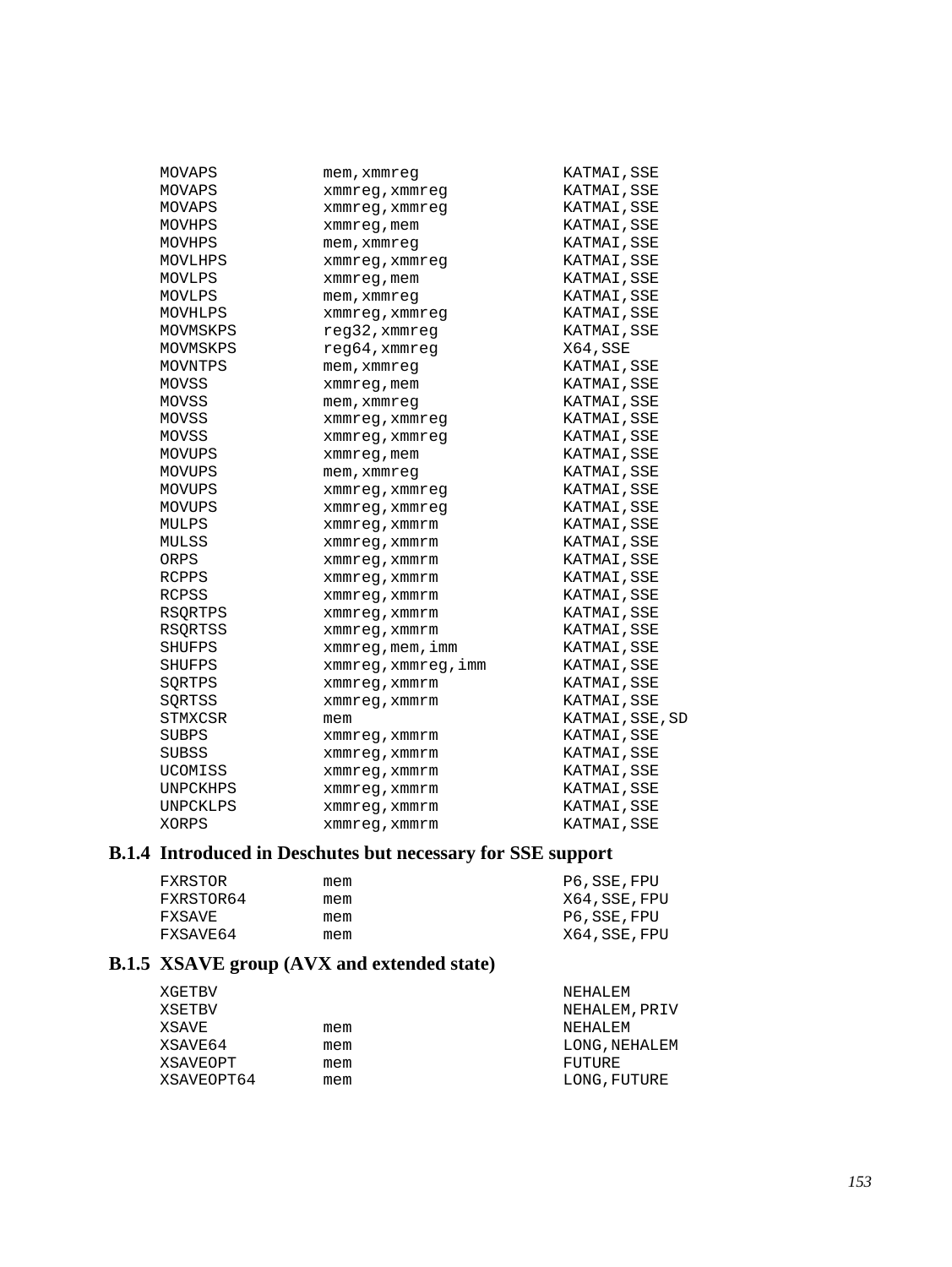```
MOVAPS          mem,xmmreg              KATMAI,SSE
MOVAPS          xmmreg,xmmreg           KATMAI,SSE
MOVAPS          xmmreg,xmmreg           KATMAI,SSE
MOVHPS          xmmreg,mem              KATMAI,SSE
MOVHPS          mem,xmmreg              KATMAI,SSE
MOVLHPS         xmmreg,xmmreg           KATMAI,SSE
MOVLPS          xmmreg,mem              KATMAI,SSE
MOVLPS          mem,xmmreg              KATMAI,SSE
MOVHLPS         xmmreg,xmmreg           KATMAI,SSE
MOVMSKPS        reg32,xmmreg            KATMAI,SSE
MOVMSKPS        reg64,xmmreg            X64,SSE
MOVNTPS         mem,xmmreg              KATMAI,SSE
MOVSS           xmmreg,mem              KATMAI,SSE
MOVSS           mem,xmmreg              KATMAI,SSE
MOVSS           xmmreg,xmmreg           KATMAI,SSE
MOVSS           xmmreg,xmmreg           KATMAI,SSE
MOVUPS          xmmreg,mem              KATMAI,SSE
MOVUPS          mem,xmmreg              KATMAI,SSE
MOVUPS          xmmreg,xmmreg           KATMAI,SSE
MOVUPS          xmmreg,xmmreg           KATMAI,SSE
MULPS           xmmreg,xmmrm            KATMAI,SSE
MULSS           xmmreg,xmmrm            KATMAI,SSE
ORPS            xmmreg,xmmrm            KATMAI,SSE
RCPPS           xmmreg,xmmrm            KATMAI,SSE
RCPSS           xmmreg,xmmrm            KATMAI,SSE
RSQRTPS         xmmreg,xmmrm            KATMAI,SSE
RSQRTSS         xmmreg,xmmrm            KATMAI,SSE
SHUFPS          xmmreg,mem,imm          KATMAI,SSE
SHUFPS          xmmreg,xmmreg,imm       KATMAI,SSE
SQRTPS          xmmreg,xmmrm            KATMAI,SSE
SQRTSS          xmmreg,xmmrm            KATMAI,SSE
STMXCSR         mem                     KATMAI,SSE,SD
SUBPS           xmmreg,xmmrm            KATMAI,SSE
SUBSS           xmmreg,xmmrm            KATMAI,SSE
UCOMISS         xmmreg,xmmrm            KATMAI,SSE
UNPCKHPS        xmmreg,xmmrm            KATMAI,SSE
UNPCKLPS        xmmreg,xmmrm            KATMAI,SSE
XORPS           xmmreg,xmmrm            KATMAI,SSE
```

### B.1.4 Introduced in Deschutes but necessary for SSE support

```
FXRSTOR         mem                     P6,SSE,FPU
FXRSTOR64       mem                     X64,SSE,FPU
FXSAVE          mem                     P6,SSE,FPU
FXSAVE64        mem                     X64,SSE,FPU
```

### B.1.5 XSAVE group (AVX and extended state)

```
XGETBV                                  NEHALEM
XSETBV                                  NEHALEM,PRIV
XSAVE           mem                     NEHALEM
XSAVE64         mem                     LONG,NEHALEM
XSAVEOPT        mem                     FUTURE
XSAVEOPT64      mem                     LONG,FUTURE
```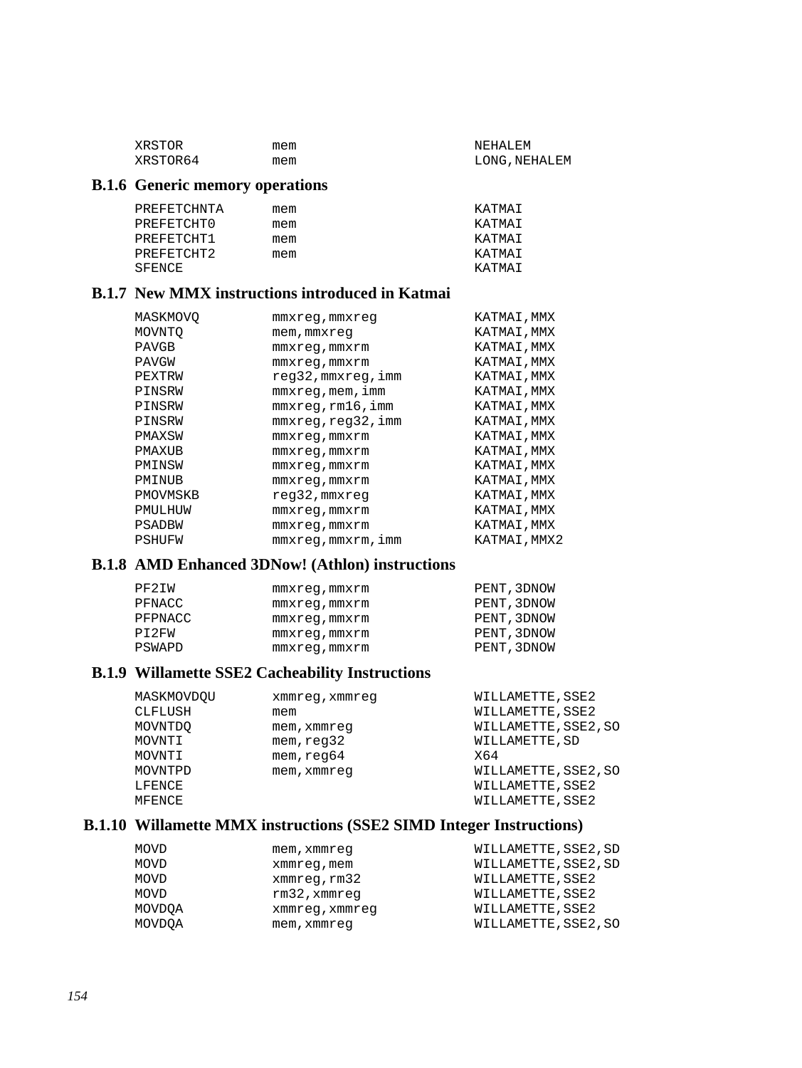```
XRSTOR          mem                     NEHALEM
XRSTOR64        mem                     LONG,NEHALEM
```

### B.1.6 Generic memory operations

```
PREFETCHNTA     mem                     KATMAI
PREFETCHT0      mem                     KATMAI
PREFETCHT1      mem                     KATMAI
PREFETCHT2      mem                     KATMAI
SFENCE                                  KATMAI
```

### B.1.7 New MMX instructions introduced in Katmai

```
MASKMOVQ        mmxreg,mmxreg           KATMAI,MMX
MOVNTQ          mem,mmxreg              KATMAI,MMX
PAVGB           mmxreg,mmxrm            KATMAI,MMX
PAVGW           mmxreg,mmxrm            KATMAI,MMX
PEXTRW          reg32,mmxreg,imm        KATMAI,MMX
PINSRW          mmxreg,mem,imm          KATMAI,MMX
PINSRW          mmxreg,rm16,imm         KATMAI,MMX
PINSRW          mmxreg,reg32,imm        KATMAI,MMX
PMAXSW          mmxreg,mmxrm            KATMAI,MMX
PMAXUB          mmxreg,mmxrm            KATMAI,MMX
PMINSW          mmxreg,mmxrm            KATMAI,MMX
PMINUB          mmxreg,mmxrm            KATMAI,MMX
PMOVMSKB        reg32,mmxreg            KATMAI,MMX
PMULHUW         mmxreg,mmxrm            KATMAI,MMX
PSADBW          mmxreg,mmxrm            KATMAI,MMX
PSHUFW          mmxreg,mmxrm,imm        KATMAI,MMX2
```

### B.1.8 AMD Enhanced 3DNow! (Athlon) instructions

```
PF2IW           mmxreg,mmxrm            PENT,3DNOW
PFNACC          mmxreg,mmxrm            PENT,3DNOW
PFPNACC         mmxreg,mmxrm            PENT,3DNOW
PI2FW           mmxreg,mmxrm            PENT,3DNOW
PSWAPD          mmxreg,mmxrm            PENT,3DNOW
```

### B.1.9 Willamette SSE2 Cacheability Instructions

```
MASKMOVDQU      xmmreg,xmmreg           WILLAMETTE,SSE2
CLFLUSH         mem                     WILLAMETTE,SSE2
MOVNTDQ         mem,xmmreg              WILLAMETTE,SSE2,SO
MOVNTI          mem,reg32               WILLAMETTE,SD
MOVNTI          mem,reg64               X64
MOVNTPD         mem,xmmreg              WILLAMETTE,SSE2,SO
LFENCE                                  WILLAMETTE,SSE2
MFENCE                                  WILLAMETTE,SSE2
```

### B.1.10 Willamette MMX instructions (SSE2 SIMD Integer Instructions)

```
MOVD            mem,xmmreg              WILLAMETTE,SSE2,SD
MOVD            xmmreg,mem              WILLAMETTE,SSE2,SD
MOVD            xmmreg,rm32             WILLAMETTE,SSE2
MOVD            rm32,xmmreg             WILLAMETTE,SSE2
MOVDQA          xmmreg,xmmreg           WILLAMETTE,SSE2
MOVDQA          mem,xmmreg              WILLAMETTE,SSE2,SO
```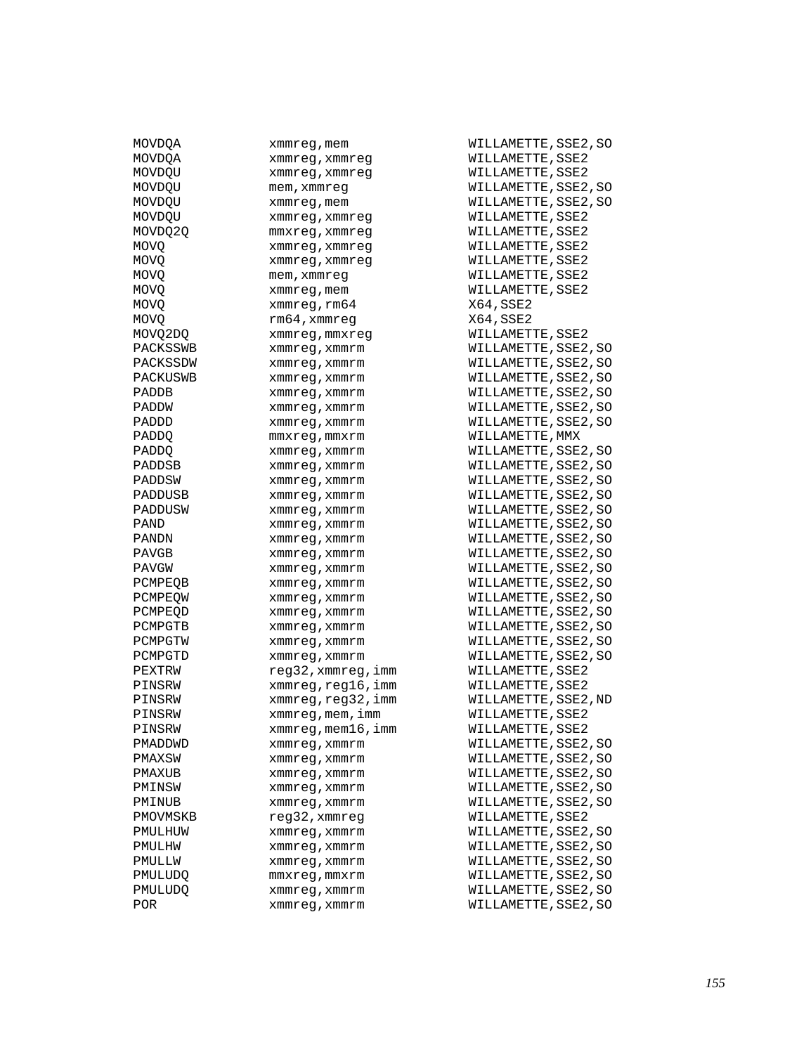```
MOVDQA          xmmreg,mem            WILLAMETTE,SSE2,SO
MOVDQA          xmmreg,xmmreg         WILLAMETTE,SSE2
MOVDQU          xmmreg,xmmreg         WILLAMETTE,SSE2
MOVDQU          mem,xmmreg            WILLAMETTE,SSE2,SO
MOVDQU          xmmreg,mem            WILLAMETTE,SSE2,SO
MOVDQU          xmmreg,xmmreg         WILLAMETTE,SSE2
MOVDQ2Q         mmxreg,xmmreg         WILLAMETTE,SSE2
MOVQ            xmmreg,xmmreg         WILLAMETTE,SSE2
MOVQ            xmmreg,xmmreg         WILLAMETTE,SSE2
MOVQ            mem,xmmreg            WILLAMETTE,SSE2
MOVQ            xmmreg,mem            WILLAMETTE,SSE2
MOVQ            xmmreg,rm64           X64,SSE2
MOVQ            rm64,xmmreg           X64,SSE2
MOVQ2DQ         xmmreg,mmxreg         WILLAMETTE,SSE2
PACKSSWB        xmmreg,xmmrm          WILLAMETTE,SSE2,SO
PACKSSDW        xmmreg,xmmrm          WILLAMETTE,SSE2,SO
PACKUSWB        xmmreg,xmmrm          WILLAMETTE,SSE2,SO
PADDB           xmmreg,xmmrm          WILLAMETTE,SSE2,SO
PADDW           xmmreg,xmmrm          WILLAMETTE,SSE2,SO
PADDD           xmmreg,xmmrm          WILLAMETTE,SSE2,SO
PADDQ           mmxreg,mmxrm          WILLAMETTE,MMX
PADDQ           xmmreg,xmmrm          WILLAMETTE,SSE2,SO
PADDSB          xmmreg,xmmrm          WILLAMETTE,SSE2,SO
PADDSW          xmmreg,xmmrm          WILLAMETTE,SSE2,SO
PADDUSB         xmmreg,xmmrm          WILLAMETTE,SSE2,SO
PADDUSW         xmmreg,xmmrm          WILLAMETTE,SSE2,SO
PAND            xmmreg,xmmrm          WILLAMETTE,SSE2,SO
PANDN           xmmreg,xmmrm          WILLAMETTE,SSE2,SO
PAVGB           xmmreg,xmmrm          WILLAMETTE,SSE2,SO
PAVGW           xmmreg,xmmrm          WILLAMETTE,SSE2,SO
PCMPEQB         xmmreg,xmmrm          WILLAMETTE,SSE2,SO
PCMPEQW         xmmreg,xmmrm          WILLAMETTE,SSE2,SO
PCMPEQD         xmmreg,xmmrm          WILLAMETTE,SSE2,SO
PCMPGTB         xmmreg,xmmrm          WILLAMETTE,SSE2,SO
PCMPGTW         xmmreg,xmmrm          WILLAMETTE,SSE2,SO
PCMPGTD         xmmreg,xmmrm          WILLAMETTE,SSE2,SO
PEXTRW          reg32,xmmreg,imm      WILLAMETTE,SSE2
PINSRW          xmmreg,reg16,imm      WILLAMETTE,SSE2
PINSRW          xmmreg,reg32,imm      WILLAMETTE,SSE2,ND
PINSRW          xmmreg,mem,imm        WILLAMETTE,SSE2
PINSRW          xmmreg,mem16,imm      WILLAMETTE,SSE2
PMADDWD         xmmreg,xmmrm          WILLAMETTE,SSE2,SO
PMAXSW          xmmreg,xmmrm          WILLAMETTE,SSE2,SO
PMAXUB          xmmreg,xmmrm          WILLAMETTE,SSE2,SO
PMINSW          xmmreg,xmmrm          WILLAMETTE,SSE2,SO
PMINUB          xmmreg,xmmrm          WILLAMETTE,SSE2,SO
PMOVMSKB        reg32,xmmreg          WILLAMETTE,SSE2
PMULHUW         xmmreg,xmmrm          WILLAMETTE,SSE2,SO
PMULHW          xmmreg,xmmrm          WILLAMETTE,SSE2,SO
PMULLW          xmmreg,xmmrm          WILLAMETTE,SSE2,SO
PMULUDQ         mmxreg,mmxrm          WILLAMETTE,SSE2,SO
PMULUDQ         xmmreg,xmmrm          WILLAMETTE,SSE2,SO
POR             xmmreg,xmmrm          WILLAMETTE,SSE2,SO
```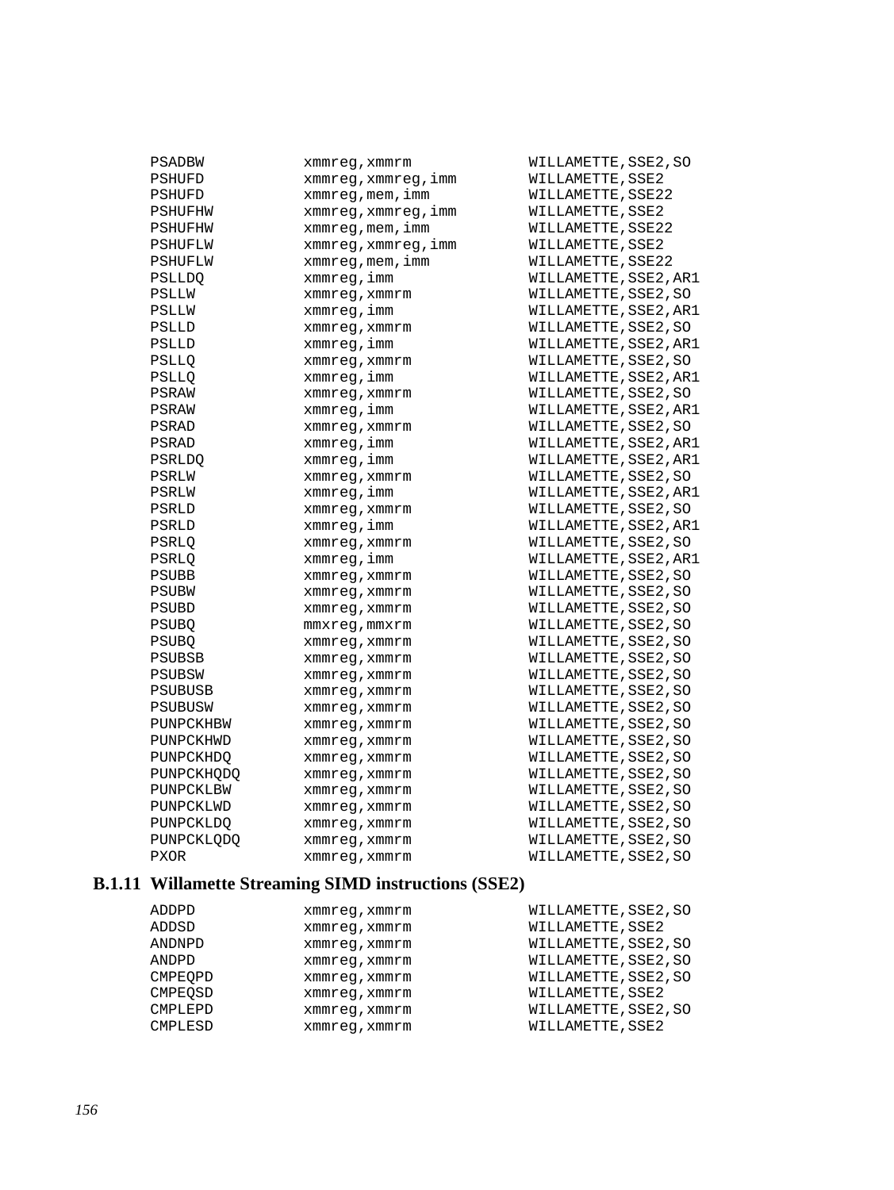```
PSADBW          xmmreg,xmmrm              WILLAMETTE,SSE2,SO
PSHUFD          xmmreg,xmmreg,imm         WILLAMETTE,SSE2
PSHUFD          xmmreg,mem,imm            WILLAMETTE,SSE22
PSHUFHW         xmmreg,xmmreg,imm         WILLAMETTE,SSE2
PSHUFHW         xmmreg,mem,imm            WILLAMETTE,SSE22
PSHUFLW         xmmreg,xmmreg,imm         WILLAMETTE,SSE2
PSHUFLW         xmmreg,mem,imm            WILLAMETTE,SSE22
PSLLDQ          xmmreg,imm                WILLAMETTE,SSE2,AR1
PSLLW           xmmreg,xmmrm              WILLAMETTE,SSE2,SO
PSLLW           xmmreg,imm                WILLAMETTE,SSE2,AR1
PSLLD           xmmreg,xmmrm              WILLAMETTE,SSE2,SO
PSLLD           xmmreg,imm                WILLAMETTE,SSE2,AR1
PSLLQ           xmmreg,xmmrm              WILLAMETTE,SSE2,SO
PSLLQ           xmmreg,imm                WILLAMETTE,SSE2,AR1
PSRAW           xmmreg,xmmrm              WILLAMETTE,SSE2,SO
PSRAW           xmmreg,imm                WILLAMETTE,SSE2,AR1
PSRAD           xmmreg,xmmrm              WILLAMETTE,SSE2,SO
PSRAD           xmmreg,imm                WILLAMETTE,SSE2,AR1
PSRLDQ          xmmreg,imm                WILLAMETTE,SSE2,AR1
PSRLW           xmmreg,xmmrm              WILLAMETTE,SSE2,SO
PSRLW           xmmreg,imm                WILLAMETTE,SSE2,AR1
PSRLD           xmmreg,xmmrm              WILLAMETTE,SSE2,SO
PSRLD           xmmreg,imm                WILLAMETTE,SSE2,AR1
PSRLQ           xmmreg,xmmrm              WILLAMETTE,SSE2,SO
PSRLQ           xmmreg,imm                WILLAMETTE,SSE2,AR1
PSUBB           xmmreg,xmmrm              WILLAMETTE,SSE2,SO
PSUBW           xmmreg,xmmrm              WILLAMETTE,SSE2,SO
PSUBD           xmmreg,xmmrm              WILLAMETTE,SSE2,SO
PSUBQ           mmxreg,mmxrm              WILLAMETTE,SSE2,SO
PSUBQ           xmmreg,xmmrm              WILLAMETTE,SSE2,SO
PSUBSB          xmmreg,xmmrm              WILLAMETTE,SSE2,SO
PSUBSW          xmmreg,xmmrm              WILLAMETTE,SSE2,SO
PSUBUSB         xmmreg,xmmrm              WILLAMETTE,SSE2,SO
PSUBUSW         xmmreg,xmmrm              WILLAMETTE,SSE2,SO
PUNPCKHBW       xmmreg,xmmrm              WILLAMETTE,SSE2,SO
PUNPCKHWD       xmmreg,xmmrm              WILLAMETTE,SSE2,SO
PUNPCKHDQ       xmmreg,xmmrm              WILLAMETTE,SSE2,SO
PUNPCKHQDQ      xmmreg,xmmrm              WILLAMETTE,SSE2,SO
PUNPCKLBW       xmmreg,xmmrm              WILLAMETTE,SSE2,SO
PUNPCKLWD       xmmreg,xmmrm              WILLAMETTE,SSE2,SO
PUNPCKLDQ       xmmreg,xmmrm              WILLAMETTE,SSE2,SO
PUNPCKLQDQ      xmmreg,xmmrm              WILLAMETTE,SSE2,SO
PXOR            xmmreg,xmmrm              WILLAMETTE,SSE2,SO
```

### B.1.11 Willamette Streaming SIMD instructions (SSE2)

```
ADDPD           xmmreg,xmmrm              WILLAMETTE,SSE2,SO
ADDSD           xmmreg,xmmrm              WILLAMETTE,SSE2
ANDNPD          xmmreg,xmmrm              WILLAMETTE,SSE2,SO
ANDPD           xmmreg,xmmrm              WILLAMETTE,SSE2,SO
CMPEQPD         xmmreg,xmmrm              WILLAMETTE,SSE2,SO
CMPEQSD         xmmreg,xmmrm              WILLAMETTE,SSE2
CMPLEPD         xmmreg,xmmrm              WILLAMETTE,SSE2,SO
CMPLESD         xmmreg,xmmrm              WILLAMETTE,SSE2
```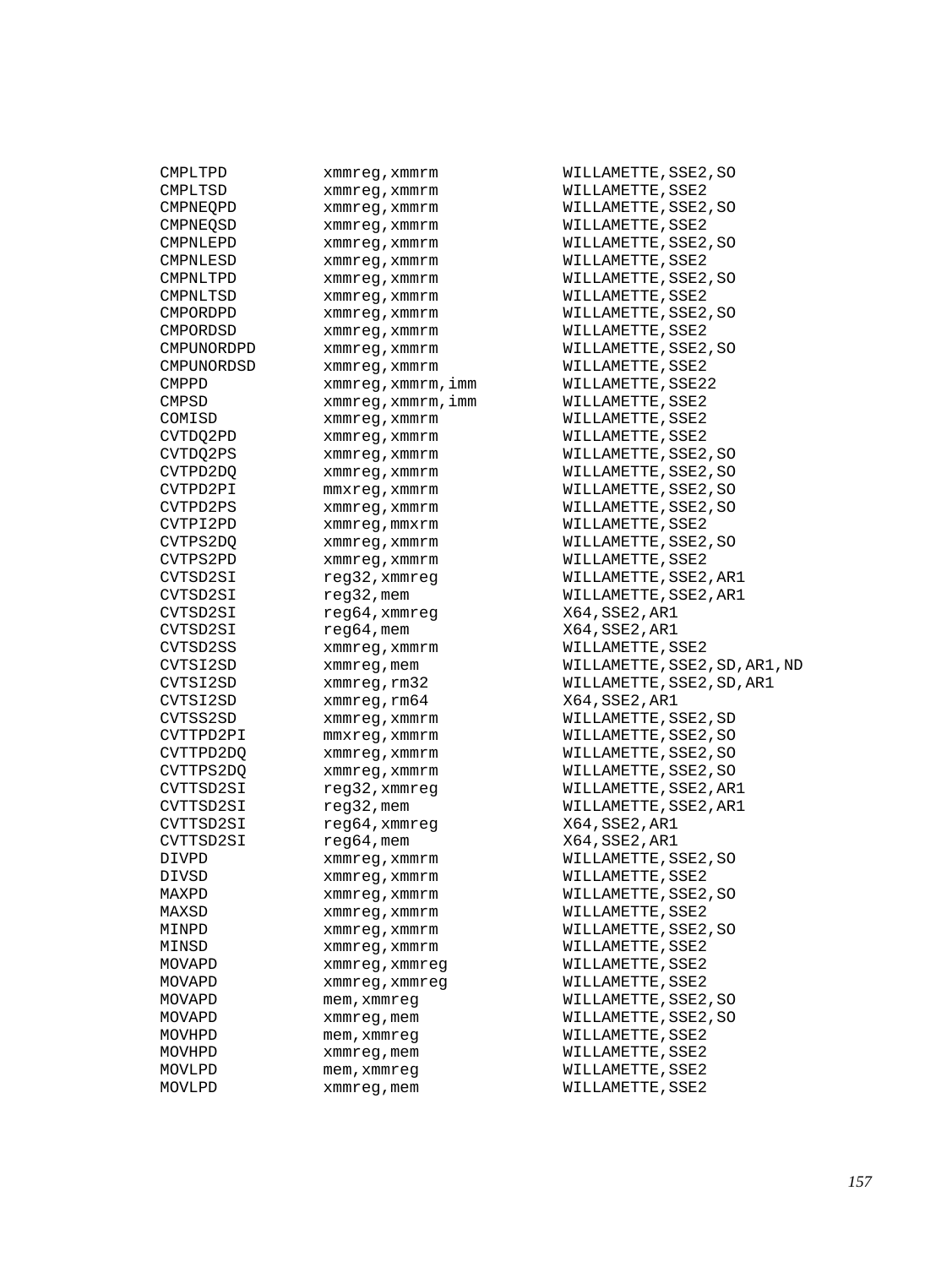```
CMPLTPD         xmmreg,xmmrm          WILLAMETTE,SSE2,SO
CMPLTSD         xmmreg,xmmrm          WILLAMETTE,SSE2
CMPNEQPD        xmmreg,xmmrm          WILLAMETTE,SSE2,SO
CMPNEQSD        xmmreg,xmmrm          WILLAMETTE,SSE2
CMPNLEPD        xmmreg,xmmrm          WILLAMETTE,SSE2,SO
CMPNLESD        xmmreg,xmmrm          WILLAMETTE,SSE2
CMPNLTPD        xmmreg,xmmrm          WILLAMETTE,SSE2,SO
CMPNLTSD        xmmreg,xmmrm          WILLAMETTE,SSE2
CMPORDPD        xmmreg,xmmrm          WILLAMETTE,SSE2,SO
CMPORDSD        xmmreg,xmmrm          WILLAMETTE,SSE2
CMPUNORDPD      xmmreg,xmmrm          WILLAMETTE,SSE2,SO
CMPUNORDSD      xmmreg,xmmrm          WILLAMETTE,SSE2
CMPPD           xmmreg,xmmrm,imm      WILLAMETTE,SSE22
CMPSD           xmmreg,xmmrm,imm      WILLAMETTE,SSE2
COMISD          xmmreg,xmmrm          WILLAMETTE,SSE2
CVTDQ2PD        xmmreg,xmmrm          WILLAMETTE,SSE2
CVTDQ2PS        xmmreg,xmmrm          WILLAMETTE,SSE2,SO
CVTPD2DQ        xmmreg,xmmrm          WILLAMETTE,SSE2,SO
CVTPD2PI        mmxreg,xmmrm          WILLAMETTE,SSE2,SO
CVTPD2PS        xmmreg,xmmrm          WILLAMETTE,SSE2,SO
CVTPI2PD        xmmreg,mmxrm          WILLAMETTE,SSE2
CVTPS2DQ        xmmreg,xmmrm          WILLAMETTE,SSE2,SO
CVTPS2PD        xmmreg,xmmrm          WILLAMETTE,SSE2
CVTSD2SI        reg32,xmmreg          WILLAMETTE,SSE2,AR1
CVTSD2SI        reg32,mem             WILLAMETTE,SSE2,AR1
CVTSD2SI        reg64,xmmreg          X64,SSE2,AR1
CVTSD2SI        reg64,mem             X64,SSE2,AR1
CVTSD2SS        xmmreg,xmmrm          WILLAMETTE,SSE2
CVTSI2SD        xmmreg,mem            WILLAMETTE,SSE2,SD,AR1,ND
CVTSI2SD        xmmreg,rm32           WILLAMETTE,SSE2,SD,AR1
CVTSI2SD        xmmreg,rm64           X64,SSE2,AR1
CVTSS2SD        xmmreg,xmmrm          WILLAMETTE,SSE2,SD
CVTTPD2PI       mmxreg,xmmrm          WILLAMETTE,SSE2,SO
CVTTPD2DQ       xmmreg,xmmrm          WILLAMETTE,SSE2,SO
CVTTPS2DQ       xmmreg,xmmrm          WILLAMETTE,SSE2,SO
CVTTSD2SI       reg32,xmmreg          WILLAMETTE,SSE2,AR1
CVTTSD2SI       reg32,mem             WILLAMETTE,SSE2,AR1
CVTTSD2SI       reg64,xmmreg          X64,SSE2,AR1
CVTTSD2SI       reg64,mem             X64,SSE2,AR1
DIVPD           xmmreg,xmmrm          WILLAMETTE,SSE2,SO
DIVSD           xmmreg,xmmrm          WILLAMETTE,SSE2
MAXPD           xmmreg,xmmrm          WILLAMETTE,SSE2,SO
MAXSD           xmmreg,xmmrm          WILLAMETTE,SSE2
MINPD           xmmreg,xmmrm          WILLAMETTE,SSE2,SO
MINSD           xmmreg,xmmrm          WILLAMETTE,SSE2
MOVAPD          xmmreg,xmmreg         WILLAMETTE,SSE2
MOVAPD          xmmreg,xmmreg         WILLAMETTE,SSE2
MOVAPD          mem,xmmreg            WILLAMETTE,SSE2,SO
MOVAPD          xmmreg,mem            WILLAMETTE,SSE2,SO
MOVHPD          mem,xmmreg            WILLAMETTE,SSE2
MOVHPD          xmmreg,mem            WILLAMETTE,SSE2
MOVLPD          mem,xmmreg            WILLAMETTE,SSE2
MOVLPD          xmmreg,mem            WILLAMETTE,SSE2
```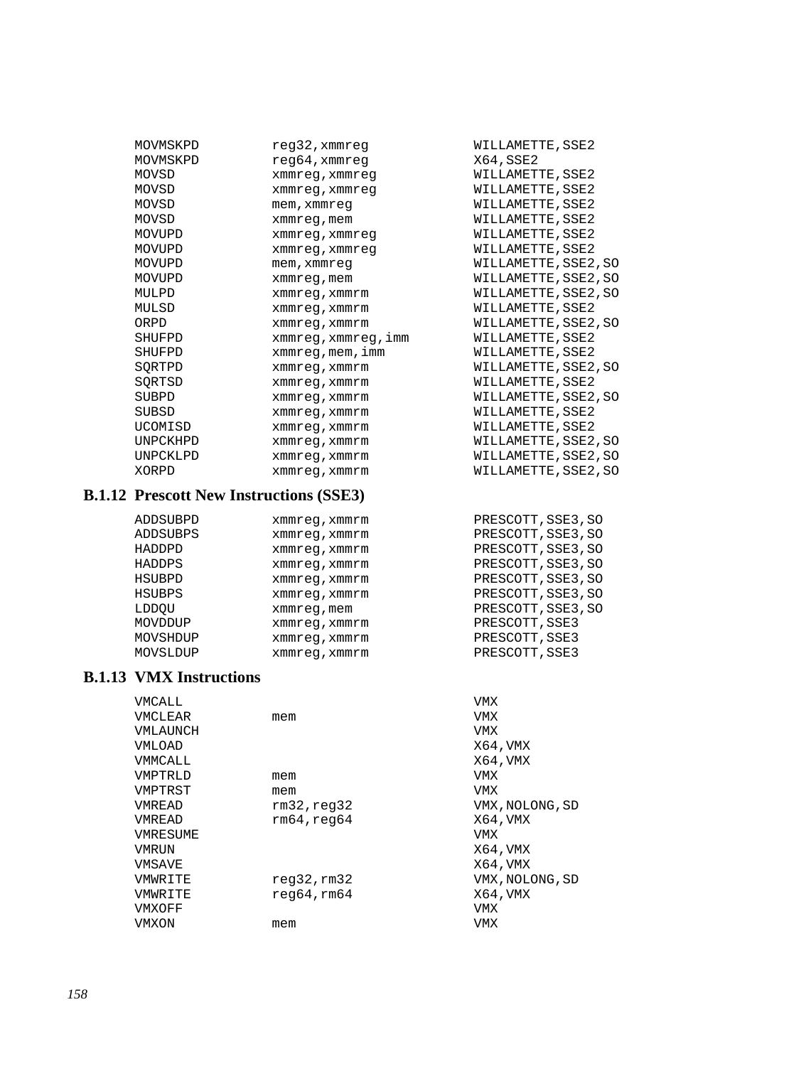```
MOVMSKPD        reg32,xmmreg            WILLAMETTE,SSE2
MOVMSKPD        reg64,xmmreg            X64,SSE2
MOVSD           xmmreg,xmmreg           WILLAMETTE,SSE2
MOVSD           xmmreg,xmmreg           WILLAMETTE,SSE2
MOVSD           mem,xmmreg              WILLAMETTE,SSE2
MOVSD           xmmreg,mem              WILLAMETTE,SSE2
MOVUPD          xmmreg,xmmreg           WILLAMETTE,SSE2
MOVUPD          xmmreg,xmmreg           WILLAMETTE,SSE2
MOVUPD          mem,xmmreg              WILLAMETTE,SSE2,SO
MOVUPD          xmmreg,mem              WILLAMETTE,SSE2,SO
MULPD           xmmreg,xmmrm            WILLAMETTE,SSE2,SO
MULSD           xmmreg,xmmrm            WILLAMETTE,SSE2
ORPD            xmmreg,xmmrm            WILLAMETTE,SSE2,SO
SHUFPD          xmmreg,xmmreg,imm       WILLAMETTE,SSE2
SHUFPD          xmmreg,mem,imm          WILLAMETTE,SSE2
SQRTPD          xmmreg,xmmrm            WILLAMETTE,SSE2,SO
SQRTSD          xmmreg,xmmrm            WILLAMETTE,SSE2
SUBPD           xmmreg,xmmrm            WILLAMETTE,SSE2,SO
SUBSD           xmmreg,xmmrm            WILLAMETTE,SSE2
UCOMISD         xmmreg,xmmrm            WILLAMETTE,SSE2
UNPCKHPD        xmmreg,xmmrm            WILLAMETTE,SSE2,SO
UNPCKLPD        xmmreg,xmmrm            WILLAMETTE,SSE2,SO
XORPD           xmmreg,xmmrm            WILLAMETTE,SSE2,SO
```

### B.1.12 Prescott New Instructions (SSE3)

```
ADDSUBPD        xmmreg,xmmrm            PRESCOTT,SSE3,SO
ADDSUBPS        xmmreg,xmmrm            PRESCOTT,SSE3,SO
HADDPD          xmmreg,xmmrm            PRESCOTT,SSE3,SO
HADDPS          xmmreg,xmmrm            PRESCOTT,SSE3,SO
HSUBPD          xmmreg,xmmrm            PRESCOTT,SSE3,SO
HSUBPS          xmmreg,xmmrm            PRESCOTT,SSE3,SO
LDDQU           xmmreg,mem              PRESCOTT,SSE3,SO
MOVDDUP         xmmreg,xmmrm            PRESCOTT,SSE3
MOVSHDUP        xmmreg,xmmrm            PRESCOTT,SSE3
MOVSLDUP        xmmreg,xmmrm            PRESCOTT,SSE3
```

### B.1.13 VMX Instructions

```
VMCALL                                  VMX
VMCLEAR         mem                     VMX
VMLAUNCH                                VMX
VMLOAD                                  X64,VMX
VMMCALL                                 X64,VMX
VMPTRLD         mem                     VMX
VMPTRST         mem                     VMX
VMREAD          rm32,reg32              VMX,NOLONG,SD
VMREAD          rm64,reg64              X64,VMX
VMRESUME                                VMX
VMRUN                                   X64,VMX
VMSAVE                                  X64,VMX
VMWRITE         reg32,rm32              VMX,NOLONG,SD
VMWRITE         reg64,rm64              X64,VMX
VMXOFF                                  VMX
VMXON           mem                     VMX
```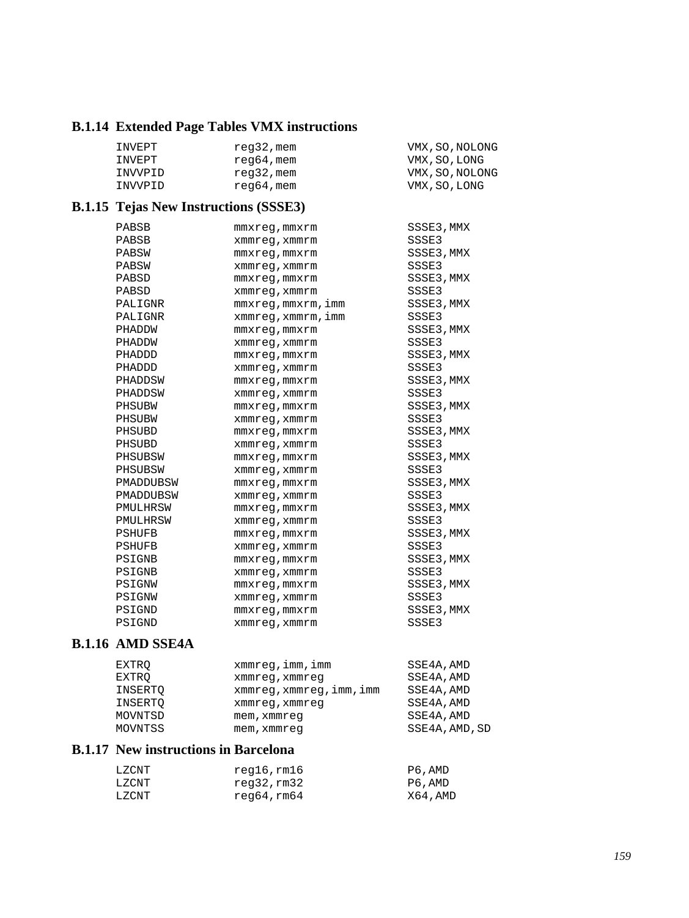### B.1.14 Extended Page Tables VMX instructions

```
INVEPT          reg32,mem               VMX,SO,NOLONG
INVEPT          reg64,mem               VMX,SO,LONG
INVVPID         reg32,mem               VMX,SO,NOLONG
INVVPID         reg64,mem               VMX,SO,LONG
```

### B.1.15 Tejas New Instructions (SSSE3)

```
PABSB           mmxreg,mmxrm            SSSE3,MMX
PABSB           xmmreg,xmmrm            SSSE3
PABSW           mmxreg,mmxrm            SSSE3,MMX
PABSW           xmmreg,xmmrm            SSSE3
PABSD           mmxreg,mmxrm            SSSE3,MMX
PABSD           xmmreg,xmmrm            SSSE3
PALIGNR         mmxreg,mmxrm,imm        SSSE3,MMX
PALIGNR         xmmreg,xmmrm,imm        SSSE3
PHADDW          mmxreg,mmxrm            SSSE3,MMX
PHADDW          xmmreg,xmmrm            SSSE3
PHADDD          mmxreg,mmxrm            SSSE3,MMX
PHADDD          xmmreg,xmmrm            SSSE3
PHADDSW         mmxreg,mmxrm            SSSE3,MMX
PHADDSW         xmmreg,xmmrm            SSSE3
PHSUBW          mmxreg,mmxrm            SSSE3,MMX
PHSUBW          xmmreg,xmmrm            SSSE3
PHSUBD          mmxreg,mmxrm            SSSE3,MMX
PHSUBD          xmmreg,xmmrm            SSSE3
PHSUBSW         mmxreg,mmxrm            SSSE3,MMX
PHSUBSW         xmmreg,xmmrm            SSSE3
PMADDUBSW       mmxreg,mmxrm            SSSE3,MMX
PMADDUBSW       xmmreg,xmmrm            SSSE3
PMULHRSW        mmxreg,mmxrm            SSSE3,MMX
PMULHRSW        xmmreg,xmmrm            SSSE3
PSHUFB          mmxreg,mmxrm            SSSE3,MMX
PSHUFB          xmmreg,xmmrm            SSSE3
PSIGNB          mmxreg,mmxrm            SSSE3,MMX
PSIGNB          xmmreg,xmmrm            SSSE3
PSIGNW          mmxreg,mmxrm            SSSE3,MMX
PSIGNW          xmmreg,xmmrm            SSSE3
PSIGND          mmxreg,mmxrm            SSSE3,MMX
PSIGND          xmmreg,xmmrm            SSSE3
```

### B.1.16 AMD SSE4A

```
EXTRQ           xmmreg,imm,imm          SSE4A,AMD
EXTRQ           xmmreg,xmmreg           SSE4A,AMD
INSERTQ         xmmreg,xmmreg,imm,imm   SSE4A,AMD
INSERTQ         xmmreg,xmmreg           SSE4A,AMD
MOVNTSD         mem,xmmreg              SSE4A,AMD
MOVNTSS         mem,xmmreg              SSE4A,AMD,SD
```

### B.1.17 New instructions in Barcelona

```
LZCNT           reg16,rm16              P6,AMD
LZCNT           reg32,rm32              P6,AMD
LZCNT           reg64,rm64              X64,AMD
```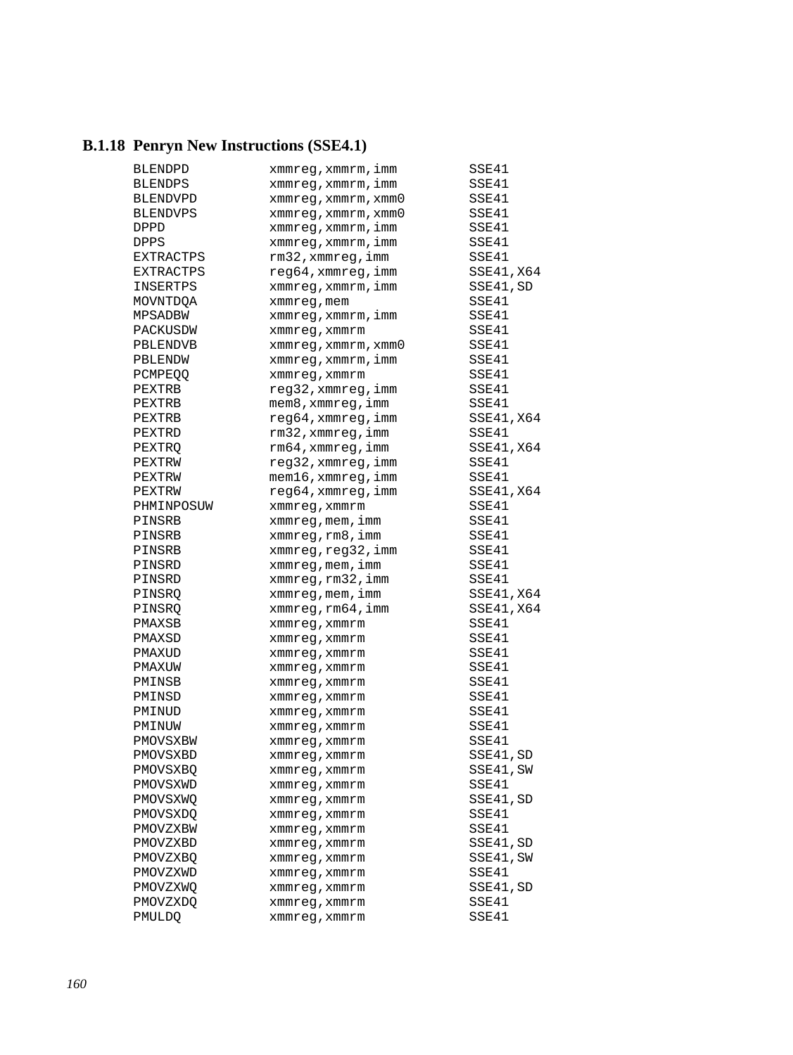### B.1.18 Penryn New Instructions (SSE4.1)

```
BLENDPD          xmmreg,xmmrm,imm        SSE41
BLENDPS          xmmreg,xmmrm,imm        SSE41
BLENDVPD         xmmreg,xmmrm,xmm0       SSE41
BLENDVPS         xmmreg,xmmrm,xmm0       SSE41
DPPD             xmmreg,xmmrm,imm        SSE41
DPPS             xmmreg,xmmrm,imm        SSE41
EXTRACTPS        rm32,xmmreg,imm         SSE41
EXTRACTPS        reg64,xmmreg,imm        SSE41,X64
INSERTPS         xmmreg,xmmrm,imm        SSE41,SD
MOVNTDQA         xmmreg,mem              SSE41
MPSADBW          xmmreg,xmmrm,imm        SSE41
PACKUSDW         xmmreg,xmmrm            SSE41
PBLENDVB         xmmreg,xmmrm,xmm0       SSE41
PBLENDW          xmmreg,xmmrm,imm        SSE41
PCMPEQQ          xmmreg,xmmrm            SSE41
PEXTRB           reg32,xmmreg,imm        SSE41
PEXTRB           mem8,xmmreg,imm         SSE41
PEXTRB           reg64,xmmreg,imm        SSE41,X64
PEXTRD           rm32,xmmreg,imm         SSE41
PEXTRQ           rm64,xmmreg,imm         SSE41,X64
PEXTRW           reg32,xmmreg,imm        SSE41
PEXTRW           mem16,xmmreg,imm        SSE41
PEXTRW           reg64,xmmreg,imm        SSE41,X64
PHMINPOSUW       xmmreg,xmmrm            SSE41
PINSRB           xmmreg,mem,imm          SSE41
PINSRB           xmmreg,rm8,imm          SSE41
PINSRB           xmmreg,reg32,imm        SSE41
PINSRD           xmmreg,mem,imm          SSE41
PINSRD           xmmreg,rm32,imm         SSE41
PINSRQ           xmmreg,mem,imm          SSE41,X64
PINSRQ           xmmreg,rm64,imm         SSE41,X64
PMAXSB           xmmreg,xmmrm            SSE41
PMAXSD           xmmreg,xmmrm            SSE41
PMAXUD           xmmreg,xmmrm            SSE41
PMAXUW           xmmreg,xmmrm            SSE41
PMINSB           xmmreg,xmmrm            SSE41
PMINSD           xmmreg,xmmrm            SSE41
PMINUD           xmmreg,xmmrm            SSE41
PMINUW           xmmreg,xmmrm            SSE41
PMOVSXBW         xmmreg,xmmrm            SSE41
PMOVSXBD         xmmreg,xmmrm            SSE41,SD
PMOVSXBQ         xmmreg,xmmrm            SSE41,SW
PMOVSXWD         xmmreg,xmmrm            SSE41
PMOVSXWQ         xmmreg,xmmrm            SSE41,SD
PMOVSXDQ         xmmreg,xmmrm            SSE41
PMOVZXBW         xmmreg,xmmrm            SSE41
PMOVZXBD         xmmreg,xmmrm            SSE41,SD
PMOVZXBQ         xmmreg,xmmrm            SSE41,SW
PMOVZXWD         xmmreg,xmmrm            SSE41
PMOVZXWQ         xmmreg,xmmrm            SSE41,SD
PMOVZXDQ         xmmreg,xmmrm            SSE41
PMULDQ           xmmreg,xmmrm            SSE41
```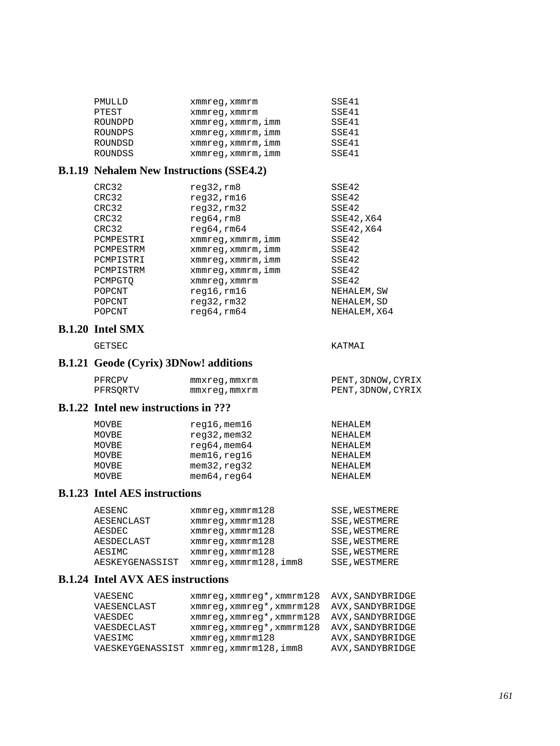```
PMULLD          xmmreg,xmmrm              SSE41
PTEST           xmmreg,xmmrm              SSE41
ROUNDPD         xmmreg,xmmrm,imm          SSE41
ROUNDPS         xmmreg,xmmrm,imm          SSE41
ROUNDSD         xmmreg,xmmrm,imm          SSE41
ROUNDSS         xmmreg,xmmrm,imm          SSE41
```

### B.1.19 Nehalem New Instructions (SSE4.2)

```
CRC32           reg32,rm8                 SSE42
CRC32           reg32,rm16                SSE42
CRC32           reg32,rm32                SSE42
CRC32           reg64,rm8                 SSE42,X64
CRC32           reg64,rm64                SSE42,X64
PCMPESTRI       xmmreg,xmmrm,imm          SSE42
PCMPESTRM       xmmreg,xmmrm,imm          SSE42
PCMPISTRI       xmmreg,xmmrm,imm          SSE42
PCMPISTRM       xmmreg,xmmrm,imm          SSE42
PCMPGTQ         xmmreg,xmmrm              SSE42
POPCNT          reg16,rm16                NEHALEM,SW
POPCNT          reg32,rm32                NEHALEM,SD
POPCNT          reg64,rm64                NEHALEM,X64
```

### B.1.20 Intel SMX

```
GETSEC                                    KATMAI
```

### B.1.21 Geode (Cyrix) 3DNow! additions

```
PFRCPV          mmxreg,mmxrm              PENT,3DNOW,CYRIX
PFRSQRTV        mmxreg,mmxrm              PENT,3DNOW,CYRIX
```

### B.1.22 Intel new instructions in ???

```
MOVBE           reg16,mem16               NEHALEM
MOVBE           reg32,mem32               NEHALEM
MOVBE           reg64,mem64               NEHALEM
MOVBE           mem16,reg16               NEHALEM
MOVBE           mem32,reg32               NEHALEM
MOVBE           mem64,reg64               NEHALEM
```

### B.1.23 Intel AES instructions

```
AESENC          xmmreg,xmmrm128           SSE,WESTMERE
AESENCLAST      xmmreg,xmmrm128           SSE,WESTMERE
AESDEC          xmmreg,xmmrm128           SSE,WESTMERE
AESDECLAST      xmmreg,xmmrm128           SSE,WESTMERE
AESIMC          xmmreg,xmmrm128           SSE,WESTMERE
AESKEYGENASSIST xmmreg,xmmrm128,imm8      SSE,WESTMERE
```

### B.1.24 Intel AVX AES instructions

```
VAESENC         xmmreg,xmmreg*,xmmrm128   AVX,SANDYBRIDGE
VAESENCLAST     xmmreg,xmmreg*,xmmrm128   AVX,SANDYBRIDGE
VAESDEC         xmmreg,xmmreg*,xmmrm128   AVX,SANDYBRIDGE
VAESDECLAST     xmmreg,xmmreg*,xmmrm128   AVX,SANDYBRIDGE
VAESIMC         xmmreg,xmmrm128           AVX,SANDYBRIDGE
VAESKEYGENASSIST xmmreg,xmmrm128,imm8     AVX,SANDYBRIDGE
```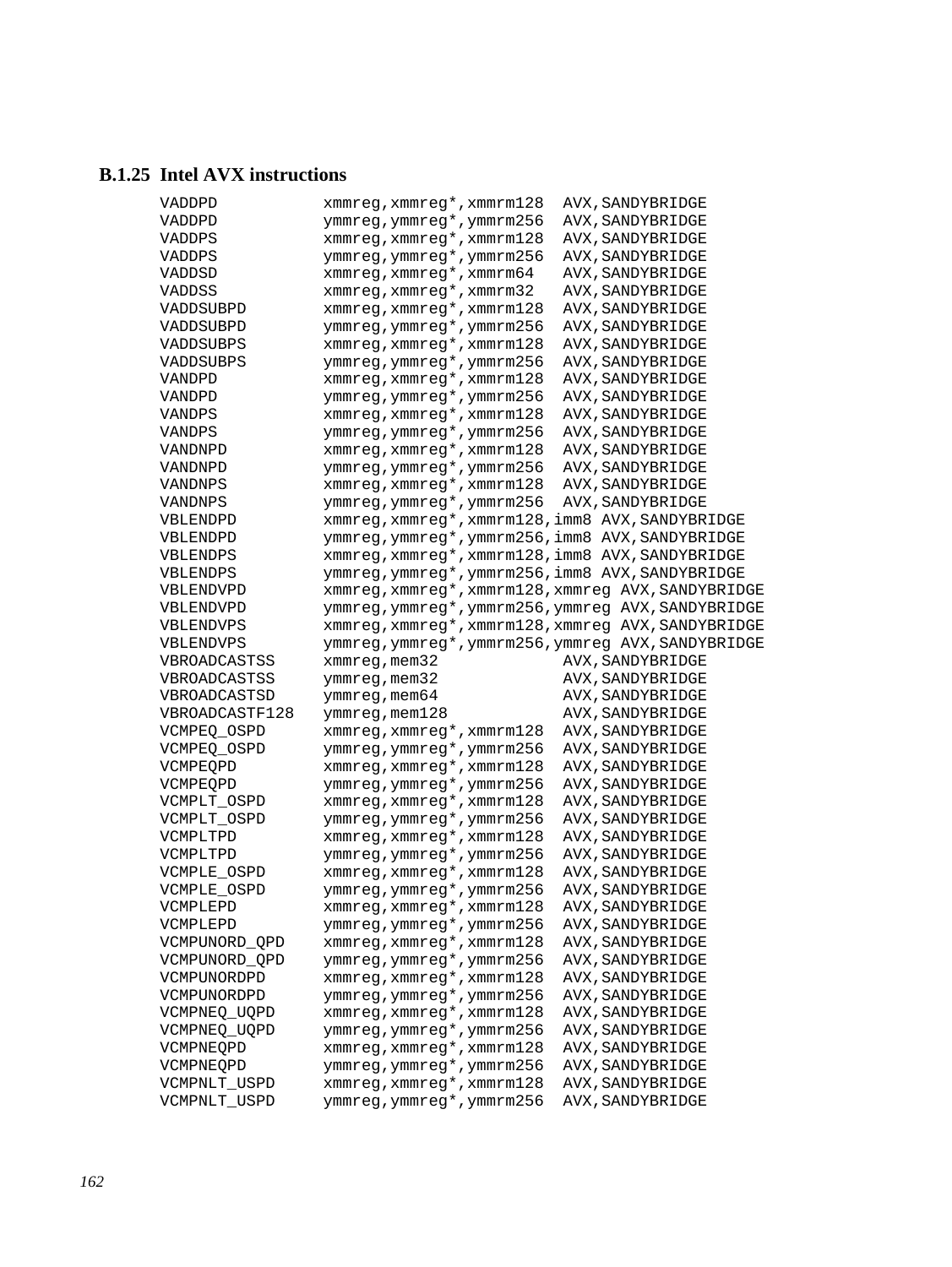### B.1.25 Intel AVX instructions

```
VADDPD          xmmreg,xmmreg*,xmmrm128  AVX,SANDYBRIDGE
VADDPD          ymmreg,ymmreg*,ymmrm256  AVX,SANDYBRIDGE
VADDPS          xmmreg,xmmreg*,xmmrm128  AVX,SANDYBRIDGE
VADDPS          ymmreg,ymmreg*,ymmrm256  AVX,SANDYBRIDGE
VADDSD          xmmreg,xmmreg*,xmmrm64   AVX,SANDYBRIDGE
VADDSS          xmmreg,xmmreg*,xmmrm32   AVX,SANDYBRIDGE
VADDSUBPD       xmmreg,xmmreg*,xmmrm128  AVX,SANDYBRIDGE
VADDSUBPD       ymmreg,ymmreg*,ymmrm256  AVX,SANDYBRIDGE
VADDSUBPS       xmmreg,xmmreg*,xmmrm128  AVX,SANDYBRIDGE
VADDSUBPS       ymmreg,ymmreg*,ymmrm256  AVX,SANDYBRIDGE
VANDPD          xmmreg,xmmreg*,xmmrm128  AVX,SANDYBRIDGE
VANDPD          ymmreg,ymmreg*,ymmrm256  AVX,SANDYBRIDGE
VANDPS          xmmreg,xmmreg*,xmmrm128  AVX,SANDYBRIDGE
VANDPS          ymmreg,ymmreg*,ymmrm256  AVX,SANDYBRIDGE
VANDNPD         xmmreg,xmmreg*,xmmrm128  AVX,SANDYBRIDGE
VANDNPD         ymmreg,ymmreg*,ymmrm256  AVX,SANDYBRIDGE
VANDNPS         xmmreg,xmmreg*,xmmrm128  AVX,SANDYBRIDGE
VANDNPS         ymmreg,ymmreg*,ymmrm256  AVX,SANDYBRIDGE
VBLENDPD        xmmreg,xmmreg*,xmmrm128,imm8 AVX,SANDYBRIDGE
VBLENDPD        ymmreg,ymmreg*,ymmrm256,imm8 AVX,SANDYBRIDGE
VBLENDPS        xmmreg,xmmreg*,xmmrm128,imm8 AVX,SANDYBRIDGE
VBLENDPS        ymmreg,ymmreg*,ymmrm256,imm8 AVX,SANDYBRIDGE
VBLENDVPD       xmmreg,xmmreg*,xmmrm128,xmmreg AVX,SANDYBRIDGE
VBLENDVPD       ymmreg,ymmreg*,ymmrm256,ymmreg AVX,SANDYBRIDGE
VBLENDVPS       xmmreg,xmmreg*,xmmrm128,xmmreg AVX,SANDYBRIDGE
VBLENDVPS       ymmreg,ymmreg*,ymmrm256,ymmreg AVX,SANDYBRIDGE
VBROADCASTSS    xmmreg,mem32             AVX,SANDYBRIDGE
VBROADCASTSS    ymmreg,mem32             AVX,SANDYBRIDGE
VBROADCASTSD    ymmreg,mem64             AVX,SANDYBRIDGE
VBROADCASTF128  ymmreg,mem128            AVX,SANDYBRIDGE
VCMPEQ_OSPD     xmmreg,xmmreg*,xmmrm128  AVX,SANDYBRIDGE
VCMPEQ_OSPD     ymmreg,ymmreg*,ymmrm256  AVX,SANDYBRIDGE
VCMPEQPD        xmmreg,xmmreg*,xmmrm128  AVX,SANDYBRIDGE
VCMPEQPD        ymmreg,ymmreg*,ymmrm256  AVX,SANDYBRIDGE
VCMPLT_OSPD     xmmreg,xmmreg*,xmmrm128  AVX,SANDYBRIDGE
VCMPLT_OSPD     ymmreg,ymmreg*,ymmrm256  AVX,SANDYBRIDGE
VCMPLTPD        xmmreg,xmmreg*,xmmrm128  AVX,SANDYBRIDGE
VCMPLTPD        ymmreg,ymmreg*,ymmrm256  AVX,SANDYBRIDGE
VCMPLE_OSPD     xmmreg,xmmreg*,xmmrm128  AVX,SANDYBRIDGE
VCMPLE_OSPD     ymmreg,ymmreg*,ymmrm256  AVX,SANDYBRIDGE
VCMPLEPD        xmmreg,xmmreg*,xmmrm128  AVX,SANDYBRIDGE
VCMPLEPD        ymmreg,ymmreg*,ymmrm256  AVX,SANDYBRIDGE
VCMPUNORD_QPD   xmmreg,xmmreg*,xmmrm128  AVX,SANDYBRIDGE
VCMPUNORD_QPD   ymmreg,ymmreg*,ymmrm256  AVX,SANDYBRIDGE
VCMPUNORDPD     xmmreg,xmmreg*,xmmrm128  AVX,SANDYBRIDGE
VCMPUNORDPD     ymmreg,ymmreg*,ymmrm256  AVX,SANDYBRIDGE
VCMPNEQ_UQPD    xmmreg,xmmreg*,xmmrm128  AVX,SANDYBRIDGE
VCMPNEQ_UQPD    ymmreg,ymmreg*,ymmrm256  AVX,SANDYBRIDGE
VCMPNEQPD       xmmreg,xmmreg*,xmmrm128  AVX,SANDYBRIDGE
VCMPNEQPD       ymmreg,ymmreg*,ymmrm256  AVX,SANDYBRIDGE
VCMPNLT_USPD    xmmreg,xmmreg*,xmmrm128  AVX,SANDYBRIDGE
VCMPNLT_USPD    ymmreg,ymmreg*,ymmrm256  AVX,SANDYBRIDGE
```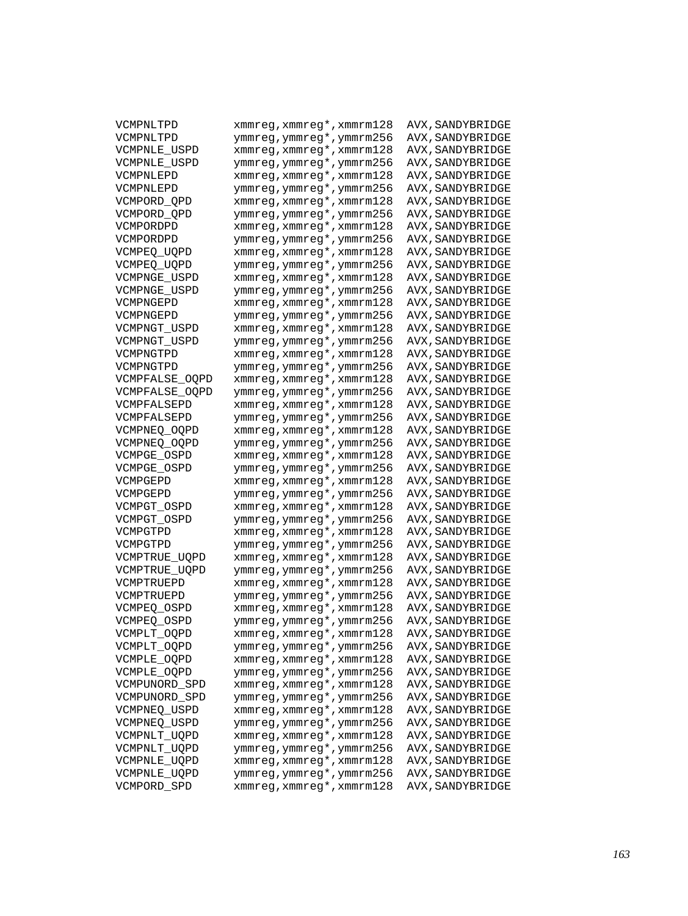```
VCMPNLTPD       xmmreg,xmmreg*,xmmrm128  AVX,SANDYBRIDGE
VCMPNLTPD       ymmreg,ymmreg*,ymmrm256  AVX,SANDYBRIDGE
VCMPNLE_USPD    xmmreg,xmmreg*,xmmrm128  AVX,SANDYBRIDGE
VCMPNLE_USPD    ymmreg,ymmreg*,ymmrm256  AVX,SANDYBRIDGE
VCMPNLEPD       xmmreg,xmmreg*,xmmrm128  AVX,SANDYBRIDGE
VCMPNLEPD       ymmreg,ymmreg*,ymmrm256  AVX,SANDYBRIDGE
VCMPORD_QPD     xmmreg,xmmreg*,xmmrm128  AVX,SANDYBRIDGE
VCMPORD_QPD     ymmreg,ymmreg*,ymmrm256  AVX,SANDYBRIDGE
VCMPORDPD       xmmreg,xmmreg*,xmmrm128  AVX,SANDYBRIDGE
VCMPORDPD       ymmreg,ymmreg*,ymmrm256  AVX,SANDYBRIDGE
VCMPEQ_UQPD     xmmreg,xmmreg*,xmmrm128  AVX,SANDYBRIDGE
VCMPEQ_UQPD     ymmreg,ymmreg*,ymmrm256  AVX,SANDYBRIDGE
VCMPNGE_USPD    xmmreg,xmmreg*,xmmrm128  AVX,SANDYBRIDGE
VCMPNGE_USPD    ymmreg,ymmreg*,ymmrm256  AVX,SANDYBRIDGE
VCMPNGEPD       xmmreg,xmmreg*,xmmrm128  AVX,SANDYBRIDGE
VCMPNGEPD       ymmreg,ymmreg*,ymmrm256  AVX,SANDYBRIDGE
VCMPNGT_USPD    xmmreg,xmmreg*,xmmrm128  AVX,SANDYBRIDGE
VCMPNGT_USPD    ymmreg,ymmreg*,ymmrm256  AVX,SANDYBRIDGE
VCMPNGTPD       xmmreg,xmmreg*,xmmrm128  AVX,SANDYBRIDGE
VCMPNGTPD       ymmreg,ymmreg*,ymmrm256  AVX,SANDYBRIDGE
VCMPFALSE_OQPD  xmmreg,xmmreg*,xmmrm128  AVX,SANDYBRIDGE
VCMPFALSE_OQPD  ymmreg,ymmreg*,ymmrm256  AVX,SANDYBRIDGE
VCMPFALSEPD     xmmreg,xmmreg*,xmmrm128  AVX,SANDYBRIDGE
VCMPFALSEPD     ymmreg,ymmreg*,ymmrm256  AVX,SANDYBRIDGE
VCMPNEQ_OQPD    xmmreg,xmmreg*,xmmrm128  AVX,SANDYBRIDGE
VCMPNEQ_OQPD    ymmreg,ymmreg*,ymmrm256  AVX,SANDYBRIDGE
VCMPGE_OSPD     xmmreg,xmmreg*,xmmrm128  AVX,SANDYBRIDGE
VCMPGE_OSPD     ymmreg,ymmreg*,ymmrm256  AVX,SANDYBRIDGE
VCMPGEPD        xmmreg,xmmreg*,xmmrm128  AVX,SANDYBRIDGE
VCMPGEPD        ymmreg,ymmreg*,ymmrm256  AVX,SANDYBRIDGE
VCMPGT_OSPD     xmmreg,xmmreg*,xmmrm128  AVX,SANDYBRIDGE
VCMPGT_OSPD     ymmreg,ymmreg*,ymmrm256  AVX,SANDYBRIDGE
VCMPGTPD        xmmreg,xmmreg*,xmmrm128  AVX,SANDYBRIDGE
VCMPGTPD        ymmreg,ymmreg*,ymmrm256  AVX,SANDYBRIDGE
VCMPTRUE_UQPD   xmmreg,xmmreg*,xmmrm128  AVX,SANDYBRIDGE
VCMPTRUE_UQPD   ymmreg,ymmreg*,ymmrm256  AVX,SANDYBRIDGE
VCMPTRUEPD      xmmreg,xmmreg*,xmmrm128  AVX,SANDYBRIDGE
VCMPTRUEPD      ymmreg,ymmreg*,ymmrm256  AVX,SANDYBRIDGE
VCMPEQ_OSPD     xmmreg,xmmreg*,xmmrm128  AVX,SANDYBRIDGE
VCMPEQ_OSPD     ymmreg,ymmreg*,ymmrm256  AVX,SANDYBRIDGE
VCMPLT_OQPD     xmmreg,xmmreg*,xmmrm128  AVX,SANDYBRIDGE
VCMPLT_OQPD     ymmreg,ymmreg*,ymmrm256  AVX,SANDYBRIDGE
VCMPLE_OQPD     xmmreg,xmmreg*,xmmrm128  AVX,SANDYBRIDGE
VCMPLE_OQPD     ymmreg,ymmreg*,ymmrm256  AVX,SANDYBRIDGE
VCMPUNORD_SPD   xmmreg,xmmreg*,xmmrm128  AVX,SANDYBRIDGE
VCMPUNORD_SPD   ymmreg,ymmreg*,ymmrm256  AVX,SANDYBRIDGE
VCMPNEQ_USPD    xmmreg,xmmreg*,xmmrm128  AVX,SANDYBRIDGE
VCMPNEQ_USPD    ymmreg,ymmreg*,ymmrm256  AVX,SANDYBRIDGE
VCMPNLT_UQPD    xmmreg,xmmreg*,xmmrm128  AVX,SANDYBRIDGE
VCMPNLT_UQPD    ymmreg,ymmreg*,ymmrm256  AVX,SANDYBRIDGE
VCMPNLE_UQPD    xmmreg,xmmreg*,xmmrm128  AVX,SANDYBRIDGE
VCMPNLE_UQPD    ymmreg,ymmreg*,ymmrm256  AVX,SANDYBRIDGE
VCMPORD_SPD     xmmreg,xmmreg*,xmmrm128  AVX,SANDYBRIDGE
```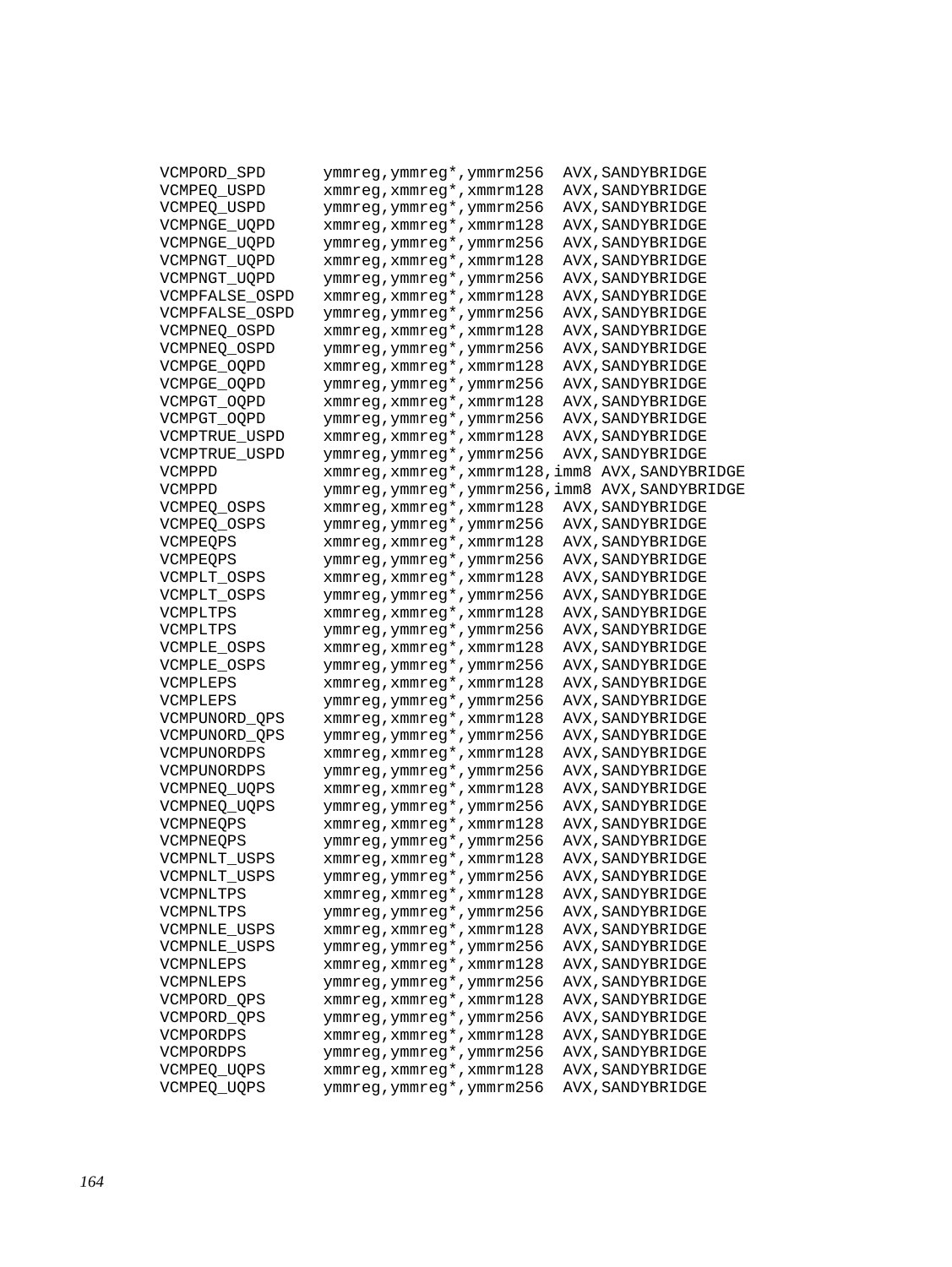```
VCMPORD_SPD      ymmreg,ymmreg*,ymmrm256  AVX,SANDYBRIDGE
VCMPEQ_USPD      xmmreg,xmmreg*,xmmrm128  AVX,SANDYBRIDGE
VCMPEQ_USPD      ymmreg,ymmreg*,ymmrm256  AVX,SANDYBRIDGE
VCMPNGE_UQPD     xmmreg,xmmreg*,xmmrm128  AVX,SANDYBRIDGE
VCMPNGE_UQPD     ymmreg,ymmreg*,ymmrm256  AVX,SANDYBRIDGE
VCMPNGT_UQPD     xmmreg,xmmreg*,xmmrm128  AVX,SANDYBRIDGE
VCMPNGT_UQPD     ymmreg,ymmreg*,ymmrm256  AVX,SANDYBRIDGE
VCMPFALSE_OSPD   xmmreg,xmmreg*,xmmrm128  AVX,SANDYBRIDGE
VCMPFALSE_OSPD   ymmreg,ymmreg*,ymmrm256  AVX,SANDYBRIDGE
VCMPNEQ_OSPD     xmmreg,xmmreg*,xmmrm128  AVX,SANDYBRIDGE
VCMPNEQ_OSPD     ymmreg,ymmreg*,ymmrm256  AVX,SANDYBRIDGE
VCMPGE_OQPD      xmmreg,xmmreg*,xmmrm128  AVX,SANDYBRIDGE
VCMPGE_OQPD      ymmreg,ymmreg*,ymmrm256  AVX,SANDYBRIDGE
VCMPGT_OQPD      xmmreg,xmmreg*,xmmrm128  AVX,SANDYBRIDGE
VCMPGT_OQPD      ymmreg,ymmreg*,ymmrm256  AVX,SANDYBRIDGE
VCMPTRUE_USPD    xmmreg,xmmreg*,xmmrm128  AVX,SANDYBRIDGE
VCMPTRUE_USPD    ymmreg,ymmreg*,ymmrm256  AVX,SANDYBRIDGE
VCMPPD           xmmreg,xmmreg*,xmmrm128,imm8 AVX,SANDYBRIDGE
VCMPPD           ymmreg,ymmreg*,ymmrm256,imm8 AVX,SANDYBRIDGE
VCMPEQ_OSPS      xmmreg,xmmreg*,xmmrm128  AVX,SANDYBRIDGE
VCMPEQ_OSPS      ymmreg,ymmreg*,ymmrm256  AVX,SANDYBRIDGE
VCMPEQPS         xmmreg,xmmreg*,xmmrm128  AVX,SANDYBRIDGE
VCMPEQPS         ymmreg,ymmreg*,ymmrm256  AVX,SANDYBRIDGE
VCMPLT_OSPS      xmmreg,xmmreg*,xmmrm128  AVX,SANDYBRIDGE
VCMPLT_OSPS      ymmreg,ymmreg*,ymmrm256  AVX,SANDYBRIDGE
VCMPLTPS         xmmreg,xmmreg*,xmmrm128  AVX,SANDYBRIDGE
VCMPLTPS         ymmreg,ymmreg*,ymmrm256  AVX,SANDYBRIDGE
VCMPLE_OSPS      xmmreg,xmmreg*,xmmrm128  AVX,SANDYBRIDGE
VCMPLE_OSPS      ymmreg,ymmreg*,ymmrm256  AVX,SANDYBRIDGE
VCMPLEPS         xmmreg,xmmreg*,xmmrm128  AVX,SANDYBRIDGE
VCMPLEPS         ymmreg,ymmreg*,ymmrm256  AVX,SANDYBRIDGE
VCMPUNORD_QPS    xmmreg,xmmreg*,xmmrm128  AVX,SANDYBRIDGE
VCMPUNORD_QPS    ymmreg,ymmreg*,ymmrm256  AVX,SANDYBRIDGE
VCMPUNORDPS      xmmreg,xmmreg*,xmmrm128  AVX,SANDYBRIDGE
VCMPUNORDPS      ymmreg,ymmreg*,ymmrm256  AVX,SANDYBRIDGE
VCMPNEQ_UQPS     xmmreg,xmmreg*,xmmrm128  AVX,SANDYBRIDGE
VCMPNEQ_UQPS     ymmreg,ymmreg*,ymmrm256  AVX,SANDYBRIDGE
VCMPNEQPS        xmmreg,xmmreg*,xmmrm128  AVX,SANDYBRIDGE
VCMPNEQPS        ymmreg,ymmreg*,ymmrm256  AVX,SANDYBRIDGE
VCMPNLT_USPS     xmmreg,xmmreg*,xmmrm128  AVX,SANDYBRIDGE
VCMPNLT_USPS     ymmreg,ymmreg*,ymmrm256  AVX,SANDYBRIDGE
VCMPNLTPS        xmmreg,xmmreg*,xmmrm128  AVX,SANDYBRIDGE
VCMPNLTPS        ymmreg,ymmreg*,ymmrm256  AVX,SANDYBRIDGE
VCMPNLE_USPS     xmmreg,xmmreg*,xmmrm128  AVX,SANDYBRIDGE
VCMPNLE_USPS     ymmreg,ymmreg*,ymmrm256  AVX,SANDYBRIDGE
VCMPNLEPS        xmmreg,xmmreg*,xmmrm128  AVX,SANDYBRIDGE
VCMPNLEPS        ymmreg,ymmreg*,ymmrm256  AVX,SANDYBRIDGE
VCMPORD_QPS      xmmreg,xmmreg*,xmmrm128  AVX,SANDYBRIDGE
VCMPORD_QPS      ymmreg,ymmreg*,ymmrm256  AVX,SANDYBRIDGE
VCMPORDPS        xmmreg,xmmreg*,xmmrm128  AVX,SANDYBRIDGE
VCMPORDPS        ymmreg,ymmreg*,ymmrm256  AVX,SANDYBRIDGE
VCMPEQ_UQPS      xmmreg,xmmreg*,xmmrm128  AVX,SANDYBRIDGE
VCMPEQ_UQPS      ymmreg,ymmreg*,ymmrm256  AVX,SANDYBRIDGE
```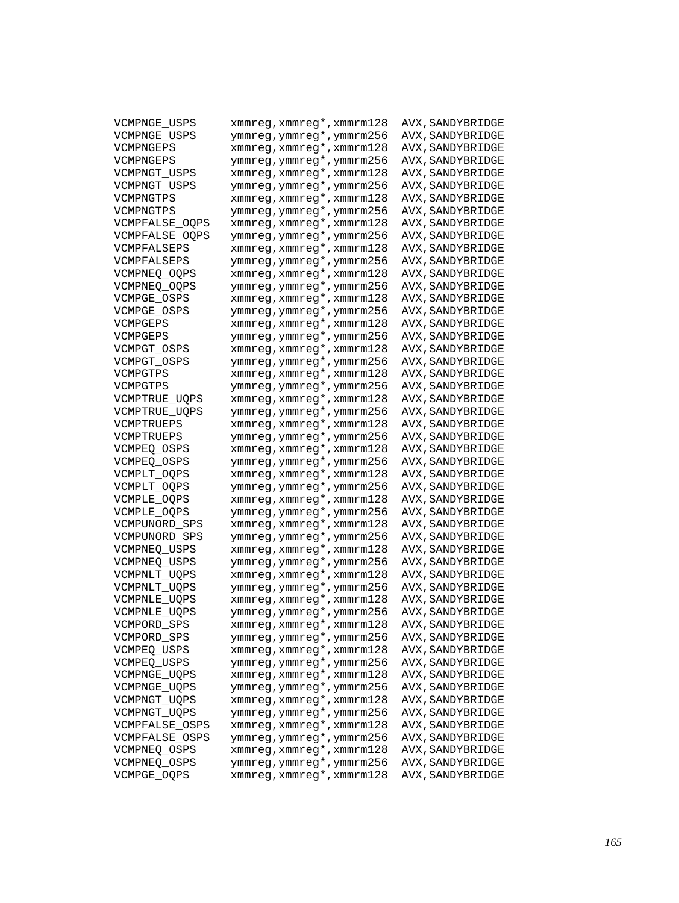```
VCMPNGE_USPS      xmmreg,xmmreg*,xmmrm128  AVX,SANDYBRIDGE
VCMPNGE_USPS      ymmreg,ymmreg*,ymmrm256  AVX,SANDYBRIDGE
VCMPNGEPS         xmmreg,xmmreg*,xmmrm128  AVX,SANDYBRIDGE
VCMPNGEPS         ymmreg,ymmreg*,ymmrm256  AVX,SANDYBRIDGE
VCMPNGT_USPS      xmmreg,xmmreg*,xmmrm128  AVX,SANDYBRIDGE
VCMPNGT_USPS      ymmreg,ymmreg*,ymmrm256  AVX,SANDYBRIDGE
VCMPNGTPS         xmmreg,xmmreg*,xmmrm128  AVX,SANDYBRIDGE
VCMPNGTPS         ymmreg,ymmreg*,ymmrm256  AVX,SANDYBRIDGE
VCMPFALSE_OQPS    xmmreg,xmmreg*,xmmrm128  AVX,SANDYBRIDGE
VCMPFALSE_OQPS    ymmreg,ymmreg*,ymmrm256  AVX,SANDYBRIDGE
VCMPFALSEPS       xmmreg,xmmreg*,xmmrm128  AVX,SANDYBRIDGE
VCMPFALSEPS       ymmreg,ymmreg*,ymmrm256  AVX,SANDYBRIDGE
VCMPNEQ_OQPS      xmmreg,xmmreg*,xmmrm128  AVX,SANDYBRIDGE
VCMPNEQ_OQPS      ymmreg,ymmreg*,ymmrm256  AVX,SANDYBRIDGE
VCMPGE_OSPS       xmmreg,xmmreg*,xmmrm128  AVX,SANDYBRIDGE
VCMPGE_OSPS       ymmreg,ymmreg*,ymmrm256  AVX,SANDYBRIDGE
VCMPGEPS          xmmreg,xmmreg*,xmmrm128  AVX,SANDYBRIDGE
VCMPGEPS          ymmreg,ymmreg*,ymmrm256  AVX,SANDYBRIDGE
VCMPGT_OSPS       xmmreg,xmmreg*,xmmrm128  AVX,SANDYBRIDGE
VCMPGT_OSPS       ymmreg,ymmreg*,ymmrm256  AVX,SANDYBRIDGE
VCMPGTPS          xmmreg,xmmreg*,xmmrm128  AVX,SANDYBRIDGE
VCMPGTPS          ymmreg,ymmreg*,ymmrm256  AVX,SANDYBRIDGE
VCMPTRUE_UQPS     xmmreg,xmmreg*,xmmrm128  AVX,SANDYBRIDGE
VCMPTRUE_UQPS     ymmreg,ymmreg*,ymmrm256  AVX,SANDYBRIDGE
VCMPTRUEPS        xmmreg,xmmreg*,xmmrm128  AVX,SANDYBRIDGE
VCMPTRUEPS        ymmreg,ymmreg*,ymmrm256  AVX,SANDYBRIDGE
VCMPEQ_OSPS       xmmreg,xmmreg*,xmmrm128  AVX,SANDYBRIDGE
VCMPEQ_OSPS       ymmreg,ymmreg*,ymmrm256  AVX,SANDYBRIDGE
VCMPLT_OQPS       xmmreg,xmmreg*,xmmrm128  AVX,SANDYBRIDGE
VCMPLT_OQPS       ymmreg,ymmreg*,ymmrm256  AVX,SANDYBRIDGE
VCMPLE_OQPS       xmmreg,xmmreg*,xmmrm128  AVX,SANDYBRIDGE
VCMPLE_OQPS       ymmreg,ymmreg*,ymmrm256  AVX,SANDYBRIDGE
VCMPUNORD_SPS     xmmreg,xmmreg*,xmmrm128  AVX,SANDYBRIDGE
VCMPUNORD_SPS     ymmreg,ymmreg*,ymmrm256  AVX,SANDYBRIDGE
VCMPNEQ_USPS      xmmreg,xmmreg*,xmmrm128  AVX,SANDYBRIDGE
VCMPNEQ_USPS      ymmreg,ymmreg*,ymmrm256  AVX,SANDYBRIDGE
VCMPNLT_UQPS      xmmreg,xmmreg*,xmmrm128  AVX,SANDYBRIDGE
VCMPNLT_UQPS      ymmreg,ymmreg*,ymmrm256  AVX,SANDYBRIDGE
VCMPNLE_UQPS      xmmreg,xmmreg*,xmmrm128  AVX,SANDYBRIDGE
VCMPNLE_UQPS      ymmreg,ymmreg*,ymmrm256  AVX,SANDYBRIDGE
VCMPORD_SPS       xmmreg,xmmreg*,xmmrm128  AVX,SANDYBRIDGE
VCMPORD_SPS       ymmreg,ymmreg*,ymmrm256  AVX,SANDYBRIDGE
VCMPEQ_USPS       xmmreg,xmmreg*,xmmrm128  AVX,SANDYBRIDGE
VCMPEQ_USPS       ymmreg,ymmreg*,ymmrm256  AVX,SANDYBRIDGE
VCMPNGE_UQPS      xmmreg,xmmreg*,xmmrm128  AVX,SANDYBRIDGE
VCMPNGE_UQPS      ymmreg,ymmreg*,ymmrm256  AVX,SANDYBRIDGE
VCMPNGT_UQPS      xmmreg,xmmreg*,xmmrm128  AVX,SANDYBRIDGE
VCMPNGT_UQPS      ymmreg,ymmreg*,ymmrm256  AVX,SANDYBRIDGE
VCMPFALSE_OSPS    xmmreg,xmmreg*,xmmrm128  AVX,SANDYBRIDGE
VCMPFALSE_OSPS    ymmreg,ymmreg*,ymmrm256  AVX,SANDYBRIDGE
VCMPNEQ_OSPS      xmmreg,xmmreg*,xmmrm128  AVX,SANDYBRIDGE
VCMPNEQ_OSPS      ymmreg,ymmreg*,ymmrm256  AVX,SANDYBRIDGE
VCMPGE_OQPS       xmmreg,xmmreg*,xmmrm128  AVX,SANDYBRIDGE
```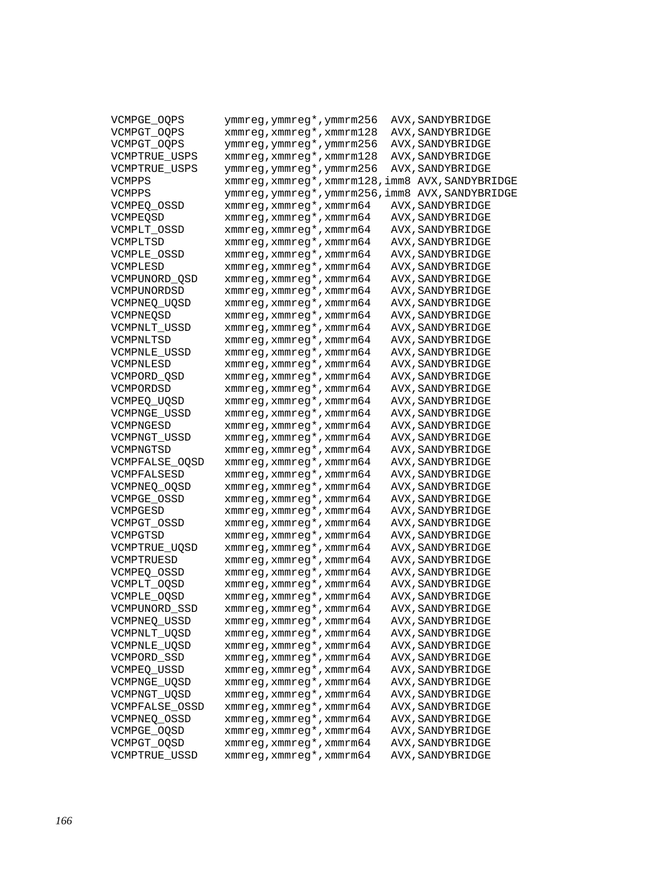```
VCMPGE_OQPS      ymmreg,ymmreg*,ymmrm256  AVX,SANDYBRIDGE
VCMPGT_OQPS      xmmreg,xmmreg*,xmmrm128  AVX,SANDYBRIDGE
VCMPGT_OQPS      ymmreg,ymmreg*,ymmrm256  AVX,SANDYBRIDGE
VCMPTRUE_USPS    xmmreg,xmmreg*,xmmrm128  AVX,SANDYBRIDGE
VCMPTRUE_USPS    ymmreg,ymmreg*,ymmrm256  AVX,SANDYBRIDGE
VCMPPS           xmmreg,xmmreg*,xmmrm128,imm8 AVX,SANDYBRIDGE
VCMPPS           ymmreg,ymmreg*,ymmrm256,imm8 AVX,SANDYBRIDGE
VCMPEQ_OSSD      xmmreg,xmmreg*,xmmrm64   AVX,SANDYBRIDGE
VCMPEQSD         xmmreg,xmmreg*,xmmrm64   AVX,SANDYBRIDGE
VCMPLT_OSSD      xmmreg,xmmreg*,xmmrm64   AVX,SANDYBRIDGE
VCMPLTSD         xmmreg,xmmreg*,xmmrm64   AVX,SANDYBRIDGE
VCMPLE_OSSD      xmmreg,xmmreg*,xmmrm64   AVX,SANDYBRIDGE
VCMPLESD         xmmreg,xmmreg*,xmmrm64   AVX,SANDYBRIDGE
VCMPUNORD_QSD    xmmreg,xmmreg*,xmmrm64   AVX,SANDYBRIDGE
VCMPUNORDSD      xmmreg,xmmreg*,xmmrm64   AVX,SANDYBRIDGE
VCMPNEQ_UQSD     xmmreg,xmmreg*,xmmrm64   AVX,SANDYBRIDGE
VCMPNEQSD        xmmreg,xmmreg*,xmmrm64   AVX,SANDYBRIDGE
VCMPNLT_USSD     xmmreg,xmmreg*,xmmrm64   AVX,SANDYBRIDGE
VCMPNLTSD        xmmreg,xmmreg*,xmmrm64   AVX,SANDYBRIDGE
VCMPNLE_USSD     xmmreg,xmmreg*,xmmrm64   AVX,SANDYBRIDGE
VCMPNLESD        xmmreg,xmmreg*,xmmrm64   AVX,SANDYBRIDGE
VCMPORD_QSD      xmmreg,xmmreg*,xmmrm64   AVX,SANDYBRIDGE
VCMPORDSD        xmmreg,xmmreg*,xmmrm64   AVX,SANDYBRIDGE
VCMPEQ_UQSD      xmmreg,xmmreg*,xmmrm64   AVX,SANDYBRIDGE
VCMPNGE_USSD     xmmreg,xmmreg*,xmmrm64   AVX,SANDYBRIDGE
VCMPNGESD        xmmreg,xmmreg*,xmmrm64   AVX,SANDYBRIDGE
VCMPNGT_USSD     xmmreg,xmmreg*,xmmrm64   AVX,SANDYBRIDGE
VCMPNGTSD        xmmreg,xmmreg*,xmmrm64   AVX,SANDYBRIDGE
VCMPFALSE_OQSD   xmmreg,xmmreg*,xmmrm64   AVX,SANDYBRIDGE
VCMPFALSESD      xmmreg,xmmreg*,xmmrm64   AVX,SANDYBRIDGE
VCMPNEQ_OQSD     xmmreg,xmmreg*,xmmrm64   AVX,SANDYBRIDGE
VCMPGE_OSSD      xmmreg,xmmreg*,xmmrm64   AVX,SANDYBRIDGE
VCMPGESD         xmmreg,xmmreg*,xmmrm64   AVX,SANDYBRIDGE
VCMPGT_OSSD      xmmreg,xmmreg*,xmmrm64   AVX,SANDYBRIDGE
VCMPGTSD         xmmreg,xmmreg*,xmmrm64   AVX,SANDYBRIDGE
VCMPTRUE_UQSD    xmmreg,xmmreg*,xmmrm64   AVX,SANDYBRIDGE
VCMPTRUESD       xmmreg,xmmreg*,xmmrm64   AVX,SANDYBRIDGE
VCMPEQ_OSSD      xmmreg,xmmreg*,xmmrm64   AVX,SANDYBRIDGE
VCMPLT_OQSD      xmmreg,xmmreg*,xmmrm64   AVX,SANDYBRIDGE
VCMPLE_OQSD      xmmreg,xmmreg*,xmmrm64   AVX,SANDYBRIDGE
VCMPUNORD_SSD    xmmreg,xmmreg*,xmmrm64   AVX,SANDYBRIDGE
VCMPNEQ_USSD     xmmreg,xmmreg*,xmmrm64   AVX,SANDYBRIDGE
VCMPNLT_UQSD     xmmreg,xmmreg*,xmmrm64   AVX,SANDYBRIDGE
VCMPNLE_UQSD     xmmreg,xmmreg*,xmmrm64   AVX,SANDYBRIDGE
VCMPORD_SSD      xmmreg,xmmreg*,xmmrm64   AVX,SANDYBRIDGE
VCMPEQ_USSD      xmmreg,xmmreg*,xmmrm64   AVX,SANDYBRIDGE
VCMPNGE_UQSD     xmmreg,xmmreg*,xmmrm64   AVX,SANDYBRIDGE
VCMPNGT_UQSD     xmmreg,xmmreg*,xmmrm64   AVX,SANDYBRIDGE
VCMPFALSE_OSSD   xmmreg,xmmreg*,xmmrm64   AVX,SANDYBRIDGE
VCMPNEQ_OSSD     xmmreg,xmmreg*,xmmrm64   AVX,SANDYBRIDGE
VCMPGE_OQSD      xmmreg,xmmreg*,xmmrm64   AVX,SANDYBRIDGE
VCMPGT_OQSD      xmmreg,xmmreg*,xmmrm64   AVX,SANDYBRIDGE
VCMPTRUE_USSD    xmmreg,xmmreg*,xmmrm64   AVX,SANDYBRIDGE
```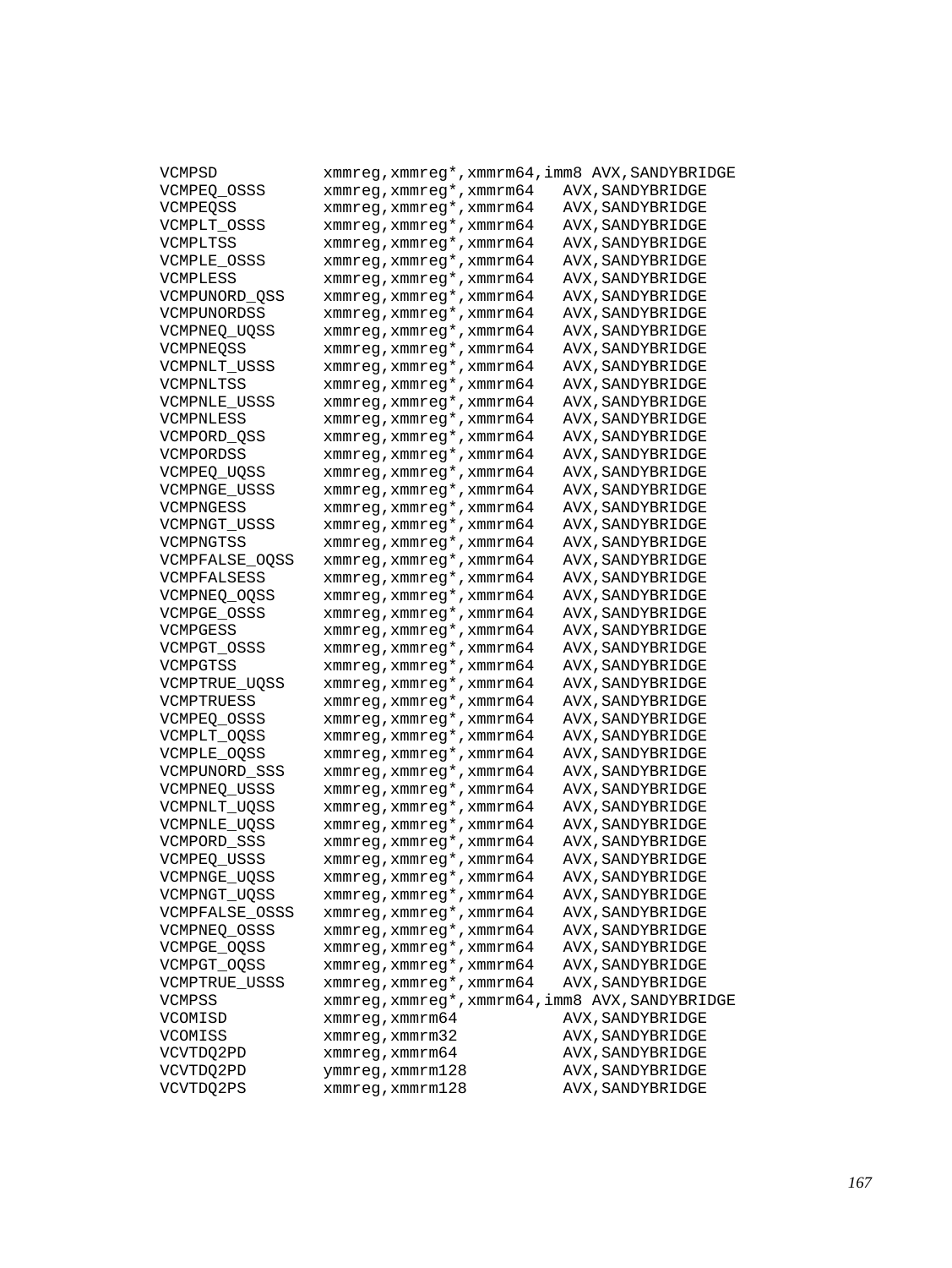```
VCMPSD          xmmreg,xmmreg*,xmmrm64,imm8 AVX,SANDYBRIDGE
VCMPEQ_OSSS     xmmreg,xmmreg*,xmmrm64   AVX,SANDYBRIDGE
VCMPEQSS        xmmreg,xmmreg*,xmmrm64   AVX,SANDYBRIDGE
VCMPLT_OSSS     xmmreg,xmmreg*,xmmrm64   AVX,SANDYBRIDGE
VCMPLTSS        xmmreg,xmmreg*,xmmrm64   AVX,SANDYBRIDGE
VCMPLE_OSSS     xmmreg,xmmreg*,xmmrm64   AVX,SANDYBRIDGE
VCMPLESS        xmmreg,xmmreg*,xmmrm64   AVX,SANDYBRIDGE
VCMPUNORD_QSS   xmmreg,xmmreg*,xmmrm64   AVX,SANDYBRIDGE
VCMPUNORDSS     xmmreg,xmmreg*,xmmrm64   AVX,SANDYBRIDGE
VCMPNEQ_UQSS    xmmreg,xmmreg*,xmmrm64   AVX,SANDYBRIDGE
VCMPNEQSS       xmmreg,xmmreg*,xmmrm64   AVX,SANDYBRIDGE
VCMPNLT_USSS    xmmreg,xmmreg*,xmmrm64   AVX,SANDYBRIDGE
VCMPNLTSS       xmmreg,xmmreg*,xmmrm64   AVX,SANDYBRIDGE
VCMPNLE_USSS    xmmreg,xmmreg*,xmmrm64   AVX,SANDYBRIDGE
VCMPNLESS       xmmreg,xmmreg*,xmmrm64   AVX,SANDYBRIDGE
VCMPORD_QSS     xmmreg,xmmreg*,xmmrm64   AVX,SANDYBRIDGE
VCMPORDSS       xmmreg,xmmreg*,xmmrm64   AVX,SANDYBRIDGE
VCMPEQ_UQSS     xmmreg,xmmreg*,xmmrm64   AVX,SANDYBRIDGE
VCMPNGE_USSS    xmmreg,xmmreg*,xmmrm64   AVX,SANDYBRIDGE
VCMPNGESS       xmmreg,xmmreg*,xmmrm64   AVX,SANDYBRIDGE
VCMPNGT_USSS    xmmreg,xmmreg*,xmmrm64   AVX,SANDYBRIDGE
VCMPNGTSS       xmmreg,xmmreg*,xmmrm64   AVX,SANDYBRIDGE
VCMPFALSE_OQSS  xmmreg,xmmreg*,xmmrm64   AVX,SANDYBRIDGE
VCMPFALSESS     xmmreg,xmmreg*,xmmrm64   AVX,SANDYBRIDGE
VCMPNEQ_OQSS    xmmreg,xmmreg*,xmmrm64   AVX,SANDYBRIDGE
VCMPGE_OSSS     xmmreg,xmmreg*,xmmrm64   AVX,SANDYBRIDGE
VCMPGESS        xmmreg,xmmreg*,xmmrm64   AVX,SANDYBRIDGE
VCMPGT_OSSS     xmmreg,xmmreg*,xmmrm64   AVX,SANDYBRIDGE
VCMPGTSS        xmmreg,xmmreg*,xmmrm64   AVX,SANDYBRIDGE
VCMPTRUE_UQSS   xmmreg,xmmreg*,xmmrm64   AVX,SANDYBRIDGE
VCMPTRUESS      xmmreg,xmmreg*,xmmrm64   AVX,SANDYBRIDGE
VCMPEQ_OSSS     xmmreg,xmmreg*,xmmrm64   AVX,SANDYBRIDGE
VCMPLT_OQSS     xmmreg,xmmreg*,xmmrm64   AVX,SANDYBRIDGE
VCMPLE_OQSS     xmmreg,xmmreg*,xmmrm64   AVX,SANDYBRIDGE
VCMPUNORD_SSS   xmmreg,xmmreg*,xmmrm64   AVX,SANDYBRIDGE
VCMPNEQ_USSS    xmmreg,xmmreg*,xmmrm64   AVX,SANDYBRIDGE
VCMPNLT_UQSS    xmmreg,xmmreg*,xmmrm64   AVX,SANDYBRIDGE
VCMPNLE_UQSS    xmmreg,xmmreg*,xmmrm64   AVX,SANDYBRIDGE
VCMPORD_SSS     xmmreg,xmmreg*,xmmrm64   AVX,SANDYBRIDGE
VCMPEQ_USSS     xmmreg,xmmreg*,xmmrm64   AVX,SANDYBRIDGE
VCMPNGE_UQSS    xmmreg,xmmreg*,xmmrm64   AVX,SANDYBRIDGE
VCMPNGT_UQSS    xmmreg,xmmreg*,xmmrm64   AVX,SANDYBRIDGE
VCMPFALSE_OSSS  xmmreg,xmmreg*,xmmrm64   AVX,SANDYBRIDGE
VCMPNEQ_OSSS    xmmreg,xmmreg*,xmmrm64   AVX,SANDYBRIDGE
VCMPGE_OQSS     xmmreg,xmmreg*,xmmrm64   AVX,SANDYBRIDGE
VCMPGT_OQSS     xmmreg,xmmreg*,xmmrm64   AVX,SANDYBRIDGE
VCMPTRUE_USSS   xmmreg,xmmreg*,xmmrm64   AVX,SANDYBRIDGE
VCMPSS          xmmreg,xmmreg*,xmmrm64,imm8 AVX,SANDYBRIDGE
VCOMISD         xmmreg,xmmrm64           AVX,SANDYBRIDGE
VCOMISS         xmmreg,xmmrm32           AVX,SANDYBRIDGE
VCVTDQ2PD       xmmreg,xmmrm64           AVX,SANDYBRIDGE
VCVTDQ2PD       ymmreg,xmmrm128          AVX,SANDYBRIDGE
VCVTDQ2PS       xmmreg,xmmrm128          AVX,SANDYBRIDGE
```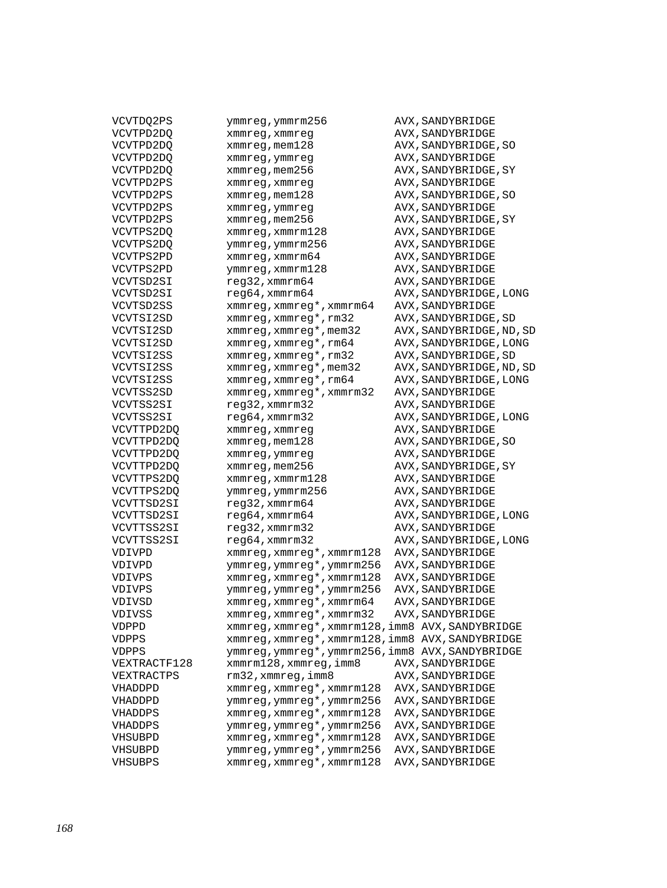```
VCVTDQ2PS       ymmreg,ymmrm256          AVX,SANDYBRIDGE
VCVTPD2DQ       xmmreg,xmmreg            AVX,SANDYBRIDGE
VCVTPD2DQ       xmmreg,mem128            AVX,SANDYBRIDGE,SO
VCVTPD2DQ       xmmreg,ymmreg            AVX,SANDYBRIDGE
VCVTPD2DQ       xmmreg,mem256            AVX,SANDYBRIDGE,SY
VCVTPD2PS       xmmreg,xmmreg            AVX,SANDYBRIDGE
VCVTPD2PS       xmmreg,mem128            AVX,SANDYBRIDGE,SO
VCVTPD2PS       xmmreg,ymmreg            AVX,SANDYBRIDGE
VCVTPD2PS       xmmreg,mem256            AVX,SANDYBRIDGE,SY
VCVTPS2DQ       xmmreg,xmmrm128          AVX,SANDYBRIDGE
VCVTPS2DQ       ymmreg,ymmrm256          AVX,SANDYBRIDGE
VCVTPS2PD       xmmreg,xmmrm64           AVX,SANDYBRIDGE
VCVTPS2PD       ymmreg,xmmrm128          AVX,SANDYBRIDGE
VCVTSD2SI       reg32,xmmrm64            AVX,SANDYBRIDGE
VCVTSD2SI       reg64,xmmrm64            AVX,SANDYBRIDGE,LONG
VCVTSD2SS       xmmreg,xmmreg*,xmmrm64   AVX,SANDYBRIDGE
VCVTSI2SD       xmmreg,xmmreg*,rm32      AVX,SANDYBRIDGE,SD
VCVTSI2SD       xmmreg,xmmreg*,mem32     AVX,SANDYBRIDGE,ND,SD
VCVTSI2SD       xmmreg,xmmreg*,rm64      AVX,SANDYBRIDGE,LONG
VCVTSI2SS       xmmreg,xmmreg*,rm32      AVX,SANDYBRIDGE,SD
VCVTSI2SS       xmmreg,xmmreg*,mem32     AVX,SANDYBRIDGE,ND,SD
VCVTSI2SS       xmmreg,xmmreg*,rm64      AVX,SANDYBRIDGE,LONG
VCVTSS2SD       xmmreg,xmmreg*,xmmrm32   AVX,SANDYBRIDGE
VCVTSS2SI       reg32,xmmrm32            AVX,SANDYBRIDGE
VCVTSS2SI       reg64,xmmrm32            AVX,SANDYBRIDGE,LONG
VCVTTPD2DQ      xmmreg,xmmreg            AVX,SANDYBRIDGE
VCVTTPD2DQ      xmmreg,mem128            AVX,SANDYBRIDGE,SO
VCVTTPD2DQ      xmmreg,ymmreg            AVX,SANDYBRIDGE
VCVTTPD2DQ      xmmreg,mem256            AVX,SANDYBRIDGE,SY
VCVTTPS2DQ      xmmreg,xmmrm128          AVX,SANDYBRIDGE
VCVTTPS2DQ      ymmreg,ymmrm256          AVX,SANDYBRIDGE
VCVTTSD2SI      reg32,xmmrm64            AVX,SANDYBRIDGE
VCVTTSD2SI      reg64,xmmrm64            AVX,SANDYBRIDGE,LONG
VCVTTSS2SI      reg32,xmmrm32            AVX,SANDYBRIDGE
VCVTTSS2SI      reg64,xmmrm32            AVX,SANDYBRIDGE,LONG
VDIVPD          xmmreg,xmmreg*,xmmrm128  AVX,SANDYBRIDGE
VDIVPD          ymmreg,ymmreg*,ymmrm256  AVX,SANDYBRIDGE
VDIVPS          xmmreg,xmmreg*,xmmrm128  AVX,SANDYBRIDGE
VDIVPS          ymmreg,ymmreg*,ymmrm256  AVX,SANDYBRIDGE
VDIVSD          xmmreg,xmmreg*,xmmrm64   AVX,SANDYBRIDGE
VDIVSS          xmmreg,xmmreg*,xmmrm32   AVX,SANDYBRIDGE
VDPPD           xmmreg,xmmreg*,xmmrm128,imm8 AVX,SANDYBRIDGE
VDPPS           xmmreg,xmmreg*,xmmrm128,imm8 AVX,SANDYBRIDGE
VDPPS           ymmreg,ymmreg*,ymmrm256,imm8 AVX,SANDYBRIDGE
VEXTRACTF128    xmmrm128,xmmreg,imm8     AVX,SANDYBRIDGE
VEXTRACTPS      rm32,xmmreg,imm8         AVX,SANDYBRIDGE
VHADDPD         xmmreg,xmmreg*,xmmrm128  AVX,SANDYBRIDGE
VHADDPD         ymmreg,ymmreg*,ymmrm256  AVX,SANDYBRIDGE
VHADDPS         xmmreg,xmmreg*,xmmrm128  AVX,SANDYBRIDGE
VHADDPS         ymmreg,ymmreg*,ymmrm256  AVX,SANDYBRIDGE
VHSUBPD         xmmreg,xmmreg*,xmmrm128  AVX,SANDYBRIDGE
VHSUBPD         ymmreg,ymmreg*,ymmrm256  AVX,SANDYBRIDGE
VHSUBPS         xmmreg,xmmreg*,xmmrm128  AVX,SANDYBRIDGE
```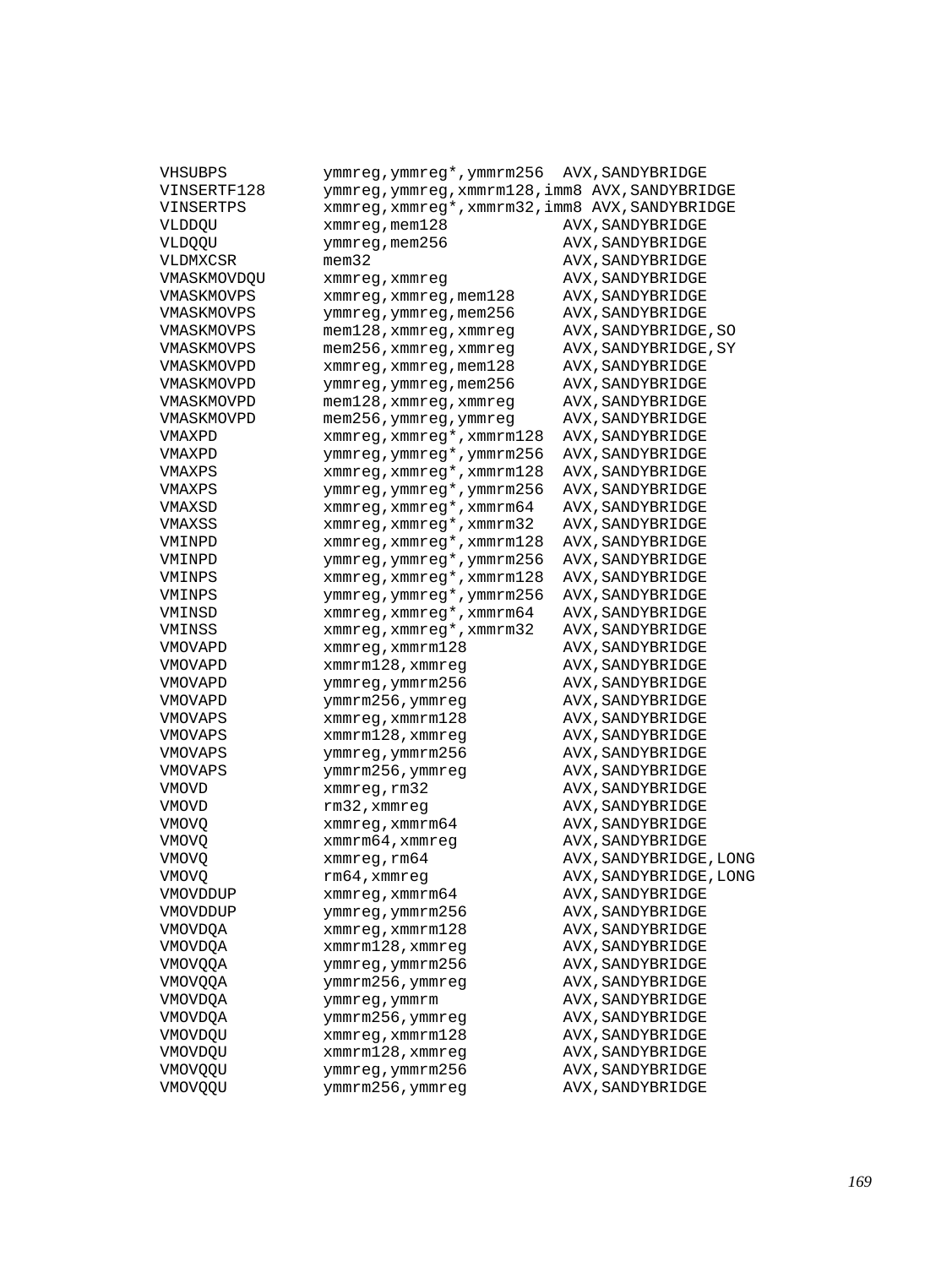```
VHSUBPS         ymmreg,ymmreg*,ymmrm256  AVX,SANDYBRIDGE
VINSERTF128     ymmreg,ymmreg,xmmrm128,imm8 AVX,SANDYBRIDGE
VINSERTPS       xmmreg,xmmreg*,xmmrm32,imm8 AVX,SANDYBRIDGE
VLDDQU          xmmreg,mem128            AVX,SANDYBRIDGE
VLDQQU          ymmreg,mem256            AVX,SANDYBRIDGE
VLDMXCSR        mem32                    AVX,SANDYBRIDGE
VMASKMOVDQU     xmmreg,xmmreg            AVX,SANDYBRIDGE
VMASKMOVPS      xmmreg,xmmreg,mem128     AVX,SANDYBRIDGE
VMASKMOVPS      ymmreg,ymmreg,mem256     AVX,SANDYBRIDGE
VMASKMOVPS      mem128,xmmreg,xmmreg     AVX,SANDYBRIDGE,SO
VMASKMOVPS      mem256,xmmreg,xmmreg     AVX,SANDYBRIDGE,SY
VMASKMOVPD      xmmreg,xmmreg,mem128     AVX,SANDYBRIDGE
VMASKMOVPD      ymmreg,ymmreg,mem256     AVX,SANDYBRIDGE
VMASKMOVPD      mem128,xmmreg,xmmreg     AVX,SANDYBRIDGE
VMASKMOVPD      mem256,ymmreg,ymmreg     AVX,SANDYBRIDGE
VMAXPD          xmmreg,xmmreg*,xmmrm128  AVX,SANDYBRIDGE
VMAXPD          ymmreg,ymmreg*,ymmrm256  AVX,SANDYBRIDGE
VMAXPS          xmmreg,xmmreg*,xmmrm128  AVX,SANDYBRIDGE
VMAXPS          ymmreg,ymmreg*,ymmrm256  AVX,SANDYBRIDGE
VMAXSD          xmmreg,xmmreg*,xmmrm64   AVX,SANDYBRIDGE
VMAXSS          xmmreg,xmmreg*,xmmrm32   AVX,SANDYBRIDGE
VMINPD          xmmreg,xmmreg*,xmmrm128  AVX,SANDYBRIDGE
VMINPD          ymmreg,ymmreg*,ymmrm256  AVX,SANDYBRIDGE
VMINPS          xmmreg,xmmreg*,xmmrm128  AVX,SANDYBRIDGE
VMINPS          ymmreg,ymmreg*,ymmrm256  AVX,SANDYBRIDGE
VMINSD          xmmreg,xmmreg*,xmmrm64   AVX,SANDYBRIDGE
VMINSS          xmmreg,xmmreg*,xmmrm32   AVX,SANDYBRIDGE
VMOVAPD         xmmreg,xmmrm128          AVX,SANDYBRIDGE
VMOVAPD         xmmrm128,xmmreg          AVX,SANDYBRIDGE
VMOVAPD         ymmreg,ymmrm256          AVX,SANDYBRIDGE
VMOVAPD         ymmrm256,ymmreg          AVX,SANDYBRIDGE
VMOVAPS         xmmreg,xmmrm128          AVX,SANDYBRIDGE
VMOVAPS         xmmrm128,xmmreg          AVX,SANDYBRIDGE
VMOVAPS         ymmreg,ymmrm256          AVX,SANDYBRIDGE
VMOVAPS         ymmrm256,ymmreg          AVX,SANDYBRIDGE
VMOVD           xmmreg,rm32              AVX,SANDYBRIDGE
VMOVD           rm32,xmmreg              AVX,SANDYBRIDGE
VMOVQ           xmmreg,xmmrm64           AVX,SANDYBRIDGE
VMOVQ           xmmrm64,xmmreg           AVX,SANDYBRIDGE
VMOVQ           xmmreg,rm64              AVX,SANDYBRIDGE,LONG
VMOVQ           rm64,xmmreg              AVX,SANDYBRIDGE,LONG
VMOVDDUP        xmmreg,xmmrm64           AVX,SANDYBRIDGE
VMOVDDUP        ymmreg,ymmrm256          AVX,SANDYBRIDGE
VMOVDQA         xmmreg,xmmrm128          AVX,SANDYBRIDGE
VMOVDQA         xmmrm128,xmmreg          AVX,SANDYBRIDGE
VMOVQQA         ymmreg,ymmrm256          AVX,SANDYBRIDGE
VMOVQQA         ymmrm256,ymmreg          AVX,SANDYBRIDGE
VMOVDQA         ymmreg,ymmrm             AVX,SANDYBRIDGE
VMOVDQA         ymmrm256,ymmreg          AVX,SANDYBRIDGE
VMOVDQU         xmmreg,xmmrm128          AVX,SANDYBRIDGE
VMOVDQU         xmmrm128,xmmreg          AVX,SANDYBRIDGE
VMOVQQU         ymmreg,ymmrm256          AVX,SANDYBRIDGE
VMOVQQU         ymmrm256,ymmreg          AVX,SANDYBRIDGE
```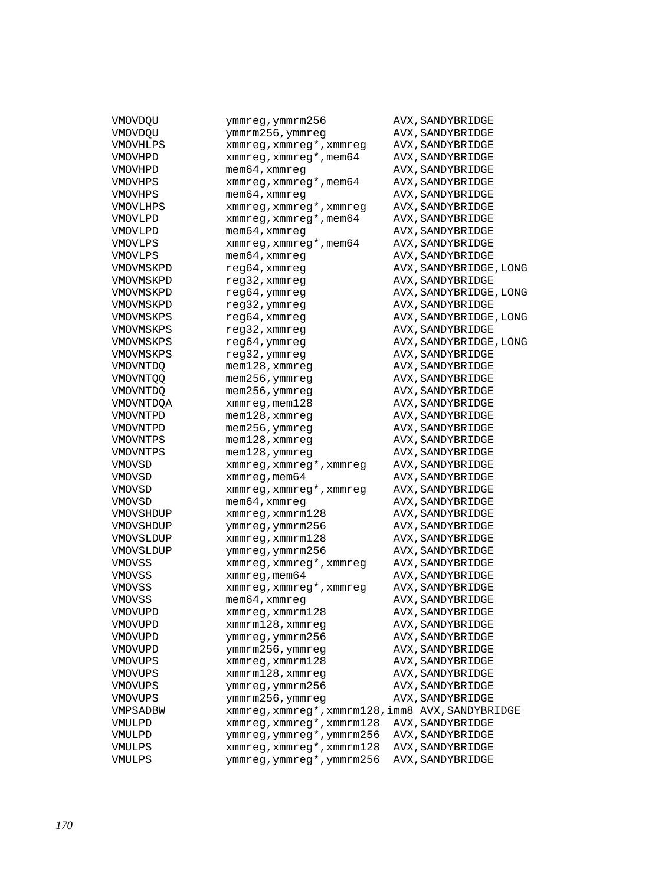```
VMOVDQU         ymmreg,ymmrm256           AVX,SANDYBRIDGE
VMOVDQU         ymmrm256,ymmreg           AVX,SANDYBRIDGE
VMOVHLPS        xmmreg,xmmreg*,xmmreg     AVX,SANDYBRIDGE
VMOVHPD         xmmreg,xmmreg*,mem64      AVX,SANDYBRIDGE
VMOVHPD         mem64,xmmreg              AVX,SANDYBRIDGE
VMOVHPS         xmmreg,xmmreg*,mem64      AVX,SANDYBRIDGE
VMOVHPS         mem64,xmmreg              AVX,SANDYBRIDGE
VMOVLHPS        xmmreg,xmmreg*,xmmreg     AVX,SANDYBRIDGE
VMOVLPD         xmmreg,xmmreg*,mem64      AVX,SANDYBRIDGE
VMOVLPD         mem64,xmmreg              AVX,SANDYBRIDGE
VMOVLPS         xmmreg,xmmreg*,mem64      AVX,SANDYBRIDGE
VMOVLPS         mem64,xmmreg              AVX,SANDYBRIDGE
VMOVMSKPD       reg64,xmmreg              AVX,SANDYBRIDGE,LONG
VMOVMSKPD       reg32,xmmreg              AVX,SANDYBRIDGE
VMOVMSKPD       reg64,ymmreg              AVX,SANDYBRIDGE,LONG
VMOVMSKPD       reg32,ymmreg              AVX,SANDYBRIDGE
VMOVMSKPS       reg64,xmmreg              AVX,SANDYBRIDGE,LONG
VMOVMSKPS       reg32,xmmreg              AVX,SANDYBRIDGE
VMOVMSKPS       reg64,ymmreg              AVX,SANDYBRIDGE,LONG
VMOVMSKPS       reg32,ymmreg              AVX,SANDYBRIDGE
VMOVNTDQ        mem128,xmmreg             AVX,SANDYBRIDGE
VMOVNTQQ        mem256,ymmreg             AVX,SANDYBRIDGE
VMOVNTDQ        mem256,ymmreg             AVX,SANDYBRIDGE
VMOVNTDQA       xmmreg,mem128             AVX,SANDYBRIDGE
VMOVNTPD        mem128,xmmreg             AVX,SANDYBRIDGE
VMOVNTPD        mem256,ymmreg             AVX,SANDYBRIDGE
VMOVNTPS        mem128,xmmreg             AVX,SANDYBRIDGE
VMOVNTPS        mem128,ymmreg             AVX,SANDYBRIDGE
VMOVSD          xmmreg,xmmreg*,xmmreg     AVX,SANDYBRIDGE
VMOVSD          xmmreg,mem64              AVX,SANDYBRIDGE
VMOVSD          xmmreg,xmmreg*,xmmreg     AVX,SANDYBRIDGE
VMOVSD          mem64,xmmreg              AVX,SANDYBRIDGE
VMOVSHDUP       xmmreg,xmmrm128           AVX,SANDYBRIDGE
VMOVSHDUP       ymmreg,ymmrm256           AVX,SANDYBRIDGE
VMOVSLDUP       xmmreg,xmmrm128           AVX,SANDYBRIDGE
VMOVSLDUP       ymmreg,ymmrm256           AVX,SANDYBRIDGE
VMOVSS          xmmreg,xmmreg*,xmmreg     AVX,SANDYBRIDGE
VMOVSS          xmmreg,mem64              AVX,SANDYBRIDGE
VMOVSS          xmmreg,xmmreg*,xmmreg     AVX,SANDYBRIDGE
VMOVSS          mem64,xmmreg              AVX,SANDYBRIDGE
VMOVUPD         xmmreg,xmmrm128           AVX,SANDYBRIDGE
VMOVUPD         xmmrm128,xmmreg           AVX,SANDYBRIDGE
VMOVUPD         ymmreg,ymmrm256           AVX,SANDYBRIDGE
VMOVUPD         ymmrm256,ymmreg           AVX,SANDYBRIDGE
VMOVUPS         xmmreg,xmmrm128           AVX,SANDYBRIDGE
VMOVUPS         xmmrm128,xmmreg           AVX,SANDYBRIDGE
VMOVUPS         ymmreg,ymmrm256           AVX,SANDYBRIDGE
VMOVUPS         ymmrm256,ymmreg           AVX,SANDYBRIDGE
VMPSADBW        xmmreg,xmmreg*,xmmrm128,imm8 AVX,SANDYBRIDGE
VMULPD          xmmreg,xmmreg*,xmmrm128   AVX,SANDYBRIDGE
VMULPD          ymmreg,ymmreg*,ymmrm256   AVX,SANDYBRIDGE
VMULPS          xmmreg,xmmreg*,xmmrm128   AVX,SANDYBRIDGE
VMULPS          ymmreg,ymmreg*,ymmrm256   AVX,SANDYBRIDGE
```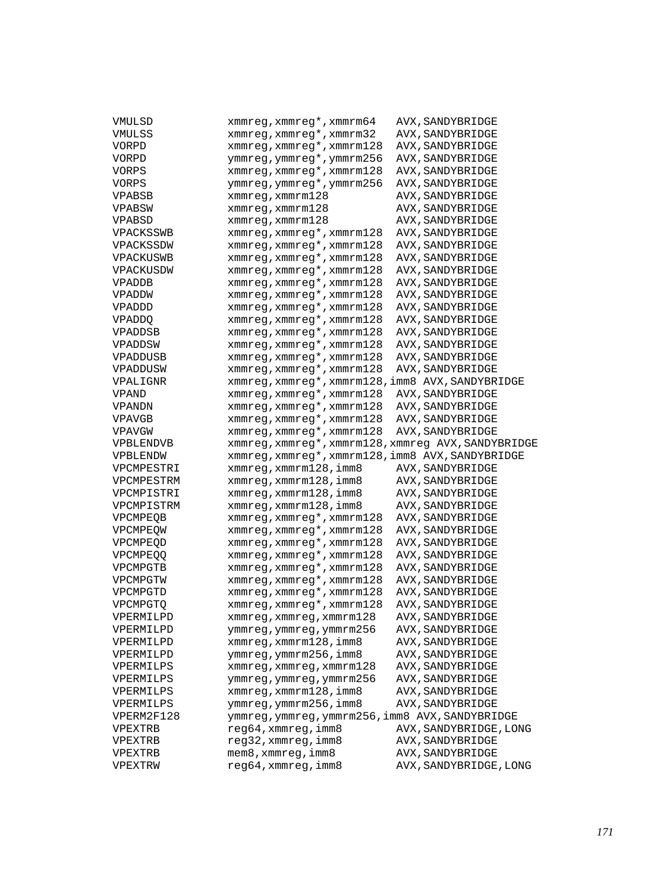```
VMULSD          xmmreg,xmmreg*,xmmrm64   AVX,SANDYBRIDGE
VMULSS          xmmreg,xmmreg*,xmmrm32   AVX,SANDYBRIDGE
VORPD           xmmreg,xmmreg*,xmmrm128  AVX,SANDYBRIDGE
VORPD           ymmreg,ymmreg*,ymmrm256  AVX,SANDYBRIDGE
VORPS           xmmreg,xmmreg*,xmmrm128  AVX,SANDYBRIDGE
VORPS           ymmreg,ymmreg*,ymmrm256  AVX,SANDYBRIDGE
VPABSB          xmmreg,xmmrm128          AVX,SANDYBRIDGE
VPABSW          xmmreg,xmmrm128          AVX,SANDYBRIDGE
VPABSD          xmmreg,xmmrm128          AVX,SANDYBRIDGE
VPACKSSWB       xmmreg,xmmreg*,xmmrm128  AVX,SANDYBRIDGE
VPACKSSDW       xmmreg,xmmreg*,xmmrm128  AVX,SANDYBRIDGE
VPACKUSWB       xmmreg,xmmreg*,xmmrm128  AVX,SANDYBRIDGE
VPACKUSDW       xmmreg,xmmreg*,xmmrm128  AVX,SANDYBRIDGE
VPADDB          xmmreg,xmmreg*,xmmrm128  AVX,SANDYBRIDGE
VPADDW          xmmreg,xmmreg*,xmmrm128  AVX,SANDYBRIDGE
VPADDD          xmmreg,xmmreg*,xmmrm128  AVX,SANDYBRIDGE
VPADDQ          xmmreg,xmmreg*,xmmrm128  AVX,SANDYBRIDGE
VPADDSB         xmmreg,xmmreg*,xmmrm128  AVX,SANDYBRIDGE
VPADDSW         xmmreg,xmmreg*,xmmrm128  AVX,SANDYBRIDGE
VPADDUSB        xmmreg,xmmreg*,xmmrm128  AVX,SANDYBRIDGE
VPADDUSW        xmmreg,xmmreg*,xmmrm128  AVX,SANDYBRIDGE
VPALIGNR        xmmreg,xmmreg*,xmmrm128,imm8 AVX,SANDYBRIDGE
VPAND           xmmreg,xmmreg*,xmmrm128  AVX,SANDYBRIDGE
VPANDN          xmmreg,xmmreg*,xmmrm128  AVX,SANDYBRIDGE
VPAVGB          xmmreg,xmmreg*,xmmrm128  AVX,SANDYBRIDGE
VPAVGW          xmmreg,xmmreg*,xmmrm128  AVX,SANDYBRIDGE
VPBLENDVB       xmmreg,xmmreg*,xmmrm128,xmmreg AVX,SANDYBRIDGE
VPBLENDW        xmmreg,xmmreg*,xmmrm128,imm8 AVX,SANDYBRIDGE
VPCMPESTRI      xmmreg,xmmrm128,imm8     AVX,SANDYBRIDGE
VPCMPESTRM      xmmreg,xmmrm128,imm8     AVX,SANDYBRIDGE
VPCMPISTRI      xmmreg,xmmrm128,imm8     AVX,SANDYBRIDGE
VPCMPISTRM      xmmreg,xmmrm128,imm8     AVX,SANDYBRIDGE
VPCMPEQB        xmmreg,xmmreg*,xmmrm128  AVX,SANDYBRIDGE
VPCMPEQW        xmmreg,xmmreg*,xmmrm128  AVX,SANDYBRIDGE
VPCMPEQD        xmmreg,xmmreg*,xmmrm128  AVX,SANDYBRIDGE
VPCMPEQQ        xmmreg,xmmreg*,xmmrm128  AVX,SANDYBRIDGE
VPCMPGTB        xmmreg,xmmreg*,xmmrm128  AVX,SANDYBRIDGE
VPCMPGTW        xmmreg,xmmreg*,xmmrm128  AVX,SANDYBRIDGE
VPCMPGTD        xmmreg,xmmreg*,xmmrm128  AVX,SANDYBRIDGE
VPCMPGTQ        xmmreg,xmmreg*,xmmrm128  AVX,SANDYBRIDGE
VPERMILPD       xmmreg,xmmreg,xmmrm128   AVX,SANDYBRIDGE
VPERMILPD       ymmreg,ymmreg,ymmrm256   AVX,SANDYBRIDGE
VPERMILPD       xmmreg,xmmrm128,imm8     AVX,SANDYBRIDGE
VPERMILPD       ymmreg,ymmrm256,imm8     AVX,SANDYBRIDGE
VPERMILPS       xmmreg,xmmreg,xmmrm128   AVX,SANDYBRIDGE
VPERMILPS       ymmreg,ymmreg,ymmrm256   AVX,SANDYBRIDGE
VPERMILPS       xmmreg,xmmrm128,imm8     AVX,SANDYBRIDGE
VPERMILPS       ymmreg,ymmrm256,imm8     AVX,SANDYBRIDGE
VPERM2F128      ymmreg,ymmreg,ymmrm256,imm8 AVX,SANDYBRIDGE
VPEXTRB         reg64,xmmreg,imm8        AVX,SANDYBRIDGE,LONG
VPEXTRB         reg32,xmmreg,imm8        AVX,SANDYBRIDGE
VPEXTRB         mem8,xmmreg,imm8         AVX,SANDYBRIDGE
VPEXTRW         reg64,xmmreg,imm8        AVX,SANDYBRIDGE,LONG
```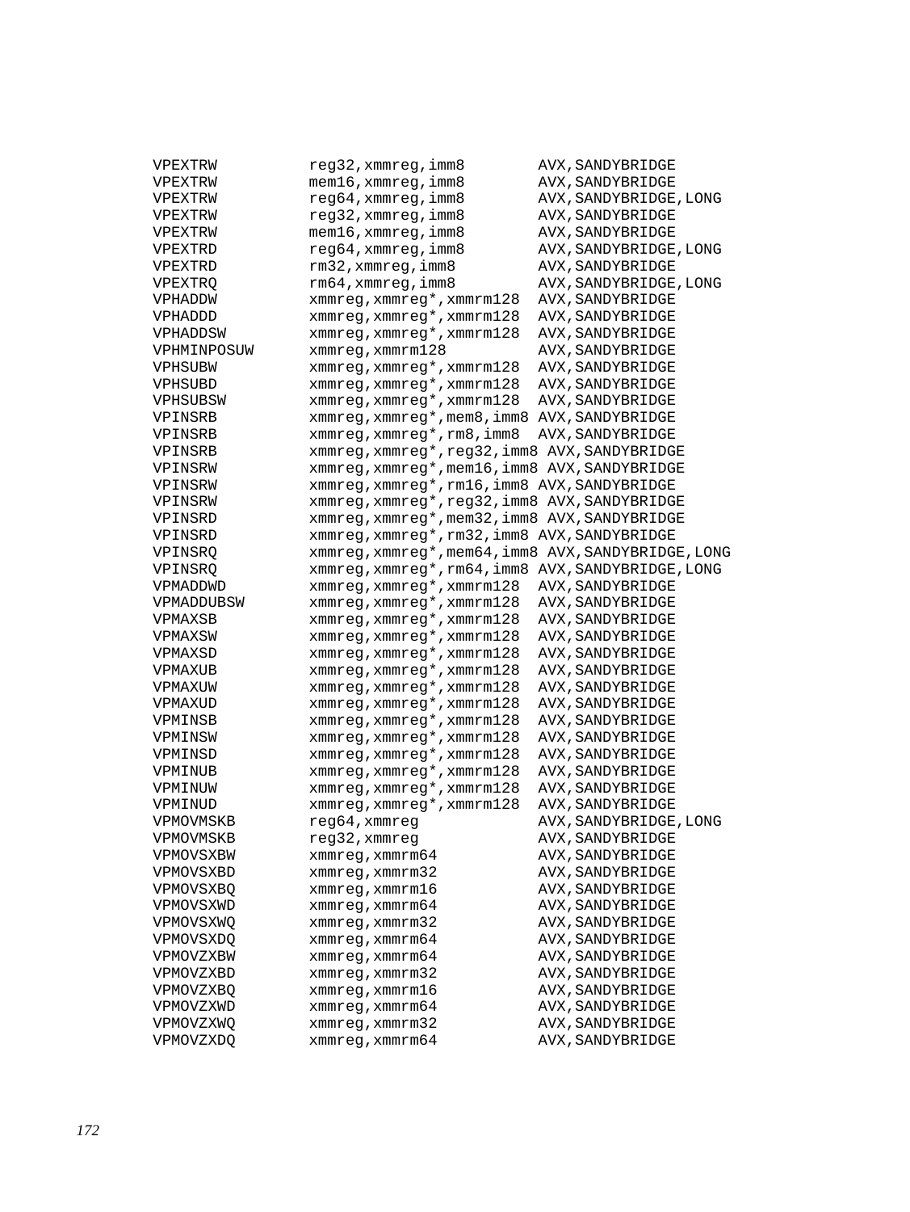```
VPEXTRW         reg32,xmmreg,imm8         AVX,SANDYBRIDGE
VPEXTRW         mem16,xmmreg,imm8         AVX,SANDYBRIDGE
VPEXTRW         reg64,xmmreg,imm8         AVX,SANDYBRIDGE,LONG
VPEXTRW         reg32,xmmreg,imm8         AVX,SANDYBRIDGE
VPEXTRW         mem16,xmmreg,imm8         AVX,SANDYBRIDGE
VPEXTRD         reg64,xmmreg,imm8         AVX,SANDYBRIDGE,LONG
VPEXTRD         rm32,xmmreg,imm8          AVX,SANDYBRIDGE
VPEXTRQ         rm64,xmmreg,imm8          AVX,SANDYBRIDGE,LONG
VPHADDW         xmmreg,xmmreg*,xmmrm128   AVX,SANDYBRIDGE
VPHADDD         xmmreg,xmmreg*,xmmrm128   AVX,SANDYBRIDGE
VPHADDSW        xmmreg,xmmreg*,xmmrm128   AVX,SANDYBRIDGE
VPHMINPOSUW     xmmreg,xmmrm128           AVX,SANDYBRIDGE
VPHSUBW         xmmreg,xmmreg*,xmmrm128   AVX,SANDYBRIDGE
VPHSUBD         xmmreg,xmmreg*,xmmrm128   AVX,SANDYBRIDGE
VPHSUBSW        xmmreg,xmmreg*,xmmrm128   AVX,SANDYBRIDGE
VPINSRB         xmmreg,xmmreg*,mem8,imm8  AVX,SANDYBRIDGE
VPINSRB         xmmreg,xmmreg*,rm8,imm8   AVX,SANDYBRIDGE
VPINSRB         xmmreg,xmmreg*,reg32,imm8 AVX,SANDYBRIDGE
VPINSRW         xmmreg,xmmreg*,mem16,imm8 AVX,SANDYBRIDGE
VPINSRW         xmmreg,xmmreg*,rm16,imm8 AVX,SANDYBRIDGE
VPINSRW         xmmreg,xmmreg*,reg32,imm8 AVX,SANDYBRIDGE
VPINSRD         xmmreg,xmmreg*,mem32,imm8 AVX,SANDYBRIDGE
VPINSRD         xmmreg,xmmreg*,rm32,imm8 AVX,SANDYBRIDGE
VPINSRQ         xmmreg,xmmreg*,mem64,imm8 AVX,SANDYBRIDGE,LONG
VPINSRQ         xmmreg,xmmreg*,rm64,imm8 AVX,SANDYBRIDGE,LONG
VPMADDWD        xmmreg,xmmreg*,xmmrm128   AVX,SANDYBRIDGE
VPMADDUBSW      xmmreg,xmmreg*,xmmrm128   AVX,SANDYBRIDGE
VPMAXSB         xmmreg,xmmreg*,xmmrm128   AVX,SANDYBRIDGE
VPMAXSW         xmmreg,xmmreg*,xmmrm128   AVX,SANDYBRIDGE
VPMAXSD         xmmreg,xmmreg*,xmmrm128   AVX,SANDYBRIDGE
VPMAXUB         xmmreg,xmmreg*,xmmrm128   AVX,SANDYBRIDGE
VPMAXUW         xmmreg,xmmreg*,xmmrm128   AVX,SANDYBRIDGE
VPMAXUD         xmmreg,xmmreg*,xmmrm128   AVX,SANDYBRIDGE
VPMINSB         xmmreg,xmmreg*,xmmrm128   AVX,SANDYBRIDGE
VPMINSW         xmmreg,xmmreg*,xmmrm128   AVX,SANDYBRIDGE
VPMINSD         xmmreg,xmmreg*,xmmrm128   AVX,SANDYBRIDGE
VPMINUB         xmmreg,xmmreg*,xmmrm128   AVX,SANDYBRIDGE
VPMINUW         xmmreg,xmmreg*,xmmrm128   AVX,SANDYBRIDGE
VPMINUD         xmmreg,xmmreg*,xmmrm128   AVX,SANDYBRIDGE
VPMOVMSKB       reg64,xmmreg              AVX,SANDYBRIDGE,LONG
VPMOVMSKB       reg32,xmmreg              AVX,SANDYBRIDGE
VPMOVSXBW       xmmreg,xmmrm64            AVX,SANDYBRIDGE
VPMOVSXBD       xmmreg,xmmrm32            AVX,SANDYBRIDGE
VPMOVSXBQ       xmmreg,xmmrm16            AVX,SANDYBRIDGE
VPMOVSXWD       xmmreg,xmmrm64            AVX,SANDYBRIDGE
VPMOVSXWQ       xmmreg,xmmrm32            AVX,SANDYBRIDGE
VPMOVSXDQ       xmmreg,xmmrm64            AVX,SANDYBRIDGE
VPMOVZXBW       xmmreg,xmmrm64            AVX,SANDYBRIDGE
VPMOVZXBD       xmmreg,xmmrm32            AVX,SANDYBRIDGE
VPMOVZXBQ       xmmreg,xmmrm16            AVX,SANDYBRIDGE
VPMOVZXWD       xmmreg,xmmrm64            AVX,SANDYBRIDGE
VPMOVZXWQ       xmmreg,xmmrm32            AVX,SANDYBRIDGE
VPMOVZXDQ       xmmreg,xmmrm64            AVX,SANDYBRIDGE
```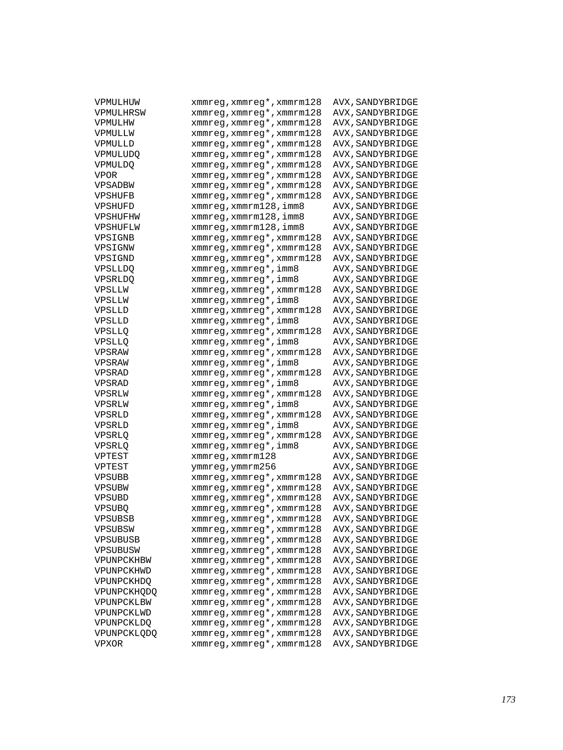```
VPMULHUW        xmmreg,xmmreg*,xmmrm128  AVX,SANDYBRIDGE
VPMULHRSW       xmmreg,xmmreg*,xmmrm128  AVX,SANDYBRIDGE
VPMULHW         xmmreg,xmmreg*,xmmrm128  AVX,SANDYBRIDGE
VPMULLW         xmmreg,xmmreg*,xmmrm128  AVX,SANDYBRIDGE
VPMULLD         xmmreg,xmmreg*,xmmrm128  AVX,SANDYBRIDGE
VPMULUDQ        xmmreg,xmmreg*,xmmrm128  AVX,SANDYBRIDGE
VPMULDQ         xmmreg,xmmreg*,xmmrm128  AVX,SANDYBRIDGE
VPOR            xmmreg,xmmreg*,xmmrm128  AVX,SANDYBRIDGE
VPSADBW         xmmreg,xmmreg*,xmmrm128  AVX,SANDYBRIDGE
VPSHUFB         xmmreg,xmmreg*,xmmrm128  AVX,SANDYBRIDGE
VPSHUFD         xmmreg,xmmrm128,imm8     AVX,SANDYBRIDGE
VPSHUFHW        xmmreg,xmmrm128,imm8     AVX,SANDYBRIDGE
VPSHUFLW        xmmreg,xmmrm128,imm8     AVX,SANDYBRIDGE
VPSIGNB         xmmreg,xmmreg*,xmmrm128  AVX,SANDYBRIDGE
VPSIGNW         xmmreg,xmmreg*,xmmrm128  AVX,SANDYBRIDGE
VPSIGND         xmmreg,xmmreg*,xmmrm128  AVX,SANDYBRIDGE
VPSLLDQ         xmmreg,xmmreg*,imm8      AVX,SANDYBRIDGE
VPSRLDQ         xmmreg,xmmreg*,imm8      AVX,SANDYBRIDGE
VPSLLW          xmmreg,xmmreg*,xmmrm128  AVX,SANDYBRIDGE
VPSLLW          xmmreg,xmmreg*,imm8      AVX,SANDYBRIDGE
VPSLLD          xmmreg,xmmreg*,xmmrm128  AVX,SANDYBRIDGE
VPSLLD          xmmreg,xmmreg*,imm8      AVX,SANDYBRIDGE
VPSLLQ          xmmreg,xmmreg*,xmmrm128  AVX,SANDYBRIDGE
VPSLLQ          xmmreg,xmmreg*,imm8      AVX,SANDYBRIDGE
VPSRAW          xmmreg,xmmreg*,xmmrm128  AVX,SANDYBRIDGE
VPSRAW          xmmreg,xmmreg*,imm8      AVX,SANDYBRIDGE
VPSRAD          xmmreg,xmmreg*,xmmrm128  AVX,SANDYBRIDGE
VPSRAD          xmmreg,xmmreg*,imm8      AVX,SANDYBRIDGE
VPSRLW          xmmreg,xmmreg*,xmmrm128  AVX,SANDYBRIDGE
VPSRLW          xmmreg,xmmreg*,imm8      AVX,SANDYBRIDGE
VPSRLD          xmmreg,xmmreg*,xmmrm128  AVX,SANDYBRIDGE
VPSRLD          xmmreg,xmmreg*,imm8      AVX,SANDYBRIDGE
VPSRLQ          xmmreg,xmmreg*,xmmrm128  AVX,SANDYBRIDGE
VPSRLQ          xmmreg,xmmreg*,imm8      AVX,SANDYBRIDGE
VPTEST          xmmreg,xmmrm128          AVX,SANDYBRIDGE
VPTEST          ymmreg,ymmrm256          AVX,SANDYBRIDGE
VPSUBB          xmmreg,xmmreg*,xmmrm128  AVX,SANDYBRIDGE
VPSUBW          xmmreg,xmmreg*,xmmrm128  AVX,SANDYBRIDGE
VPSUBD          xmmreg,xmmreg*,xmmrm128  AVX,SANDYBRIDGE
VPSUBQ          xmmreg,xmmreg*,xmmrm128  AVX,SANDYBRIDGE
VPSUBSB         xmmreg,xmmreg*,xmmrm128  AVX,SANDYBRIDGE
VPSUBSW         xmmreg,xmmreg*,xmmrm128  AVX,SANDYBRIDGE
VPSUBUSB        xmmreg,xmmreg*,xmmrm128  AVX,SANDYBRIDGE
VPSUBUSW        xmmreg,xmmreg*,xmmrm128  AVX,SANDYBRIDGE
VPUNPCKHBW      xmmreg,xmmreg*,xmmrm128  AVX,SANDYBRIDGE
VPUNPCKHWD      xmmreg,xmmreg*,xmmrm128  AVX,SANDYBRIDGE
VPUNPCKHDQ      xmmreg,xmmreg*,xmmrm128  AVX,SANDYBRIDGE
VPUNPCKHQDQ     xmmreg,xmmreg*,xmmrm128  AVX,SANDYBRIDGE
VPUNPCKLBW      xmmreg,xmmreg*,xmmrm128  AVX,SANDYBRIDGE
VPUNPCKLWD      xmmreg,xmmreg*,xmmrm128  AVX,SANDYBRIDGE
VPUNPCKLDQ      xmmreg,xmmreg*,xmmrm128  AVX,SANDYBRIDGE
VPUNPCKLQDQ     xmmreg,xmmreg*,xmmrm128  AVX,SANDYBRIDGE
VPXOR           xmmreg,xmmreg*,xmmrm128  AVX,SANDYBRIDGE
```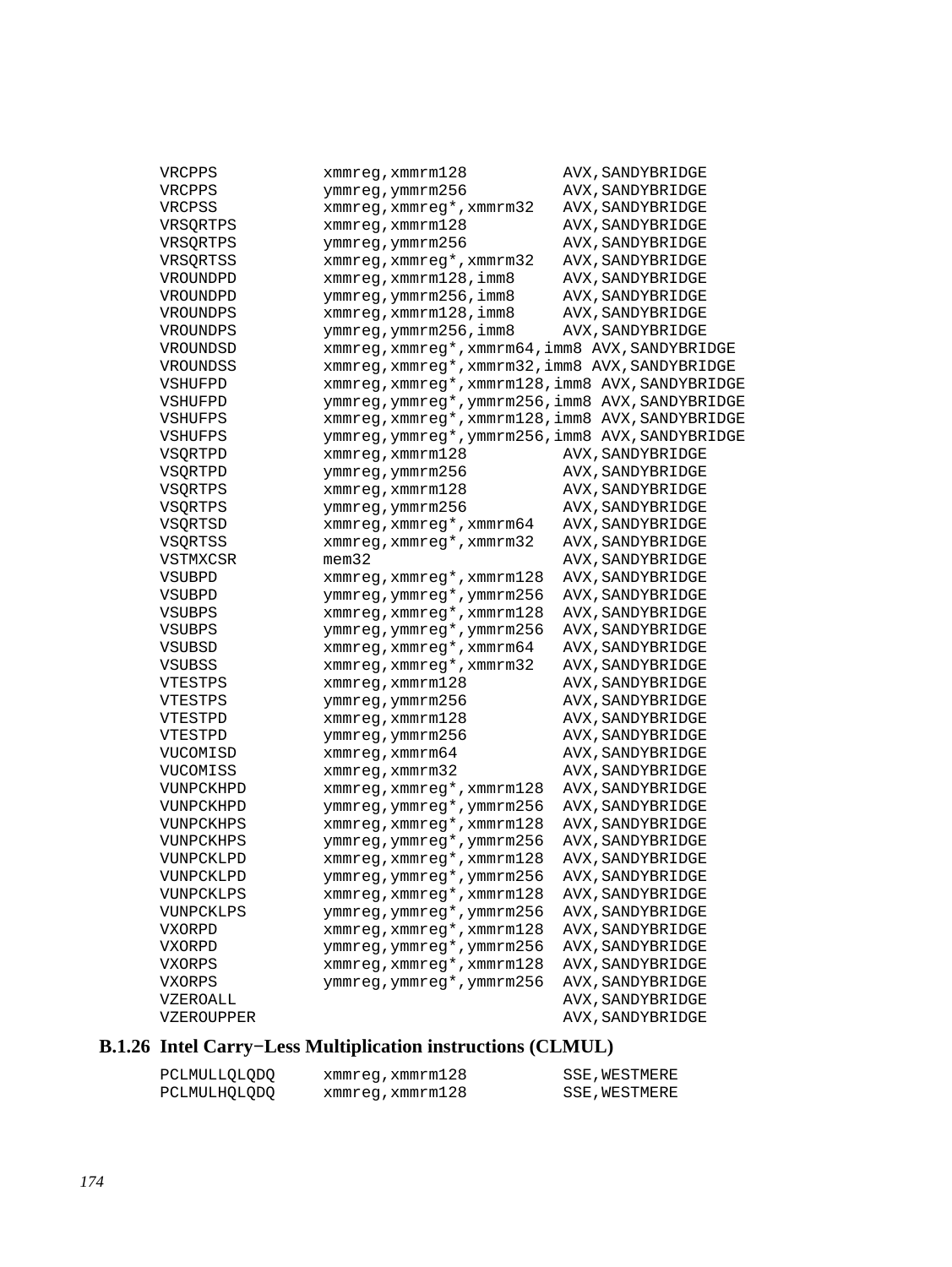```
VRCPPS          xmmreg,xmmrm128          AVX,SANDYBRIDGE
VRCPPS          ymmreg,ymmrm256          AVX,SANDYBRIDGE
VRCPSS          xmmreg,xmmreg*,xmmrm32   AVX,SANDYBRIDGE
VRSQRTPS        xmmreg,xmmrm128          AVX,SANDYBRIDGE
VRSQRTPS        ymmreg,ymmrm256          AVX,SANDYBRIDGE
VRSQRTSS        xmmreg,xmmreg*,xmmrm32   AVX,SANDYBRIDGE
VROUNDPD        xmmreg,xmmrm128,imm8     AVX,SANDYBRIDGE
VROUNDPD        ymmreg,ymmrm256,imm8     AVX,SANDYBRIDGE
VROUNDPS        xmmreg,xmmrm128,imm8     AVX,SANDYBRIDGE
VROUNDPS        ymmreg,ymmrm256,imm8     AVX,SANDYBRIDGE
VROUNDSD        xmmreg,xmmreg*,xmmrm64,imm8 AVX,SANDYBRIDGE
VROUNDSS        xmmreg,xmmreg*,xmmrm32,imm8 AVX,SANDYBRIDGE
VSHUFPD         xmmreg,xmmreg*,xmmrm128,imm8 AVX,SANDYBRIDGE
VSHUFPD         ymmreg,ymmreg*,ymmrm256,imm8 AVX,SANDYBRIDGE
VSHUFPS         xmmreg,xmmreg*,xmmrm128,imm8 AVX,SANDYBRIDGE
VSHUFPS         ymmreg,ymmreg*,ymmrm256,imm8 AVX,SANDYBRIDGE
VSQRTPD         xmmreg,xmmrm128          AVX,SANDYBRIDGE
VSQRTPD         ymmreg,ymmrm256          AVX,SANDYBRIDGE
VSQRTPS         xmmreg,xmmrm128          AVX,SANDYBRIDGE
VSQRTPS         ymmreg,ymmrm256          AVX,SANDYBRIDGE
VSQRTSD         xmmreg,xmmreg*,xmmrm64   AVX,SANDYBRIDGE
VSQRTSS         xmmreg,xmmreg*,xmmrm32   AVX,SANDYBRIDGE
VSTMXCSR        mem32                    AVX,SANDYBRIDGE
VSUBPD          xmmreg,xmmreg*,xmmrm128  AVX,SANDYBRIDGE
VSUBPD          ymmreg,ymmreg*,ymmrm256  AVX,SANDYBRIDGE
VSUBPS          xmmreg,xmmreg*,xmmrm128  AVX,SANDYBRIDGE
VSUBPS          ymmreg,ymmreg*,ymmrm256  AVX,SANDYBRIDGE
VSUBSD          xmmreg,xmmreg*,xmmrm64   AVX,SANDYBRIDGE
VSUBSS          xmmreg,xmmreg*,xmmrm32   AVX,SANDYBRIDGE
VTESTPS         xmmreg,xmmrm128          AVX,SANDYBRIDGE
VTESTPS         ymmreg,ymmrm256          AVX,SANDYBRIDGE
VTESTPD         xmmreg,xmmrm128          AVX,SANDYBRIDGE
VTESTPD         ymmreg,ymmrm256          AVX,SANDYBRIDGE
VUCOMISD        xmmreg,xmmrm64           AVX,SANDYBRIDGE
VUCOMISS        xmmreg,xmmrm32           AVX,SANDYBRIDGE
VUNPCKHPD       xmmreg,xmmreg*,xmmrm128  AVX,SANDYBRIDGE
VUNPCKHPD       ymmreg,ymmreg*,ymmrm256  AVX,SANDYBRIDGE
VUNPCKHPS       xmmreg,xmmreg*,xmmrm128  AVX,SANDYBRIDGE
VUNPCKHPS       ymmreg,ymmreg*,ymmrm256  AVX,SANDYBRIDGE
VUNPCKLPD       xmmreg,xmmreg*,xmmrm128  AVX,SANDYBRIDGE
VUNPCKLPD       ymmreg,ymmreg*,ymmrm256  AVX,SANDYBRIDGE
VUNPCKLPS       xmmreg,xmmreg*,xmmrm128  AVX,SANDYBRIDGE
VUNPCKLPS       ymmreg,ymmreg*,ymmrm256  AVX,SANDYBRIDGE
VXORPD          xmmreg,xmmreg*,xmmrm128  AVX,SANDYBRIDGE
VXORPD          ymmreg,ymmreg*,ymmrm256  AVX,SANDYBRIDGE
VXORPS          xmmreg,xmmreg*,xmmrm128  AVX,SANDYBRIDGE
VXORPS          ymmreg,ymmreg*,ymmrm256  AVX,SANDYBRIDGE
VZEROALL                                 AVX,SANDYBRIDGE
VZEROUPPER                               AVX,SANDYBRIDGE
```

### B.1.26 Intel Carry−Less Multiplication instructions (CLMUL)

```
PCLMULLQLQDQ    xmmreg,xmmrm128          SSE,WESTMERE
PCLMULHQLQDQ    xmmreg,xmmrm128          SSE,WESTMERE
```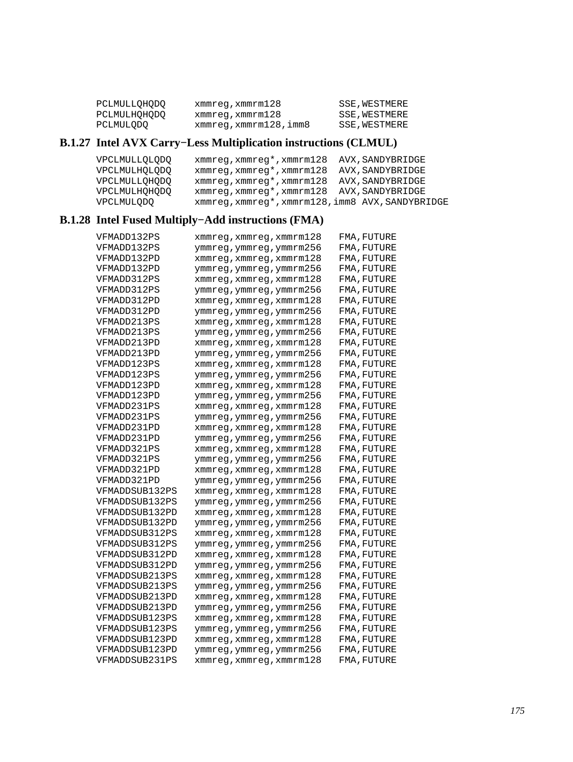```
PCLMULLQHQDQ     xmmreg,xmmrm128          SSE,WESTMERE
PCLMULHQHQDQ     xmmreg,xmmrm128          SSE,WESTMERE
PCLMULQDQ        xmmreg,xmmrm128,imm8     SSE,WESTMERE
```

### B.1.27 Intel AVX Carry−Less Multiplication instructions (CLMUL)

```
VPCLMULLQLQDQ    xmmreg,xmmreg*,xmmrm128  AVX,SANDYBRIDGE
VPCLMULHQLQDQ    xmmreg,xmmreg*,xmmrm128  AVX,SANDYBRIDGE
VPCLMULLQHQDQ    xmmreg,xmmreg*,xmmrm128  AVX,SANDYBRIDGE
VPCLMULHQHQDQ    xmmreg,xmmreg*,xmmrm128  AVX,SANDYBRIDGE
VPCLMULQDQ       xmmreg,xmmreg*,xmmrm128,imm8 AVX,SANDYBRIDGE
```

### B.1.28 Intel Fused Multiply−Add instructions (FMA)

```
VFMADD132PS      xmmreg,xmmreg,xmmrm128   FMA,FUTURE
VFMADD132PS      ymmreg,ymmreg,ymmrm256   FMA,FUTURE
VFMADD132PD      xmmreg,xmmreg,xmmrm128   FMA,FUTURE
VFMADD132PD      ymmreg,ymmreg,ymmrm256   FMA,FUTURE
VFMADD312PS      xmmreg,xmmreg,xmmrm128   FMA,FUTURE
VFMADD312PS      ymmreg,ymmreg,ymmrm256   FMA,FUTURE
VFMADD312PD      xmmreg,xmmreg,xmmrm128   FMA,FUTURE
VFMADD312PD      ymmreg,ymmreg,ymmrm256   FMA,FUTURE
VFMADD213PS      xmmreg,xmmreg,xmmrm128   FMA,FUTURE
VFMADD213PS      ymmreg,ymmreg,ymmrm256   FMA,FUTURE
VFMADD213PD      xmmreg,xmmreg,xmmrm128   FMA,FUTURE
VFMADD213PD      ymmreg,ymmreg,ymmrm256   FMA,FUTURE
VFMADD123PS      xmmreg,xmmreg,xmmrm128   FMA,FUTURE
VFMADD123PS      ymmreg,ymmreg,ymmrm256   FMA,FUTURE
VFMADD123PD      xmmreg,xmmreg,xmmrm128   FMA,FUTURE
VFMADD123PD      ymmreg,ymmreg,ymmrm256   FMA,FUTURE
VFMADD231PS      xmmreg,xmmreg,xmmrm128   FMA,FUTURE
VFMADD231PS      ymmreg,ymmreg,ymmrm256   FMA,FUTURE
VFMADD231PD      xmmreg,xmmreg,xmmrm128   FMA,FUTURE
VFMADD231PD      ymmreg,ymmreg,ymmrm256   FMA,FUTURE
VFMADD321PS      xmmreg,xmmreg,xmmrm128   FMA,FUTURE
VFMADD321PS      ymmreg,ymmreg,ymmrm256   FMA,FUTURE
VFMADD321PD      xmmreg,xmmreg,xmmrm128   FMA,FUTURE
VFMADD321PD      ymmreg,ymmreg,ymmrm256   FMA,FUTURE
VFMADDSUB132PS   xmmreg,xmmreg,xmmrm128   FMA,FUTURE
VFMADDSUB132PS   ymmreg,ymmreg,ymmrm256   FMA,FUTURE
VFMADDSUB132PD   xmmreg,xmmreg,xmmrm128   FMA,FUTURE
VFMADDSUB132PD   ymmreg,ymmreg,ymmrm256   FMA,FUTURE
VFMADDSUB312PS   xmmreg,xmmreg,xmmrm128   FMA,FUTURE
VFMADDSUB312PS   ymmreg,ymmreg,ymmrm256   FMA,FUTURE
VFMADDSUB312PD   xmmreg,xmmreg,xmmrm128   FMA,FUTURE
VFMADDSUB312PD   ymmreg,ymmreg,ymmrm256   FMA,FUTURE
VFMADDSUB213PS   xmmreg,xmmreg,xmmrm128   FMA,FUTURE
VFMADDSUB213PS   ymmreg,ymmreg,ymmrm256   FMA,FUTURE
VFMADDSUB213PD   xmmreg,xmmreg,xmmrm128   FMA,FUTURE
VFMADDSUB213PD   ymmreg,ymmreg,ymmrm256   FMA,FUTURE
VFMADDSUB123PS   xmmreg,xmmreg,xmmrm128   FMA,FUTURE
VFMADDSUB123PS   ymmreg,ymmreg,ymmrm256   FMA,FUTURE
VFMADDSUB123PD   xmmreg,xmmreg,xmmrm128   FMA,FUTURE
VFMADDSUB123PD   ymmreg,ymmreg,ymmrm256   FMA,FUTURE
VFMADDSUB231PS   xmmreg,xmmreg,xmmrm128   FMA,FUTURE
```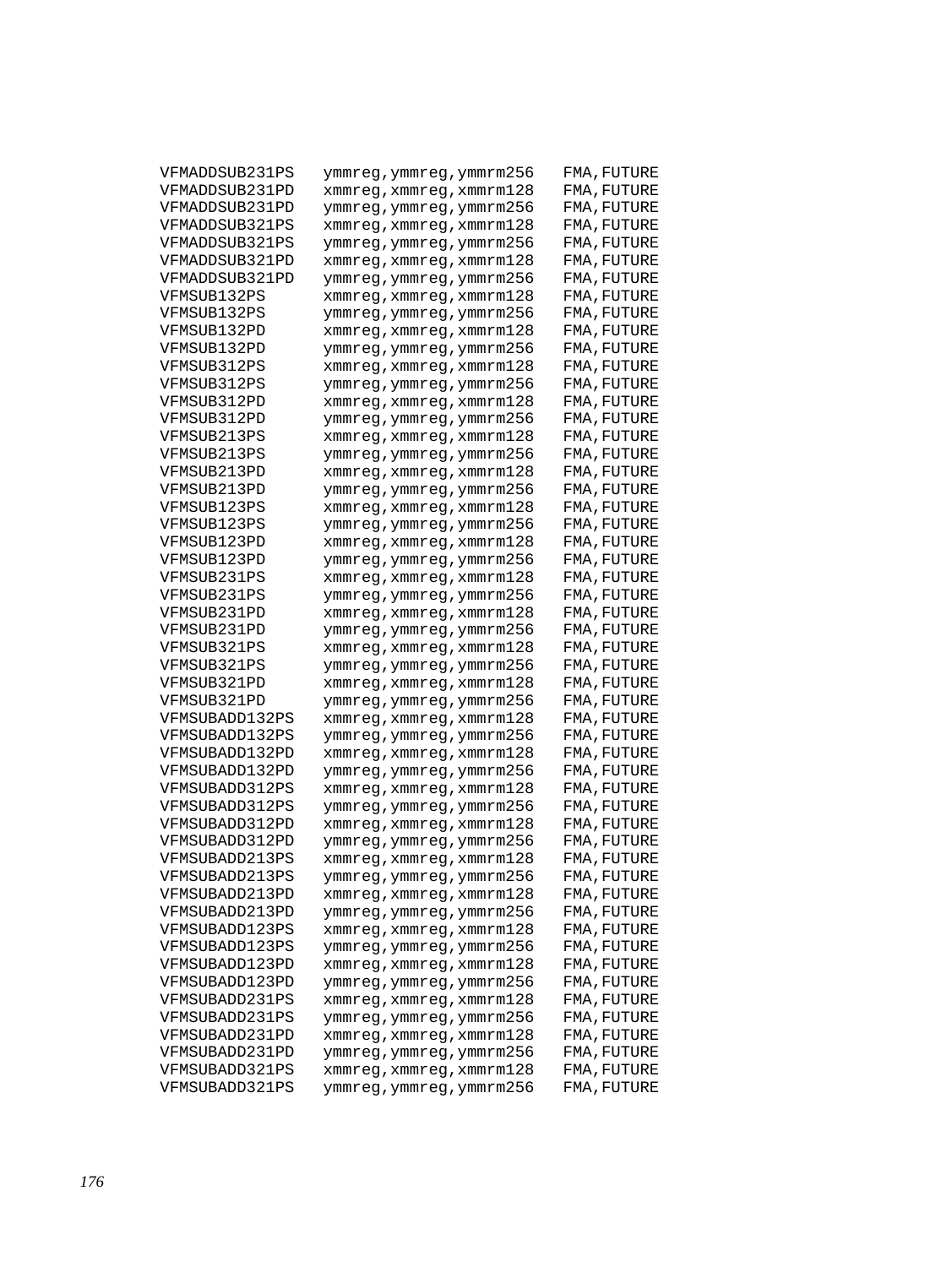```
VFMADDSUB231PS    ymmreg,ymmreg,ymmrm256    FMA,FUTURE
VFMADDSUB231PD    xmmreg,xmmreg,xmmrm128    FMA,FUTURE
VFMADDSUB231PD    ymmreg,ymmreg,ymmrm256    FMA,FUTURE
VFMADDSUB321PS    xmmreg,xmmreg,xmmrm128    FMA,FUTURE
VFMADDSUB321PS    ymmreg,ymmreg,ymmrm256    FMA,FUTURE
VFMADDSUB321PD    xmmreg,xmmreg,xmmrm128    FMA,FUTURE
VFMADDSUB321PD    ymmreg,ymmreg,ymmrm256    FMA,FUTURE
VFMSUB132PS       xmmreg,xmmreg,xmmrm128    FMA,FUTURE
VFMSUB132PS       ymmreg,ymmreg,ymmrm256    FMA,FUTURE
VFMSUB132PD       xmmreg,xmmreg,xmmrm128    FMA,FUTURE
VFMSUB132PD       ymmreg,ymmreg,ymmrm256    FMA,FUTURE
VFMSUB312PS       xmmreg,xmmreg,xmmrm128    FMA,FUTURE
VFMSUB312PS       ymmreg,ymmreg,ymmrm256    FMA,FUTURE
VFMSUB312PD       xmmreg,xmmreg,xmmrm128    FMA,FUTURE
VFMSUB312PD       ymmreg,ymmreg,ymmrm256    FMA,FUTURE
VFMSUB213PS       xmmreg,xmmreg,xmmrm128    FMA,FUTURE
VFMSUB213PS       ymmreg,ymmreg,ymmrm256    FMA,FUTURE
VFMSUB213PD       xmmreg,xmmreg,xmmrm128    FMA,FUTURE
VFMSUB213PD       ymmreg,ymmreg,ymmrm256    FMA,FUTURE
VFMSUB123PS       xmmreg,xmmreg,xmmrm128    FMA,FUTURE
VFMSUB123PS       ymmreg,ymmreg,ymmrm256    FMA,FUTURE
VFMSUB123PD       xmmreg,xmmreg,xmmrm128    FMA,FUTURE
VFMSUB123PD       ymmreg,ymmreg,ymmrm256    FMA,FUTURE
VFMSUB231PS       xmmreg,xmmreg,xmmrm128    FMA,FUTURE
VFMSUB231PS       ymmreg,ymmreg,ymmrm256    FMA,FUTURE
VFMSUB231PD       xmmreg,xmmreg,xmmrm128    FMA,FUTURE
VFMSUB231PD       ymmreg,ymmreg,ymmrm256    FMA,FUTURE
VFMSUB321PS       xmmreg,xmmreg,xmmrm128    FMA,FUTURE
VFMSUB321PS       ymmreg,ymmreg,ymmrm256    FMA,FUTURE
VFMSUB321PD       xmmreg,xmmreg,xmmrm128    FMA,FUTURE
VFMSUB321PD       ymmreg,ymmreg,ymmrm256    FMA,FUTURE
VFMSUBADD132PS    xmmreg,xmmreg,xmmrm128    FMA,FUTURE
VFMSUBADD132PS    ymmreg,ymmreg,ymmrm256    FMA,FUTURE
VFMSUBADD132PD    xmmreg,xmmreg,xmmrm128    FMA,FUTURE
VFMSUBADD132PD    ymmreg,ymmreg,ymmrm256    FMA,FUTURE
VFMSUBADD312PS    xmmreg,xmmreg,xmmrm128    FMA,FUTURE
VFMSUBADD312PS    ymmreg,ymmreg,ymmrm256    FMA,FUTURE
VFMSUBADD312PD    xmmreg,xmmreg,xmmrm128    FMA,FUTURE
VFMSUBADD312PD    ymmreg,ymmreg,ymmrm256    FMA,FUTURE
VFMSUBADD213PS    xmmreg,xmmreg,xmmrm128    FMA,FUTURE
VFMSUBADD213PS    ymmreg,ymmreg,ymmrm256    FMA,FUTURE
VFMSUBADD213PD    xmmreg,xmmreg,xmmrm128    FMA,FUTURE
VFMSUBADD213PD    ymmreg,ymmreg,ymmrm256    FMA,FUTURE
VFMSUBADD123PS    xmmreg,xmmreg,xmmrm128    FMA,FUTURE
VFMSUBADD123PS    ymmreg,ymmreg,ymmrm256    FMA,FUTURE
VFMSUBADD123PD    xmmreg,xmmreg,xmmrm128    FMA,FUTURE
VFMSUBADD123PD    ymmreg,ymmreg,ymmrm256    FMA,FUTURE
VFMSUBADD231PS    xmmreg,xmmreg,xmmrm128    FMA,FUTURE
VFMSUBADD231PS    ymmreg,ymmreg,ymmrm256    FMA,FUTURE
VFMSUBADD231PD    xmmreg,xmmreg,xmmrm128    FMA,FUTURE
VFMSUBADD231PD    ymmreg,ymmreg,ymmrm256    FMA,FUTURE
VFMSUBADD321PS    xmmreg,xmmreg,xmmrm128    FMA,FUTURE
VFMSUBADD321PS    ymmreg,ymmreg,ymmrm256    FMA,FUTURE
```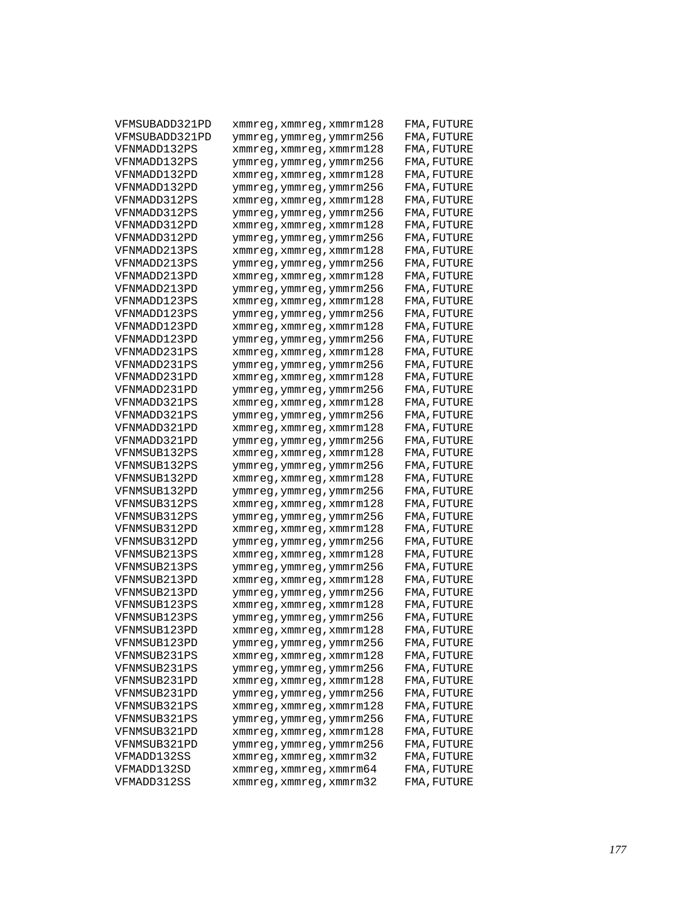```
VFMSUBADD321PD    xmmreg,xmmreg,xmmrm128    FMA,FUTURE
VFMSUBADD321PD    ymmreg,ymmreg,ymmrm256    FMA,FUTURE
VFNMADD132PS      xmmreg,xmmreg,xmmrm128    FMA,FUTURE
VFNMADD132PS      ymmreg,ymmreg,ymmrm256    FMA,FUTURE
VFNMADD132PD      xmmreg,xmmreg,xmmrm128    FMA,FUTURE
VFNMADD132PD      ymmreg,ymmreg,ymmrm256    FMA,FUTURE
VFNMADD312PS      xmmreg,xmmreg,xmmrm128    FMA,FUTURE
VFNMADD312PS      ymmreg,ymmreg,ymmrm256    FMA,FUTURE
VFNMADD312PD      xmmreg,xmmreg,xmmrm128    FMA,FUTURE
VFNMADD312PD      ymmreg,ymmreg,ymmrm256    FMA,FUTURE
VFNMADD213PS      xmmreg,xmmreg,xmmrm128    FMA,FUTURE
VFNMADD213PS      ymmreg,ymmreg,ymmrm256    FMA,FUTURE
VFNMADD213PD      xmmreg,xmmreg,xmmrm128    FMA,FUTURE
VFNMADD213PD      ymmreg,ymmreg,ymmrm256    FMA,FUTURE
VFNMADD123PS      xmmreg,xmmreg,xmmrm128    FMA,FUTURE
VFNMADD123PS      ymmreg,ymmreg,ymmrm256    FMA,FUTURE
VFNMADD123PD      xmmreg,xmmreg,xmmrm128    FMA,FUTURE
VFNMADD123PD      ymmreg,ymmreg,ymmrm256    FMA,FUTURE
VFNMADD231PS      xmmreg,xmmreg,xmmrm128    FMA,FUTURE
VFNMADD231PS      ymmreg,ymmreg,ymmrm256    FMA,FUTURE
VFNMADD231PD      xmmreg,xmmreg,xmmrm128    FMA,FUTURE
VFNMADD231PD      ymmreg,ymmreg,ymmrm256    FMA,FUTURE
VFNMADD321PS      xmmreg,xmmreg,xmmrm128    FMA,FUTURE
VFNMADD321PS      ymmreg,ymmreg,ymmrm256    FMA,FUTURE
VFNMADD321PD      xmmreg,xmmreg,xmmrm128    FMA,FUTURE
VFNMADD321PD      ymmreg,ymmreg,ymmrm256    FMA,FUTURE
VFNMSUB132PS      xmmreg,xmmreg,xmmrm128    FMA,FUTURE
VFNMSUB132PS      ymmreg,ymmreg,ymmrm256    FMA,FUTURE
VFNMSUB132PD      xmmreg,xmmreg,xmmrm128    FMA,FUTURE
VFNMSUB132PD      ymmreg,ymmreg,ymmrm256    FMA,FUTURE
VFNMSUB312PS      xmmreg,xmmreg,xmmrm128    FMA,FUTURE
VFNMSUB312PS      ymmreg,ymmreg,ymmrm256    FMA,FUTURE
VFNMSUB312PD      xmmreg,xmmreg,xmmrm128    FMA,FUTURE
VFNMSUB312PD      ymmreg,ymmreg,ymmrm256    FMA,FUTURE
VFNMSUB213PS      xmmreg,xmmreg,xmmrm128    FMA,FUTURE
VFNMSUB213PS      ymmreg,ymmreg,ymmrm256    FMA,FUTURE
VFNMSUB213PD      xmmreg,xmmreg,xmmrm128    FMA,FUTURE
VFNMSUB213PD      ymmreg,ymmreg,ymmrm256    FMA,FUTURE
VFNMSUB123PS      xmmreg,xmmreg,xmmrm128    FMA,FUTURE
VFNMSUB123PS      ymmreg,ymmreg,ymmrm256    FMA,FUTURE
VFNMSUB123PD      xmmreg,xmmreg,xmmrm128    FMA,FUTURE
VFNMSUB123PD      ymmreg,ymmreg,ymmrm256    FMA,FUTURE
VFNMSUB231PS      xmmreg,xmmreg,xmmrm128    FMA,FUTURE
VFNMSUB231PS      ymmreg,ymmreg,ymmrm256    FMA,FUTURE
VFNMSUB231PD      xmmreg,xmmreg,xmmrm128    FMA,FUTURE
VFNMSUB231PD      ymmreg,ymmreg,ymmrm256    FMA,FUTURE
VFNMSUB321PS      xmmreg,xmmreg,xmmrm128    FMA,FUTURE
VFNMSUB321PS      ymmreg,ymmreg,ymmrm256    FMA,FUTURE
VFNMSUB321PD      xmmreg,xmmreg,xmmrm128    FMA,FUTURE
VFNMSUB321PD      ymmreg,ymmreg,ymmrm256    FMA,FUTURE
VFMADD132SS       xmmreg,xmmreg,xmmrm32     FMA,FUTURE
VFMADD132SD       xmmreg,xmmreg,xmmrm64     FMA,FUTURE
VFMADD312SS       xmmreg,xmmreg,xmmrm32     FMA,FUTURE
```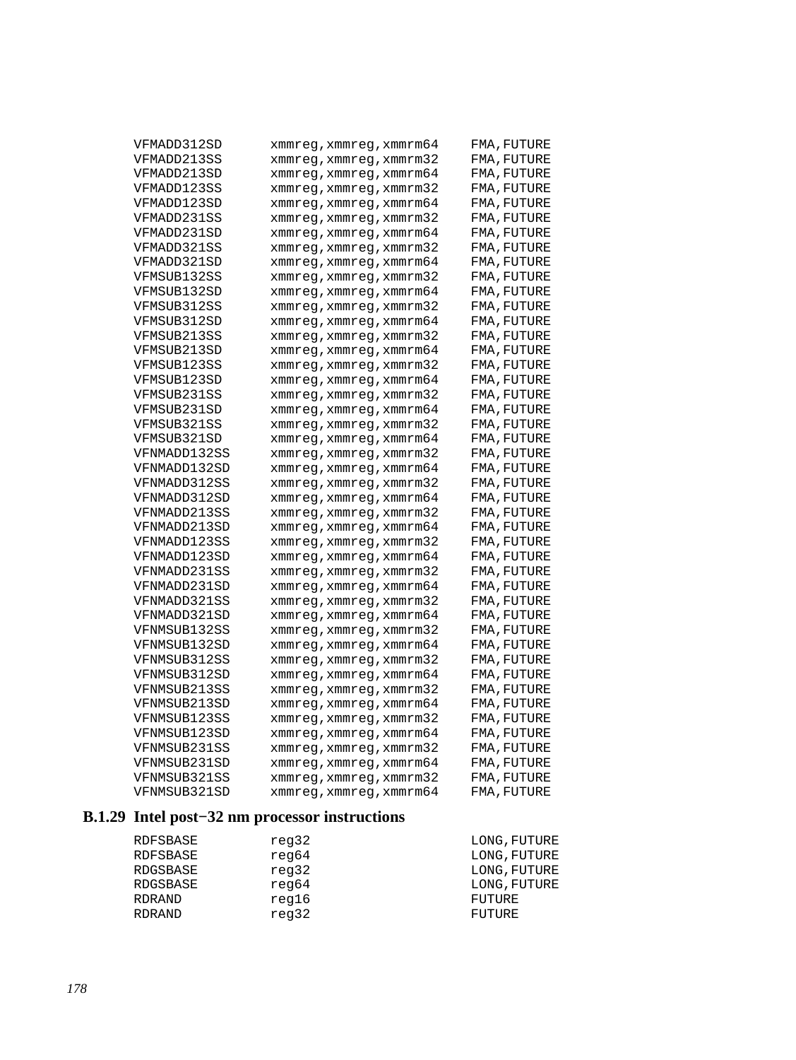```
VFMADD312SD      xmmreg,xmmreg,xmmrm64    FMA,FUTURE
VFMADD213SS      xmmreg,xmmreg,xmmrm32    FMA,FUTURE
VFMADD213SD      xmmreg,xmmreg,xmmrm64    FMA,FUTURE
VFMADD123SS      xmmreg,xmmreg,xmmrm32    FMA,FUTURE
VFMADD123SD      xmmreg,xmmreg,xmmrm64    FMA,FUTURE
VFMADD231SS      xmmreg,xmmreg,xmmrm32    FMA,FUTURE
VFMADD231SD      xmmreg,xmmreg,xmmrm64    FMA,FUTURE
VFMADD321SS      xmmreg,xmmreg,xmmrm32    FMA,FUTURE
VFMADD321SD      xmmreg,xmmreg,xmmrm64    FMA,FUTURE
VFMSUB132SS      xmmreg,xmmreg,xmmrm32    FMA,FUTURE
VFMSUB132SD      xmmreg,xmmreg,xmmrm64    FMA,FUTURE
VFMSUB312SS      xmmreg,xmmreg,xmmrm32    FMA,FUTURE
VFMSUB312SD      xmmreg,xmmreg,xmmrm64    FMA,FUTURE
VFMSUB213SS      xmmreg,xmmreg,xmmrm32    FMA,FUTURE
VFMSUB213SD      xmmreg,xmmreg,xmmrm64    FMA,FUTURE
VFMSUB123SS      xmmreg,xmmreg,xmmrm32    FMA,FUTURE
VFMSUB123SD      xmmreg,xmmreg,xmmrm64    FMA,FUTURE
VFMSUB231SS      xmmreg,xmmreg,xmmrm32    FMA,FUTURE
VFMSUB231SD      xmmreg,xmmreg,xmmrm64    FMA,FUTURE
VFMSUB321SS      xmmreg,xmmreg,xmmrm32    FMA,FUTURE
VFMSUB321SD      xmmreg,xmmreg,xmmrm64    FMA,FUTURE
VFNMADD132SS     xmmreg,xmmreg,xmmrm32    FMA,FUTURE
VFNMADD132SD     xmmreg,xmmreg,xmmrm64    FMA,FUTURE
VFNMADD312SS     xmmreg,xmmreg,xmmrm32    FMA,FUTURE
VFNMADD312SD     xmmreg,xmmreg,xmmrm64    FMA,FUTURE
VFNMADD213SS     xmmreg,xmmreg,xmmrm32    FMA,FUTURE
VFNMADD213SD     xmmreg,xmmreg,xmmrm64    FMA,FUTURE
VFNMADD123SS     xmmreg,xmmreg,xmmrm32    FMA,FUTURE
VFNMADD123SD     xmmreg,xmmreg,xmmrm64    FMA,FUTURE
VFNMADD231SS     xmmreg,xmmreg,xmmrm32    FMA,FUTURE
VFNMADD231SD     xmmreg,xmmreg,xmmrm64    FMA,FUTURE
VFNMADD321SS     xmmreg,xmmreg,xmmrm32    FMA,FUTURE
VFNMADD321SD     xmmreg,xmmreg,xmmrm64    FMA,FUTURE
VFNMSUB132SS     xmmreg,xmmreg,xmmrm32    FMA,FUTURE
VFNMSUB132SD     xmmreg,xmmreg,xmmrm64    FMA,FUTURE
VFNMSUB312SS     xmmreg,xmmreg,xmmrm32    FMA,FUTURE
VFNMSUB312SD     xmmreg,xmmreg,xmmrm64    FMA,FUTURE
VFNMSUB213SS     xmmreg,xmmreg,xmmrm32    FMA,FUTURE
VFNMSUB213SD     xmmreg,xmmreg,xmmrm64    FMA,FUTURE
VFNMSUB123SS     xmmreg,xmmreg,xmmrm32    FMA,FUTURE
VFNMSUB123SD     xmmreg,xmmreg,xmmrm64    FMA,FUTURE
VFNMSUB231SS     xmmreg,xmmreg,xmmrm32    FMA,FUTURE
VFNMSUB231SD     xmmreg,xmmreg,xmmrm64    FMA,FUTURE
VFNMSUB321SS     xmmreg,xmmreg,xmmrm32    FMA,FUTURE
VFNMSUB321SD     xmmreg,xmmreg,xmmrm64    FMA,FUTURE
```

### B.1.29 Intel post−32 nm processor instructions

```
RDFSBASE         reg32                    LONG,FUTURE
RDFSBASE         reg64                    LONG,FUTURE
RDGSBASE         reg32                    LONG,FUTURE
RDGSBASE         reg64                    LONG,FUTURE
RDRAND           reg16                    FUTURE
RDRAND           reg32                    FUTURE
```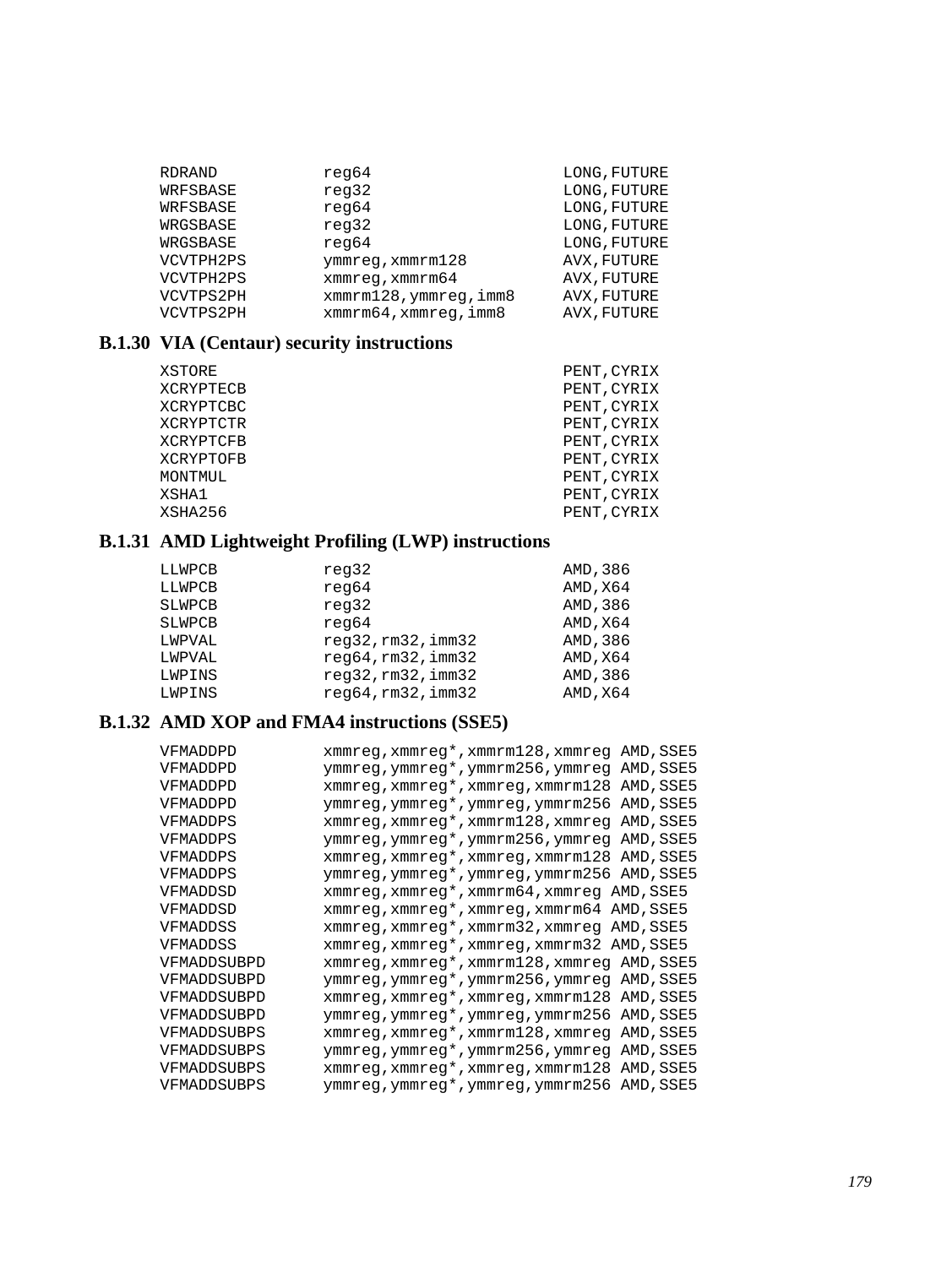```
RDRAND          reg64                   LONG,FUTURE
WRFSBASE        reg32                   LONG,FUTURE
WRFSBASE        reg64                   LONG,FUTURE
WRGSBASE        reg32                   LONG,FUTURE
WRGSBASE        reg64                   LONG,FUTURE
VCVTPH2PS       ymmreg,xmmrm128         AVX,FUTURE
VCVTPH2PS       xmmreg,xmmrm64          AVX,FUTURE
VCVTPS2PH       xmmrm128,ymmreg,imm8    AVX,FUTURE
VCVTPS2PH       xmmrm64,xmmreg,imm8     AVX,FUTURE
```

### B.1.30 VIA (Centaur) security instructions

```
XSTORE                                  PENT,CYRIX
XCRYPTECB                               PENT,CYRIX
XCRYPTCBC                               PENT,CYRIX
XCRYPTCTR                               PENT,CYRIX
XCRYPTCFB                               PENT,CYRIX
XCRYPTOFB                               PENT,CYRIX
MONTMUL                                 PENT,CYRIX
XSHA1                                   PENT,CYRIX
XSHA256                                 PENT,CYRIX
```

### B.1.31 AMD Lightweight Profiling (LWP) instructions

```
LLWPCB          reg32                   AMD,386
LLWPCB          reg64                   AMD,X64
SLWPCB          reg32                   AMD,386
SLWPCB          reg64                   AMD,X64
LWPVAL          reg32,rm32,imm32        AMD,386
LWPVAL          reg64,rm32,imm32        AMD,X64
LWPINS          reg32,rm32,imm32        AMD,386
LWPINS          reg64,rm32,imm32        AMD,X64
```

### B.1.32 AMD XOP and FMA4 instructions (SSE5)

```
VFMADDPD        xmmreg,xmmreg*,xmmrm128,xmmreg AMD,SSE5
VFMADDPD        ymmreg,ymmreg*,ymmrm256,ymmreg AMD,SSE5
VFMADDPD        xmmreg,xmmreg*,xmmreg,xmmrm128 AMD,SSE5
VFMADDPD        ymmreg,ymmreg*,ymmreg,ymmrm256 AMD,SSE5
VFMADDPS        xmmreg,xmmreg*,xmmrm128,xmmreg AMD,SSE5
VFMADDPS        ymmreg,ymmreg*,ymmrm256,ymmreg AMD,SSE5
VFMADDPS        xmmreg,xmmreg*,xmmreg,xmmrm128 AMD,SSE5
VFMADDPS        ymmreg,ymmreg*,ymmreg,ymmrm256 AMD,SSE5
VFMADDSD        xmmreg,xmmreg*,xmmrm64,xmmreg AMD,SSE5
VFMADDSD        xmmreg,xmmreg*,xmmreg,xmmrm64 AMD,SSE5
VFMADDSS        xmmreg,xmmreg*,xmmrm32,xmmreg AMD,SSE5
VFMADDSS        xmmreg,xmmreg*,xmmreg,xmmrm32 AMD,SSE5
VFMADDSUBPD     xmmreg,xmmreg*,xmmrm128,xmmreg AMD,SSE5
VFMADDSUBPD     ymmreg,ymmreg*,ymmrm256,ymmreg AMD,SSE5
VFMADDSUBPD     xmmreg,xmmreg*,xmmreg,xmmrm128 AMD,SSE5
VFMADDSUBPD     ymmreg,ymmreg*,ymmreg,ymmrm256 AMD,SSE5
VFMADDSUBPS     xmmreg,xmmreg*,xmmrm128,xmmreg AMD,SSE5
VFMADDSUBPS     ymmreg,ymmreg*,ymmrm256,ymmreg AMD,SSE5
VFMADDSUBPS     xmmreg,xmmreg*,xmmreg,xmmrm128 AMD,SSE5
VFMADDSUBPS     ymmreg,ymmreg*,ymmreg,ymmrm256 AMD,SSE5
```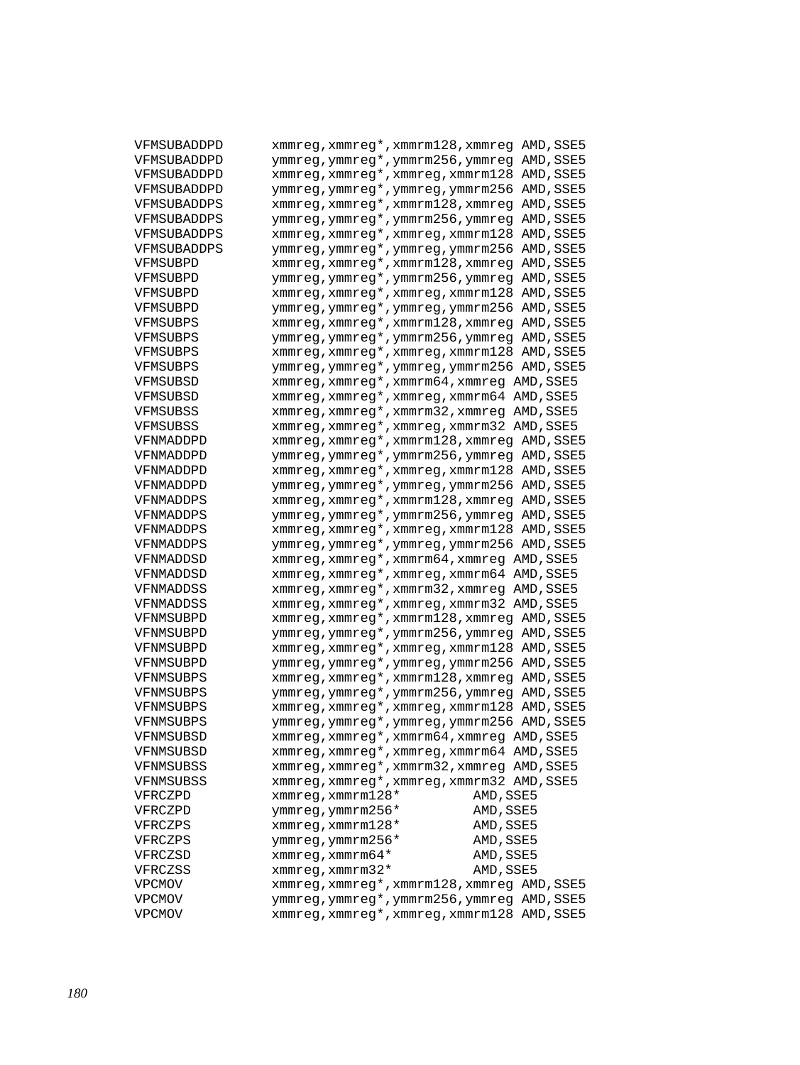```
VFMSUBADDPD      xmmreg,xmmreg*,xmmrm128,xmmreg AMD,SSE5
VFMSUBADDPD      ymmreg,ymmreg*,ymmrm256,ymmreg AMD,SSE5
VFMSUBADDPD      xmmreg,xmmreg*,xmmreg,xmmrm128 AMD,SSE5
VFMSUBADDPD      ymmreg,ymmreg*,ymmreg,ymmrm256 AMD,SSE5
VFMSUBADDPS      xmmreg,xmmreg*,xmmrm128,xmmreg AMD,SSE5
VFMSUBADDPS      ymmreg,ymmreg*,ymmrm256,ymmreg AMD,SSE5
VFMSUBADDPS      xmmreg,xmmreg*,xmmreg,xmmrm128 AMD,SSE5
VFMSUBADDPS      ymmreg,ymmreg*,ymmreg,ymmrm256 AMD,SSE5
VFMSUBPD         xmmreg,xmmreg*,xmmrm128,xmmreg AMD,SSE5
VFMSUBPD         ymmreg,ymmreg*,ymmrm256,ymmreg AMD,SSE5
VFMSUBPD         xmmreg,xmmreg*,xmmreg,xmmrm128 AMD,SSE5
VFMSUBPD         ymmreg,ymmreg*,ymmreg,ymmrm256 AMD,SSE5
VFMSUBPS         xmmreg,xmmreg*,xmmrm128,xmmreg AMD,SSE5
VFMSUBPS         ymmreg,ymmreg*,ymmrm256,ymmreg AMD,SSE5
VFMSUBPS         xmmreg,xmmreg*,xmmreg,xmmrm128 AMD,SSE5
VFMSUBPS         ymmreg,ymmreg*,ymmreg,ymmrm256 AMD,SSE5
VFMSUBSD         xmmreg,xmmreg*,xmmrm64,xmmreg AMD,SSE5
VFMSUBSD         xmmreg,xmmreg*,xmmreg,xmmrm64 AMD,SSE5
VFMSUBSS         xmmreg,xmmreg*,xmmrm32,xmmreg AMD,SSE5
VFMSUBSS         xmmreg,xmmreg*,xmmreg,xmmrm32 AMD,SSE5
VFNMADDPD        xmmreg,xmmreg*,xmmrm128,xmmreg AMD,SSE5
VFNMADDPD        ymmreg,ymmreg*,ymmrm256,ymmreg AMD,SSE5
VFNMADDPD        xmmreg,xmmreg*,xmmreg,xmmrm128 AMD,SSE5
VFNMADDPD        ymmreg,ymmreg*,ymmreg,ymmrm256 AMD,SSE5
VFNMADDPS        xmmreg,xmmreg*,xmmrm128,xmmreg AMD,SSE5
VFNMADDPS        ymmreg,ymmreg*,ymmrm256,ymmreg AMD,SSE5
VFNMADDPS        xmmreg,xmmreg*,xmmreg,xmmrm128 AMD,SSE5
VFNMADDPS        ymmreg,ymmreg*,ymmreg,ymmrm256 AMD,SSE5
VFNMADDSD        xmmreg,xmmreg*,xmmrm64,xmmreg AMD,SSE5
VFNMADDSD        xmmreg,xmmreg*,xmmreg,xmmrm64 AMD,SSE5
VFNMADDSS        xmmreg,xmmreg*,xmmrm32,xmmreg AMD,SSE5
VFNMADDSS        xmmreg,xmmreg*,xmmreg,xmmrm32 AMD,SSE5
VFNMSUBPD        xmmreg,xmmreg*,xmmrm128,xmmreg AMD,SSE5
VFNMSUBPD        ymmreg,ymmreg*,ymmrm256,ymmreg AMD,SSE5
VFNMSUBPD        xmmreg,xmmreg*,xmmreg,xmmrm128 AMD,SSE5
VFNMSUBPD        ymmreg,ymmreg*,ymmreg,ymmrm256 AMD,SSE5
VFNMSUBPS        xmmreg,xmmreg*,xmmrm128,xmmreg AMD,SSE5
VFNMSUBPS        ymmreg,ymmreg*,ymmrm256,ymmreg AMD,SSE5
VFNMSUBPS        xmmreg,xmmreg*,xmmreg,xmmrm128 AMD,SSE5
VFNMSUBPS        ymmreg,ymmreg*,ymmreg,ymmrm256 AMD,SSE5
VFNMSUBSD        xmmreg,xmmreg*,xmmrm64,xmmreg AMD,SSE5
VFNMSUBSD        xmmreg,xmmreg*,xmmreg,xmmrm64 AMD,SSE5
VFNMSUBSS        xmmreg,xmmreg*,xmmrm32,xmmreg AMD,SSE5
VFNMSUBSS        xmmreg,xmmreg*,xmmreg,xmmrm32 AMD,SSE5
VFRCZPD          xmmreg,xmmrm128*         AMD,SSE5
VFRCZPD          ymmreg,ymmrm256*         AMD,SSE5
VFRCZPS          xmmreg,xmmrm128*         AMD,SSE5
VFRCZPS          ymmreg,ymmrm256*         AMD,SSE5
VFRCZSD          xmmreg,xmmrm64*          AMD,SSE5
VFRCZSS          xmmreg,xmmrm32*          AMD,SSE5
VPCMOV           xmmreg,xmmreg*,xmmrm128,xmmreg AMD,SSE5
VPCMOV           ymmreg,ymmreg*,ymmrm256,ymmreg AMD,SSE5
VPCMOV           xmmreg,xmmreg*,xmmreg,xmmrm128 AMD,SSE5
```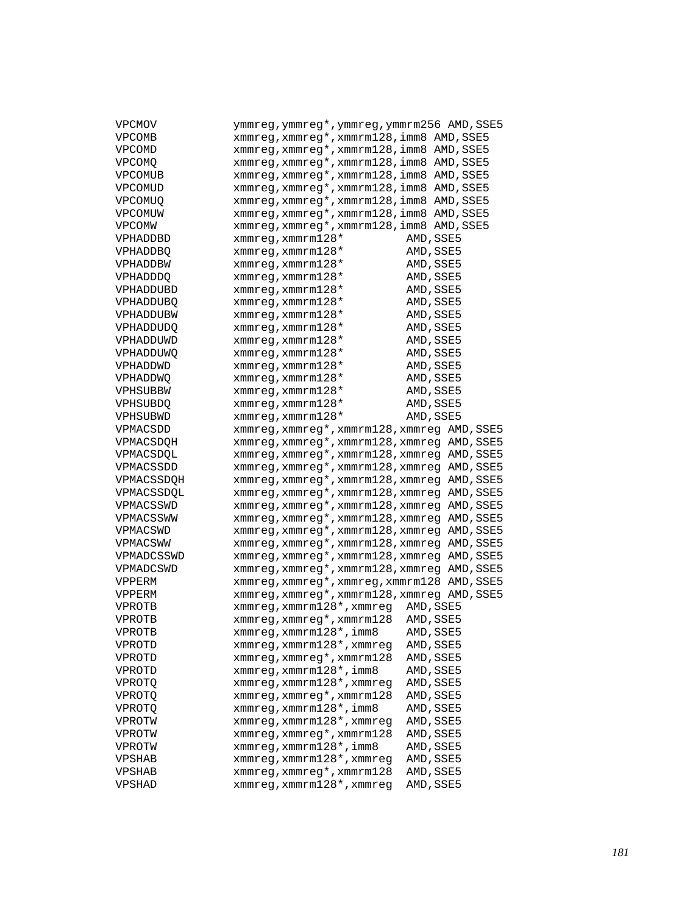```
VPCMOV          ymmreg,ymmreg*,ymmreg,ymmrm256 AMD,SSE5
VPCOMB          xmmreg,xmmreg*,xmmrm128,imm8 AMD,SSE5
VPCOMD          xmmreg,xmmreg*,xmmrm128,imm8 AMD,SSE5
VPCOMQ          xmmreg,xmmreg*,xmmrm128,imm8 AMD,SSE5
VPCOMUB         xmmreg,xmmreg*,xmmrm128,imm8 AMD,SSE5
VPCOMUD         xmmreg,xmmreg*,xmmrm128,imm8 AMD,SSE5
VPCOMUQ         xmmreg,xmmreg*,xmmrm128,imm8 AMD,SSE5
VPCOMUW         xmmreg,xmmreg*,xmmrm128,imm8 AMD,SSE5
VPCOMW          xmmreg,xmmreg*,xmmrm128,imm8 AMD,SSE5
VPHADDBD        xmmreg,xmmrm128*         AMD,SSE5
VPHADDBQ        xmmreg,xmmrm128*         AMD,SSE5
VPHADDBW        xmmreg,xmmrm128*         AMD,SSE5
VPHADDDQ        xmmreg,xmmrm128*         AMD,SSE5
VPHADDUBD       xmmreg,xmmrm128*         AMD,SSE5
VPHADDUBQ       xmmreg,xmmrm128*         AMD,SSE5
VPHADDUBW       xmmreg,xmmrm128*         AMD,SSE5
VPHADDUDQ       xmmreg,xmmrm128*         AMD,SSE5
VPHADDUWD       xmmreg,xmmrm128*         AMD,SSE5
VPHADDUWQ       xmmreg,xmmrm128*         AMD,SSE5
VPHADDWD        xmmreg,xmmrm128*         AMD,SSE5
VPHADDWQ        xmmreg,xmmrm128*         AMD,SSE5
VPHSUBBW        xmmreg,xmmrm128*         AMD,SSE5
VPHSUBDQ        xmmreg,xmmrm128*         AMD,SSE5
VPHSUBWD        xmmreg,xmmrm128*         AMD,SSE5
VPMACSDD        xmmreg,xmmreg*,xmmrm128,xmmreg AMD,SSE5
VPMACSDQH       xmmreg,xmmreg*,xmmrm128,xmmreg AMD,SSE5
VPMACSDQL       xmmreg,xmmreg*,xmmrm128,xmmreg AMD,SSE5
VPMACSSDD       xmmreg,xmmreg*,xmmrm128,xmmreg AMD,SSE5
VPMACSSDQH      xmmreg,xmmreg*,xmmrm128,xmmreg AMD,SSE5
VPMACSSDQL      xmmreg,xmmreg*,xmmrm128,xmmreg AMD,SSE5
VPMACSSWD       xmmreg,xmmreg*,xmmrm128,xmmreg AMD,SSE5
VPMACSSWW       xmmreg,xmmreg*,xmmrm128,xmmreg AMD,SSE5
VPMACSWD        xmmreg,xmmreg*,xmmrm128,xmmreg AMD,SSE5
VPMACSWW        xmmreg,xmmreg*,xmmrm128,xmmreg AMD,SSE5
VPMADCSSWD      xmmreg,xmmreg*,xmmrm128,xmmreg AMD,SSE5
VPMADCSWD       xmmreg,xmmreg*,xmmrm128,xmmreg AMD,SSE5
VPPERM          xmmreg,xmmreg*,xmmreg,xmmrm128 AMD,SSE5
VPPERM          xmmreg,xmmreg*,xmmrm128,xmmreg AMD,SSE5
VPROTB          xmmreg,xmmrm128*,xmmreg  AMD,SSE5
VPROTB          xmmreg,xmmreg*,xmmrm128  AMD,SSE5
VPROTB          xmmreg,xmmrm128*,imm8    AMD,SSE5
VPROTD          xmmreg,xmmrm128*,xmmreg  AMD,SSE5
VPROTD          xmmreg,xmmreg*,xmmrm128  AMD,SSE5
VPROTD          xmmreg,xmmrm128*,imm8    AMD,SSE5
VPROTQ          xmmreg,xmmrm128*,xmmreg  AMD,SSE5
VPROTQ          xmmreg,xmmreg*,xmmrm128  AMD,SSE5
VPROTQ          xmmreg,xmmrm128*,imm8    AMD,SSE5
VPROTW          xmmreg,xmmrm128*,xmmreg  AMD,SSE5
VPROTW          xmmreg,xmmreg*,xmmrm128  AMD,SSE5
VPROTW          xmmreg,xmmrm128*,imm8    AMD,SSE5
VPSHAB          xmmreg,xmmrm128*,xmmreg  AMD,SSE5
VPSHAB          xmmreg,xmmreg*,xmmrm128  AMD,SSE5
VPSHAD          xmmreg,xmmrm128*,xmmreg  AMD,SSE5
```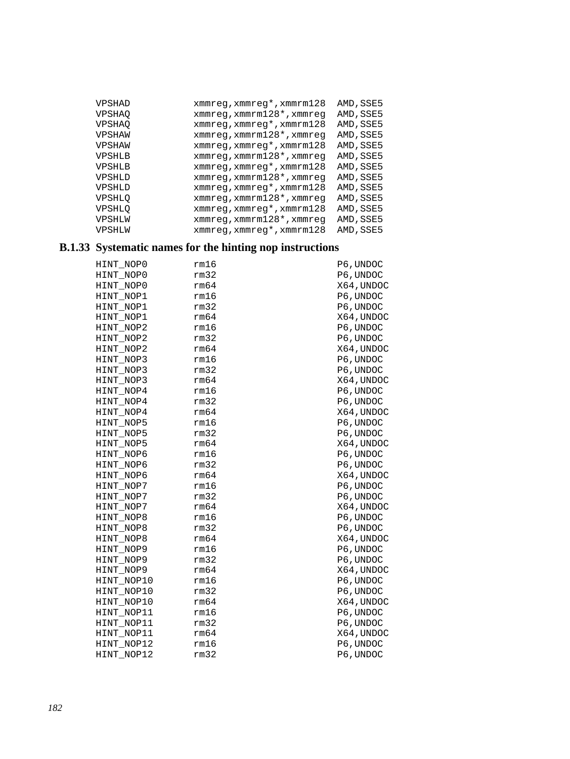```
VPSHAD          xmmreg,xmmreg*,xmmrm128  AMD,SSE5
VPSHAQ          xmmreg,xmmrm128*,xmmreg  AMD,SSE5
VPSHAQ          xmmreg,xmmreg*,xmmrm128  AMD,SSE5
VPSHAW          xmmreg,xmmrm128*,xmmreg  AMD,SSE5
VPSHAW          xmmreg,xmmreg*,xmmrm128  AMD,SSE5
VPSHLB          xmmreg,xmmrm128*,xmmreg  AMD,SSE5
VPSHLB          xmmreg,xmmreg*,xmmrm128  AMD,SSE5
VPSHLD          xmmreg,xmmrm128*,xmmreg  AMD,SSE5
VPSHLD          xmmreg,xmmreg*,xmmrm128  AMD,SSE5
VPSHLQ          xmmreg,xmmrm128*,xmmreg  AMD,SSE5
VPSHLQ          xmmreg,xmmreg*,xmmrm128  AMD,SSE5
VPSHLW          xmmreg,xmmrm128*,xmmreg  AMD,SSE5
VPSHLW          xmmreg,xmmreg*,xmmrm128  AMD,SSE5
```

### B.1.33 Systematic names for the hinting nop instructions

```
HINT_NOP0       rm16                     P6,UNDOC
HINT_NOP0       rm32                     P6,UNDOC
HINT_NOP0       rm64                     X64,UNDOC
HINT_NOP1       rm16                     P6,UNDOC
HINT_NOP1       rm32                     P6,UNDOC
HINT_NOP1       rm64                     X64,UNDOC
HINT_NOP2       rm16                     P6,UNDOC
HINT_NOP2       rm32                     P6,UNDOC
HINT_NOP2       rm64                     X64,UNDOC
HINT_NOP3       rm16                     P6,UNDOC
HINT_NOP3       rm32                     P6,UNDOC
HINT_NOP3       rm64                     X64,UNDOC
HINT_NOP4       rm16                     P6,UNDOC
HINT_NOP4       rm32                     P6,UNDOC
HINT_NOP4       rm64                     X64,UNDOC
HINT_NOP5       rm16                     P6,UNDOC
HINT_NOP5       rm32                     P6,UNDOC
HINT_NOP5       rm64                     X64,UNDOC
HINT_NOP6       rm16                     P6,UNDOC
HINT_NOP6       rm32                     P6,UNDOC
HINT_NOP6       rm64                     X64,UNDOC
HINT_NOP7       rm16                     P6,UNDOC
HINT_NOP7       rm32                     P6,UNDOC
HINT_NOP7       rm64                     X64,UNDOC
HINT_NOP8       rm16                     P6,UNDOC
HINT_NOP8       rm32                     P6,UNDOC
HINT_NOP8       rm64                     X64,UNDOC
HINT_NOP9       rm16                     P6,UNDOC
HINT_NOP9       rm32                     P6,UNDOC
HINT_NOP9       rm64                     X64,UNDOC
HINT_NOP10      rm16                     P6,UNDOC
HINT_NOP10      rm32                     P6,UNDOC
HINT_NOP10      rm64                     X64,UNDOC
HINT_NOP11      rm16                     P6,UNDOC
HINT_NOP11      rm32                     P6,UNDOC
HINT_NOP11      rm64                     X64,UNDOC
HINT_NOP12      rm16                     P6,UNDOC
HINT_NOP12      rm32                     P6,UNDOC
```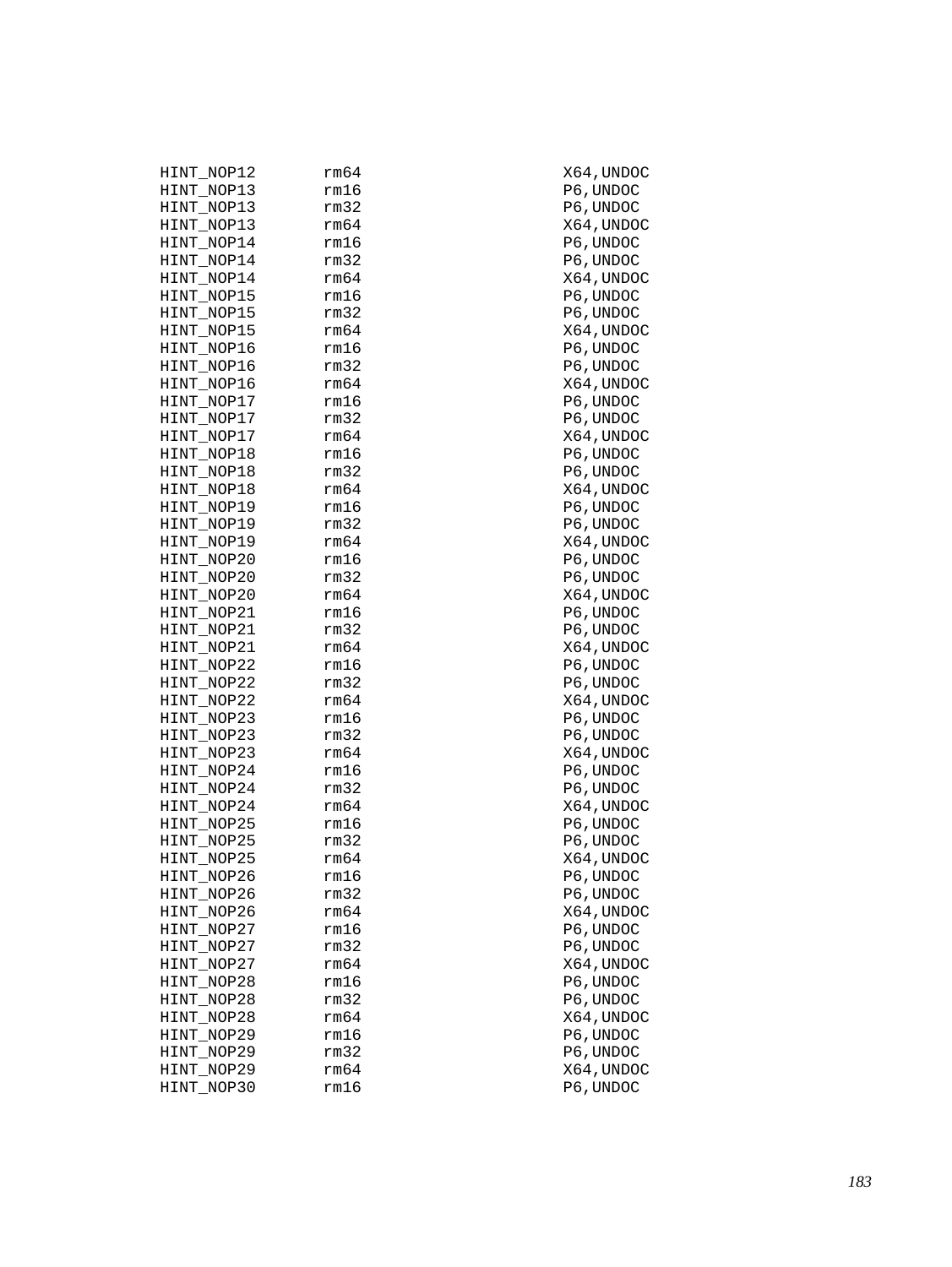```
HINT_NOP12      rm64                                X64,UNDOC
HINT_NOP13      rm16                                P6,UNDOC
HINT_NOP13      rm32                                P6,UNDOC
HINT_NOP13      rm64                                X64,UNDOC
HINT_NOP14      rm16                                P6,UNDOC
HINT_NOP14      rm32                                P6,UNDOC
HINT_NOP14      rm64                                X64,UNDOC
HINT_NOP15      rm16                                P6,UNDOC
HINT_NOP15      rm32                                P6,UNDOC
HINT_NOP15      rm64                                X64,UNDOC
HINT_NOP16      rm16                                P6,UNDOC
HINT_NOP16      rm32                                P6,UNDOC
HINT_NOP16      rm64                                X64,UNDOC
HINT_NOP17      rm16                                P6,UNDOC
HINT_NOP17      rm32                                P6,UNDOC
HINT_NOP17      rm64                                X64,UNDOC
HINT_NOP18      rm16                                P6,UNDOC
HINT_NOP18      rm32                                P6,UNDOC
HINT_NOP18      rm64                                X64,UNDOC
HINT_NOP19      rm16                                P6,UNDOC
HINT_NOP19      rm32                                P6,UNDOC
HINT_NOP19      rm64                                X64,UNDOC
HINT_NOP20      rm16                                P6,UNDOC
HINT_NOP20      rm32                                P6,UNDOC
HINT_NOP20      rm64                                X64,UNDOC
HINT_NOP21      rm16                                P6,UNDOC
HINT_NOP21      rm32                                P6,UNDOC
HINT_NOP21      rm64                                X64,UNDOC
HINT_NOP22      rm16                                P6,UNDOC
HINT_NOP22      rm32                                P6,UNDOC
HINT_NOP22      rm64                                X64,UNDOC
HINT_NOP23      rm16                                P6,UNDOC
HINT_NOP23      rm32                                P6,UNDOC
HINT_NOP23      rm64                                X64,UNDOC
HINT_NOP24      rm16                                P6,UNDOC
HINT_NOP24      rm32                                P6,UNDOC
HINT_NOP24      rm64                                X64,UNDOC
HINT_NOP25      rm16                                P6,UNDOC
HINT_NOP25      rm32                                P6,UNDOC
HINT_NOP25      rm64                                X64,UNDOC
HINT_NOP26      rm16                                P6,UNDOC
HINT_NOP26      rm32                                P6,UNDOC
HINT_NOP26      rm64                                X64,UNDOC
HINT_NOP27      rm16                                P6,UNDOC
HINT_NOP27      rm32                                P6,UNDOC
HINT_NOP27      rm64                                X64,UNDOC
HINT_NOP28      rm16                                P6,UNDOC
HINT_NOP28      rm32                                P6,UNDOC
HINT_NOP28      rm64                                X64,UNDOC
HINT_NOP29      rm16                                P6,UNDOC
HINT_NOP29      rm32                                P6,UNDOC
HINT_NOP29      rm64                                X64,UNDOC
HINT_NOP30      rm16                                P6,UNDOC
```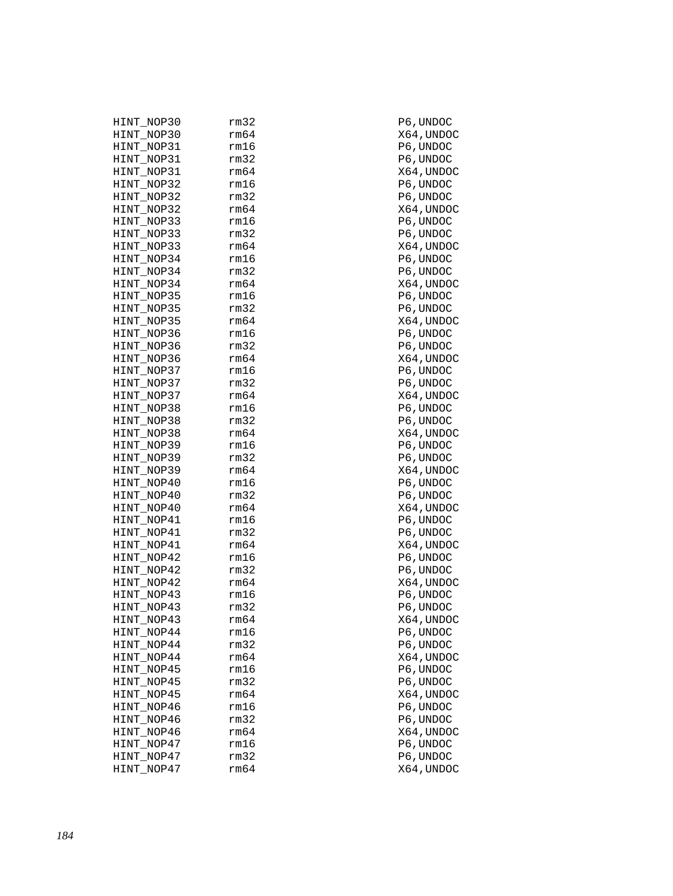```
HINT_NOP30      rm32                    P6,UNDOC
HINT_NOP30      rm64                    X64,UNDOC
HINT_NOP31      rm16                    P6,UNDOC
HINT_NOP31      rm32                    P6,UNDOC
HINT_NOP31      rm64                    X64,UNDOC
HINT_NOP32      rm16                    P6,UNDOC
HINT_NOP32      rm32                    P6,UNDOC
HINT_NOP32      rm64                    X64,UNDOC
HINT_NOP33      rm16                    P6,UNDOC
HINT_NOP33      rm32                    P6,UNDOC
HINT_NOP33      rm64                    X64,UNDOC
HINT_NOP34      rm16                    P6,UNDOC
HINT_NOP34      rm32                    P6,UNDOC
HINT_NOP34      rm64                    X64,UNDOC
HINT_NOP35      rm16                    P6,UNDOC
HINT_NOP35      rm32                    P6,UNDOC
HINT_NOP35      rm64                    X64,UNDOC
HINT_NOP36      rm16                    P6,UNDOC
HINT_NOP36      rm32                    P6,UNDOC
HINT_NOP36      rm64                    X64,UNDOC
HINT_NOP37      rm16                    P6,UNDOC
HINT_NOP37      rm32                    P6,UNDOC
HINT_NOP37      rm64                    X64,UNDOC
HINT_NOP38      rm16                    P6,UNDOC
HINT_NOP38      rm32                    P6,UNDOC
HINT_NOP38      rm64                    X64,UNDOC
HINT_NOP39      rm16                    P6,UNDOC
HINT_NOP39      rm32                    P6,UNDOC
HINT_NOP39      rm64                    X64,UNDOC
HINT_NOP40      rm16                    P6,UNDOC
HINT_NOP40      rm32                    P6,UNDOC
HINT_NOP40      rm64                    X64,UNDOC
HINT_NOP41      rm16                    P6,UNDOC
HINT_NOP41      rm32                    P6,UNDOC
HINT_NOP41      rm64                    X64,UNDOC
HINT_NOP42      rm16                    P6,UNDOC
HINT_NOP42      rm32                    P6,UNDOC
HINT_NOP42      rm64                    X64,UNDOC
HINT_NOP43      rm16                    P6,UNDOC
HINT_NOP43      rm32                    P6,UNDOC
HINT_NOP43      rm64                    X64,UNDOC
HINT_NOP44      rm16                    P6,UNDOC
HINT_NOP44      rm32                    P6,UNDOC
HINT_NOP44      rm64                    X64,UNDOC
HINT_NOP45      rm16                    P6,UNDOC
HINT_NOP45      rm32                    P6,UNDOC
HINT_NOP45      rm64                    X64,UNDOC
HINT_NOP46      rm16                    P6,UNDOC
HINT_NOP46      rm32                    P6,UNDOC
HINT_NOP46      rm64                    X64,UNDOC
HINT_NOP47      rm16                    P6,UNDOC
HINT_NOP47      rm32                    P6,UNDOC
HINT_NOP47      rm64                    X64,UNDOC
```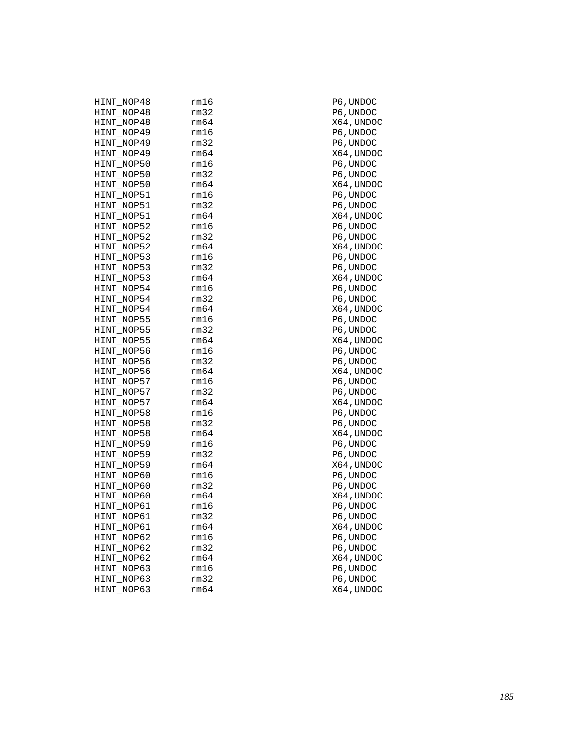```
HINT_NOP48       rm16                P6,UNDOC
HINT_NOP48       rm32                P6,UNDOC
HINT_NOP48       rm64                X64,UNDOC
HINT_NOP49       rm16                P6,UNDOC
HINT_NOP49       rm32                P6,UNDOC
HINT_NOP49       rm64                X64,UNDOC
HINT_NOP50       rm16                P6,UNDOC
HINT_NOP50       rm32                P6,UNDOC
HINT_NOP50       rm64                X64,UNDOC
HINT_NOP51       rm16                P6,UNDOC
HINT_NOP51       rm32                P6,UNDOC
HINT_NOP51       rm64                X64,UNDOC
HINT_NOP52       rm16                P6,UNDOC
HINT_NOP52       rm32                P6,UNDOC
HINT_NOP52       rm64                X64,UNDOC
HINT_NOP53       rm16                P6,UNDOC
HINT_NOP53       rm32                P6,UNDOC
HINT_NOP53       rm64                X64,UNDOC
HINT_NOP54       rm16                P6,UNDOC
HINT_NOP54       rm32                P6,UNDOC
HINT_NOP54       rm64                X64,UNDOC
HINT_NOP55       rm16                P6,UNDOC
HINT_NOP55       rm32                P6,UNDOC
HINT_NOP55       rm64                X64,UNDOC
HINT_NOP56       rm16                P6,UNDOC
HINT_NOP56       rm32                P6,UNDOC
HINT_NOP56       rm64                X64,UNDOC
HINT_NOP57       rm16                P6,UNDOC
HINT_NOP57       rm32                P6,UNDOC
HINT_NOP57       rm64                X64,UNDOC
HINT_NOP58       rm16                P6,UNDOC
HINT_NOP58       rm32                P6,UNDOC
HINT_NOP58       rm64                X64,UNDOC
HINT_NOP59       rm16                P6,UNDOC
HINT_NOP59       rm32                P6,UNDOC
HINT_NOP59       rm64                X64,UNDOC
HINT_NOP60       rm16                P6,UNDOC
HINT_NOP60       rm32                P6,UNDOC
HINT_NOP60       rm64                X64,UNDOC
HINT_NOP61       rm16                P6,UNDOC
HINT_NOP61       rm32                P6,UNDOC
HINT_NOP61       rm64                X64,UNDOC
HINT_NOP62       rm16                P6,UNDOC
HINT_NOP62       rm32                P6,UNDOC
HINT_NOP62       rm64                X64,UNDOC
HINT_NOP63       rm16                P6,UNDOC
HINT_NOP63       rm32                P6,UNDOC
HINT_NOP63       rm64                X64,UNDOC
```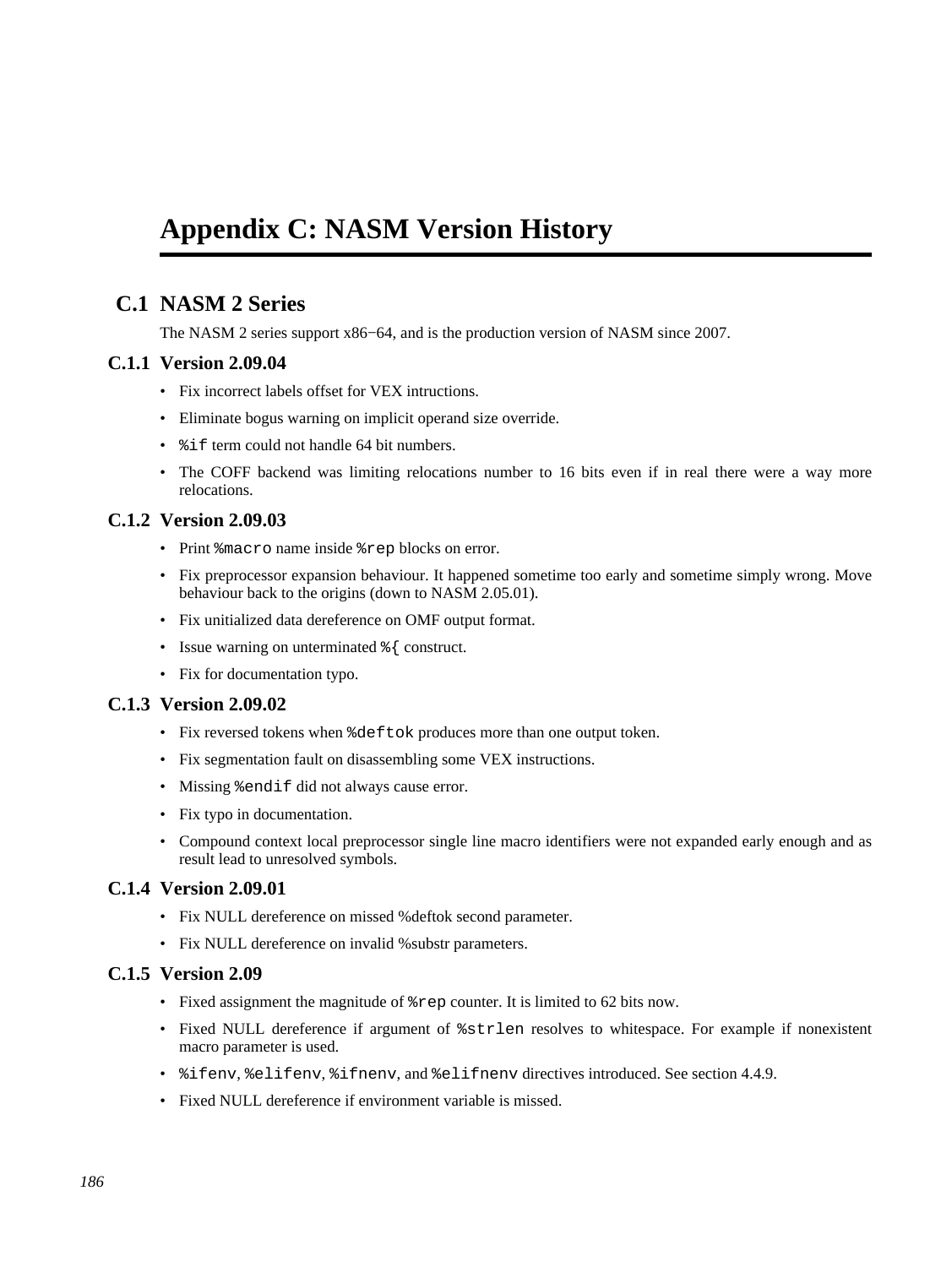# Appendix C: NASM Version History

## C.1 NASM 2 Series

The NASM 2 series support x86−64, and is the production version of NASM since 2007.

### C.1.1 Version 2.09.04

- Fix incorrect labels offset for VEX intructions.
- Eliminate bogus warning on implicit operand size override.
- `%if` term could not handle 64 bit numbers.
- The COFF backend was limiting relocations number to 16 bits even if in real there were a way more relocations.

### C.1.2 Version 2.09.03

- Print `%macro` name inside `%rep` blocks on error.
- Fix preprocessor expansion behaviour. It happened sometime too early and sometime simply wrong. Move behaviour back to the origins (down to NASM 2.05.01).
- Fix unitialized data dereference on OMF output format.
- Issue warning on unterminated `%{` construct.
- Fix for documentation typo.

### C.1.3 Version 2.09.02

- Fix reversed tokens when `%deftok` produces more than one output token.
- Fix segmentation fault on disassembling some VEX instructions.
- Missing `%endif` did not always cause error.
- Fix typo in documentation.
- Compound context local preprocessor single line macro identifiers were not expanded early enough and as result lead to unresolved symbols.

### C.1.4 Version 2.09.01

- Fix NULL dereference on missed %deftok second parameter.
- Fix NULL dereference on invalid %substr parameters.

### C.1.5 Version 2.09

- Fixed assignment the magnitude of `%rep` counter. It is limited to 62 bits now.
- Fixed NULL dereference if argument of `%strlen` resolves to whitespace. For example if nonexistent macro parameter is used.
- `%ifenv`, `%elifenv`, `%ifnenv`, and `%elifnenv` directives introduced. See section 4.4.9.
- Fixed NULL dereference if environment variable is missed.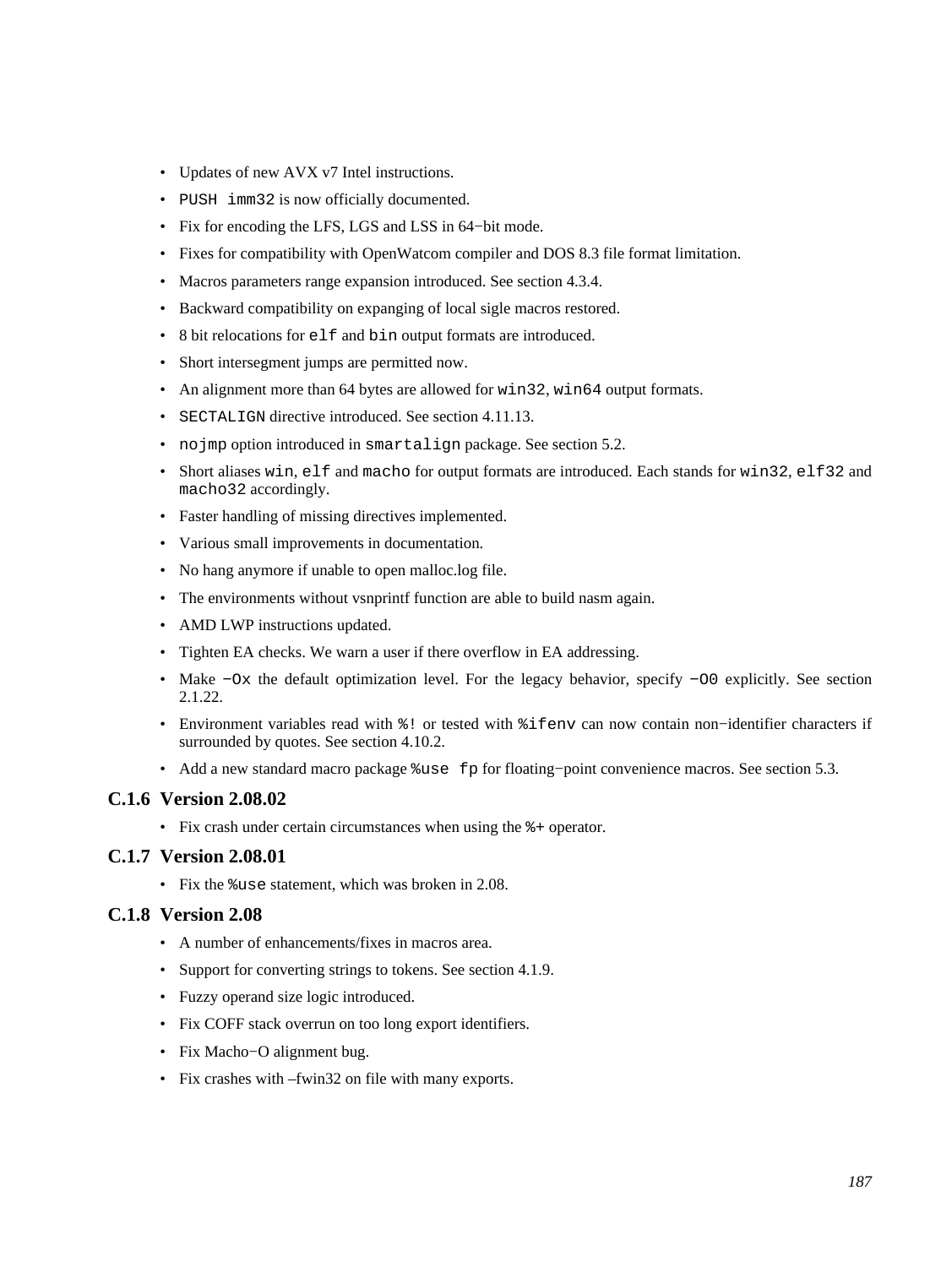- Updates of new AVX v7 Intel instructions.
- `PUSH imm32` is now officially documented.
- Fix for encoding the LFS, LGS and LSS in 64−bit mode.
- Fixes for compatibility with OpenWatcom compiler and DOS 8.3 file format limitation.
- Macros parameters range expansion introduced. See section 4.3.4.
- Backward compatibility on expanging of local sigle macros restored.
- 8 bit relocations for `elf` and `bin` output formats are introduced.
- Short intersegment jumps are permitted now.
- An alignment more than 64 bytes are allowed for `win32`, `win64` output formats.
- `SECTALIGN` directive introduced. See section 4.11.13.
- `nojmp` option introduced in `smartalign` package. See section 5.2.
- Short aliases `win`, `elf` and `macho` for output formats are introduced. Each stands for `win32`, `elf32` and `macho32` accordingly.
- Faster handling of missing directives implemented.
- Various small improvements in documentation.
- No hang anymore if unable to open malloc.log file.
- The environments without vsnprintf function are able to build nasm again.
- AMD LWP instructions updated.
- Tighten EA checks. We warn a user if there overflow in EA addressing.
- Make `−Ox` the default optimization level. For the legacy behavior, specify `−O0` explicitly. See section 2.1.22.
- Environment variables read with `%!` or tested with `%ifenv` can now contain non−identifier characters if surrounded by quotes. See section 4.10.2.
- Add a new standard macro package `%use fp` for floating−point convenience macros. See section 5.3.

### C.1.6 Version 2.08.02

- Fix crash under certain circumstances when using the `%+` operator.

### C.1.7 Version 2.08.01

- Fix the `%use` statement, which was broken in 2.08.

### C.1.8 Version 2.08

- A number of enhancements/fixes in macros area.
- Support for converting strings to tokens. See section 4.1.9.
- Fuzzy operand size logic introduced.
- Fix COFF stack overrun on too long export identifiers.
- Fix Macho−O alignment bug.
- Fix crashes with –fwin32 on file with many exports.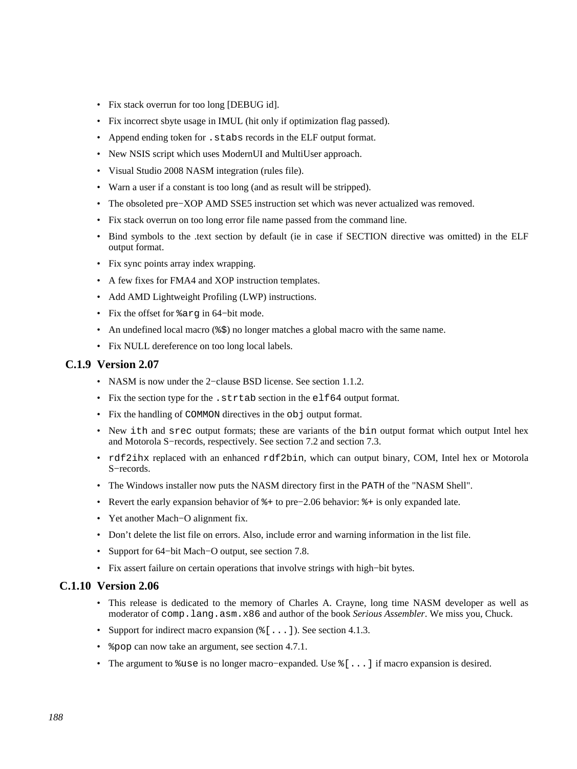- Fix stack overrun for too long [DEBUG id].
- Fix incorrect sbyte usage in IMUL (hit only if optimization flag passed).
- Append ending token for `.stabs` records in the ELF output format.
- New NSIS script which uses ModernUI and MultiUser approach.
- Visual Studio 2008 NASM integration (rules file).
- Warn a user if a constant is too long (and as result will be stripped).
- The obsoleted pre−XOP AMD SSE5 instruction set which was never actualized was removed.
- Fix stack overrun on too long error file name passed from the command line.
- Bind symbols to the .text section by default (ie in case if SECTION directive was omitted) in the ELF output format.
- Fix sync points array index wrapping.
- A few fixes for FMA4 and XOP instruction templates.
- Add AMD Lightweight Profiling (LWP) instructions.
- Fix the offset for `%arg` in 64−bit mode.
- An undefined local macro (`%$`) no longer matches a global macro with the same name.
- Fix NULL dereference on too long local labels.

### C.1.9 Version 2.07

- NASM is now under the 2−clause BSD license. See section 1.1.2.
- Fix the section type for the `.strtab` section in the `elf64` output format.
- Fix the handling of `COMMON` directives in the `obj` output format.
- New `ith` and `srec` output formats; these are variants of the `bin` output format which output Intel hex and Motorola S−records, respectively. See section 7.2 and section 7.3.
- `rdf2ihx` replaced with an enhanced `rdf2bin`, which can output binary, COM, Intel hex or Motorola S−records.
- The Windows installer now puts the NASM directory first in the `PATH` of the "NASM Shell".
- Revert the early expansion behavior of `%+` to pre−2.06 behavior: `%+` is only expanded late.
- Yet another Mach−O alignment fix.
- Don't delete the list file on errors. Also, include error and warning information in the list file.
- Support for 64−bit Mach−O output, see section 7.8.
- Fix assert failure on certain operations that involve strings with high−bit bytes.

### C.1.10 Version 2.06

- This release is dedicated to the memory of Charles A. Crayne, long time NASM developer as well as moderator of `comp.lang.asm.x86` and author of the book *Serious Assembler*. We miss you, Chuck.
- Support for indirect macro expansion (`%[...]`). See section 4.1.3.
- `%pop` can now take an argument, see section 4.7.1.
- The argument to `%use` is no longer macro−expanded. Use `%[...]` if macro expansion is desired.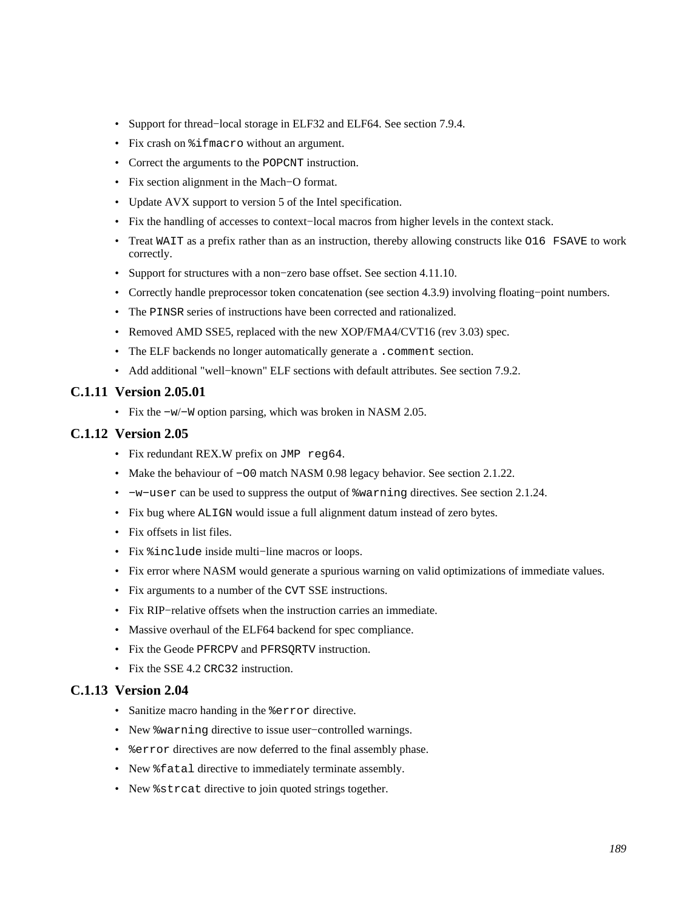- Support for thread−local storage in ELF32 and ELF64. See section 7.9.4.
- Fix crash on `%ifmacro` without an argument.
- Correct the arguments to the `POPCNT` instruction.
- Fix section alignment in the Mach−O format.
- Update AVX support to version 5 of the Intel specification.
- Fix the handling of accesses to context−local macros from higher levels in the context stack.
- Treat `WAIT` as a prefix rather than as an instruction, thereby allowing constructs like `O16 FSAVE` to work correctly.
- Support for structures with a non−zero base offset. See section 4.11.10.
- Correctly handle preprocessor token concatenation (see section 4.3.9) involving floating−point numbers.
- The `PINSR` series of instructions have been corrected and rationalized.
- Removed AMD SSE5, replaced with the new XOP/FMA4/CVT16 (rev 3.03) spec.
- The ELF backends no longer automatically generate a `.comment` section.
- Add additional "well−known" ELF sections with default attributes. See section 7.9.2.

### C.1.11 Version 2.05.01

- Fix the `−w`/`−W` option parsing, which was broken in NASM 2.05.

### C.1.12 Version 2.05

- Fix redundant REX.W prefix on `JMP reg64`.
- Make the behaviour of `−O0` match NASM 0.98 legacy behavior. See section 2.1.22.
- `−w−user` can be used to suppress the output of `%warning` directives. See section 2.1.24.
- Fix bug where `ALIGN` would issue a full alignment datum instead of zero bytes.
- Fix offsets in list files.
- Fix `%include` inside multi−line macros or loops.
- Fix error where NASM would generate a spurious warning on valid optimizations of immediate values.
- Fix arguments to a number of the `CVT` SSE instructions.
- Fix RIP−relative offsets when the instruction carries an immediate.
- Massive overhaul of the ELF64 backend for spec compliance.
- Fix the Geode `PFRCPV` and `PFRSQRTV` instruction.
- Fix the SSE 4.2 `CRC32` instruction.

### C.1.13 Version 2.04

- Sanitize macro handing in the `%error` directive.
- New `%warning` directive to issue user−controlled warnings.
- `%error` directives are now deferred to the final assembly phase.
- New `%fatal` directive to immediately terminate assembly.
- New `%strcat` directive to join quoted strings together.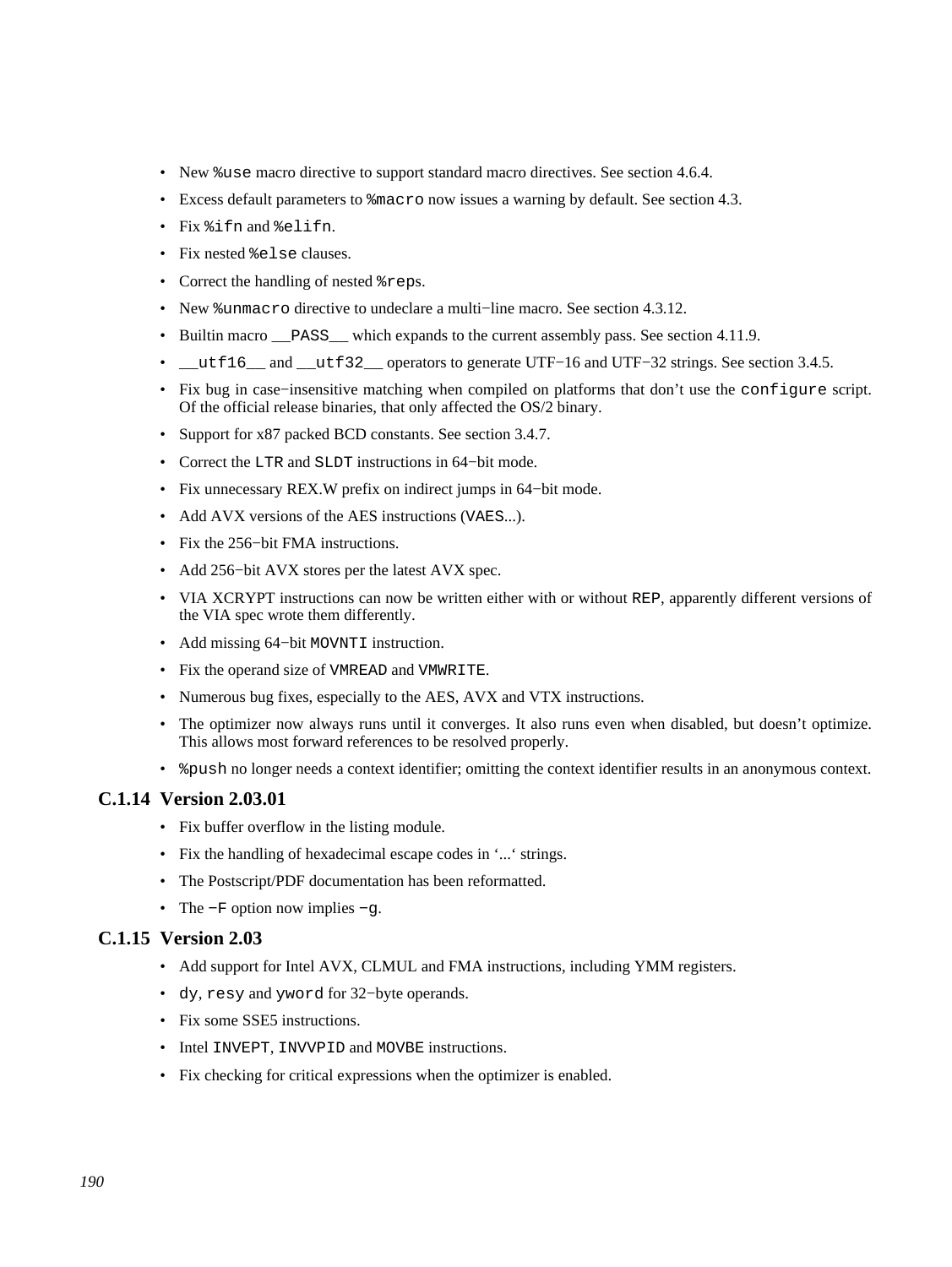- New `%use` macro directive to support standard macro directives. See section 4.6.4.
- Excess default parameters to `%macro` now issues a warning by default. See section 4.3.
- Fix `%ifn` and `%elifn`.
- Fix nested `%else` clauses.
- Correct the handling of nested `%rep`s.
- New `%unmacro` directive to undeclare a multi−line macro. See section 4.3.12.
- Builtin macro `__PASS__` which expands to the current assembly pass. See section 4.11.9.
- `__utf16__` and `__utf32__` operators to generate UTF−16 and UTF−32 strings. See section 3.4.5.
- Fix bug in case−insensitive matching when compiled on platforms that don't use the `configure` script. Of the official release binaries, that only affected the OS/2 binary.
- Support for x87 packed BCD constants. See section 3.4.7.
- Correct the `LTR` and `SLDT` instructions in 64−bit mode.
- Fix unnecessary REX.W prefix on indirect jumps in 64−bit mode.
- Add AVX versions of the AES instructions (`VAES`...).
- Fix the 256−bit FMA instructions.
- Add 256−bit AVX stores per the latest AVX spec.
- VIA XCRYPT instructions can now be written either with or without `REP`, apparently different versions of the VIA spec wrote them differently.
- Add missing 64−bit `MOVNTI` instruction.
- Fix the operand size of `VMREAD` and `VMWRITE`.
- Numerous bug fixes, especially to the AES, AVX and VTX instructions.
- The optimizer now always runs until it converges. It also runs even when disabled, but doesn't optimize. This allows most forward references to be resolved properly.
- `%push` no longer needs a context identifier; omitting the context identifier results in an anonymous context.

### C.1.14 Version 2.03.01

- Fix buffer overflow in the listing module.
- Fix the handling of hexadecimal escape codes in '...' strings.
- The Postscript/PDF documentation has been reformatted.
- The `−F` option now implies `−g`.

### C.1.15 Version 2.03

- Add support for Intel AVX, CLMUL and FMA instructions, including YMM registers.
- `dy`, `resy` and `yword` for 32−byte operands.
- Fix some SSE5 instructions.
- Intel `INVEPT`, `INVVPID` and `MOVBE` instructions.
- Fix checking for critical expressions when the optimizer is enabled.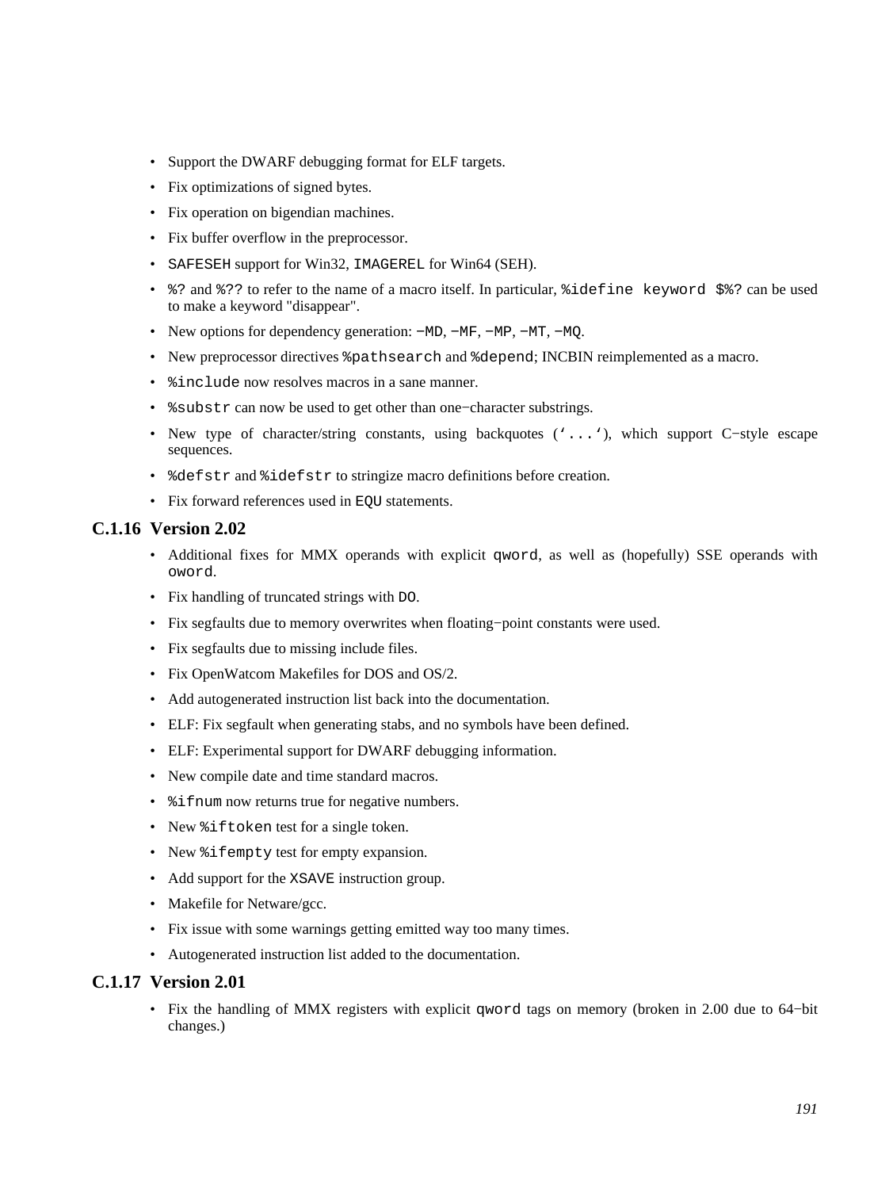- Support the DWARF debugging format for ELF targets.
- Fix optimizations of signed bytes.
- Fix operation on bigendian machines.
- Fix buffer overflow in the preprocessor.
- `SAFESEH` support for Win32, `IMAGEREL` for Win64 (SEH).
- `%?` and `%??` to refer to the name of a macro itself. In particular, `%idefine keyword $%?` can be used to make a keyword "disappear".
- New options for dependency generation: `-MD`, `-MF`, `-MP`, `-MT`, `-MQ`.
- New preprocessor directives `%pathsearch` and `%depend`; INCBIN reimplemented as a macro.
- `%include` now resolves macros in a sane manner.
- `%substr` can now be used to get other than one-character substrings.
- New type of character/string constants, using backquotes (`‘...‘`), which support C-style escape sequences.
- `%defstr` and `%idefstr` to stringize macro definitions before creation.
- Fix forward references used in `EQU` statements.

### C.1.16 Version 2.02

- Additional fixes for MMX operands with explicit `qword`, as well as (hopefully) SSE operands with `oword`.
- Fix handling of truncated strings with `DO`.
- Fix segfaults due to memory overwrites when floating-point constants were used.
- Fix segfaults due to missing include files.
- Fix OpenWatcom Makefiles for DOS and OS/2.
- Add autogenerated instruction list back into the documentation.
- ELF: Fix segfault when generating stabs, and no symbols have been defined.
- ELF: Experimental support for DWARF debugging information.
- New compile date and time standard macros.
- `%ifnum` now returns true for negative numbers.
- New `%iftoken` test for a single token.
- New `%ifempty` test for empty expansion.
- Add support for the `XSAVE` instruction group.
- Makefile for Netware/gcc.
- Fix issue with some warnings getting emitted way too many times.
- Autogenerated instruction list added to the documentation.

### C.1.17 Version 2.01

- Fix the handling of MMX registers with explicit `qword` tags on memory (broken in 2.00 due to 64-bit changes.)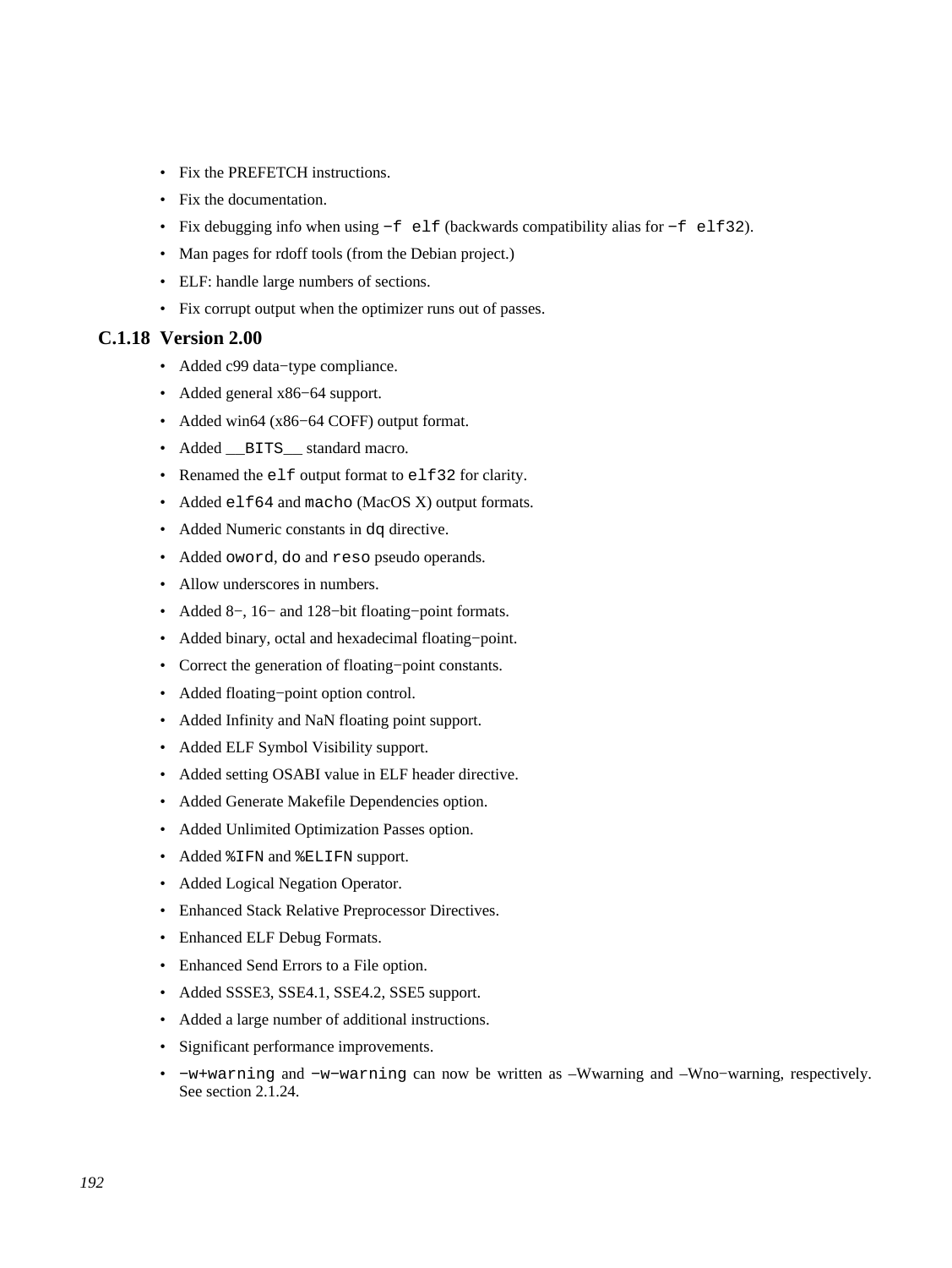- Fix the PREFETCH instructions.
- Fix the documentation.
- Fix debugging info when using `-f elf` (backwards compatibility alias for `-f elf32`).
- Man pages for rdoff tools (from the Debian project.)
- ELF: handle large numbers of sections.
- Fix corrupt output when the optimizer runs out of passes.

### C.1.18 Version 2.00

- Added c99 data−type compliance.
- Added general x86−64 support.
- Added win64 (x86−64 COFF) output format.
- Added `__BITS__` standard macro.
- Renamed the `elf` output format to `elf32` for clarity.
- Added `elf64` and `macho` (MacOS X) output formats.
- Added Numeric constants in `dq` directive.
- Added `oword`, `do` and `reso` pseudo operands.
- Allow underscores in numbers.
- Added 8−, 16− and 128−bit floating−point formats.
- Added binary, octal and hexadecimal floating−point.
- Correct the generation of floating−point constants.
- Added floating−point option control.
- Added Infinity and NaN floating point support.
- Added ELF Symbol Visibility support.
- Added setting OSABI value in ELF header directive.
- Added Generate Makefile Dependencies option.
- Added Unlimited Optimization Passes option.
- Added `%IFN` and `%ELIFN` support.
- Added Logical Negation Operator.
- Enhanced Stack Relative Preprocessor Directives.
- Enhanced ELF Debug Formats.
- Enhanced Send Errors to a File option.
- Added SSSE3, SSE4.1, SSE4.2, SSE5 support.
- Added a large number of additional instructions.
- Significant performance improvements.
- `-w+warning` and `-w-warning` can now be written as –Wwarning and –Wno−warning, respectively. See section 2.1.24.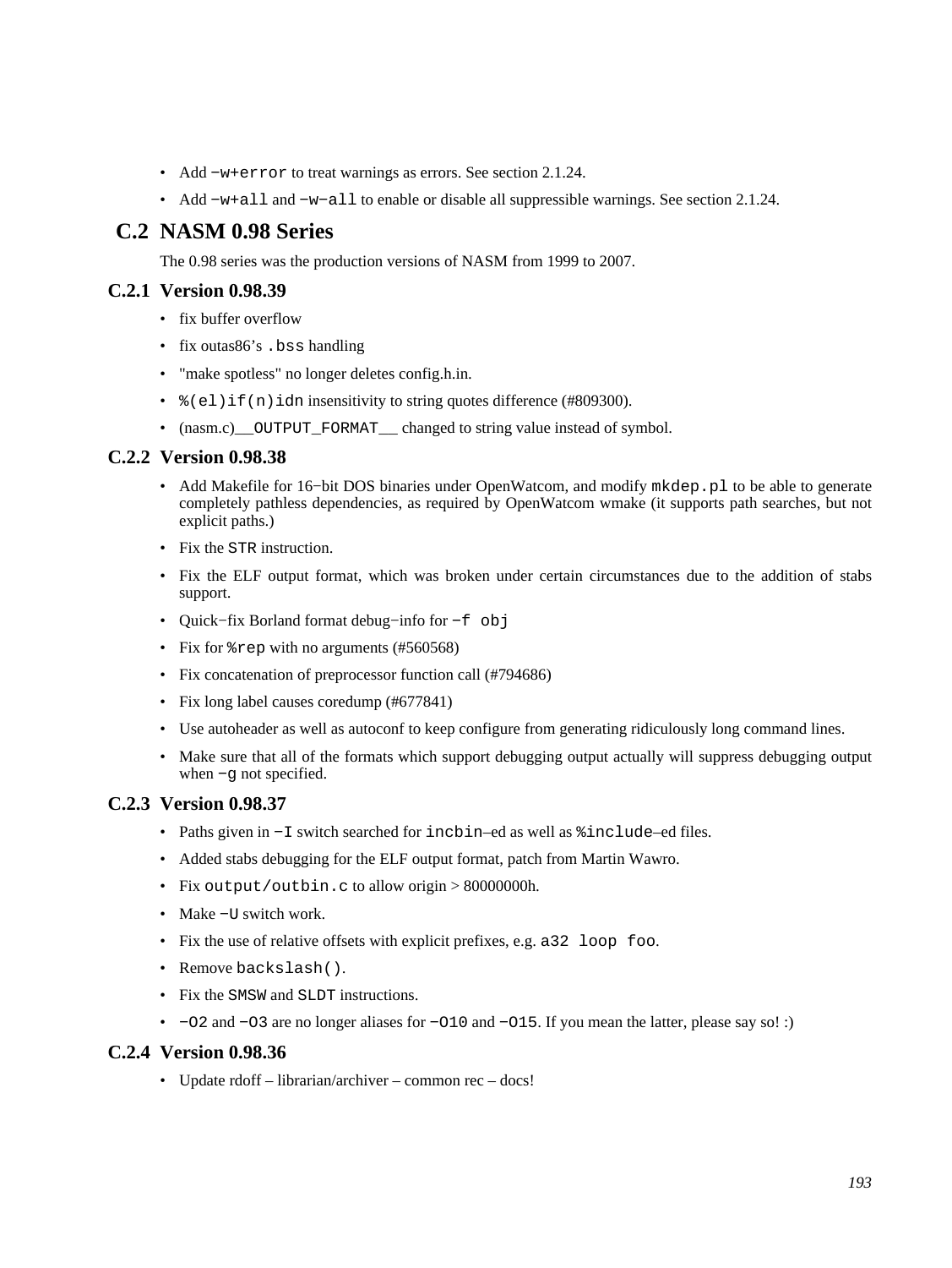- Add `−w+error` to treat warnings as errors. See section 2.1.24.
- Add `−w+all` and `−w−all` to enable or disable all suppressible warnings. See section 2.1.24.

## C.2 NASM 0.98 Series

The 0.98 series was the production versions of NASM from 1999 to 2007.

### C.2.1 Version 0.98.39

- fix buffer overflow
- fix outas86's `.bss` handling
- "make spotless" no longer deletes config.h.in.
- `%(el)if(n)idn` insensitivity to string quotes difference (#809300).
- (nasm.c)`__OUTPUT_FORMAT__` changed to string value instead of symbol.

### C.2.2 Version 0.98.38

- Add Makefile for 16−bit DOS binaries under OpenWatcom, and modify `mkdep.pl` to be able to generate completely pathless dependencies, as required by OpenWatcom wmake (it supports path searches, but not explicit paths.)
- Fix the `STR` instruction.
- Fix the ELF output format, which was broken under certain circumstances due to the addition of stabs support.
- Quick−fix Borland format debug−info for `−f obj`
- Fix for `%rep` with no arguments (#560568)
- Fix concatenation of preprocessor function call (#794686)
- Fix long label causes coredump (#677841)
- Use autoheader as well as autoconf to keep configure from generating ridiculously long command lines.
- Make sure that all of the formats which support debugging output actually will suppress debugging output when `−g` not specified.

### C.2.3 Version 0.98.37

- Paths given in `−I` switch searched for `incbin`–ed as well as `%include`–ed files.
- Added stabs debugging for the ELF output format, patch from Martin Wawro.
- Fix `output/outbin.c` to allow origin > 80000000h.
- Make `−U` switch work.
- Fix the use of relative offsets with explicit prefixes, e.g. `a32 loop foo`.
- Remove `backslash()`.
- Fix the `SMSW` and `SLDT` instructions.
- `−O2` and `−O3` are no longer aliases for `−O10` and `−O15`. If you mean the latter, please say so! :)

### C.2.4 Version 0.98.36

- Update rdoff – librarian/archiver – common rec – docs!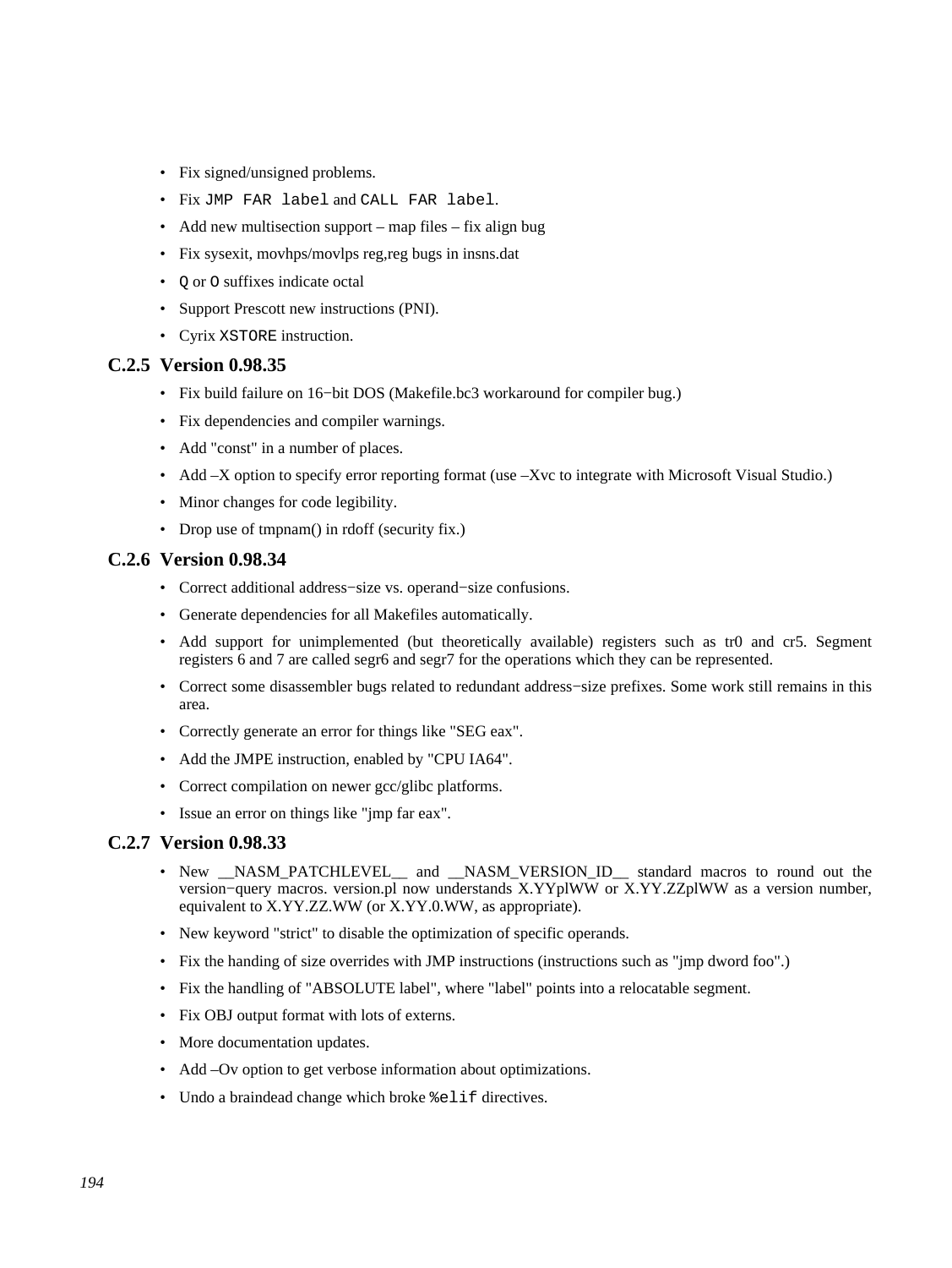- Fix signed/unsigned problems.
- Fix `JMP FAR label` and `CALL FAR label`.
- Add new multisection support – map files – fix align bug
- Fix sysexit, movhps/movlps reg,reg bugs in insns.dat
- `Q` or `O` suffixes indicate octal
- Support Prescott new instructions (PNI).
- Cyrix `XSTORE` instruction.

### C.2.5 Version 0.98.35

- Fix build failure on 16−bit DOS (Makefile.bc3 workaround for compiler bug.)
- Fix dependencies and compiler warnings.
- Add "const" in a number of places.
- Add –X option to specify error reporting format (use –Xvc to integrate with Microsoft Visual Studio.)
- Minor changes for code legibility.
- Drop use of tmpnam() in rdoff (security fix.)

### C.2.6 Version 0.98.34

- Correct additional address−size vs. operand−size confusions.
- Generate dependencies for all Makefiles automatically.
- Add support for unimplemented (but theoretically available) registers such as tr0 and cr5. Segment registers 6 and 7 are called segr6 and segr7 for the operations which they can be represented.
- Correct some disassembler bugs related to redundant address−size prefixes. Some work still remains in this area.
- Correctly generate an error for things like "SEG eax".
- Add the JMPE instruction, enabled by "CPU IA64".
- Correct compilation on newer gcc/glibc platforms.
- Issue an error on things like "jmp far eax".

### C.2.7 Version 0.98.33

- New __NASM_PATCHLEVEL__ and __NASM_VERSION_ID__ standard macros to round out the version−query macros. version.pl now understands X.YYplWW or X.YY.ZZplWW as a version number, equivalent to X.YY.ZZ.WW (or X.YY.0.WW, as appropriate).
- New keyword "strict" to disable the optimization of specific operands.
- Fix the handing of size overrides with JMP instructions (instructions such as "jmp dword foo".)
- Fix the handling of "ABSOLUTE label", where "label" points into a relocatable segment.
- Fix OBJ output format with lots of externs.
- More documentation updates.
- Add –Ov option to get verbose information about optimizations.
- Undo a braindead change which broke `%elif` directives.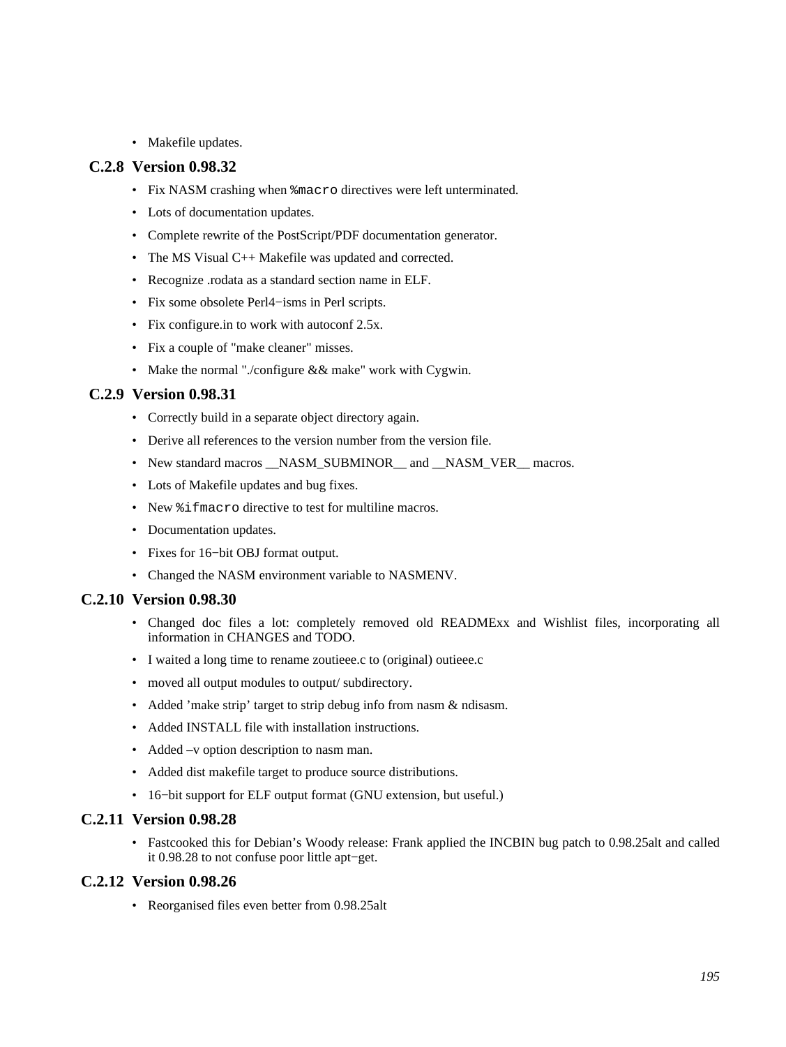- Makefile updates.

### C.2.8 Version 0.98.32

- Fix NASM crashing when `%macro` directives were left unterminated.
- Lots of documentation updates.
- Complete rewrite of the PostScript/PDF documentation generator.
- The MS Visual C++ Makefile was updated and corrected.
- Recognize .rodata as a standard section name in ELF.
- Fix some obsolete Perl4−isms in Perl scripts.
- Fix configure.in to work with autoconf 2.5x.
- Fix a couple of "make cleaner" misses.
- Make the normal "./configure && make" work with Cygwin.

### C.2.9 Version 0.98.31

- Correctly build in a separate object directory again.
- Derive all references to the version number from the version file.
- New standard macros __NASM_SUBMINOR__ and __NASM_VER__ macros.
- Lots of Makefile updates and bug fixes.
- New `%ifmacro` directive to test for multiline macros.
- Documentation updates.
- Fixes for 16−bit OBJ format output.
- Changed the NASM environment variable to NASMENV.

### C.2.10 Version 0.98.30

- Changed doc files a lot: completely removed old READMExx and Wishlist files, incorporating all information in CHANGES and TODO.
- I waited a long time to rename zoutieee.c to (original) outieee.c
- moved all output modules to output/ subdirectory.
- Added 'make strip' target to strip debug info from nasm & ndisasm.
- Added INSTALL file with installation instructions.
- Added –v option description to nasm man.
- Added dist makefile target to produce source distributions.
- 16−bit support for ELF output format (GNU extension, but useful.)

### C.2.11 Version 0.98.28

- Fastcooked this for Debian's Woody release: Frank applied the INCBIN bug patch to 0.98.25alt and called it 0.98.28 to not confuse poor little apt−get.

### C.2.12 Version 0.98.26

- Reorganised files even better from 0.98.25alt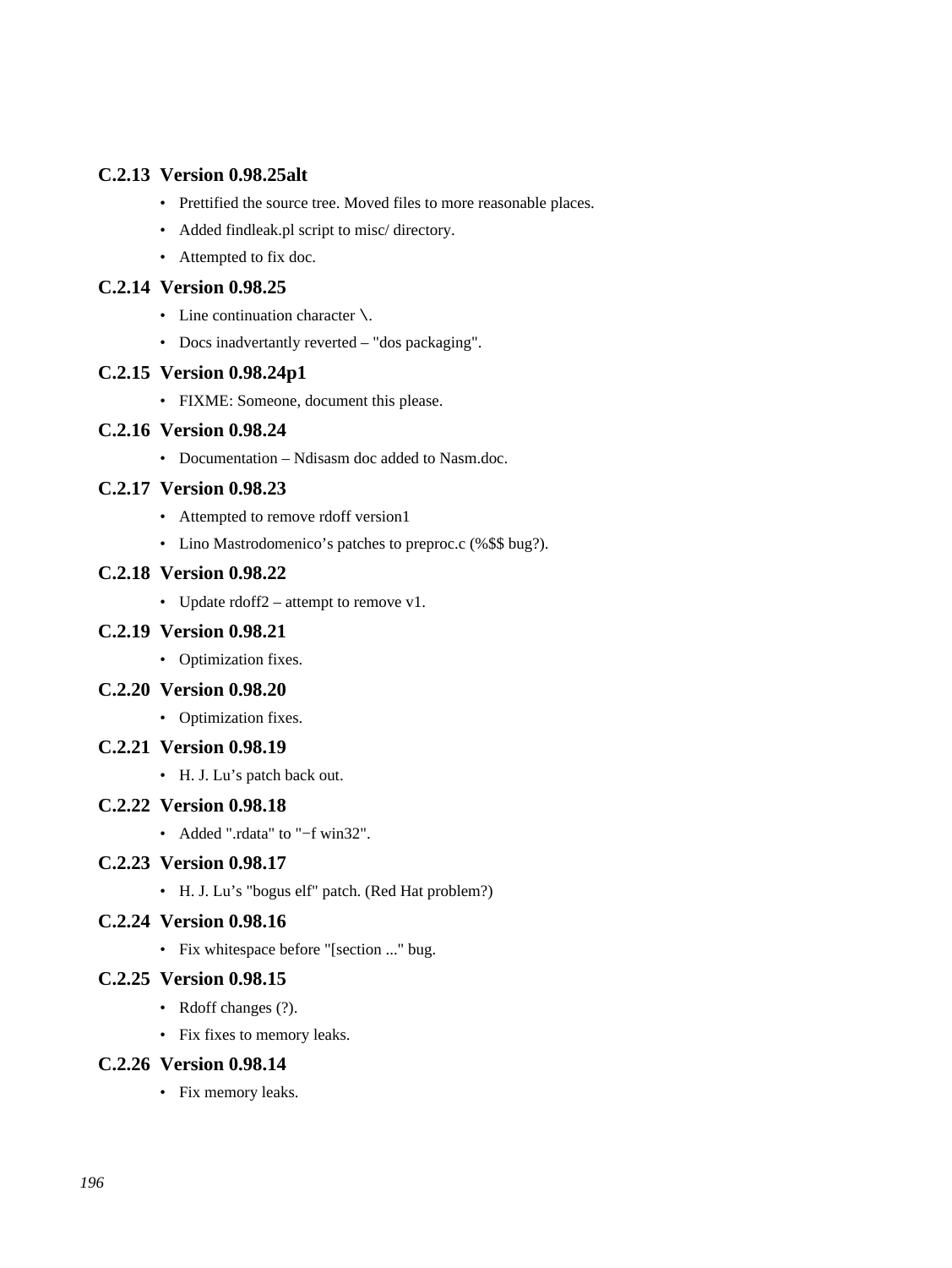### C.2.13 Version 0.98.25alt

- Prettified the source tree. Moved files to more reasonable places.
- Added findleak.pl script to misc/ directory.
- Attempted to fix doc.

### C.2.14 Version 0.98.25

- Line continuation character `\`.
- Docs inadvertantly reverted – "dos packaging".

### C.2.15 Version 0.98.24p1

- FIXME: Someone, document this please.

### C.2.16 Version 0.98.24

- Documentation – Ndisasm doc added to Nasm.doc.

### C.2.17 Version 0.98.23

- Attempted to remove rdoff version1
- Lino Mastrodomenico's patches to preproc.c (%$$ bug?).

### C.2.18 Version 0.98.22

- Update rdoff2 – attempt to remove v1.

### C.2.19 Version 0.98.21

- Optimization fixes.

### C.2.20 Version 0.98.20

- Optimization fixes.

### C.2.21 Version 0.98.19

- H. J. Lu's patch back out.

### C.2.22 Version 0.98.18

- Added ".rdata" to "−f win32".

### C.2.23 Version 0.98.17

- H. J. Lu's "bogus elf" patch. (Red Hat problem?)

### C.2.24 Version 0.98.16

- Fix whitespace before "[section ..." bug.

### C.2.25 Version 0.98.15

- Rdoff changes (?).
- Fix fixes to memory leaks.

### C.2.26 Version 0.98.14

- Fix memory leaks.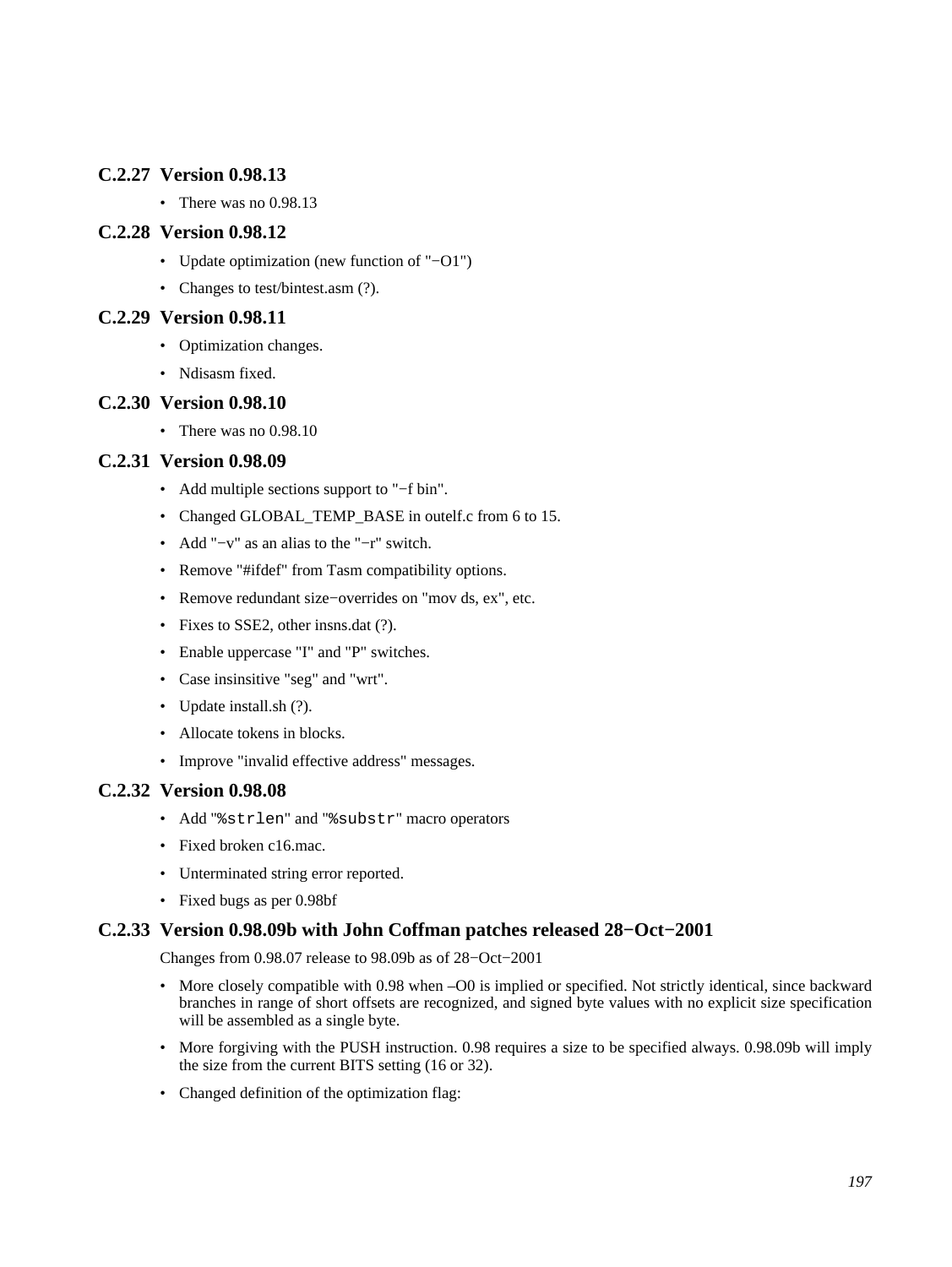### C.2.27 Version 0.98.13

- There was no 0.98.13

### C.2.28 Version 0.98.12

- Update optimization (new function of "−O1")
- Changes to test/bintest.asm (?).

### C.2.29 Version 0.98.11

- Optimization changes.
- Ndisasm fixed.

### C.2.30 Version 0.98.10

- There was no 0.98.10

### C.2.31 Version 0.98.09

- Add multiple sections support to "−f bin".
- Changed GLOBAL_TEMP_BASE in outelf.c from 6 to 15.
- Add "−v" as an alias to the "−r" switch.
- Remove "#ifdef" from Tasm compatibility options.
- Remove redundant size−overrides on "mov ds, ex", etc.
- Fixes to SSE2, other insns.dat (?).
- Enable uppercase "I" and "P" switches.
- Case insinsitive "seg" and "wrt".
- Update install.sh (?).
- Allocate tokens in blocks.
- Improve "invalid effective address" messages.

### C.2.32 Version 0.98.08

- Add "`%strlen`" and "`%substr`" macro operators
- Fixed broken c16.mac.
- Unterminated string error reported.
- Fixed bugs as per 0.98bf

### C.2.33 Version 0.98.09b with John Coffman patches released 28−Oct−2001

Changes from 0.98.07 release to 98.09b as of 28−Oct−2001

- More closely compatible with 0.98 when –O0 is implied or specified. Not strictly identical, since backward branches in range of short offsets are recognized, and signed byte values with no explicit size specification will be assembled as a single byte.
- More forgiving with the PUSH instruction. 0.98 requires a size to be specified always. 0.98.09b will imply the size from the current BITS setting (16 or 32).
- Changed definition of the optimization flag: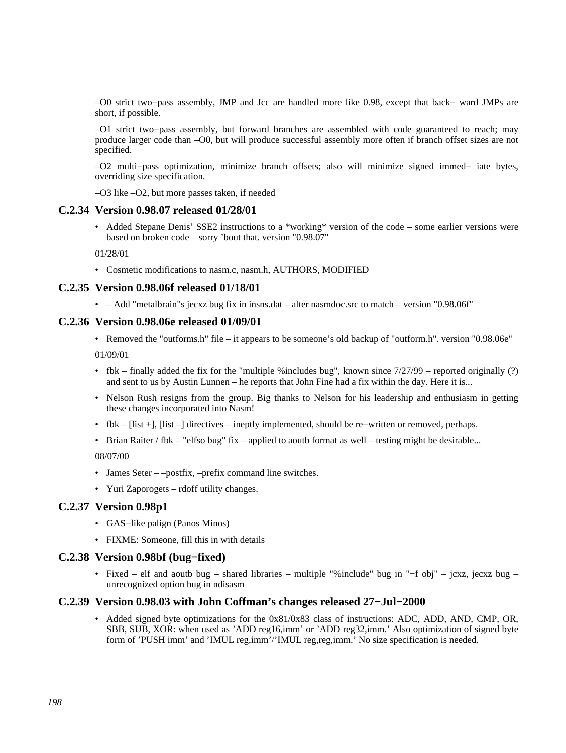–O0 strict two−pass assembly, JMP and Jcc are handled more like 0.98, except that back− ward JMPs are short, if possible.

–O1 strict two−pass assembly, but forward branches are assembled with code guaranteed to reach; may produce larger code than –O0, but will produce successful assembly more often if branch offset sizes are not specified.

–O2 multi−pass optimization, minimize branch offsets; also will minimize signed immed− iate bytes, overriding size specification.

–O3 like –O2, but more passes taken, if needed

### C.2.34 Version 0.98.07 released 01/28/01

- Added Stepane Denis' SSE2 instructions to a *working* version of the code – some earlier versions were based on broken code – sorry 'bout that. version "0.98.07"

01/28/01

- Cosmetic modifications to nasm.c, nasm.h, AUTHORS, MODIFIED

### C.2.35 Version 0.98.06f released 01/18/01

- – Add "metalbrain"s jecxz bug fix in insns.dat – alter nasmdoc.src to match – version "0.98.06f"

### C.2.36 Version 0.98.06e released 01/09/01

- Removed the "outforms.h" file – it appears to be someone's old backup of "outform.h". version "0.98.06e"

01/09/01

- fbk – finally added the fix for the "multiple %includes bug", known since 7/27/99 – reported originally (?) and sent to us by Austin Lunnen – he reports that John Fine had a fix within the day. Here it is...
- Nelson Rush resigns from the group. Big thanks to Nelson for his leadership and enthusiasm in getting these changes incorporated into Nasm!
- fbk – [list +], [list –] directives – ineptly implemented, should be re−written or removed, perhaps.
- Brian Raiter / fbk – "elfso bug" fix – applied to aoutb format as well – testing might be desirable...

08/07/00

- James Seter – –postfix, –prefix command line switches.
- Yuri Zaporogets – rdoff utility changes.

### C.2.37 Version 0.98p1

- GAS−like palign (Panos Minos)
- FIXME: Someone, fill this in with details

### C.2.38 Version 0.98bf (bug−fixed)

- Fixed – elf and aoutb bug – shared libraries – multiple "%include" bug in "−f obj" – jcxz, jecxz bug – unrecognized option bug in ndisasm

### C.2.39 Version 0.98.03 with John Coffman's changes released 27−Jul−2000

- Added signed byte optimizations for the 0x81/0x83 class of instructions: ADC, ADD, AND, CMP, OR, SBB, SUB, XOR: when used as 'ADD reg16,imm' or 'ADD reg32,imm.' Also optimization of signed byte form of 'PUSH imm' and 'IMUL reg,imm'/'IMUL reg,reg,imm.' No size specification is needed.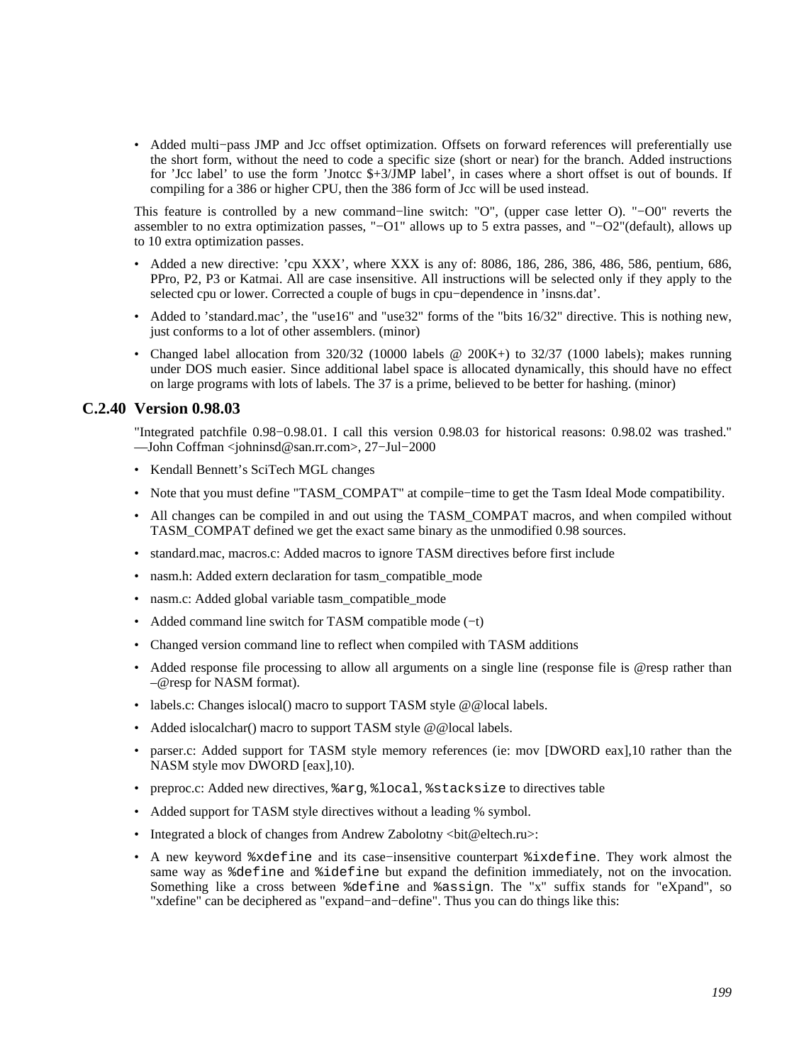- Added multi−pass JMP and Jcc offset optimization. Offsets on forward references will preferentially use the short form, without the need to code a specific size (short or near) for the branch. Added instructions for 'Jcc label' to use the form 'Jnotcc $+3/JMP label', in cases where a short offset is out of bounds. If compiling for a 386 or higher CPU, then the 386 form of Jcc will be used instead.

This feature is controlled by a new command−line switch: "O", (upper case letter O). "−O0" reverts the assembler to no extra optimization passes, "−O1" allows up to 5 extra passes, and "−O2"(default), allows up to 10 extra optimization passes.

- Added a new directive: 'cpu XXX', where XXX is any of: 8086, 186, 286, 386, 486, 586, pentium, 686, PPro, P2, P3 or Katmai. All are case insensitive. All instructions will be selected only if they apply to the selected cpu or lower. Corrected a couple of bugs in cpu−dependence in 'insns.dat'.
- Added to 'standard.mac', the "use16" and "use32" forms of the "bits 16/32" directive. This is nothing new, just conforms to a lot of other assemblers. (minor)
- Changed label allocation from 320/32 (10000 labels @ 200K+) to 32/37 (1000 labels); makes running under DOS much easier. Since additional label space is allocated dynamically, this should have no effect on large programs with lots of labels. The 37 is a prime, believed to be better for hashing. (minor)

### C.2.40 Version 0.98.03

"Integrated patchfile 0.98−0.98.01. I call this version 0.98.03 for historical reasons: 0.98.02 was trashed." —John Coffman <johninsd@san.rr.com>, 27−Jul−2000

- Kendall Bennett's SciTech MGL changes
- Note that you must define "TASM_COMPAT" at compile−time to get the Tasm Ideal Mode compatibility.
- All changes can be compiled in and out using the TASM_COMPAT macros, and when compiled without TASM_COMPAT defined we get the exact same binary as the unmodified 0.98 sources.
- standard.mac, macros.c: Added macros to ignore TASM directives before first include
- nasm.h: Added extern declaration for tasm_compatible_mode
- nasm.c: Added global variable tasm_compatible_mode
- Added command line switch for TASM compatible mode (−t)
- Changed version command line to reflect when compiled with TASM additions
- Added response file processing to allow all arguments on a single line (response file is @resp rather than –@resp for NASM format).
- labels.c: Changes islocal() macro to support TASM style @@local labels.
- Added islocalchar() macro to support TASM style @@local labels.
- parser.c: Added support for TASM style memory references (ie: mov [DWORD eax],10 rather than the NASM style mov DWORD [eax],10).
- preproc.c: Added new directives, `%arg`, `%local`, `%stacksize` to directives table
- Added support for TASM style directives without a leading % symbol.
- Integrated a block of changes from Andrew Zabolotny <bit@eltech.ru>:
- A new keyword `%xdefine` and its case−insensitive counterpart `%ixdefine`. They work almost the same way as `%define` and `%idefine` but expand the definition immediately, not on the invocation. Something like a cross between `%define` and `%assign`. The "x" suffix stands for "eXpand", so "xdefine" can be deciphered as "expand−and−define". Thus you can do things like this: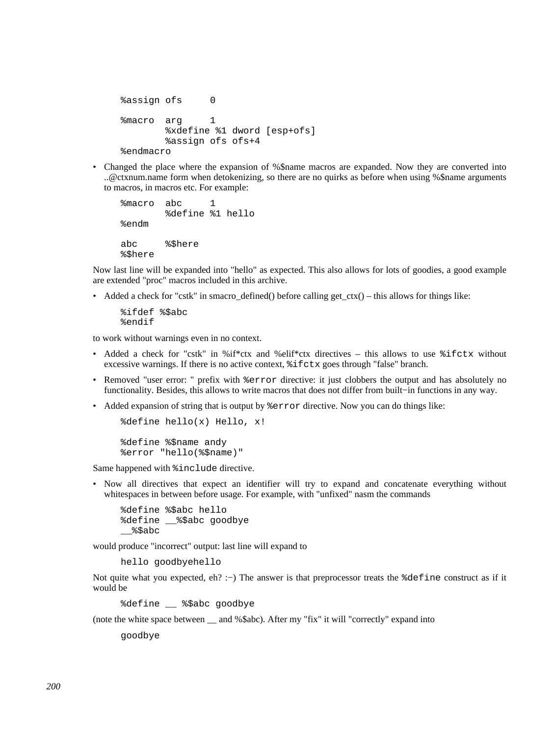```
%assign ofs     0

%macro  arg     1
        %xdefine %1 dword [esp+ofs]
        %assign ofs ofs+4
%endmacro
```

- Changed the place where the expansion of %$name macros are expanded. Now they are converted into ..@ctxnum.name form when detokenizing, so there are no quirks as before when using %$name arguments to macros, in macros etc. For example:

```
%macro  abc     1
        %define %1 hello
%endm

abc     %$here
%$here
```

Now last line will be expanded into "hello" as expected. This also allows for lots of goodies, a good example are extended "proc" macros included in this archive.

- Added a check for "cstk" in smacro_defined() before calling get_ctx() – this allows for things like:

```
%ifdef %$abc
%endif
```

to work without warnings even in no context.

- Added a check for "cstk" in %if*ctx and %elif*ctx directives – this allows to use `%ifctx` without excessive warnings. If there is no active context, `%ifctx` goes through "false" branch.
- Removed "user error: " prefix with `%error` directive: it just clobbers the output and has absolutely no functionality. Besides, this allows to write macros that does not differ from built−in functions in any way.
- Added expansion of string that is output by `%error` directive. Now you can do things like:

```
%define hello(x) Hello, x!

%define %$name andy
%error "hello(%$name)"
```

Same happened with `%include` directive.

- Now all directives that expect an identifier will try to expand and concatenate everything without whitespaces in between before usage. For example, with "unfixed" nasm the commands

```
%define %$abc hello
%define __%$abc goodbye
__%$abc
```

would produce "incorrect" output: last line will expand to

```
hello goodbyehello
```

Not quite what you expected, eh? :−) The answer is that preprocessor treats the `%define` construct as if it would be

```
%define __ %$abc goodbye
```

(note the white space between __ and %$abc). After my "fix" it will "correctly" expand into

```
goodbye
```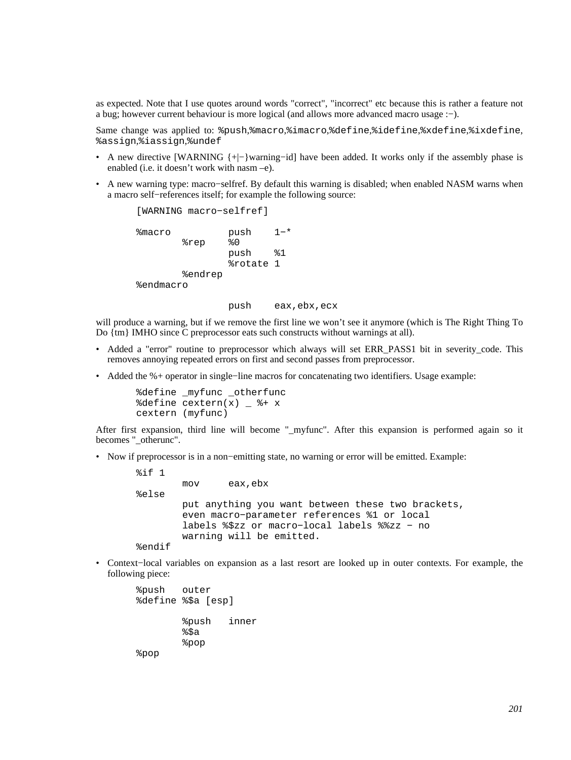as expected. Note that I use quotes around words "correct", "incorrect" etc because this is rather a feature not a bug; however current behaviour is more logical (and allows more advanced macro usage :−).

Same change was applied to: `%push`,`%macro`,`%imacro`,`%define`,`%idefine`,`%xdefine`,`%ixdefine`, `%assign`,`%iassign`,`%undef`

- A new directive [WARNING {+|−}warning−id] have been added. It works only if the assembly phase is enabled (i.e. it doesn't work with nasm –e).
- A new warning type: macro−selfref. By default this warning is disabled; when enabled NASM warns when a macro self−references itself; for example the following source:

```
[WARNING macro−selfref]

%macro          push    1−*
        %rep    %0
                push    %1
                %rotate 1
        %endrep
%endmacro

                push    eax,ebx,ecx
```

will produce a warning, but if we remove the first line we won't see it anymore (which is The Right Thing To Do {tm} IMHO since C preprocessor eats such constructs without warnings at all).

- Added a "error" routine to preprocessor which always will set ERR_PASS1 bit in severity_code. This removes annoying repeated errors on first and second passes from preprocessor.
- Added the %+ operator in single−line macros for concatenating two identifiers. Usage example:

```
%define _myfunc _otherfunc
%define cextern(x) _ %+ x
cextern (myfunc)
```

After first expansion, third line will become "_myfunc". After this expansion is performed again so it becomes "_otherunc".

- Now if preprocessor is in a non−emitting state, no warning or error will be emitted. Example:

```
%if 1
        mov     eax,ebx
%else
        put anything you want between these two brackets,
        even macro−parameter references %1 or local
        labels %$zz or macro−local labels %%zz − no
        warning will be emitted.
%endif
```

- Context−local variables on expansion as a last resort are looked up in outer contexts. For example, the following piece:

```
%push   outer
%define %$a [esp]

        %push   inner
        %$a
        %pop
%pop
```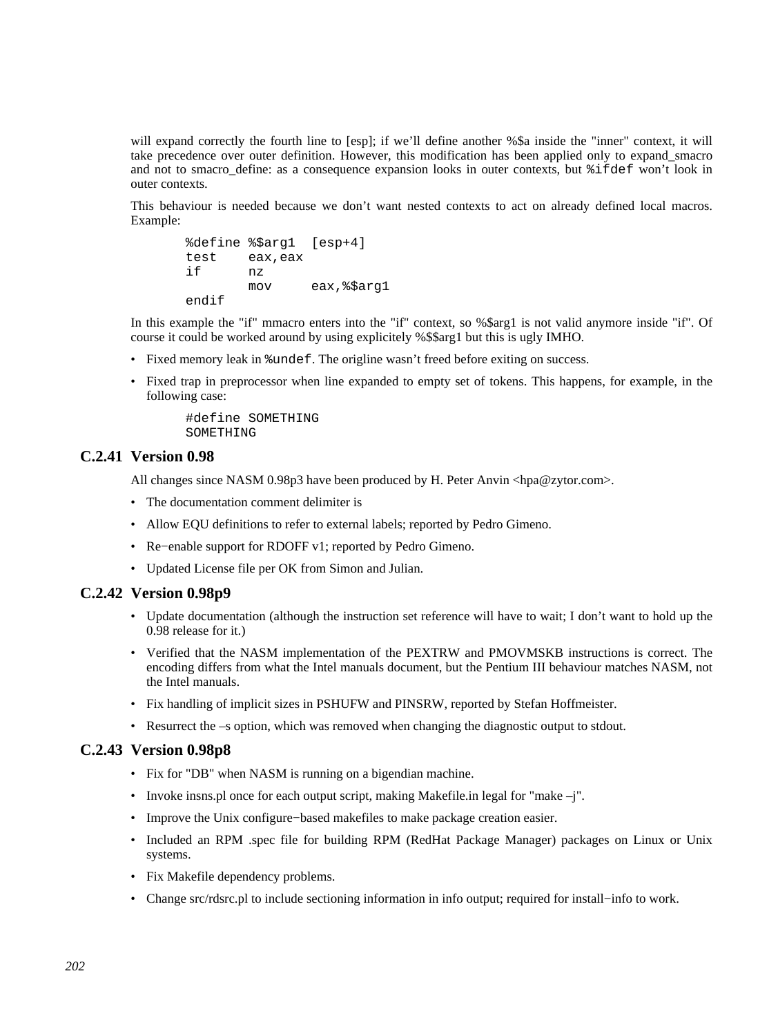will expand correctly the fourth line to [esp]; if we'll define another %$a inside the "inner" context, it will take precedence over outer definition. However, this modification has been applied only to expand_smacro and not to smacro_define: as a consequence expansion looks in outer contexts, but `%ifdef` won't look in outer contexts.

This behaviour is needed because we don't want nested contexts to act on already defined local macros. Example:

```
%define %$arg1  [esp+4]
test    eax,eax
if      nz
        mov     eax,%$arg1
endif
```

In this example the "if" mmacro enters into the "if" context, so %$arg1 is not valid anymore inside "if". Of course it could be worked around by using explicitely %$$arg1 but this is ugly IMHO.

- Fixed memory leak in `%undef`. The origline wasn't freed before exiting on success.
- Fixed trap in preprocessor when line expanded to empty set of tokens. This happens, for example, in the following case:

```
#define SOMETHING
SOMETHING
```

### C.2.41 Version 0.98

All changes since NASM 0.98p3 have been produced by H. Peter Anvin <hpa@zytor.com>.

- The documentation comment delimiter is
- Allow EQU definitions to refer to external labels; reported by Pedro Gimeno.
- Re−enable support for RDOFF v1; reported by Pedro Gimeno.
- Updated License file per OK from Simon and Julian.

### C.2.42 Version 0.98p9

- Update documentation (although the instruction set reference will have to wait; I don't want to hold up the 0.98 release for it.)
- Verified that the NASM implementation of the PEXTRW and PMOVMSKB instructions is correct. The encoding differs from what the Intel manuals document, but the Pentium III behaviour matches NASM, not the Intel manuals.
- Fix handling of implicit sizes in PSHUFW and PINSRW, reported by Stefan Hoffmeister.
- Resurrect the –s option, which was removed when changing the diagnostic output to stdout.

### C.2.43 Version 0.98p8

- Fix for "DB" when NASM is running on a bigendian machine.
- Invoke insns.pl once for each output script, making Makefile.in legal for "make –j".
- Improve the Unix configure−based makefiles to make package creation easier.
- Included an RPM .spec file for building RPM (RedHat Package Manager) packages on Linux or Unix systems.
- Fix Makefile dependency problems.
- Change src/rdsrc.pl to include sectioning information in info output; required for install−info to work.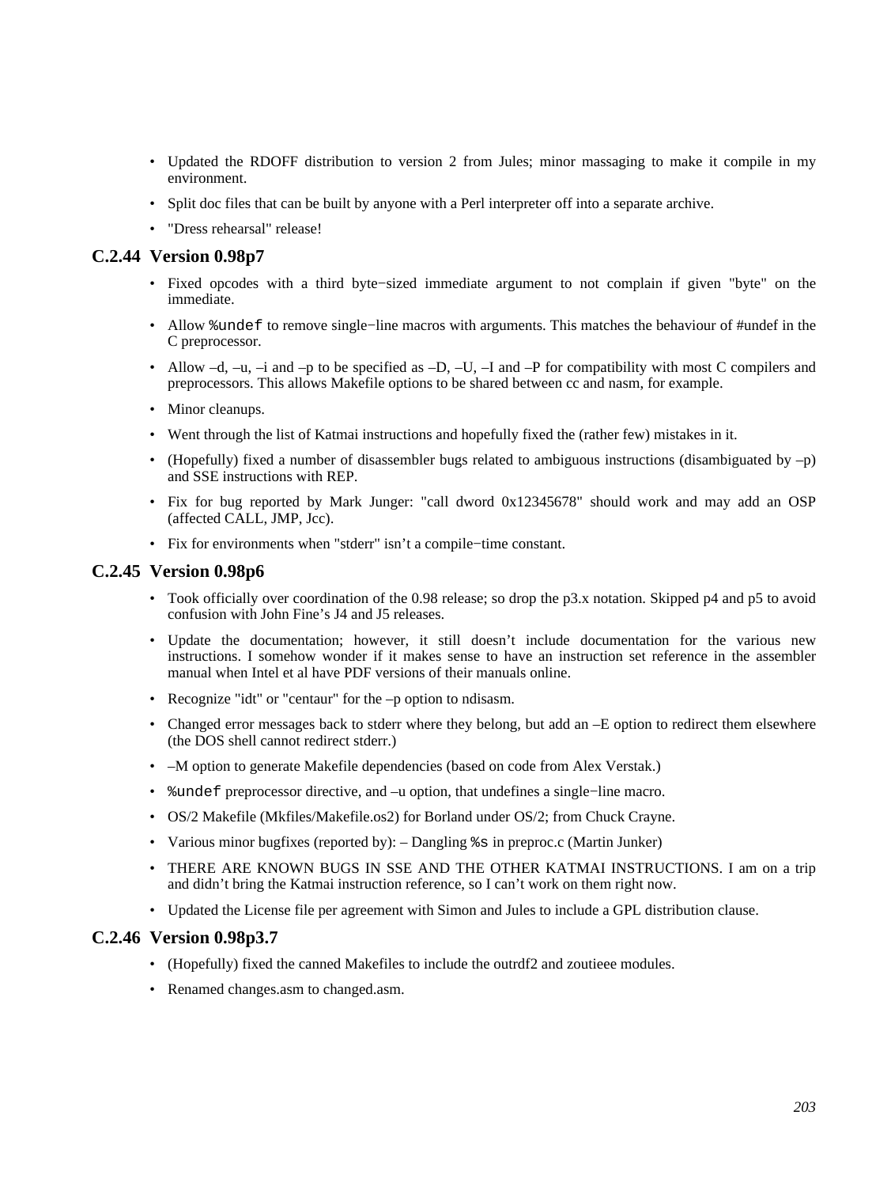- Updated the RDOFF distribution to version 2 from Jules; minor massaging to make it compile in my environment.
- Split doc files that can be built by anyone with a Perl interpreter off into a separate archive.
- "Dress rehearsal" release!

### C.2.44 Version 0.98p7

- Fixed opcodes with a third byte−sized immediate argument to not complain if given "byte" on the immediate.
- Allow `%undef` to remove single−line macros with arguments. This matches the behaviour of #undef in the C preprocessor.
- Allow –d, –u, –i and –p to be specified as –D, –U, –I and –P for compatibility with most C compilers and preprocessors. This allows Makefile options to be shared between cc and nasm, for example.
- Minor cleanups.
- Went through the list of Katmai instructions and hopefully fixed the (rather few) mistakes in it.
- (Hopefully) fixed a number of disassembler bugs related to ambiguous instructions (disambiguated by –p) and SSE instructions with REP.
- Fix for bug reported by Mark Junger: "call dword 0x12345678" should work and may add an OSP (affected CALL, JMP, Jcc).
- Fix for environments when "stderr" isn't a compile−time constant.

### C.2.45 Version 0.98p6

- Took officially over coordination of the 0.98 release; so drop the p3.x notation. Skipped p4 and p5 to avoid confusion with John Fine's J4 and J5 releases.
- Update the documentation; however, it still doesn't include documentation for the various new instructions. I somehow wonder if it makes sense to have an instruction set reference in the assembler manual when Intel et al have PDF versions of their manuals online.
- Recognize "idt" or "centaur" for the –p option to ndisasm.
- Changed error messages back to stderr where they belong, but add an –E option to redirect them elsewhere (the DOS shell cannot redirect stderr.)
- –M option to generate Makefile dependencies (based on code from Alex Verstak.)
- `%undef` preprocessor directive, and –u option, that undefines a single−line macro.
- OS/2 Makefile (Mkfiles/Makefile.os2) for Borland under OS/2; from Chuck Crayne.
- Various minor bugfixes (reported by): – Dangling `%s` in preproc.c (Martin Junker)
- THERE ARE KNOWN BUGS IN SSE AND THE OTHER KATMAI INSTRUCTIONS. I am on a trip and didn't bring the Katmai instruction reference, so I can't work on them right now.
- Updated the License file per agreement with Simon and Jules to include a GPL distribution clause.

### C.2.46 Version 0.98p3.7

- (Hopefully) fixed the canned Makefiles to include the outrdf2 and zoutieee modules.
- Renamed changes.asm to changed.asm.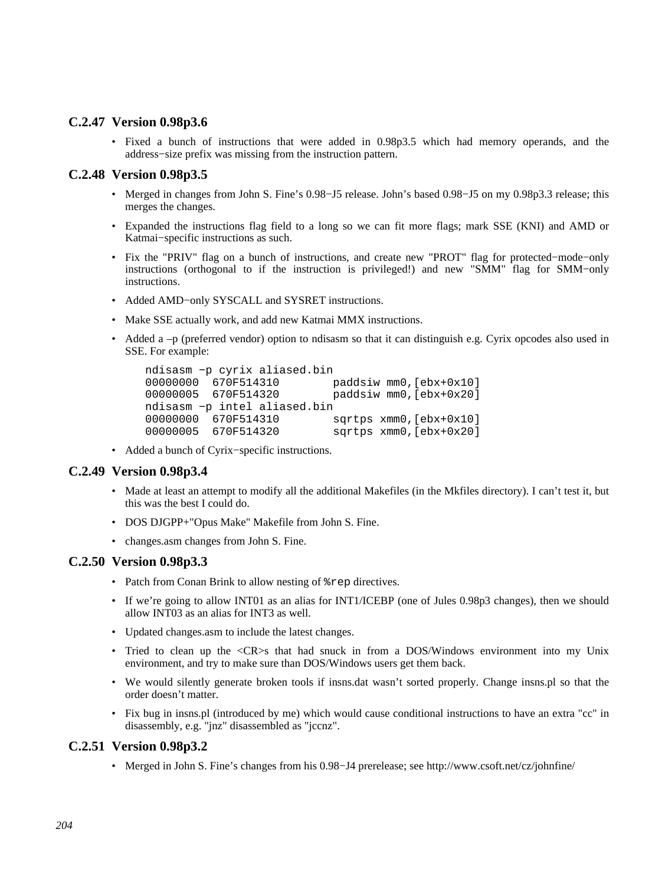### C.2.47 Version 0.98p3.6

- Fixed a bunch of instructions that were added in 0.98p3.5 which had memory operands, and the address−size prefix was missing from the instruction pattern.

### C.2.48 Version 0.98p3.5

- Merged in changes from John S. Fine's 0.98−J5 release. John's based 0.98−J5 on my 0.98p3.3 release; this merges the changes.
- Expanded the instructions flag field to a long so we can fit more flags; mark SSE (KNI) and AMD or Katmai−specific instructions as such.
- Fix the "PRIV" flag on a bunch of instructions, and create new "PROT" flag for protected−mode−only instructions (orthogonal to if the instruction is privileged!) and new "SMM" flag for SMM−only instructions.
- Added AMD−only SYSCALL and SYSRET instructions.
- Make SSE actually work, and add new Katmai MMX instructions.
- Added a –p (preferred vendor) option to ndisasm so that it can distinguish e.g. Cyrix opcodes also used in SSE. For example:

```
ndisasm −p cyrix aliased.bin
00000000  670F514310        paddsiw mm0,[ebx+0x10]
00000005  670F514320        paddsiw mm0,[ebx+0x20]
ndisasm −p intel aliased.bin
00000000  670F514310        sqrtps xmm0,[ebx+0x10]
00000005  670F514320        sqrtps xmm0,[ebx+0x20]
```

- Added a bunch of Cyrix−specific instructions.

### C.2.49 Version 0.98p3.4

- Made at least an attempt to modify all the additional Makefiles (in the Mkfiles directory). I can't test it, but this was the best I could do.
- DOS DJGPP+"Opus Make" Makefile from John S. Fine.
- changes.asm changes from John S. Fine.

### C.2.50 Version 0.98p3.3

- Patch from Conan Brink to allow nesting of `%rep` directives.
- If we're going to allow INT01 as an alias for INT1/ICEBP (one of Jules 0.98p3 changes), then we should allow INT03 as an alias for INT3 as well.
- Updated changes.asm to include the latest changes.
- Tried to clean up the <CR>s that had snuck in from a DOS/Windows environment into my Unix environment, and try to make sure than DOS/Windows users get them back.
- We would silently generate broken tools if insns.dat wasn't sorted properly. Change insns.pl so that the order doesn't matter.
- Fix bug in insns.pl (introduced by me) which would cause conditional instructions to have an extra "cc" in disassembly, e.g. "jnz" disassembled as "jccnz".

### C.2.51 Version 0.98p3.2

- Merged in John S. Fine's changes from his 0.98−J4 prerelease; see http://www.csoft.net/cz/johnfine/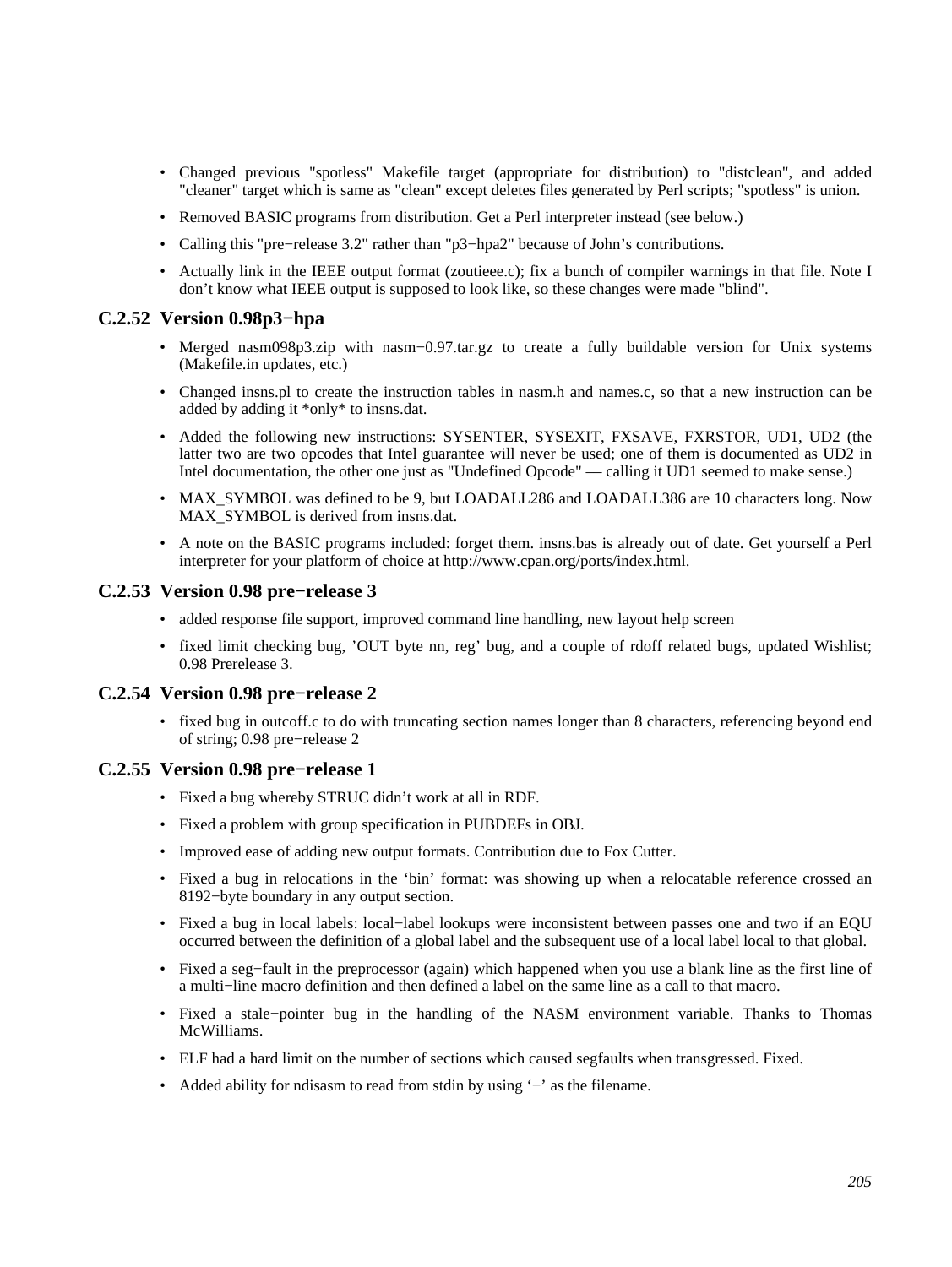- Changed previous "spotless" Makefile target (appropriate for distribution) to "distclean", and added "cleaner" target which is same as "clean" except deletes files generated by Perl scripts; "spotless" is union.
- Removed BASIC programs from distribution. Get a Perl interpreter instead (see below.)
- Calling this "pre−release 3.2" rather than "p3−hpa2" because of John's contributions.
- Actually link in the IEEE output format (zoutieee.c); fix a bunch of compiler warnings in that file. Note I don't know what IEEE output is supposed to look like, so these changes were made "blind".

### C.2.52 Version 0.98p3−hpa

- Merged nasm098p3.zip with nasm−0.97.tar.gz to create a fully buildable version for Unix systems (Makefile.in updates, etc.)
- Changed insns.pl to create the instruction tables in nasm.h and names.c, so that a new instruction can be added by adding it *only* to insns.dat.
- Added the following new instructions: SYSENTER, SYSEXIT, FXSAVE, FXRSTOR, UD1, UD2 (the latter two are two opcodes that Intel guarantee will never be used; one of them is documented as UD2 in Intel documentation, the other one just as "Undefined Opcode" — calling it UD1 seemed to make sense.)
- MAX_SYMBOL was defined to be 9, but LOADALL286 and LOADALL386 are 10 characters long. Now MAX_SYMBOL is derived from insns.dat.
- A note on the BASIC programs included: forget them. insns.bas is already out of date. Get yourself a Perl interpreter for your platform of choice at http://www.cpan.org/ports/index.html.

### C.2.53 Version 0.98 pre−release 3

- added response file support, improved command line handling, new layout help screen
- fixed limit checking bug, 'OUT byte nn, reg' bug, and a couple of rdoff related bugs, updated Wishlist; 0.98 Prerelease 3.

### C.2.54 Version 0.98 pre−release 2

- fixed bug in outcoff.c to do with truncating section names longer than 8 characters, referencing beyond end of string; 0.98 pre−release 2

### C.2.55 Version 0.98 pre−release 1

- Fixed a bug whereby STRUC didn't work at all in RDF.
- Fixed a problem with group specification in PUBDEFs in OBJ.
- Improved ease of adding new output formats. Contribution due to Fox Cutter.
- Fixed a bug in relocations in the 'bin' format: was showing up when a relocatable reference crossed an 8192−byte boundary in any output section.
- Fixed a bug in local labels: local−label lookups were inconsistent between passes one and two if an EQU occurred between the definition of a global label and the subsequent use of a local label local to that global.
- Fixed a seg−fault in the preprocessor (again) which happened when you use a blank line as the first line of a multi−line macro definition and then defined a label on the same line as a call to that macro.
- Fixed a stale−pointer bug in the handling of the NASM environment variable. Thanks to Thomas McWilliams.
- ELF had a hard limit on the number of sections which caused segfaults when transgressed. Fixed.
- Added ability for ndisasm to read from stdin by using '−' as the filename.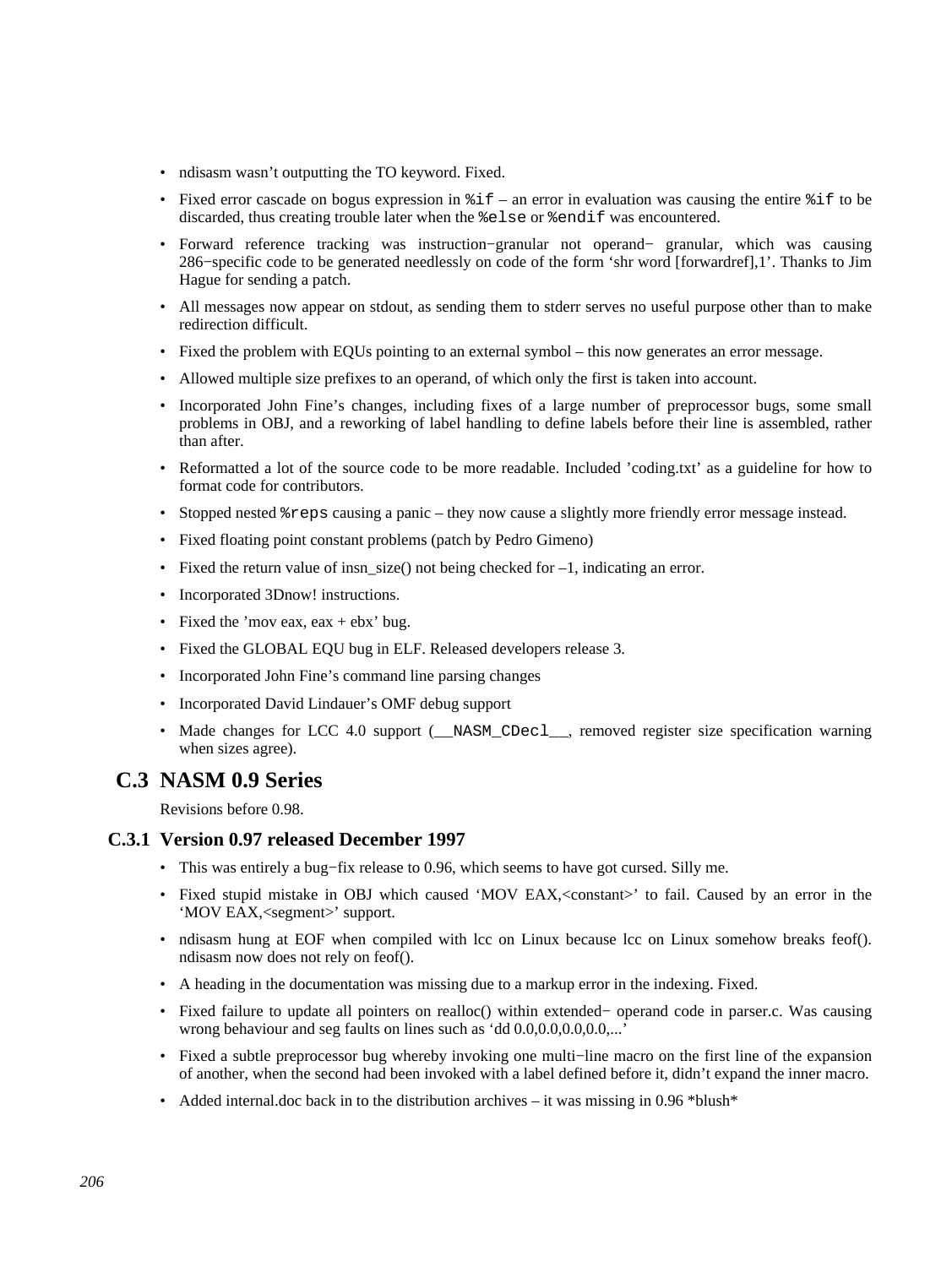- ndisasm wasn't outputting the TO keyword. Fixed.
- Fixed error cascade on bogus expression in `%if` – an error in evaluation was causing the entire `%if` to be discarded, thus creating trouble later when the `%else` or `%endif` was encountered.
- Forward reference tracking was instruction−granular not operand− granular, which was causing 286−specific code to be generated needlessly on code of the form 'shr word [forwardref],1'. Thanks to Jim Hague for sending a patch.
- All messages now appear on stdout, as sending them to stderr serves no useful purpose other than to make redirection difficult.
- Fixed the problem with EQUs pointing to an external symbol – this now generates an error message.
- Allowed multiple size prefixes to an operand, of which only the first is taken into account.
- Incorporated John Fine's changes, including fixes of a large number of preprocessor bugs, some small problems in OBJ, and a reworking of label handling to define labels before their line is assembled, rather than after.
- Reformatted a lot of the source code to be more readable. Included 'coding.txt' as a guideline for how to format code for contributors.
- Stopped nested `%reps` causing a panic – they now cause a slightly more friendly error message instead.
- Fixed floating point constant problems (patch by Pedro Gimeno)
- Fixed the return value of insn_size() not being checked for –1, indicating an error.
- Incorporated 3Dnow! instructions.
- Fixed the 'mov eax, eax + ebx' bug.
- Fixed the GLOBAL EQU bug in ELF. Released developers release 3.
- Incorporated John Fine's command line parsing changes
- Incorporated David Lindauer's OMF debug support
- Made changes for LCC 4.0 support (`__NASM_CDecl__`, removed register size specification warning when sizes agree).

## C.3 NASM 0.9 Series

Revisions before 0.98.

### C.3.1 Version 0.97 released December 1997

- This was entirely a bug−fix release to 0.96, which seems to have got cursed. Silly me.
- Fixed stupid mistake in OBJ which caused 'MOV EAX,<constant>' to fail. Caused by an error in the 'MOV EAX,<segment>' support.
- ndisasm hung at EOF when compiled with lcc on Linux because lcc on Linux somehow breaks feof(). ndisasm now does not rely on feof().
- A heading in the documentation was missing due to a markup error in the indexing. Fixed.
- Fixed failure to update all pointers on realloc() within extended− operand code in parser.c. Was causing wrong behaviour and seg faults on lines such as 'dd 0.0,0.0,0.0,0.0,...'
- Fixed a subtle preprocessor bug whereby invoking one multi−line macro on the first line of the expansion of another, when the second had been invoked with a label defined before it, didn't expand the inner macro.
- Added internal.doc back in to the distribution archives – it was missing in 0.96 *blush*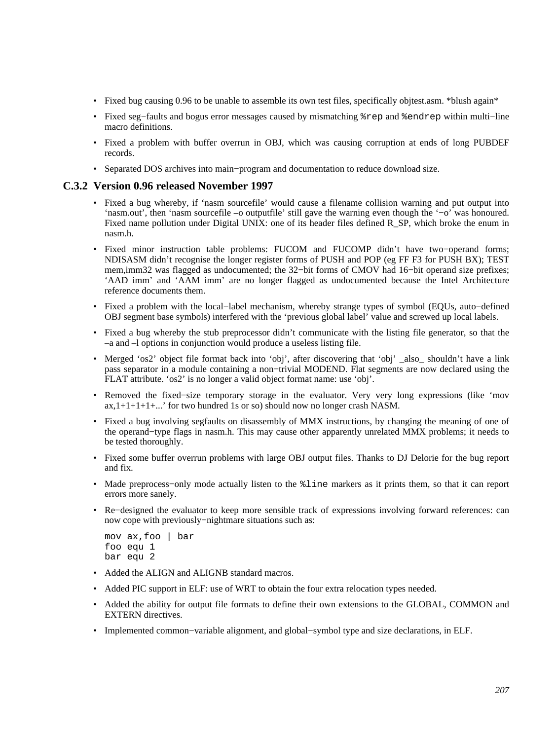- Fixed bug causing 0.96 to be unable to assemble its own test files, specifically objtest.asm. *blush again*
- Fixed seg−faults and bogus error messages caused by mismatching `%rep` and `%endrep` within multi−line macro definitions.
- Fixed a problem with buffer overrun in OBJ, which was causing corruption at ends of long PUBDEF records.
- Separated DOS archives into main−program and documentation to reduce download size.

### C.3.2 Version 0.96 released November 1997

- Fixed a bug whereby, if 'nasm sourcefile' would cause a filename collision warning and put output into 'nasm.out', then 'nasm sourcefile –o outputfile' still gave the warning even though the '−o' was honoured. Fixed name pollution under Digital UNIX: one of its header files defined R_SP, which broke the enum in nasm.h.
- Fixed minor instruction table problems: FUCOM and FUCOMP didn't have two−operand forms; NDISASM didn't recognise the longer register forms of PUSH and POP (eg FF F3 for PUSH BX); TEST mem,imm32 was flagged as undocumented; the 32−bit forms of CMOV had 16−bit operand size prefixes; 'AAD imm' and 'AAM imm' are no longer flagged as undocumented because the Intel Architecture reference documents them.
- Fixed a problem with the local−label mechanism, whereby strange types of symbol (EQUs, auto−defined OBJ segment base symbols) interfered with the 'previous global label' value and screwed up local labels.
- Fixed a bug whereby the stub preprocessor didn't communicate with the listing file generator, so that the –a and –l options in conjunction would produce a useless listing file.
- Merged 'os2' object file format back into 'obj', after discovering that 'obj' _also_ shouldn't have a link pass separator in a module containing a non−trivial MODEND. Flat segments are now declared using the FLAT attribute. 'os2' is no longer a valid object format name: use 'obj'.
- Removed the fixed−size temporary storage in the evaluator. Very very long expressions (like 'mov ax,1+1+1+1+...' for two hundred 1s or so) should now no longer crash NASM.
- Fixed a bug involving segfaults on disassembly of MMX instructions, by changing the meaning of one of the operand−type flags in nasm.h. This may cause other apparently unrelated MMX problems; it needs to be tested thoroughly.
- Fixed some buffer overrun problems with large OBJ output files. Thanks to DJ Delorie for the bug report and fix.
- Made preprocess−only mode actually listen to the `%line` markers as it prints them, so that it can report errors more sanely.
- Re−designed the evaluator to keep more sensible track of expressions involving forward references: can now cope with previously−nightmare situations such as:

```
mov ax,foo | bar
foo equ 1
bar equ 2
```

- Added the ALIGN and ALIGNB standard macros.
- Added PIC support in ELF: use of WRT to obtain the four extra relocation types needed.
- Added the ability for output file formats to define their own extensions to the GLOBAL, COMMON and EXTERN directives.
- Implemented common−variable alignment, and global−symbol type and size declarations, in ELF.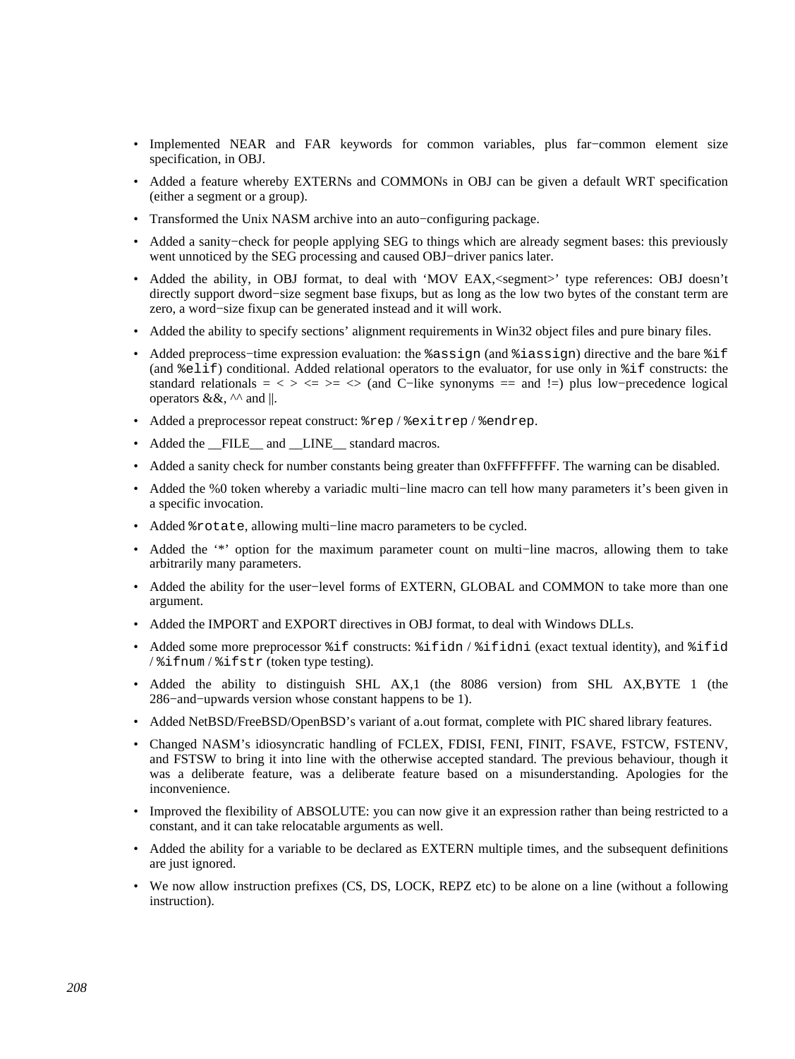- Implemented NEAR and FAR keywords for common variables, plus far−common element size specification, in OBJ.
- Added a feature whereby EXTERNs and COMMONs in OBJ can be given a default WRT specification (either a segment or a group).
- Transformed the Unix NASM archive into an auto−configuring package.
- Added a sanity−check for people applying SEG to things which are already segment bases: this previously went unnoticed by the SEG processing and caused OBJ−driver panics later.
- Added the ability, in OBJ format, to deal with 'MOV EAX,<segment>' type references: OBJ doesn't directly support dword−size segment base fixups, but as long as the low two bytes of the constant term are zero, a word−size fixup can be generated instead and it will work.
- Added the ability to specify sections' alignment requirements in Win32 object files and pure binary files.
- Added preprocess−time expression evaluation: the `%assign` (and `%iassign`) directive and the bare `%if` (and `%elif`) conditional. Added relational operators to the evaluator, for use only in `%if` constructs: the standard relationals = < > <= >= <> (and C−like synonyms == and !=) plus low−precedence logical operators &&, ^^ and ||.
- Added a preprocessor repeat construct: `%rep` / `%exitrep` / `%endrep`.
- Added the __FILE__ and __LINE__ standard macros.
- Added a sanity check for number constants being greater than 0xFFFFFFFF. The warning can be disabled.
- Added the %0 token whereby a variadic multi−line macro can tell how many parameters it's been given in a specific invocation.
- Added `%rotate`, allowing multi−line macro parameters to be cycled.
- Added the '*' option for the maximum parameter count on multi−line macros, allowing them to take arbitrarily many parameters.
- Added the ability for the user−level forms of EXTERN, GLOBAL and COMMON to take more than one argument.
- Added the IMPORT and EXPORT directives in OBJ format, to deal with Windows DLLs.
- Added some more preprocessor `%if` constructs: `%ifidn` / `%ifidni` (exact textual identity), and `%ifid` / `%ifnum` / `%ifstr` (token type testing).
- Added the ability to distinguish SHL AX,1 (the 8086 version) from SHL AX,BYTE 1 (the 286−and−upwards version whose constant happens to be 1).
- Added NetBSD/FreeBSD/OpenBSD's variant of a.out format, complete with PIC shared library features.
- Changed NASM's idiosyncratic handling of FCLEX, FDISI, FENI, FINIT, FSAVE, FSTCW, FSTENV, and FSTSW to bring it into line with the otherwise accepted standard. The previous behaviour, though it was a deliberate feature, was a deliberate feature based on a misunderstanding. Apologies for the inconvenience.
- Improved the flexibility of ABSOLUTE: you can now give it an expression rather than being restricted to a constant, and it can take relocatable arguments as well.
- Added the ability for a variable to be declared as EXTERN multiple times, and the subsequent definitions are just ignored.
- We now allow instruction prefixes (CS, DS, LOCK, REPZ etc) to be alone on a line (without a following instruction).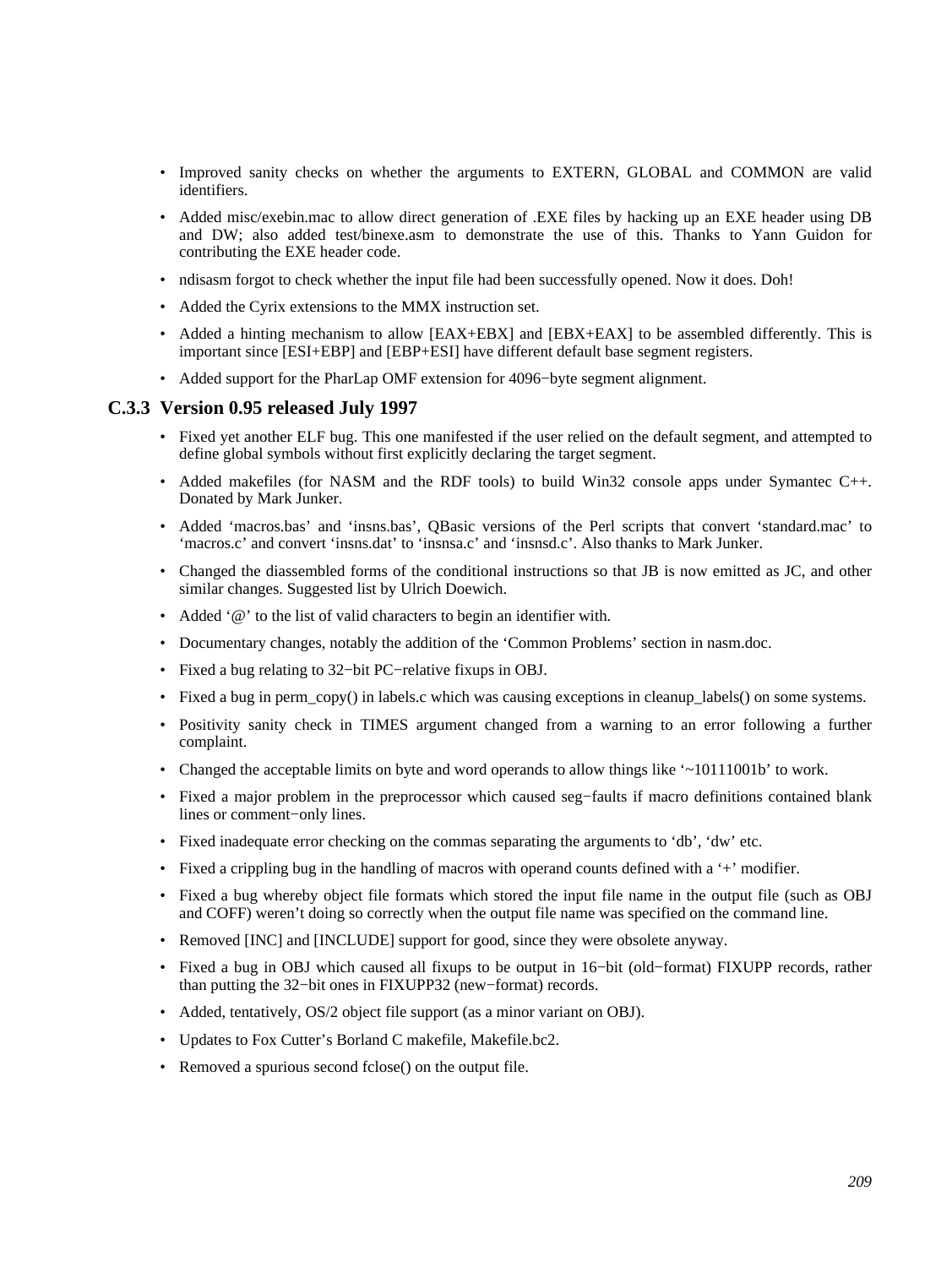- Improved sanity checks on whether the arguments to EXTERN, GLOBAL and COMMON are valid identifiers.
- Added misc/exebin.mac to allow direct generation of .EXE files by hacking up an EXE header using DB and DW; also added test/binexe.asm to demonstrate the use of this. Thanks to Yann Guidon for contributing the EXE header code.
- ndisasm forgot to check whether the input file had been successfully opened. Now it does. Doh!
- Added the Cyrix extensions to the MMX instruction set.
- Added a hinting mechanism to allow [EAX+EBX] and [EBX+EAX] to be assembled differently. This is important since [ESI+EBP] and [EBP+ESI] have different default base segment registers.
- Added support for the PharLap OMF extension for 4096−byte segment alignment.

### C.3.3 Version 0.95 released July 1997

- Fixed yet another ELF bug. This one manifested if the user relied on the default segment, and attempted to define global symbols without first explicitly declaring the target segment.
- Added makefiles (for NASM and the RDF tools) to build Win32 console apps under Symantec C++. Donated by Mark Junker.
- Added 'macros.bas' and 'insns.bas', QBasic versions of the Perl scripts that convert 'standard.mac' to 'macros.c' and convert 'insns.dat' to 'insnsa.c' and 'insnsd.c'. Also thanks to Mark Junker.
- Changed the diassembled forms of the conditional instructions so that JB is now emitted as JC, and other similar changes. Suggested list by Ulrich Doewich.
- Added '@' to the list of valid characters to begin an identifier with.
- Documentary changes, notably the addition of the 'Common Problems' section in nasm.doc.
- Fixed a bug relating to 32−bit PC−relative fixups in OBJ.
- Fixed a bug in perm_copy() in labels.c which was causing exceptions in cleanup_labels() on some systems.
- Positivity sanity check in TIMES argument changed from a warning to an error following a further complaint.
- Changed the acceptable limits on byte and word operands to allow things like '~10111001b' to work.
- Fixed a major problem in the preprocessor which caused seg−faults if macro definitions contained blank lines or comment−only lines.
- Fixed inadequate error checking on the commas separating the arguments to 'db', 'dw' etc.
- Fixed a crippling bug in the handling of macros with operand counts defined with a '+' modifier.
- Fixed a bug whereby object file formats which stored the input file name in the output file (such as OBJ and COFF) weren't doing so correctly when the output file name was specified on the command line.
- Removed [INC] and [INCLUDE] support for good, since they were obsolete anyway.
- Fixed a bug in OBJ which caused all fixups to be output in 16−bit (old−format) FIXUPP records, rather than putting the 32−bit ones in FIXUPP32 (new−format) records.
- Added, tentatively, OS/2 object file support (as a minor variant on OBJ).
- Updates to Fox Cutter's Borland C makefile, Makefile.bc2.
- Removed a spurious second fclose() on the output file.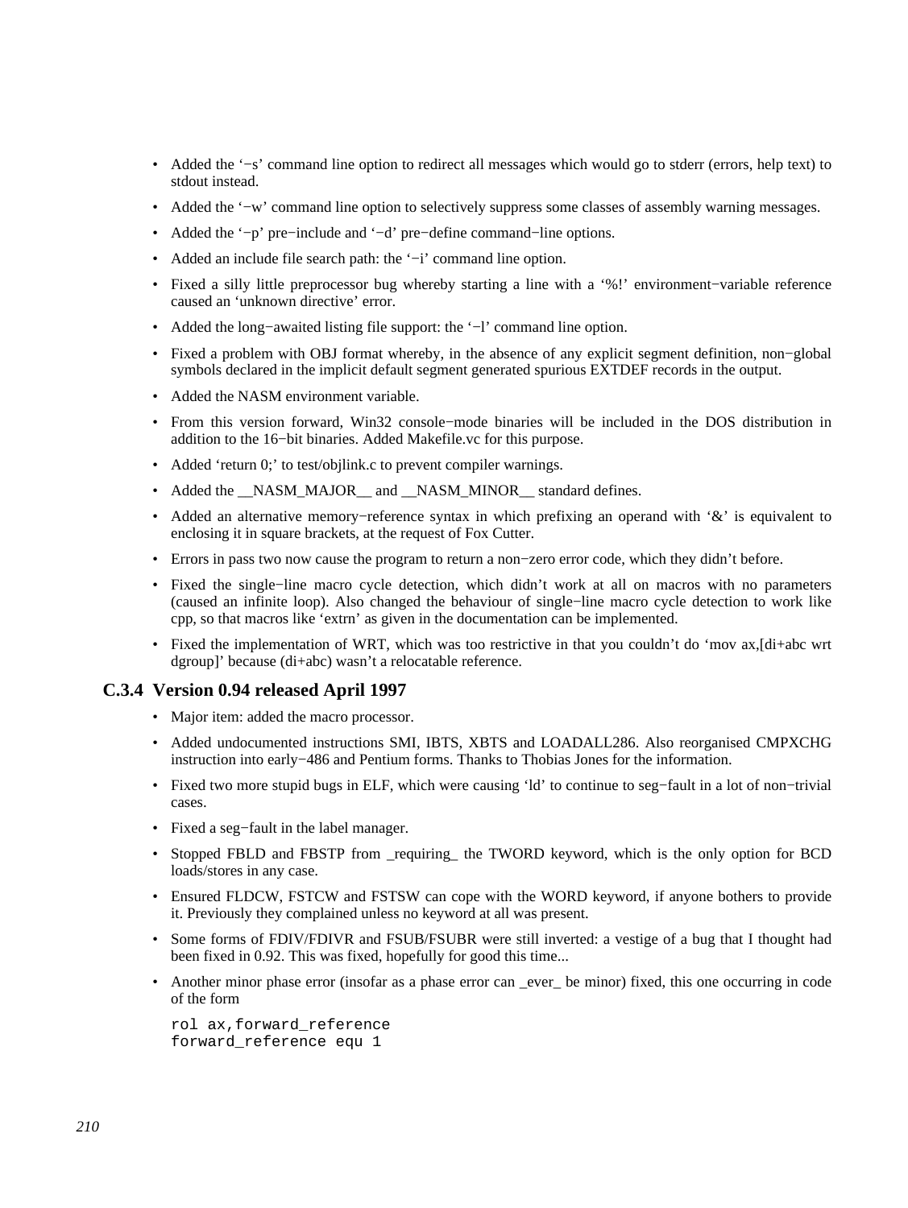- Added the '−s' command line option to redirect all messages which would go to stderr (errors, help text) to stdout instead.
- Added the '−w' command line option to selectively suppress some classes of assembly warning messages.
- Added the '−p' pre−include and '−d' pre−define command−line options.
- Added an include file search path: the '−i' command line option.
- Fixed a silly little preprocessor bug whereby starting a line with a '%!' environment−variable reference caused an 'unknown directive' error.
- Added the long−awaited listing file support: the '−l' command line option.
- Fixed a problem with OBJ format whereby, in the absence of any explicit segment definition, non−global symbols declared in the implicit default segment generated spurious EXTDEF records in the output.
- Added the NASM environment variable.
- From this version forward, Win32 console−mode binaries will be included in the DOS distribution in addition to the 16−bit binaries. Added Makefile.vc for this purpose.
- Added 'return 0;' to test/objlink.c to prevent compiler warnings.
- Added the __NASM_MAJOR__ and __NASM_MINOR__ standard defines.
- Added an alternative memory−reference syntax in which prefixing an operand with '&' is equivalent to enclosing it in square brackets, at the request of Fox Cutter.
- Errors in pass two now cause the program to return a non−zero error code, which they didn't before.
- Fixed the single−line macro cycle detection, which didn't work at all on macros with no parameters (caused an infinite loop). Also changed the behaviour of single−line macro cycle detection to work like cpp, so that macros like 'extrn' as given in the documentation can be implemented.
- Fixed the implementation of WRT, which was too restrictive in that you couldn't do 'mov ax,[di+abc wrt dgroup]' because (di+abc) wasn't a relocatable reference.

### C.3.4 Version 0.94 released April 1997

- Major item: added the macro processor.
- Added undocumented instructions SMI, IBTS, XBTS and LOADALL286. Also reorganised CMPXCHG instruction into early−486 and Pentium forms. Thanks to Thobias Jones for the information.
- Fixed two more stupid bugs in ELF, which were causing 'ld' to continue to seg−fault in a lot of non−trivial cases.
- Fixed a seg−fault in the label manager.
- Stopped FBLD and FBSTP from _requiring_ the TWORD keyword, which is the only option for BCD loads/stores in any case.
- Ensured FLDCW, FSTCW and FSTSW can cope with the WORD keyword, if anyone bothers to provide it. Previously they complained unless no keyword at all was present.
- Some forms of FDIV/FDIVR and FSUB/FSUBR were still inverted: a vestige of a bug that I thought had been fixed in 0.92. This was fixed, hopefully for good this time...
- Another minor phase error (insofar as a phase error can _ever_ be minor) fixed, this one occurring in code of the form

```
rol ax,forward_reference
forward_reference equ 1
```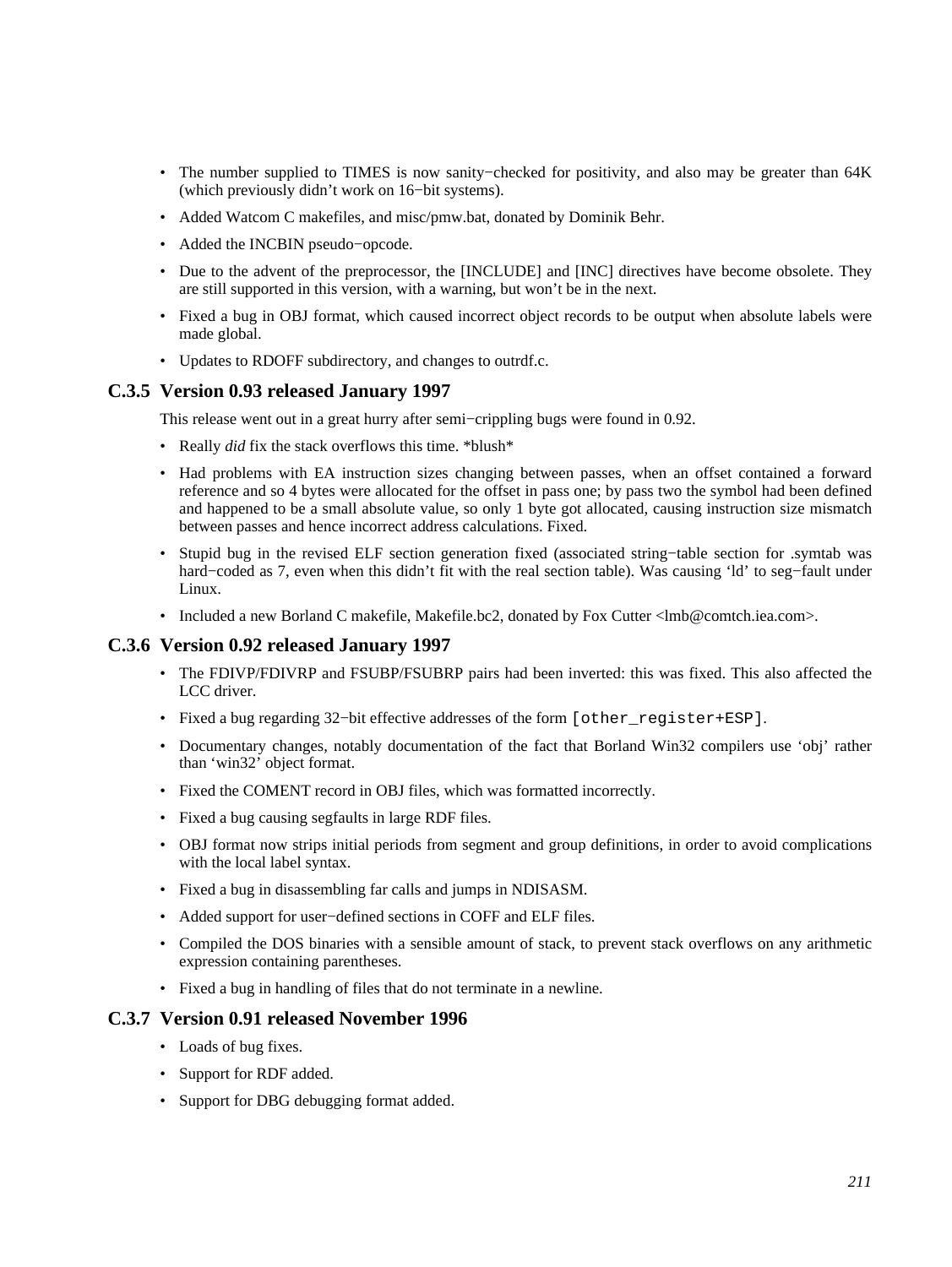- The number supplied to TIMES is now sanity−checked for positivity, and also may be greater than 64K (which previously didn't work on 16−bit systems).
- Added Watcom C makefiles, and misc/pmw.bat, donated by Dominik Behr.
- Added the INCBIN pseudo−opcode.
- Due to the advent of the preprocessor, the [INCLUDE] and [INC] directives have become obsolete. They are still supported in this version, with a warning, but won't be in the next.
- Fixed a bug in OBJ format, which caused incorrect object records to be output when absolute labels were made global.
- Updates to RDOFF subdirectory, and changes to outrdf.c.

### C.3.5 Version 0.93 released January 1997

This release went out in a great hurry after semi−crippling bugs were found in 0.92.

- Really *did* fix the stack overflows this time. *blush*
- Had problems with EA instruction sizes changing between passes, when an offset contained a forward reference and so 4 bytes were allocated for the offset in pass one; by pass two the symbol had been defined and happened to be a small absolute value, so only 1 byte got allocated, causing instruction size mismatch between passes and hence incorrect address calculations. Fixed.
- Stupid bug in the revised ELF section generation fixed (associated string−table section for .symtab was hard−coded as 7, even when this didn't fit with the real section table). Was causing 'ld' to seg−fault under Linux.
- Included a new Borland C makefile, Makefile.bc2, donated by Fox Cutter <lmb@comtch.iea.com>.

### C.3.6 Version 0.92 released January 1997

- The FDIVP/FDIVRP and FSUBP/FSUBRP pairs had been inverted: this was fixed. This also affected the LCC driver.
- Fixed a bug regarding 32−bit effective addresses of the form `[other_register+ESP]`.
- Documentary changes, notably documentation of the fact that Borland Win32 compilers use 'obj' rather than 'win32' object format.
- Fixed the COMENT record in OBJ files, which was formatted incorrectly.
- Fixed a bug causing segfaults in large RDF files.
- OBJ format now strips initial periods from segment and group definitions, in order to avoid complications with the local label syntax.
- Fixed a bug in disassembling far calls and jumps in NDISASM.
- Added support for user−defined sections in COFF and ELF files.
- Compiled the DOS binaries with a sensible amount of stack, to prevent stack overflows on any arithmetic expression containing parentheses.
- Fixed a bug in handling of files that do not terminate in a newline.

### C.3.7 Version 0.91 released November 1996

- Loads of bug fixes.
- Support for RDF added.
- Support for DBG debugging format added.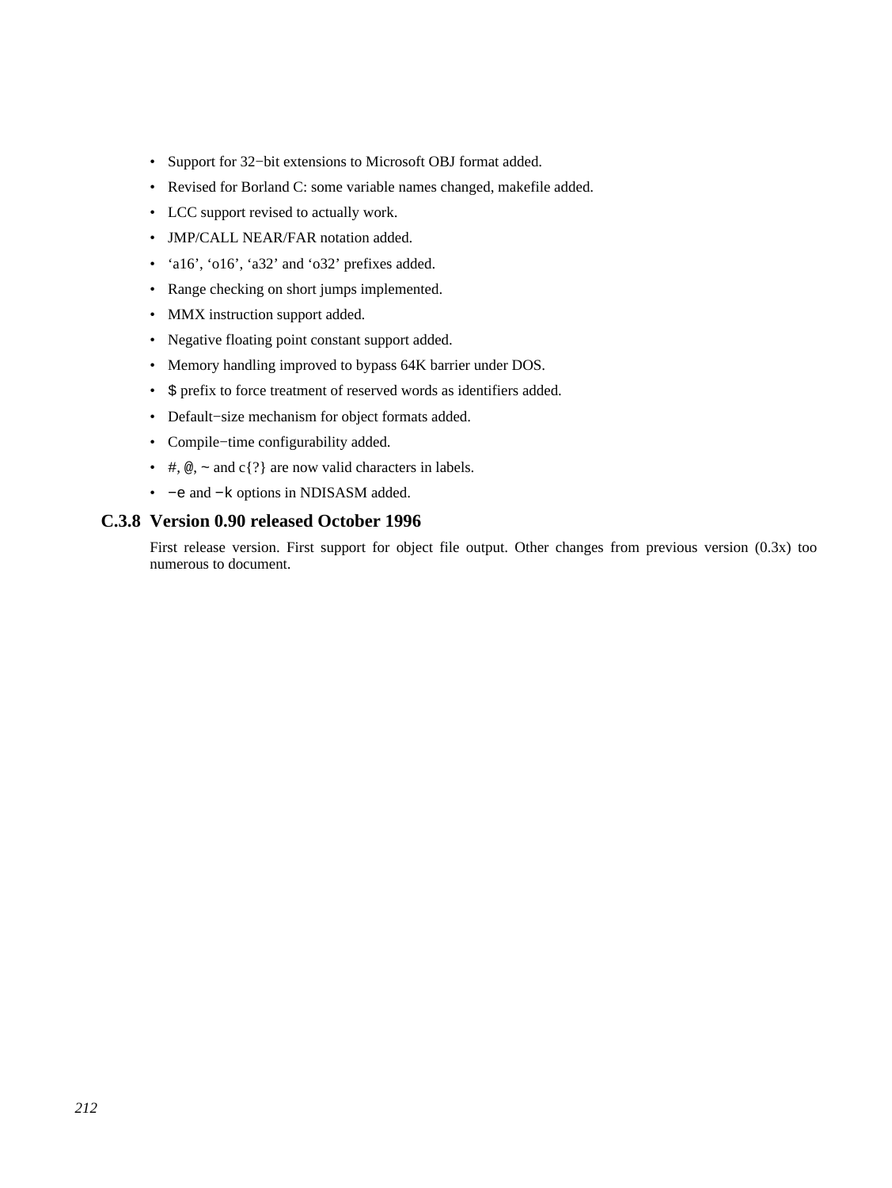- Support for 32−bit extensions to Microsoft OBJ format added.
- Revised for Borland C: some variable names changed, makefile added.
- LCC support revised to actually work.
- JMP/CALL NEAR/FAR notation added.
- ‘a16’, ‘o16’, ‘a32’ and ‘o32’ prefixes added.
- Range checking on short jumps implemented.
- MMX instruction support added.
- Negative floating point constant support added.
- Memory handling improved to bypass 64K barrier under DOS.
- `$` prefix to force treatment of reserved words as identifiers added.
- Default−size mechanism for object formats added.
- Compile−time configurability added.
- `#`, `@`, `~` and c`{?}` are now valid characters in labels.
- `−e` and `−k` options in NDISASM added.

### C.3.8 Version 0.90 released October 1996

First release version. First support for object file output. Other changes from previous version (0.3x) too numerous to document.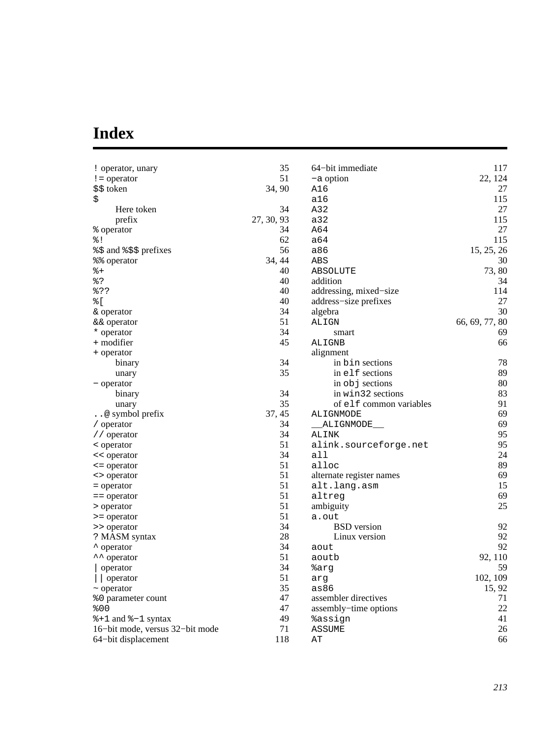# Index

! operator, unary 35
!= operator 51
$$ token 34, 90
$
- Here token 34
- prefix 27, 30, 93

% operator 34
%! 62
%$ and %$$ prefixes 56
%% operator 34, 44
%+ 40
%? 40
%?? 40
%[ 40
& operator 34
&& operator 51
* operator 34
+ modifier 45
+ operator
- binary 34
- unary 35

− operator
- binary 34
- unary 35

..@ symbol prefix 37, 45
/ operator 34
// operator 34
< operator 51
<< operator 34
<= operator 51
<> operator 51
= operator 51
== operator 51
> operator 51
>= operator 51
>> operator 34
? MASM syntax 28
^ operator 34
^^ operator 51
| operator 34
|| operator 51
~ operator 35
%0 parameter count 47
%00 47
%+1 and %−1 syntax 49
16−bit mode, versus 32−bit mode 71
64−bit displacement 118
64−bit immediate 117
−a option 22, 124
A16 27
a16 115
A32 27
a32 115
A64 27
a64 115
a86 15, 25, 26
ABS 30
ABSOLUTE 73, 80
addition 34
addressing, mixed−size 114
address−size prefixes 27
algebra 30
ALIGN 66, 69, 77, 80
- smart 69

ALIGNB 66
alignment
- in bin sections 78
- in elf sections 89
- in obj sections 80
- in win32 sections 83
- of elf common variables 91

ALIGNMODE 69
__ALIGNMODE__ 69
ALINK 95
alink.sourceforge.net 95
all 24
alloc 89
alternate register names 69
alt.lang.asm 15
altreg 69
ambiguity 25
a.out
- BSD version 92
- Linux version 92

aout 92
aoutb 92, 110
%arg 59
arg 102, 109
as86 15, 92
assembler directives 71
assembly−time options 22
%assign 41
ASSUME 26
AT 66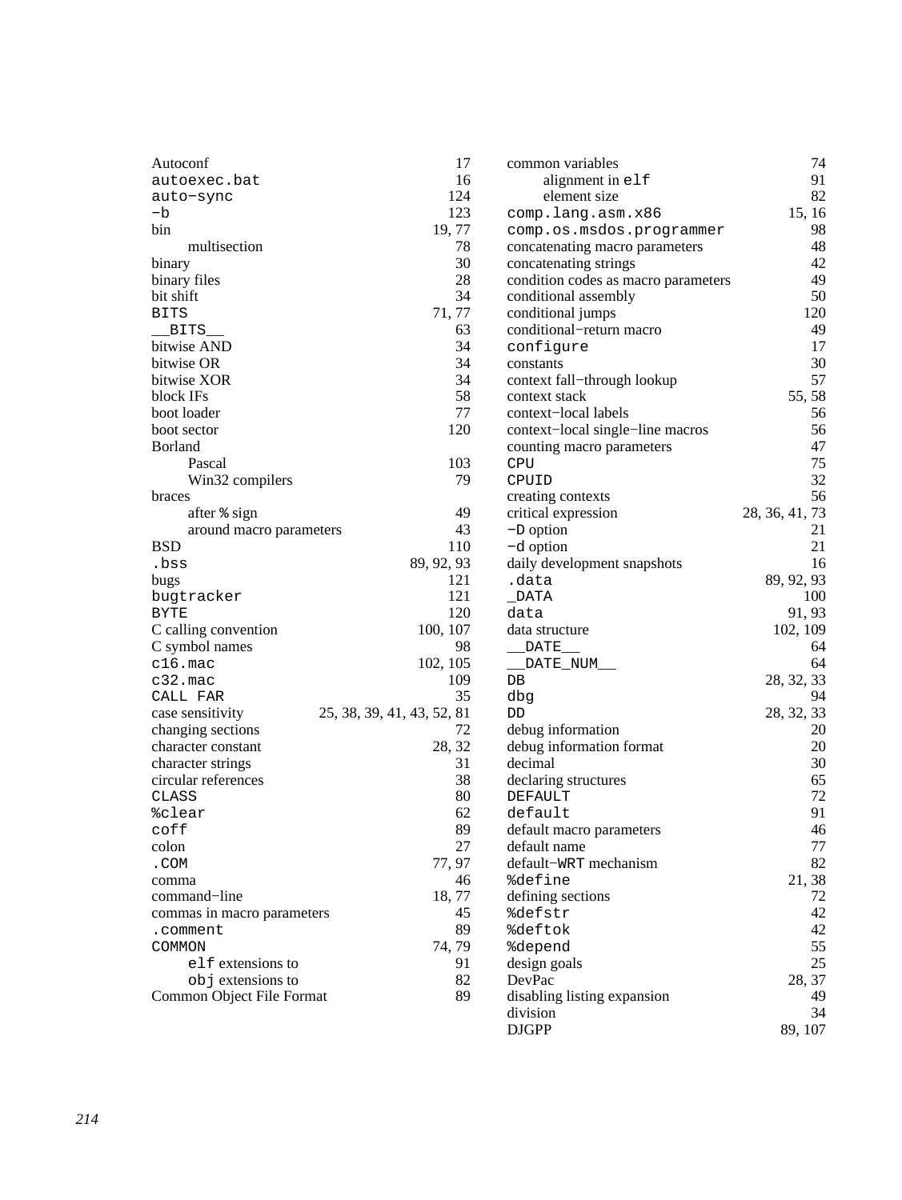Autoconf 17
autoexec.bat 16
auto−sync 124
−b 123
bin 19, 77
  multisection 78
binary 30
binary files 28
bit shift 34
BITS 71, 77
__BITS__ 63
bitwise AND 34
bitwise OR 34
bitwise XOR 34
block IFs 58
boot loader 77
boot sector 120
Borland
  Pascal 103
  Win32 compilers 79
braces
  after % sign 49
  around macro parameters 43
BSD 110
.bss 89, 92, 93
bugs 121
bugtracker 121
BYTE 120
C calling convention 100, 107
C symbol names 98
c16.mac 102, 105
c32.mac 109
CALL FAR 35
case sensitivity 25, 38, 39, 41, 43, 52, 81
changing sections 72
character constant 28, 32
character strings 31
circular references 38
CLASS 80
%clear 62
coff 89
colon 27
.COM 77, 97
comma 46
command−line 18, 77
commas in macro parameters 45
.comment 89
COMMON 74, 79
  elf extensions to 91
  obj extensions to 82
Common Object File Format 89
common variables 74
  alignment in elf 91
  element size 82
comp.lang.asm.x86 15, 16
comp.os.msdos.programmer 98
concatenating macro parameters 48
concatenating strings 42
condition codes as macro parameters 49
conditional assembly 50
conditional jumps 120
conditional−return macro 49
configure 17
constants 30
context fall−through lookup 57
context stack 55, 58
context−local labels 56
context−local single−line macros 56
counting macro parameters 47
CPU 75
CPUID 32
creating contexts 56
critical expression 28, 36, 41, 73
−D option 21
−d option 21
daily development snapshots 16
.data 89, 92, 93
_DATA 100
data 91, 93
data structure 102, 109
__DATE__ 64
__DATE_NUM__ 64
DB 28, 32, 33
dbg 94
DD 28, 32, 33
debug information 20
debug information format 20
decimal 30
declaring structures 65
DEFAULT 72
default 91
default macro parameters 46
default name 77
default−WRT mechanism 82
%define 21, 38
defining sections 72
%defstr 42
%deftok 42
%depend 55
design goals 25
DevPac 28, 37
disabling listing expansion 49
division 34
DJGPP 89, 107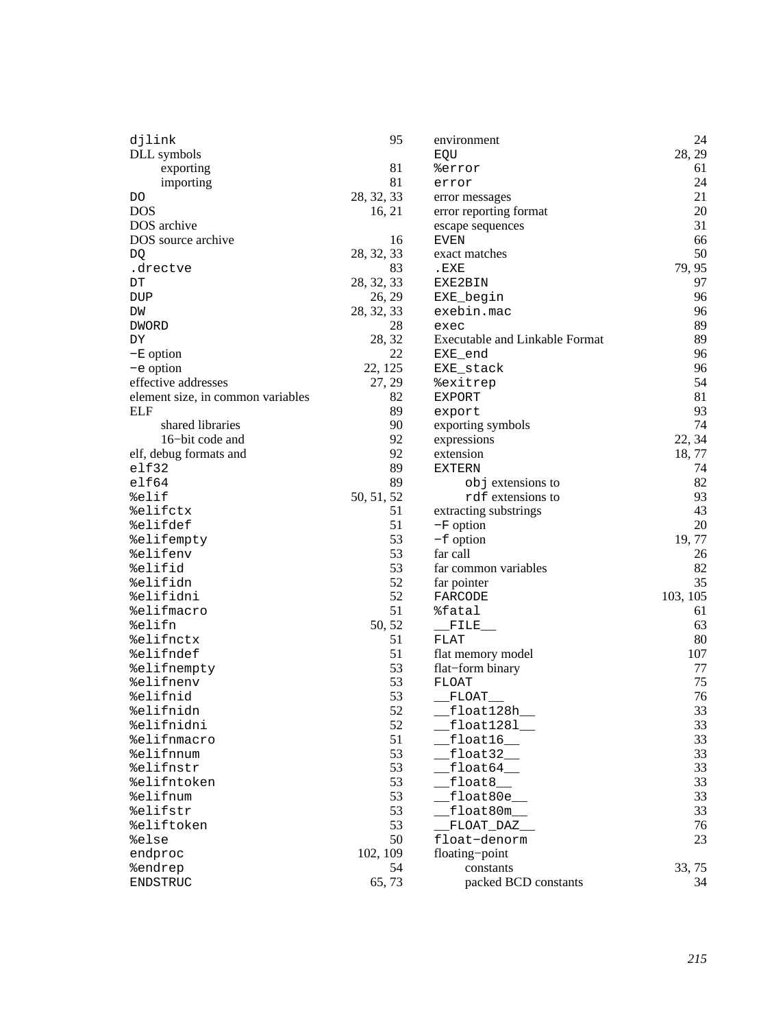djlink 95
DLL symbols
  exporting 81
  importing 81
DO 28, 32, 33
DOS 16, 21
DOS archive
DOS source archive 16
DQ 28, 32, 33
.drectve 83
DT 28, 32, 33
DUP 26, 29
DW 28, 32, 33
DWORD 28
DY 28, 32
−E option 22
−e option 22, 125
effective addresses 27, 29
element size, in common variables 82
ELF 89
  shared libraries 90
  16−bit code and 92
elf, debug formats and 92
elf32 89
elf64 89
%elif 50, 51, 52
%elifctx 51
%elifdef 51
%elifempty 53
%elifenv 53
%elifid 53
%elifidn 52
%elifidni 52
%elifmacro 51
%elifn 50, 52
%elifnctx 51
%elifndef 51
%elifnempty 53
%elifnenv 53
%elifnid 53
%elifnidn 52
%elifnidni 52
%elifnmacro 51
%elifnnum 53
%elifnstr 53
%elifntoken 53
%elifnum 53
%elifstr 53
%eliftoken 53
%else 50
endproc 102, 109
%endrep 54
ENDSTRUC 65, 73

environment 24
EQU 28, 29
%error 61
error 24
error messages 21
error reporting format 20
escape sequences 31
EVEN 66
exact matches 50
.EXE 79, 95
EXE2BIN 97
EXE_begin 96
exebin.mac 96
exec 89
Executable and Linkable Format 89
EXE_end 96
EXE_stack 96
%exitrep 54
EXPORT 81
export 93
exporting symbols 74
expressions 22, 34
extension 18, 77
EXTERN 74
  obj extensions to 82
  rdf extensions to 93
extracting substrings 43
−F option 20
−f option 19, 77
far call 26
far common variables 82
far pointer 35
FARCODE 103, 105
%fatal 61
__FILE__ 63
FLAT 80
flat memory model 107
flat−form binary 77
FLOAT 75
__FLOAT__ 76
__float128h__ 33
__float128l__ 33
__float16__ 33
__float32__ 33
__float64__ 33
__float8__ 33
__float80e__ 33
__float80m__ 33
__FLOAT_DAZ__ 76
float−denorm 23
floating−point
  constants 33, 75
  packed BCD constants 34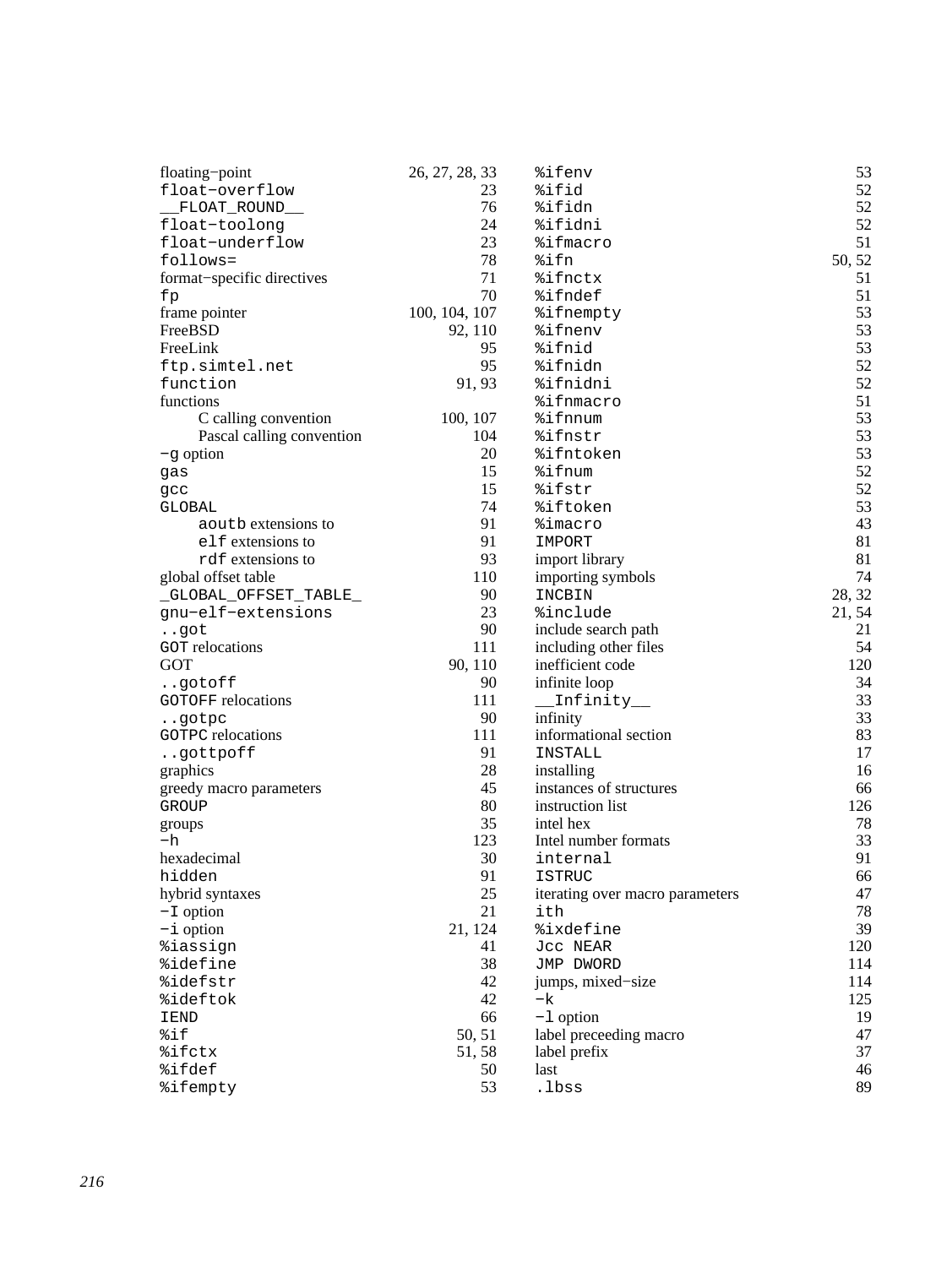floating−point 26, 27, 28, 33
`float−overflow` 23
`__FLOAT_ROUND__` 76
`float−toolong` 24
`float−underflow` 23
`follows=` 78
format−specific directives 71
`fp` 70
frame pointer 100, 104, 107
FreeBSD 92, 110
FreeLink 95
`ftp.simtel.net` 95
`function` 91, 93
functions
- C calling convention 100, 107
- Pascal calling convention 104

`−g` option 20
`gas` 15
`gcc` 15
`GLOBAL` 74
- `aoutb` extensions to 91
- `elf` extensions to 91
- `rdf` extensions to 93

global offset table 110
`_GLOBAL_OFFSET_TABLE_` 90
`gnu−elf−extensions` 23
`..got` 90
`GOT` relocations 111
GOT 90, 110
`..gotoff` 90
`GOTOFF` relocations 111
`..gotpc` 90
`GOTPC` relocations 111
`..gottpoff` 91
graphics 28
greedy macro parameters 45
`GROUP` 80
groups 35
`−h` 123
hexadecimal 30
`hidden` 91
hybrid syntaxes 25
`−I` option 21
`−i` option 21, 124
`%iassign` 41
`%idefine` 38
`%idefstr` 42
`%ideftok` 42
`IEND` 66
`%if` 50, 51
`%ifctx` 51, 58
`%ifdef` 50
`%ifempty` 53
`%ifenv` 53
`%ifid` 52
`%ifidn` 52
`%ifidni` 52
`%ifmacro` 51
`%ifn` 50, 52
`%ifnctx` 51
`%ifndef` 51
`%ifnempty` 53
`%ifnenv` 53
`%ifnid` 53
`%ifnidn` 52
`%ifnidni` 52
`%ifnmacro` 51
`%ifnnum` 53
`%ifnstr` 53
`%ifntoken` 53
`%ifnum` 52
`%ifstr` 52
`%iftoken` 53
`%imacro` 43
`IMPORT` 81
import library 81
importing symbols 74
`INCBIN` 28, 32
`%include` 21, 54
include search path 21
including other files 54
inefficient code 120
infinite loop 34
`__Infinity__` 33
infinity 33
informational section 83
`INSTALL` 17
installing 16
instances of structures 66
instruction list 126
intel hex 78
Intel number formats 33
`internal` 91
`ISTRUC` 66
iterating over macro parameters 47
`ith` 78
`%ixdefine` 39
`Jcc NEAR` 120
`JMP DWORD` 114
jumps, mixed−size 114
`−k` 125
`−l` option 19
label preceeding macro 47
label prefix 37
last 46
`.lbss` 89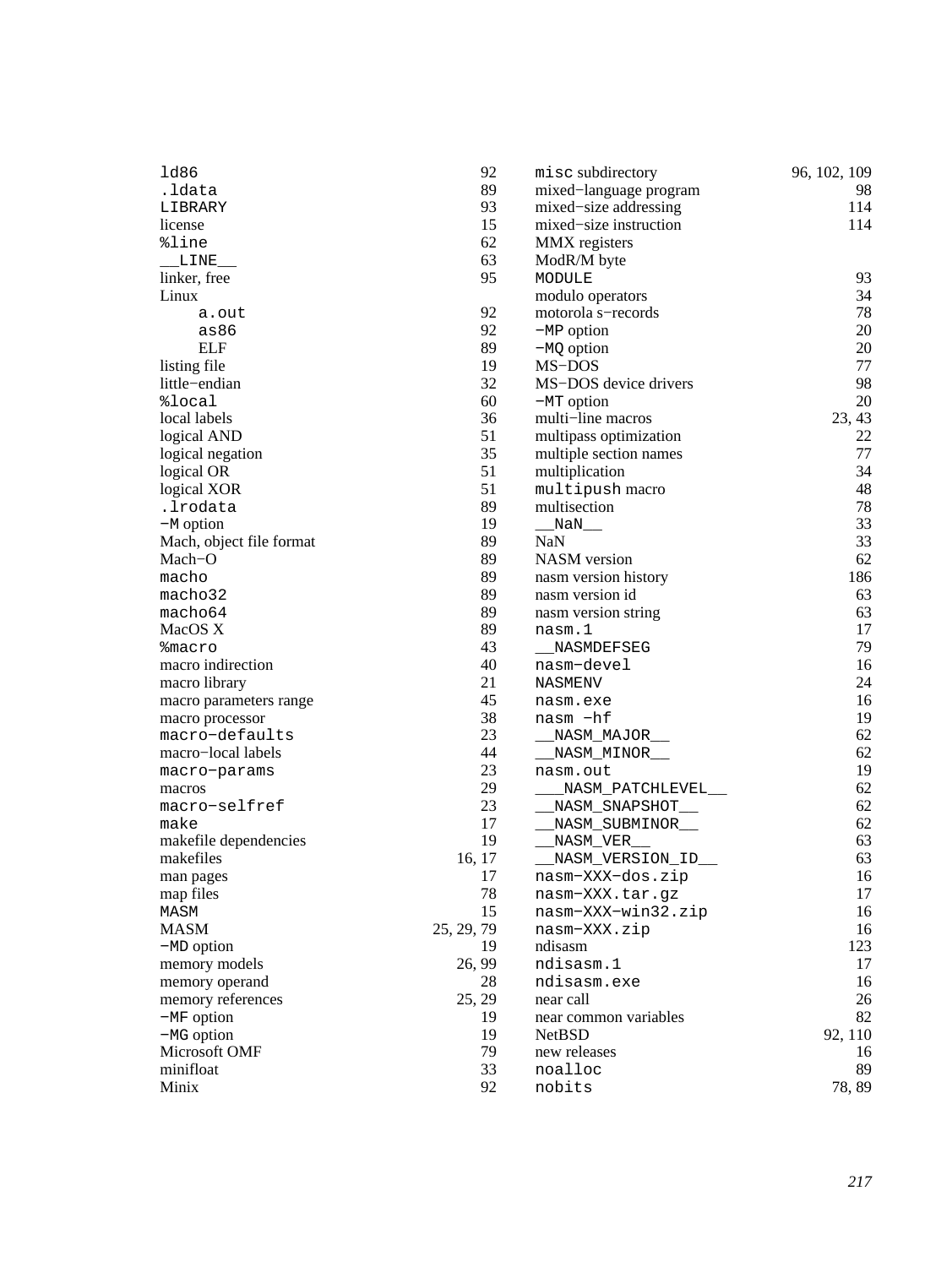ld86 92
.ldata 89
LIBRARY 93
license 15
%line 62
__LINE__ 63
linker, free 95
Linux
  a.out 92
  as86 92
  ELF 89
listing file 19
little−endian 32
%local 60
local labels 36
logical AND 51
logical negation 35
logical OR 51
logical XOR 51
.lrodata 89
−M option 19
Mach, object file format 89
Mach−O 89
macho 89
macho32 89
macho64 89
MacOS X 89
%macro 43
macro indirection 40
macro library 21
macro parameters range 45
macro processor 38
macro−defaults 23
macro−local labels 44
macro−params 23
macros 29
macro−selfref 23
make 17
makefile dependencies 19
makefiles 16, 17
man pages 17
map files 78
MASM 15
MASM 25, 29, 79
−MD option 19
memory models 26, 99
memory operand 28
memory references 25, 29
−MF option 19
−MG option 19
Microsoft OMF 79
minifloat 33
Minix 92
misc subdirectory 96, 102, 109
mixed−language program 98
mixed−size addressing 114
mixed−size instruction 114
MMX registers
ModR/M byte
MODULE 93
modulo operators 34
motorola s−records 78
−MP option 20
−MQ option 20
MS−DOS 77
MS−DOS device drivers 98
−MT option 20
multi−line macros 23, 43
multipass optimization 22
multiple section names 77
multiplication 34
multipush macro 48
multisection 78
__NaN__ 33
NaN 33
NASM version 62
nasm version history 186
nasm version id 63
nasm version string 63
nasm.1 17
__NASMDEFSEG 79
nasm−devel 16
NASMENV 24
nasm.exe 16
nasm −hf 19
__NASM_MAJOR__ 62
__NASM_MINOR__ 62
nasm.out 19
___NASM_PATCHLEVEL__ 62
__NASM_SNAPSHOT__ 62
__NASM_SUBMINOR__ 62
__NASM_VER__ 63
__NASM_VERSION_ID__ 63
nasm−XXX−dos.zip 16
nasm−XXX.tar.gz 17
nasm−XXX−win32.zip 16
nasm−XXX.zip 16
ndisasm 123
ndisasm.1 17
ndisasm.exe 16
near call 26
near common variables 82
NetBSD 92, 110
new releases 16
noalloc 89
nobits 78, 89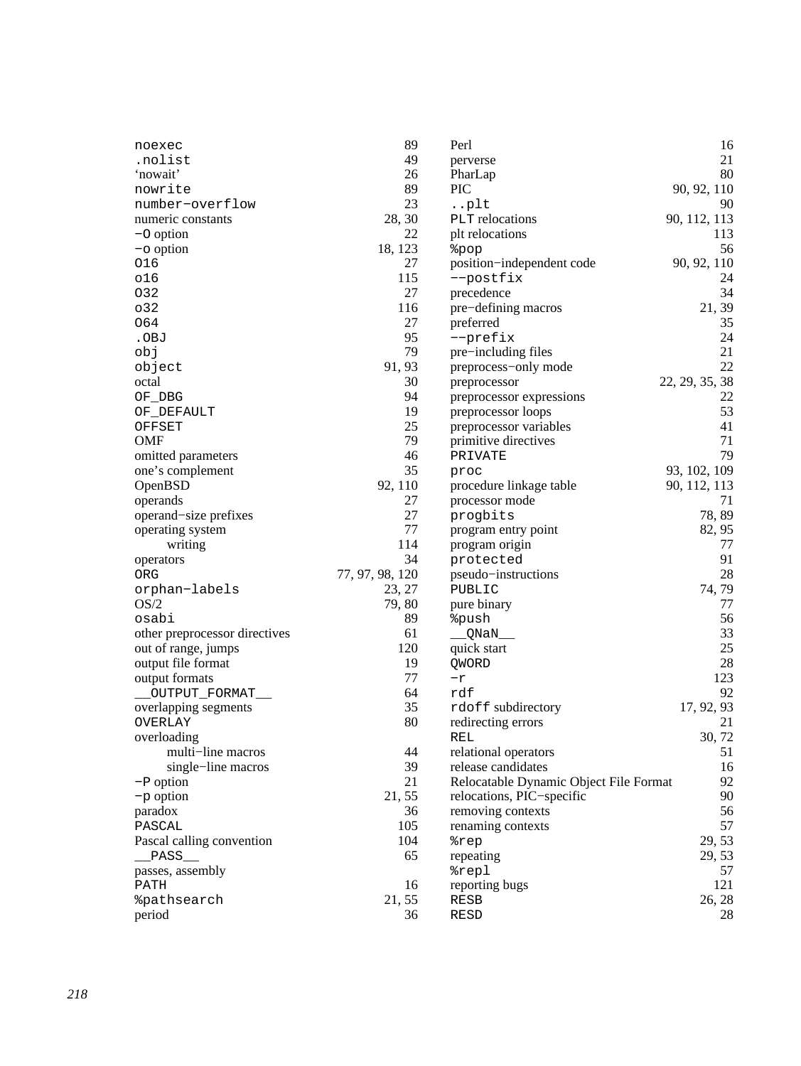noexec 89
.nolist 49
'nowait' 26
nowrite 89
number−overflow 23
numeric constants 28, 30
−O option 22
−o option 18, 123
O16 27
o16 115
O32 27
o32 116
O64 27
.OBJ 95
obj 79
object 91, 93
octal 30
OF_DBG 94
OF_DEFAULT 19
OFFSET 25
OMF 79
omitted parameters 46
one's complement 35
OpenBSD 92, 110
operands 27
operand−size prefixes 27
operating system 77
 writing 114
operators 34
ORG 77, 97, 98, 120
orphan−labels 23, 27
OS/2 79, 80
osabi 89
other preprocessor directives 61
out of range, jumps 120
output file format 19
output formats 77
__OUTPUT_FORMAT__ 64
overlapping segments 35
OVERLAY 80
overloading
 multi−line macros 44
 single−line macros 39
−P option 21
−p option 21, 55
paradox 36
PASCAL 105
Pascal calling convention 104
__PASS__ 65
passes, assembly
PATH 16
%pathsearch 21, 55
period 36
Perl 16
perverse 21
PharLap 80
PIC 90, 92, 110
..plt 90
PLT relocations 90, 112, 113
plt relocations 113
%pop 56
position−independent code 90, 92, 110
−−postfix 24
precedence 34
pre−defining macros 21, 39
preferred 35
−−prefix 24
pre−including files 21
preprocess−only mode 22
preprocessor 22, 29, 35, 38
preprocessor expressions 22
preprocessor loops 53
preprocessor variables 41
primitive directives 71
PRIVATE 79
proc 93, 102, 109
procedure linkage table 90, 112, 113
processor mode 71
progbits 78, 89
program entry point 82, 95
program origin 77
protected 91
pseudo−instructions 28
PUBLIC 74, 79
pure binary 77
%push 56
__QNaN__ 33
quick start 25
QWORD 28
−r 123
rdf 92
rdoff subdirectory 17, 92, 93
redirecting errors 21
REL 30, 72
relational operators 51
release candidates 16
Relocatable Dynamic Object File Format 92
relocations, PIC−specific 90
removing contexts 56
renaming contexts 57
%rep 29, 53
repeating 29, 53
%repl 57
reporting bugs 121
RESB 26, 28
RESD 28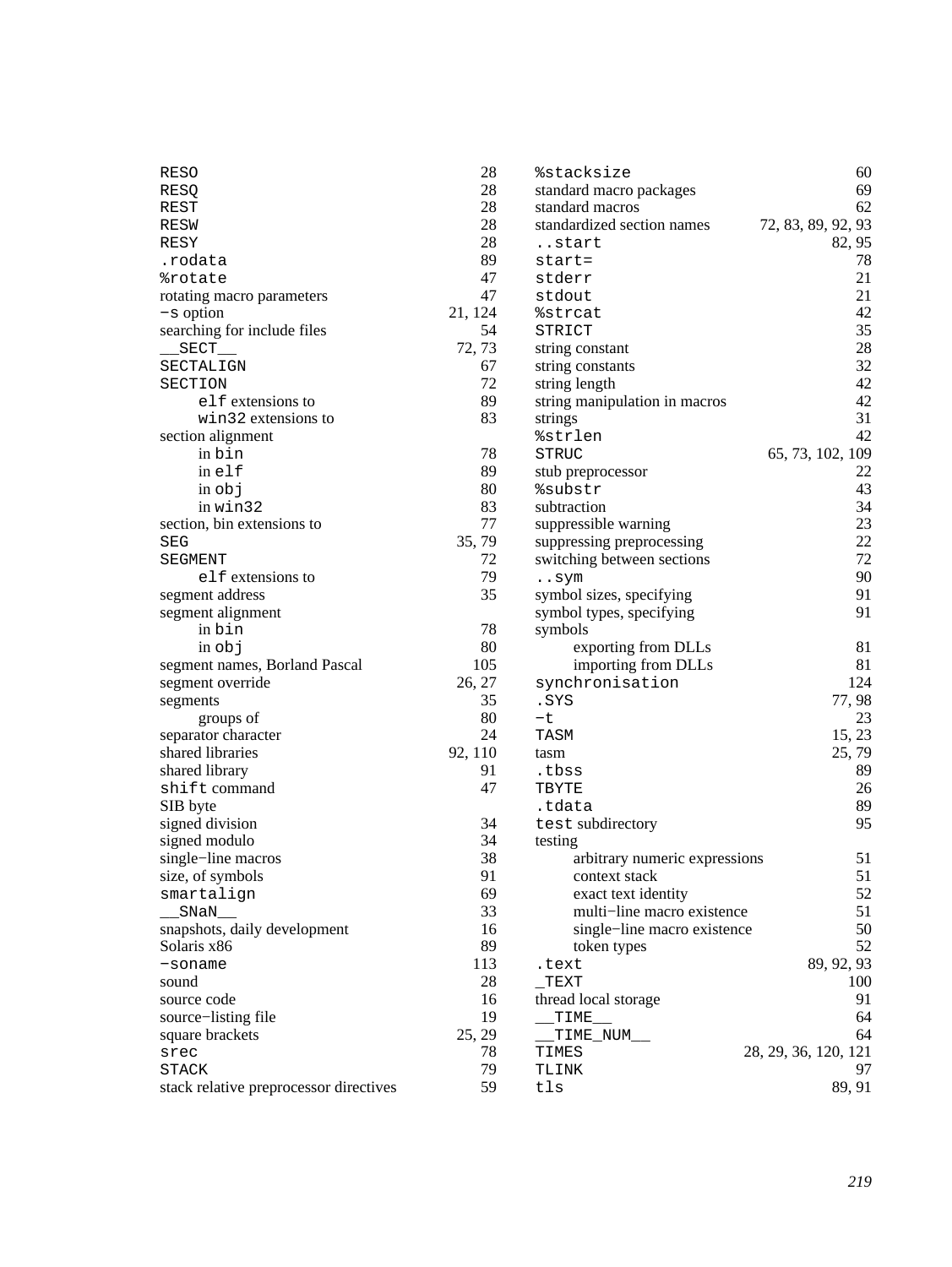- `RESO` 28
- `RESQ` 28
- `REST` 28
- `RESW` 28
- `RESY` 28
- `.rodata` 89
- `%rotate` 47
- rotating macro parameters 47
- `−s` option 21, 124
- searching for include files 54
- `__SECT__` 72, 73
- `SECTALIGN` 67
- `SECTION` 72
  - `elf` extensions to 89
  - `win32` extensions to 83
- section alignment
  - in `bin` 78
  - in `elf` 89
  - in `obj` 80
  - in `win32` 83
- section, bin extensions to 77
- `SEG` 35, 79
- `SEGMENT` 72
  - `elf` extensions to 79
- segment address 35
- segment alignment
  - in `bin` 78
  - in `obj` 80
- segment names, Borland Pascal 105
- segment override 26, 27
- segments 35
  - groups of 80
- separator character 24
- shared libraries 92, 110
- shared library 91
- `shift` command 47
- SIB byte
- signed division 34
- signed modulo 34
- single−line macros 38
- size, of symbols 91
- `smartalign` 69
- `__SNaN__` 33
- snapshots, daily development 16
- Solaris x86 89
- `−soname` 113
- sound 28
- source code 16
- source−listing file 19
- square brackets 25, 29
- `srec` 78
- `STACK` 79
- stack relative preprocessor directives 59
- `%stacksize` 60
- standard macro packages 69
- standard macros 62
- standardized section names 72, 83, 89, 92, 93
- `..start` 82, 95
- `start=` 78
- `stderr` 21
- `stdout` 21
- `%strcat` 42
- `STRICT` 35
- string constant 28
- string constants 32
- string length 42
- string manipulation in macros 42
- strings 31
- `%strlen` 42
- `STRUC` 65, 73, 102, 109
- stub preprocessor 22
- `%substr` 43
- subtraction 34
- suppressible warning 23
- suppressing preprocessing 22
- switching between sections 72
- `..sym` 90
- symbol sizes, specifying 91
- symbol types, specifying 91
- symbols
  - exporting from DLLs 81
  - importing from DLLs 81
- `synchronisation` 124
- `.SYS` 77, 98
- `−t` 23
- `TASM` 15, 23
- tasm 25, 79
- `.tbss` 89
- `TBYTE` 26
- `.tdata` 89
- `test` subdirectory 95
- testing
  - arbitrary numeric expressions 51
  - context stack 51
  - exact text identity 52
  - multi−line macro existence 51
  - single−line macro existence 50
  - token types 52
- `.text` 89, 92, 93
- `_TEXT` 100
- thread local storage 91
- `__TIME__` 64
- `__TIME_NUM__` 64
- `TIMES` 28, 29, 36, 120, 121
- `TLINK` 97
- `tls` 89, 91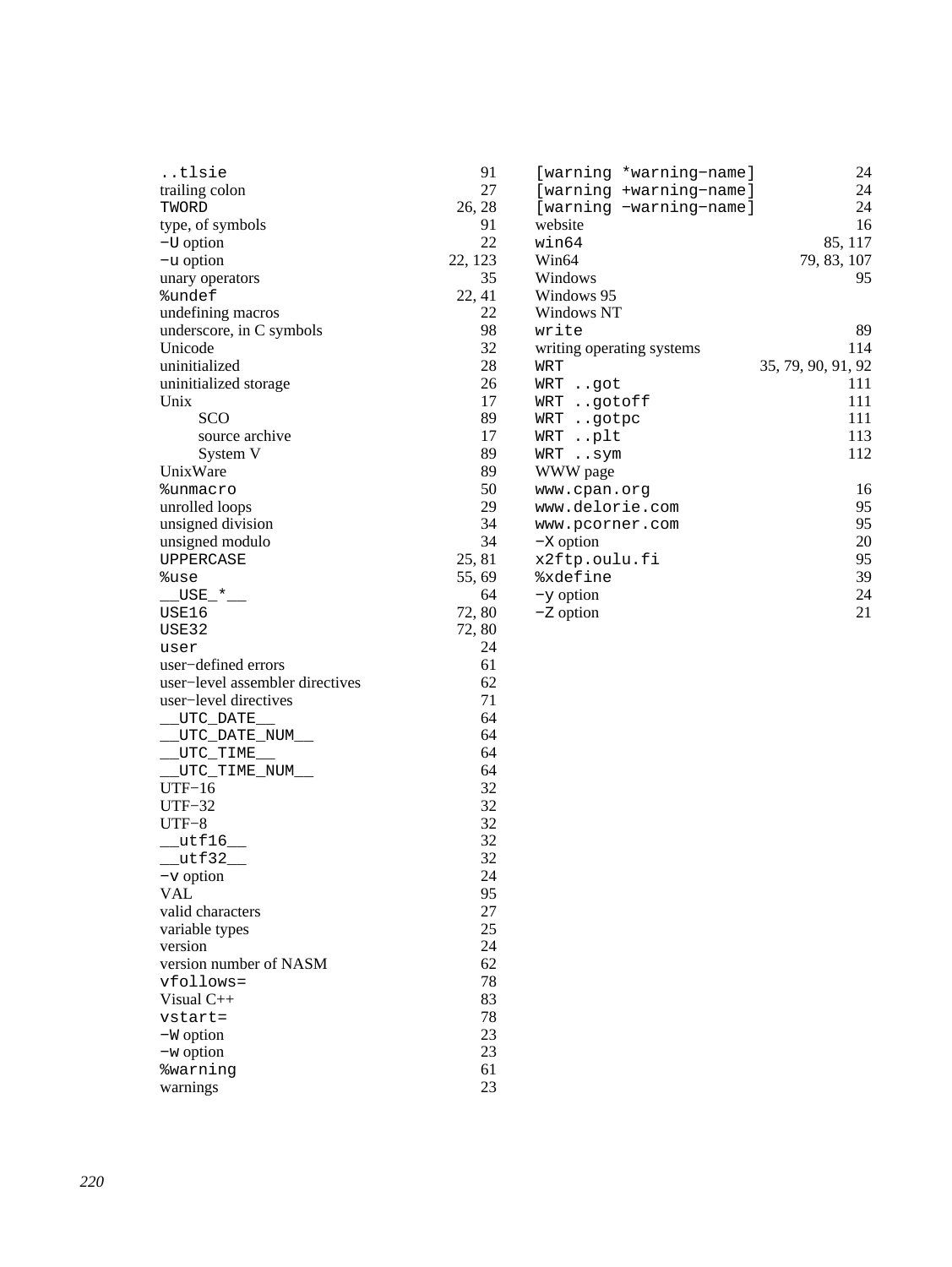| | |
|---|---|
| `..tlsie` | 91 |
| trailing colon | 27 |
| `TWORD` | 26, 28 |
| type, of symbols | 91 |
| `−U` option | 22 |
| `−u` option | 22, 123 |
| unary operators | 35 |
| `%undef` | 22, 41 |
| undefining macros | 22 |
| underscore, in C symbols | 98 |
| Unicode | 32 |
| uninitialized | 28 |
| uninitialized storage | 26 |
| Unix | 17 |
| &nbsp;&nbsp;&nbsp;&nbsp;SCO | 89 |
| &nbsp;&nbsp;&nbsp;&nbsp;source archive | 17 |
| &nbsp;&nbsp;&nbsp;&nbsp;System V | 89 |
| UnixWare | 89 |
| `%unmacro` | 50 |
| unrolled loops | 29 |
| unsigned division | 34 |
| unsigned modulo | 34 |
| `UPPERCASE` | 25, 81 |
| `%use` | 55, 69 |
| `__USE_*__` | 64 |
| `USE16` | 72, 80 |
| `USE32` | 72, 80 |
| `user` | 24 |
| user−defined errors | 61 |
| user−level assembler directives | 62 |
| user−level directives | 71 |
| `__UTC_DATE__` | 64 |
| `__UTC_DATE_NUM__` | 64 |
| `__UTC_TIME__` | 64 |
| `__UTC_TIME_NUM__` | 64 |
| UTF−16 | 32 |
| UTF−32 | 32 |
| UTF−8 | 32 |
| `__utf16__` | 32 |
| `__utf32__` | 32 |
| `−v` option | 24 |
| VAL | 95 |
| valid characters | 27 |
| variable types | 25 |
| version | 24 |
| version number of NASM | 62 |
| `vfollows=` | 78 |
| Visual C++ | 83 |
| `vstart=` | 78 |
| `−W` option | 23 |
| `−w` option | 23 |
| `%warning` | 61 |
| warnings | 23 |
| `[warning *warning−name]` | 24 |
| `[warning +warning−name]` | 24 |
| `[warning −warning−name]` | 24 |
| website | 16 |
| `win64` | 85, 117 |
| Win64 | 79, 83, 107 |
| Windows | 95 |
| Windows 95 | |
| Windows NT | |
| `write` | 89 |
| writing operating systems | 114 |
| `WRT` | 35, 79, 90, 91, 92 |
| `WRT ..got` | 111 |
| `WRT ..gotoff` | 111 |
| `WRT ..gotpc` | 111 |
| `WRT ..plt` | 113 |
| `WRT ..sym` | 112 |
| WWW page | |
| `www.cpan.org` | 16 |
| `www.delorie.com` | 95 |
| `www.pcorner.com` | 95 |
| `−X` option | 20 |
| `x2ftp.oulu.fi` | 95 |
| `%xdefine` | 39 |
| `−y` option | 24 |
| `−Z` option | 21 |